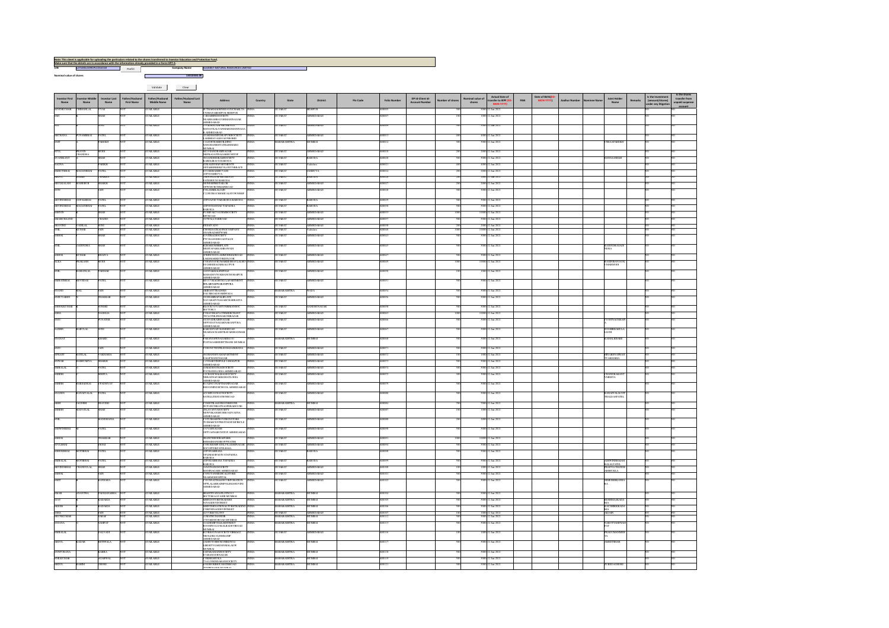**Note: This sheet is applicable for uploading the particulars related to the shares transferred to Investor Education and Protection Fund.**
**Make sure that the details are in accordance with the information already provided in e-form IEPF-4.**

| CIN | L27100GJ1993PLC021624 | Prefill | Company Name | GUJARAT NATURAL RESOURCES LIMITED |
|---|---|---|---|---|

**Nominal value of shares** 1381000.00

Validate | Clear

| Investor First Name | Investor Middle Name | Investor Last Name | Father/Husband First Name | Father/Husband Middle Name | Father/Husband Last Name | Address | Country | State | District | Pin Code | Folio Number | DP Id-Client Id-Account Number | Number of shares | Nominal value of shares | Actual Date of transfer to IEPF (DD-MON-YYYY) | PAN | Date of Birth(DD-MON-YYYY) | Aadhar Number | Nominee Name | Joint Holder Name | Remarks | Is the Investment (amount/shares) under any litigation | Is the shares transfer from unpaid suspense account |
|---|---|---|---|---|---|---|---|---|---|---|---|---|---|---|---|---|---|---|---|---|---|---|---|
| MANOJKUMAR | CHIMANLAL | VYAS | NOT | | AVAILABLE | BUTHARMAHISHAKDAVECHAKLA UNJHATARDRIPUR SIDHPUR | INDIA | GUJARAT | SIDHPUR | | A00003 | | 500 | 5000 | 12-Jan-2021 | | | | | | | NO | NO |
| AMI | K | SHAH | NOT | | AVAILABLE | C-10 SHRENIKSOCIETY NEARRAMBAUGHMANINAGAR AHMEDABAD | INDIA | GUJARAT | AHMEDABAD | | A00005 | | 100 | 1000 | 12-Jan-2021 | | | | | | | NO | NO |
| ANIL | | SONI | NOT | | AVAILABLE | 2 VAIKUNTHNAGARSOCIETY MANAVMAGAVANIAROMANINAGA R AHMEDABAD | INDIA | GUJARAT | AHMEDABAD | | A00009 | | 500 | 5000 | 12-Jan-2021 | | | | | | | NO | NO |
| ARCHANA | PUNAMBHAI | PATEL | NOT | | AVAILABLE | 15 ARCHANASONDRAPURISOCIETY LAMBHAVAHANAGINGHIRI | INDIA | GUJARAT | AHMEDABAD | | A00013 | | 400 | 4000 | 12-Jan-2021 | | | | | | | NO | NO |
| AMIT | | PAREKH | NOT | | AVAILABLE | 7 DAVDEARBUILDING SANGHANISTATEGHSMARG MUMBAI | INDIA | MAHARASHTRA | MUMBAI | | A00014 | | 500 | 5000 | 12-Jan-2021 | | | | | USHAAPAREKH | | NO | NO |
| ATUL | PRAVIN CHANDRA | MODI | NOT | | AVAILABLE | B6 UTSAVNORAINAGAR NEERAGAYNAGARNEARTOP | INDIA | GUJARAT | AHMEDABAD | | A00018 | | 500 | 5000 | 12-Jan-2021 | | | | | | | NO | NO |
| ARVINDKANT | K | SHAH | NOT | | AVAILABLE | 1 SHAKTIPARKSAMASOCIETY KARELIBAUGH BARODA | INDIA | GUJARAT | BARODA | | A00020 | | 500 | 5000 | 12-Jan-2021 | | | | | HANSAASHAH | | NO | NO |
| ASHA | | PAREKH | NOT | | AVAILABLE | 6 DEAINVESTMENTS OPPAKSHERRICVALANTNIRACE | INDIA | GUJARAT | Vadodara | | A00021 | | 400 | 4000 | 12-Jan-2021 | | | | | | | NO | NO |
| AMRUTBHAI | MAGANBHAI | PATEL | NOT | | AVAILABLE | AT CHERADIDUVANS JUDDHAMBUVA | INDIA | GUJARAT | JAMBUVA | | A00024 | | 200 | 2000 | 12-Jan-2021 | | | | | | | NO | NO |
| ARUN | ASHOK | CHHABRA | NOT | | AVAILABLE | 3 ROOPDEEPAPARTMENT FATEHGUNJ BARODA | INDIA | GUJARAT | BARODA | | A00026 | | 500 | 5000 | 12-Jan-2021 | | | | | | | NO | NO |
| ARTUKALAMI | MADHUR | BHADER | NOT | | AVAILABLE | NEWEMPIRESTALKOR OPPJUDHCHUMMINGROAD | INDIA | GUJARAT | AHMEDABAD | | A00027 | | 200 | 2000 | 12-Jan-2021 | | | | | | | NO | NO |
| ATIN | | JAIN | NOT | | AVAILABLE | C7LAXMIDAKAND C12PERSCHEMEALKESTOWNSHIP | INDIA | GUJARAT | AHMEDABAD | | A00028 | | 500 | 5000 | 12-Jan-2021 | | | | | | | NO | NO |
| ARVINDBHAI | GOPALBHAI | PATEL | NOT | | AVAILABLE | ATPVANDTAPARODA BARODA | INDIA | GUJARAT | BARODA | | A00029 | | 500 | 5000 | 12-Jan-2021 | | | | | | | NO | NO |
| ARVINDBHAI | MAGANBHAI | PATEL | NOT | | AVAILABLE | ATPOCHANDALTAPADRA BARODA | INDIA | GUJARAT | BARODA | | A00030 | | 500 | 5000 | 12-Jan-2021 | | | | | | | NO | NO |
| ASHVIN | | SHAH | NOT | | AVAILABLE | 5 PUSHPAKTALBIARISOCIETY BIPCROAD | INDIA | GUJARAT | AHMEDABAD | | A00033 | | 1000 | 10000 | 12-Jan-2021 | | | | | | | NO | NO |
| AMARCHAND | | CHADED | NOT | | AVAILABLE | 19 WALLTABIROAD | INDIA | GUJARAT | AHMEDABAD | | A00037 | | 500 | 5000 | 12-Jan-2021 | | | | | | | NO | NO |
| ARAVIND | VADILAL | SONI | NOT | | AVAILABLE | HOSARTAND | INDIA | GUJARAT | AHMEDABAD | | A00038 | | 200 | 2000 | 12-Jan-2021 | | | | | | | NO | NO |
| ANIL | KUMAR | JAIN | NOT | | AVAILABLE | 3 BHOGILALMADHOCOMPANY ANANDGAONROAD | INDIA | GUJARAT | Vadodara | | A00040 | | 1000 | 10000 | 12-Jan-2021 | | | | | | | NO | NO |
| ASHOK | | SHAH | NOT | | AVAILABLE | 1 UTTRAMSOCIETY PTUVILLEDHOLKPALDI AHMEDABAD | INDIA | GUJARAT | AHMEDABAD | | A00043 | | 500 | 5000 | 12-Jan-2021 | | | | | | | NO | NO |
| ANIL | NAGENDRA | SHAH | NOT | | AVAILABLE | 9 ANANDAMBERFLATS NEARTAPARKAMBAWADI AHMEDABAD | INDIA | GUJARAT | AHMEDABAD | | A00045 | | 500 | 5000 | 12-Jan-2021 | | | | | RAJENDRAJASHNEKA | | NO | NO |
| ASHOK | KUMAR | BHAIYA | NOT | | AVAILABLE | 4 PRINCESSPLAMEDHBADROAD LAKEMAMKETTHIDFLOOR | INDIA | GUJARAT | AHMEDABAD | | A00047 | | 500 | 5000 | 12-Jan-2021 | | | | | | | NO | NO |
| ALKA | PRAKASH | MODI | NOT | | AVAILABLE | 3 NARAYANKNAGARBHAVLAKMO DEGHEEKAZARKALUPUR AHMEDABAD | INDIA | GUJARAT | AHMEDABAD | | A00049 | | 1000 | 10000 | 12-Jan-2021 | | | | | RAGHUBANSYPKUMARMODI | | NO | NO |
| ANIL | RAMANLAL | PARIKH | NOT | | AVAILABLE | 4 ANPARIKALINPOLE MAHADEVNOKHANCHORAPUR AHMEDABAD | INDIA | GUJARAT | AHMEDABAD | | A00050 | | 100 | 1000 | 12-Jan-2021 | | | | | | | NO | NO |
| AMRATBHAI | REVIDAS | PATEL | NOT | | AVAILABLE | 403 SVAGKTIPURTLAPARTMENT BHLARDAHPHARAMPURA AHMEDABAD | INDIA | GUJARAT | AHMEDABAD | | A00051 | | 500 | 5000 | 12-Jan-2021 | | | | | | | NO | NO |
| ANAND | MAL | JAIN | NOT | | AVAILABLE | SHREANTRADERS NAGIRSIGADDISHIRWADA | INDIA | MAHARASHTRA | WADIA | | A00054 | | 500 | 5000 | 12-Jan-2021 | | | | | | | NO | NO |
| ASHOKKUMAR | | DHAKKAR | NOT | | AVAILABLE | 10 TEJABHAVNAGAPLATS NAVARANGNAGARCHARRASTA AHMEDABAD | INDIA | GUJARAT | AHMEDABAD | | A00056 | | 500 | 5000 | 12-Jan-2021 | | | | | | | NO | NO |
| AMITKUMAR | R | SONERI | NOT | | AVAILABLE | BLOCK70 2 TYPESHIBARAMSHC SECTOR21 | INDIA | GUJARAT | GANDHI NAGAR | | A00058 | | 500 | 5000 | 12-Jan-2021 | | | | | | | NO | NO |
| ASHA | | VADELIA | NOT | | AVAILABLE | 5 TRAYBHACLOTHMERCHANT PRECOTHLINESADHIBAZAR | INDIA | GUJARAT | AHMEDABAD | | A00063 | | 1000 | 10000 | 12-Jan-2021 | | | | | | | NO | NO |
| ANJU | | PUNATER | NOT | | AVAILABLE | 2 SHEDHHCANTLEVAR OPPSHAVNAGARSHAHPUR AHMEDABAD | INDIA | GUJARAT | AHMEDABAD | | A00064 | | 500 | 5000 | 12-Jan-2021 | | | | | PUNITNACHHAPI | | NO | NO |
| AASHA | BABULAL | SONI | NOT | | AVAILABLE | KARDITAPOLENDROAD NEARSAUSASKTHARADHANMAR | INDIA | GUJARAT | AHMEDABAD | | A00067 | | 500 | 5000 | 12-Jan-2021 | | | | | AYODHBABULALSONI | | NO | NO |
| ANANAT | | KHARE | NOT | | AVAILABLE | PAKANVAPENAGARHO151 POSTAGASHDEITTHANE MUMBAI | INDIA | MAHARASHTRA | MUMBAI | | A00068 | | 500 | 5000 | 12-Jan-2021 | | | | | KAMALKHARE | | NO | NO |
| ANJU | | JAIN | NOT | | AVAILABLE | 2 INDUSTEXTILESMALADKHANA | INDIA | GUJARAT | AHMEDABAD | | A00071 | | 500 | 5000 | 12-Jan-2021 | | | | | | | NO | NO |
| ANKATE | KATILAL | VAKHARIA | NOT | | AVAILABLE | 10 SHANKIVASAPARTMENT DALKTHANDNAGAR | INDIA | GUJARAT | AHMEDABAD | | A00072 | | 100 | 1000 | 12-Jan-2021 | | | | | SHVARIHVAPKANTVAKHARIA | | NO | NO |
| ANWAR | BABBUMIYA | SHAIKH | NOT | | AVAILABLE | 5 TEKRDENPOLE 1 DHALPUR AHMEDABAD | INDIA | GUJARAT | AHMEDABAD | | A00073 | | 500 | 5000 | 12-Jan-2021 | | | | | | | NO | NO |
| BABALAL | | PATEL | NOT | | AVAILABLE | 6 MADHAVBAGSOCIETY POCHANGLODIA AHMEDABAD | INDIA | GUJARAT | AHMEDABAD | | A00074 | | 500 | 5000 | 12-Jan-2021 | | | | | | | NO | NO |
| ASHISH | | MEHTA | NOT | | AVAILABLE | 1 SUMANSHALBASOCIETY NHKANNAPARKGHATLODIA AHMEDABAD | INDIA | GUJARAT | AHMEDABAD | | A00075 | | 500 | 5000 | 12-Jan-2021 | | | | | CHANDRAKANTVMEHTA | | NO | NO |
| ASHISH | HARSADRAI | UPADHYAY | NOT | | AVAILABLE | B 1 ANUCNAPTMANINAGAR BHAVNENDEWSOOL AHMEDABAD | INDIA | GUJARAT | AHMEDABAD | | A00079 | | 500 | 5000 | 12-Jan-2021 | | | | | | | NO | NO |
| ANANDA | KANAIYALAL | PATEL | NOT | | AVAILABLE | 4 DSHIVVIJAYSOCIETY SATELLITESTATIONROAD | INDIA | GUJARAT | AHMEDABAD | | A00080 | | 500 | 5000 | 12-Jan-2021 | | | | | KANAIYALALVATSHALIAPATEL | | NO | NO |
| ABHI | JAGDISH | SHAVERI | NOT | | AVAILABLE | 5 SHETILALBHAVBHOONS NUTANCHRASTRAPPISAROUSE | INDIA | MAHARASHTRA | MUMBAI | | A00084 | | 500 | 5000 | 12-Jan-2021 | | | | | | | NO | NO |
| ASHISH | NAVATLAL | SHAH | NOT | | AVAILABLE | 3 ELAVANYASOCIETY NEWVIKASGRUHRDPALVASNA AHMEDABAD | INDIA | GUJARAT | AHMEDABAD | | A00087 | | 100 | 1000 | 12-Jan-2021 | | | | | | | NO | NO |
| ANIL | | MANDHANIA | NOT | | AVAILABLE | 9 TUBHAMPIPETORSPIPOBE TUBHARCENTREUSTADUMCIRCLE AHMEDABAD | INDIA | GUJARAT | AHMEDABAD | | A00088 | | 200 | 2000 | 12-Jan-2021 | | | | | | | NO | NO |
| ASHWINBHAI | M | PATEL | NOT | | AVAILABLE | 9 SVAPNAHAMI OPPVANNARUSHTOP AHMEDABAD | INDIA | GUJARAT | AHMEDABAD | | A00090 | | 500 | 5000 | 12-Jan-2021 | | | | | | | NO | NO |
| ASHOK | | THAKKAR | NOT | | AVAILABLE | 2 KANCHANDHARAPARK BHDADAGANDHOPPWATER | INDIA | GUJARAT | AHMEDABAD | | A00091 | | 1000 | 10000 | 12-Jan-2021 | | | | | | | NO | NO |
| ATULBHAI | | DESAI | NOT | | AVAILABLE | 1 OMCHEMPATELPLAZAMINAGAR BHAVPPERSTDLHALL | INDIA | GUJARAT | AHMEDABAD | | A00094 | | 500 | 5000 | 12-Jan-2021 | | | | | | | NO | NO |
| ASHOKBHAI | MOTIBHAI | PATEL | NOT | | AVAILABLE | ATPOBORBADA OPIJMADRADISTATAPADLA BARODA | INDIA | GUJARAT | AHMEDABAD | | A00098 | | 500 | 5000 | 12-Jan-2021 | | | | | | | NO | NO |
| BABALAL | MOTIBHAI | PATEL | NOT | | AVAILABLE | ATPOBORBADA TAPADRA BARODA | INDIA | GUJARAT | BARODA | | A00099 | | 500 | 5000 | 12-Jan-2021 | | | | | ASHWINBHAIBABALALPATEL | | NO | NO |
| ARVINDBHAI | CHANDULAL | SHAH | NOT | | AVAILABLE | 5 SAJNANDSOCIETY MANINAGARE AHMEDABAD | INDIA | GUJARAT | AHMEDABAD | | A00100 | | 100 | 1000 | 12-Jan-2021 | | | | | PRAFULLMANISHARSHUKLA | | NO | NO |
| ASHOK | | JAIN | NOT | | AVAILABLE | 1 ONGTANMERCALSTORE NEARKGHOSPITAL | INDIA | GUJARAT | AHMEDABAD | | A00101 | | 500 | 5000 | 12-Jan-2021 | | | | | | | NO | NO |
| AMIT | | KANSARA | NOT | | AVAILABLE | C/O VINAYHALDICORPORATION OPPLALBHAIINFOLMANDVINI AHMEDABAD | INDIA | GUJARAT | AHMEDABAD | | A00103 | | 500 | 5000 | 12-Jan-2021 | | | | | NIMESHHKANSARA | | NO | NO |
| AMAR | ANANTRA | PADMANABHA | NOT | | AVAILABLE | SHANTIVANDEPLOTNO11 SECTOR15AVASHI MUMBAI | INDIA | MAHARASHTRA | MUMBAI | | A00104 | | 500 | 5000 | 12-Jan-2021 | | | | | | | NO | NO |
| ANIT | K | KATARIA | NOT | | AVAILABLE | SHRIVIDYUBETRADERS SONAGIDEVSTREET | INDIA | MAHARASHTRA | MUMBAI | | A00105 | | 500 | 5000 | 12-Jan-2021 | | | | | REKHHAKATARIA | | NO | NO |
| AKESH | K | KATARIA | NOT | | AVAILABLE | SHRIVIDYUBETRADERSRETIGATIONS COMPINDAADDSSTREET | INDIA | MAHARASHTRA | MUMBAI | | A00106 | | 500 | 5000 | 12-Jan-2021 | | | | | KAUSHIKKKATARIA | | NO | NO |
| ASHA | | JAIN | NOT | | AVAILABLE | 42 VIBKTYELONY | INDIA | GUJARAT | AHMEDABAD | | A00107 | | 100 | 1000 | 12-Jan-2021 | | | | | AKJAIN | | NO | NO |
| ARUNKUMAR | | SARAF | NOT | | AVAILABLE | 6 MATRUMANDIR 2 TARDEOROAD MUMBAI | INDIA | MAHARASHTRA | MUMBAI | | A00112 | | 500 | 5000 | 12-Jan-2021 | | | | | | | NO | NO |
| ANJANA | | SAMPAT | NOT | | AVAILABLE | 16 SHREEPURSAGARSOSIETY KHANINGALGULALBADEVIROAD MUMBAI | INDIA | MAHARASHTRA | MUMBAI | | A00113 | | 500 | 5000 | 12-Jan-2021 | | | | | NAROTTAMPSAMPAT | | NO | NO |
| BABALAL | | VADI | NOT | | AVAILABLE | B2 SHRAVNASOCIETY VIBHAGI NROLDHLVLINRAMP AHMEDABAD | INDIA | GUJARAT | AHMEDABAD | | A00116 | | 100 | 1000 | 12-Jan-2021 | | | | | PRAGVMANSHITA | | NO | NO |
| ABDUL | KADAR | SETPWALA | NOT | | AVAILABLE | DADREYOMBONOMESHOSI LIBERTYGARDENMALADW MUMBAI | INDIA | MAHARASHTRA | MUMBAI | | A00117 | | 500 | 5000 | 12-Jan-2021 | | | | | AMEETSHAH | | NO | NO |
| ANNPURANA | | KABRA | NOT | | AVAILABLE | 4 BHAKARAMANSOCIETY 87 ANANTURNAGAR | INDIA | MAHARASHTRA | MUMBAI | | A00118 | | 500 | 5000 | 12-Jan-2021 | | | | | | | NO | NO |
| ANILKUMAR | | AGARWAL | NOT | | AVAILABLE | 9 SRIBHAKUKA 7 SALIVENDRANAGARSOCIETY | INDIA | MAHARASHTRA | MUMBAI | | A00119 | | 500 | 5000 | 12-Jan-2021 | | | | | | | NO | NO |
| ABDUL | KARIM | SHEIKH | NOT | | AVAILABLE | 6 SHEIKHREESIDENSHIROAD | INDIA | MAHARASHTRA | MUMBAI | | A00121 | | 500 | 5000 | 12-Jan-2021 | | | | | ZUBEDASHEIKH | | NO | NO |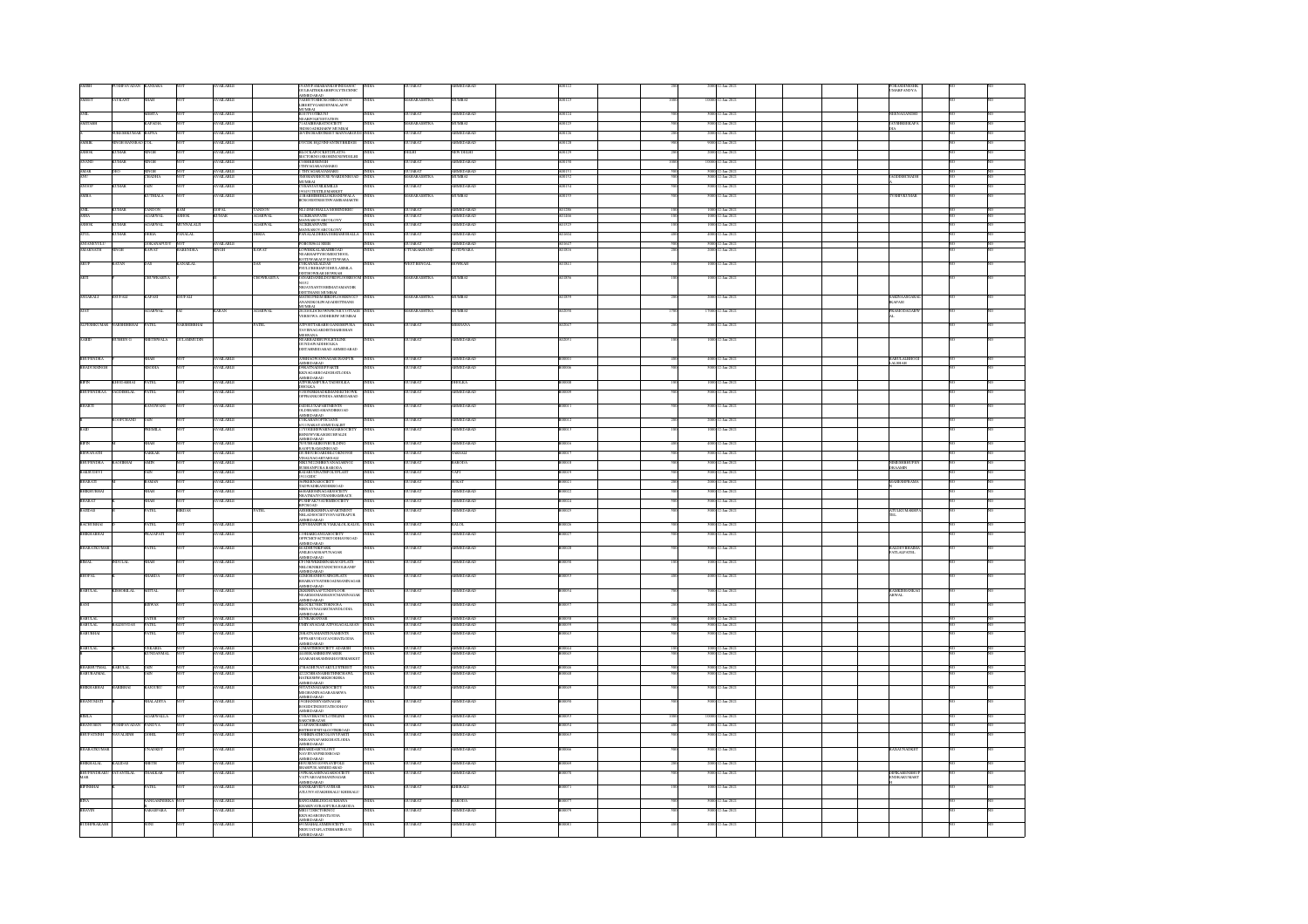| | | | | | | | | | | | | | | | | | | | | | |
|---|---|---|---|---|---|---|---|---|---|---|---|---|---|---|---|---|---|---|---|---|---|
| JAMIH | PUSHPAVADAN | KANSARA | NOT | AVAILABLE | | 15 ANUPAM RADHAKRISHNA SOCIETY GULBAITEKRA ELLISBRIDGE AHMEDABAD | INDIA | GUJARAT | AHMEDABAD | | A00122 | | 200 | 2000 | 12-Jan-2021 | | | | PURANDHAK UMAKHANDYA | NO | NO |
| AMEET | JAYKANT | SHAH | NOT | AVAILABLE | | 7 SHREYASHISKODIROAD NEAR LIBERTY GARDEN MALAD W MUMBAI | INDIA | MAHARASHTRA | MUMBAI | | A00123 | | 1000 | 10000 | 12-Jan-2021 | | | | | NO | NO |
| ANIL | | MEHTA | NOT | AVAILABLE | | B 10 JYOTIKUNJ NEAR FLORICE STATION AHMEDABAD | INDIA | GUJARAT | AHMEDABAD | | A00124 | | 500 | 5000 | 12-Jan-2021 | | | | NEENAGANDHI | NO | NO |
| AMITABH | | KAPADIA | NOT | AVAILABLE | | 7 A JAIBHARAT SOCIETY IRLA ROAD VILE PARLE W MUMBAI | INDIA | MAHARASHTRA | MUMBAI | | A00125 | | 500 | 5000 | 12-Jan-2021 | | | | JAYSHREEKAPADIA | NO | NO |
| A | SURESHKUMAR | BAFNA | NOT | AVAILABLE | | 28 VISHRANTI NIKET MANINAGAR EAST AHMEDABAD | INDIA | GUJARAT | AHMEDABAD | | A00126 | | 200 | 2000 | 12-Jan-2021 | | | | | NO | NO |
| AMRIK | SINGH HANSRAJ | LAL | NOT | AVAILABLE | | 97 C G ROAD NAVRANGPURA AHMEDABAD | INDIA | GUJARAT | AHMEDABAD | | A00128 | | 500 | 5000 | 12-Jan-2021 | | | | | NO | NO |
| ASHOK | KUMAR | SINGH | NOT | AVAILABLE | | B 2 TUKARGANJ FLATS SECTOR 9 ROHINI NEW DELHI | INDIA | DELHI | NEW DELHI | | A00129 | | 200 | 2000 | 12-Jan-2021 | | | | | NO | NO |
| ANAND | KUMAR | SINGH | NOT | AVAILABLE | | 7 CHHERESINGH CHHTYAGRAHASHRAM | INDIA | GUJARAT | AHMEDABAD | | A00150 | | 1000 | 10000 | 12-Jan-2021 | | | | | NO | NO |
| AMAR | DEO | SINGH | NOT | AVAILABLE | | 7 TYAGRAHASHRAM | INDIA | GUJARAT | AHMEDABAD | | A00151 | | 500 | 5000 | 12-Jan-2021 | | | | | NO | NO |
| ANIL | | CHADHA | NOT | AVAILABLE | | SHRI BHAWAN ROAD WARDEN ROAD MUMBAI | INDIA | MAHARASHTRA | MUMBAI | | A00152 | | 500 | 5000 | 12-Jan-2021 | | | | JAGDISHCHADH | NO | NO |
| ANOOP | KUMAR | JAIN | NOT | AVAILABLE | | 9 SAMATA BHAVAN NEW CLOTH MARKET AHMEDABAD | INDIA | GUJARAT | AHMEDABAD | | A00154 | | 500 | 5000 | 12-Jan-2021 | | | | | NO | NO |
| AMBA | | KUTHIALA | NOT | AVAILABLE | | 42 SHRISHREEKANTHI BHAWAN BORIVLI MUMBAI MAHARASHTRA | INDIA | MAHARASHTRA | MUMBAI | | A00159 | | 500 | 5000 | 12-Jan-2021 | | | | TYAGKUMAR | NO | NO |
| ANIL | KUMAR | TANDON | RAM | GOPAL | TANDON | NO 1 SHIVA BALLA NEHERU NAGAR | INDIA | GUJARAT | AHMEDABAD | | A01288 | | 100 | 1000 | 12-Jan-2021 | | | | | NO | NO |
| ASHA | | AGARWAL | ASHOK | KUMAR | AGARWAL | 74 KRISHNA PATH MANSAROVAR COLONY | INDIA | GUJARAT | AHMEDABAD | | A01466 | | 200 | 2000 | 12-Jan-2021 | | | | | NO | NO |
| ASHOK | KUMAR | AGARWAL | MUNNALALJI | | AGARWAL | 74 KRISHNA PATH MANSAROVAR COLONY | INDIA | GUJARAT | AHMEDABAD | | A01525 | | 100 | 1000 | 12-Jan-2021 | | | | | NO | NO |
| ATUL | KUMAR | DEBIA | PANALAL | | DEBIA | PANALAL DEBIA DHARAMSHALA | INDIA | GUJARAT | AHMEDABAD | | A01604 | | 100 | 1000 | 12-Jan-2021 | | | | | NO | NO |
| ATANSHYOTI | | SUKANAPUTI | NOT | AVAILABLE | | 4 BODAKDEV BRIDGE | INDIA | GUJARAT | AHMEDABAD | | A01665 | | 500 | 5000 | 12-Jan-2021 | | | | | NO | NO |
| AMARNATH | SINGH | RAWAT | NARENDRA | SINGH | RAWAT | 47 NEEKOLAKARABAD ROAD NEAR HAPPY HOME SCHOOL KOTDWARA UTTARANCHAL | INDIA | UTTARAKHAND | KOTDWARA | | A01816 | | 200 | 2000 | 12-Jan-2021 | | | | | NO | NO |
| ARUP | RATAN | DAS | KANAILAL | | DAS | 7 SUKANNA SARANI POLICE BARAPOSHIKA LAKHALA DISTRICT HOWRAH | INDIA | WEST BENGAL | HOWRAH | | A01851 | | 100 | 1000 | 12-Jan-2021 | | | | | NO | NO |
| ARTI | | CHOWHRADIYA | | | CHOWHRADIYA | JANARDAN BUILDING FIRST FLOOR ROOM NO 15 NEAR VASANT CINEMA CHEMBUR MUMBAI | INDIA | MAHARASHTRA | MUMBAI | | A01858 | | 100 | 1000 | 12-Jan-2021 | | | | | NO | NO |
| ANJARALI | SHUFALI | KAPASI | SHUFALI | | | 4 DINGIRE BUILDING 4TH FLOOR ANANDKOLIWADA THANE MUMBAI | INDIA | MAHARASHTRA | MUMBAI | | A01899 | | 200 | 2000 | 12-Jan-2021 | | | | SAKINAANJARALI KAPASI | NO | NO |
| AJAY | | AGARWAL | JAI | KARAN | AGARWAL | 56 GOLDEN TOWER VERSOVA ANDHERI W MUMBAI | INDIA | MAHARASHTRA | MUMBAI | | A02058 | | 1750 | 17500 | 12-Jan-2021 | | | | PRAMODAGARW AL | NO | NO |
| ALPESHKUMAR | HARSHADBHAI | PATEL | HARSHADBHAI | | PATEL | AT POST TARAKH GANESHPURA TA VISNAGAR DIST MEHSANA | INDIA | GUJARAT | MEHSANA | | A02067 | | 200 | 2000 | 12-Jan-2021 | | | | | NO | NO |
| ABID | HUSSIEN G | SHRIMAWALA | GULAMHUSIN | | | NEAR RAZIHUPOLICE LINE GUNDAWADI DHOLKA DIST AHMEDABAD AHMEDABAD | INDIA | GUJARAT | AHMEDABAD | | A02081 | | 100 | 1000 | 12-Jan-2021 | | | | | NO | NO |
| BHUPENDRA | | SHAH | NOT | AVAILABLE | | 6 SHRADDHA NAGAR RANIP AHMEDABAD | INDIA | GUJARAT | AHMEDABAD | | B00001 | | 400 | 4000 | 12-Jan-2021 | | | | BABULALBHOGI LALSHAH | NO | NO |
| BHADURSINGH | | SISODIA | NOT | AVAILABLE | | 5 NAVIN GOD FACTORY NEAR KHAND GHAT ODHAV AHMEDABAD | INDIA | GUJARAT | AHMEDABAD | | B00006 | | 500 | 5000 | 12-Jan-2021 | | | | | NO | NO |
| BIPIN | KHUSHALBHAI | PATEL | NOT | AVAILABLE | | AT POST AMBADA TA DHOLKA DHOLKA | INDIA | GUJARAT | DHOLKA | | B00008 | | 100 | 1000 | 12-Jan-2021 | | | | | NO | NO |
| BHUPENDRA | JAGDISHLAL | PATEL | NOT | AVAILABLE | | 3 GOVINDNAGAR DIAMOND CHOWK OPP BAPUNAGAR AHMEDABAD | INDIA | GUJARAT | AHMEDABAD | | B00009 | | 500 | 5000 | 12-Jan-2021 | | | | | NO | NO |
| BHARTI | | RANGWANI | NOT | AVAILABLE | | 4 SHELTAR APARTMENTS OLD HIGH COURT ROAD AHMEDABAD | INDIA | GUJARAT | AHMEDABAD | | B00011 | | 500 | 5000 | 12-Jan-2021 | | | | | NO | NO |
| B | KANTICHAND | JAIN | NOT | AVAILABLE | | 27 SHASTRI NAGAR VADAJ | INDIA | GUJARAT | AHMEDABAD | | B00012 | | 200 | 2000 | 12-Jan-2021 | | | | | NO | NO |
| BABU | | PREMILA | NOT | AVAILABLE | | 2 GURUKRIPA NAGAR SOCIETY BEHIND VIRANI ROAD AHMEDABAD | INDIA | GUJARAT | AHMEDABAD | | B00013 | | 100 | 1000 | 12-Jan-2021 | | | | | NO | NO |
| BIPIN | | SHAH | NOT | AVAILABLE | | 74 SURESH BUILDING RAMPURA AHMEDABAD | INDIA | GUJARAT | AHMEDABAD | | B00016 | | 400 | 4000 | 12-Jan-2021 | | | | | NO | NO |
| BHAGAVATI | | SAKKAR | NOT | AVAILABLE | | SUMIT NAGAR TAROSALI | INDIA | GUJARAT | TAROSALI | | B00017 | | 500 | 5000 | 12-Jan-2021 | | | | | NO | NO |
| BHUPENDRA | SUNDERBHAI | JAIN | NOT | AVAILABLE | | SHANTI NAGAR PURBHANPURA BARODA | INDIA | GUJARAT | BARODA | | B00018 | | 500 | 5000 | 12-Jan-2021 | | | | SHRUJENBRUPEN DRAJAIN | NO | NO |
| BAKHUDEVI | | JAIN | NOT | AVAILABLE | | KADRI INVESTMENTS VAPI | INDIA | GUJARAT | VAPI | | B00019 | | 500 | 5000 | 12-Jan-2021 | | | | | NO | NO |
| BHARATI | | RAMAN | NOT | AVAILABLE | | 36 PREMNAGAR SOCIETY TADWADI RANDER ROAD SURAT | INDIA | GUJARAT | SURAT | | B00021 | | 200 | 2000 | 12-Jan-2021 | | | | HARIOMPRAMA N | NO | NO |
| BHIKHUBHAI | | SHAH | NOT | AVAILABLE | | 8 HARIKRISHNA NAGAR SOCIETY NEAR MADHUSUDAN BAKERY AHMEDABAD | INDIA | GUJARAT | AHMEDABAD | | B00023 | | 500 | 5000 | 12-Jan-2021 | | | | | NO | NO |
| BHARAT | | SHAH | NOT | AVAILABLE | | 18 DHARMNAGAR SOCIETY RANIP AHMEDABAD | INDIA | GUJARAT | AHMEDABAD | | B00024 | | 500 | 5000 | 12-Jan-2021 | | | | | NO | NO |
| BADDAS | | PATEL | BHIKAS | | PATEL | 3 SHREEKRISHNA APARTMENT NILAM SOCIETY VASTRAPUR AHMEDABAD | INDIA | GUJARAT | AHMEDABAD | | B00025 | | 500 | 5000 | 12-Jan-2021 | | | | ATULKUMARBPA TEL | NO | NO |
| BALWNBHAI | | PATEL | NOT | AVAILABLE | | AT POST SONWADA TA KALOL KALOL | INDIA | GUJARAT | KALOL | | B00026 | | 500 | 5000 | 12-Jan-2021 | | | | | NO | NO |
| BHIKHABHAI | | PRAJAPATI | NOT | AVAILABLE | | 7 DHARMDARSHAN SOCIETY OPP CHEST ACTIVE OPD DHAVAL ROAD AHMEDABAD | INDIA | GUJARAT | AHMEDABAD | | B00027 | | 500 | 5000 | 12-Jan-2021 | | | | | NO | NO |
| BHARATKUMAR | | PATEL | NOT | AVAILABLE | | B 1 SHUBH PARK ANKUR ROAD NARANPURA AHMEDABAD | INDIA | GUJARAT | AHMEDABAD | | B00028 | | 500 | 5000 | 12-Jan-2021 | | | | BALDEVBHAIMA PATLALPATEL | NO | NO |
| BIMAL | BAKULAL | SHAH | NOT | AVAILABLE | | 47 VISHWASHANTINAGAR FLATS NR LAKSHMI STANCHIS KARNAP AHMEDABAD | INDIA | GUJARAT | AHMEDABAD | | B00030 | | 100 | 1000 | 12-Jan-2021 | | | | | NO | NO |
| BHOPAL | | BHARDA | NOT | AVAILABLE | | 6 2 KISHOR MANGAL FLATS BHARAT NAGAR MANINAGAR AHMEDABAD | INDIA | GUJARAT | AHMEDABAD | | B00033 | | 400 | 4000 | 12-Jan-2021 | | | | | NO | NO |
| BABULAL | KISHORILAL | MITTAL | NOT | AVAILABLE | | 3 KESHAV APARTMENT NEAR MANSAROVAR CHANDNAGAR AHMEDABAD | INDIA | GUJARAT | AHMEDABAD | | B00054 | | 700 | 7000 | 12-Jan-2021 | | | | RAMKISHANKAG ARWAL | NO | NO |
| BANI | | SHIWANI | NOT | AVAILABLE | | B 2 SUKHSHANTI NAGAR NEHRU NAGAR HATHIJAN GHATLODIA AHMEDABAD | INDIA | GUJARAT | AHMEDABAD | | B00057 | | 200 | 2000 | 12-Jan-2021 | | | | | NO | NO |
| BABULAL | | PATER | NOT | AVAILABLE | | 43 VIRATNAGAR | INDIA | GUJARAT | AHMEDABAD | | B00058 | | 400 | 4000 | 12-Jan-2021 | | | | | NO | NO |
| BABULAL | BALDEVDAS | PATEL | NOT | AVAILABLE | | 5 SHREYAS NAGAR OPP KALOL AKAN | INDIA | GUJARAT | AHMEDABAD | | B00059 | | 500 | 5000 | 12-Jan-2021 | | | | | NO | NO |
| BABUBHAI | | PATEL | NOT | AVAILABLE | | 10 RATNAMANI TENAMENTS OPP SARVODAY ANGHATLODIA AHMEDABAD | INDIA | GUJARAT | AHMEDABAD | | B00062 | | 500 | 5000 | 12-Jan-2021 | | | | | NO | NO |
| BABULAL | | CHHABRA | NOT | AVAILABLE | | 1 MANTHAN SOCIETY ADARSH | INDIA | GUJARAT | AHMEDABAD | | B00063 | | 100 | 1000 | 12-Jan-2021 | | | | | NO | NO |
| B | | KUNDANMAL | NOT | AVAILABLE | | 24 DHOLAKHI SHOP FARM MAHARAJA KANSHAVANI SHRAM DEPT | INDIA | GUJARAT | AHMEDABAD | | B00065 | | 500 | 5000 | 12-Jan-2021 | | | | | NO | NO |
| BHABHUTMAL | BABULAL | JAIN | NOT | AVAILABLE | | 27 KAGDI NAVAKOLT STREET | INDIA | GUJARAT | AHMEDABAD | | B00066 | | 500 | 5000 | 12-Jan-2021 | | | | | NO | NO |
| BABURAOMAL | | JAIN | NOT | AVAILABLE | | 42 GOVINDNAGAR BEHIND RUPAWAT SWAPNIL SHIRGODELIA AHMEDABAD | INDIA | GUJARAT | AHMEDABAD | | B00068 | | 500 | 5000 | 12-Jan-2021 | | | | | NO | NO |
| BHIKHABHAI | HARIBHAI | BARJURU | NOT | AVAILABLE | | 90 VATSAL NAGAR SOCIETY MEGHANINAGAR ASARWA AHMEDABAD | INDIA | GUJARAT | AHMEDABAD | | B00069 | | 500 | 5000 | 12-Jan-2021 | | | | | NO | NO |
| BHANUMATI | | BHALADIYA | NOT | AVAILABLE | | 2 SHIRANDEV APT NAGAR BUNGLOW NORTH CITY HOSPITAL HAVY AHMEDABAD | INDIA | GUJARAT | AHMEDABAD | | B00090 | | 500 | 5000 | 12-Jan-2021 | | | | | NO | NO |
| BIMLA | | AGARWALLA | NOT | AVAILABLE | | CONTRIBUTION CLOTHLINE BAKGHRAGAM | INDIA | GUJARAT | AHMEDABAD | | B00093 | | 1000 | 10000 | 12-Jan-2021 | | | | | NO | NO |
| BHANUBEN | PUSHPAVADAN | PANDYA | NOT | AVAILABLE | | 17 APANI SOCIETY BHTRHOSPITAL ONS ROAD | INDIA | GUJARAT | AHMEDABAD | | B00094 | | 400 | 4000 | 12-Jan-2021 | | | | | NO | NO |
| BHUPATSINH | NAVALSINH | GOHIL | NOT | AVAILABLE | | 8 SHRI SANTHOSH VARSHI NIRMAN NAGAR GHATLODIA AHMEDABAD | INDIA | GUJARAT | AHMEDABAD | | B00063 | | 500 | 5000 | 12-Jan-2021 | | | | | NO | NO |
| BHARATKUMAR | | UNADKUT | NOT | AVAILABLE | | BHAGIRATH COLONY NAVJIVAN PRESS ROAD AHMEDABAD | INDIA | GUJARAT | AHMEDABAD | | B00066 | | 500 | 5000 | 12-Jan-2021 | | | | RANAUNADKUT | NO | NO |
| BHIKHALAL | KALIDAS | SHETH | NOT | AVAILABLE | | DEVI RENU APTS NAVAPOLE SHAHPUR AHMEDABAD | INDIA | GUJARAT | AHMEDABAD | | B00069 | | 200 | 2000 | 12-Jan-2021 | | | | | NO | NO |
| BHUPENDRARAO MAL | AMRATLAL | THAKKAR | NOT | AVAILABLE | | 5 PRAKASHNAGAR SOCIETY VASTRAPUR HAVMANINAGAR AHMEDABAD | INDIA | GUJARAT | AHMEDABAD | | B00070 | | 500 | 5000 | 12-Jan-2021 | | | | DIPIKABHUPENDR ARAOMAL | NO | NO |
| BIPINBHAI | | PATEL | NOT | AVAILABLE | | RANNAGAR SOCIETY NEAR AJIT NIVAS KHERALU KHERALU | INDIA | GUJARAT | KHERALU | | B00071 | | 100 | 1000 | 12-Jan-2021 | | | | | NO | NO |
| BINA | | SANGHAMRISKOR | NOT | AVAILABLE | | SANGHAMRITI JOGI KHANA BHAGYA NAGAR BAPURA BARODA | INDIA | GUJARAT | BARODA | | B00077 | | 500 | 5000 | 12-Jan-2021 | | | | | NO | NO |
| BHAVIN | | PARANPARA | NOT | AVAILABLE | | 7 BHUTUNDE TENEMENTS KESVAGAR GHATLODIA AHMEDABAD | INDIA | GUJARAT | AHMEDABAD | | B00079 | | 500 | 5000 | 12-Jan-2021 | | | | | NO | NO |
| BUDDHIPRAKASH | | SONI | NOT | AVAILABLE | | 35 SHANTIKUNJ SOCIETY NEAR SATYAM SHRI HARAV AHMEDABAD | INDIA | GUJARAT | AHMEDABAD | | B00081 | | 400 | 4000 | 12-Jan-2021 | | | | | NO | NO |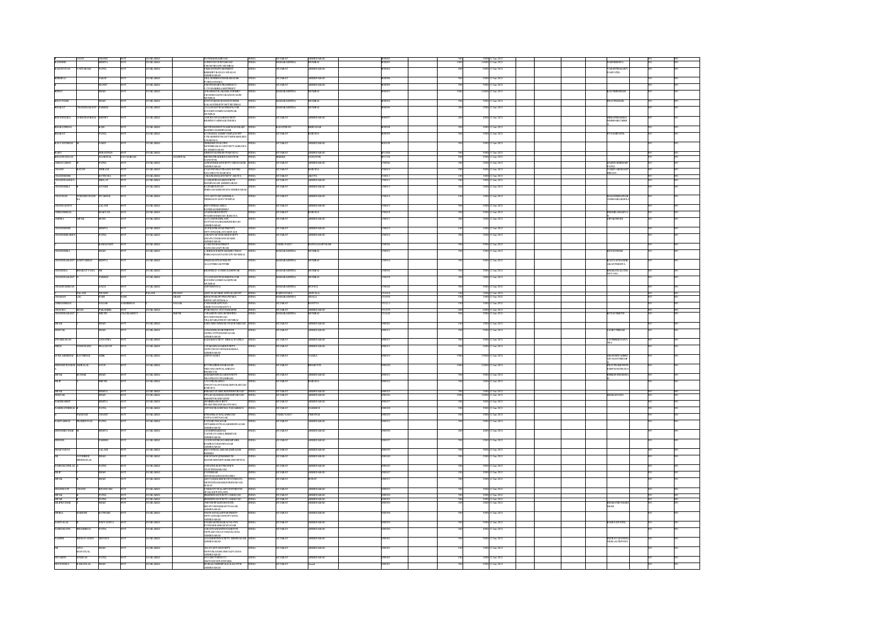| Investor First Name | Investor Middle Name | Investor Last Name | Father/Husband First Name | Father/Husband Middle Name | Father/Husband Last Name | Address | Country | State | District | Pincode | Folio Number | Investment Type | Amount Due | Proposed Date of transfer to IEPF |
|---|---|---|---|---|---|---|---|---|---|---|---|---|---|---|
| | | CHAND | | | NOT AVAILABLE | | INDIA | GUJARAT | AHMEDABAD | | | | | 12-Jun-2023 |
| JAYANT | | MEHTA | | | NOT AVAILABLE | | INDIA | MAHARASHTRA | MUMBAI | | | | | 12-Jun-2023 |
| BALDEVDAS | | PATEL | | | NOT AVAILABLE | | INDIA | GUJARAT | AHMEDABAD | | | | | 12-Jun-2023 |
| BHARAT | CHANDRAKANT | PARIKH | | | NOT AVAILABLE | | INDIA | MAHARASHTRA | MUMBAI | | | | | 12-Jun-2023 |
| BHUPENDRA | | SHAH | | | NOT AVAILABLE | | INDIA | GUJARAT | AHMEDABAD | | | | | 12-Jun-2023 |
| BHARAT | | PATEL | | | NOT AVAILABLE | | INDIA | GUJARAT | BARODA | | | | | 12-Jun-2023 |
| CHANDRESH | | KOTECHA | | | NOT AVAILABLE | | INDIA | GUJARAT | AKOTA | | | | | 12-Jun-2023 |
| CHANDRIKA | | | | | NOT AVAILABLE | | INDIA | GUJARAT | AHMEDABAD | | | | | 12-Jun-2023 |
| CHANDRIKA | | PARIKH | | | NOT AVAILABLE | | INDIA | MAHARASHTRA | MUMBAI | | | | | 12-Jun-2023 |
| DEEPAK | | SHAH | | | NOT AVAILABLE | | INDIA | GUJARAT | AHMEDABAD | | | | | 12-Jun-2023 |
| DILIP | | SHETH | | | NOT AVAILABLE | | INDIA | GUJARAT | BARODA | | | | | 12-Jun-2023 |
| DIPAK | | SHAH | | | NOT AVAILABLE | | INDIA | GUJARAT | AHMEDABAD | | | | | 12-Jun-2023 |
| DINESH | | PARIKH | | | NOT AVAILABLE | | INDIA | GUJARAT | AHMEDABAD | | | | | 12-Jun-2023 |
| DIPAK | | PATEL | | | NOT AVAILABLE | | INDIA | GUJARAT | AHMEDABAD | | | | | 12-Jun-2023 |
| DILIPKUMAR | | SHAH | | | NOT AVAILABLE | | INDIA | GUJARAT | AHMEDABAD | | | | | 12-Jun-2023 |
| DEVENDRA | | SHAH | | | NOT AVAILABLE | | INDIA | GUJARAT | AHMEDABAD | | | | | 12-Jun-2023 |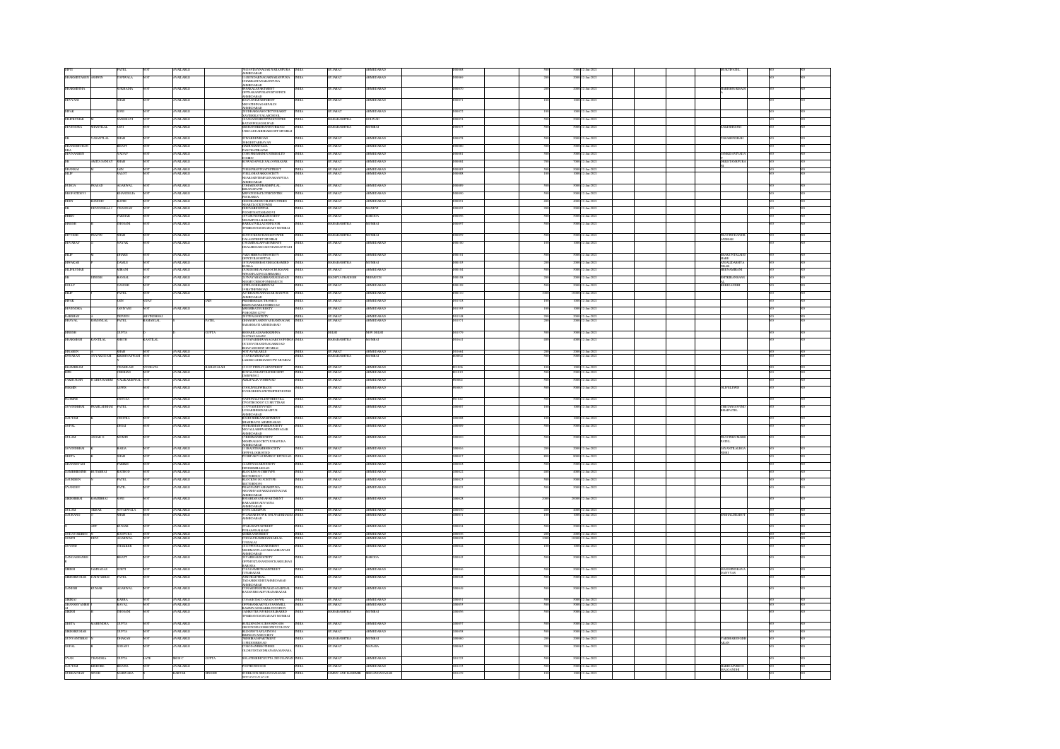| First Name | Middle Name | Last Name | Father/Husband First Name | Father/Husband Middle Name | Father/Husband Last Name | Country | State | District | Nominee |
|---|---|---|---|---|---|---|---|---|---|
| DIPTI | | PATEL | NOT | | AVAILABLE | INDIA | GUJARAT | AHMEDABAD | MUKTIPATEL |
| DHARMISHTABEN | ASHWIN | POTWALA | NOT | | AVAILABLE | INDIA | GUJARAT | AHMEDABAD | |
| DHARMISHTHA | | SUKHADIA | NOT | | AVAILABLE | INDIA | GUJARAT | AHMEDABAD | |
| DIVYANI | | SHAH | NOT | | AVAILABLE | INDIA | GUJARAT | AHMEDABAD | |
| DIPAK | | SONI | NOT | | AVAILABLE | INDIA | GUJARAT | AHMEDABAD | |
| DILIPKUMAR | | SANGHANI | NOT | | AVAILABLE | INDIA | MAHARASHTRA | | |
| DEVENDRA | SHANTILAL | JANI | NOT | | AVAILABLE | INDIA | MAHARASHTRA | MUMBAI | |
| DR | VASANTLAL | SHAH | NOT | | AVAILABLE | INDIA | GUJARAT | AHMEDABAD | |
| DHANESHCHANDRA | | BHATT | NOT | | AVAILABLE | INDIA | GUJARAT | AHMEDABAD | |
| DEVNANDEN | | YADAV | NOT | | AVAILABLE | INDIA | GUJARAT | AHMEDABAD | |
| DR | SMITA SANJAY | SHAH | NOT | | AVAILABLE | INDIA | GUJARAT | AHMEDABAD | |
| DHANRAJ | | JAIN | NOT | | AVAILABLE | INDIA | GUJARAT | AHMEDABAD | |
| DILIP | | RAUT | NOT | | AVAILABLE | INDIA | GUJARAT | AHMEDABAD | |
| DURGA | PRASAD | AGARWAL | NOT | | AVAILABLE | INDIA | GUJARAT | AHMEDABAD | |
| DROPATIDEVI | | KHANDELIA | NOT | | AVAILABLE | INDIA | GUJARAT | AHMEDABAD | |
| DEEN | BANDHU | RATHI | NOT | | AVAILABLE | INDIA | GUJARAT | AHMEDABAD | |
| DR | DEVENDRA | CHAUHAN | NOT | | AVAILABLE | INDIA | GUJARAT | ANAND | |
| DINESH | | PARMAR | NOT | | AVAILABLE | INDIA | GUJARAT | BARODA | |
| DHIRAJ | | BHOJANI | NOT | | AVAILABLE | INDIA | MAHARASHTRA | MUMBAI | |
| DEVESH | PRAVIN | SHAH | NOT | | AVAILABLE | INDIA | MAHARASHTRA | MUMBAI | |
| DEVARAY | | NAYAK | NOT | | AVAILABLE | INDIA | GUJARAT | AHMEDABAD | |
| DILIP | | SHAH | NOT | | AVAILABLE | INDIA | GUJARAT | AHMEDABAD | |
| DIPAKKAR | | GADRE | NOT | | AVAILABLE | INDIA | MAHARASHTRA | MUMBAI | |
| DILIPKUMAR | | MIRANI | NOT | | AVAILABLE | INDIA | GUJARAT | AHMEDABAD | |
| DR | DINESH | BANSAL | NOT | | AVAILABLE | INDIA | MADHYA PRADESH | NEEMUCH | |
| DOLLY | | GANDHI | NOT | | AVAILABLE | INDIA | GUJARAT | AHMEDABAD | |
| DILIP | | PATEL | NOT | | AVAILABLE | INDIA | GUJARAT | AHMEDABAD | |
| DIPAK | | JAIN | VIJAY | | JAIN | INDIA | GUJARAT | AHMEDABAD | |
| DEVENDRA | | PANWAR | NOT | | AVAILABLE | INDIA | GUJARAT | AHMEDABAD | |
| DARSHAN | | TRIVEDI | ARVINDBHAI | | | INDIA | GUJARAT | AHMEDABAD | |
| DHAVAL | RAMANLAL | PATEL | RAMANLAL | | PATEL | INDIA | GUJARAT | AHMEDABAD | |
| DINESH | | GUPTA | | | GUPTA | INDIA | DELHI | NEW DELHI | |
| DHARMESH | KANTILAL | SHETH | KANTILAL | | | INDIA | MAHARASHTRA | MUMBAI | |
| DINABEN | | SHAH | NOT | | AVAILABLE | INDIA | GUJARAT | AHMEDABAD | |
| EDWARDS | | KRISHNASWAMI | NOT | | | INDIA | MAHARASHTRA | MUMBAI | |
| ELAMBIRAM | | THAKKAR | VENKATA | | KAMALLAH | INDIA | GUJARAT | AHMEDABAD | |
| EJAZ | | SHEIKH | NOT | | AVAILABLE | INDIA | GUJARAT | AHMEDABAD | |
| FAKHRUDIN | | FALHARIWALA | NOT | | | INDIA | GUJARAT | AHMEDABAD | |
| FREDRIK | | LEWIS | NOT | | AVAILABLE | INDIA | GUJARAT | AHMEDABAD | OLIVELEWIS |
| FLORINE | | DSOUZA | NOT | | AVAILABLE | INDIA | GUJARAT | AHMEDABAD | |
| GOVINDBHAI | PRAHLADBHAI | PATEL | NOT | | AVAILABLE | INDIA | GUJARAT | AHMEDABAD | |
| GAUTAM | | CHOPRA | NOT | | AVAILABLE | INDIA | GUJARAT | AHMEDABAD | |
| GOPAL | | DESAI | NOT | | AVAILABLE | INDIA | GUJARAT | AHMEDABAD | |
| GULAM | ASGAR G | MOMIN | NOT | | AVAILABLE | INDIA | GUJARAT | AHMEDABAD | |
| GOVINDBHAI | | BARIA | NOT | | AVAILABLE | INDIA | GUJARAT | AHMEDABAD | |
| GEETA | | SHAH | NOT | | AVAILABLE | INDIA | GUJARAT | AHMEDABAD | |
| GHANSHYAM | | PAREKH | NOT | | AVAILABLE | INDIA | GUJARAT | AHMEDABAD | |
| GAMBHIRSINH | SUTABHAI | RATHOD | NOT | | AVAILABLE | INDIA | GUJARAT | AHMEDABAD | |
| GAURIBEN | | PATEL | NOT | | AVAILABLE | INDIA | GUJARAT | AHMEDABAD | |
| GYANDEEP | | PATIL | NOT | | AVAILABLE | INDIA | GUJARAT | AHMEDABAD | |
| GIRISHBHAI | RAMUBHAI | SONI | NOT | | AVAILABLE | INDIA | GUJARAT | AHMEDABAD | |
| GULAM | AKBAR | SUTARWALA | NOT | | AVAILABLE | INDIA | GUJARAT | AHMEDABAD | |
| GAURANG | | SHAH | NOT | | AVAILABLE | INDIA | GUJARAT | AHMEDABAD | |
| | | KUMAR | NOT | | AVAILABLE | INDIA | GUJARAT | AHMEDABAD | |
| GIRIRAJ | | KANPURIA | NOT | | AVAILABLE | INDIA | GUJARAT | AHMEDABAD | |
| GEETA | DEVI | AGARWAL | NOT | | AVAILABLE | INDIA | GUJARAT | AHMEDABAD | |
| GOVIND | | THAKKER | NOT | | AVAILABLE | INDIA | GUJARAT | AHMEDABAD | |
| GANGADHAR | | BHATT | NOT | | AVAILABLE | INDIA | GUJARAT | BARODA | |
| GIRISH | | SURTI | NOT | | AVAILABLE | INDIA | GUJARAT | AHMEDABAD | |
| GIRISHKUMAR | NATVARBHAI | PATEL | NOT | | AVAILABLE | INDIA | GUJARAT | AHMEDABAD | |
| GANESH | KUMAR | AGARWAL | NOT | | AVAILABLE | INDIA | GUJARAT | AHMEDABAD | |
| GIRIRAJ | | KABRA | NOT | | AVAILABLE | INDIA | GUJARAT | AHMEDABAD | |
| GHANSHYAMBHAI | | RAVAL | NOT | | AVAILABLE | INDIA | GUJARAT | AHMEDABAD | |
| GIRISH | | BHOJANI | NOT | | AVAILABLE | INDIA | MAHARASHTRA | MUMBAI | |
| GEETA | NARENDRA | GUPTA | NOT | | AVAILABLE | INDIA | GUJARAT | AHMEDABAD | |
| GIRISHKUMAR | | GUPTA | NOT | | AVAILABLE | INDIA | GUJARAT | AHMEDABAD | |
| GUNVANTBHAI | | DHAKAN | NOT | | AVAILABLE | INDIA | MAHARASHTRA | | |
| GOPAL | | SODANI | NOT | | AVAILABLE | INDIA | GUJARAT | MANASA | |
| GYAN | CHANDRA | GUPTA | LATE | | GUPTA | INDIA | GUJARAT | AHMEDABAD | |
| GAUTAM | KISHORE | BHATIA | NOT | | AVAILABLE | INDIA | GUJARAT | AHMEDABAD | |
| GURBACHAN | SINGH | KHURANA | KARTAR | | SINGH | INDIA | JAMMU AND KASHMIR | | |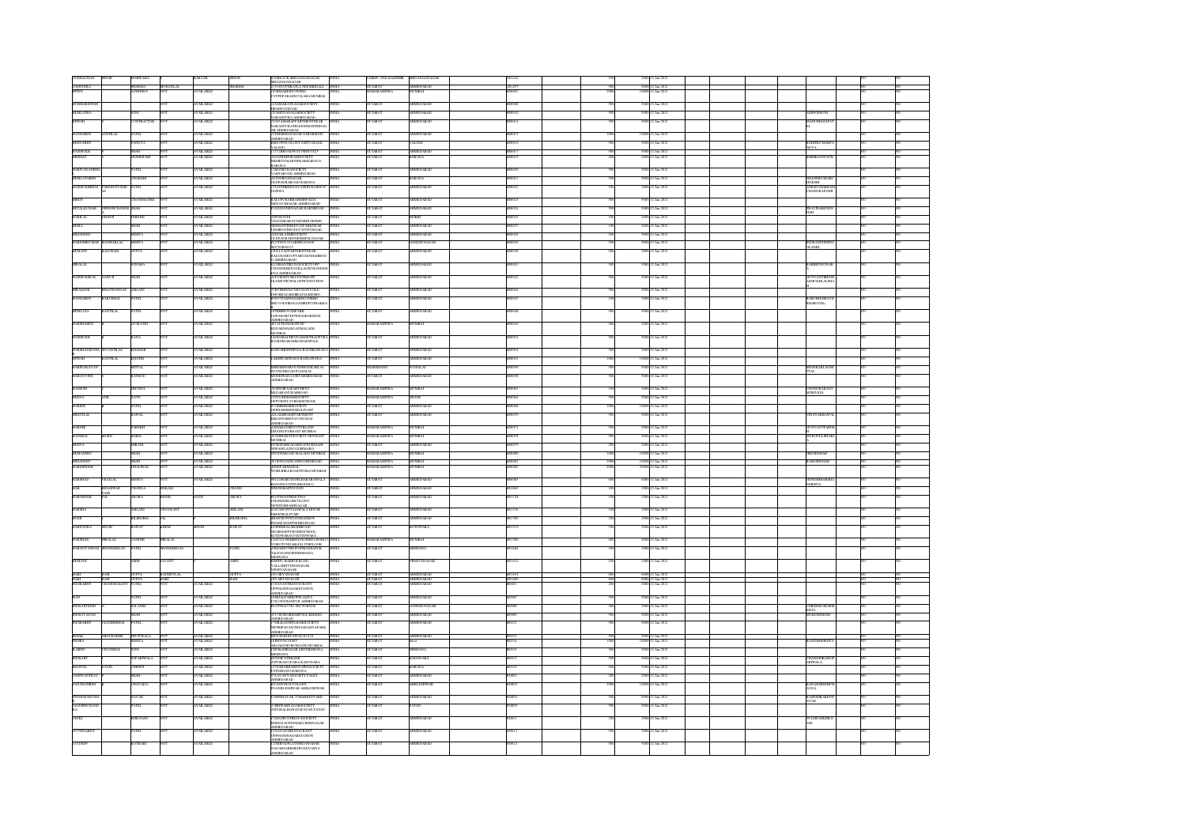| | | | | | | | | | | | | | | | | | |
|---|---|---|---|---|---|---|---|---|---|---|---|---|---|---|---|---|---|
| GURBACHAN | SINGH | MARWAHA | K | KARTAR | SINGH | H-2 BLOCK SRIGANGANAGAR | INDIA | JAMMU AND KASHMIR | SRIGANGANAGAR | | 0011442 | 100 | 1000 | 12-Jan-2021 | | NO | NO |
| JAGENDRA | | SHARMA | MOHANLAL | | SHARMA | AHMEDABAD | INDIA | GUJARAT | AHMEDABAD | | 0011377 | 500 | 5000 | 12-Jan-2021 | | NO | NO |
| HITEN | | SANGHVI | NOT | | AVAILABLE | 18 SHRAMAJEEVI TOWERS CUFFE PARADE COLABA MUMBAI | INDIA | MAHARASHTRA | MUMBAI | | 0000007 | 1000 | 10000 | 12-Jan-2021 | | NO | NO |
| SUSHILABENNDH | | | NOT | | AVAILABLE | AHMEDABAD | INDIA | GUJARAT | AHMEDABAD | | 0000008 | 500 | 5000 | 12-Jan-2021 | | NO | NO |
| HEMLATHA | | SONI | NOT | | AVAILABLE | NARANPURA AHMEDABAD | INDIA | GUJARAT | AHMEDABAD | | 0000010 | 500 | 5000 | 12-Jan-2021 | ASHWINSONI | NO | NO |
| SATISH | | CONTRACTOR | NOT | | AVAILABLE | AHMEDABAD | INDIA | GUJARAT | AHMEDABAD | | 0000014 | 500 | 5000 | 12-Jan-2021 | | NO | NO |
| SANJABEN | KANTILAL | PATEL | NOT | | AVAILABLE | AHMEDABAD | INDIA | GUJARAT | AHMEDABAD | | 0000015 | 1000 | 10000 | 12-Jan-2021 | | NO | NO |
| PRIYADARSH | | PANDYA | NOT | | AVAILABLE | VALSAD | INDIA | GUJARAT | VALSAD | | 0000016 | 500 | 5000 | 12-Jan-2021 | ROHITKUMARPANDYA | NO | NO |
| RAMSUKH | | SHAH | NOT | | AVAILABLE | AHMEDABAD | INDIA | GUJARAT | AHMEDABAD | | 0000017 | 500 | 5000 | 12-Jan-2021 | | NO | NO |
| BHARAT | | DESHMUKH | NOT | | AVAILABLE | BARODA | INDIA | GUJARAT | BARODA | | 0000019 | 100 | 1000 | 12-Jan-2021 | | NO | NO |
| NARIYADASMDHK | | PATEL | NOT | | AVAILABLE | AHMEDABAD | INDIA | GUJARAT | AHMEDABAD | | 0000020 | 500 | 5000 | 12-Jan-2021 | | NO | NO |
| HEMLATABEN | | THOKORE | NOT | | AVAILABLE | BARODA | INDIA | GUJARAT | BARODA | | 0000021 | 500 | 5000 | 12-Jan-2021 | NILESHKUMAR THACKER | NO | NO |
| RAMESHCHANDRA | PARSHOTTAMDAS | PATEL | NOT | | AVAILABLE | AHMEDABAD | INDIA | GUJARAT | AHMEDABAD | | 0000022 | 100 | 1000 | 12-Jan-2021 | | NO | NO |
| BIREN | | CHANDRATRE | NOT | | AVAILABLE | AHMEDABAD | INDIA | GUJARAT | AHMEDABAD | | 0000023 | 500 | 5000 | 12-Jan-2021 | | NO | NO |
| HITALKUMAR | DINESHCHANDRA | SHAH | NOT | | AVAILABLE | AHMEDABAD | INDIA | GUJARAT | AHMEDABAD | | 0000024 | 500 | 5000 | 12-Jan-2021 | PRAVINABEN SHAH | NO | NO |
| HARILAL | CHANJI | BHIDHE | NOT | | AVAILABLE | MORBI | INDIA | GUJARAT | MORBI | | 0000025 | 100 | 1000 | 12-Jan-2021 | | NO | NO |
| DHAL | | SHAH | NOT | | AVAILABLE | AHMEDABAD | INDIA | GUJARAT | AHMEDABAD | | 0000027 | 100 | 1000 | 12-Jan-2021 | | NO | NO |
| BHANDHU | | MEHTA | NOT | | AVAILABLE | AHMEDABAD | INDIA | GUJARAT | AHMEDABAD | | 0000028 | 500 | 5000 | 12-Jan-2021 | | NO | NO |
| NARESHKUMAR | SHANKARLAL | MEHTA | NOT | | AVAILABLE | GANDHINAGAR | INDIA | GUJARAT | GANDHINAGAR | | 0000036 | 500 | 5000 | 12-Jan-2021 | INDIRA SOLANKI | NO | NO |
| HEMANT | BALURAM | GUPTA | NOT | | AVAILABLE | AHMEDABAD | INDIA | GUJARAT | AHMEDABAD | | 0000038 | 200 | 2000 | 12-Jan-2021 | | NO | NO |
| HIRALAL | | VORARA | NOT | | AVAILABLE | AHMEDABAD | INDIA | GUJARAT | AHMEDABAD | | 0000041 | 500 | 5000 | 12-Jan-2021 | RAJESHVORA | NO | NO |
| RAMNIKLAL | JAMUB | SHAH | NOT | | AVAILABLE | AHMEDABAD | INDIA | GUJARAT | AHMEDABAD | | 0000042 | 500 | 5000 | 12-Jan-2021 | GUNVANTIBEN | NO | NO |
| BHADRESH | BHAGWANDAS | AMLANI | NOT | | AVAILABLE | AHMEDABAD | INDIA | GUJARAT | AHMEDABAD | | 0000044 | 500 | 5000 | 12-Jan-2021 | | NO | NO |
| SANJABEN | KARUBHAI | PATEL | NOT | | AVAILABLE | AHMEDABAD | INDIA | GUJARAT | AHMEDABAD | | 0000045 | 100 | 1000 | 12-Jan-2021 | KARUNABHAI PATEL | NO | NO |
| HEMLATA | KANTILAL | PATEL | NOT | | AVAILABLE | AHMEDABAD | INDIA | GUJARAT | AHMEDABAD | | 0000048 | 500 | 5000 | 12-Jan-2021 | | NO | NO |
| HARSHABEN | | GURANI | NOT | | AVAILABLE | MUMBAI | INDIA | MAHARASHTRA | MUMBAI | | 0000049 | 200 | 2000 | 12-Jan-2021 | | NO | NO |
| RAMNIKH | | RANA | NOT | | AVAILABLE | MUMBAI | INDIA | MAHARASHTRA | MUMBAI | | 0000051 | 500 | 5000 | 12-Jan-2021 | | NO | NO |
| RAMBHADRSINH | SHANTILAL | KHAMAR | NOT | | AVAILABLE | AHMEDABAD | INDIA | GUJARAT | AHMEDABAD | | 0000054 | 500 | 5000 | 12-Jan-2021 | | NO | NO |
| NITESH | KANTILAL | KHATRI | NOT | | AVAILABLE | AHMEDABAD | INDIA | GUJARAT | AHMEDABAD | | 0000055 | 1000 | 10000 | 12-Jan-2021 | | NO | NO |
| HARINARAYAN | | MITTAL | NOT | | AVAILABLE | PUDALAI | INDIA | JHARKHAND | PUDALAI | | 0000056 | 500 | 5000 | 12-Jan-2021 | SHANKARLAL MITTAL | NO | NO |
| NAROTTAM | | RATHOD | NOT | | AVAILABLE | AHMEDABAD | INDIA | GUJARAT | AHMEDABAD | | 0000058 | 500 | 5000 | 12-Jan-2021 | | NO | NO |
| RAMESH | | TRIVEDI | NOT | | AVAILABLE | MUMBAI | INDIA | MAHARASHTRA | MUMBAI | | 0000059 | 100 | 1000 | 12-Jan-2021 | CHANDRAKANT TRIVEDI | NO | NO |
| HEENA | ANIL | SAVE | NOT | | AVAILABLE | THANE | INDIA | MAHARASHTRA | THANE | | 0000062 | 500 | 5000 | 12-Jan-2021 | | NO | NO |
| HARISH | | PATEL | NOT | | AVAILABLE | AHMEDABAD | INDIA | GUJARAT | AHMEDABAD | | 0000068 | 1000 | 10000 | 12-Jan-2021 | | NO | NO |
| SHANTILAL | | RAWAL | NOT | | AVAILABLE | AHMEDABAD | INDIA | GUJARAT | AHMEDABAD | | 0000070 | 500 | 5000 | 12-Jan-2021 | VINAYAKRAWAL | NO | NO |
| HARDIK | | PAREKH | NOT | | AVAILABLE | MUMBAI | INDIA | MAHARASHTRA | MUMBAI | | 0000071 | 500 | 5000 | 12-Jan-2021 | JASWANTPAREKH | NO | NO |
| HANSRAJ | MURJI | BARIA | NOT | | AVAILABLE | MUMBAI | INDIA | MAHARASHTRA | MUMBAI | | 0000078 | 500 | 5000 | 12-Jan-2021 | MUKTIVELJIBARIA | NO | NO |
| HEENA | | BHIANI | NOT | | AVAILABLE | AHMEDABAD | INDIA | GUJARAT | AHMEDABAD | | 0000079 | 100 | 1000 | 12-Jan-2021 | | NO | NO |
| HEMANSHU | | SHAH | NOT | | AVAILABLE | MUMBAI | INDIA | MAHARASHTRA | MUMBAI | | 0000080 | 1000 | 10000 | 12-Jan-2021 | HEMSHAH | NO | NO |
| HIMANSHU | | SHAH | NOT | | AVAILABLE | MUMBAI | INDIA | MAHARASHTRA | MUMBAI | | 0000081 | 1000 | 10000 | 12-Jan-2021 | RAKESHSHAH | NO | NO |
| HARMINDER | | DHALIWAL | NOT | | AVAILABLE | MUMBAI | INDIA | MAHARASHTRA | MUMBAI | | 0000082 | 2000 | 20000 | 12-Jan-2021 | | NO | NO |
| HARSHAD | VRAJLAL | MEHTA | NOT | | AVAILABLE | AHMEDABAD | INDIA | GUJARAT | AHMEDABAD | | 0000085 | 600 | 6000 | 12-Jan-2021 | HINDURBHAI MEHTA | NO | NO |
| HAR | BHAGWAN DASS | CHAWLA | VIKRAM | | CHAND | AHMEDABAD | INDIA | GUJARAT | AHMEDABAD | | 0001067 | 100 | 1000 | 12-Jan-2021 | | NO | NO |
| HARINDER | PAL | ARORA | INDER | NATH | ARORA | AHMEDABAD | INDIA | GUJARAT | AHMEDABAD | | 0001129 | 200 | 2000 | 12-Jan-2021 | | NO | NO |
| HARSHA | | AMLANI | VIJAYKANT | | AMLANI | AHMEDABAD | INDIA | GUJARAT | AHMEDABAD | | 0001136 | 100 | 1000 | 12-Jan-2021 | | NO | NO |
| HITESH | | BHIMORIA | JAI | | BHIMORIA | AHMEDABAD | INDIA | GUJARAT | AHMEDABAD | | 0001389 | 100 | 1000 | 12-Jan-2021 | | NO | NO |
| HARENDRA | SINGH | RAWAT | HEM | SINGH | RAWAT | KOTDWARA | INDIA | GUJARAT | KOTDWARA | | 0001510 | 100 | 1000 | 12-Jan-2021 | | NO | NO |
| HARSHAD | HIRALAL | GANDHI | HIRALAL | | | MUMBAI | INDIA | MAHARASHTRA | MUMBAI | | 0001580 | 400 | 4000 | 12-Jan-2021 | | NO | NO |
| HARGOVANDAS | SHANKERDAS | PATEL | SHANKERDAS | | PATEL | MEHSANA | INDIA | GUJARAT | MEHSANA | | 0001604 | 100 | 1000 | 12-Jan-2021 | | NO | NO |
| HEMANT | | JAIN | AVANT | | JAIN | VIDHYANAGAR | INDIA | GUJARAT | VIDHYANAGAR | | 0001623 | 100 | 1000 | 12-Jan-2021 | | NO | NO |
| HARI | RAM | GUPTA | RAMDEYLAL | | GUPTA | AHMEDABAD | INDIA | GUJARAT | AHMEDABAD | | 0001654 | 800 | 8000 | 12-Jan-2021 | | NO | NO |
| HARI | RAM | GUPTA | HARI | | RAM | AHMEDABAD | INDIA | GUJARAT | AHMEDABAD | | 0001680 | 600 | 6000 | 12-Jan-2021 | | NO | NO |
| INDIRABEN | CHANDRAKANT | PATEL | NOT | | AVAILABLE | AHMEDABAD | INDIA | GUJARAT | AHMEDABAD | | I000001 | 500 | 5000 | 12-Jan-2021 | | NO | NO |
| ILAV | | PATEL | NOT | | AVAILABLE | AHMEDABAD | INDIA | GUJARAT | AHMEDABAD | | I000003 | 500 | 5000 | 12-Jan-2021 | VIRESHKUMAR MEHTA | NO | NO |
| INDRASINH | | SOLANKI | NOT | | AVAILABLE | GANDHINAGAR | INDIA | GUJARAT | GANDHINAGAR | | I000004 | 500 | 5000 | 12-Jan-2021 | | NO | NO |
| INDRAVADAN | | SHAH | NOT | | AVAILABLE | AHMEDABAD | INDIA | GUJARAT | AHMEDABAD | | I000009 | 500 | 5000 | 12-Jan-2021 | MUKESHSHAH | NO | NO |
| INDIRABEN | JAGDISHBHAI | PATEL | NOT | | AVAILABLE | AHMEDABAD | INDIA | GUJARAT | AHMEDABAD | | I000010 | 500 | 5000 | 12-Jan-2021 | | NO | NO |
| ISMAIL | ABDULRAHIM | BHOPWALA | NOT | | AVAILABLE | AHMEDABAD | INDIA | GUJARAT | AHMEDABAD | | I000013 | 500 | 5000 | 12-Jan-2021 | | NO | NO |
| INDIRA | | MEHTA | NOT | | AVAILABLE | SURAT | INDIA | GUJARAT | SURAT | | I000014 | 1000 | 10000 | 12-Jan-2021 | RAMESHMEHTA | NO | NO |
| ILABEN | VIJAYBHAI | PATEL | NOT | | AVAILABLE | MEHSANA | INDIA | GUJARAT | MEHSANA | | I000015 | 500 | 5000 | 12-Jan-2021 | | NO | NO |
| INDRAJIT | | SHIPARIWALA | NOT | | AVAILABLE | KADODARA | INDIA | GUJARAT | KADODARA | | I000017 | 500 | 5000 | 12-Jan-2021 | CHANDRAKANT SHIPARIWALA | NO | NO |
| IMANUEL | DAVID | CHRISTI | NOT | | AVAILABLE | BARODA | INDIA | GUJARAT | BARODA | | I000019 | 500 | 5000 | 12-Jan-2021 | | NO | NO |
| JASHWANTRAY | | SHAH | NOT | | AVAILABLE | AHMEDABAD | INDIA | GUJARAT | AHMEDABAD | | J000001 | 200 | 2000 | 12-Jan-2021 | | NO | NO |
| JASUMATIBEN | | CHAVADA | NOT | | AVAILABLE | ANKLESHWAR | INDIA | GUJARAT | ANKLESHWAR | | J000003 | 1000 | 10000 | 12-Jan-2021 | RANASHINH AVDA | NO | NO |
| JITENDRAKUMAR | | NAYAK | NOT | | AVAILABLE | AHMEDABAD | INDIA | GUJARAT | AHMEDABAD | | J000004 | 500 | 5000 | 12-Jan-2021 | RASHMIKABEN NAYAK | NO | NO |
| JAGDISHCHANDRA | | PATEL | NOT | | AVAILABLE | PATAN | INDIA | GUJARAT | PATAN | | J000008 | 500 | 5000 | 12-Jan-2021 | | NO | NO |
| JANKI | | KHILNANI | NOT | | AVAILABLE | AHMEDABAD | INDIA | GUJARAT | AHMEDABAD | | J000011 | 100 | 1000 | 12-Jan-2021 | TULSIDAS KHILNANI | NO | NO |
| JAYNARAYAN | | PATEL | NOT | | AVAILABLE | AHMEDABAD | INDIA | GUJARAT | AHMEDABAD | | J000013 | 500 | 5000 | 12-Jan-2021 | | NO | NO |
| JAYDEEP | | KOTHARI | NOT | | AVAILABLE | AHMEDABAD | INDIA | GUJARAT | AHMEDABAD | | J000014 | 500 | 5000 | 12-Jan-2021 | | NO | NO |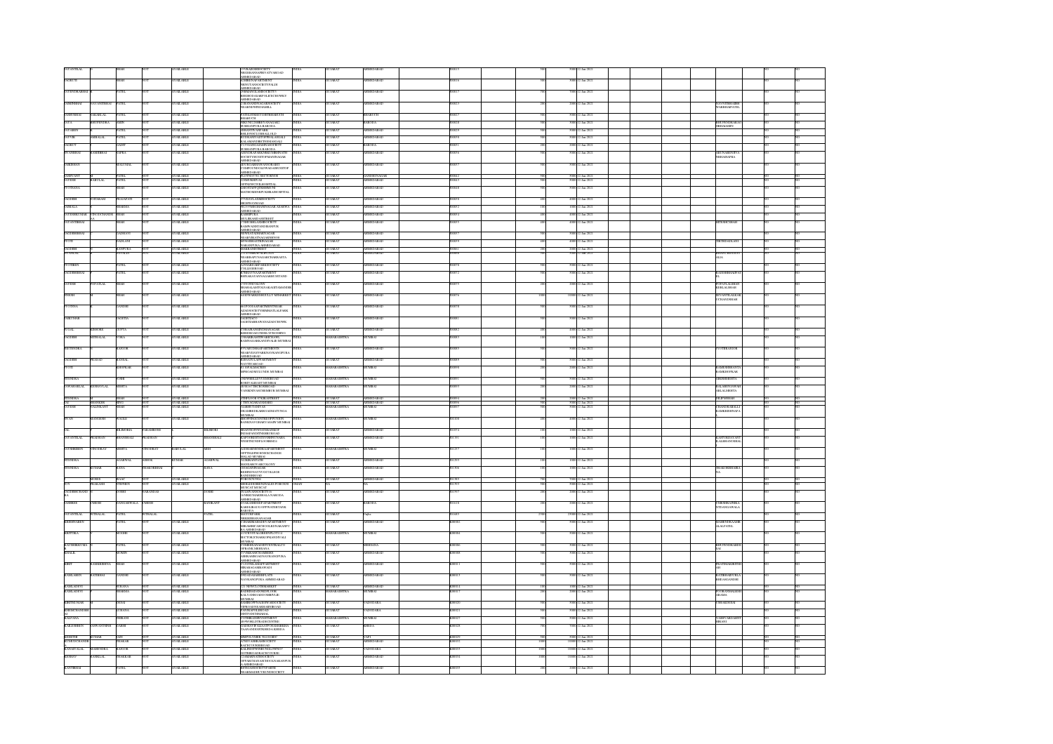| | | | | | | | | | | | | | | | | | |
|---|---|---|---|---|---|---|---|---|---|---|---|---|---|---|---|---|---|
| JAYANTILAL | | SHAH | NOT | AVAILABLE | | 6 VIKASGRIHSOCIETY NRODHAVSHRI STVAROAD AHMEDABAD | INDIA | GUJARAT | AHMEDABAD | | J00819 | 500 | 5000 12-Jan-2021 | | | NO | NO |
| JAGRUTI | | SHAH | NOT | AVAILABLE | | 8 SHREENAPARTMENT NRGOTANSOCIETYPALDI AHMEDABAD | INDIA | GUJARAT | AHMEDABAD | | J00816 | 500 | 5000 12-Jan-2021 | | | NO | NO |
| JAYENDRABHAI | | PATEL | NOT | AVAILABLE | | 29 BHAVNAGARSOCIETY BEHINDSAMRTHLIFECROSS AHMEDABAD | INDIA | GUJARAT | AHMEDABAD | | J00817 | 700 | 7000 12-Jan-2021 | | | NO | NO |
| JAMINIBHAI | JAYANTIBHAI | PATEL | NOT | AVAILABLE | | 9 RUSHAVNAGARSOCIETY NEARNOVINDNAGRIL | INDIA | GUJARAT | AHMEDABAD | | J00813 | 200 | 2000 12-Jan-2021 | | NAYNESHBHAIRE WAKHBAIPATEL | NO | NO |
| JASHUBHAI | NAGARLAL | PATEL | NOT | AVAILABLE | | PATELKHADKISTOREBHARUCH BHARUCH | INDIA | GUJARAT | BHARUCH | | J00827 | 500 | 5000 12-Jan-2021 | | | NO | NO |
| JAYA | BHUPENDRA | JAIN | NOT | AVAILABLE | | MKUNEGDHERYANIAVADI BUSHANPURA BARODA | INDIA | GUJARAT | BARODA | | J00838 | 500 | 5000 12-Jan-2021 | | BHUPENDRAKUM VIBHAJAIN | NO | NO |
| JAYABEN | | PATEL | NOT | AVAILABLE | | SHANTIVANPARK BHELPINSCHISBALALU | INDIA | GUJARAT | AHMEDABAD | | J00839 | 500 | 5000 12-Jan-2021 | | | NO | NO |
| JATVIK | AMBALAL | PATEL | NOT | AVAILABLE | | 8 URMIAPPARTMENTPRALAMPARK KALAMANDIRCINEMAROAD | INDIA | GUJARAT | AHMEDABAD | | J00838 | 500 | 5000 12-Jan-2021 | | | NO | NO |
| JAGRUT | | SHAH | NOT | AVAILABLE | | C 7 NANDANANDANSOCIETY BUSHANPURA BARODA | INDIA | GUJARAT | BARODA | | J00835 | 200 | 2000 12-Jan-2021 | | | NO | NO |
| JIVANBHAI | NAKHIBHAI | TAPKA | NOT | AVAILABLE | | ASHOKRANAMANMAYAMIRPATH SOCIETYSENTVPRASANNAGAR AHMEDABAD | INDIA | GUJARAT | AHMEDABAD | | J00836 | 500 | 5000 12-Jan-2021 | | ARUNABENJIVA NBHAIBAPKA | NO | NO |
| JAKIRHAN | | MALUMAL | NOT | AVAILABLE | | MUSKAANDHANMANDIRAMTI OSMPOUNDGOLWADASENTOP AHMEDABAD | INDIA | GUJARAT | AHMEDABAD | | J00877 | 500 | 5000 12-Jan-2021 | | | NO | NO |
| JASHVANT | | PATEL | NOT | AVAILABLE | | PLOTNO374 SECTOR26 | INDIA | GUJARAT | GANDHI NAGAR | | J00812 | 500 | 5000 12-Jan-2021 | | | NO | NO |
| JAYESH | BABULAL | PATEL | NOT | AVAILABLE | | 12 AMUDHSIVAS OPPNIGWOOLRHOSPITAL | INDIA | GUJARAT | AHMEDABAD | | J00815 | 500 | 5000 12-Jan-2021 | | | NO | NO |
| JYOTSANA | | SHAH | NOT | AVAILABLE | | 3 ROOPAMPQENSHREEMUM MATHOMENKHPADRAHOSPITAL | INDIA | GUJARAT | AHMEDABAD | | J00818 | 500 | 5000 12-Jan-2021 | | | NO | NO |
| JAGDISH | JOITARAM | PRAJAPATI | NOT | AVAILABLE | | 17 VIDAYLAXMISOCIETY HIGHWAYROAD | INDIA | GUJARAT | AHMEDABAD | | J00858 | 400 | 4000 12-Jan-2021 | | | NO | NO |
| JAMIYLA | | SHARMA | NOT | AVAILABLE | | 402 JYOTIRDHANNAGAR AKASHVA AHMEDABAD | INDIA | GUJARAT | AHMEDABAD | | J00852 | 100 | 1000 12-Jan-2021 | | | NO | NO |
| JAYESHKUMAR | VINODCHANDR A | SHAH | NOT | AVAILABLE | | KASHIPURA MULJIBASDASSTREET | INDIA | GUJARAT | AHMEDABAD | | J00854 | 400 | 4000 12-Jan-2021 | | | NO | NO |
| JAYANTIBHAI | | SHAH | NOT | AVAILABLE | | 7 SHUBHLAXMISOCIETY RAMWADIYANDBANPUR AHMEDABAD | INDIA | GUJARAT | AHMEDABAD | | J00859 | 400 | 4000 12-Jan-2021 | | HITESHCSHAH | NO | NO |
| JAGDISHBHAI | | GADHAVI | NOT | AVAILABLE | | 8 SWASTIKPARKNAGAR NEARVIRATNAGARNEWOI | INDIA | GUJARAT | AHMEDABAD | | J00857 | 500 | 5000 12-Jan-2021 | | | NO | NO |
| JYOTI | | DADLANI | NOT | AVAILABLE | | 1 SUDHASTHANAGAR NARANPURA AHMEDABAD | INDIA | GUJARAT | AHMEDABAD | | J00859 | 400 | 4000 12-Jan-2021 | | DIKSHADADLANI | NO | NO |
| JAGDISH | | RANPURA | NOT | AVAILABLE | | HARIHARSOCIETY | INDIA | GUJARAT | AHMEDABAD | | J00861 | 200 | 2000 12-Jan-2021 | | | NO | NO |
| JAGANALAL | | JAYALAL | NOT | AVAILABLE | | 33 SAMBHARAMSOCIETY NEARRAIPURNAGARCHARRASTA AHMEDABAD | INDIA | GUJARAT | AHMEDABAD | | J00866 | 200 | 2000 12-Jan-2021 | | BHANUMATIJAYA ALIA | NO | NO |
| JYOTIBEN | | PATEL | NOT | AVAILABLE | | 32 VARDARPARKSOCIETY COLLEGEROAD | INDIA | GUJARAT | AHMEDABAD | | J00878 | 500 | 5000 12-Jan-2021 | | | NO | NO |
| JAGDISHBHAI | | PATEL | NOT | AVAILABLE | | 6 SHIVNAGARSOCIETY BHNAKATANNAGARBUSSTAND | INDIA | GUJARAT | AHMEDABAD | | J00873 | 500 | 5000 12-Jan-2021 | | RAJESHBHAIPAT EL | NO | NO |
| JAYESH | POPATLAL | SHAH | NOT | AVAILABLE | | 1735 DODIALONI SHAMALASHTOUN SHANTIMANDIR AHMEDABAD | INDIA | GUJARAT | AHMEDABAD | | J00879 | 200 | 2000 12-Jan-2021 | | POPATLALSHAV KERLALSHAH | NO | NO |
| JINESH | | SHAH | NOT | AVAILABLE | | 42 SPWARKESHOLLY SIMARKET | INDIA | GUJARAT | AHMEDABAD | | J00876 | 1000 | 10000 12-Jan-2021 | | BOVANTILALKAK UCHANDSHAH | NO | NO |
| JYOTSNA | | GANDHI | NOT | AVAILABLE | | 80 JYOTIAPARTMENTSNEAR AZADSOCIETYMEHATLALPARK AHMEDABAD | INDIA | GUJARAT | AHMEDABAD | | J00878 | 500 | 5000 12-Jan-2021 | | | NO | NO |
| JAIKUMAR | | JAGHTIA | NOT | AVAILABLE | | JAGHTIA NAGHTIABHAVANAZAOCHOWK | INDIA | GUJARAT | AHMEDABAD | | J00881 | 500 | 5000 12-Jan-2021 | | | NO | NO |
| JUGAL | KISHORE | GUPTA | NOT | AVAILABLE | | 5 SHAHKANDINTHANCHOAK KHEDROADUNDHLYCIVISBNG | INDIA | GUJARAT | AHMEDABAD | | J00882 | 400 | 4000 12-Jan-2021 | | | NO | NO |
| JAGDISH | HIMALAL | VORA | NOT | AVAILABLE | | 3 SHAHRANTIWARKNAGPK KAMINAGARKANDIVALIE MUMBAI | INDIA | MAHARASHTRA | MUMBAI | | J00883 | 100 | 1000 12-Jan-2021 | | | NO | NO |
| JEETENDRA | | KAKOOR | NOT | AVAILABLE | | 47 VARUNIMAPARTMENTS NEARVIJAYPARKNAVRANGPURA AHMEDABAD | INDIA | GUJARAT | AHMEDABAD | | J00885 | 500 | 5000 12-Jan-2021 | | JYOTIBKAKOOR | NO | NO |
| JAGDISH | PRASAD | BANSAL | NOT | AVAILABLE | | 9 BHAGYALAXMIAPARTMENT NAVYRVAROAD | INDIA | GUJARAT | AHMEDABAD | | J00889 | 500 | 5000 12-Jan-2021 | | | NO | NO |
| JYOTI | | BHOPKAR | NOT | AVAILABLE | | 417 SPACEBUSINESS MPROADMULUNDE MUMBAI | INDIA | MAHARASHTRA | MUMBAI | | J00890 | 200 | 2000 12-Jan-2021 | | RAMESHBHANJA RAMBHOPKAR | NO | NO |
| JITENDRA | | JOSHI | NOT | AVAILABLE | | 3 NEWBELLEVUEHIROAD BORIVALIEAST MUMBAI | INDIA | MAHARASHTRA | MUMBAI | | J00891 | 200 | 2000 12-Jan-2021 | | GIRISHMEHTA | NO | NO |
| JAWAHARLAL | KESHAVLAL | MEHTA | NOT | AVAILABLE | | 36 SENSTHIRDROAD VANDENTANCHEMBUR MUMBAI | INDIA | MAHARASHTRA | MUMBAI | | J00893 | 200 | 2000 12-Jan-2021 | | BALABENJAWAH ARLALMEHTA | NO | NO |
| JITENDRA | | SHAH | NOT | AVAILABLE | | 4 TRILOCHANSTREET | INDIA | GUJARAT | AHMEDABAD | | J00894 | 200 | 2000 12-Jan-2021 | | DILIPMSHAH | NO | NO |
| JAL | SHANKER | SING | NOT | AVAILABLE | | CTHYSARLYAKMARG | INDIA | GUJARAT | AHMEDABAD | | J00896 | 500 | 5000 12-Jan-2021 | | | NO | NO |
| JAYESH | VALINKANT | SHAH | NOT | AVAILABLE | | 3 SHREEYASHTAS GRANBREDKARROADSANTUNGA MUMBAI | INDIA | MAHARASHTRA | MUMBAI | | J00897 | 500 | 5000 12-Jan-2021 | | CHANDRABALLI RAMKRISHNAPA | NO | NO |
| JIVAN | MANGESH | WAGLE | NOT | AVAILABLE | | SHOPTRADCENTREOPPVIEEN BANDRAVCHAMBVANARPUMUMBAI | INDIA | MAHARASHTRA | MUMBAI | | J01100 | 400 | 4000 12-Jan-2021 | | | NO | NO |
| JAL | | BILIMORIA | PARAMROJE | | BILIMORIA | BHANTIDFSTESTIARANDOP PROAPANDITHENRI ROAD | INDIA | GUJARAT | AHMEDABAD | | J01074 | 100 | 1000 12-Jan-2021 | | | NO | NO |
| JAYANTILAL | PRADHAN | BHANDRALI | PRADHAN | | BHANDRALI | KAPOORESTATEOPPBHONADA NNSETHCNDFLOORREEL | INDIA | GUJARAT | AHMEDABAD | | J01191 | 100 | 1000 12-Jan-2021 | | KASTURIJAYANT ILALBHANDRIAL | NO | NO |
| JAYSHREBEN | VINODRAY | MEHTA | VINODRAY | BABULAL | MEH | 4 SHARANENDRAAPARTMENT OPPTELEPHONEXCHANGE MALAD MUMBAI | INDIA | MAHARASHTRA | MUMBAI | | J01257 | 100 | 1000 12-Jan-2021 | | | NO | NO |
| JITENDRA | | AGARWAL | ASHOK | KUMAR | AGARWAL | 5 LAXMIPATHY SHANNAKOYARCOLONY | INDIA | GUJARAT | AHMEDABAD | | J01293 | 100 | 1000 12-Jan-2021 | | | NO | NO |
| JITENDRA | KUMAR | RANA | THAKORBHAI | | RANA | 5 DHANDNAGAR BEHINDNAVYUGCOLLEGE RANDERROAD | INDIA | GUJARAT | AHMEDABAD | | J01306 | 100 | 1000 12-Jan-2021 | | THAKORBHAIRA NA | NO | NO |
| | MOHIN | ISAAC | NOT | AVAILABLE | | POBOX76704 | INDIA | NA | NA | | J01383 | 700 | 7000 12-Jan-2021 | | | NO | NO |
| JOY | PRAKASH | STEPHEN | NOT | AVAILABLE | | SHOLLEEMRENTALSE POBOX34 MUSCATMUSCAT | OMAN | NA | NA | | J01393 | 500 | 5000 12-Jan-2021 | | | NO | NO |
| JAGDISHCHAND RA | | DOSHI | NARANDAS | | DOSHI | 20 SHIVSTOPEOFTTT 4 NRKUMARSHALANARODA AHMEDABAD | INDIA | GUJARAT | AHMEDABAD | | J01907 | 200 | 2000 12-Jan-2021 | | | NO | NO |
| JASHREE | UMESH | PANGARWALA | UMESH | | RAVIKANT | 20 AKASHDEEPAPARTMENT KARELIBAUG OPPWATERTANK BARODA | INDIA | GUJARAT | BARODA | | J01610 | 200 | 2000 12-Jan-2021 | | UMESHRAVIKA NTPANGARWALA | NO | NO |
| JAYANTILAL | SUNIALAL | PATEL | SUNIALAL | | PATEL | MAYURPARK NEEKRIHANAVAGAR | INDIA | GUJARAT | Unjha | | J01693 | 2500 | 25000 12-Jan-2021 | | | NO | NO |
| KRISHNABEN | | PATEL | NOT | AVAILABLE | | 2 MAHENDRABHAVAPARTMENT SHRAMBICARCHOGLEDNARANPU RA AHMEDABAD | INDIA | GUJARAT | AHMEDABAD | | K00082 | 500 | 5000 12-Jan-2021 | | MAHENDRAMBH ALALPATEL | NO | NO |
| KRITTIKA | | MOGHE | NOT | AVAILABLE | | 4 URVIVEDAGREENPLOT114 SECTOR23 DHANKOPKANDIVALI MUMBAI | INDIA | MAHARASHTRA | MUMBAI | | K00084 | 500 | 5000 12-Jan-2021 | | | NO | NO |
| KAUSHIKKUMA R | | PATEL | NOT | AVAILABLE | | 9 SHREENAVSHUTOUNRALIYA OPBANK MEHSANA | INDIA | GUJARAT | MEHSANA | | K00086 | 500 | 5000 12-Jan-2021 | | BHUPENDRAKUM AR | NO | NO |
| KHALIL | | MOMIN | NOT | AVAILABLE | | 13 VIKRAMNAGARBEH ABBHAMROADNAVRANGPURA AHMEDABAD | INDIA | GUJARAT | AHMEDABAD | | K00089 | 500 | 5000 12-Jan-2021 | | | NO | NO |
| KIRIT | RAMESHBHAI | SHAH | NOT | AVAILABLE | | 2 JAYNILAMAPPARTMENT NRSARANGSARGWADI AHMEDABAD | INDIA | GUJARAT | AHMEDABAD | | K00011 | 500 | 5000 12-Jan-2021 | | PRATIMAKIRITSH AH | NO | NO |
| KAMLABEN | RATIBHAI | GANDHI | NOT | AVAILABLE | | 8 NEADIAGBHIFLATS NAVRANGPURA AHMEDABAD | INDIA | GUJARAT | AHMEDABAD | | K00013 | 500 | 5000 12-Jan-2021 | | RATIBHAIPURILA BHDASGANDHI | NO | NO |
| KAMLADEVI | | SURANA | NOT | AVAILABLE | | 121 NEWCLOTHMARKET | INDIA | GUJARAT | AHMEDABAD | | K00014 | 100 | 1000 12-Jan-2021 | | | NO | NO |
| KAMLADEVI | | SHARMA | NOT | AVAILABLE | | 86 SHRIADANENDFLATM KALYANROADGOMBIVLIE MUMBAI | INDIA | MAHARASHTRA | MUMBAI | | K00017 | 200 | 2000 12-Jan-2021 | | POORANMALSHR ARAMA | NO | NO |
| KIRITKUMAR | | DESAI | NOT | AVAILABLE | | RAMKRUPNAGDDWARKAOMITY VIDHAGOSVASIMANDIROAD | INDIA | GUJARAT | VADODARA | | K00020 | 200 | 2000 12-Jan-2021 | | USHAKDESAI | NO | NO |
| KHEMCHANDB HAI | | LUHANA | NOT | AVAILABLE | | PANDRAPOLIROAD OPPPANCHMAHAL | INDIA | GUJARAT | VADODARA | | K00021 | 500 | 5000 12-Jan-2021 | | | NO | NO |
| KALPANA | | HIRANI | NOT | AVAILABLE | | 2 JEEVANDENTENTERY ASWORKLDTRADECENTRE | INDIA | MAHARASHTRA | MUMBAI | | K00027 | 500 | 5000 12-Jan-2021 | | YASHVARDANHI RANI | NO | NO |
| KALISHABEN | JASWANTBHAI | DABHI | NOT | AVAILABLE | | DABHIVIPRALIANTPURAMAHEDHA TAANANDOSTKHEDA KHEDA | INDIA | GUJARAT | KHEDA | | K00028 | 700 | 7000 12-Jan-2021 | | | NO | NO |
| KRISTHI | KUMAR | JAIN | NOT | AVAILABLE | | SHIPOLYSHR 7S 11J GIDC | INDIA | GUJARAT | VAPI | | K00029 | 500 | 5000 12-Jan-2021 | | | NO | NO |
| KUSHALCHANDR A | | THAKAR | NOT | AVAILABLE | | 6 SHIVAMBHAMSOCIETY RACECOURSEROAD | INDIA | GUJARAT | AHMEDABAD | | K00032 | 1000 | 10000 12-Jan-2021 | | | NO | NO |
| KANAIYALAL | MAHENDRA | KAKOOR | NOT | AVAILABLE | | KALINDIAPPTRETHKLSPNGS OPPBHAGATBACKCOURSE | INDIA | GUJARAT | VADODARA | | K00033 | 1000 | 10000 12-Jan-2021 | | | NO | NO |
| KESHAV | RAMKLAL | THAKKAR | NOT | AVAILABLE | | 12 AMANSAHISOCIETY OPPARCHANARCHHOGNARANPUR A AHMEDABAD | INDIA | GUJARAT | AHMEDABAD | | K00034 | 1000 | 10000 12-Jan-2021 | | | NO | NO |
| KANTIBHAI | | PATEL | NOT | AVAILABLE | | 30 TEJASSOCIETYPARTII NEARMAHIRVIRUNDSOCIETY | INDIA | GUJARAT | AHMEDABAD | | K00035 | 200 | 2000 12-Jan-2021 | | | NO | NO |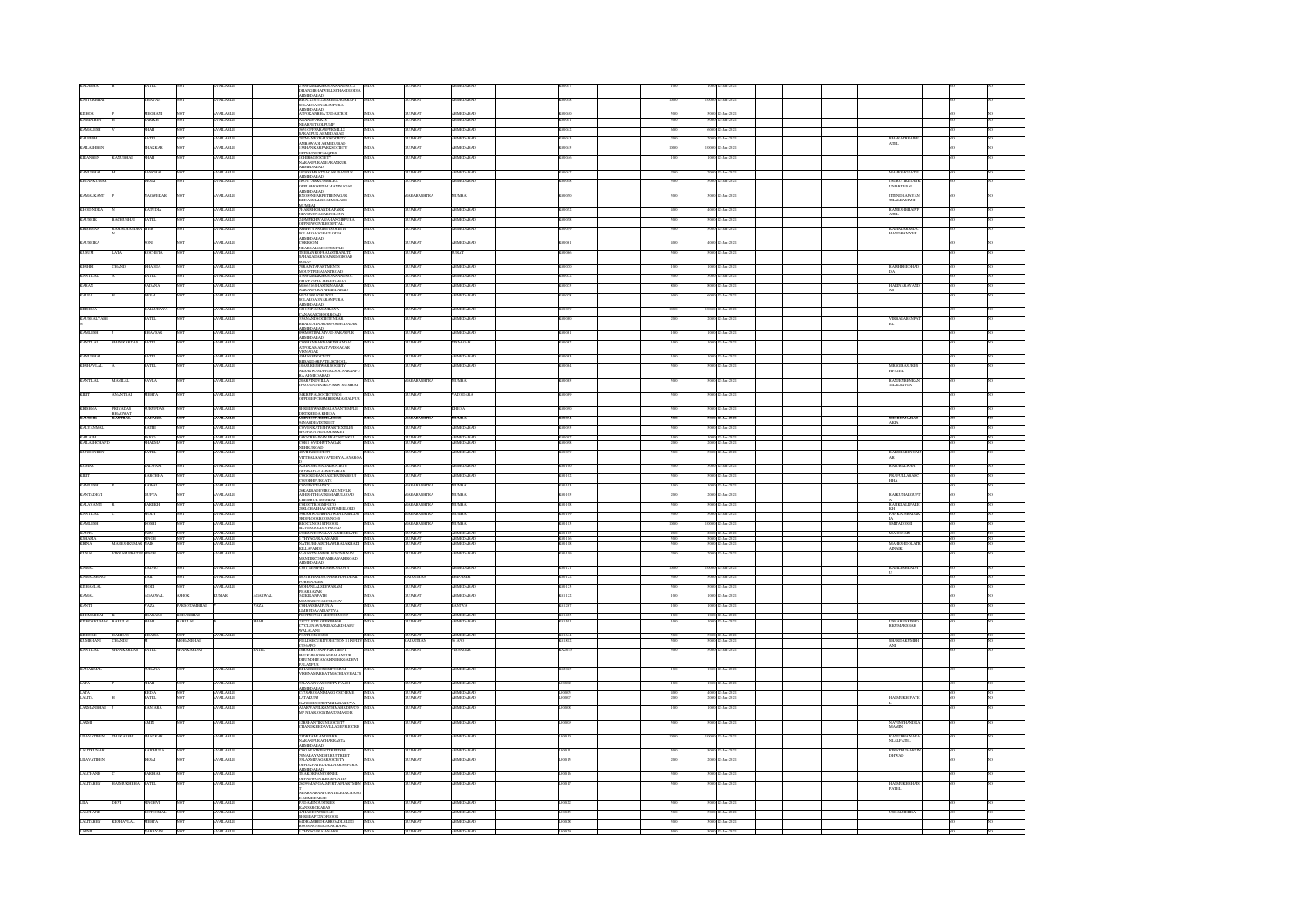| | | | | | | | | | | | | | | | | |
|---|---|---|---|---|---|---|---|---|---|---|---|---|---|---|---|---|
| KALABHAI | | PATEL | NOT | | AVAILABLE | C/O NAVARANG DHANGDHRA AHMEDABAD | INDIA | GUJARAT | AHMEDABAD | | A000097 | | 100 | 1000 | 12-Jan-2021 | |
| KASTURBHAI | | BHAVSAR | NOT | | AVAILABLE | BLOCK NO LAXMI SOLARO NARANPURA AHMEDABAD | INDIA | GUJARAT | AHMEDABAD | | A000098 | | 1000 | 10000 | 12-Jan-2021 | |
| KISHOR | | MEGHANI | NOT | | AVAILABLE | ADVARA STREET | INDIA | GUJARAT | AHMEDABAD | | A000100 | | 500 | 5000 | 12-Jan-2021 | |
| KAMINIBEN | | PARIKH | NOT | | AVAILABLE | ANANDPARK NEAR PETROL PUMP | INDIA | GUJARAT | AHMEDABAD | | A000101 | | 500 | 5000 | 12-Jan-2021 | |
| KAMALESH | | SHAH | NOT | | AVAILABLE | NARANPURA AHMEDABAD | INDIA | GUJARAT | AHMEDABAD | | A000102 | | 600 | 6000 | 12-Jan-2021 | |
| KALPESH | | PATEL | NOT | | AVAILABLE | SWAMINARAYAN SOCIETY AMBAWADI AHMEDABAD | INDIA | GUJARAT | AHMEDABAD | | A000103 | | 200 | 2000 | 12-Jan-2021 | BHARATBHAI PATEL |
| KAILASHBEN | | THAKKAR | NOT | | AVAILABLE | DHANLAXMI SOCIETY | INDIA | GUJARAT | AHMEDABAD | | A000105 | | 1000 | 10000 | 12-Jan-2021 | |
| KIRANBEN | KANUBHAI | SHAH | NOT | | AVAILABLE | NARANPURA AHMEDABAD | INDIA | GUJARAT | AHMEDABAD | | A000106 | | 100 | 1000 | 12-Jan-2021 | |
| KANUBHAI | | PANCHAL | NOT | | AVAILABLE | RANIP AHMEDABAD | INDIA | GUJARAT | AHMEDABAD | | A000107 | | 700 | 7000 | 12-Jan-2021 | MAHENDRA PATEL |
| KETANKUMAR | | DESAI | NOT | | AVAILABLE | NAVRANGPURA AHMEDABAD | INDIA | GUJARAT | AHMEDABAD | | A000108 | | 500 | 5000 | 12-Jan-2021 | JAGRUTI DESAI |
| KAMALKANT | | WADHWKAR | NOT | | AVAILABLE | MUMBAI | INDIA | MAHARASHTRA | MUMBAI | | A000109 | | 500 | 5000 | 12-Jan-2021 | |
| KIRITSINHA | | KATUDIA | NOT | | AVAILABLE | NAVRANGPURA | INDIA | GUJARAT | AHMEDABAD | | A000092 | | 400 | 4000 | 12-Jan-2021 | RAMESHBHAI PATEL |
| KAUSHIK | KACHUBHAI | PATEL | NOT | | AVAILABLE | AHMEDABAD | INDIA | GUJARAT | AHMEDABAD | | A000093 | | 500 | 5000 | 12-Jan-2021 | |
| KIRSHNAN | RAMACHANDRA | IYER | NOT | | AVAILABLE | SOLARO GHATLODIA AHMEDABAD | INDIA | GUJARAT | AHMEDABAD | | A000099 | | 500 | 5000 | 12-Jan-2021 | KAMAL MEHTA |
| KAUSHIKA | | SONI | NOT | | AVAILABLE | AHMEDABAD | INDIA | GUJARAT | AHMEDABAD | | A000061 | | 400 | 4000 | 12-Jan-2021 | |
| KUSUM | LATA | KOCHETA | NOT | | AVAILABLE | SURAT | INDIA | GUJARAT | SURAT | | A000066 | | 500 | 5000 | 12-Jan-2021 | |
| KESHRI | CHAND | BHADDA | NOT | | AVAILABLE | SURAT | INDIA | GUJARAT | AHMEDABAD | | A000070 | | 100 | 1000 | 12-Jan-2021 | RAJSHREE BHAD DA |
| KANTILAL | | PATEL | NOT | | AVAILABLE | AHMEDABAD | INDIA | GUJARAT | AHMEDABAD | | A000072 | | 500 | 5000 | 12-Jan-2021 | |
| KARAN | | PADANIA | NOT | | AVAILABLE | NARANPURA AHMEDABAD | INDIA | GUJARAT | AHMEDABAD | | A000077 | | 800 | 8000 | 12-Jan-2021 | HARINARAYAN |
| KALPA | | DESAI | NOT | | AVAILABLE | SOLARO NARANPURA AHMEDABAD | INDIA | GUJARAT | AHMEDABAD | | A000078 | | 600 | 6000 | 12-Jan-2021 | |
| KRISHNA | | KALLUKAYA | NOT | | AVAILABLE | AHMEDABAD | INDIA | GUJARAT | AHMEDABAD | | A000079 | | 1000 | 10000 | 12-Jan-2021 | |
| KAUSHALYABE | | PATEL | NOT | | AVAILABLE | AHMEDABAD | INDIA | GUJARAT | AHMEDABAD | | A000080 | | 200 | 2000 | 12-Jan-2021 | VISHALABEN PATEL |
| KAMLESH | | BHAVSAR | NOT | | AVAILABLE | NARANPURA AHMEDABAD | INDIA | GUJARAT | AHMEDABAD | | A000081 | | 100 | 1000 | 12-Jan-2021 | |
| KANTILAL | SHANKARDAS | PATEL | NOT | | AVAILABLE | VISNAGAR | INDIA | GUJARAT | VISNAGAR | | A000082 | | 100 | 1000 | 12-Jan-2021 | |
| KANUBHAI | | PATEL | NOT | | AVAILABLE | AHMEDABAD | INDIA | GUJARAT | AHMEDABAD | | A000083 | | 100 | 1000 | 12-Jan-2021 | |
| KESHAVLAL | | PATEL | NOT | | AVAILABLE | NARANPURA AHMEDABAD | INDIA | GUJARAT | AHMEDABAD | | A000084 | | 500 | 5000 | 12-Jan-2021 | HIRESH KANTBH PATEL |
| KANTILAL | MANILAL | SAVLA | NOT | | AVAILABLE | MUMBAI | INDIA | MAHARASHTRA | MUMBAI | | A000085 | | 500 | 5000 | 12-Jan-2021 | KANTIBEN SAVLA |
| KIRIT | JAYANTILAL | MEHTA | NOT | | AVAILABLE | VADODARA | INDIA | GUJARAT | VADODARA | | A000089 | | 500 | 5000 | 12-Jan-2021 | |
| KRISHNA | PRIYADAS BHAGWAT | PURUSHOT | NOT | | AVAILABLE | KHEDA | INDIA | GUJARAT | KHEDA | | A000090 | | 500 | 5000 | 12-Jan-2021 | |
| KAUSHIK | KANTILAL | KADAKIA | NOT | | AVAILABLE | MUMBAI | INDIA | MAHARASHTRA | MUMBAI | | A000092 | | 500 | 5000 | 12-Jan-2021 | SHOBHANA KADAKIA |
| KALYANMAL | | RATHI | NOT | | AVAILABLE | AHMEDABAD | INDIA | GUJARAT | AHMEDABAD | | A000093 | | 500 | 5000 | 12-Jan-2021 | |
| KAILASH | | JAIN | NOT | | AVAILABLE | AHMEDABAD | INDIA | GUJARAT | AHMEDABAD | | A000097 | | 100 | 1000 | 12-Jan-2021 | |
| KAILASHCHAND | | SHARMA | NOT | | AVAILABLE | AHMEDABAD | INDIA | GUJARAT | AHMEDABAD | | A000098 | | 500 | 5000 | 12-Jan-2021 | |
| KUNDANBEN | | PATEL | NOT | | AVAILABLE | AHMEDABAD | INDIA | GUJARAT | AHMEDABAD | | A000099 | | 500 | 5000 | 12-Jan-2021 | RAKESHABEN PATEL |
| KUMAR | | LALWANI | NOT | | AVAILABLE | AHMEDABAD | INDIA | GUJARAT | AHMEDABAD | | A000100 | | 500 | 5000 | 12-Jan-2021 | KAUSALWANI |
| KIRIT | | KARCHHA | NOT | | AVAILABLE | AHMEDABAD | INDIA | GUJARAT | AHMEDABAD | | A000102 | | 500 | 5000 | 12-Jan-2021 | PRAFULLABEN |
| KAMLESH | | RAWAL | NOT | | AVAILABLE | MUMBAI | INDIA | MAHARASHTRA | MUMBAI | | A000103 | | 500 | 5000 | 12-Jan-2021 | |
| KANTADEVI | | GUPTA | NOT | | AVAILABLE | MUMBAI | INDIA | MAHARASHTRA | MUMBAI | | A000105 | | 200 | 2000 | 12-Jan-2021 | RAJKUMAR GUPTA |
| KALAVANTI | | PAREKH | NOT | | AVAILABLE | MUMBAI | INDIA | MAHARASHTRA | MUMBAI | | A000108 | | 500 | 5000 | 12-Jan-2021 | RASIKLAL PAREKH |
| KANTILAL | | MODY | NOT | | AVAILABLE | MUMBAI | INDIA | MAHARASHTRA | MUMBAI | | A000109 | | 500 | 5000 | 12-Jan-2021 | JAYKANT MODY |
| KAMLESH | | JOSHI | NOT | | AVAILABLE | MUMBAI | INDIA | MAHARASHTRA | MUMBAI | | A000113 | | 1000 | 10000 | 12-Jan-2021 | SMITA JOSHI |
| KANTA | | JAIN | NOT | | AVAILABLE | AHMEDABAD | INDIA | GUJARAT | AHMEDABAD | | A000115 | | 200 | 2000 | 12-Jan-2021 | MAHAVEER JAIN |
| KHAMMA | | SINGH | NOT | | AVAILABLE | AHMEDABAD | INDIA | GUJARAT | AHMEDABAD | | A000116 | | 500 | 5000 | 12-Jan-2021 | |
| KIRTA | MAHASHKUMAR | NAIK | NOT | | AVAILABLE | AHMEDABAD | INDIA | GUJARAT | AHMEDABAD | | A000118 | | 500 | 5000 | 12-Jan-2021 | MAHESH NAIK |
| KUNAL | VIKRAM PRATAP | SINGH | NOT | | AVAILABLE | AHMEDABAD | INDIA | GUJARAT | AHMEDABAD | | A000119 | | 200 | 2000 | 12-Jan-2021 | |
| KAMAL | | RADHU | NOT | | AVAILABLE | AHMEDABAD | INDIA | GUJARAT | AHMEDABAD | | A000121 | | 1000 | 10000 | 12-Jan-2021 | KAMLESH RADHU |
| KAMALSINGH | | RAO | NOT | | AVAILABLE | | INDIA | RAJASTHAN | | | A000122 | | 200 | 2000 | 12-Jan-2021 | |
| KESHAVLAL | | MODI | NOT | | AVAILABLE | AHMEDABAD | INDIA | GUJARAT | AHMEDABAD | | A000123 | | 500 | 5000 | 12-Jan-2021 | |
| KAMAL | | AGARWAL | ASHOK | | KUMAR | AGARWAL | INDIA | GUJARAT | AHMEDABAD | | A000125 | | 100 | 1000 | 12-Jan-2021 | |
| KANTI | | VAZA | PARSOTAMBHAI | | VAZA | | INDIA | GUJARAT | KHEDA | | A001267 | | 100 | 1000 | 12-Jan-2021 | |
| KHEMABHAI | | PRAJAPATI | KHEMABHAI | | | | INDIA | GUJARAT | AHMEDABAD | | A001489 | | 100 | 1000 | 12-Jan-2021 | |
| KISHOREKUMAR | BABULAL | SHAH | BABULAL | | SHAH | | INDIA | GUJARAT | AHMEDABAD | | A001983 | | 100 | 1000 | 12-Jan-2021 | USHABEN SHAH |
| KISHORE | HARIDAS | BHATIA | NOT | | AVAILABLE | AHMEDABAD | INDIA | GUJARAT | AHMEDABAD | | A001844 | | 500 | 5000 | 12-Jan-2021 | |
| KUMBHANI | PRADEEP | | MOHANBHAI | | | | INDIA | RAJASTHAN | | | A001852 | | 500 | 5000 | 12-Jan-2021 | BHARATKUMAR |
| KANTILAL | SHANKARDAS | PATEL | SHANKARDAS | | PATEL | | INDIA | GUJARAT | VISNAGAR | | A002023 | | 500 | 5000 | 12-Jan-2021 | |
| KANAKMAL | | PURANA | NOT | | AVAILABLE | AHMEDABAD | INDIA | GUJARAT | AHMEDABAD | | A002423 | | 100 | 1000 | 12-Jan-2021 | |
| LATA | | SHAH | NOT | | AVAILABLE | AHMEDABAD | INDIA | GUJARAT | AHMEDABAD | | L000002 | | 100 | 1000 | 12-Jan-2021 | |
| LATA | | BEDIA | NOT | | AVAILABLE | AHMEDABAD | INDIA | GUJARAT | AHMEDABAD | | L000005 | | 400 | 4000 | 12-Jan-2021 | |
| LALITA | | PATEL | NOT | | AVAILABLE | AHMEDABAD | INDIA | GUJARAT | AHMEDABAD | | L000007 | | 100 | 1000 | 12-Jan-2021 | HASMUKH PATEL |
| LAXMANBHAI | | RANTARA | NOT | | AVAILABLE | AHMEDABAD | INDIA | GUJARAT | AHMEDABAD | | L000008 | | 100 | 1000 | 12-Jan-2021 | |
| LAXMI | | AMIN | NOT | | AVAILABLE | AHMEDABAD | INDIA | GUJARAT | AHMEDABAD | | L000009 | | 500 | 5000 | 12-Jan-2021 | NAVINCHANDRA AMIN |
| LILAVATIBEN | SHANKARBHAI | PATEL | NOT | | AVAILABLE | AHMEDABAD | INDIA | GUJARAT | AHMEDABAD | | L000010 | | 1000 | 10000 | 12-Jan-2021 | KANUBHAI PATEL |
| LALITKUMAR | | RAJPUROHIA | NOT | | AVAILABLE | AHMEDABAD | INDIA | GUJARAT | AHMEDABAD | | L000011 | | 500 | 5000 | 12-Jan-2021 | BIRADHUMAR |
| LILAVATIBEN | | DESAI | NOT | | AVAILABLE | AHMEDABAD | INDIA | GUJARAT | AHMEDABAD | | L000015 | | 200 | 2000 | 12-Jan-2021 | |
| LALCHAND | | PAREKH | NOT | | AVAILABLE | AHMEDABAD | INDIA | GUJARAT | AHMEDABAD | | L000016 | | 500 | 5000 | 12-Jan-2021 | |
| LALITABEN | RAMESHBHAI | PATEL | NOT | | AVAILABLE | AHMEDABAD | INDIA | GUJARAT | AHMEDABAD | | L000017 | | 500 | 5000 | 12-Jan-2021 | RAMESHBHAI PATEL |
| LILA | DEVI | SINGHVI | NOT | | AVAILABLE | AHMEDABAD | INDIA | GUJARAT | AHMEDABAD | | L000022 | | 500 | 5000 | 12-Jan-2021 | |
| LALCHAND | | KOTHARI | NOT | | AVAILABLE | AHMEDABAD | INDIA | GUJARAT | AHMEDABAD | | L000025 | | 500 | 5000 | 12-Jan-2021 | USHA LADHHA |
| LALITABEN | KESHAVLAL | MEHTA | NOT | | AVAILABLE | AHMEDABAD | INDIA | GUJARAT | AHMEDABAD | | L000026 | | 500 | 5000 | 12-Jan-2021 | |
| LAXMI | | NARAYAN | NOT | | AVAILABLE | AHMEDABAD | INDIA | GUJARAT | AHMEDABAD | | L000029 | | 500 | 5000 | 12-Jan-2021 | |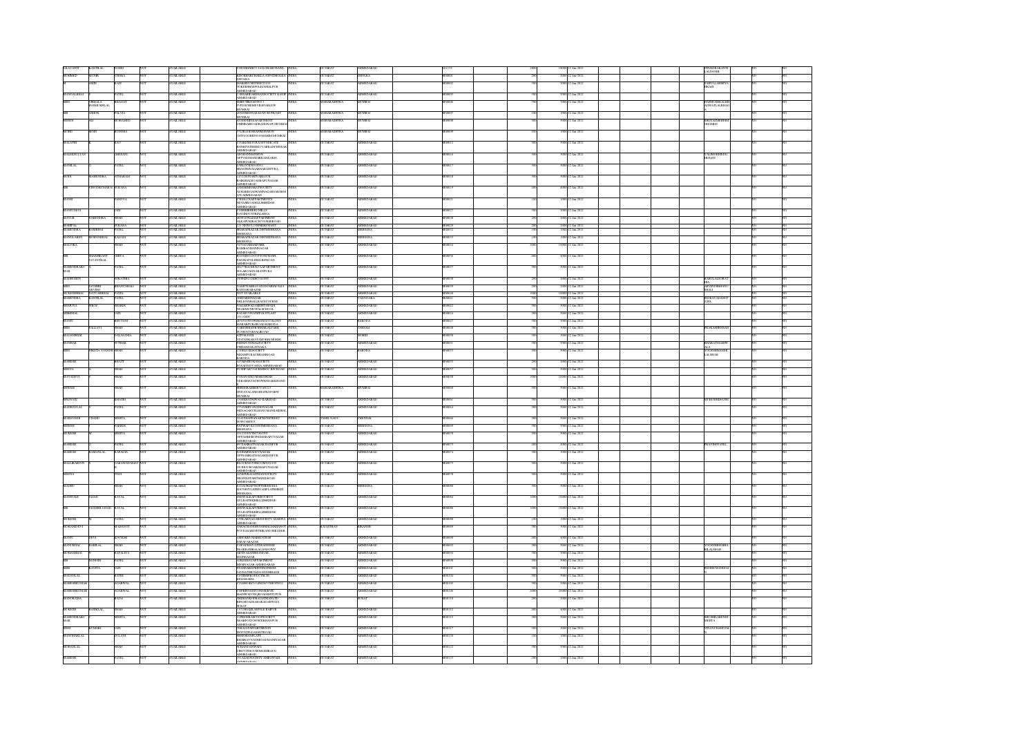| First Name | Middle Name | Last Name | Father/Husband First Name | Father/Husband Last Name | Address | Country | State | District | Folio Number | Shares | Amount | Proposed Date of Transfer | Joint Holder Name | | |
|---|---|---|---|---|---|---|---|---|---|---|---|---|---|---|---|
| LILAVANTI | KANTILAL | DOSHI | NOT | AVAILABLE | 8 SUDHAMITA 3 CLOSE ARCHANGEL | INDIA | GUJARAT | AHMEDABAD | L01159 | 1000 | 10000 | 12-Jan-2021 | JITENDRA KANTILAL DOSHI | NO | NO |
| MUBARAK | ALTAF | VHORA | NOT | AVAILABLE | KHOJKHADI PARAGANVADI DHOLKA DHOLKA | INDIA | GUJARAT | DHOLKA | M00001 | 200 | 2000 | 12-Jan-2021 | | NO | NO |
| M | MOIN | KAZI | NOT | AVAILABLE | MAKHDUM STREET JAMALPUR AHMEDABAD | INDIA | GUJARAT | AHMEDABAD | M00002 | 500 | 5000 | 12-Jan-2021 | | NO | NO |
| MANJULABEN | | PATEL | NOT | AVAILABLE | SHRADDHA HOUSING SOCIETY NARANPURA AHMEDABAD | INDIA | GUJARAT | AHMEDABAD | M00003 | 500 | 5000 | 12-Jan-2021 | | NO | NO |
| MRS | VIRBALA RAMNIKLAL | BHAGAT | NOT | AVAILABLE | SHIVTIRTH VILE PARLE W MUMBAI | INDIA | MAHARASHTRA | MUMBAI | M00006 | 700 | 7000 | 12-Jan-2021 | | NO | NO |
| MR | ASHOK | VALVIA | NOT | AVAILABLE | DADABHAI NAVROJI ROAD MUMBAI | INDIA | MAHARASHTRA | MUMBAI | M00007 | 100 | 1000 | 12-Jan-2021 | | NO | NO |
| MEHDI | ALI | MOHAMED | NOT | AVAILABLE | APARTMENT MUMBAI | INDIA | MAHARASHTRA | MUMBAI | M00008 | 500 | 5000 | 12-Jan-2021 | | NO | NO |
| MOHD | MOIN | RUDDIMA | NOT | AVAILABLE | ROAD MUMBAI | INDIA | MAHARASHTRA | MUMBAI | M00009 | 100 | 1000 | 12-Jan-2021 | | NO | NO |
| MALATHI | | RAO | NOT | AVAILABLE | AHMEDABAD | INDIA | GUJARAT | AHMEDABAD | M00012 | 500 | 5000 | 12-Jan-2021 | | NO | NO |
| MALEKSULTAN | | CHHAKRA | NOT | AVAILABLE | AHMEDABAD | INDIA | GUJARAT | AHMEDABAD | M00016 | 500 | 5000 | 12-Jan-2021 | | NO | NO |
| MANILAL | | PATEL | NOT | AVAILABLE | AHMEDABAD | INDIA | GUJARAT | AHMEDABAD | M00017 | 500 | 5000 | 12-Jan-2021 | | NO | NO |
| MODI | MAHENDRA | SITARAM | NOT | AVAILABLE | AHMEDABAD | INDIA | GUJARAT | AHMEDABAD | M00018 | 500 | 5000 | 12-Jan-2021 | | NO | NO |
| MR | VINODKUMAR H | PURANA | NOT | AVAILABLE | AHMEDABAD | INDIA | GUJARAT | AHMEDABAD | M00019 | 400 | 4000 | 12-Jan-2021 | | NO | NO |
| MANSI | | PANDYA | NOT | AVAILABLE | AHMEDABAD | INDIA | GUJARAT | AHMEDABAD | M00021 | 100 | 1000 | 12-Jan-2021 | | NO | NO |
| MANJUDEVI | | JAIN | NOT | AVAILABLE | AHMEDABAD | INDIA | GUJARAT | AHMEDABAD | M00027 | 500 | 5000 | 12-Jan-2021 | | NO | NO |
| MAYUR | NARENDRA | SHAH | NOT | AVAILABLE | AHMEDABAD | INDIA | GUJARAT | AHMEDABAD | M00028 | 200 | 2000 | 12-Jan-2021 | | NO | NO |
| MADHPAL | | PURANA | NOT | AVAILABLE | AHMEDABAD | INDIA | GUJARAT | AHMEDABAD | M00029 | 500 | 5000 | 12-Jan-2021 | | NO | NO |
| MAHENDRA | RAMESH | PATEL | NOT | AVAILABLE | MEHSANA | INDIA | GUJARAT | MEHSANA | M00032 | 100 | 1000 | 12-Jan-2021 | | NO | NO |
| MANGLABEN | MOHANBHAI | KADAM | NOT | AVAILABLE | MEHSANA | INDIA | GUJARAT | MEHSANA | M00033 | 100 | 1000 | 12-Jan-2021 | | NO | NO |
| MALVIKA | | SHAH | NOT | AVAILABLE | AHMEDABAD | INDIA | GUJARAT | AHMEDABAD | M00034 | 1000 | 10000 | 12-Jan-2021 | | NO | NO |
| MR | SHASHIKANT SATAYILAL | MEHTA | NOT | AVAILABLE | AHMEDABAD | INDIA | GUJARAT | AHMEDABAD | M00036 | 400 | 4000 | 12-Jan-2021 | | NO | NO |
| MAHENDRAKUMAR | | PATEL | NOT | AVAILABLE | AHMEDABAD | INDIA | GUJARAT | AHMEDABAD | M00037 | 500 | 5000 | 12-Jan-2021 | | NO | NO |
| MR | LIMBDIBEN | SORATHIA | NOT | AVAILABLE | AHMEDABAD | INDIA | GUJARAT | AHMEDABAD | M00038 | 400 | 4000 | 12-Jan-2021 | RAHULALKOHAT | NO | NO |
| MRS | JYOTSNA ARVIND | BHANUSHALI | NOT | AVAILABLE | AHMEDABAD | INDIA | GUJARAT | AHMEDABAD | M00039 | 200 | 2000 | 12-Jan-2021 | ARVINDBHANUSHALI | NO | NO |
| MUKESHBHAI | NATVARBHAI | PATEL | NOT | AVAILABLE | AHMEDABAD | INDIA | GUJARAT | AHMEDABAD | M00040 | 1000 | 10000 | 12-Jan-2021 | | NO | NO |
| MAHENDRA | KANTILAL | PATEL | NOT | AVAILABLE | VADNAGAR | INDIA | GUJARAT | VADNAGAR | M00041 | 500 | 5000 | 12-Jan-2021 | INDRAVADAN | NO | NO |
| MEMUNA | YUSUF | SHAIKH | NOT | AVAILABLE | AHMEDABAD | INDIA | GUJARAT | AHMEDABAD | M00042 | 500 | 5000 | 12-Jan-2021 | | NO | NO |
| MISHRILAL | | JAIN | NOT | AVAILABLE | AHMEDABAD | INDIA | GUJARAT | AHMEDABAD | M00044 | 500 | 5000 | 12-Jan-2021 | | NO | NO |
| MANJU | | BHUTANI | NOT | AVAILABLE | BARODA | INDIA | GUJARAT | BARODA | M00047 | 500 | 5000 | 12-Jan-2021 | | NO | NO |
| MRS | PALLAVI | SHAH | NOT | AVAILABLE | PAVAGADH | INDIA | GUJARAT | PAVAGADH | M00048 | 500 | 5000 | 12-Jan-2021 | PRAKASHBHSHAH | NO | NO |
| MAGANBHAI | | GALASANIA | NOT | AVAILABLE | MORBI | INDIA | GUJARAT | MORBI | M00050 | 500 | 5000 | 12-Jan-2021 | | NO | NO |
| MANHAR | | SUTHAR | NOT | AVAILABLE | AHMEDABAD | INDIA | GUJARAT | AHMEDABAD | M00051 | 500 | 5000 | 12-Jan-2021 | BHARATSUTHAR | NO | NO |
| MRS | NIKITA YOGESH | SHAH | NOT | AVAILABLE | BARODA | INDIA | GUJARAT | BARODA | M00053 | 500 | 5000 | 12-Jan-2021 | YOGESHMANIK LALSHAH | NO | NO |
| MAHESH | | BHATT | NOT | AVAILABLE | AHMEDABAD | INDIA | GUJARAT | AHMEDABAD | M00055 | 200 | 2000 | 12-Jan-2021 | | NO | NO |
| MEETA | | SHAH | NOT | AVAILABLE | AHMEDABAD | INDIA | GUJARAT | AHMEDABAD | M00057 | 500 | 5000 | 12-Jan-2021 | | NO | NO |
| MAYADEVI | | SHAH | NOT | AVAILABLE | AHMEDABAD | INDIA | GUJARAT | AHMEDABAD | M00058 | 1000 | 10000 | 12-Jan-2021 | | NO | NO |
| MITESH | | SHAH | NOT | AVAILABLE | MUMBAI | INDIA | MAHARASHTRA | MUMBAI | M00060 | 500 | 5000 | 12-Jan-2021 | | NO | NO |
| MEENAXI | | KHATRI | NOT | AVAILABLE | AHMEDABAD | INDIA | GUJARAT | AHMEDABAD | M00061 | 500 | 5000 | 12-Jan-2021 | MUKESHKHATRI | NO | NO |
| MADHAVLAL | | PATEL | NOT | AVAILABLE | AHMEDABAD | INDIA | GUJARAT | AHMEDABAD | M00064 | 500 | 5000 | 12-Jan-2021 | | NO | NO |
| MAHAVEER | CHAND | MEHTA | NOT | AVAILABLE | CHENNAI | INDIA | TAMIL NADU | CHENNAI | M00066 | 500 | 5000 | 12-Jan-2021 | | NO | NO |
| MITESH | | PAREKH | NOT | AVAILABLE | MEHSANA | INDIA | GUJARAT | MEHSANA | M00069 | 500 | 5000 | 12-Jan-2021 | | NO | NO |
| MUKESH | | MEHTA | NOT | AVAILABLE | AHMEDABAD | INDIA | GUJARAT | AHMEDABAD | M00070 | 500 | 5000 | 12-Jan-2021 | | NO | NO |
| MAHESH | | PATEL | NOT | AVAILABLE | AHMEDABAD | INDIA | GUJARAT | AHMEDABAD | M00073 | 200 | 2000 | 12-Jan-2021 | PRAVINPPATEL | NO | NO |
| MAHESH | RAMANLAL | KAPADIA | NOT | AVAILABLE | AHMEDABAD | INDIA | GUJARAT | AHMEDABAD | M00074 | 500 | 5000 | 12-Jan-2021 | | NO | NO |
| MALLIKARJUN | | GAKANAVARMAT | NOT | AVAILABLE | AHMEDABAD | INDIA | GUJARAT | AHMEDABAD | M00075 | 500 | 5000 | 12-Jan-2021 | | NO | NO |
| MEENA | | JAIN | NOT | AVAILABLE | AHMEDABAD | INDIA | GUJARAT | AHMEDABAD | M00078 | 500 | 5000 | 12-Jan-2021 | | NO | NO |
| MADHU | | SHAH | NOT | AVAILABLE | MEHSANA | INDIA | GUJARAT | MEHSANA | M00080 | 500 | 5000 | 12-Jan-2021 | | NO | NO |
| MANSUKH | JAYANTILAL | RAVAL | NOT | AVAILABLE | AHMEDABAD | INDIA | GUJARAT | AHMEDABAD | M00082 | 1000 | 10000 | 12-Jan-2021 | | NO | NO |
| MR | JAGDISH JAYANT | RAVAL | NOT | AVAILABLE | AHMEDABAD | INDIA | GUJARAT | AHMEDABAD | M00086 | 1000 | 10000 | 12-Jan-2021 | | NO | NO |
| MUKESH | M | PATEL | NOT | AVAILABLE | AHMEDABAD | INDIA | GUJARAT | AHMEDABAD | M00088 | 100 | 1000 | 12-Jan-2021 | | NO | NO |
| MOHANDEVI | | MAHANOT | NOT | AVAILABLE | BIKANER | INDIA | RAJASTHAN | BIKANER | M00089 | 500 | 5000 | 12-Jan-2021 | | NO | NO |
| MANJU | DEVI | KOCHAR | NOT | AVAILABLE | JALAPUR | INDIA | GUJARAT | | M00090 | 400 | 4000 | 12-Jan-2021 | | NO | NO |
| MANUBHAI | HARILAL | SHAH | NOT | AVAILABLE | AHMEDABAD | INDIA | GUJARAT | AHMEDABAD | M00093 | 500 | 5000 | 12-Jan-2021 | YOGESHBHAI HILALSHAH | NO | NO |
| MOHANBHAI | | KAPADIYA | NOT | AVAILABLE | AHMEDABAD | INDIA | GUJARAT | AHMEDABAD | M00094 | 500 | 5000 | 12-Jan-2021 | | NO | NO |
| MR | SURESH | PATEL | NOT | AVAILABLE | AHMEDABAD | INDIA | GUJARAT | AHMEDABAD | M00098 | 500 | 5000 | 12-Jan-2021 | | NO | NO |
| MR | KAVITA | JAIN | NOT | AVAILABLE | AHMEDABAD | INDIA | GUJARAT | AHMEDABAD | M00101 | 500 | 5000 | 12-Jan-2021 | MDSHUBHANDJAI | NO | NO |
| MADANLAL | | RATHI | NOT | AVAILABLE | BELGHARIA | INDIA | GUJARAT | AHMEDABAD | M00104 | 500 | 5000 | 12-Jan-2021 | | NO | NO |
| MAHESHKUMAR | | AGARWAL | NOT | AVAILABLE | AHMEDABAD | INDIA | GUJARAT | AHMEDABAD | M00105 | 500 | 5000 | 12-Jan-2021 | | NO | NO |
| MAHESHKUMAR | | AGARWAL | NOT | AVAILABLE | AHMEDABAD | INDIA | GUJARAT | AHMEDABAD | M00106 | 2000 | 20000 | 12-Jan-2021 | | NO | NO |
| MANORAMA | | RALVI | NOT | AVAILABLE | SURAT | INDIA | GUJARAT | SURAT | M00110 | 200 | 2000 | 12-Jan-2021 | | NO | NO |
| MUKESH | RASIKLAL | SHAH | NOT | AVAILABLE | AHMEDABAD | INDIA | GUJARAT | AHMEDABAD | M00112 | 400 | 4000 | 12-Jan-2021 | | NO | NO |
| MAHESHKUMAR | | MEHTA | NOT | AVAILABLE | AHMEDABAD | INDIA | GUJARAT | AHMEDABAD | M00113 | 500 | 5000 | 12-Jan-2021 | SHUSHILABENMEHTA | NO | NO |
| MEENAKSHI | KUMARI | JAIN | NOT | AVAILABLE | AHMEDABAD | INDIA | GUJARAT | AHMEDABAD | M00117 | 500 | 5000 | 12-Jan-2021 | VINAYCHANDJAIN | NO | NO |
| MANOHARLAL | | GULANI | NOT | AVAILABLE | AHMEDABAD | INDIA | GUJARAT | AHMEDABAD | M00120 | 100 | 1000 | 12-Jan-2021 | | NO | NO |
| MOHANLAL | | SHAH | NOT | AVAILABLE | AHMEDABAD | INDIA | GUJARAT | AHMEDABAD | M00122 | 500 | 5000 | 12-Jan-2021 | | NO | NO |
| MAHESH | | PATEL | NOT | AVAILABLE | AHMEDABAD | INDIA | GUJARAT | AHMEDABAD | M00125 | 200 | 2000 | 12-Jan-2021 | | NO | NO |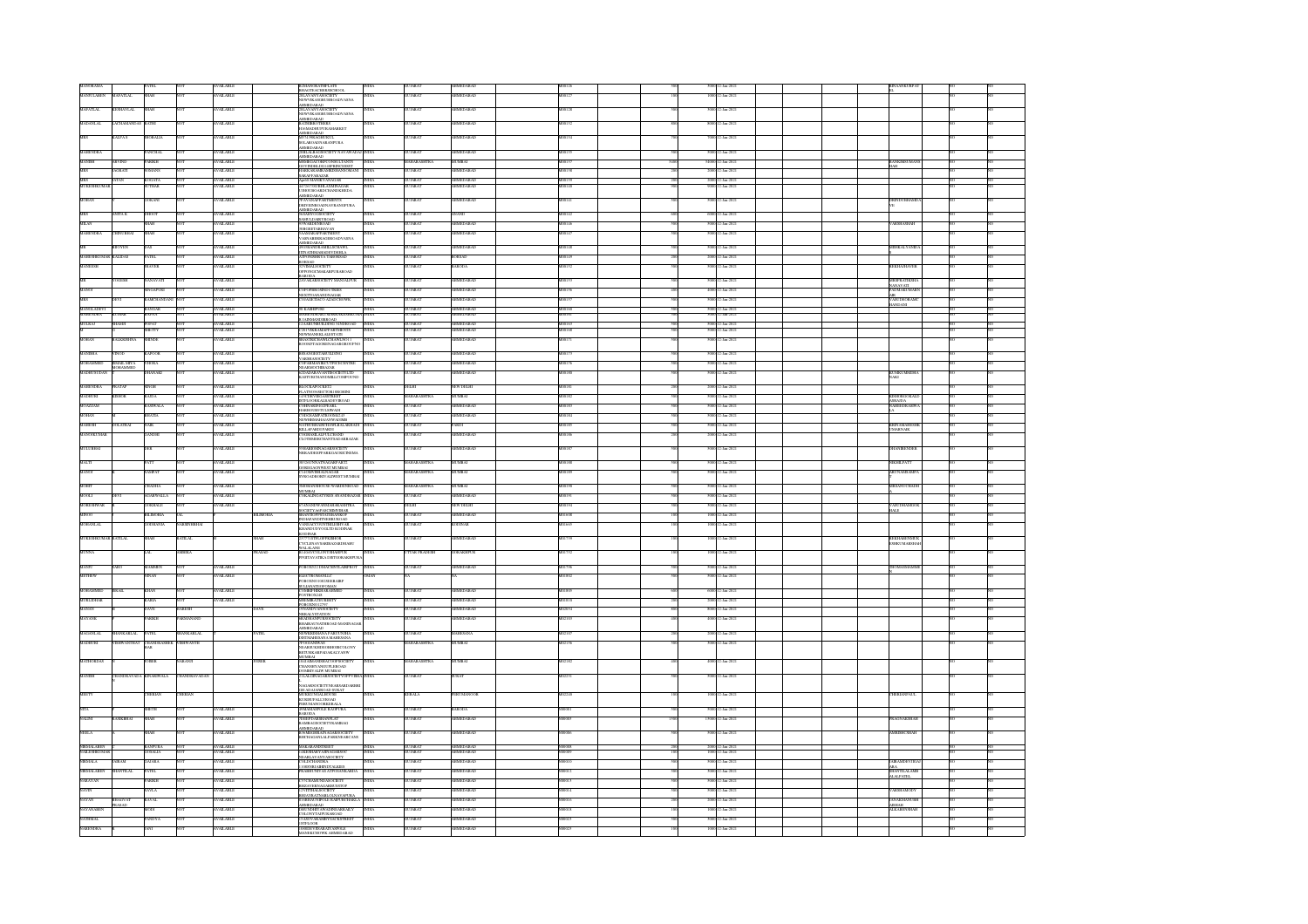| | | | | | | | | | | | | | | | | | | | |
|---|---|---|---|---|---|---|---|---|---|---|---|---|---|---|---|---|---|---|---|
| MANORAMA | | PATEL | NOT | AVAILABLE | | B/2 MANORATH FLATE BHAITTEACHERS SCHOOL | INDIA | GUJARAT | AHMEDABAD | | M00126 | | 500 | 5000 | 12-Jan-2021 | | | | BINA SAVKURPAT EL | NO | NO |
| MANSUKHBHAI | HAMATLAL | SHAH | NOT | AVAILABLE | | 6 SHAVANI SARVSOCIETY NEWVIKASGRUHROADVASNA AHMEDABAD | INDIA | GUJARAT | AHMEDABAD | | M00127 | | 100 | 1000 | 12-Jan-2021 | | | | | NO | NO |
| MAFATLAL | BHOGILAL | SHAH | NOT | AVAILABLE | | 6 SHAVANI SARVSOCIETY NEWVIKASGRUHROADVASNA AHMEDABAD | INDIA | GUJARAT | AHMEDABAD | | M00128 | | 500 | 5000 | 12-Jan-2021 | | | | | NO | NO |
| MADANLAL | LACHAMANDAS | SATHI | NOT | AVAILABLE | | 8 ASHIRKUNJSHRI SHAHAIJIMOTIMARKET AHMEDABAD | INDIA | GUJARAT | AHMEDABAD | | M00132 | | 100 | 1000 | 12-Jan-2021 | | | | | NO | NO |
| MRS | KALPAN | BHOBALIA | NOT | AVAILABLE | | 4571 PROADHOSCIL SOLARHANSNARANPURA AHMEDABAD | INDIA | GUJARAT | AHMEDABAD | | M00134 | | 500 | 5000 | 12-Jan-2021 | | | | | NO | NO |
| MAHENDRA | | PANCHAL | NOT | AVAILABLE | | 3 SHALIBAGHSOCIETY NAVAWADAJ AHMEDABAD | INDIA | GUJARAT | AHMEDABAD | | M00135 | | 500 | 5000 | 12-Jan-2021 | | | | | NO | NO |
| MANISH | ARVIND | PARIKH | NOT | AVAILABLE | | ANMIMADARSHFLOORLEVANTE 10 STDINDELIGOSFIRINGSEST | INDIA | MAHARASHTRA | MUMBAI | | M00137 | | 3400 | 34000 | 12-Jan-2021 | | | | KANKSHMINAMS HAH | NO | NO |
| MRS | ANGRATI | BOHANE | NOT | AVAILABLE | | D/HNDUSGRAMNOPRAFAVIAGGRAD BARAIYA BAZAR | INDIA | GUJARAT | AHMEDABAD | | M00138 | | 100 | 1000 | 12-Jan-2021 | | | | | NO | NO |
| MRS | JAYAN | ACHANTA | NOT | AVAILABLE | | Agrd3 MANEKYANAGAR | INDIA | GUJARAT | AHMEDABAD | | M00139 | | 200 | 2000 | 12-Jan-2021 | | | | | NO | NO |
| MUKESHKUMAR | | SUTHAR | NOT | AVAILABLE | | 51/1077 SUBHLAXMINAGAR URBHURGANDHI MANDIRROA AHMEDABAD | INDIA | GUJARAT | AHMEDABAD | | M00140 | | 500 | 5000 | 12-Jan-2021 | | | | | NO | NO |
| MOHAN | | GOKANI | NOT | AVAILABLE | | 3 PAVANAPARTMENTS DEEPSIMRINAINAVRANRPURA AHMEDABAD | INDIA | GUJARAT | AHMEDABAD | | M00141 | | 500 | 5000 | 12-Jan-2021 | | | | SHREYOSHAMBA VE | NO | NO |
| MRS | ANITA B | DHOOT | NOT | AVAILABLE | | 9 NAGHVAS SOCIETY NANSALSARFO ROAD | INDIA | GUJARAT | ANAND | | M00142 | | 600 | 6000 | 12-Jan-2021 | | | | | NO | NO |
| NILAN | | SHAH | NOT | AVAILABLE | | 9 SWARDESHROAD NORSKEPARIMAVAS | INDIA | GUJARAT | AHMEDABAD | | M00146 | | 500 | 5000 | 12-Jan-2021 | | | | VARSHASHAH | NO | NO |
| MAHENDRA | CHINUBHAI | SHAH | NOT | AVAILABLE | | 3 AASHAKAPPARTMENT VASNABERKHERIROADVASNA AHMEDABAD | INDIA | GUJARAT | AHMEDABAD | | M00127 | | 500 | 5000 | 12-Jan-2021 | | | | | NO | NO |
| MR | BHOVEN | DAS | NOT | AVAILABLE | | 9 NOHARSHAMILLSCHAWL STEATHMASADOVIDERLA | INDIA | GUJARAT | AHMEDABAD | | M00148 | | 500 | 5000 | 12-Jan-2021 | | | | MISNKALYANIBA | NO | NO |
| MAHESHKUMAR | KALIDAS | PATEL | NOT | AVAILABLE | | 6 SHANANDHAVA TAKESROAD NORSKEPARIMAVAS | INDIA | GUJARAT | KHEDA | | M00149 | | 200 | 2000 | 12-Jan-2021 | | | | | NO | NO |
| MANESHI | | BHAVER | NOT | AVAILABLE | | 32 VISHALSOCIETY OPPSTUCMAKARPURAROAD BARODA | INDIA | GUJARAT | BARODA | | M00152 | | 500 | 5000 | 12-Jan-2021 | | | | REKHABHAVER | NO | NO |
| MR | YOGESH | NANAVATI | NOT | AVAILABLE | | 2 NAVAKARSOCIETY MANALPUR | INDIA | GUJARAT | AHMEDABAD | | M00153 | | 500 | 5000 | 12-Jan-2021 | | | | SHOBHA YOGESH NANAVATI | NO | NO |
| MANOJ | | BHOJAPURI | NOT | AVAILABLE | | C/OFOPERSCOMMITTEES NEXTTOANANDNAGAR | INDIA | GUJARAT | AHMEDABAD | | M00156 | | 100 | 1000 | 12-Jan-2021 | | | | PADMABKUMARN AIR | NO | NO |
| MRS | DEVI | RAMCHANDANI | NOT | AVAILABLE | | C/ONATHURHCI AZADCROWN | INDIA | GUJARAT | AHMEDABAD | | M00157 | | 500 | 5000 | 12-Jan-2021 | | | | VASUDEORAMC HANDANI | NO | NO |
| MANGLADEVI | | KANVAR | NOT | AVAILABLE | | 30 KAMBIPURI | INDIA | GUJARAT | AHMEDABAD | | M00160 | | 500 | 5000 | 12-Jan-2021 | | | | | NO | NO |
| MAHENDRA | KUMAR | JADAV | NOT | AVAILABLE | | SHRIKRISHNAKUNJBMANGRAAHSCHARIA | INDIA | GUJARAT | AHMEDABAD | | M00161 | | 500 | 5000 | 12-Jan-2021 | | | | | NO | NO |
| MULKRAJ | BHARMI | PHULT | NOT | AVAILABLE | | B JAINSHANDIBROAD C-2 GIRDHNAR ANDCTDEROAD | INDIA | GUJARAT | AHMEDABAD | | M00163 | | 500 | 5000 | 12-Jan-2021 | | | | | NO | NO |
| MR | | BHUTY | NOT | AVAILABLE | | C/2ATVAHAAPARTMENTS NEWNAGROLALGOTADI | INDIA | GUJARAT | AHMEDABAD | | M00168 | | 500 | 5000 | 12-Jan-2021 | | | | | NO | NO |
| MOHAN | RALKRISHNA | SHINDE | NOT | AVAILABLE | | SHANDRICHAWL OLD NO1/211 ROHMITAGGHENAGARGROUPNO | INDIA | GUJARAT | AHMEDABAD | | M00175 | | 500 | 5000 | 12-Jan-2021 | | | | | NO | NO |
| MAHESHKUMAR | VINOD | KAPOOR | NOT | AVAILABLE | | SHRANKBHAKSHARAHIMB VARSHASOCIETY | INDIA | GUJARAT | AHMEDABAD | | M00173 | | 500 | 5000 | 12-Jan-2021 | | | | | NO | NO |
| MOHAMMED | SHAMLMIYA MOHAMMED | VHORA | NOT | AVAILABLE | | C/OP ARMANEKUTPSTUCISTRIC NEARMOTIBRAZAR | INDIA | GUJARAT | AHMEDABAD | | M00176 | | 500 | 5000 | 12-Jan-2021 | | | | | NO | NO |
| MADHUSUDAN | | BHANSALI | NOT | AVAILABLE | | 21 JAYSHANTAVIHARCSCHPTUDS KASTURCHANDMILLCHSPOUND | INDIA | GUJARAT | AHMEDABAD | | M00180 | | 500 | 5000 | 12-Jan-2021 | | | | KUMKUMBHISHA NALI | NO | NO |
| MAHENDRA | PRATAP | SINGH | NOT | AVAILABLE | | BLOCK AS POCKET-2 FLATNO8 SECTOR13ROHINI | INDIA | DELHI | NEW DELHI | | M00182 | | 200 | 2000 | 12-Jan-2021 | | | | | NO | NO |
| MADHURI | KISHOR | KADIA | NOT | AVAILABLE | | C/3 TATAHOUSSALSTREET HYPLGOREGRADERBROAD | INDIA | MAHARASHTRA | MUMBAI | | M00182 | | 500 | 5000 | 12-Jan-2021 | | | | KISHORGOKALD ASKADIA | NO | NO |
| MOAZZAM | | KADIWALA | NOT | AVAILABLE | | C/OINVAIDEO ZEHGRIL HAKEFIGEOTCLIPWADI | INDIA | GUJARAT | AHMEDABAD | | M00183 | | 500 | 5000 | 12-Jan-2021 | | | | SAEEDEDKADIWA LA | NO | NO |
| MOHAN | | BHATIA | NOT | AVAILABLE | | C/ORTHARKMANSITKRISAPT NEWBRIDAMIANANWAGIMB | INDIA | GUJARAT | AHMEDABAD | | M00184 | | 500 | 5000 | 12-Jan-2021 | | | | | NO | NO |
| MAHESH | GOLATRAI | NAIK | NOT | AVAILABLE | | NATHUBHAISCHAWLKILLARSADE BILLAPARDIPARDI | INDIA | GUJARAT | PARDI | | M00185 | | 500 | 5000 | 12-Jan-2021 | | | | KRISNAMAHESHK UMARNAIK | NO | NO |
| MANOJKUMAR | | GANDHI | NOT | AVAILABLE | | C/OSHINDLAEPTACIPBANK CLOTHMERCHANTNAGARSAGAR | INDIA | GUJARAT | AHMEDABAD | | M00186 | | 200 | 2000 | 12-Jan-2021 | | | | | NO | NO |
| MUKUNBHAI | | DER | NOT | AVAILABLE | | 9 SHARSHSINAGARSOCIETY NRRADHEEPPARKDANCMCINEMA | INDIA | GUJARAT | AHMEDABAD | | M00187 | | 500 | 5000 | 12-Jan-2021 | | | | DHANIBENDER | NO | NO |
| MALTI | | PATY | NOT | AVAILABLE | | 98 GHATNNATNAGARPARKTL GORBOLAGNIWAT MUMBAI | INDIA | MAHARASHTRA | MUMBAI | | M00188 | | 500 | 5000 | 12-Jan-2021 | | | | NIKHILPATY | NO | NO |
| MANOJ | | SAMPAT | NOT | AVAILABLE | | C/2 ZMVIRKALNAGAR SVROADBORIVALIWEST MUMBAI | INDIA | MAHARASHTRA | MUMBAI | | M00189 | | 500 | 5000 | 12-Jan-2021 | | | | ARUNASAMPATA | NO | NO |
| MOHIT | | CHADHA | NOT | AVAILABLE | | 1 SHRIANDHOUSE WARDENROAD MUMBAI | INDIA | MAHARASHTRA | MUMBAI | | M00190 | | 500 | 5000 | 12-Jan-2021 | | | | HIRNAYCHADH | NO | NO |
| MANOLI | DEVI | AGARWALLA | NOT | AVAILABLE | | C/OKALENDATYRES ANANDBAZAR | INDIA | GUJARAT | AHMEDABAD | | M00191 | | 500 | 5000 | 12-Jan-2021 | | | | | NO | NO |
| MURKISHWAR | | GOKHALE | NOT | AVAILABLE | | 9 ANANDVANSAIDLIKASHTRA SOCIETY ACPAPCHIMVIHAR | INDIA | DELHI | NEW DELHI | | M00192 | | 500 | 5000 | 12-Jan-2021 | | | | VASUDHANEOK HALE | NO | NO |
| MINOO | | BILIMORIA | LAL | NOT | BILIMORIA | BHAVESPPEOLISSANMOP PESHPANDITNISHROAD | INDIA | GUJARAT | AHMEDABAD | | M00608 | | 100 | 1000 | 12-Jan-2021 | | | | | NO | NO |
| MOHANLAL | | GODHANIA | NARSHIBHAI | | | C/ONSATNIVASTELLHEVSE KHANDUNYOGIUTI KODINAR KODINAR | INDIA | GUJARAT | KODINAR | | M00669 | | 100 | 1000 | 12-Jan-2021 | | | | | NO | NO |
| MUKESHKUMAR | KATILAL | SHAH | KATILAL | | SHAH | 2777/1 STROOFPRABHOR CYCLINANSARBHAZARDHARU WALALANE | INDIA | GUJARAT | AHMEDABAD | | M01739 | | 100 | 1000 | 12-Jan-2021 | | | | REKHAMUKESH KSHKUMARSHAH | NO | NO |
| MUNNA | | LAL | AMBIKA | | PRASAD | B-1/204 VIRANNISHAHPUR HNATHAVATIKA GHTGORAKHPUR | INDIA | UTTAR PRADESH | GORAKHPUR | | M01752 | | 100 | 1000 | 12-Jan-2021 | | | | | NO | NO |
| MANJU | SARO | MAMMEN | NOT | AVAILABLE | | POBOX5121 DHAUMNCLABFROT | INDIA | GUJARAT | AHMEDABAD | | M01796 | | 500 | 5000 | 12-Jan-2021 | | | | MOMMASMAMMP | NO | NO |
| MATHEW | | SINAN | NOT | AVAILABLE | | ELECTROMEHILA POBOX59510 DUBIAIRF BUGGANDIPODUMMS | OMAN | NA | NA | | M00802 | | 500 | 5000 | 12-Jan-2021 | | | | | NO | NO |
| MOHAMMED | SHAKIL | KHAN | NOT | AVAILABLE | | C/ODHFERDIGIDIGEWNIDI POSTBOX5235 | INDIA | GUJARAT | AHMEDABAD | | M00809 | | 600 | 6000 | 12-Jan-2021 | | | | | NO | NO |
| MURLIDHAR | | KABIA | NOT | AVAILABLE | | MISSHIRKATISURIETY POBOX50117757 | INDIA | GUJARAT | AHMEDABAD | | M00818 | | 100 | 1000 | 12-Jan-2021 | | | | | NO | NO |
| MANAN | | DAVE | HARESH | | DAVE | 2 NANDANVANSOCIETY NRRAILSTATION | INDIA | GUJARAT | AHMEDABAD | | M02054 | | 800 | 8000 | 12-Jan-2021 | | | | | NO | NO |
| MAYANK | | PARIKH | VARDHANAND | | | 4 RADHIANDPARKSOCIETY BHARKAVNATHROAD MANINAGAR AHMEDABAD | INDIA | GUJARAT | AHMEDABAD | | M02103 | | 400 | 4000 | 12-Jan-2021 | | | | | NO | NO |
| MAGANLAL | SHANKARLAL | PATEL | SHANKARLAL | | PATEL | NEWKRISHNAPARLVOHRA DISTMAHESANA MAHESANA | INDIA | GUJARAT | MAHESANA | | M02105 | | 200 | 2000 | 12-Jan-2021 | | | | | NO | NO |
| MADHURI | CHHEWANTRAI | CHANDRASHEK HAR | CHHEWANTH | | | 9 PATEANDPASS NEARHUSEIDSHIREIRCOLONY RRTUMKARPAGAKALYAPW MUMBAI | INDIA | MAHARASHTRA | MUMBAI | | M02156 | | 500 | 5000 | 12-Jan-2021 | | | | | NO | NO |
| MATHOKDAS | | SOBER | NARANJI | | SAMEJI | 16 GARAGEMHACOOPSOCIETY CHANDIVANIOUPLEROAD GONJIEVAAPW MUMBAI | INDIA | MAHARASHTRA | MUMBAI | | M02162 | | 400 | 4000 | 12-Jan-2021 | | | | | NO | NO |
| MANISH | CHANDRAVADAN | KINARIWALA | CHANDRAVADAN | | | 2 TALDIPRAGSHAUSOCIETY OPP PSHIA NAGAR / 3010 / 81 NEAR HAREV RES NAGER SURAT | INDIA | GUJARAT | SURAT | | M02251 | | 500 | 5000 | 12-Jan-2021 | | | | | NO | NO |
| MEETY | | CHERIAN | CHERIAN | | | MURIKUNNELHOUSE KUNJRIPALLYROAD PERUMANOORKERALA | INDIA | KERALA | PERUMANOOR | | M02248 | | 100 | 1000 | 12-Jan-2021 | | | | CHERIANPAUL | NO | NO |
| NITA | | SHETH | NOT | AVAILABLE | | 19 MAHASHWILE RAOPURA BARODA | INDIA | GUJARAT | BARODA | | N00001 | | 500 | 5000 | 12-Jan-2021 | | | | | NO | NO |
| NALINI | RAMESBHAI | SHAH | NOT | AVAILABLE | | 6 DEEPANJHSHAHFLAT RAMBAGSOCIETYKAMBIAGI AHMEDABAD | INDIA | GUJARAT | AHMEDABAD | | N00003 | | 1300 | 13000 | 12-Jan-2021 | | | | PRAGNAGRSHAH | NO | NO |
| NEELA | | SHAH | NOT | AVAILABLE | | B/19 MEGHRAJNAGARSOCIETY RINTHAGAVLALPASNANEARCANE | INDIA | GUJARAT | AHMEDABAD | | N00006 | | 500 | 5000 | 12-Jan-2021 | | | | AMBISHCSHAH | NO | NO |
| NIRMALABEN | | RANPURA | NOT | AVAILABLE | | NOBAGRANDHSITEET | INDIA | GUJARAT | AHMEDABAD | | N00008 | | 200 | 2000 | 12-Jan-2021 | | | | | NO | NO |
| NARESHKUMAR | | SHAHA | NOT | AVAILABLE | | C/OSHHAHULAKHANAGROIC PHARLAYANVANSOCIETY | INDIA | GUJARAT | AHMEDABAD | | N00009 | | 100 | 1000 | 12-Jan-2021 | | | | | NO | NO |
| NIRMALA | VAIRAM | GADARA | NOT | AVAILABLE | | C/OGUPHANDINA 1160NNDAHINDTALKIES | INDIA | GUJARAT | AHMEDABAD | | N00010 | | 500 | 5000 | 12-Jan-2021 | | | | VAIRAMDEVIDAT ARA | NO | NO |
| NIRMALABEN | SHANTILAL | PATEL | NOT | AVAILABLE | | PRABHUNETAS ATPOSANKARDA | INDIA | GUJARAT | AHMEDABAD | | N00012 | | 500 | 5000 | 12-Jan-2021 | | | | SHANTILALABH ALALPATEL | NO | NO |
| NARAYAN | | PARIKH | NOT | AVAILABLE | | 8 VCRADHUNDSOCIETY BHAVSUDNAGARBUSSTOP | INDIA | GUJARAT | AHMEDABAD | | N00013 | | 500 | 5000 | 12-Jan-2021 | | | | | NO | NO |
| NAVIN | | AVILA | NOT | AVAILABLE | | C/TIRTHASOCIETY BHAVSPATNAGRJAGNAVAPURA | INDIA | GUJARAT | AHMEDABAD | | N00014 | | 500 | 5000 | 12-Jan-2021 | | | | VAMSHANIDEV | NO | NO |
| NAYAN | BHAGWAT PRASAD | RAVAL | NOT | AVAILABLE | | 9 SHIDAVVIPOLE RAIPURCHAKLA AHMEDABAD | INDIA | GUJARAT | AHMEDABAD | | N00016 | | 200 | 2000 | 12-Jan-2021 | | | | NAYANBHANUSHI ABRHAH | NO | NO |
| NAVANABEN | | MODI | NOT | AVAILABLE | | 10 DUNDHTJAWADHNAGRRAILY COLONYTAIPURAROAD | INDIA | GUJARAT | AHMEDABAD | | N00018 | | 500 | 5000 | 12-Jan-2021 | | | | ALKABENSHAH | NO | NO |
| NATHMAL | | PANDYA | NOT | AVAILABLE | | 2 5 ADVAMAHIDYNACKETREET OFFICOOK | INDIA | GUJARAT | AHMEDABAD | | N00023 | | 100 | 1000 | 12-Jan-2021 | | | | | NO | NO |
| NARENDRA | | JANI | NOT | AVAILABLE | | 1/2 SHREYBHAGAVASPOLE MANEKCHOWK AHMEDABAD | INDIA | GUJARAT | AHMEDABAD | | N00025 | | 100 | 1000 | 12-Jan-2021 | | | | | NO | NO |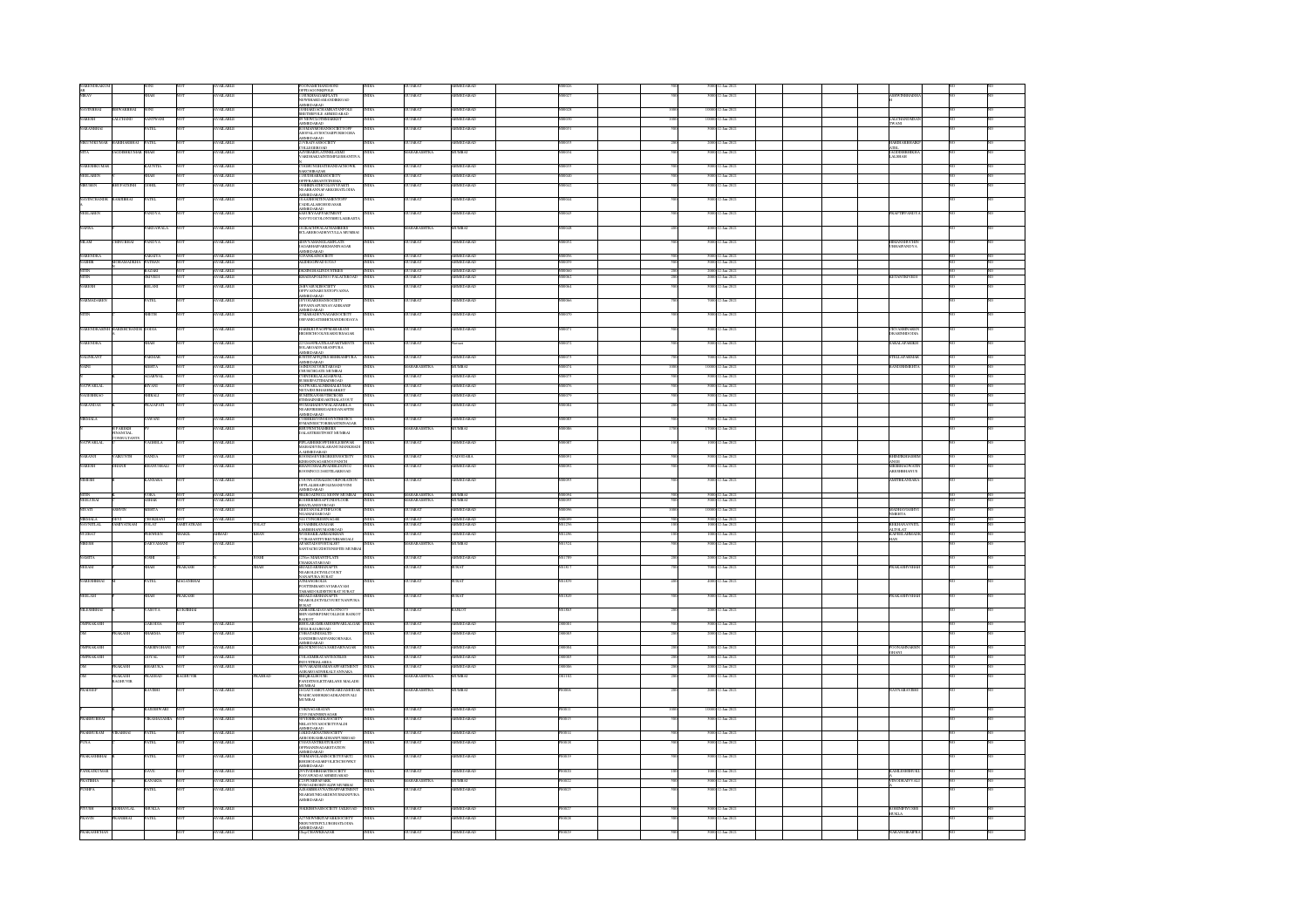| First Name | Middle Name | Last Name | Father/Husband First Name | Father/Husband Middle Name | Father/Husband Last Name | Country | State | District | Proposed Date of Transfer | Joint Holder Name |
|---|---|---|---|---|---|---|---|---|---|---|
| NARENDRAKUM AR | | SONI | NOT | | AVAILABLE | INDIA | GUJARAT | AHMEDABAD | 12-Jan-2021 | |
| PRAV | | SHAH | NOT | | AVAILABLE | INDIA | GUJARAT | AHMEDABAD | 12-Jan-2021 | |
| NAVINBHAI | SHIVABHAI | SONI | NOT | | AVAILABLE | INDIA | GUJARAT | AHMEDABAD | 12-Jan-2021 | |
| NARESH | LALCHAND | SANTWANI | NOT | | AVAILABLE | INDIA | GUJARAT | AHMEDABAD | 12-Jan-2021 | |
| NARANBHAI | | PATEL | NOT | | AVAILABLE | INDIA | GUJARAT | AHMEDABAD | 12-Jan-2021 | |
| PRAVINKUMAR | NARSHIBHAI | PATEL | NOT | | AVAILABLE | INDIA | GUJARAT | AHMEDABAD | 12-Jan-2021 | |
| NITA | JAGDISHKUMAR | SHAH | NOT | | AVAILABLE | INDIA | MAHARASHTRA | MUMBAI | 12-Jan-2021 | |
| NARESHKUMAR | | KAUSHIA | NOT | | AVAILABLE | INDIA | GUJARAT | AHMEDABAD | 12-Jan-2021 | |
| NEELABEN | | SHAH | NOT | | AVAILABLE | INDIA | GUJARAT | AHMEDABAD | 12-Jan-2021 | |
| NIRUBEN | BHUPATSINH | GOHIL | NOT | | AVAILABLE | INDIA | GUJARAT | AHMEDABAD | 12-Jan-2021 | |
| NAVANCHANDRA | RAMJIBHAI | PATEL | NOT | | AVAILABLE | INDIA | GUJARAT | AHMEDABAD | 12-Jan-2021 | |
| NEELABEN | | PANDYA | NOT | | AVAILABLE | INDIA | GUJARAT | AHMEDABAD | 12-Jan-2021 | |
| NAFISA | | PARDIWALA | NOT | | AVAILABLE | INDIA | MAHARASHTRA | MUMBAI | 12-Jan-2021 | |
| NILAM | CHINUBHAI | PANDYA | NOT | | AVAILABLE | INDIA | GUJARAT | AHMEDABAD | 12-Jan-2021 | |
| NARENDRA | | SARAIYA | NOT | | AVAILABLE | INDIA | GUJARAT | AHMEDABAD | 12-Jan-2021 | |
| NASEER | MOHAMMEDIYA | PATHAN | NOT | | AVAILABLE | INDIA | GUJARAT | AHMEDABAD | 12-Jan-2021 | |
| NITIN | | TRIVEDI | NOT | | AVAILABLE | INDIA | GUJARAT | AHMEDABAD | 12-Jan-2021 | |
| NARESH | | BELANI | NOT | | AVAILABLE | INDIA | GUJARAT | AHMEDABAD | 12-Jan-2021 | |
| NARMADABEN | | PATEL | NOT | | AVAILABLE | INDIA | GUJARAT | AHMEDABAD | 12-Jan-2021 | |
| NITIN | | SHETH | NOT | | AVAILABLE | INDIA | GUJARAT | AHMEDABAD | 12-Jan-2021 | |
| NARENDRAKUMAR | HIRACHAND | GODHA | NOT | | AVAILABLE | INDIA | GUJARAT | AHMEDABAD | 12-Jan-2021 | |
| NARENDRA | | SHAH | NOT | | AVAILABLE | INDIA | GUJARAT | | 12-Jan-2021 | |
| NALINKANT | | PARMAR | NOT | | AVAILABLE | INDIA | GUJARAT | AHMEDABAD | 12-Jan-2021 | |
| NAINA | | MEHTA | NOT | | AVAILABLE | INDIA | MAHARASHTRA | MUMBAI | 12-Jan-2021 | |
| NIRMALA | | AGARWAL | NOT | | AVAILABLE | INDIA | GUJARAT | AHMEDABAD | 12-Jan-2021 | |
| NATWARLAL | | JIWANI | NOT | | AVAILABLE | INDIA | GUJARAT | AHMEDABAD | 12-Jan-2021 | |
| NARENDRA | | SHRIRALI | NOT | | AVAILABLE | INDIA | GUJARAT | AHMEDABAD | 12-Jan-2021 | |
| NARANDAS | | PRAJAPATI | NOT | | AVAILABLE | INDIA | GUJARAT | AHMEDABAD | 12-Jan-2021 | |
| NIRMALA | | JAWANI | NOT | | AVAILABLE | INDIA | GUJARAT | AHMEDABAD | 12-Jan-2021 | |
| NT SHERES FINANCIAL CONSULTANTS | | | NOT | | AVAILABLE | INDIA | MAHARASHTRA | MUMBAI | 12-Jan-2021 | |
| NATWARLAL | | VADHELA | NOT | | AVAILABLE | INDIA | GUJARAT | AHMEDABAD | 12-Jan-2021 | |
| NARANTI | | NANDA | NOT | | AVAILABLE | INDIA | GUJARAT | VADODARA | 12-Jan-2021 | |
| NARESH | DHANJI | BHANUSHALI | NOT | | AVAILABLE | INDIA | GUJARAT | AHMEDABAD | 12-Jan-2021 | |
| NIRESH | | KANSARA | NOT | | AVAILABLE | INDIA | GUJARAT | AHMEDABAD | 12-Jan-2021 | |
| NITIN | | VORA | NOT | | AVAILABLE | INDIA | MAHARASHTRA | MUMBAI | 12-Jan-2021 | |
| NITATI | ASHVIN | MEHTA | NOT | | AVAILABLE | INDIA | GUJARAT | AHMEDABAD | 12-Jan-2021 | |
| NIRMALA | DEVI | CHOKHANI | NOT | | AVAILABLE | INDIA | GUJARAT | AHMEDABAD | 12-Jan-2021 | |
| NUZHAT | | PERVEEN | SHAKIL | AHMAD | KHAN | INDIA | GUJARAT | AHMEDABAD | 12-Jan-2021 | |
| NAMITA | | JOSHI | | | | INDIA | GUJARAT | AHMEDABAD | 12-Jan-2021 | |
| NEHAM | | SHAH | PRAKASH | | SHAH | INDIA | GUJARAT | SURAT | 12-Jan-2021 | |
| NARESHBHAI | | PATEL | MAGANBHAI | | | INDIA | GUJARAT | SURAT | 12-Jan-2021 | |
| NEELAM | | SHAH | PRAKASH | | | INDIA | GUJARAT | SURAT | 12-Jan-2021 | |
| NILESHBHAI | | VASOYA | KURJIBHAI | | | INDIA | GUJARAT | RAJKOT | 12-Jan-2021 | |
| OMPRAKASH | | JAKODIA | NOT | | AVAILABLE | INDIA | GUJARAT | AHMEDABAD | 12-Jan-2021 | |
| OM | PRAKASH | SHARMA | NOT | | AVAILABLE | INDIA | GUJARAT | AHMEDABAD | 12-Jan-2021 | |
| OMPRAKASH | | NARSINGHANI | NOT | | AVAILABLE | INDIA | GUJARAT | AHMEDABAD | 12-Jan-2021 | |
| OMPRAKASH | | GOYAL | NOT | | AVAILABLE | INDIA | GUJARAT | AHMEDABAD | 12-Jan-2021 | |
| OM | PRAKASH | BHARUKA | NOT | | AVAILABLE | INDIA | GUJARAT | AHMEDABAD | 12-Jan-2021 | |
| OM | PRAKASH | PRASHAD | RAGHUVIR | | PRASHAD | INDIA | MAHARASHTRA | MUMBAI | 12-Jan-2021 | |
| PRADEEP | | SAVIBHI | NOT | | AVAILABLE | INDIA | MAHARASHTRA | MUMBAI | 12-Jan-2021 | |
| P | | RAMESHWARI | NOT | | AVAILABLE | INDIA | GUJARAT | AHMEDABAD | 12-Jan-2021 | |
| PRABHUBHAI | | VIRAMGAMIA | NOT | | AVAILABLE | INDIA | GUJARAT | AHMEDABAD | 12-Jan-2021 | |
| PRABHUDRAM | VIRABHAI | PATEL | NOT | | AVAILABLE | INDIA | GUJARAT | AHMEDABAD | 12-Jan-2021 | |
| PUSPA | | PATEL | NOT | | AVAILABLE | INDIA | GUJARAT | AHMEDABAD | 12-Jan-2021 | |
| PRAKASHBHAI | | PATEL | NOT | | AVAILABLE | INDIA | GUJARAT | AHMEDABAD | 12-Jan-2021 | |
| PANKAJKUMAR | | DAVE | NOT | | AVAILABLE | INDIA | GUJARAT | AHMEDABAD | 12-Jan-2021 | |
| PRATIBHA | | KANAKIA | NOT | | AVAILABLE | INDIA | MAHARASHTRA | MUMBAI | 12-Jan-2021 | |
| PUSHPA | | PATEL | NOT | | AVAILABLE | INDIA | GUJARAT | AHMEDABAD | 12-Jan-2021 | |
| PIYUSH | KESHAVLAL | SHUKLA | NOT | | AVAILABLE | INDIA | GUJARAT | AHMEDABAD | 12-Jan-2021 | |
| PRAVIN | PRABHDAS | PATEL | NOT | | AVAILABLE | INDIA | GUJARAT | AHMEDABAD | 12-Jan-2021 | |
| PRAKASHCHAN | | | NOT | | AVAILABLE | INDIA | GUJARAT | AHMEDABAD | 12-Jan-2021 | |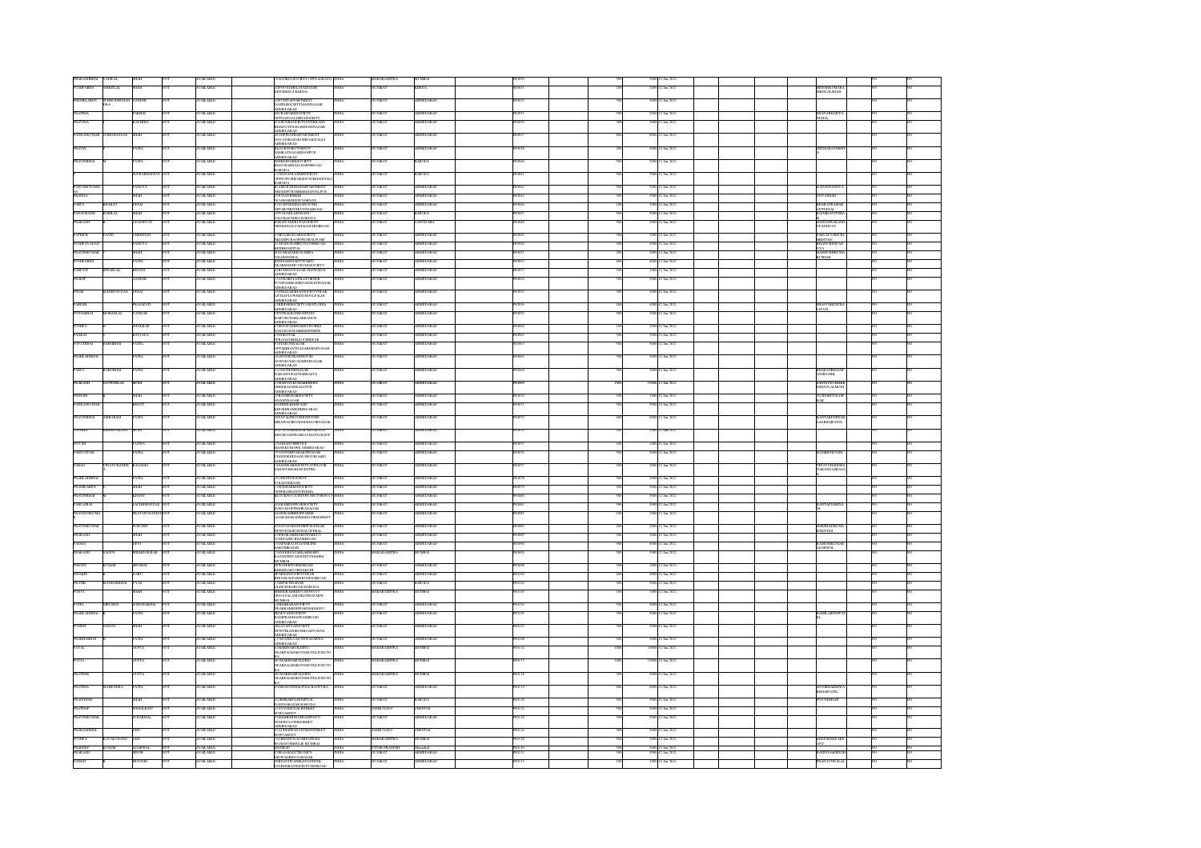| First Name | Middle Name | Last Name | Father/Husband First Name | Father/Husband Last Name | Address | Country | State | District | Shares | Amount | Date | Joint Holder |
|---|---|---|---|---|---|---|---|---|---|---|---|---|
| PRAKASHBHAI | VADILAL | SHAH | NOT | AVAILABLE | 18 KODKI CSOCIETY OPP LALBAUG | INDIA | MAHARASHTRA | MUMBAI | 500 | 5000 | 12-Jan-2023 | |
| PUSHPABEN | AMBALAL | SHAH | NOT | AVAILABLE | DISTKHEDA KHEDA | INDIA | GUJARAT | KHEDA | 200 | 2000 | 12-Jan-2023 | HITESHKUMARA MRITLALSHAH |
| PREMILABEN | SUBHODHCHAN DRA | GANDHI | NOT | AVAILABLE | 4 PUNIT APPARTMENT AHMEDABAD | INDIA | GUJARAT | AHMEDABAD | 500 | 5000 | 12-Jan-2023 | |
| PRATIBHA | | PARIKH | NOT | AVAILABLE | AHMEDABAD | INDIA | GUJARAT | AHMEDABAD | 500 | 5000 | 12-Jan-2023 | BHAVAKBHAIPA RIKH |
| PRAVINA | | KATHIRIA | NOT | AVAILABLE | AHMEDABAD | INDIA | GUJARAT | AHMEDABAD | 500 | 5000 | 12-Jan-2023 | |
| PANKAJKUMAR | GORDHANDAS | SHAH | NOT | AVAILABLE | AHMEDABAD | INDIA | GUJARAT | AHMEDABAD | 300 | 3000 | 12-Jan-2023 | |
| PRAVIN | | PATEL | NOT | AVAILABLE | AHMEDABAD | INDIA | GUJARAT | AHMEDABAD | 200 | 2000 | 12-Jan-2023 | JITENDRAKUMAR |
| PRAVINBHAI | | PATEL | NOT | AVAILABLE | BARODA | INDIA | GUJARAT | BARODA | 500 | 5000 | 12-Jan-2023 | |
| | | PUPRAKHADEVI | NOT | AVAILABLE | BARODA | INDIA | GUJARAT | BARODA | 500 | 5000 | 12-Jan-2023 | |
| PURUSHOTTAMD AS | | PANDYA | NOT | AVAILABLE | AHMEDABAD | INDIA | GUJARAT | AHMEDABAD | 500 | 5000 | 12-Jan-2023 | KANANPANDYA |
| PUSHPA | | SHAH | NOT | AVAILABLE | AHMEDABAD | INDIA | GUJARAT | AHMEDABAD | 500 | 5000 | 12-Jan-2023 | GITASHAH |
| PARUL | BHARAT | DESAI | NOT | AVAILABLE | AHMEDABAD | INDIA | GUJARAT | AHMEDABAD | 100 | 1000 | 12-Jan-2023 | BHARATKUMAR ANTDESAI |
| PARAGCHAND | RAMLAL | SHAH | NOT | AVAILABLE | BARODA | INDIA | GUJARAT | BARODA | 500 | 5000 | 12-Jan-2023 | RADHIKANTPSHA |
| PRAKASH | | UPADHYAY | NOT | AVAILABLE | VADODARA | INDIA | GUJARAT | VADODARA | 500 | 5000 | 12-Jan-2023 | HANSAPRAKASH UPADHYAY |
| PATRICK | DAVID | CHRISTIAN | NOT | AVAILABLE | AHMEDABAD | INDIA | GUJARAT | AHMEDABAD | 500 | 5000 | 12-Jan-2023 | |
| PUSHPAVADAN | | PANDYA | NOT | AVAILABLE | AHMEDABAD | INDIA | GUJARAT | AHMEDABAD | 500 | 5000 | 12-Jan-2023 | PARULPUSHPAV ADANPANDYA |
| PRAVINKUMAR | | SHAH | NOT | AVAILABLE | AHMEDABAD | INDIA | GUJARAT | AHMEDABAD | 200 | 2000 | 12-Jan-2023 | BHANUMATIPRA VINSHAH |
| PUSHPABEN | | PATEL | NOT | AVAILABLE | AHMEDABAD | INDIA | GUJARAT | AHMEDABAD | 200 | 2000 | 12-Jan-2023 | |
| PARIMAL | BHANALAL | BHATIA | NOT | AVAILABLE | AHMEDABAD | INDIA | GUJARAT | AHMEDABAD | 100 | 1000 | 12-Jan-2023 | |
| PRADIP | | GANDHI | NOT | AVAILABLE | AHMEDABAD | INDIA | GUJARAT | AHMEDABAD | 500 | 5000 | 12-Jan-2023 | |
| PINAK | MADHUSUDAN | DESAI | NOT | AVAILABLE | AHMEDABAD | INDIA | GUJARAT | AHMEDABAD | 500 | 5000 | 12-Jan-2023 | |
| PARESH | | PRAJAPATI | NOT | AVAILABLE | AHMEDABAD | INDIA | GUJARAT | AHMEDABAD | 100 | 1000 | 12-Jan-2023 | BHAVYABENPRA JAPATI |
| PUNAMBHAI | MOHANLAL | VANKAR | NOT | AVAILABLE | AHMEDABAD | INDIA | GUJARAT | AHMEDABAD | 500 | 5000 | 12-Jan-2023 | |
| PUSHPA | | THAKKAR | NOT | AVAILABLE | AHMEDABAD | INDIA | GUJARAT | AHMEDABAD | 100 | 1000 | 12-Jan-2023 | |
| PANKAJ | | RAVTANI | NOT | AVAILABLE | AHMEDABAD | INDIA | GUJARAT | AHMEDABAD | 500 | 5000 | 12-Jan-2023 | |
| POPATBHAI | HARIBHAI | PATEL | NOT | AVAILABLE | AHMEDABAD | INDIA | GUJARAT | AHMEDABAD | 500 | 5000 | 12-Jan-2023 | |
| PRAHLADBHAI | | PATEL | NOT | AVAILABLE | AHMEDABAD | INDIA | GUJARAT | AHMEDABAD | 500 | 5000 | 12-Jan-2023 | |
| PARUL | BABUBHAI | PATEL | NOT | AVAILABLE | AHMEDABAD | INDIA | GUJARAT | AHMEDABAD | 500 | 5000 | 12-Jan-2023 | BHARATBHAIPAT ANDIYAHIR |
| **PRAKASH** | **NATWERLAL** | **MODI** | **NOT** | **AVAILABLE** | **AHMEDABAD** | **INDIA** | **GUJARAT** | **AHMEDABAD** | **1000** | **10000** | **12-Jan-2023** | **KANTATYALMODI** |
| PRITESH | | SHAH | NOT | AVAILABLE | AHMEDABAD | INDIA | GUJARAT | AHMEDABAD | 500 | 5000 | 12-Jan-2023 | TUSHARPPALOHAK |
| PANKAJKUMAR | | BHATT | NOT | AVAILABLE | AHMEDABAD | INDIA | GUJARAT | AHMEDABAD | 500 | 5000 | 12-Jan-2023 | |
| PRAVINBHAI | AMBARAM | PATEL | NOT | AVAILABLE | AHMEDABAD | INDIA | GUJARAT | AHMEDABAD | 600 | 6000 | 12-Jan-2023 | KANTABENPRAS ADBHAIPATEL |
| PANKAJ | KRISHNAKANT | | NOT | AVAILABLE | | INDIA | GUJARAT | | 500 | 5000 | 12-Jan-2023 | |
| PIYUSH | | PATWA | NOT | AVAILABLE | AHMEDABAD | INDIA | GUJARAT | AHMEDABAD | 100 | 1000 | 12-Jan-2023 | |
| PARSOTTAM | | PATEL | NOT | AVAILABLE | AHMEDABAD | INDIA | GUJARAT | AHMEDABAD | 500 | 5000 | 12-Jan-2023 | MANIBENPATEL |
| PARAG | VINAYCHANDRA | KAGADIA | NOT | AVAILABLE | AHMEDABAD | INDIA | GUJARAT | AHMEDABAD | 200 | 2000 | 12-Jan-2023 | VINAYCHANDRA |
| PRAHLADBHAI | | PATEL | NOT | AVAILABLE | AHMEDABAD | INDIA | GUJARAT | AHMEDABAD | 500 | 5000 | 12-Jan-2023 | |
| PRAMILABEN | | SHAH | NOT | AVAILABLE | AHMEDABAD | INDIA | GUJARAT | AHMEDABAD | 200 | 2000 | 12-Jan-2023 | |
| PRAVINBHAI | | BHATT | NOT | AVAILABLE | AHMEDABAD | INDIA | GUJARAT | AHMEDABAD | 500 | 5000 | 12-Jan-2023 | |
| PARLABHAI | | LAKHMANACHAND | NOT | AVAILABLE | AHMEDABAD | INDIA | GUJARAT | AHMEDABAD | 500 | 5000 | 12-Jan-2023 | KANTAPTASHWA |
| PRAVINCHANDRA | | PRATAPCHAND SHAH | NOT | AVAILABLE | AHMEDABAD | INDIA | GUJARAT | AHMEDABAD | 100 | 1000 | 12-Jan-2023 | |
| PRAVINKUMAR | | PUROHIT | NOT | AVAILABLE | AHMEDABAD | INDIA | GUJARAT | AHMEDABAD | 200 | 2000 | 12-Jan-2023 | HARSHADKUMAR PUROHIT |
| PRAKASH | | SHAH | NOT | AVAILABLE | AHMEDABAD | INDIA | GUJARAT | AHMEDABAD | 200 | 2000 | 12-Jan-2023 | |
| PADMA | | DEVI | NOT | AVAILABLE | AHMEDABAD | INDIA | GUJARAT | AHMEDABAD | 500 | 5000 | 12-Jan-2023 | RAMESHKUMAR AGARWAL |
| PRAKASH | PANDURANG | MHASHILKAR | NOT | AVAILABLE | MUMBAI | INDIA | MAHARASHTRA | MUMBAI | 500 | 5000 | 12-Jan-2023 | |
| PARVIN | KUMAR | SINGHAL | NOT | AVAILABLE | AHMEDABAD | INDIA | GUJARAT | AHMEDABAD | 100 | 1000 | 12-Jan-2023 | |
| PRAVIN | | JAIN | NOT | AVAILABLE | AHMEDABAD | INDIA | GUJARAT | AHMEDABAD | 400 | 4000 | 12-Jan-2023 | |
| PRATIK | RAMESHBHAI | VYAS | NOT | AVAILABLE | BARODA | INDIA | GUJARAT | BARODA | 500 | 5000 | 12-Jan-2023 | |
| PURVI | | DOSHI | NOT | AVAILABLE | MUMBAI | INDIA | MAHARASHTRA | MUMBAI | 500 | 5000 | 12-Jan-2023 | |
| PATEL | NIRUBEN | GOVINDBHAI | NOT | AVAILABLE | AHMEDABAD | INDIA | GUJARAT | AHMEDABAD | 500 | 5000 | 12-Jan-2023 | |
| PRAHLADBHAI | | PATEL | NOT | AVAILABLE | AHMEDABAD | INDIA | GUJARAT | AHMEDABAD | 500 | 5000 | 12-Jan-2023 | KAMLABENPPAT EL |
| PUNEET | SANJAY | SHAH | NOT | AVAILABLE | AHMEDABAD | INDIA | GUJARAT | AHMEDABAD | 500 | 5000 | 12-Jan-2023 | |
| PRABHABHAI | | PATEL | NOT | AVAILABLE | AHMEDABAD | INDIA | GUJARAT | AHMEDABAD | 200 | 2000 | 12-Jan-2023 | |
| PAYAL | | GUPTA | NOT | AVAILABLE | MUMBAI | INDIA | MAHARASHTRA | MUMBAI | 1000 | 10000 | 12-Jan-2023 | |
| POOJA | | GUPTA | NOT | AVAILABLE | MUMBAI | INDIA | MAHARASHTRA | MUMBAI | 1000 | 10000 | 12-Jan-2023 | |
| PRATEEK | | GUPTA | NOT | AVAILABLE | MUMBAI | INDIA | MAHARASHTRA | MUMBAI | 500 | 5000 | 12-Jan-2023 | |
| PRATIBHA | NARENDRA | PATEL | NOT | AVAILABLE | AHMEDABAD | INDIA | GUJARAT | AHMEDABAD | 600 | 6000 | 12-Jan-2023 | |
| PRADYESH | | SHAH | NOT | AVAILABLE | BARODA | INDIA | GUJARAT | BARODA | 500 | 5000 | 12-Jan-2023 | PIYUSHSHAH |
| PRATHAM | | | NOT | AVAILABLE | CHENNAI | INDIA | TAMIL NADU | CHENNAI | 500 | 5000 | 12-Jan-2023 | |
| PRAVINKUMAR | | SURAJMAL | NOT | AVAILABLE | AHMEDABAD | INDIA | GUJARAT | AHMEDABAD | 500 | 5000 | 12-Jan-2023 | |
| PRAKASHBHAI | | JAIN | NOT | AVAILABLE | CHENNAI | INDIA | TAMIL NADU | CHENNAI | 500 | 5000 | 12-Jan-2023 | |
| PUSHPA | KAVALCHAND | JAIN | NOT | AVAILABLE | MUMBAI | INDIA | MAHARASHTRA | MUMBAI | 500 | 5000 | 12-Jan-2023 | |
| PRADEEP | KUMAR | AGARWAL | NOT | AVAILABLE | | INDIA | UTTAR PRADESH | Ghaziabad | 500 | 5000 | 12-Jan-2023 | |
| PRAKASH | | SINGH | NOT | AVAILABLE | AHMEDABAD | INDIA | GUJARAT | AHMEDABAD | 500 | 5000 | 12-Jan-2023 | |
| PANKTI | | JHAVERI | NOT | AVAILABLE | AHMEDABAD | INDIA | GUJARAT | AHMEDABAD | 100 | 1000 | 12-Jan-2023 | |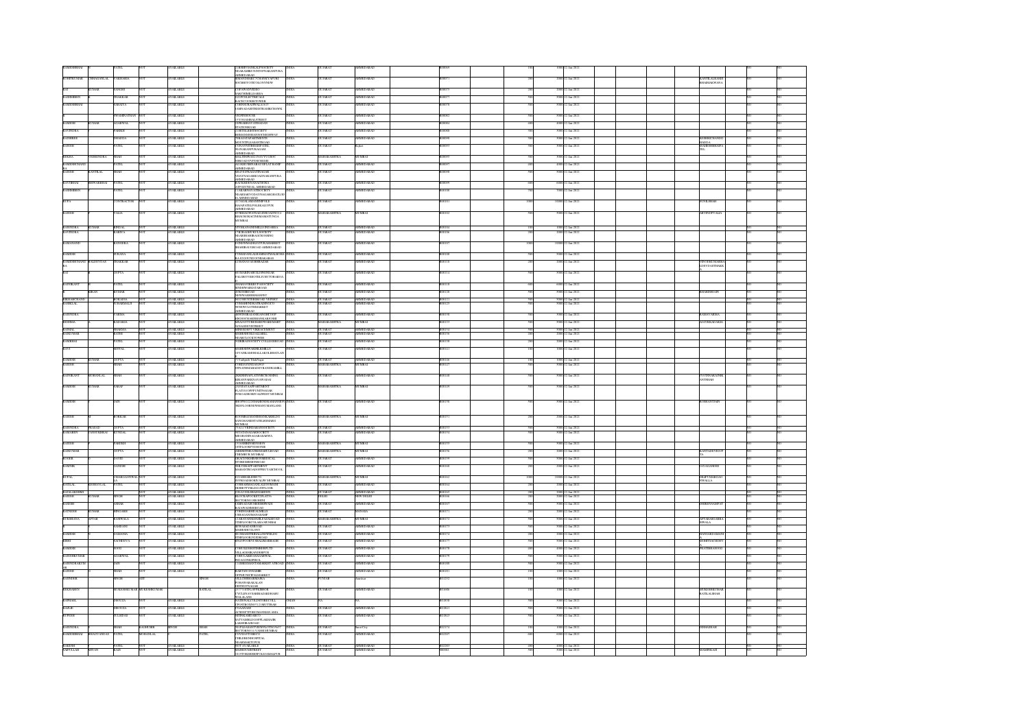| | | | | | | | | | | | | | | | | | | | | | | |
|---|---|---|---|---|---|---|---|---|---|---|---|---|---|---|---|---|---|---|---|---|---|---|
| KAMLESHBHAI | | PATEL | NOT | | AVAILABLE | 12SHREYANSSOCIETY NEARAMBICANAGAR NARANPURA AHMEDABAD | INDIA | GUJARAT | AHMEDABAD | | R00069 | | 100 | 1000 | 12-Jun-2023 | | | | | | NO | NO |
| ROHITKUMAR | CHHAGANLAL | VAGHASIA | NOT | | AVAILABLE | BHAGYODAYSOCIETY | INDIA | GUJARAT | AHMEDABAD | | R00071 | | 200 | 2000 | 12-Jun-2023 | | | | | KANTILALKANJI BHAIMAKWANA | NO | NO |
| RAJ | KUMAR | SANGHI | NOT | | AVAILABLE | | INDIA | GUJARAT | AHMEDABAD | | R00075 | | 500 | 5000 | 12-Jun-2023 | | | | | | NO | NO |
| RASHMIBEN | | THAKKAR | NOT | | AVAILABLE | | INDIA | GUJARAT | AHMEDABAD | | R00077 | | 500 | 5000 | 12-Jun-2023 | | | | | | NO | NO |
| RAMESHBHAI | | PARATVA | NOT | | AVAILABLE | | INDIA | GUJARAT | AHMEDABAD | | R00078 | | 500 | 5000 | 12-Jun-2023 | | | | | | NO | NO |
| | | PRAKHYATHAN | NOT | | AVAILABLE | | INDIA | GUJARAT | AHMEDABAD | | R00082 | | 500 | 5000 | 12-Jun-2023 | | | | | | NO | NO |
| RAMESH | KUMAR | AGARWAL | NOT | | AVAILABLE | | INDIA | GUJARAT | AHMEDABAD | | R00084 | | 400 | 4000 | 12-Jun-2023 | | | | | | NO | NO |
| RAVINDRA | | PAREKH | NOT | | AVAILABLE | | INDIA | GUJARAT | AHMEDABAD | | R00088 | | 500 | 5000 | 12-Jun-2023 | | | | | | NO | NO |
| RAJSHREE | | MEHTA | NOT | | AVAILABLE | | INDIA | GUJARAT | AHMEDABAD | | R00090 | | 500 | 5000 | 12-Jun-2023 | | | | | ROHINICHANDRA MEHTA | NO | NO |
| RAKESH | | PATEL | NOT | | AVAILABLE | | INDIA | GUJARAT | Rajkot | | R00093 | | 500 | 5000 | 12-Jun-2023 | | | | | MAHESHBHAIPATEL | NO | NO |
| REKHA | VIRENDRA | SHAH | NOT | | AVAILABLE | | INDIA | MAHARASHTRA | MUMBAI | | R00095 | | 500 | 5000 | 12-Jun-2023 | | | | | | NO | NO |
| RAMESHCHAND | | PATEL | NOT | | AVAILABLE | | INDIA | GUJARAT | AHMEDABAD | | R00097 | | 400 | 4000 | 12-Jun-2023 | | | | | | NO | NO |
| RAJESH | KANTILAL | SHAH | NOT | | AVAILABLE | | INDIA | GUJARAT | AHMEDABAD | | R00098 | | 500 | 5000 | 12-Jun-2023 | | | | | | NO | NO |
| RAVJIBHAI | ISHWARBHAI | PATEL | NOT | | AVAILABLE | | INDIA | GUJARAT | AHMEDABAD | | R00099 | | 600 | 6000 | 12-Jun-2023 | | | | | | NO | NO |
| RASHMIBEN | | PATEL | NOT | | AVAILABLE | | INDIA | GUJARAT | AHMEDABAD | | R00100 | | 500 | 5000 | 12-Jun-2023 | | | | | | NO | NO |
| RUPA | | CONTRACTOR | NOT | | AVAILABLE | | INDIA | GUJARAT | AHMEDABAD | | R00103 | | 1500 | 15000 | 12-Jun-2023 | | | | | SUNILSHAH | NO | NO |
| RAJESH | | VALIA | NOT | | AVAILABLE | | INDIA | MAHARASHTRA | MUMBAI | | R00102 | | 500 | 5000 | 12-Jun-2023 | | | | | ARVINDVALIA | NO | NO |
| RAJENDRA | KUMAR | BINDAL | NOT | | AVAILABLE | | INDIA | GUJARAT | AHMEDABAD | | R00104 | | 150 | 1500 | 12-Jun-2023 | | | | | | NO | NO |
| RAVINDRA | | KABIYA | NOT | | AVAILABLE | | INDIA | GUJARAT | AHMEDABAD | | R00106 | | 200 | 2000 | 12-Jun-2023 | | | | | | NO | NO |
| RAMANAND | | RANGREJ | NOT | | AVAILABLE | | INDIA | GUJARAT | AHMEDABAD | | R00105 | | 1000 | 10000 | 12-Jun-2023 | | | | | | NO | NO |
| RAMESH | | PURANA | NOT | | AVAILABLE | | INDIA | GUJARAT | AHMEDABAD | | R00108 | | 500 | 5000 | 12-Jun-2023 | | | | | | NO | NO |
| RAMESHCHAND | BALDEVDAS | THAKKAR | NOT | | AVAILABLE | | INDIA | GUJARAT | AHMEDABAD | | R00110 | | 500 | 5000 | 12-Jun-2023 | | | | | | NO | NO |
| RAJ | | GUPTA | NOT | | AVAILABLE | | INDIA | GUJARAT | AHMEDABAD | | R00114 | | 500 | 5000 | 12-Jun-2023 | | | | | | NO | NO |
| RAJNIKANT | | PATEL | NOT | | AVAILABLE | | INDIA | GUJARAT | AHMEDABAD | | R00118 | | 600 | 6000 | 12-Jun-2023 | | | | | | NO | NO |
| | KIRAN | KUMAR | NOT | | AVAILABLE | | INDIA | GUJARAT | AHMEDABAD | | R00120 | | 500 | 5000 | 12-Jun-2023 | | | | | BHARESHJAIN | NO | NO |
| RISHABCHAND | | BORADIA | NOT | | AVAILABLE | | INDIA | GUJARAT | AHMEDABAD | | R00121 | | 500 | 5000 | 12-Jun-2023 | | | | | | NO | NO |
| RASIKLAL | | | NOT | | AVAILABLE | | INDIA | GUJARAT | AHMEDABAD | | R00123 | | 500 | 5000 | 12-Jun-2023 | | | | | | NO | NO |
| RAJENDRA | | VARMA | NOT | | AVAILABLE | | INDIA | GUJARAT | AHMEDABAD | | R00130 | | 500 | 5000 | 12-Jun-2023 | | | | | RAMANVARMA | NO | NO |
| RESHMA | | KADAKIA | NOT | | AVAILABLE | | INDIA | MAHARASHTRA | MUMBAI | | R00133 | | 500 | 5000 | 12-Jun-2023 | | | | | ALPESHKADAKIA | NO | NO |
| RAMLAL | | SHARMA | NOT | | AVAILABLE | | INDIA | GUJARAT | AHMEDABAD | | R00134 | | 500 | 5000 | 12-Jun-2023 | | | | | | NO | NO |
| RAJESH | | KUMAR | NOT | | AVAILABLE | | INDIA | GUJARAT | AHMEDABAD | | R00136 | | 500 | 5000 | 12-Jun-2023 | | | | | | NO | NO |
| RAMBHAI | | PATEL | NOT | | AVAILABLE | | INDIA | GUJARAT | AHMEDABAD | | R00138 | | 200 | 2000 | 12-Jun-2023 | | | | | | NO | NO |
| RAVI | | MITTAL | NOT | | AVAILABLE | | INDIA | GUJARAT | AHMEDABAD | | R00141 | | 100 | 1000 | 12-Jun-2023 | | | | | | NO | NO |
| RAMESH | KUMAR | GUPTA | NOT | | AVAILABLE | 7 Yashpath TilakNagar | INDIA | GUJARAT | AHMEDABAD | | R00126 | | 100 | 1000 | 12-Jun-2023 | | | | | | NO | NO |
| RAJESH | | SHAH | NOT | | AVAILABLE | | INDIA | MAHARASHTRA | MUMBAI | | R00127 | | 500 | 5000 | 12-Jun-2023 | | | | | | NO | NO |
| RAJNIKANT | MOHANLAL | SHAH | NOT | | AVAILABLE | | INDIA | GUJARAT | AHMEDABAD | | R00148 | | 500 | 5000 | 12-Jun-2023 | | | | | JYOTINAKANT SHAH | NO | NO |
| RAMESH | KUMAR | SARAF | NOT | | AVAILABLE | | INDIA | MAHARASHTRA | MUMBAI | | R00149 | | 500 | 5000 | 12-Jun-2023 | | | | | | NO | NO |
| RAMESH | | JAIN | NOT | | AVAILABLE | | INDIA | GUJARAT | AHMEDABAD | | R00150 | | 500 | 5000 | 12-Jun-2023 | | | | | ROSHANTJAIN | NO | NO |
| RAJESH | | KORGAK | NOT | | AVAILABLE | | INDIA | MAHARASHTRA | MUMBAI | | R00151 | | 200 | 2000 | 12-Jun-2023 | | | | | | NO | NO |
| RAJENDRA | PRASAD | GUPTA | NOT | | AVAILABLE | | INDIA | GUJARAT | AHMEDABAD | | R00153 | | 500 | 5000 | 12-Jun-2023 | | | | | | NO | NO |
| RAMABEN | CHANDUBHAI | SUNDAL | NOT | | AVAILABLE | | INDIA | GUJARAT | AHMEDABAD | | R00154 | | 500 | 5000 | 12-Jun-2023 | | | | | | NO | NO |
| RAJESH | | PAREKH | NOT | | AVAILABLE | | INDIA | MAHARASHTRA | MUMBAI | | R00155 | | 500 | 5000 | 12-Jun-2023 | | | | | | NO | NO |
| RAJKUMAR | | GUPTA | NOT | | AVAILABLE | | INDIA | MAHARASHTRA | MUMBAI | | R00156 | | 500 | 5000 | 12-Jun-2023 | | | | | KANTADEVIGUPTA | NO | NO |
| RUSHIR | | JAYEE | NOT | | AVAILABLE | | INDIA | GUJARAT | AHMEDABAD | | R00159 | | 500 | 5000 | 12-Jun-2023 | | | | | | NO | NO |
| RAJNIK | | GANDHI | NOT | | AVAILABLE | | INDIA | GUJARAT | AHMEDABAD | | R00160 | | 500 | 5000 | 12-Jun-2023 | | | | | JAYAGANDHI | NO | NO |
| RUPAL | | UMARGADWALA | NOT | | AVAILABLE | | INDIA | MAHARASHTRA | MUMBAI | | R00162 | | 1000 | 10000 | 12-Jun-2023 | | | | | DILIPUMARGADWALA | NO | NO |
| RATILAL | KESHAVLAL | PATEL | NOT | | AVAILABLE | | INDIA | GUJARAT | AHMEDABAD | | R00164 | | 200 | 2000 | 12-Jun-2023 | | | | | | NO | NO |
| RAJALAKSHMI | | | NOT | | AVAILABLE | | INDIA | GUJARAT | AHMEDABAD | | R00165 | | 500 | 5000 | 12-Jun-2023 | | | | | | NO | NO |
| RAKESH | KUMAR | SINGH | NOT | | AVAILABLE | | INDIA | DELHI | NEW DELHI | | R00166 | | 500 | 5000 | 12-Jun-2023 | | | | | | NO | NO |
| RAMESH | | | NOT | | AVAILABLE | | INDIA | GUJARAT | AHMEDABAD | | R00167 | | 500 | 5000 | 12-Jun-2023 | | | | | DHIRENSAMPAT | NO | NO |
| RATNESH | KUMAR | BHOJAK | NOT | | AVAILABLE | | INDIA | GUJARAT | MAHESANA | | R00171 | | 200 | 2000 | 12-Jun-2023 | | | | | | NO | NO |
| RUKHSANA | AFTAB | KAMDVALA | NOT | | AVAILABLE | | INDIA | MAHARASHTRA | MUMBAI | | R00172 | | 500 | 5000 | 12-Jun-2023 | | | | | AFTABAMIRBHAI | NO | NO |
| RAMESH | | | NOT | | AVAILABLE | | INDIA | GUJARAT | AHMEDABAD | | R00173 | | 500 | 5000 | 12-Jun-2023 | | | | | | NO | NO |
| RAMESH | | GADHAVA | NOT | | AVAILABLE | | INDIA | GUJARAT | AHMEDABAD | | R00174 | | 200 | 2000 | 12-Jun-2023 | | | | | HANSAGADHAVI | NO | NO |
| RISHI | | SACHDEVA | NOT | | AVAILABLE | | INDIA | GUJARAT | AHMEDABAD | | R00175 | | 500 | 5000 | 12-Jun-2023 | | | | | ROHITSACHDEV | NO | NO |
| RAMESH | | SONI | NOT | | AVAILABLE | | INDIA | GUJARAT | AHMEDABAD | | R00178 | | 200 | 2000 | 12-Jun-2023 | | | | | PRATIBHASONI | NO | NO |
| RAJESHKUMAR | | AGARWAL | NOT | | AVAILABLE | | INDIA | GUJARAT | AHMEDABAD | | R00179 | | 500 | 5000 | 12-Jun-2023 | | | | | | NO | NO |
| RAJENDRAKUMAR | | JAIN | NOT | | AVAILABLE | | INDIA | GUJARAT | AHMEDABAD | | R00180 | | 500 | 5000 | 12-Jun-2023 | | | | | | NO | NO |
| RAJESH | | SHAH | NOT | | AVAILABLE | | INDIA | GUJARAT | AHMEDABAD | | R00181 | | 100 | 1000 | 12-Jun-2023 | | | | | | NO | NO |
| RAJINDER | | SINGH | | | SINGH | | INDIA | PUNJAB | Amritsar | | R01352 | | 100 | 1000 | 12-Jun-2023 | | | | | | NO | NO |
| RANJANBEN | | MUKESHKUMAR | RATILAL | | | | INDIA | GUJARAT | AHMEDABAD | | R01606 | | 100 | 1000 | 12-Jun-2023 | | | | | MUKESHKUMAR RATILALSHAH | NO | NO |
| RAPHAEL | | DSOUZA | NOT | | AVAILABLE | | OMAN | NA | NA | | R01858 | | 500 | 5000 | 12-Jun-2023 | | | | | | NO | NO |
| RASILIE | | DSOUZA | NOT | | AVAILABLE | | INDIA | GUJARAT | AHMEDABAD | | R03843 | | 500 | 5000 | 12-Jun-2023 | | | | | | NO | NO |
| RUPESH | | SUKHADI | NOT | | AVAILABLE | | INDIA | GUJARAT | AHMEDABAD | | R03821 | | 500 | 5000 | 12-Jun-2023 | | | | | | NO | NO |
| RAJENDRA | | SHAH | RAJSHREE | SINGH | SHAH | | INDIA | GUJARAT | Surat City | | R02374 | | 100 | 1000 | 12-Jun-2023 | | | | | SUBHADRA | NO | NO |
| RAMESHBHAI | BHAGVANDAS | PATEL | MOHANLAL | | PATEL | | INDIA | GUJARAT | AHMEDABAD | | R02305 | | 600 | 6000 | 12-Jun-2023 | | | | | | NO | NO |
| RAKESH | | PATEL | NOT | | AVAILABLE | NOT AVAILABLE | INDIA | GUJARAT | AHMEDABAD | | R02303 | | 400 | 4000 | 12-Jun-2023 | | | | | | NO | NO |
| SAIFULLAH | SOFAN | KAZI | NOT | | AVAILABLE | | INDIA | GUJARAT | AHMEDABAD | | S00002 | | 500 | 5000 | 12-Jun-2023 | | | | | SHAMIMKAZI | NO | NO |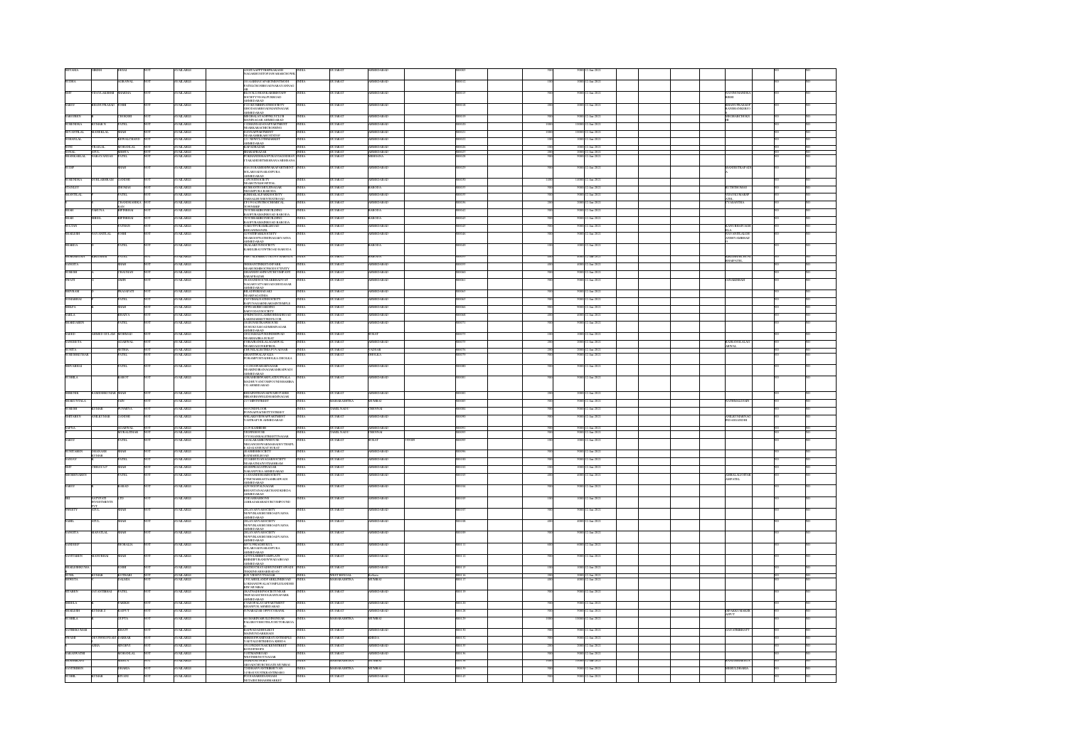| First Name | Middle Name | Last Name | Father/Husband First Name | Father/Husband Middle Name | Father/Husband Last Name | Address | Country | State | District | Pin Code | Folio Number | Number of Shares | Amount | Date |
|---|---|---|---|---|---|---|---|---|---|---|---|---|---|---|
| HITANSA | DINESH | DESAI | NOT | | AVAILABLE | 9 MANTRA APPTTRIRPRAKASH NAGARBHATOP AWARARCHOWK | INDIA | GUJARAT | AHMEDABAD | | 0000089 | 500 | 5000.00 | 12-Jan-2021 |
| RUDRA | | AGRAWAL | NOT | | AVAILABLE | 16 LAABHAYAPARTMENTMODI PATELCHOARROADNARAYANNAGAR | INDIA | GUJARAT | AHMEDABAD | | 0000121 | 100 | 1000.00 | 12-Jan-2021 |
| NIT | CHANTLAKSHMI | SHARMA | NOT | | AVAILABLE | BLOCK 2 SHANKARSHRESTAPP SOCIETYGALPURIROAD AHMEDABAD | INDIA | GUJARAT | AHMEDABAD | | 0000125 | 500 | 5000.00 | 12-Jan-2021 |
| SAROJ | SHANTIPRASAD | JOSHI | NOT | | AVAILABLE | 22 SHUBHBHAVANSOCIETY SHODASAGROADMANINAGAR AHMEDABAD | INDIA | GUJARAT | AHMEDABAD | | 0000138 | 200 | 2000.00 | 12-Jan-2021 |
| PARIXBEN | | CHOKSHI | NOT | | AVAILABLE | SHOBHALOKAPPTSACHOR MANINAGAR AHMEDABAD | INDIA | GUJARAT | AHMEDABAD | | 0000139 | 500 | 5000.00 | 12-Jan-2021 |
| SURENDRA | KUMAR N | PATEL | NOT | | AVAILABLE | 2 SHRANGADANAPPARTMENT NEARKAKARIACHOKDI | INDIA | GUJARAT | AHMEDABAD | | 0000200 | 1000 | 10000.00 | 12-Jan-2021 |
| REVANTILAL | MANEKLAL | SHAH | NOT | | AVAILABLE | DAYNAPAPARTMENT NEARAMBIKAHANUMAN | INDIA | GUJARAT | AHMEDABAD | | 0000211 | 1000 | 10000.00 | 12-Jan-2021 |
| SURATLAL | | KHWALCHAND | NOT | | AVAILABLE | C11 NEWCLOTHMARKET AHMEDABAD | INDIA | GUJARAT | AHMEDABAD | | 0000212 | 100 | 1000.00 | 12-Jan-2021 |
| JYOTI | VRAJLAL | MORANLAL | NOT | | AVAILABLE | KAPADBAZAR | INDIA | GUJARAT | AHMEDABAD | | 0000226 | 100 | 1000.00 | 12-Jan-2021 |
| SONAL | ATUL | MEHTA | NOT | | AVAILABLE | BHARADBAZAR | INDIA | GUJARAT | AHMEDABAD | | 0000227 | 500 | 5000.00 | 12-Jan-2021 |
| SHANKARLAL | NARAYANDAS | PATEL | NOT | | AVAILABLE | PORHANDRMANDPURA | INDIA | GUJARAT | MEHSANA | | 0000228 | 500 | 5000.00 | 12-Jan-2021 |
| SUDIP | | SHAH | NOT | | AVAILABLE | SEJ33 RAMESHWARAPARTMENT BALAROADNARANPURA AHMEDABAD | INDIA | GUJARAT | AHMEDABAD | | 0000229 | 500 | 5000.00 | 12-Jan-2021 |
| SURENDRA | DURLABHRAM | GANDHI | NOT | | AVAILABLE | 1 PRATIKSHA NEARCIVILHOSPITAL | INDIA | GUJARAT | AHMEDABAD | | 0000230 | 1000 | 10000.00 | 12-Jan-2021 |
| STANLEY | | THOMAS | NOT | | AVAILABLE | RUSHANTHOUSE | INDIA | GUJARAT | BARODA | | 0000233 | 500 | 5000.00 | 12-Jan-2021 |
| SHANTILAL | | PATEL | NOT | | AVAILABLE | NIZAMPURA BARODA | INDIA | GUJARAT | AHMEDABAD | | 0000235 | 500 | 5000.00 | 12-Jan-2021 |
| | CHANDRAMOULI | RAN | NOT | | AVAILABLE | C9 17 PRIYADARSHINICHEMICAL TOWNSHIP | INDIA | GUJARAT | AHMEDABAD | | 0000236 | 200 | 2000.00 | 12-Jan-2021 |
| SHAH | TARUNA | BIPINBHAI | NOT | | AVAILABLE | 78 SURYAKIRANBUILDING RAOPURAMAINROADBARODA | INDIA | GUJARAT | BARODA | | 0000242 | 500 | 5000.00 | 12-Jan-2021 |
| SHAH | BHEEL | BIPINBHAI | NOT | | AVAILABLE | 78 SURYAKIRANBUILDING RAOPURAMAINROADBARODA | INDIA | GUJARAT | BARODA | | 0000243 | 500 | 5000.00 | 12-Jan-2021 |
| SULTAN | | PATHAN | NOT | | AVAILABLE | | INDIA | GUJARAT | AHMEDABAD | | 0000245 | 500 | 5000.00 | 12-Jan-2021 |
| SHAILESH | NAVANITLAL | JOSHI | NOT | | AVAILABLE | 10 VITHPRABHUSOCIETY AHMEDABAD | INDIA | GUJARAT | AHMEDABAD | | 0000246 | 500 | 5000.00 | 12-Jan-2021 |
| SHARDA | | PATEL | NOT | | AVAILABLE | 9 KAILASHOSOCIETY KARELIBAUG BARODA | INDIA | GUJARAT | BARODA | | 0000249 | 100 | 1000.00 | 12-Jan-2021 |
| BHAGWATI | KRISHNA | PATEL | NOT | | AVAILABLE | | INDIA | GUJARAT | MEHSANA | | 0000253 | 500 | 5000.00 | 12-Jan-2021 |
| NAMRATA | | SHAH | NOT | | AVAILABLE | | INDIA | GUJARAT | AHMEDABAD | | 0000255 | 400 | 4000.00 | 12-Jan-2021 |
| SURESH | | CHAUHAN | NOT | | AVAILABLE | | INDIA | GUJARAT | AHMEDABAD | | 0000260 | 500 | 5000.00 | 12-Jan-2021 |
| SWATI | | JAIN | NOT | | AVAILABLE | | INDIA | GUJARAT | AHMEDABAD | | 0000261 | 500 | 5000.00 | 12-Jan-2021 |
| SHIVRAM | | PRAJAPATI | NOT | | AVAILABLE | | INDIA | GUJARAT | AHMEDABAD | | 0000263 | 500 | 5000.00 | 12-Jan-2021 |
| SOHANBHAI | | PATEL | NOT | | AVAILABLE | | INDIA | GUJARAT | AHMEDABAD | | 0000265 | 500 | 5000.00 | 12-Jan-2021 |
| SHILPA | | BHAVSAR | NOT | | AVAILABLE | | INDIA | GUJARAT | AHMEDABAD | | 0000266 | 500 | 5000.00 | 12-Jan-2021 |
| SARLA | | BHAIYA | NOT | | AVAILABLE | | INDIA | GUJARAT | AHMEDABAD | | 0000268 | 400 | 4000.00 | 12-Jan-2021 |
| SHARDABEN | | PATEL | NOT | | AVAILABLE | | INDIA | GUJARAT | AHMEDABAD | | 0000271 | 500 | 5000.00 | 12-Jan-2021 |
| SAEED | AHMED GULAM | MOHMAD | NOT | | AVAILABLE | | INDIA | GUJARAT | SURAT | | 0000273 | 100 | 1000.00 | 12-Jan-2021 |
| SANGEETA | | AGARWAL | NOT | | AVAILABLE | | INDIA | GUJARAT | AHMEDABAD | | 0000275 | 200 | 2000.00 | 12-Jan-2021 |
| SUNITA | | SUTHAR | NOT | | AVAILABLE | | INDIA | GUJARAT | VADNAGAR | | 0000276 | 200 | 2000.00 | 12-Jan-2021 |
| SURESHKUMAR | | PATEL | NOT | | AVAILABLE | | INDIA | GUJARAT | DHOLKA | | 0000279 | 500 | 5000.00 | 12-Jan-2021 |
| SHIVABHAI | | PATEL | NOT | | AVAILABLE | | INDIA | GUJARAT | AHMEDABAD | | 0000280 | 500 | 5000.00 | 12-Jan-2021 |
| SUSHILA | | RAROT | NOT | | AVAILABLE | | INDIA | GUJARAT | AHMEDABAD | | 0000281 | 500 | 5000.00 | 12-Jan-2021 |
| SHRENIK | RAMESHKUMAR | SHAH | NOT | | AVAILABLE | | INDIA | GUJARAT | AHMEDABAD | | 0000285 | 200 | 2000.00 | 12-Jan-2021 |
| SHAKUNTALA | | JAIN | NOT | | AVAILABLE | | INDIA | MAHARASHTRA | MUMBAI | | 0000285 | 500 | 5000.00 | 12-Jan-2021 |
| SURESH | KUMAR | PUTHIYA | NOT | | AVAILABLE | | INDIA | TAMIL NADU | CHENNAI | | 0000288 | 500 | 5000.00 | 12-Jan-2021 |
| SUBHADRA | ANILKUMAR | GANDHI | NOT | | AVAILABLE | | INDIA | GUJARAT | AHMEDABAD | | 0000290 | 500 | 5000.00 | 12-Jan-2021 |
| SAPNA | | AGARWAL | NOT | | AVAILABLE | | INDIA | GUJARAT | AHMEDABAD | | 0000291 | 500 | 5000.00 | 12-Jan-2021 |
| SARITHA | | MURALIDHAR | NOT | | AVAILABLE | | INDIA | TAMIL NADU | CHENNAI | | 0000293 | 500 | 5000.00 | 12-Jan-2021 |
| SAROJ | | PATEL | NOT | | AVAILABLE | | INDIA | GUJARAT | SURAT | 395008 | 0000295 | 100 | 1000.00 | 12-Jan-2021 |
| SUNITABEN | DHANASHKUMAR | SHAH | NOT | | AVAILABLE | | INDIA | GUJARAT | AHMEDABAD | | 0000296 | 500 | 5000.00 | 12-Jan-2021 |
| SANJAY | | PATEL | NOT | | AVAILABLE | | INDIA | GUJARAT | AHMEDABAD | | 0000300 | 500 | 5000.00 | 12-Jan-2021 |
| SEJAL | CHINAYA | SHAH | NOT | | AVAILABLE | | INDIA | GUJARAT | AHMEDABAD | | 0000301 | 500 | 5000.00 | 12-Jan-2021 |
| SHOBHNABEN | | PATEL | NOT | | AVAILABLE | | INDIA | GUJARAT | AHMEDABAD | | 0000303 | 500 | 5000.00 | 12-Jan-2021 |
| SAROJ | | RAWAL | NOT | | AVAILABLE | | INDIA | GUJARAT | AHMEDABAD | | 0000304 | 500 | 5000.00 | 12-Jan-2021 |
| SRI | SATYPATI INVESTMENTS PVT | LTD | NOT | | AVAILABLE | | INDIA | GUJARAT | AHMEDABAD | | 0000305 | 100 | 1000.00 | 12-Jan-2021 |
| SWEETY | ATUL | SHAH | NOT | | AVAILABLE | | INDIA | GUJARAT | AHMEDABAD | | 0000307 | 500 | 5000.00 | 12-Jan-2021 |
| SAHIL | ATUL | SHAH | NOT | | AVAILABLE | | INDIA | GUJARAT | AHMEDABAD | | 0000308 | 400 | 4000.00 | 12-Jan-2021 |
| SANGITA | MAFATLAL | SHAH | NOT | | AVAILABLE | | INDIA | GUJARAT | AHMEDABAD | | 0000309 | 500 | 5000.00 | 12-Jan-2021 |
| SANDEEP | | MORALIA | NOT | | AVAILABLE | | INDIA | GUJARAT | AHMEDABAD | | 0000311 | 100 | 1000.00 | 12-Jan-2021 |
| SANTABEN | MAFATBHAI | SHAH | NOT | | AVAILABLE | | INDIA | GUJARAT | AHMEDABAD | | 0000312 | 500 | 5000.00 | 12-Jan-2021 |
| SHAILESHKUMAR | | JOSHI | NOT | | AVAILABLE | | INDIA | GUJARAT | AHMEDABAD | | 0000313 | 100 | 1000.00 | 12-Jan-2021 |
| SUNIL | KUMAR | KOTHARI | NOT | | AVAILABLE | | INDIA | WEST BENGAL | Kolkata | | 0000316 | 200 | 2000.00 | 12-Jan-2021 |
| SHWETA | | DALMIA | NOT | | AVAILABLE | | INDIA | MAHARASHTRA | MUMBAI | | 0000317 | 400 | 4000.00 | 12-Jan-2021 |
| SITABEN | JAYANTIBHAI | PATEL | NOT | | AVAILABLE | | INDIA | GUJARAT | AHMEDABAD | | 0000319 | 500 | 5000.00 | 12-Jan-2021 |
| SHEELA | | PAREKH | NOT | | AVAILABLE | | INDIA | GUJARAT | AHMEDABAD | | 0000320 | 500 | 5000.00 | 12-Jan-2021 |
| SHAILESH | KUMAR E | RAJPUT | NOT | | AVAILABLE | | INDIA | GUJARAT | AHMEDABAD | | 0000328 | 500 | 5000.00 | 12-Jan-2021 |
| SUSHILA | | GUPTA | NOT | | AVAILABLE | | INDIA | MAHARASHTRA | MUMBAI | | 0000329 | 1000 | 10000.00 | 12-Jan-2021 |
| SATISHKUMAR | | BHATT | NOT | | AVAILABLE | | INDIA | GUJARAT | AHMEDABAD | | 0000330 | 500 | 5000.00 | 12-Jan-2021 |
| SWAMI | DEVISINGHSATI | SAKHAR | NOT | | AVAILABLE | | INDIA | GUJARAT | KHEDA | | 0000332 | 500 | 5000.00 | 12-Jan-2021 |
| | ASHA | SINGHVI | NOT | | AVAILABLE | | INDIA | GUJARAT | AHMEDABAD | | 0000333 | 200 | 2000.00 | 12-Jan-2021 |
| SARASWATHI | | MORANLAL | NOT | | AVAILABLE | | INDIA | GUJARAT | AHMEDABAD | | 0000336 | 500 | 5000.00 | 12-Jan-2021 |
| SHAMBHAVI | | SHETTY | NOT | | AVAILABLE | | INDIA | MAHARASHTRA | MUMBAI | | 0000337 | 1000 | 10000.00 | 12-Jan-2021 |
| SAVITRIBEN | | DHARIA | NOT | | AVAILABLE | | INDIA | MAHARASHTRA | MUMBAI | | 0000339 | 500 | 5000.00 | 12-Jan-2021 |
| SUNIL | KUMAR | SIYANI | NOT | | AVAILABLE | | INDIA | GUJARAT | AHMEDABAD | | 0000341 | 500 | 5000.00 | 12-Jan-2021 |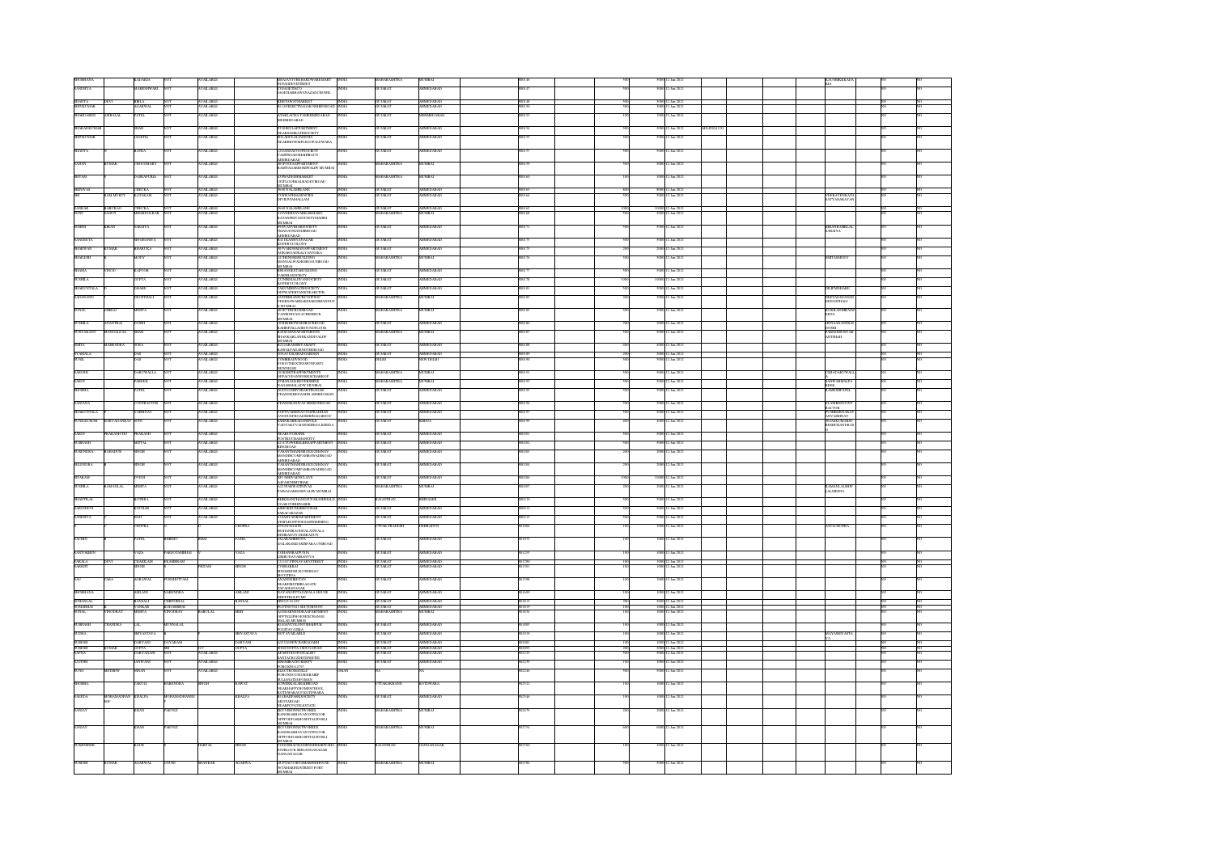| First Name | Middle Name | Last Name | Father/Husband First Name | Father/Husband Middle Name | Father/Husband Last Name | Address | Country | State | District | Pin Code | Folio Number | Amount | Proposed Date of Transfer | PAN | Nominee | | |
|---|---|---|---|---|---|---|---|---|---|---|---|---|---|---|---|---|---|
| SHOBHANA | | KALVADIA | NOT | AVAILABLE | | | INDIA | MAHARASHTRA | MUMBAI | | 0000146 | 500 | 12-Jan-2021 | | KAUSHIKKALVADIA | NO | NO |
| SANDHYA | | MAHESHWARI | NOT | AVAILABLE | | | INDIA | GUJARAT | AHMEDABAD | | 0000147 | 500 | 12-Jan-2021 | | | NO | NO |
| BHANTA | DEVI | BIRLA | NOT | AVAILABLE | | | INDIA | GUJARAT | AHMEDABAD | | 0000148 | 500 | 12-Jan-2021 | | | NO | NO |
| SHIVKUMAR | | AGARWAL | NOT | AVAILABLE | | | INDIA | GUJARAT | AHMEDABAD | | 0000150 | 500 | 12-Jan-2021 | | | NO | NO |
| SHARDABEN | AMBALAL | PATEL | NOT | AVAILABLE | | | INDIA | GUJARAT | MEHMDAVAD | | 0000152 | 100 | 12-Jan-2021 | | | NO | NO |
| SHARADKUMAR | | SHAH | NOT | AVAILABLE | | | INDIA | GUJARAT | AHMEDABAD | | 0000154 | 500 | 12-Jan-2021 | ABGPS | | NO | NO |
| SHIVKUMAR | | JAGETIA | NOT | AVAILABLE | | | INDIA | GUJARAT | AHMEDABAD | | 0000155 | 500 | 12-Jan-2021 | | | NO | NO |
| SHANTA | | BATRA | NOT | AVAILABLE | | | INDIA | GUJARAT | AHMEDABAD | | 0000157 | 500 | 12-Jan-2021 | | | NO | NO |
| SATISH | KUMAR | CHOUDHARY | NOT | AVAILABLE | | | INDIA | MAHARASHTRA | MUMBAI | | 0000159 | 500 | 12-Jan-2021 | | | NO | NO |
| SHYAM | | GADIAPURIA | NOT | AVAILABLE | | | INDIA | MAHARASHTRA | MUMBAI | | 0000160 | 100 | 12-Jan-2021 | | | NO | NO |
| SHRIVAS | | CHECKA | NOT | AVAILABLE | | | INDIA | GUJARAT | AHMEDABAD | | 0000163 | 500 | 12-Jan-2021 | | | NO | NO |
| SRI | RAM MURTY | KATAKAM | NOT | AVAILABLE | | | INDIA | GUJARAT | AHMEDABAD | | 0000164 | 500 | 12-Jan-2021 | | VEERAVENKATA SATYANARAYAN | NO | NO |
| SANKAR | BABURAO | CHECKA | NOT | AVAILABLE | | | INDIA | GUJARAT | AHMEDABAD | | 0000165 | 1000 | 12-Jan-2021 | | | NO | NO |
| SUPRIYA | SUHAS | SHIRODKAR | NOT | AVAILABLE | | | INDIA | MAHARASHTRA | MUMBAI | | 0000168 | 500 | 12-Jan-2021 | | | NO | NO |
| SONINI | KIRAN | SARAIYA | NOT | AVAILABLE | | | INDIA | GUJARAT | AHMEDABAD | | 0000171 | 500 | 12-Jan-2021 | | KIRANSURESHLAL SARAIYA | NO | NO |
| SANGEETA | | SINGHANIA | NOT | AVAILABLE | | | INDIA | GUJARAT | AHMEDABAD | | 0000173 | 500 | 12-Jan-2021 | | | NO | NO |
| SHARWAN | KUMAR | BHARUKA | NOT | AVAILABLE | | | INDIA | GUJARAT | AHMEDABAD | | 0000175 | 500 | 12-Jan-2021 | | | NO | NO |
| SHAILESH | | MODY | NOT | AVAILABLE | | | INDIA | MAHARASHTRA | MUMBAI | | 0000176 | 500 | 12-Jan-2021 | | SMITAMODY | NO | NO |
| SHAMA | VINOD | KAPOOR | NOT | AVAILABLE | | | INDIA | GUJARAT | AHMEDABAD | | 0000177 | 500 | 12-Jan-2021 | | | NO | NO |
| SUSHILA | | GUPTA | NOT | AVAILABLE | | | INDIA | GUJARAT | AHMEDABAD | | 0000178 | 1000 | 12-Jan-2021 | | | NO | NO |
| SHAKUNTALA | | DHARE | NOT | AVAILABLE | | | INDIA | GUJARAT | AHMEDABAD | | 0000181 | 500 | 12-Jan-2021 | | DILIPMDHARE | NO | NO |
| SADANAND | | MOOTHALI | NOT | AVAILABLE | | | INDIA | MAHARASHTRA | MUMBAI | | 0000182 | 200 | 12-Jan-2021 | | SEETASADANAND MOOTHALI | NO | NO |
| SONAL | ABHAY | MEHTA | NOT | AVAILABLE | | | INDIA | MAHARASHTRA | MUMBAI | | 0000183 | 500 | 12-Jan-2021 | | KOKILAABHAY MEHTA | NO | NO |
| SUSHILA | ANANTRAI | JOSHI | NOT | AVAILABLE | | | INDIA | GUJARAT | AHMEDABAD | | 0000186 | 200 | 12-Jan-2021 | | HINAANANTRAI JOSHI | NO | NO |
| SURYAKANT | MANSUKHLAL | SHAH | NOT | AVAILABLE | | | INDIA | MAHARASHTRA | MUMBAI | | 0000187 | 500 | 12-Jan-2021 | | PARESHSURYAKANT SHAH | NO | NO |
| SMITA | NARENDRA | JUKA | NOT | AVAILABLE | | | INDIA | GUJARAT | AHMEDABAD | | 0000188 | 400 | 12-Jan-2021 | | | NO | NO |
| SYAMALA | | DAS | NOT | AVAILABLE | | | INDIA | GUJARAT | AHMEDABAD | | 0000189 | 200 | 12-Jan-2021 | | | NO | NO |
| SUNIL | | DAS | NOT | AVAILABLE | | | INDIA | DELHI | NEW DELHI | | 0000190 | 500 | 12-Jan-2021 | | | NO | NO |
| SAROSH | | DARUWALLA | NOT | AVAILABLE | | | INDIA | MAHARASHTRA | MUMBAI | | 0000191 | 500 | 12-Jan-2021 | | CHEDADARUWALLA | NO | NO |
| SAROJ | | PAREEK | NOT | AVAILABLE | | | INDIA | MAHARASHTRA | MUMBAI | | 0000192 | 500 | 12-Jan-2021 | | SANWARMALPAREEK | NO | NO |
| SHOBHA | | PATEL | NOT | AVAILABLE | | | INDIA | GUJARAT | AHMEDABAD | | 0000193 | 500 | 12-Jan-2021 | | RAMESHPATEL | NO | NO |
| SANJANA | | CONTRACTOR | NOT | AVAILABLE | | | INDIA | GUJARAT | AHMEDABAD | | 0000194 | 500 | 12-Jan-2021 | | ELAHIBENCONTRACTOR | NO | NO |
| SHAKUNTALA | | VAISHNAV | NOT | AVAILABLE | | | INDIA | GUJARAT | AHMEDABAD | | 0000197 | 500 | 12-Jan-2021 | | PUSHKERBINVAISHNAV | NO | NO |
| SUSHILKUMAR | PARVATASHANKAR | SONI | NOT | AVAILABLE | | | INDIA | GUJARAT | KHEDA | | 0000199 | 400 | 12-Jan-2021 | | TUSHARKUMARSURESHCHANDRA | NO | NO |
| SAROJ | PRAKASH | PRAKASH | NOT | AVAILABLE | | | INDIA | GUJARAT | AHMEDABAD | | 0000201 | 500 | 12-Jan-2021 | | | NO | NO |
| SUBHASH | | MITTAL | NOT | AVAILABLE | | | INDIA | GUJARAT | AHMEDABAD | | 0000202 | 500 | 12-Jan-2021 | | | NO | NO |
| SURENDRA | BAHADUR | SINGH | NOT | AVAILABLE | | | INDIA | GUJARAT | AHMEDABAD | | 0000203 | 200 | 12-Jan-2021 | | | NO | NO |
| SELENDRA | | SINGH | NOT | AVAILABLE | | | INDIA | GUJARAT | AHMEDABAD | | 0000204 | 200 | 12-Jan-2021 | | | NO | NO |
| SITARAM | | TWEEF | NOT | AVAILABLE | | | INDIA | GUJARAT | AHMEDABAD | | 0000206 | 1000 | 12-Jan-2021 | | | NO | NO |
| SUSHILA | RAMANLAL | MEHTA | NOT | AVAILABLE | | | INDIA | MAHARASHTRA | MUMBAI | | 0000207 | 200 | 12-Jan-2021 | | RAMANLALSHIVLAL MEHTA | NO | NO |
| SHANTILAL | | BOTHRA | NOT | AVAILABLE | | | INDIA | RAJASTHAN | BIKANER | | 0000210 | 500 | 12-Jan-2021 | | | NO | NO |
| SAROJDEVI | | JAJODIA | NOT | AVAILABLE | | | INDIA | GUJARAT | AHMEDABAD | | 0000211 | 500 | 12-Jan-2021 | | | NO | NO |
| SANDHYA | | SHAH | NOT | AVAILABLE | | | INDIA | GUJARAT | AHMEDABAD | | 0000215 | 500 | 12-Jan-2021 | | | NO | NO |
| | | CHOPRA | NOT | AVAILABLE | CHOPRA | | INDIA | UTTAR PRADESH | DEHRADUN | | 0010061 | 100 | 12-Jan-2021 | | ATULCHOPRA | NO | NO |
| SACHIN | | PATEL | RISHIT | BHAI | PATEL | | INDIA | GUJARAT | AHMEDABAD | | 0010773 | 100 | 12-Jan-2021 | | | NO | NO |
| SANTOSHBEN | | VAZA | PARSOTAMBHAI | | VAZA | | INDIA | GUJARAT | AHMEDABAD | | 0011233 | 100 | 12-Jan-2021 | | | NO | NO |
| SARALA | DEVI | CHAKILAM | SIKAMBRAM | | | | INDIA | GUJARAT | AHMEDABAD | | 0011290 | 100 | 12-Jan-2021 | | | NO | NO |
| SARBJIT | | SINGH | PRITAM | | SINGH | | INDIA | GUJARAT | AHMEDABAD | | 0011301 | 100 | 12-Jan-2021 | | | NO | NO |
| SAU | TARA | AGRAWAL | PURSHOTTAM | | | | INDIA | GUJARAT | AHMEDABAD | | 0011598 | 100 | 12-Jan-2021 | | | NO | NO |
| SHOBHANA | | AMLANI | NARENDRA | | AMLANI | | INDIA | GUJARAT | AHMEDABAD | | 0011699 | 100 | 12-Jan-2021 | | | NO | NO |
| SOHANLAL | | BANSALI | CHHOGHELAL | | BANSAL | | INDIA | GUJARAT | AHMEDABAD | | 0011813 | 200 | 12-Jan-2021 | | | NO | NO |
| SUDHABEN | | PANKAR | SUDHAKBHAI | | | | INDIA | GUJARAT | AHMEDABAD | | 0011819 | 100 | 12-Jan-2021 | | | NO | NO |
| SONAL | VINODRAY | MEHTA | VINODRAY | RASIKLAL | SHETH | | INDIA | MAHARASHTRA | MUMBAI | | 0011834 | 100 | 12-Jan-2021 | | | NO | NO |
| SUBHASH | CHANDRA | LAL | MUNNALAL | | | | INDIA | GUJARAT | AHMEDABAD | | 0011883 | 100 | 12-Jan-2021 | | | NO | NO |
| SUDHA | | SRIVASTAVA | | | SRIVASTAVA | | INDIA | GUJARAT | AHMEDABAD | | 0011919 | 100 | 12-Jan-2021 | | MANASHSRIVASTAVA | NO | NO |
| SURESH | | JARYANI | JAYARAM | | JARYANI | | INDIA | GUJARAT | AHMEDABAD | | 0012081 | 100 | 12-Jan-2021 | | | NO | NO |
| SURESH | KUMAR | GUPTA | SRI | | GUPTA | | INDIA | GUJARAT | AHMEDABAD | | 0012093 | 200 | 12-Jan-2021 | | | NO | NO |
| SAPNA | | JASWANI | NOT | AVAILABLE | | | INDIA | GUJARAT | AHMEDABAD | | 0012235 | 100 | 12-Jan-2021 | | | NO | NO |
| SAVITRI | | JASWANI | NOT | AVAILABLE | | | INDIA | GUJARAT | AHMEDABAD | | 0012239 | 100 | 12-Jan-2021 | | | NO | NO |
| SUNG | KEYHOW | HIRAN | NOT | AVAILABLE | | | OMAN | NA | | | 0012246 | 500 | 12-Jan-2021 | | | NO | NO |
| SHOBHA | | NAKULI | NARENDRA | SINGH | RAWAT | | INDIA | UTTARAKHAND | KOTDWARA | | 0012522 | 100 | 12-Jan-2021 | | | NO | NO |
| SAREEA | MOHAMMADHANIF | KHALFA | MOHAMMADHANIF | | KHALFA | | INDIA | GUJARAT | AHMEDABAD | | 0012541 | 100 | 12-Jan-2021 | | | NO | NO |
| SANJAY | | KHAN | PARVEZ | | | | INDIA | MAHARASHTRA | MUMBAI | | 0012679 | 200 | 12-Jan-2021 | | | NO | NO |
| SANJAY | | KHAN | PARVEZ | | | | INDIA | MAHARASHTRA | MUMBAI | | 0012734 | 600 | 12-Jan-2021 | | | NO | NO |
| SURJEET | | KAUR | HARPAL | | SINGH | | INDIA | RAJASTHAN | GANGANAGAR | | 0012760 | 100 | 12-Jan-2021 | | | NO | NO |
| SURESH | KUMAR | AGARWAL | SHRI | SHANKAR | AGARWA | | INDIA | MAHARASHTRA | MUMBAI | | 0012784 | 500 | 12-Jan-2021 | | | NO | NO |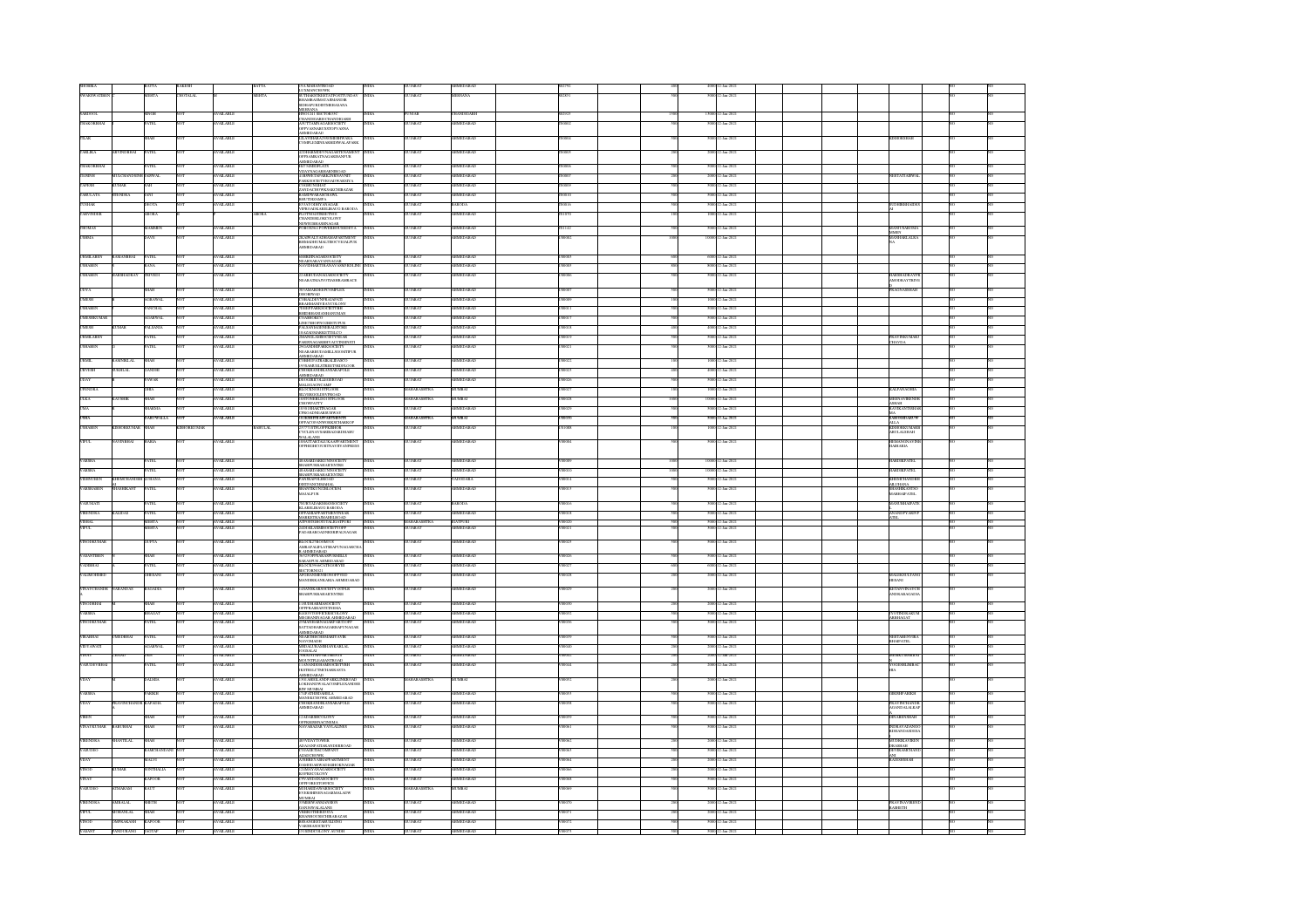| First Name | Middle Name | Last Name | Father First Name | Father Middle Name | Father Last Name | Address | Country | State | District | Pin Code | Folio Number | Amount | Proposed Date of Transfer | | | | | | |
|---|---|---|---|---|---|---|---|---|---|---|---|---|---|---|---|---|---|---|---|
| BHOMIKA | | BATTA | RAKESH | | BATTA | 13-A MAHAVIR ROAD GULMANCHPURK | INDIA | GUJARAT | AHMEDABAD | 382... | | 1000 | 12-Jan-2023 | | | | | NO | NO |
| PRAKASHCHAND | | MEHTA | CHOTALAL | | MEHTA | SUTHARSTREETNEAR POSTOFFICE BHABHARMEHSANA | INDIA | GUJARAT | MEHSANA | 38... | | 5000 | 12-Jan-2023 | | | | | NO | NO |
| SAROOJ | | SINGH | NOT | | AVAILABLE | H NO 1141 SECTOR 7C CHANDIGARH | INDIA | PUNJAB | CHANDIGARH | 16... | | 15000 | 12-Jan-2023 | | | | | NO | NO |
| PRAKASHBHAI | | PATEL | NOT | | AVAILABLE | ... | INDIA | GUJARAT | AHMEDABAD | 380... | | 5000 | 12-Jan-2023 | | | | | NO | NO |
| TILAK | | SHAH | NOT | | AVAILABLE | ... COMPLEX ... | INDIA | GUJARAT | AHMEDABAD | 380... | | 5000 | 12-Jan-2023 | | | | | NO | NO |
| SARLIKA | GOVINDBHAI | PATEL | NOT | | AVAILABLE | ... AHMEDABAD | INDIA | GUJARAT | AHMEDABAD | 380... | | 2000 | 12-Jan-2023 | | | | | NO | NO |
| PRAKASHBHAI | | PATEL | NOT | | AVAILABLE | ... | INDIA | GUJARAT | AHMEDABAD | 380... | | 5000 | 12-Jan-2023 | | | | | NO | NO |
| SURESH | | AGRAWAL | NOT | | AVAILABLE | ... | INDIA | GUJARAT | AHMEDABAD | 380... | | 2000 | 12-Jan-2023 | | | | | NO | NO |
| PARESH | KUMAR | SAH | NOT | | AVAILABLE | ... | INDIA | GUJARAT | AHMEDABAD | 380... | | 5000 | 12-Jan-2023 | | | | | NO | NO |
| SARLA | | SONI | NOT | | AVAILABLE | ... | INDIA | GUJARAT | AHMEDABAD | 380... | | 5000 | 12-Jan-2023 | | | | | NO | NO |
| SUDHAK | | MEHTA | NOT | | AVAILABLE | ... BARODA | INDIA | GUJARAT | BARODA | 390... | | 5000 | 12-Jan-2023 | | | | | NO | NO |
| PARVINDER | | ARORA | NOT | | ARORA | ... | INDIA | GUJARAT | AHMEDABAD | 380... | | 1000 | 12-Jan-2023 | | | | | NO | NO |
| SHOMAS | | MAMMEN | NOT | | AVAILABLE | ... | INDIA | GUJARAT | AHMEDABAD | 380... | | 5000 | 12-Jan-2023 | | | | | NO | NO |
| RESHMA | | DAVE | NOT | | AVAILABLE | ... AHMEDABAD | INDIA | GUJARAT | AHMEDABAD | 380... | | 10000 | 12-Jan-2023 | | | | | NO | NO |
| URMILABEN | RAMANBHAI | PATEL | NOT | | AVAILABLE | ... | INDIA | GUJARAT | AHMEDABAD | 380... | | 6000 | 12-Jan-2023 | | | | | NO | NO |
| USHABEN | | RANA | NOT | | AVAILABLE | ... | INDIA | GUJARAT | AHMEDABAD | 380... | | 5000 | 12-Jan-2023 | | | | | NO | NO |
| USHABEN | HARSHADRAY | TRIVEDI | NOT | | AVAILABLE | ... | INDIA | GUJARAT | AHMEDABAD | 380... | | 5000 | 12-Jan-2023 | | | | | NO | NO |
| DIVYA | | SHAH | NOT | | AVAILABLE | ... | INDIA | GUJARAT | AHMEDABAD | 380... | | 5000 | 12-Jan-2023 | | | | | NO | NO |
| UMESH | | AGRAWAL | NOT | | AVAILABLE | ... | INDIA | GUJARAT | AHMEDABAD | 380... | | 1000 | 12-Jan-2023 | | | | | NO | NO |
| USHABEN | | PANCHAL | NOT | | AVAILABLE | ... | INDIA | GUJARAT | AHMEDABAD | 380... | | 5000 | 12-Jan-2023 | | | | | NO | NO |
| UMESHKUMAR | | AGARWAL | NOT | | AVAILABLE | ... | INDIA | GUJARAT | AHMEDABAD | 380... | | 5000 | 12-Jan-2023 | | | | | NO | NO |
| UMESH | KUMAR | JALAN | NOT | | AVAILABLE | ... | INDIA | GUJARAT | AHMEDABAD | 380... | | 5000 | 12-Jan-2023 | | | | | NO | NO |
| URMILABEN | | PATEL | NOT | | AVAILABLE | ... | INDIA | GUJARAT | AHMEDABAD | 380... | | 5000 | 12-Jan-2023 | | | | | NO | NO |
| USHABEN | | PATEL | NOT | | AVAILABLE | ... AHMEDABAD | INDIA | GUJARAT | AHMEDABAD | 380... | | 5000 | 12-Jan-2023 | | | | | NO | NO |
| PRAMIL | RAMNIKLAL | SHAH | NOT | | AVAILABLE | ... | INDIA | GUJARAT | AHMEDABAD | 380... | | 1000 | 12-Jan-2023 | | | | | NO | NO |
| URVESH | SUNILAL | GANDHI | NOT | | AVAILABLE | ... AHMEDABAD | INDIA | GUJARAT | AHMEDABAD | 380... | | 2000 | 12-Jan-2023 | | | | | NO | NO |
| VIJAY | | PAWAR | NOT | | AVAILABLE | ... | INDIA | GUJARAT | AHMEDABAD | 380... | | 5000 | 12-Jan-2023 | | | | | NO | NO |
| UPENDRA | | SHAH | NOT | | AVAILABLE | ... MUMBAI | INDIA | MAHARASHTRA | MUMBAI | 400... | | 5000 | 12-Jan-2023 | | | | | NO | NO |
| ULKA | KAUSHIK | SHAH | NOT | | AVAILABLE | ... | INDIA | MAHARASHTRA | MUMBAI | 400... | | 10000 | 12-Jan-2023 | | | | | NO | NO |
| USHA | | BHANSALI | NOT | | AVAILABLE | ... | INDIA | GUJARAT | AHMEDABAD | 380... | | 5000 | 12-Jan-2023 | | | | | NO | NO |
| USHA | | SARUPARIA | NOT | | AVAILABLE | ... | INDIA | MAHARASHTRA | MUMBAI | 400... | | 5000 | 12-Jan-2023 | | | | | NO | NO |
| USHABEN | KISHORKUMAR | SHAH | KISHORKUMAR | | BABULAL | ... | INDIA | GUJARAT | AHMEDABAD | 380... | | 1000 | 12-Jan-2023 | | | | | NO | NO |
| VIPUL | NAVINBHAI | SAMIA | NOT | | AVAILABLE | ... | INDIA | GUJARAT | AHMEDABAD | 380... | | 5000 | 12-Jan-2023 | | | | | NO | NO |
| VARSHA | | PATEL | NOT | | AVAILABLE | ... | INDIA | GUJARAT | AHMEDABAD | 380... | | 10000 | 12-Jan-2023 | | | | | NO | NO |
| VARSHA | | PATEL | NOT | | AVAILABLE | ... | INDIA | GUJARAT | AHMEDABAD | 380... | | 10000 | 12-Jan-2023 | | | | | NO | NO |
| VIDHYABEN | | PATEL | NOT | | AVAILABLE | ... | INDIA | GUJARAT | VADODARA | 390... | | 5000 | 12-Jan-2023 | | | | | NO | NO |
| VAIBHABEN | SHASHIKANT | PATEL | NOT | | AVAILABLE | ... | INDIA | GUJARAT | AHMEDABAD | 380... | | 5000 | 12-Jan-2023 | | | | | NO | NO |
| VASUMATI | | PATEL | NOT | | AVAILABLE | ... BARODA | INDIA | GUJARAT | BARODA | 390... | | 5000 | 12-Jan-2023 | | | | | NO | NO |
| VIRENDRA | KALIDAS | PATEL | NOT | | AVAILABLE | ... | INDIA | GUJARAT | AHMEDABAD | 380... | | 5000 | 12-Jan-2023 | | | | | NO | NO |
| VISHAL | | MEHTA | NOT | | AVAILABLE | ... | INDIA | MAHARASHTRA | RAJPUR | 4... | | 5000 | 12-Jan-2023 | | | | | NO | NO |
| VIPUL | | MEHTA | NOT | | AVAILABLE | ... | INDIA | GUJARAT | AHMEDABAD | 380... | | 5000 | 12-Jan-2023 | | | | | NO | NO |
| VINODKUMAR | | GUPTA | NOT | | AVAILABLE | ... AHMEDABAD | INDIA | GUJARAT | AHMEDABAD | 380... | | 5000 | 12-Jan-2023 | | | | | NO | NO |
| VASANTIBEN | | SHAH | NOT | | AVAILABLE | ... AHMEDABAD | INDIA | GUJARAT | AHMEDABAD | 380... | | 5000 | 12-Jan-2023 | | | | | NO | NO |
| VADIBHAI | | PATEL | NOT | | AVAILABLE | ... | INDIA | GUJARAT | AHMEDABAD | 380... | | 6000 | 12-Jan-2023 | | | | | NO | NO |
| VALIMOHMED | | SHEHANI | NOT | | AVAILABLE | ... AHMEDABAD | INDIA | GUJARAT | AHMEDABAD | 380... | | 2000 | 12-Jan-2023 | | | | | NO | NO |
| VIRATCHANDR | MAGANLAL | RAGADIA | NOT | | AVAILABLE | ... | INDIA | GUJARAT | AHMEDABAD | 380... | | 2000 | 12-Jan-2023 | | | | | NO | NO |
| VINODBHAI | | SHAH | NOT | | AVAILABLE | ... | INDIA | GUJARAT | AHMEDABAD | 380... | | 2000 | 12-Jan-2023 | | | | | NO | NO |
| VARSHA | | BHAGAT | NOT | | AVAILABLE | ... AHMEDABAD | INDIA | GUJARAT | AHMEDABAD | 380... | | 5000 | 12-Jan-2023 | | | | | NO | NO |
| VINODKUMAR | | PATEL | NOT | | AVAILABLE | ... AHMEDABAD | INDIA | GUJARAT | AHMEDABAD | 380... | | 5000 | 12-Jan-2023 | | | | | NO | NO |
| PRABHAI | CHELDBHAI | PATEL | NOT | | AVAILABLE | ... | INDIA | GUJARAT | AHMEDABAD | 380... | | 5000 | 12-Jan-2023 | | | | | NO | NO |
| VIDYAWATI | | AGARWAL | NOT | | AVAILABLE | ... | INDIA | GUJARAT | AHMEDABAD | 380... | | 1000 | 12-Jan-2023 | | | | | NO | NO |
| VIJAY | CHAND | JAIN | NOT | | AVAILABLE | ... | INDIA | GUJARAT | AHMEDABAD | 380... | | 1000 | 12-Jan-2023 | | | | | NO | NO |
| VASUDEVBHAI | | PATEL | NOT | | AVAILABLE | ... AHMEDABAD | INDIA | GUJARAT | AHMEDABAD | 380... | | 2000 | 12-Jan-2023 | | | | | NO | NO |
| VIJAY | | JALSHA | NOT | | AVAILABLE | ... MUMBAI | INDIA | MAHARASHTRA | MUMBAI | 400... | | 2000 | 12-Jan-2023 | | | | | NO | NO |
| VARSHA | | PARIKH | NOT | | AVAILABLE | ... | INDIA | GUJARAT | AHMEDABAD | 380... | | 5000 | 12-Jan-2023 | | | | | NO | NO |
| VIJAY | PRAVINCHANDR | KAPADIA | NOT | | AVAILABLE | ... AHMEDABAD | INDIA | GUJARAT | AHMEDABAD | 380... | | 5000 | 12-Jan-2023 | | | | | NO | NO |
| VIREN | | SHAH | NOT | | AVAILABLE | ... | INDIA | GUJARAT | AHMEDABAD | 380... | | 5000 | 12-Jan-2023 | | | | | NO | NO |
| VINAYKUMAR | RAJUBHAI | SHAH | NOT | | AVAILABLE | ... | INDIA | GUJARAT | AHMEDABAD | 380... | | 5000 | 12-Jan-2023 | | | | | NO | NO |
| VIRENDRA | SHANTILAL | SHAH | NOT | | AVAILABLE | ... | INDIA | GUJARAT | AHMEDABAD | 380... | | 2000 | 12-Jan-2023 | | | | | NO | NO |
| VARUNDEO | | RAMCHANDANI | NOT | | AVAILABLE | ... | INDIA | GUJARAT | AHMEDABAD | 380... | | 2000 | 12-Jan-2023 | | | | | NO | NO |
| VIJAY | | MALVI | NOT | | AVAILABLE | ... | INDIA | GUJARAT | AHMEDABAD | 380... | | 5000 | 12-Jan-2023 | | | | | NO | NO |
| VINOD | KUMAR | WANTHALIA | NOT | | AVAILABLE | ... | INDIA | GUJARAT | AHMEDABAD | 380... | | 2000 | 12-Jan-2023 | | | | | NO | NO |
| VINAY | | KAPOOR | NOT | | AVAILABLE | ... | INDIA | GUJARAT | AHMEDABAD | 380... | | 5000 | 12-Jan-2023 | | | | | NO | NO |
| VARUNDEO | ATMARAM | RAUT | NOT | | AVAILABLE | ... MUMBAI | INDIA | MAHARASHTRA | MUMBAI | 400... | | 5000 | 12-Jan-2023 | | | | | NO | NO |
| VIRENDRA | AMBALAL | SHETH | NOT | | AVAILABLE | ... | INDIA | GUJARAT | AHMEDABAD | 380... | | 2000 | 12-Jan-2023 | | | | | NO | NO |
| VIPUL | MOHANLAL | SHAH | NOT | | AVAILABLE | ... | INDIA | GUJARAT | AHMEDABAD | 380... | | 2000 | 12-Jan-2023 | | | | | NO | NO |
| VINOD | OMPRAKASH | KAPOOR | NOT | | AVAILABLE | ... | INDIA | GUJARAT | AHMEDABAD | 380... | | 5000 | 12-Jan-2023 | | | | | NO | NO |
| VASANT | PANDURANG | JAGTAP | NOT | | AVAILABLE | ... | INDIA | GUJARAT | AHMEDABAD | 380... | | 5000 | 12-Jan-2023 | | | | | NO | NO |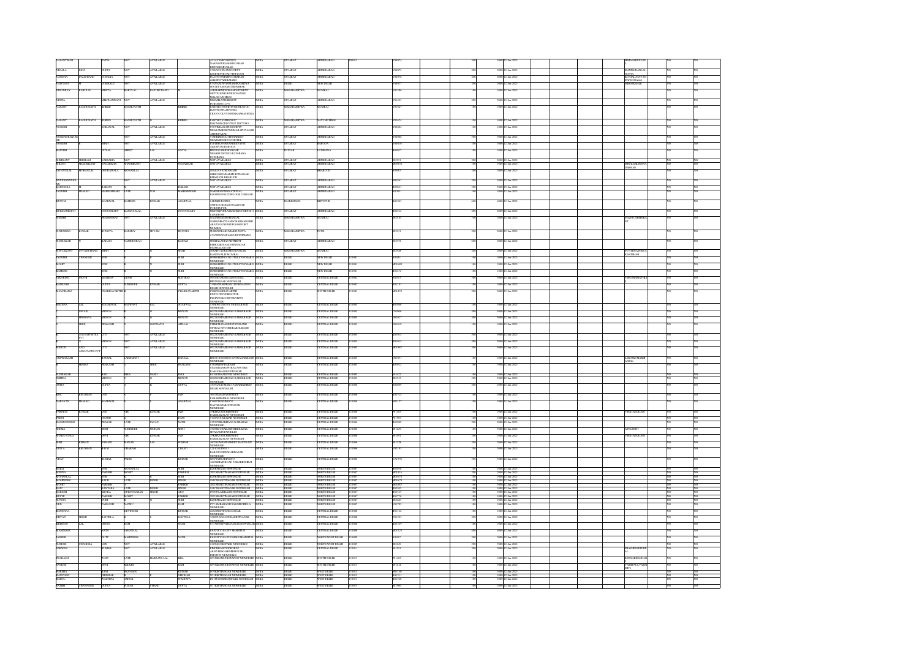| | | | | | | | | | | | | | | | | | | | | | | | | |
|---|---|---|---|---|---|---|---|---|---|---|---|---|---|---|---|---|---|---|---|---|---|---|---|---|
| VASANTBHAI | | PATEL | NOT | | AVAILABLE | MAYAVANSOMPLEX NARANPURAAHMEDABAD DIST AHMEDABAD | INDIA | GUJARAT | AHMEDABAD | 380013 | V00074 | | | | 500 | 5000 | 12-Jan-2021 | | | | BHMANSHUPATE | | NO | NO |
| VIMALA | DEVI | GUPTA | NOT | | AVAILABLE | 12 JANTA WAREHOUSE KHETIYONAT GUTTHE FLOOR | INDIA | GUJARAT | AHMEDABAD | | V00075 | | | | 200 | 2000 | 12-Jan-2021 | | | | MANMOHANLAL GUPTA | | NO | NO |
| VANDANA | LALITCHAND | GOWALIA | NOT | | AVAILABLE | | INDIA | GUJARAT | AHMEDABAD | | V00076 | | | | 100 | 1000 | 12-Jan-2021 | | | | KUNTALAVANTAN DANGUWALIA | | NO | NO |
| VASUDHA | | GOKHALE | NOT | | AVAILABLE | | INDIA | DELHI | NEW DELHI | | V00077 | | | | 500 | 5000 | 12-Jan-2021 | | | | MEGOKHALE | | NO | NO |
| VINODRAY | BABULAL | KAPURCHAND | | | | | INDIA | MAHARASHTRA | MUMBAI | | V01986 | | | | 100 | 1000 | 12-Jan-2021 | | | | | | NO | NO |
| VINITA | | SHRICHANDANI | NOT | | AVAILABLE | | INDIA | GUJARAT | AHMEDABAD | | V01495 | | | | 200 | 2000 | 12-Jan-2021 | | | | | | NO | NO |
| VASANT | RAGHUNATH | KHIRID | RAGHUNATH | | KHIRID | | INDIA | MAHARASHTRA | MUMBAI | | V01647 | | | | 100 | 1000 | 12-Jan-2021 | | | | | | NO | NO |
| VASANT | RAGHUNATH | KHIRID | RAGHUNATH | | KHIRID | | INDIA | MAHARASHTRA | NAVI MUMBAI | | V01674 | | | | 100 | 1000 | 12-Jan-2021 | | | | | | NO | NO |
| YOGESH | | AGRAWAL | NOT | | AVAILABLE | | INDIA | GUJARAT | AHMEDABAD | | Y00041 | | | | 100 | 1000 | 12-Jan-2021 | | | | | | NO | NO |
| YOGENDRAKUM AR | | | NOT | | AVAILABLE | | INDIA | GUJARAT | AHMEDABAD | | Y00060 | | | | 500 | 5000 | 12-Jan-2021 | | | | | | NO | NO |
| YOGESH | | SHAH | NOT | | AVAILABLE | | INDIA | GUJARAT | BARODA | | Y00103 | | | | 100 | 1000 | 12-Jan-2021 | | | | | | NO | NO |
| RAJNISH | | GOYAL | SHRI | | LAL GOYAL | | INDIA | PUNJAB | LUDHIANA | | R00627 | | | | 100 | 1000 | 12-Jan-2021 | | | | | | NO | NO |
| SHRIKANT | SHRIRAM | PARSARIA | NOT | | AVAILABLE | | INDIA | GUJARAT | AHMEDABAD | | S00591 | | | | 200 | 2000 | 12-Jan-2021 | | | | | | NO | NO |
| MILIND | SHASHIKANT | NAGARKAR | SHASHIKANT | | NAGARKAR | | INDIA | GUJARAT | AHMEDABAD | | M00508 | | | | 100 | 1000 | 12-Jan-2021 | | | | MRNALMILINDNA GARKAR | | NO | NO |
| JAYANTILAL | MOHANLAL | MODIWALA | MOHANLAL | | | | INDIA | GUJARAT | BHARUCH | | J00433 | | | | 100 | 1000 | 12-Jan-2021 | | | | | | NO | NO |
| XXXXXXXXXXXX XX | | | NOT | | AVAILABLE | NOT AVAILABLE | INDIA | GUJARAT | AHMEDABAD | | X01863 | | | | 200 | 2000 | 12-Jan-2021 | | | | | | NO | NO |
| RAJENDRA | | RABARI | NOT | | RABARI | NOT AVAILABLE | INDIA | GUJARAT | AHMEDABAD | | R03611 | | | | 100 | 1000 | 12-Jan-2021 | | | | | | NO | NO |
| SUDHIR | PRASAD | MAHESHWARI | LATE | | MAHESHWARI | | INDIA | GUJARAT | AHMEDABAD | | S01951 | | | | 100 | 1000 | 12-Jan-2021 | | | | | | NO | NO |
| KUSUM | | AGARWAL | RAMESH | KUMAR | AGARWAL | | INDIA | JHARKHAND | BISTUPUR | | K02025 | | | | 600 | 6000 | 12-Jan-2021 | | | | | | NO | NO |
| RUKMANIDEVI | | CHOUDHARY | KANHAYALAL | | CHOUDHARY | | INDIA | GUJARAT | | | R02564 | | | | 200 | 2000 | 12-Jan-2021 | | | | | | NO | NO |
| SHISHIR | | PRADHUKAR | NOT | | AVAILABLE | | INDIA | MAHARASHTRA | MUMBAI | | S02916 | | | | 100 | 1000 | 12-Jan-2021 | | | | SUKETUSHRIKA NT | | NO | NO |
| SURENDRA | KUMAR | SUNGITA | RADHEY | SHYAM | SUNGITA | | INDIA | MAHARASHTRA | PUNE | | S02931 | | | | 200 | 2000 | 12-Jan-2021 | | | | | | NO | NO |
| SUDHAKAR | | KADAM | RAMCHORAO | | KADAM | | INDIA | GUJARAT | AHMEDABAD | | S02972 | | | | 600 | 6000 | 12-Jan-2021 | | | | | | NO | NO |
| SURYAKANT | UTTAMCHAND | SHAH | | | SHAH | | INDIA | MAHARASHTRA | MUMBAI | | S02948 | | | | 200 | 2000 | 12-Jan-2021 | | | | SUVARNABENSA KANTSHAH | | NO | NO |
| JAGDISH | CHANDER | SURI | | | SURI | | INDIA | DELHI | NEW DELHI | 110001 | J01451 | | | | 100 | 1000 | 12-Jan-2021 | | | | | | NO | NO |
| MOHIT | | SURI | | | SURI | | INDIA | DELHI | NEW DELHI | 110001 | M00688 | | | | 100 | 1000 | 12-Jan-2021 | | | | | | NO | NO |
| RAMESH | | SURI | | | SURI | | INDIA | DELHI | NEW DELHI | 110001 | R04172 | | | | 100 | 1000 | 12-Jan-2021 | | | | | | NO | NO |
| JACOB | | MATHAS | DENIS | | MATHAS | | INDIA | DELHI | CENTRAL DELHI | 110002 | J00573 | | | | 500 | 5000 | 12-Jan-2021 | | | | VIRGINIAMATHAS | | NO | NO |
| KAMLESH | | GUPTA | SURINDER | KUMAR | GUPTA | | INDIA | DELHI | CENTRAL DELHI | 110002 | K01181 | | | | 100 | 1000 | 12-Jan-2021 | | | | | | NO | NO |
| ALOOKARMA | | CHAKRAVARTHY | K | | CHAKRAVARTHY | | INDIA | DELHI | SOUTH DELHI | 110003 | A00432 | | | | 200 | 2000 | 12-Jan-2021 | | | | | | NO | NO |
| RAJAN | LAL | AGGARWAL | BALWANT | RAI | AGARWAL | | INDIA | DELHI | CENTRAL DELHI | 110005 | R01008 | | | | 100 | 1000 | 12-Jan-2021 | | | | | | NO | NO |
| | JANAKI | MENON | | | MENON | | INDIA | DELHI | CENTRAL DELHI | 110005 | J00006 | | | | 500 | 5000 | 12-Jan-2021 | | | | | | NO | NO |
| | SUKHANYA | MENON | | | MENON | | INDIA | DELHI | CENTRAL DELHI | 110005 | S01617 | | | | 500 | 5000 | 12-Jan-2021 | | | | | | NO | NO |
| | SHRE | PRAKASH | | GOPINATH | AHUJA | | INDIA | DELHI | CENTRAL DELHI | 110005 | S01019 | | | | 100 | 1000 | 12-Jan-2021 | | | | | | NO | NO |
| | EXPORTS PVT | LTD | NOT | | AVAILABLE | | INDIA | DELHI | CENTRAL DELHI | 110005 | E00014 | | | | 500 | 5000 | 12-Jan-2021 | | | | | | NO | NO |
| | MENON | LTD | NOT | | AVAILABLE | | INDIA | DELHI | CENTRAL DELHI | 110005 | M01019 | | | | 500 | 5000 | 12-Jan-2021 | | | | | | NO | NO |
| MENON | ANU ASSOCIATES PVT | LTD | NOT | | AVAILABLE | | INDIA | DELHI | CENTRAL DELHI | 110005 | M00597 | | | | 500 | 5000 | 12-Jan-2021 | | | | | | NO | NO |
| OMPRAKASH | | BANSAL | LAKHMANI | | BANSAL | | INDIA | DELHI | CENTRAL DELHI | 110005 | O00591 | | | | 100 | 1000 | 12-Jan-2021 | | | | RAMGRUMAR BANSAL | | NO | NO |
| | REKHA | PRAKASH | | SREE | PRAKASH | | INDIA | DELHI | CENTRAL DELHI | 110005 | R03022 | | | | 100 | 1000 | 12-Jan-2021 | | | | | | NO | NO |
| SUDHAKAR | | BALI | HIRA | NAND | BALI | | INDIA | DELHI | CENTRAL DELHI | 110005 | S01922 | | | | 100 | 1000 | 12-Jan-2021 | | | | | | NO | NO |
| SMITHA | | MENON | | | MENON | | INDIA | DELHI | CENTRAL DELHI | 110005 | S02513 | | | | 500 | 5000 | 12-Jan-2021 | | | | | | NO | NO |
| SUNIL | | GUPTA | | | GUPTA | | INDIA | DELHI | CENTRAL DELHI | 110006 | S02009 | | | | 200 | 2000 | 12-Jan-2021 | | | | | | NO | NO |
| KUL | BHUSHAN | JAIN | | | JAIN | | INDIA | DELHI | CENTRAL DELHI | 110006 | K01514 | | | | 100 | 1000 | 12-Jan-2021 | | | | | | NO | NO |
| JAYANTA | PRASAD | AGARWAL | | | AGARWAL | | INDIA | DELHI | CENTRAL DELHI | 110006 | J01127 | | | | 100 | 1000 | 12-Jan-2021 | | | | | | NO | NO |
| PARMOD | KUMAR | JAIN | VIR | KUMAR | JAIN | | INDIA | DELHI | CENTRAL DELHI | 110006 | P01165 | | | | 100 | 1000 | 12-Jan-2021 | | | | VIRKUMARJAIN | | NO | NO |
| PREM | | CHAND | | | DASS | | INDIA | DELHI | CENTRAL DELHI | 110006 | P01907 | | | | 100 | 1000 | 12-Jan-2021 | | | | | | NO | NO |
| RAGHVENDER | | PRASAD | LATE | JAGAN | NATH | | INDIA | DELHI | CENTRAL DELHI | 110006 | R03089 | | | | 100 | 1000 | 12-Jan-2021 | | | | | | NO | NO |
| SEEMA | | SETH | SURINDER | MOHAN | SETH | | INDIA | DELHI | CENTRAL DELHI | 110006 | S01620 | | | | 100 | 1000 | 12-Jan-2021 | | | | AYLSETH | | NO | NO |
| SHAKUNTALA | | DEVI | VIR | KUMAR | JAIN | | INDIA | DELHI | CENTRAL DELHI | 110006 | S01491 | | | | 100 | 1000 | 12-Jan-2021 | | | | VIRKUMARJAIN | | NO | NO |
| SHRI | KRISHAN | SOHANI | MADAN | LAL | SOHANI | | INDIA | DELHI | CENTRAL DELHI | 110006 | S01738 | | | | 200 | 2000 | 12-Jan-2021 | | | | | | NO | NO |
| VIDYA | BHUSHAN | BAJAJ | DHARAM | | CHAND | | INDIA | DELHI | CENTRAL DELHI | 110006 | V01191 | | | | 100 | 1000 | 12-Jan-2021 | | | | | | NO | NO |
| VIJAY | | KUMAR | PREM | | KUMAR | | INDIA | DELHI | CENTRAL DELHI | 110006 | VA2796 | | | | 500 | 5000 | 12-Jan-2021 | | | | | | NO | NO |
| RAJU | | SURI | MOHANLAL | | SURI | | INDIA | DELHI | NORTH DELHI | 110007 | R01056 | | | | 100 | 1000 | 12-Jan-2021 | | | | | | NO | NO |
| MEENA | | PAREKH | MOHIT | | PAREKH | | INDIA | DELHI | NORTH DELHI | 110007 | M01316 | | | | 200 | 2000 | 12-Jan-2021 | | | | | | NO | NO |
| KISHANLAL | | SURI | | | SURI | | INDIA | DELHI | NORTH DELHI | 110007 | K00474 | | | | 100 | 1000 | 12-Jan-2021 | | | | | | NO | NO |
| MOHINDER | | KAUR | LATE | INDER | SINGH | | INDIA | DELHI | NORTH DELHI | 110007 | M00479 | | | | 100 | 1000 | 12-Jan-2021 | | | | | | NO | NO |
| MOHIT | | PAREKH | | | PAREKH | | INDIA | DELHI | NORTH DELHI | 110007 | M01645 | | | | 100 | 1000 | 12-Jan-2021 | | | | | | NO | NO |
| RAJ | | KANTARA | LATE | INDER | SINGH | | INDIA | DELHI | NORTH DELHI | 110007 | R01300 | | | | 100 | 1000 | 12-Jan-2021 | | | | | | NO | NO |
| RAKESH | | ARORA | GURUCHARAN | SINGH | ARO | | INDIA | DELHI | NORTH DELHI | 110007 | R01527 | | | | 100 | 1000 | 12-Jan-2021 | | | | | | NO | NO |
| RUCHI | | PAREKH | MOHIT | | PAREKH | | INDIA | DELHI | NORTH DELHI | 110007 | R01779 | | | | 100 | 1000 | 12-Jan-2021 | | | | | | NO | NO |
| SUNITA | | SURI | | | SURI | | INDIA | DELHI | NORTH DELHI | 110007 | S03026 | | | | 100 | 1000 | 12-Jan-2021 | | | | | | NO | NO |
| VED | | PARKASH | MADHU | | RAM | | INDIA | DELHI | NORTH DELHI | 110007 | V01769 | | | | 100 | 1000 | 12-Jan-2021 | | | | | | NO | NO |
| RANJANA | | | DEVINDER | | KUMAR | | INDIA | DELHI | CENTRAL DELHI | 110008 | R01122 | | | | 100 | 1000 | 12-Jan-2021 | | | | | | NO | NO |
| SHYAM | SINGH | RAUTELA | | | RAUTELA | | INDIA | DELHI | CENTRAL DELHI | 110008 | S01223 | | | | 200 | 2000 | 12-Jan-2021 | | | | | | NO | NO |
| KRISHAN | LAL | ARORA | RAM | | NATH | | INDIA | DELHI | CENTRAL DELHI | 110008 | K01729 | | | | 100 | 1000 | 12-Jan-2021 | | | | | | NO | NO |
| ATHIMESH | | NATH | JAMANLAL | | | | INDIA | DELHI | CENTRAL DELHI | 110008 | A00129 | | | | 200 | 2000 | 12-Jan-2021 | | | | | | NO | NO |
| JASBIR | | DUTT | MAHINDER | | NATH | | INDIA | DELHI | NORTH WEST DELHI | 110009 | J01057 | | | | 100 | 1000 | 12-Jan-2021 | | | | | | NO | NO |
| SURESH | CHANDRA | JAIN | NOT | | AVAILABLE | | INDIA | DELHI | NORTH WEST DELHI | 110009 | S02249 | | | | 500 | 5000 | 12-Jan-2021 | | | | | | NO | NO |
| SARWAN | | KUMAR | NOT | | AVAILABLE | | INDIA | DELHI | CENTRAL DELHI | 110011 | S01551 | | | | 200 | 2000 | 12-Jan-2021 | | | | SHASHIKIRITEDP AL | | NO | NO |
| PRAKASH | | WATI | LATE | HARBANS LAL | BHA | | INDIA | DELHI | SOUTH DELHI | 110013 | P01405 | | | | 100 | 1000 | 12-Jan-2021 | | | | KEENABHANDARI | | NO | NO |
| SAVITRI | | DEVI | MILKHI | | RAM | | INDIA | DELHI | SOUTH DELHI | 110013 | S01434 | | | | 100 | 1000 | 12-Jan-2021 | | | | VANEPAULVAISH | | NO | NO |
| HARSHA | | RANI | PRAVEEN | | KUMAR | | INDIA | DELHI | WEST DELHI | 110015 | H00130 | | | | 100 | 1000 | 12-Jan-2021 | | | | | | NO | NO |
| KANCHAN | | GIRDHAR | | | GIRDHAR | | INDIA | DELHI | WEST DELHI | 110015 | K01211 | | | | 100 | 1000 | 12-Jan-2021 | | | | | | NO | NO |
| KAMAL | | WADHWA | ASHOK | | WADHWA | | INDIA | DELHI | WEST DELHI | 110015 | K01308 | | | | 100 | 1000 | 12-Jan-2021 | | | | | | NO | NO |
| SATISH | CHANDER | GUPTA | PURAN | CHAND | GUPTA | | INDIA | DELHI | WEST DELHI | 110015 | S01566 | | | | 100 | 1000 | 12-Jan-2021 | | | | | | NO | NO |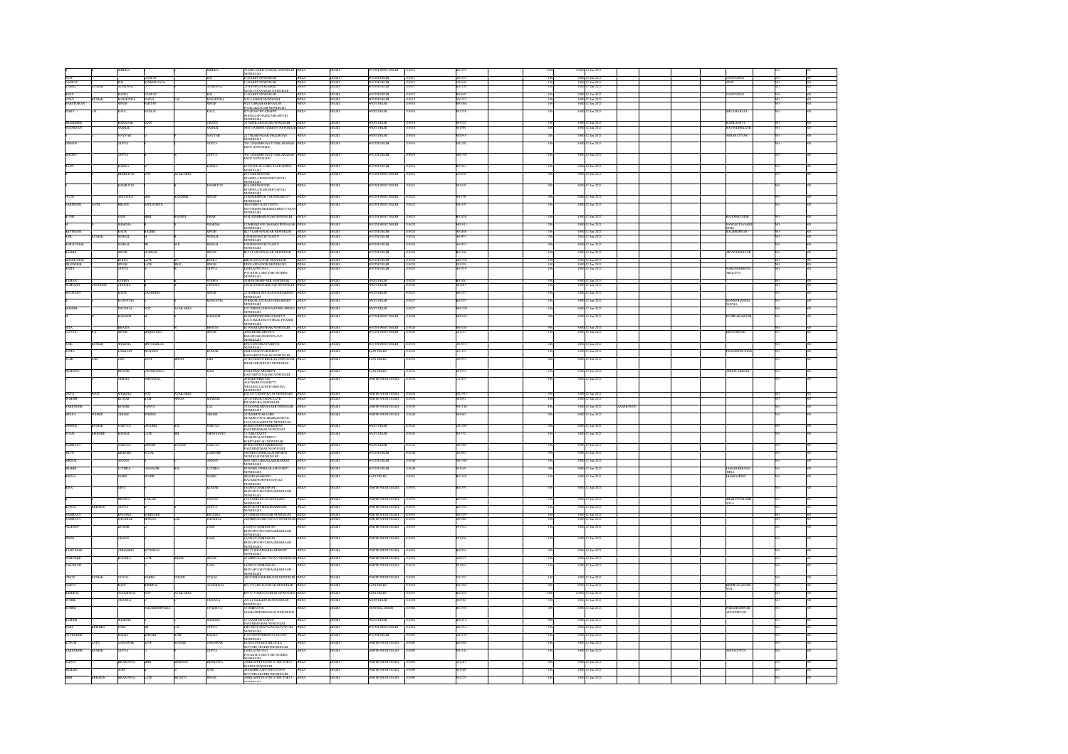| | | | | | | | | | | | | | | | | | | |
|---|---|---|---|---|---|---|---|---|---|---|---|---|---|---|---|---|---|---|
| | | MISHRA | | | MISHRA | E216B VAPRIVATVIHAR NEW DELHI NEW DELHI | INDIA | DELHI | SOUTH WEST DELHI | 110016 | B02159 | 1500 | 15000 | 12-Jan-2023 | | | NO | NO |
| ANJU | | | GANPAT | | RAI | 13 SAKET NEW DELHI | INDIA | DELHI | SOUTH DELHI | 110017 | R01925 | 100 | 1000 | 12-Jan-2023 | | GANPATRAI | NO | NO |
| GANPAT | | RAI | RAMKISHANDAYAL | | | 13 SAKET NEW DELHI | INDIA | DELHI | SOUTH DELHI | 110017 | G01032 | 100 | 1000 | 12-Jan-2023 | | ANJU | NO | NO |
| PUSHPA | KUMAR | AGGARWAL | | | AGGARWAL | | INDIA | DELHI | SOUTH DELHI | 110017 | P01174 | 100 | 1000 | 12-Jan-2023 | | | NO | NO |
| RENU | | RATRA | GANPAT | | RAI | 13 SAKET NEW DELHI | INDIA | DELHI | SOUTH DELHI | 110017 | R01057 | 100 | 1000 | 12-Jan-2023 | | GANPATRAI | NO | NO |
| VIJAY | KUMAR | MALHOTRA | GOPAL | LAL | MALHOTRA | F-171 A SAKET NEW DELHI | INDIA | DELHI | SOUTH DELHI | 110017 | V01257 | 100 | 1000 | 12-Jan-2023 | | | NO | NO |
| HARSTHARAN | | SINGH | PARTAP | | SINGH | | INDIA | DELHI | WEST DELHI | 110015 | H01068 | 100 | 1000 | 12-Jan-2023 | | | NO | NO |
| PARV | LAL | KAUL | VEDLAL | | KAUL | | INDIA | DELHI | WEST DELHI | 110018 | P01238 | 100 | 1000 | 12-Jan-2023 | | SHYAMAKAUL | NO | NO |
| SHAMSHER | | BAHADUR | JAIN | | CHAND | | INDIA | DELHI | WEST DELHI | 110018 | S01524 | 100 | 1000 | 12-Jan-2023 | | | NO | NO |
| SUDARSAN | | SABHAL | | | SABHAL | | INDIA | DELHI | WEST DELHI | 110018 | S01960 | 100 | 1000 | 12-Jan-2023 | | RAVINDERKAUR | NO | NO |
| | | NAYYAR | | | NAYYAR | TILAKNAGAR MALLROAD NEW DELHI | INDIA | DELHI | WEST DELHI | 110018 | B02993 | 200 | 2000 | 12-Jan-2023 | | ASHANAYYAR | NO | NO |
| DINESH | | GUPTA | | | GUPTA | | INDIA | DELHI | SOUTH DELHI | 110019 | D01282 | 100 | 1000 | 12-Jan-2023 | | | NO | NO |
| MADHU | | GUPTA | | | GUPTA | | INDIA | DELHI | SOUTH DELHI | 110019 | M01307 | 100 | 1000 | 12-Jan-2023 | | | NO | NO |
| KAPIL | | KAPILA | | | KAPILA | KALKAJI NEW DELHI | INDIA | DELHI | SOUTH DELHI | 110019 | K01261 | 100 | 1000 | 12-Jan-2023 | | | NO | NO |
| | | HAMILTON | NOT | | AVAILABLE | NEW DELHI | INDIA | DELHI | SOUTH WEST DELHI | 110021 | G01101 | 500 | 5000 | 12-Jan-2023 | | | NO | NO |
| | | HAMILTON | | | HAMILTON | NEW DELHI | INDIA | DELHI | SOUTH WEST DELHI | 110021 | G01128 | 500 | 5000 | 12-Jan-2023 | | | NO | NO |
| JYOTI | | ANGOTRA | MAJ | | RANDHIR | NEW DELHI | INDIA | DELHI | SOUTH WEST DELHI | 110022 | J01318 | 200 | 2000 | 12-Jan-2023 | | | NO | NO |
| NARINDER | NATH | BHANOT | | | | NEW DELHI | INDIA | DELHI | SOUTH WEST DELHI | 110022 | N01197 | 100 | 1000 | 12-Jan-2023 | | | NO | NO |
| RUDH | | SANI | SHRI | | RAMESH | NEW DELHI | INDIA | DELHI | SOUTH WEST DELHI | 110023 | R01858 | 100 | 1000 | 12-Jan-2023 | | RAJESHKUMAR | NO | NO |
| M | | SHARMA | | | SHARMA | NEW DELHI | INDIA | DELHI | SOUTH WEST DELHI | 110023 | M02011 | 200 | 2000 | 12-Jan-2023 | | SANGEETAVASHISTHA | NO | NO |
| DEVINDER | KUMAR | KAUR | BALBIR | | SINGH | NEW DELHI | INDIA | DELHI | SOUTH DELHI | 110024 | D01806 | 100 | 1000 | 12-Jan-2023 | | BALBIRSINGH | NO | NO |
| ANIL | | SEHGAL | M | | SEHGAL | NEW DELHI | INDIA | DELHI | SOUTH DELHI | 110024 | A01873 | 500 | 5000 | 12-Jan-2023 | | | NO | NO |
| ANILKUMAR | | SEHGAL | ND | | SEHGAL | NEW DELHI | INDIA | DELHI | SOUTH DELHI | 110024 | A01857 | 500 | 5000 | 12-Jan-2023 | | | NO | NO |
| BALBIR | | SINGH | GURBAN | | SINGH | NEW DELHI | INDIA | DELHI | SOUTH DELHI | 110024 | B01806 | 100 | 1000 | 12-Jan-2023 | | ARVINDERKAUR | NO | NO |
| MANMOHAN | | KOHLI | LATE | | KOHLI | NEW DELHI | INDIA | DELHI | SOUTH DELHI | 110024 | M01396 | 100 | 1000 | 12-Jan-2023 | | | NO | NO |
| RAJINDER | | SINGH | LATE | | SINGH | NEW DELHI | INDIA | DELHI | SOUTH DELHI | 110024 | R01391 | 100 | 1000 | 12-Jan-2023 | | | NO | NO |
| ANITA | | GUPTA | | | GUPTA | ROHINI NEW DELHI | INDIA | DELHI | SOUTH DELHI | 110025 | A01319 | 100 | 1000 | 12-Jan-2023 | | RAJENDERKUMARGUPTA | NO | NO |
| RAMAN | | VOHRA | | | VOHRA | NEW DELHI | INDIA | DELHI | WEST DELHI | 110026 | R01611 | 100 | 1000 | 12-Jan-2023 | | | NO | NO |
| SUBHASH | CHANDER | CHOPRA | | | CHOPRA | NEW DELHI | INDIA | DELHI | WEST DELHI | 110026 | S01881 | 100 | 1000 | 12-Jan-2023 | | | NO | NO |
| KULWANT | | KAUR | GAURJEET | | SINGH | NEW DELHI | INDIA | DELHI | WEST DELHI | 110027 | K01515 | 100 | 1000 | 12-Jan-2023 | | | NO | NO |
| | | MANOCHA | | | MANOCHA | NEW DELHI | INDIA | DELHI | WEST DELHI | 110027 | B01097 | 100 | 1000 | 12-Jan-2023 | | RAJNISHMANOCHA | NO | NO |
| RAMESH | | OBEROI | NOT | | AVAILABLE | NEW DELHI | INDIA | DELHI | WEST DELHI | 110027 | R00326 | 100 | 1000 | 12-Jan-2023 | | | NO | NO |
| M | | KAMATH | | | KAMATH | NEW DELHI | INDIA | DELHI | SOUTH WEST DELHI | 110028 | M01641 | 100 | 1000 | 12-Jan-2023 | | PUSHPAKAMATH | NO | NO |
| GITA | | BHATIA | | | BHATIA | NEW DELHI | INDIA | DELHI | SOUTH WEST DELHI | 110028 | G01626 | 500 | 5000 | 12-Jan-2023 | | | NO | NO |
| ATTUPAL | | SINGH | MAHENDRA | | SINGH | NEW DELHI | INDIA | DELHI | SOUTH WEST DELHI | 110029 | A01147 | 100 | 1000 | 12-Jan-2023 | | KIRANSINGH | NO | NO |
| ANIL | KUMAR | SHARMA | MTOHARLAL | | | NEW DELHI | INDIA | DELHI | SOUTH WEST DELHI | 110030 | A01918 | 200 | 2000 | 12-Jan-2023 | | | NO | NO |
| ANITA | | LAKHANI | PRADEEP | | KUMAR | NEW DELHI | INDIA | DELHI | EAST DELHI | 110032 | A01525 | 100 | 1000 | 12-Jan-2023 | | PRADEEPKUMAR | NO | NO |
| ATAR | NATH | JAIN | ANUP | SINGH | JAIN | SHAHADRA DELHI NEW DELHI | INDIA | DELHI | EAST DELHI | 110032 | A01959 | 200 | 2000 | 12-Jan-2023 | | | NO | NO |
| PRADEEP | | KUMAR | CHANGANDA | | RAM | NEW DELHI | INDIA | DELHI | EAST DELHI | 110032 | P01316 | 100 | 1000 | 12-Jan-2023 | | ANITALAKHANI | NO | NO |
| | | VERMA | SOHANLAL | | | NEW DELHI | INDIA | DELHI | NORTH WEST DELHI | 110034 | V01453 | 100 | 1000 | 12-Jan-2023 | | | NO | NO |
| SANYA | NATH | SHARMA | NOT | | AVAILABLE | NEW DELHI | INDIA | DELHI | NORTH WEST DELHI | 110034 | S01995 | 500 | 5000 | 12-Jan-2023 | | | NO | NO |
| SURESH | | KUMAR | RAM | | NIWAS | PITAMPURA NEW DELHI | INDIA | DELHI | NORTH WEST DELHI | 110034 | S02092 | 100 | 1000 | 12-Jan-2023 | | | NO | NO |
| NARENDER | | KUMAR | PANNA | | LAL | NEW DELHI | INDIA | DELHI | NORTH WEST DELHI | 110035 | N01138 | 100 | 1000 | 12-Jan-2023 | AAAPK9937E | | NO | NO |
| SHILPA | SUBIND | GHOSH | SUBIND | | GHOSH | NEW DELHI | INDIA | DELHI | NORTH WEST DELHI | 110040 | S05063 | 500 | 5000 | 12-Jan-2023 | | | NO | NO |
| DINESH | KUMAR | NARULA | JAGDISH | RAI | NARULA | PASCHIMVIHAR NEW DELHI | INDIA | DELHI | WEST DELHI | 110041 | D01284 | 200 | 2000 | 12-Jan-2023 | | | NO | NO |
| JUGAL | KISHORE | BANSAL | LATE | | SRI | NEW DELHI | INDIA | DELHI | WEST DELHI | 110041 | J01352 | 100 | 1000 | 12-Jan-2023 | | | NO | NO |
| SAMBANA | | NARULA | DINESH | KUMAR | NARULA | PASCHIMVIHAR NEW DELHI | INDIA | DELHI | WEST DELHI | 110041 | S03081 | 100 | 1000 | 12-Jan-2023 | | | NO | NO |
| ARUN | | KISHORE | JUGAL | | LAKISHORE | NEW DELHI | INDIA | DELHI | SOUTH DELHI | 110048 | A01961 | 500 | 5000 | 12-Jan-2023 | | | NO | NO |
| PRIMAL | | ANAND | | | ANAND | NEW DELHI | INDIA | DELHI | SOUTH DELHI | 110048 | P01990 | 100 | 1000 | 12-Jan-2023 | | | NO | NO |
| SHASHI | | LUTHRA | JAGATJOR | RAI | LUTHRA | NEW DELHI | INDIA | DELHI | SOUTH DELHI | 110048 | S01249 | 200 | 2000 | 12-Jan-2023 | | SARANDERKAULUTHRA | NO | NO |
| REENA | | SAHNI | SUSHIL | | SAHNI | NEW DELHI | INDIA | DELHI | EAST DELHI | 110051 | R01358 | 100 | 1000 | 12-Jan-2023 | | SUSHILSAHNI | NO | NO |
| RINA | | DEVI | | | KUMAR | SHALIMARBAGH NEW DELHI | INDIA | DELHI | NORTH WEST DELHI | 110052 | R01597 | 100 | 1000 | 12-Jan-2023 | | | NO | NO |
| K | | BHATIA | KARAM | | CHAND | NEW DELHI | INDIA | DELHI | NORTH WEST DELHI | 110052 | K01030 | 100 | 1000 | 12-Jan-2023 | | SHAKUNTALABHATIA | NO | NO |
| KEWAL | KRISHAN | GUPTA | | | GUPTA | SHALIMARBAGH NEW DELHI | INDIA | DELHI | NORTH WEST DELHI | 110052 | K01593 | 100 | 1000 | 12-Jan-2023 | | | NO | NO |
| SAMRATA | | KWATRA | SURINDER | | KWATRA | NEW DELHI | INDIA | DELHI | NORTH WEST DELHI | 110052 | S01079 | 100 | 1000 | 12-Jan-2023 | | | NO | NO |
| SAMRATA | | THUKRAL | MOHAN | LAL | THUKRAL | NEW DELHI | INDIA | DELHI | NORTH WEST DELHI | 110052 | S01082 | 100 | 1000 | 12-Jan-2023 | | | NO | NO |
| PRADEEP | | KUMAR | | | DASS | SHALIMARBAGH NEW DELHI | INDIA | DELHI | NORTH WEST DELHI | 110052 | P01522 | 100 | 1000 | 12-Jan-2023 | | | NO | NO |
| PREM | | CHAND | | | DASS | SHALIMARBAGH NEW DELHI | INDIA | DELHI | NORTH WEST DELHI | 110052 | P01506 | 100 | 1000 | 12-Jan-2023 | | | NO | NO |
| RAJKUMAR | | CHHABRIA | SUNDRAO | | | SHALIMARBAGH NEW DELHI | INDIA | DELHI | NORTH WEST DELHI | 110052 | R02503 | 100 | 1000 | 12-Jan-2023 | | | NO | NO |
| SURINDER | | KANTRA | LATE | | INDER | NEW DELHI | INDIA | DELHI | NORTH WEST DELHI | 110052 | S01223 | 100 | 1000 | 12-Jan-2023 | | | NO | NO |
| VAKANTI | | | | | DASS | SHALIMARBAGH NEW DELHI | INDIA | DELHI | NORTH WEST DELHI | 110052 | V01856 | 100 | 1000 | 12-Jan-2023 | | | NO | NO |
| VINOD | KUMAR | GOYAL | HAKIM | CHAND | GOYAL | NEW DELHI | INDIA | DELHI | NORTH WEST DELHI | 110052 | V01951 | 100 | 1000 | 12-Jan-2023 | | | NO | NO |
| DEEPA | | RANI | RISHIPAL | | AGGARWAL | NEW DELHI | INDIA | DELHI | EAST DELHI | 110053 | D01092 | 200 | 2000 | 12-Jan-2023 | | RISHIPALAGGARWAL | NO | NO |
| RISHIPAL | | AGGARWAL | NOT | | AVAILABLE | NEW DELHI | INDIA | DELHI | EAST DELHI | 110053 | R02928 | 1000 | 10000 | 12-Jan-2023 | | | NO | NO |
| SUSHIL | | CHAWLA | | | CHAWLA | NEW DELHI | INDIA | DELHI | WEST DELHI | 110058 | S02780 | 100 | 1000 | 12-Jan-2023 | | | NO | NO |
| ROHINI | | | PARAMESHWARA | | UPADHYA | NEW DELHI | INDIA | DELHI | CENTRAL DELHI | 110060 | R01556 | 200 | 2000 | 12-Jan-2023 | | PARAMESHWARAUPADHYAYA | NO | NO |
| RASHMI | | | | | SHARMA | PASCHIMVIHAR NEW DELHI | INDIA | DELHI | WEST DELHI | 110063 | R02916 | 500 | 5000 | 12-Jan-2023 | | | NO | NO |
| HARI | KRISHEN | NAIR | M | L | NAIR | NEW DELHI | INDIA | DELHI | SOUTH WEST DELHI | 110064 | H01914 | 100 | 1000 | 12-Jan-2023 | | | NO | NO |
| DEVENDER | | KALRA | KHUSHI | RAM | KALRA | NEW DELHI | INDIA | DELHI | SOUTH DELHI | 110065 | D01179 | 100 | 1000 | 12-Jan-2023 | | | NO | NO |
| KUSUM | LATA | SANGWAN | AJAY | KUMAR | SANGWAN | ROHINI NEW DELHI | INDIA | DELHI | NORTH WEST DELHI | 110085 | K01063 | 100 | 1000 | 12-Jan-2023 | | | NO | NO |
| NARENDER | KUMAR | GUPTA | | | GUPTA | ROHINI NEW DELHI | INDIA | DELHI | NORTH WEST DELHI | 110085 | N01441 | 100 | 1000 | 12-Jan-2023 | | ANITAGUPTA | NO | NO |
| SAPNA | | BHARDWAJ | SHRI | | KRISHAN | ROHINI NEW DELHI | INDIA | DELHI | NORTH WEST DELHI | 110085 | S01281 | 200 | 2000 | 12-Jan-2023 | | | NO | NO |
| SHALINI | | SURI | | | SURI | ROHINI NEW DELHI | INDIA | DELHI | NORTH WEST DELHI | 110085 | S01988 | 100 | 1000 | 12-Jan-2023 | | | NO | NO |
| SHRI | KRISHAN | BHARDWAJ | LATE | SHDEVI | SINGH | ROHINI NEW DELHI | INDIA | DELHI | NORTH WEST DELHI | 110085 | S01729 | 100 | 1000 | 12-Jan-2023 | | | NO | NO |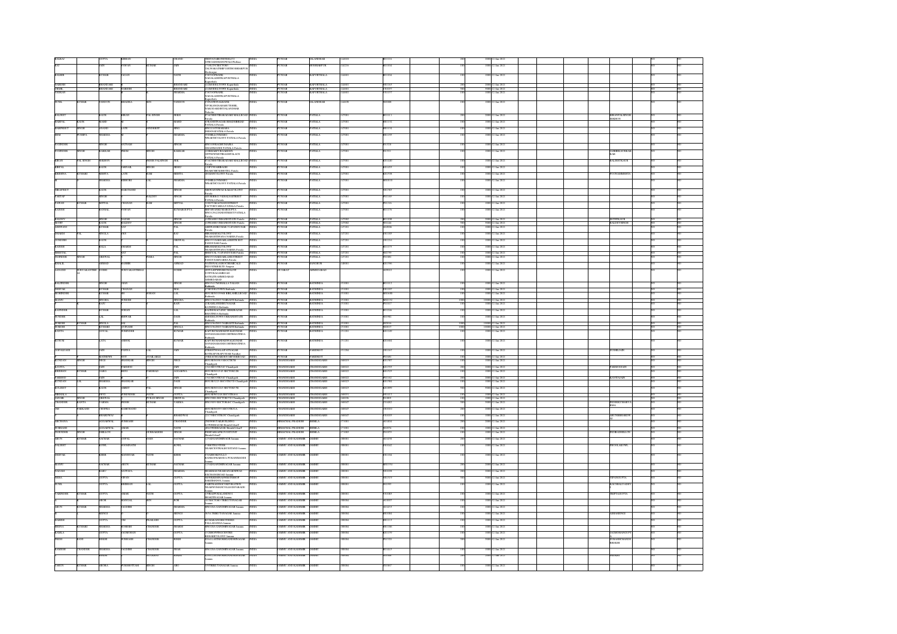| First Name | Middle Name | Last Name | Father First Name | Father Middle Name | Father Last Name | Address | Country | State | District | Pin Code | Folio No. | Shares | Amount | Date | Joint Holder |
|---|---|---|---|---|---|---|---|---|---|---|---|---|---|---|---|
| KALKAI | | GUPTA | KISHAN | | CHAND | 5BSSTATEBANKOFPATIALA GTROADDHANDIWALI Phillaur | INDIA | PUNJAB | JALANDHAR | 144410 | B01116 | 200 | 2000 | 12-Jan-2023 | |
| RAJ | | JAIN | PAWAN | KUMAR | JAIN | C/OJAINELECTRICS TALWARATOWNSHIP DISTHOSHIARPUR Hoshiarpur | INDIA | PUNJAB | HOSHIARPUR | 144216 | R01004 | 100 | 1000 | 12-Jan-2023 | |
| BALBIR | | KUMAR | SAGAN | | NATH | C/OUCOBANK NAWALADISTKAPURTHALA Kapurthala | INDIA | PUNJAB | KAPURTHALA | 144601 | B01004 | 100 | 1000 | 12-Jan-2023 | |
| NARESH | | BHANDARI | | | BHANDARI | 4134MODELTOWN Kapurthala | INDIA | PUNJAB | KAPURTHALA | 144601 | N01163 | 200 | 2000 | 12-Jan-2023 | |
| UJMIL | | BHANDARI | NARESH | | BHANDARI | 4134MODELTOWN Kapurthala | INDIA | PUNJAB | KAPURTHALA | 144601 | U01055 | 200 | 2000 | 12-Jan-2023 | |
| VEERAN | | SHARMA | | | SHARMA | C/OUCOBANK NAWALADISTKAPURTHALA Kapurthala | INDIA | PUNJAB | KAPURTHALA | 144601 | V01155 | 100 | 1000 | 12-Jan-2023 | |
| SUNIL | KUMAR | TANDON | BHADRA | SEN | TANDON | C/OSATISHALMASM VPOKANGSABHUTEHSIL NAKODARDISTJALANDHAR Nakodar | INDIA | PUNJAB | JALANDHAR | 144006 | S02088 | 100 | 1000 | 12-Jan-2023 | |
| BALJEET | | KAUR | KIRAN | PAL SINGH | SEKH | 97ACHEETBGAGSARAI MALLROAD Patiala | INDIA | PUNJAB | PATIALA | 147001 | B01111 | 200 | 2000 | 12-Jan-2023 | KIRANPALSINGH SEKHON |
| HARPAL | KAUR | SAHNI | | | SAHNI | 5BRANJITNAGAR BHADSONROAD PATIALA Patiala | INDIA | PUNJAB | PATIALA | 147001 | H01172 | 100 | 1000 | 12-Jan-2023 | |
| HARPREET | SINGH | ANAND | LATE | SUNDERJIT | SING | HNO1641 BARAPARA SHAHAB PATIALA Patiala | INDIA | PUNJAB | PATIALA | 147001 | H01154 | 100 | 1000 | 12-Jan-2023 | |
| HEM | PUSHPA | SHARMA | | | SHARMA | 35DHILLONMARG WRAKTHOCOLONY PATIALA Patiala | INDIA | PUNJAB | PATIALA | 147001 | H01193 | 100 | 1000 | 12-Jan-2023 | |
| JOGINDER | | SINGH | SATNAM | | SINGH | HNO11BRADREUSARKA DHARMSAMANI PATIALA Patiala | INDIA | PUNJAB | PATIALA | 147001 | J01518 | 100 | 1000 | 12-Jan-2023 | |
| JOGINDER | SINGH | KAKKAR | PREM | SINGH | KAKKAR | 23RBPNAVBABOATLLONA OPPSHIWMITRAGSHPALACE PATIALA Patiala | INDIA | PUNJAB | PATIALA | 147001 | J01322 | 100 | 1000 | 12-Jan-2023 | JASBIRKAURKAK KAR |
| KIRAN | PAL SINGH | SEKHON | | INDER PALSINGH | SEK | 97ACHEETBGAGSARAI MALLROAD Patiala | INDIA | PUNJAB | PATIALA | 147001 | K01430 | 100 | 1000 | 12-Jan-2023 | BALJEETKAUR |
| KIRPAL | | KAUR | JARNAIL | SINGH | SIDHU | 2385PUNJABIBAGH NEARCHICKSHEETEL Patiala | INDIA | PUNJAB | PATIALA | 147001 | K01469 | 100 | 1000 | 12-Jan-2023 | |
| KRISHNA | KUMARI | MEHTA | LATE | RAM | MEHTA | 89ANANDCOLONY Patiala | INDIA | PUNJAB | PATIALA | 147001 | K01598 | 100 | 1000 | 12-Jan-2023 | POONAMMEHTA |
| | | SHARMA | KISHORI | LAL | SHARMA | 35DHILLONMARG WRAKTHOCOLONY PATIALA Patiala | INDIA | PUNJAB | PATIALA | 147001 | M00618 | 100 | 1000 | 12-Jan-2023 | |
| PRABHJIT | | KAUR | HARCHAND | | SINGH | NEWASNSPRAS KARACOLONY Patiala | INDIA | PUNJAB | PATIALA | 147001 | P01585 | 100 | 1000 | 12-Jan-2023 | |
| PARTAP | | SINGH | | BALDEV | SINGH | 1976SHEELJ KESALSASTREET PATIALA Patiala | INDIA | PUNJAB | PATIALA | 147001 | P01469 | 100 | 1000 | 12-Jan-2023 | |
| PAWAN | KUMAR | MITTAL | CHANAN | RAM | MITTAL | 5148STSACHANDSTREET FACTORYAREA PATIALA Patiala | INDIA | PUNJAB | PATIALA | 147001 | P01236 | 100 | 1000 | 12-Jan-2023 | |
| RAKESH | | BANSAL | PAWAN | | KUMARGUPTA | SHOPNO6NEO MARKETPTA HNO1292 JANDSTREET PATIALA Patiala | INDIA | PUNJAB | PATIALA | 147001 | R01178 | 100 | 1000 | 12-Jan-2023 | |
| RAJDEV | | SINGH | NAZAR | | SINGH | 42PHASE1URBANESTATE Patiala | INDIA | PUNJAB | PATIALA | 147002 | R01808 | 200 | 2000 | 12-Jan-2023 | SUTIRKAUR |
| SUJIT | | KAUR | RAJDEV | | SINGH | 42PHASE1URBANESTATE Patiala | INDIA | PUNJAB | PATIALA | 147002 | S01242 | 200 | 2000 | 12-Jan-2023 | RAJDEVSINGH |
| ASHWANI | | KUMAR | SAT | | PAL | ASHWANIKUMAR 31JPANDITASE Patiala | INDIA | PUNJAB | PATIALA | 147201 | A02006 | 100 | 1000 | 12-Jan-2023 | |
| HEMANT | PAL | SINGLA | DEV | | RAJ | SHRMAMEKALCOLONY NEARGETWANA NABHA Patiala | INDIA | PUNJAB | PATIALA | 147201 | H01189 | 100 | 1000 | 12-Jan-2023 | |
| HARISH | | KAUR | | | GREWAL | HNO73 SARDARGARHSTREET PANDUSAR Patiala | INDIA | PUNJAB | PATIALA | 147201 | H01216 | 100 | 1000 | 12-Jan-2023 | |
| RAJESH | | BALA | DHAKSI | | PAL | SHRMAMEKALCOLONY NEARGETWANA NABHA Patiala | INDIA | PUNJAB | PATIALA | 147201 | R01575 | 100 | 1000 | 12-Jan-2023 | |
| SHEETAL | | | SAT | | PAL | 3BEHVAL 31JPANDITASE Patiala | INDIA | PUNJAB | PATIALA | 147201 | S02799 | 100 | 1000 | 12-Jan-2023 | |
| SURINDER | SINGH | GREWAL | | INDRA | SINGH | HNO73 SARDARGARHSTREET PANDUSARNABHA Patiala | INDIA | PUNJAB | PATIALA | 147201 | S03081 | 200 | 2000 | 12-Jan-2023 | |
| KHALIL | | AHMAD | RASHID | | AHMAD | NATIONALAGROCHEMICALS INDUSTRIESLTD Sangrur | INDIA | PUNJAB | SANGRUR | 148001 | K01986 | 100 | 1000 | 12-Jan-2023 | |
| AANAND | SURYAKANTBHAI | GOSHI | SURYAKANTBHAI | | GOSHI | 2851LATHWIVASE NO14 OPPRIYAGANESHAH SATELITE AHMEDABAD Ahmedabad | INDIA | GUJARAT | AHMEDABAD | | A00023 | 100 | 1000 | 12-Jan-2023 | |
| BALJINDER | | SINGH | GIAN | | SINGH | HNO3417MOHALLA TALIAN Bathinda | INDIA | PUNJAB | BATHINDA | 151001 | B01113 | 100 | 1000 | 12-Jan-2023 | |
| DEEPAK | | KUMAR | CHANAN | | MAL | 57MODELTOWN Bathinda | INDIA | PUNJAB | BATHINDA | 151001 | D01107 | 100 | 1000 | 12-Jan-2023 | |
| MOHINDER | | KUMAR | SH | SOHAN | LAL | HOUSENO1959GRAIN MILLROAD Bathinda | INDIA | PUNJAB | BATHINDA | 151001 | M00408 | 100 | 1000 | 12-Jan-2023 | |
| MINO | | SINGHA | SURESH | | SINGHA | HNO1963/B/37 NARHAYEB Bathinda | INDIA | PUNJAB | BATHINDA | 151001 | M02152 | 1000 | 10000 | 12-Jan-2023 | |
| | | RAJU | | | RAJU | 41RAMLASMMIS NAGAR BATHINDA Bathinda | INDIA | PUNJAB | BATHINDA | 151001 | P01017 | 100 | 1000 | 12-Jan-2023 | |
| RAJINDER | | KUMAR | SOHAN | | LAL | RAJINDRACLINIC MEERBAZAR BHATINDA Bathinda | INDIA | PUNJAB | BATHINDA | 151001 | R01248 | 100 | 1000 | 12-Jan-2023 | |
| SUNDER | | LAL | SHIWAR | | DASS | BHGHELPOWN LIMISSTATE Bathinda | INDIA | PUNJAB | BATHINDA | 151001 | S01982 | 100 | 1000 | 12-Jan-2023 | |
| SURESH | KUMARI | SINGLA | JAI | | PAL | HNO1963/B/37 NARHAYEB Bathinda | INDIA | PUNJAB | BATHINDA | 151001 | S02816 | 1000 | 10000 | 12-Jan-2023 | |
| SURESH | | KUMARI | SATNAMS | | SINGLA | HNO1963/B/37 NARHAYEB Bathinda | INDIA | PUNJAB | BATHINDA | 151001 | S02817 | 1000 | 10000 | 12-Jan-2023 | |
| KANTA | | GOYAL | SURINDER | | KUMAR | KAPURCHAND RAMKUMAR GONIANAMANDI DISTBHATINDA Bathinda | INDIA | PUNJAB | BATHINDA | 151201 | K01239 | 100 | 1000 | 12-Jan-2023 | |
| KUSUM | | LATA | ASHOK | | KUMAR | KAPURCHANDRAMKUMAR GONIANAMANDI DISTBHATINDA Bathinda | INDIA | PUNJAB | BATHINDA | 151201 | K01064 | 100 | 1000 | 12-Jan-2023 | |
| ISHWALDASS | | JAIN | PANNA | LAL | JAIN | STREETNO4 LALPANNAGAR KOTKAPURA Faridkot | INDIA | PUNJAB | FARIDKOT | 151204 | I01167 | 100 | 1000 | 12-Jan-2023 | SUSHILJAIN |
| | | MATHEWS | SET | AVALAKELI | | SHEACHOGARDEN SECTOR30B | INDIA | PUNJAB | FARIDKOT | | P01681 | 100 | 1000 | 12-Jan-2023 | |
| KUNDAN | SINGH | NEGI | SHANKAR | SINGH | NEGI | HOUSENO3735 SECTOR38 Chandigarh | INDIA | CHANDIGARH | CHANDIGARH | 160018 | K01985 | 100 | 1000 | 12-Jan-2023 | |
| KAVITA | | JAIN | PARMESH | | JAIN | 1322SECTOR21C Chandigarh | INDIA | CHANDIGARH | CHANDIGARH | 160022 | K01555 | 200 | 2000 | 12-Jan-2023 | PARMESHJAIN |
| KRISHAN | KUMAR | GARG | DEVI | PARSHAD | AGGARWA | HOUSENO1858 SECTOR22B Chandigarh | INDIA | CHANDIGARH | CHANDIGARH | 160022 | K01525 | 100 | 1000 | 12-Jan-2023 | |
| PARMESH | | JAIN | | | JAIN | 1322SECTOR21C Chandigarh | INDIA | CHANDIGARH | CHANDIGARH | 160022 | P01162 | 200 | 2000 | 12-Jan-2023 | KAVITAJAIN |
| KUNDAN | LAL | SHARMA | SHANKAR | | DASS | HOUSENO227 SECTOR27A Chandigarh | INDIA | CHANDIGARH | CHANDIGARH | 160027 | K01984 | 100 | 1000 | 12-Jan-2023 | |
| KULJEET | | KAUR | AMRIT | PAL | SINGH | HOUSENO1244 SECTOR39B Chandigarh | INDIA | CHANDIGARH | CHANDIGARH | 160023 | K01996 | 100 | 1000 | 12-Jan-2023 | |
| HIMALA | | DEVI | SURENDER | NATH | GUPTA | HOUSENO2416 SECTOR44A | INDIA | CHANDIGARH | CHANDIGARH | 160031 | H01413 | 100 | 1000 | 12-Jan-2023 | |
| ANOOP | SINGH | GREWAL | PL | PURAN SINGH | GREWAL | HNO3684 SECTOR37D Chandigarh | INDIA | CHANDIGARH | CHANDIGARH | 160036 | A01815 | 200 | 2000 | 12-Jan-2023 | |
| CHANDER | KANTA | VARMA | INDER | KUMAR | VARMA | HNO1007/9 SECTOR48C Chandigarh | INDIA | CHANDIGARH | CHANDIGARH | 160047 | C01482 | 500 | 5000 | 12-Jan-2023 | INDERKUMARVA RMA |
| | PARKASH | CHOPRA | RAMCHAND | | | HOUSENO1855 SECTOR22C Chandigarh | INDIA | CHANDIGARH | CHANDIGARH | 160047 | P01003 | 100 | 1000 | 12-Jan-2023 | |
| | | BHARDWAJ | | | BHARDWAJ | 2217/4SECTOR45C Chandigarh | INDIA | CHANDIGARH | CHANDIGARH | 160047 | V01030 | 100 | 1000 | 12-Jan-2023 | ARUNBHRDWAJ |
| ARCHANA | | AGGARWAL | SUBHASH | | CHANDER | JNEWRETAILBUILDING LOWERBAZAR Shimla | INDIA | HIMACHAL PRADESH | SHIMLA | 171001 | A01804 | 200 | 2000 | 12-Jan-2023 | |
| SUBHASH | | AGGARWAL | AMAR | | NATH | 8BLOWERBAZAR Shimla | INDIA | HIMACHAL PRADESH | SHIMLA | 171001 | S01874 | 100 | 1000 | 12-Jan-2023 | |
| SURINDER | SINGH | DHILLON | | GURBAKSHIS | SINGH | NEELMOUNTAIN VIEW COTTAGE Shimla | INDIA | HIMACHAL PRADESH | SHIMLA | 171003 | S01879 | 100 | 1000 | 12-Jan-2023 | INDIRADHILLON |
| ARUN | KUMAR | SACHAR | GOPAL | DASS | SACHAR | C2SADGANDHINAGAR Jammu | INDIA | JAMMU AND KASHMIR | JAMMU | 180001 | A02458 | 200 | 2000 | 12-Jan-2023 | |
| DALJEET | | KOHL | HARISNATH | | KOHL | 57HOTELCITIVIEW NEARCENTRALBUSSTAND Jammu | INDIA | JAMMU AND KASHMIR | JAMMU | 180001 | D01045 | 100 | 1000 | 12-Jan-2023 | PROOLAKOHL |
| DEEPAK | | BHER | MANOHAR | NATH | BHER | C/OASHOKENGG BANKHOBARDHA PUNANIMANDI Jammu | INDIA | JAMMU AND KASHMIR | JAMMU | 180001 | D01184 | 100 | 1000 | 12-Jan-2023 | |
| MANJU | | SACHAR | ARUN | KUMAR | SACHAR | C2SADGANDHINAGAR Jammu | INDIA | JAMMU AND KASHMIR | JAMMU | 180001 | M02334 | 200 | 2000 | 12-Jan-2023 | |
| MADAN | | BABU | GOPAUL | | SHARMA | SHARMAAUTOSGARAGEHRADAS EXCHANGEROAD Jammu | INDIA | JAMMU AND KASHMIR | JAMMU | 180001 | M01098 | 100 | 1000 | 12-Jan-2023 | |
| NEHA | | GUPTA | VIPAN | | GUPTA | NEWKHURANAJEWELSHOP PARADEMANDI Jammu | INDIA | JAMMU AND KASHMIR | JAMMU | 180001 | N01519 | 500 | 5000 | 12-Jan-2023 | VIPANGUPTA |
| SUNIL | | GUPTA | KRISHAN | LAL | GUPTA | PARETKASHNEE OBSERVATION NEARNEWMANCOLLEGEPARADE Jammu | INDIA | JAMMU AND KASHMIR | JAMMU | 180001 | S01983 | 100 | 1000 | 12-Jan-2023 | KAUSHALYADEV |
| VARINDER | KUMAR | GUPTA | AMAR | NATH | GUPTA | C7SADPURGANAENG1 SHAKTINAGAR Jammu | INDIA | JAMMU AND KASHMIR | JAMMU | 180001 | V01003 | 100 | 1000 | 12-Jan-2023 | DEEPTAGUPTA |
| | | ARORA | MANGAL | SEN | ARORA | 141SECTOR5 TRIKUTANAGAR Jammu | INDIA | JAMMU AND KASHMIR | JAMMU | 180004 | A02057 | 100 | 1000 | 12-Jan-2023 | |
| ARUN | KUMAR | SHARMA | JAGDISH | | SHARMA | HNO20A GANDHINAGAR Jammu | INDIA | JAMMU AND KASHMIR | JAMMU | 180004 | A02453 | 100 | 1000 | 12-Jan-2023 | |
| | | MENGI | | | MENGI | 36/A TRIKUTANAGAR Jammu | INDIA | JAMMU AND KASHMIR | JAMMU | 180004 | H01066 | 100 | 1000 | 12-Jan-2023 | ASHAMENGI |
| HARISH | | GUPTA | OM | PRAKASH | GUPTA | KUMARANDBROTHERS PALLANWALA Jammu | INDIA | JAMMU AND KASHMIR | JAMMU | 180004 | H01113 | 100 | 1000 | 12-Jan-2023 | |
| REENA | KUMARI | SHARMA | SURESH | CHANDER | SHARMA | HNO20A GANDHINAGAR Jammu | INDIA | JAMMU AND KASHMIR | JAMMU | 180004 | R01186 | 100 | 1000 | 12-Jan-2023 | |
| KAMLA | | GUPTA | JAGMOHAN | | GUPTA | C5 SHOPPINGCENTRE BEHARICOLONY Jammu | INDIA | JAMMU AND KASHMIR | JAMMU | 180004 | K01179 | 100 | 1000 | 12-Jan-2023 | JAGMOHANGUPT |
| PREM | RANI | REKHI | SUBHASH | CHANDER | REKHI | 251A GANDHINAGAR Jammu | INDIA | JAMMU AND KASHMIR | JAMMU | 180004 | P01520 | 500 | 5000 | 12-Jan-2023 | SUBASHCHANDE REKHI |
| RAMESH | CHANDER | SHARMA | JAGDISH | CHANDER | SHARM | HNO20A GANDHINAGAR Jammu | INDIA | JAMMU AND KASHMIR | JAMMU | 180004 | R01443 | 100 | 1000 | 12-Jan-2023 | |
| | | REKHI | | | REKHI | 251A GANDHINAGAR Jammu | INDIA | JAMMU AND KASHMIR | JAMMU | 180004 | S01560 | 100 | 1000 | 12-Jan-2023 | REKHI |
| TARUN | KUMAR | ARORA | PURSHOTTAM | SINGH | ARO | 193TRIKUTANAGAR Jammu | INDIA | JAMMU AND KASHMIR | JAMMU | 180004 | T01067 | 100 | 1000 | 12-Jan-2023 | |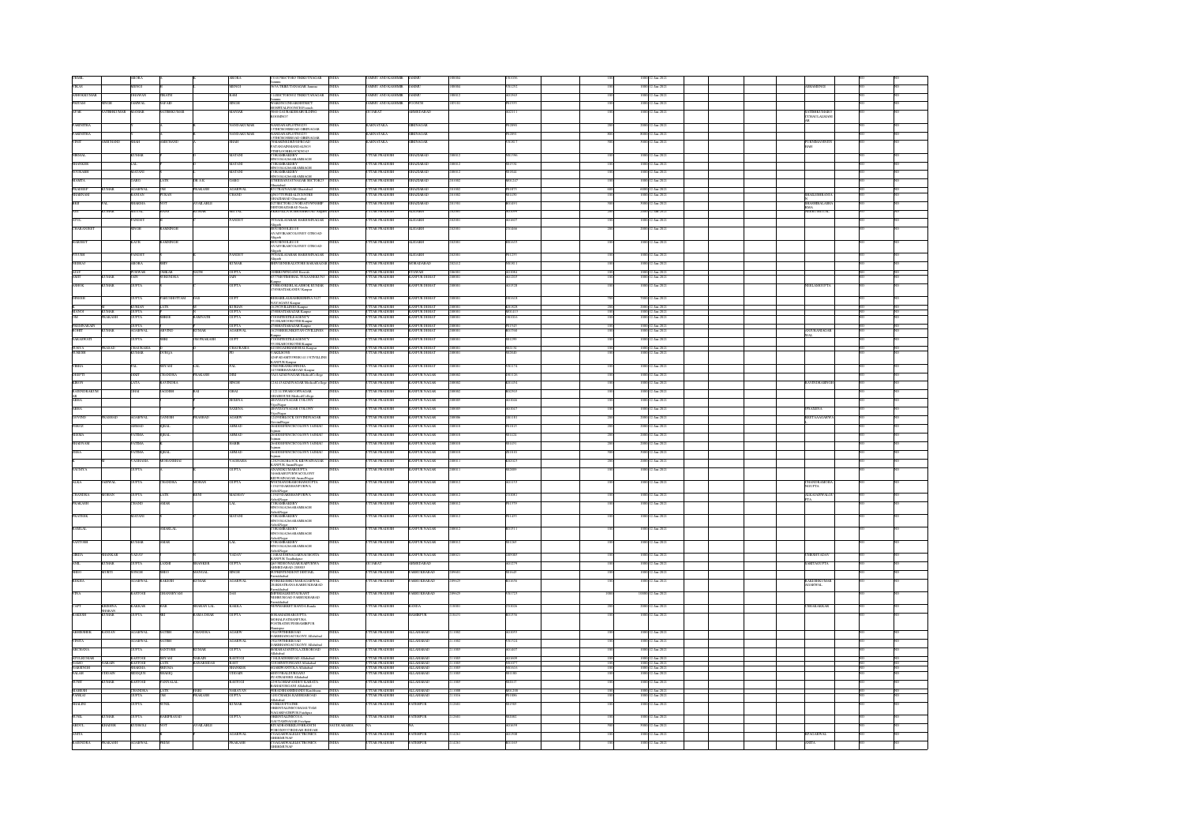| First Name | Middle Name | Last Name | Father First Name | Father Middle Name | Father Last Name | Address | Country | State | District | Pin Code | Folio Number | Investment Type | Amount | Proposed Date of Transfer to IEPF | PAN | Date of Birth | Aadhar Number | Nominee Name | Joint Holder Name | Remarks | Is the Investment (amount / shares) under any litigation | Is the shares transfer from unpaid suspense account |
|---|---|---|---|---|---|---|---|---|---|---|---|---|---|---|---|---|---|---|---|---|---|---|
| ANIL | | ARORA | | | ARORA | C/O SH ROSHAN LAL TRIKUTANAGAR Jammu | INDIA | JAMMU AND KASHMIR | JAMMU | 180004 | F01036 | | 100 | 1000 12-Jan-2021 | | | | | | | NO | NO |
| VIKAS | | MINGU | | | MINGU | 98/5A TRIKUTANAGAR Jammu | INDIA | JAMMU AND KASHMIR | JAMMU | 180004 | V01292 | | 100 | 1000 12-Jan-2021 | | | | ASHAMINGU | | | NO | NO |
| ASHOKKUMAR | | BHAWAN | DRATH | | RAM | 114 SECTOR NO.2 TRIKUTANAGAR Jammu | INDIA | JAMMU AND KASHMIR | JAMMU | 180012 | A01969 | | 100 | 1000 12-Jan-2021 | | | | | | | NO | NO |
| PRITAM | SINGH | SAMYAL | SAFARI | | SINGH | WARD NO.2 NEAR DISTRICT HOSPITAL POONCH Poonch | INDIA | JAMMU AND KASHMIR | POONCH | 185101 | P01975 | | 100 | 1000 12-Jan-2021 | | | | | | | NO | NO |
| AFAK | SATISHKUMAR | MAHAR | SATISHKUMAR | | MAHAR | SHAH ALAM ROAD NEAR BLDG KESHAVAGAR | INDIA | GUJARAT | AHMEDABAD | | A02113 | | 100 | 1000 12-Jan-2021 | | | | SATISHKUMAR PUTHALALMANI | | | NO | NO |
| PARINITHA | | | | | NANDAKUMAR | NANDANA PLOT NO.275 13TH CROSS BHAG GIRINAGAR | INDIA | KARNATAKA | BIRINAGAR | | P02090 | | 200 | 2000 12-Jan-2021 | | | | | | | NO | NO |
| PARINITHA | | | | | NANDAKUMAR | NANDANA PLOT NO.275 13TH CROSS BHAG GIRINAGAR | INDIA | KARNATAKA | BIRINAGAR | | P02091 | | 800 | 8000 12-Jan-2021 | | | | | | | NO | NO |
| VINIT | BABUBHAI | SHAH | BABUBHAI | | SHAH | 7 MAHENDRA ROAD PATAN GADH MANDI ALSO 7 THE GOSHRUCK BLVD | INDIA | KARNATAKA | BIRINAGAR | | V01017 | | 100 | 1000 12-Jan-2021 | | | | PURNIMAVINITS HAH | | | NO | NO |
| MRINAL | | KUMAR | | | MATANI | C/O RADHA BEHRY RNO 1014 GANA RAMBAGH | INDIA | UTTAR PRADESH | GHAZIABAD | 200012 | M01196 | | 100 | 1000 12-Jan-2021 | | | | | | | NO | NO |
| SHANKER | | LAL | | | MATANI | C/O RADHA BEHRY RNO 1014 GANA RAMBAGH | INDIA | UTTAR PRADESH | GHAZIABAD | 200012 | S01594 | | 100 | 1000 12-Jan-2021 | | | | | | | NO | NO |
| POOKASH | | MATANI | | | MATANI | C/O RADHA BEHRY RNO 1014 GANA RAMBAGH | INDIA | UTTAR PRADESH | GHAZIABAD | 200012 | P01641 | | 100 | 1000 12-Jan-2021 | | | | | | | NO | NO |
| MAMTA | | GARG | LATE | DR A K | GARG | 173 SHANTAVISHA NAGAR SECTOR 23 Ghaziabad | INDIA | UTTAR PRADESH | GHAZIABAD | 201002 | M02247 | | 100 | 1000 12-Jan-2021 | | | | | | | NO | NO |
| PRADEEP | KUMAR | AGARWAL | OM | PRAKASH | AGARWAL | KU 17 RAJ NAGAR Ghaziabad | INDIA | UTTAR PRADESH | GHAZIABAD | 201002 | P01873 | | 600 | 6000 12-Jan-2021 | | | | | | | NO | NO |
| RAM | SHRI | RANJAN | PURAN | | CHAND | 2903 7 THSCHARAN NAGAR Ghaziabad | INDIA | UTTAR PRADESH | GHAZIABAD | 201002 | R01090 | | 100 | 1000 12-Jan-2021 | | | | SHAILESHRANJAN | | | NO | NO |
| RUP | LAL | SHARMA | NOT | AVAILABLE | | C 17 SECTOR 17 NOIDA DISTRICT GHAZIABAD Noida | INDIA | UTTAR PRADESH | GHAZIABAD | 201301 | R01093 | | 500 | 5000 12-Jan-2021 | | | | SHASHIBALASHARMA | | | NO | NO |
| ANIL | KUMAR | MITTAL | BANI | KUMAR | MITTAL | | INDIA | UTTAR PRADESH | ALIGARH | 202001 | A01839 | | 100 | 1000 12-Jan-2021 | | | | SHIKHIMITTAL | | | NO | NO |
| SUNIL | | PANDEY | | | PANDEY | 995 SAILANAHAR BAKER MANAGER Aligarh | INDIA | UTTAR PRADESH | ALIGARH | 202001 | S01607 | | 100 | 1000 12-Jan-2021 | | | | | | | NO | NO |
| CHARANJEET | | SINGH | RAMSINGH | | | REGMENT RLB 118 AVARY BARNCOLONEY OTHO AD Aligarh | INDIA | UTTAR PRADESH | ALIGARH | 202001 | C01466 | | 200 | 2000 12-Jan-2021 | | | | | | | NO | NO |
| HARDEEP | | KAUR | RAMSINGH | | | REGMENT RLB 118 AVARY BARNCOLONEY OTHO AD Aligarh | INDIA | UTTAR PRADESH | ALIGARH | 202001 | H01653 | | 100 | 1000 12-Jan-2021 | | | | | | | NO | NO |
| PIYUSH | | PANDEY | | | PANDEY | 995 SAILANAHAR BAKER MANAGER Aligarh | INDIA | UTTAR PRADESH | ALIGARH | 202001 | P01233 | | 100 | 1000 12-Jan-2021 | | | | | | | NO | NO |
| NEERAJ | | ARORA | SHIV | | KUMAR | REFS ENGINEERS ATURE BAHARAGAR | INDIA | UTTAR PRADESH | MORADABAD | 244001 | N01813 | | 100 | 1000 12-Jan-2021 | | | | | | | NO | NO |
| DAVE | | PUNWAR | OMKAR | NATH | GUPTA | 19 SHROWNIGANJ Etawah | INDIA | UTTAR PRADESH | ETAWAH | 206001 | D01084 | | 100 | 1000 12-Jan-2021 | | | | | | | NO | NO |
| AMIT | KUMAR | JAIN | SURENDRA | | JAIN | 877 TERTHDHHL TULASNKHUN Kanpur | INDIA | UTTAR PRADESH | KANPUR DEHAT | 208001 | A01003 | | 100 | 1000 12-Jan-2021 | | | | | | | NO | NO |
| ASHOK | KUMAR | GUPTA | | | GUPTA | 17/5 BHANSHIL KAASCH KUMAR 45 NAYAGANJ Kanpur | INDIA | UTTAR PRADESH | KANPUR DEHAT | 208001 | A01828 | | 100 | 1000 12-Jan-2021 | | | | NEELAMGUPTA | | | NO | NO |
| GANESH | | GUPTA | PARUSHOTTAM | DAS | GUPT | BHARTLANKAMINDHIN SCT NAYAGANJ Kanpur | INDIA | UTTAR PRADESH | KANPUR DEHAT | 208001 | G01618 | | 700 | 7000 12-Jan-2021 | | | | | | | NO | NO |
| HEMANT | | KURIAN | LATE | | KURIAN | 15 NCIVIL LINES Kanpur | INDIA | UTTAR PRADESH | KANPUR DEHAT | 208001 | H01828 | | 200 | 2000 12-Jan-2021 | | | | | | | NO | NO |
| MANOJ | KUMAR | GUPTA | | | GUPTA | 7 THRATI ABAZAR Kanpur | INDIA | UTTAR PRADESH | KANPUR DEHAT | 208001 | M01413 | | 100 | 1000 12-Jan-2021 | | | | | | | NO | NO |
| OM | PRAKASH | GUPTA | SHREE | RAMNATH | GUPTA | C/O SMITH SALES AGENCY | INDIA | UTTAR PRADESH | KANPUR DEHAT | 208001 | O01016 | | 100 | 1000 12-Jan-2021 | | | | | | | NO | NO |
| PREMKAKARY | | GUPTA | | | GUPTA | 7 THRATI ABAZAR Kanpur | INDIA | UTTAR PRADESH | KANPUR DEHAT | 208001 | P01925 | | 100 | 1000 12-Jan-2021 | | | | | | | NO | NO |
| ROHIT | KUMAR | AGARWAL | ARVIND | KUMAR | AGARWAL | 15/29 SHRI KRISHNA 4 CIVIL LINES Kanpur | INDIA | UTTAR PRADESH | KANPUR DEHAT | 208001 | R01558 | | 100 | 1000 12-Jan-2021 | | | | ANITAAGARWAL | | | NO | NO |
| SARASWATI | | GUPTA | SHRI | OMPRAKASH | GUPT | C/O SMITH SALES AGENCY 89 1 KHAMONGJ THE Kanpur | INDIA | UTTAR PRADESH | KANPUR DEHAT | 208001 | S02290 | | 100 | 1000 12-Jan-2021 | | | | | | | NO | NO |
| SURYA | PRASAD | CHAURASIA | | | CHAURASIA | 80 THOSAPRANUNDHAL Kanpur | INDIA | UTTAR PRADESH | KANPUR DEHAT | 208001 | S02134 | | 100 | 1000 12-Jan-2021 | | | | | | | NO | NO |
| SURESH | | KUMAR | DURGA | | PD | C/O KIRAN SURAFAR ADMITHSR114 13 CIVILLINE | INDIA | UTTAR PRADESH | KANPUR DEHAT | 208001 | S02040 | | 100 | 1000 12-Jan-2021 | | | | | | | NO | NO |
| VIBHA | | PAL | SHYAM | LAL | PAL | 3 NEHRU KANNAPURAM 2 SHARDA NAGAR Kanpur | INDIA | UTTAR PRADESH | KANPUR DEHAT | 208001 | V01173 | | 100 | 1000 12-Jan-2021 | | | | | | | NO | NO |
| DEEPTI | | DIXIT | CHANDRA | PRAKASH | DIXI | 7/6 ETAZATNNAGARMedicalCollege | INDIA | UTTAR PRADESH | KANPUR NAGAR | 208002 | D01126 | | 100 | 1000 12-Jan-2021 | | | | | | | NO | NO |
| KIRON | | LATA | RAVINDRA | | SINGH | 124/115 AZADNAGAR MedicalCollege | INDIA | UTTAR PRADESH | KANPUR NAGAR | 208002 | K01254 | | 100 | 1000 12-Jan-2021 | | | | RAVINDRASINGH | | | NO | NO |
| RADHESHAKUMAR | | DHAI | JAGDISH | RAI | DHAI | 7/122 SWAROOPNAGAR SHAHEBUGH MedicalCollege | INDIA | UTTAR PRADESH | KANPUR NAGAR | 208002 | R02303 | | 100 | 1000 12-Jan-2021 | | | | | | | NO | NO |
| NEHA | | | | | SAXENA | 1B MAHAVIYAGAR COLONY VijayNagar | INDIA | UTTAR PRADESH | KANPUR NAGAR | 208005 | N01036 | | 100 | 1000 12-Jan-2021 | | | | | | | NO | NO |
| NEHA | | | | | SAXENA | 1B MAHAVIYAGAR COLONY VijayNagar | INDIA | UTTAR PRADESH | KANPUR NAGAR | 208005 | N01047 | | 100 | 1000 12-Jan-2021 | | | | PREAMSNA | | | NO | NO |
| GOVIND | PRASHAD | AGARWAL | GANESH | PRASHAD | AGARW | 119 FTORLOCK GOVINDNAGAR GovindNagar | INDIA | UTTAR PRADESH | KANPUR NAGAR | 208006 | G01181 | | 200 | 2000 12-Jan-2021 | | | | REETAAGARWAL | | | NO | NO |
| FIROZ | | AHMAD | IQBAL | | AHMAD | 20 ADDHERS ECTCOLONY JAJMAU Jajmau | INDIA | UTTAR PRADESH | KANPUR NAGAR | 208010 | F01015 | | 200 | 2000 12-Jan-2021 | | | | | | | NO | NO |
| SEEMA | | FATIMA | IQBAL | | AHMAD | 20 ADDHERS ECTCOLONY JAJMAU Jajmau | INDIA | UTTAR PRADESH | KANPUR NAGAR | 208010 | S01421 | | 200 | 2000 12-Jan-2021 | | | | | | | NO | NO |
| SHABNAM | | FATIMA | | | HABIB | 20 ADDHERS ECTCOLONY JAJMAU Jajmau | INDIA | UTTAR PRADESH | KANPUR NAGAR | 208010 | S01651 | | 200 | 2000 12-Jan-2021 | | | | | | | NO | NO |
| ZEBA | | FATIMA | IQBAL | | AHMAD | 20 ADDHERS ECTCOLONY JAJMAU Jajmau | INDIA | UTTAR PRADESH | KANPUR NAGAR | 208010 | Z01010 | | 200 | 2000 12-Jan-2021 | | | | | | | NO | NO |
| KETAN | | VADHAHA | MOHANBHAI | | VADHAHA | 129/19 HBLOCK KIDWAINAGAR KANPUR AnandNagar | INDIA | UTTAR PRADESH | KANPUR NAGAR | 208011 | K02023 | | 200 | 2000 12-Jan-2021 | | | | | | | NO | NO |
| SAUMYA | | GUPTA | | | GUPTA | AVANISH GUPTA 124 SAKET PURINAUBLAS TO COLONY KIDWAINAGAR AnandNagar | INDIA | UTTAR PRADESH | KANPUR NAGAR | 208011 | S02899 | | 100 | 1000 12-Jan-2021 | | | | | | | NO | NO |
| ALKA | SANWAL | GUPTA | CHANDRA | MOHAN | GUPTA | W/O CHANDRAMOHANGUPTA 1316 NAGBHAPURWA AshokNagar | INDIA | UTTAR PRADESH | KANPUR NAGAR | 208012 | A01153 | | 100 | 1000 12-Jan-2021 | | | | CHANDRAMOHAN GUPTA | | | NO | NO |
| CHANDRA | MOHAN | GUPTA | LATE | BENI | MADHAV | 1316 NAGBHAPURWA AshokNagar | INDIA | UTTAR PRADESH | KANPUR NAGAR | 208012 | C01081 | | 100 | 1000 12-Jan-2021 | | | | ALKAAGRAWAL GUPTA | | | NO | NO |
| PRAKASH | | CHAND | SHAM | | LAL | C/O RADHA BEHRY RNO 1014 GANA RAMBAGH AshokNagar | INDIA | UTTAR PRADESH | KANPUR NAGAR | 208012 | P01779 | | 100 | 1000 12-Jan-2021 | | | | | | | NO | NO |
| PRATEEK | | MATANI | | | MATANI | C/O RADHA BEHRY RNO 1014 GANA RAMBAGH AshokNagar | INDIA | UTTAR PRADESH | KANPUR NAGAR | 208012 | P01435 | | 100 | 1000 12-Jan-2021 | | | | | | | NO | NO |
| RAMLAL | | | SHAMLAL | | | C/O RADHA BEHRY RNO 1014 GANA RAMBAGH AshokNagar | INDIA | UTTAR PRADESH | KANPUR NAGAR | 208012 | R01511 | | 100 | 1000 12-Jan-2021 | | | | | | | NO | NO |
| SANTOSH | | KUMAR | SHAM | | LAL | C/O RADHA BEHRY RNO 1014 GANA RAMBAGH AshokNagar | INDIA | UTTAR PRADESH | KANPUR NAGAR | 208012 | S01269 | | 100 | 1000 12-Jan-2021 | | | | | | | NO | NO |
| GIRIJA | SHANKAR | YADAV | | | YADAV | C/O RAJ TRIPATHI KANAS HATA KANPUR YasodaNagar | INDIA | UTTAR PRADESH | KANPUR NAGAR | 208021 | G01080 | | 100 | 1000 12-Jan-2021 | | | | USHASHYADAV | | | NO | NO |
| ANIL | KUMAR | GUPTA | LAXMI | SHANKER | GUPTA | 12 VIBGYOR NAGAR KARPURWA AHMEDABAD 380081 | INDIA | GUJARAT | AHMEDABAD | 380081 | A01278 | | 100 | 1000 12-Jan-2021 | | | | SARITAGUPTA | | | NO | NO |
| SHIO | MURTI | SINGH | SHIO | MANDAL | SINGH | SUPERINTENDENT DIST JAIL Farrukhabad | INDIA | UTTAR PRADESH | FARRUKHABAD | 209601 | S01645 | | 100 | 1000 12-Jan-2021 | | | | | | | NO | NO |
| REKHA | | AGARWAL | RAKESH | KUMAR | AGARWAL | W/O RAKESH KUMAR AGARWAL 26 KHATRANA KASMIR FARRUKHABAD | INDIA | UTTAR PRADESH | FARRUKHABAD | 209625 | R01656 | | 100 | 1000 12-Jan-2021 | | | | RAKESHKUMAR AGARWAL | | | NO | NO |
| VIPIA | | RASTOGI | GHANSHYAM | | DAS | BHISHAKARESTAURANT NEHRU ROAD FARRUKHABAD Farrukhabad | INDIA | UTTAR PRADESH | FARRUKHABAD | 209625 | V01723 | | 1000 | 10000 12-Jan-2021 | | | | | | | NO | NO |
| CAPT | KRISHNA BHARAN | KAKKAR | HAR | BHAJAN LAL | KAKKA | NEW MARKET BANDA Banda | INDIA | UTTAR PRADESH | BANDA | 210001 | C01026 | | 200 | 2000 12-Jan-2021 | | | | USHAKAKKAR | | | NO | NO |
| RAKESH | KUMAR | GUPTA | SRI | RAMADHAR | GUPTA | SO RAMADHAR GUPTA MOHALLA PATHANPURA NOTEG HTOPOHAMIRPUR Hamirpur | INDIA | UTTAR PRADESH | HAMIRPUR | 210431 | R01556 | | 100 | 1000 12-Jan-2021 | | | | | | | NO | NO |
| SHREENIDHI | RANJAN | AGARWAL | SATISH | CHANDRA | AGARW | 9 SLOWTHERROAD Allahabad | INDIA | UTTAR PRADESH | ALLAHABAD | 211002 | S01893 | | 100 | 1000 12-Jan-2021 | | | | | | | NO | NO |
| VINITA | | AGARWAL | SATISH | | AGARWAL | 9 SLOWTHERROAD Allahabad | INDIA | UTTAR PRADESH | ALLAHABAD | 211002 | V01522 | | 100 | 1000 12-Jan-2021 | | | | | | | NO | NO |
| ARCHANA | | GUPTA | SANTOSH | KUMAR | GUPTA | SUKHBASANTVILLA ZERO ROAD Allahabad | INDIA | UTTAR PRADESH | ALLAHABAD | 211003 | A01607 | | 100 | 1000 12-Jan-2021 | | | | | | | NO | NO |
| AVLESKUMAR | | RASTOGI | SHYAM | NARAIN | RASTOGI | 71 JLBAHRBROAD Allahabad | INDIA | UTTAR PRADESH | ALLAHABAD | 211003 | A01698 | | 100 | 1000 12-Jan-2021 | | | | | | | NO | NO |
| RAMO | NARAIN | RASTOGI | LATE | BANARSIDAS | RAST | 115 JOHNSTONGANJ Allahabad | INDIA | UTTAR PRADESH | ALLAHABAD | 211003 | R01077 | | 100 | 1000 12-Jan-2021 | | | | | | | NO | NO |
| VARINDER | | SHARMA | SHIMLA | | SHARMA | 84 SHIVANVILLA Allahabad | INDIA | UTTAR PRADESH | ALLAHABAD | 211003 | V01616 | | 100 | 1000 12-Jan-2021 | | | | | | | NO | NO |
| ZALAB | HUSAIN | SIDDIQUE | SHARIQ | | TIRVARI | MEGUNIRAJ DRUGAN Allahabad | INDIA | UTTAR PRADESH | ALLAHABAD | 211003 | S01180 | | 100 | 1000 12-Jan-2021 | | | | | | | NO | NO |
| SUNIT | KUMAR | RASTOGI | PANNALAL | | RASTOGI | 22 HOUSHIPANDEY KASBA TA BAHADURGANJ Allahabad | INDIA | UTTAR PRADESH | ALLAHABAD | 211003 | S02517 | | 100 | 1000 12-Jan-2021 | | | | | | | NO | NO |
| MAHESH | | CHANDRA | LATE | HARI | NARAYAN | SUB AGMANDHRASTOCK Jhusi Rodan | INDIA | UTTAR PRADESH | ALLAHABAD | 211008 | M01508 | | 100 | 1000 12-Jan-2021 | | | | | | | NO | NO |
| PANKAJ | | GUPTA | OM | PRAKASH | GUPTA | 229 CHAMANLAL KASHIROAD Allahabad | INDIA | UTTAR PRADESH | ALLAHABAD | 211016 | P01886 | | 100 | 1000 12-Jan-2021 | | | | | | | NO | NO |
| SHALINI | | GUPTA | SUNIL | | KUMAR | C/O RROGUPTA THE ORIENTALINSURANCE GAUTAM NAGAR PURI Fatehpur | INDIA | UTTAR PRADESH | FATEHPUR | 212601 | S01909 | | 100 | 1000 12-Jan-2021 | | | | | | | NO | NO |
| SUNIL | KUMAR | GUPTA | HARIPRASAD | | GUPTA | ORIENTALINSURANCE GAUTAM NAGAR Fatehpur | INDIA | UTTAR PRADESH | FATEHPUR | 212601 | S02062 | | 100 | 1000 12-Jan-2021 | | | | | | | NO | NO |
| ABDUL | KHADER | RUHOOLI | NOT | AVAILABLE | | RIYADH MARKETS BHASMITH NO 32 P O BOX 6445 RIYADH | SAUDI ARABIA | NA | NA | | A01679 | | 500 | 5000 12-Jan-2021 | | | | | | | NO | NO |
| ANITA | | | | | AGARWAL | C/O AGARWAL ELECTRONICS SHEKHUNPUR | INDIA | UTTAR PRADESH | FATEHPUR | 212631 | A01908 | | 100 | 1000 12-Jan-2021 | | | | REAGARWAL | | | NO | NO |
| RAJENDRA | PRAKASH | AGARWAL | PREM | | PRAKASH | C/O AGARWAL ELECTRONICS SHEKHUNPUR | INDIA | UTTAR PRADESH | FATEHPUR | 212631 | R01169 | | 100 | 1000 12-Jan-2021 | | | | ANITA | | | NO | NO |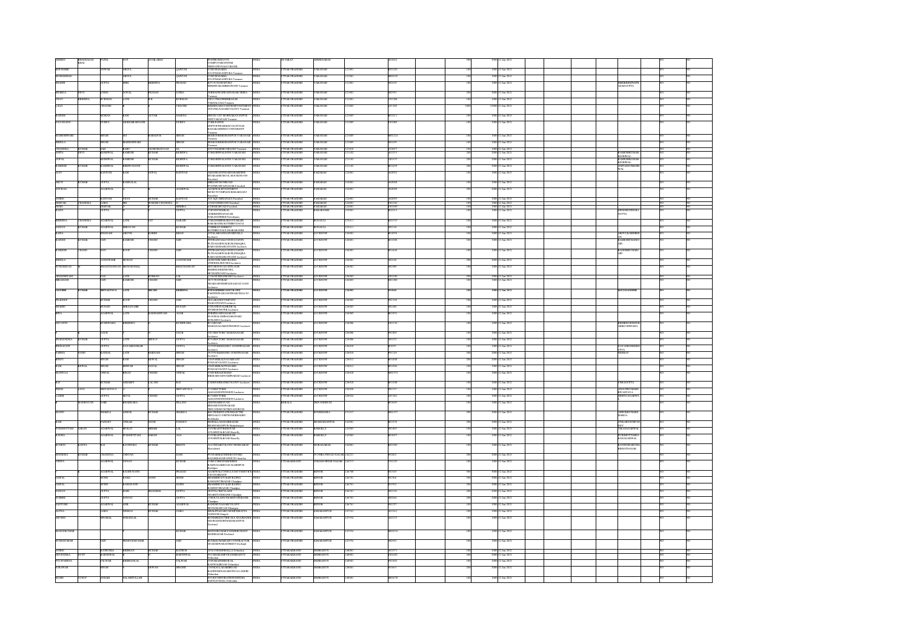| Investor First Name | Investor Middle Name | Investor Last Name | Father/Husband First Name | Father/Husband Middle Name | Father/Husband Last Name | Address | Country | State | District | Pin Code | Folio Number | Number of Shares | Amount | Proposed Date of Transfer | Joint Holder Name | | |
|---|---|---|---|---|---|---|---|---|---|---|---|---|---|---|---|---|---|
| AHMED | KHALMADAN BHAI | PATEL | NOT | AVAILABLE | | | INDIA | GUJARAT | AHMEDABAD | | 0030422 | 500 | 5000 | 12-Jan-2021 | | NO | NO |
| KHURSHID | | ANWAR | ABDUL | | QADYUM | | INDIA | UTTAR PRADESH | VARANASI | 221001 | 0031620 | 100 | 1000 | 12-Jan-2021 | | NO | NO |
| MUHAMMAD | | | ABDUL | | QAYYUM | | INDIA | UTTAR PRADESH | VARANASI | 221001 | 0034458 | 100 | 1000 | 12-Jan-2021 | | NO | NO |
| SHASHI | | GUPTA | SHRI | KRISHNA | PRASAD | | INDIA | UTTAR PRADESH | VARANASI | 221001 | 0031639 | 100 | 1000 | 12-Jan-2021 | SHRIKRISHNAPRASADGUPTA | NO | NO |
| SHARDA | DEVI | LOHIA | GOPAL | PRASAD | LOHIA | | INDIA | UTTAR PRADESH | VARANASI | 221001 | 0032591 | 200 | 2000 | 12-Jan-2021 | | NO | NO |
| VIJAY | KRISHNA | BURMAN | LATE | R K | BURMAN | | INDIA | UTTAR PRADESH | VARANASI | 221001 | 0031288 | 100 | 1000 | 12-Jan-2021 | | NO | NO |
| LALJI | | CHAUBE | | | CHAUBE | | INDIA | UTTAR PRADESH | VARANASI | 221002 | 0031548 | 1000 | 10000 | 12-Jan-2021 | | NO | NO |
| RAKESH | | MOHAN | RAM | AUTAR | SAXENA | | INDIA | UTTAR PRADESH | VARANASI | 221005 | 0032211 | 100 | 1000 | 12-Jan-2021 | | NO | NO |
| DAYANAND | | DUBEY | GIDHARINATH | | DUBEY | | INDIA | UTTAR PRADESH | VARANASI | 221005 | 0031083 | 100 | 1000 | 12-Jan-2021 | | NO | NO |
| MAHESHWARI | | SINGH | SRI | BAHADUR | SINGH | | INDIA | UTTAR PRADESH | VARANASI | 221005 | 0031224 | 100 | 1000 | 12-Jan-2021 | | NO | NO |
| SHEELA | | SINGH | MAHESHWARI | | SINGH | | INDIA | UTTAR PRADESH | VARANASI | 221005 | 0031699 | 100 | 1000 | 12-Jan-2021 | | NO | NO |
| CHANDRA | KUMAR | SAH | BABU | DAMODARDAS | SA | | INDIA | UTTAR PRADESH | VARANASI | 221010 | 0030077 | 100 | 1000 | 12-Jan-2021 | | NO | NO |
| SNEH | DEVI | KEDIWAL | RAMESH | KUMAR | KEDIWA | | INDIA | UTTAR PRADESH | VARANASI | 221102 | 0033733 | 100 | 1000 | 12-Jan-2021 | RAMESHKUMARKEDIWAL | NO | NO |
| GOPAL | | KEDIWAL | RAMESH | KUMAR | KEDIWA | | INDIA | UTTAR PRADESH | VARANASI | 221102 | 0031777 | 200 | 2000 | 12-Jan-2021 | RAMESHKUMARKEDIWAL | NO | NO |
| RAMESH | KUMAR | KADIWAL | BISHWANATH | | KEDIWAL | | INDIA | UTTAR PRADESH | VARANASI | 221102 | 0033479 | 200 | 2000 | 12-Jan-2021 | ANITADEVIKEDIWAL | NO | NO |
| AJAY | | RASTOGI | RAM | GOPAL | RASTOGI | | INDIA | UTTAR PRADESH | FAIZABAD | 224001 | 0032051 | 100 | 1000 | 12-Jan-2021 | | NO | NO |
| ARUN | KUMAR | GUPTA | RAMLALAL | | | | INDIA | UTTAR PRADESH | FAIZABAD | 224001 | 0032068 | 100 | 1000 | 12-Jan-2021 | | NO | NO |
| ANURAG | | AGARWAL | | | AGARWAL | | INDIA | UTTAR PRADESH | FAIZABAD | 224001 | 0032098 | 200 | 2000 | 12-Jan-2021 | | NO | NO |
| SANJIV | | RASTOGI | VIJAY | KUMAR | RASTOGI | | INDIA | UTTAR PRADESH | FAIZABAD | 224001 | 0032039 | 100 | 1000 | 12-Jan-2021 | | NO | NO |
| DEEPAK | CHANDRA | GARG | SRI | SURESH CHANDRA | G | | INDIA | UTTAR PRADESH | FAIZABAD | 224001 | 0031182 | 100 | 1000 | 12-Jan-2021 | | NO | NO |
| GEMI | | DEEPAK | | | MISHRA | | INDIA | UTTAR PRADESH | FAIZABAD | 224001 | 0031690 | 100 | 1000 | 12-Jan-2021 | | NO | NO |
| RAJNI | | GUPTA | | | GUPTA | | INDIA | UTTAR PRADESH | BARABANKI | 225001 | 0032213 | 100 | 1000 | 12-Jan-2021 | DINESHCHNDRA GUPTA | NO | NO |
| KRISHNA | CHANDRA | AGARWAL | LATE | SAT | NARAIN | | INDIA | UTTAR PRADESH | RUDAULI | 225411 | 0031533 | 100 | 1000 | 12-Jan-2021 | | NO | NO |
| SANJAY | KUMAR | AGARWAL | SHRAVAN | | KUMAR | | INDIA | UTTAR PRADESH | RUDAULI | 225411 | 0032136 | 100 | 1000 | 12-Jan-2021 | | NO | NO |
| RAFIA | | KHANAM | ABDUL | KARIM | KHAN | | INDIA | UTTAR PRADESH | LUCKNOW | 226001 | 0030576 | 100 | 1000 | 12-Jan-2021 | ABDULKARIMKHAN | NO | NO |
| RAJESH | KUMAR | JAIN | RAMESH | CHAND | JAIN | | INDIA | UTTAR PRADESH | LUCKNOW | 226001 | 0032208 | 100 | 1000 | 12-Jan-2021 | RAMESHCHANDJAIN | NO | NO |
| RAMESH | CHAND | JAIN | ROOP | CHAND | JAIN | | INDIA | UTTAR PRADESH | LUCKNOW | 226001 | 0031428 | 100 | 1000 | 12-Jan-2021 | RAJESHKUMARJAIN | NO | NO |
| SHEELA | | GANGWANI | MOHAN | | GANGWANI | | INDIA | UTTAR PRADESH | LUCKNOW | 226001 | 0031636 | 200 | 2000 | 12-Jan-2021 | | NO | NO |
| SUNDERDAS | | BHAGCHANDANI | MENGHOMAL | | BHAGCHANDANI | | INDIA | UTTAR PRADESH | LUCKNOW | 226001 | 0031985 | 100 | 1000 | 12-Jan-2021 | | NO | NO |
| GHANSHYAM | | DAS | LATE | ROSHAN | LAL | | INDIA | UTTAR PRADESH | LUCKNOW | 226003 | 0031180 | 200 | 2000 | 12-Jan-2021 | | NO | NO |
| SHASHANI | | JAIN | RAMESH | CHAND | JAIN | | INDIA | UTTAR PRADESH | LUCKNOW | 226003 | 0031280 | 100 | 1000 | 12-Jan-2021 | | NO | NO |
| **JAGDISH** | **KUMAR** | **SRIVASTAVA** | **LATE** | **BIHARI** | **KRISHNA** | | **INDIA** | **UTTAR PRADESH** | **LUCKNOW** | **226003** | | **100** | **1000** | **12-Jan-2021** | **SHAYALAGDISH** | **NO** | **NO** |
| PRADEEP | | KUMAR | ROOP | CHAND | JAIN | | INDIA | UTTAR PRADESH | LUCKNOW | 226003 | 0031918 | 100 | 1000 | 12-Jan-2021 | | NO | NO |
| SHAHID | | HUSAIN | MIRZAN ABR | | HUSAIN | | INDIA | UTTAR PRADESH | LUCKNOW | 226003 | 0031466 | 100 | 1000 | 12-Jan-2021 | | NO | NO |
| BINA | | AGARWAL | LATE | RADHASHYAM | AGAR | | INDIA | UTTAR PRADESH | LUCKNOW | 226003 | 0031931 | 100 | 1000 | 12-Jan-2021 | | NO | NO |
| DEVANTI | | KUSHWAHA | KRISHDEO | | KUSHWAHA | | INDIA | UTTAR PRADESH | LUCKNOW | 226006 | 0031136 | 100 | 1000 | 12-Jan-2021 | KRISHDEOSINGHKUSHWAHA | NO | NO |
| | | GAUR | | | GAUR | | INDIA | UTTAR PRADESH | LUCKNOW | 226006 | 0031803 | 100 | 1000 | 12-Jan-2021 | | NO | NO |
| KAMLENDRA | KUMAR | GUPTA | LATE | SHRI D | GUPTA | | INDIA | UTTAR PRADESH | LUCKNOW | 226006 | 0031675 | 100 | 1000 | 12-Jan-2021 | | NO | NO |
| BHAGAVATI | | GUPTA | DAYASHANKAR | | GUPTA | | INDIA | UTTAR PRADESH | LUCKNOW | 226010 | 0031077 | 100 | 1000 | 12-Jan-2021 | DAYASHANKERGUPTA | NO | NO |
| PADMA | NAND | KANSAL | LATE | HARNAM | SINGH | | INDIA | UTTAR PRADESH | LUCKNOW | 226010 | 0031449 | 200 | 2000 | 12-Jan-2021 | NEERAV | NO | NO |
| RENU | | SINGH | RAM | KEWAL | SINGH | | INDIA | UTTAR PRADESH | LUCKNOW | 226012 | 0031608 | 200 | 2000 | 12-Jan-2021 | | NO | NO |
| RAM | KEWAL | SINGH | ISHWAR | DAYAL | SINGH | | INDIA | UTTAR PRADESH | LUCKNOW | 226012 | 0031564 | 100 | 1000 | 12-Jan-2021 | | NO | NO |
| ALANULA | | OSWAL | BINAY | CHAND | OSWAL | | INDIA | UTTAR PRADESH | LUCKNOW | 226018 | 0031374 | 100 | 1000 | 12-Jan-2021 | | NO | NO |
| RAJ | | KUMAR | ADHARIY | LALTIS | RAJ | | INDIA | UTTAR PRADESH | LUCKNOW | 226018 | 0031938 | 100 | 1000 | 12-Jan-2021 | USHAGUPTA | NO | NO |
| PREM | LATA | SRIVASTAVA | LATE | | SRIVASTAVA | | INDIA | UTTAR PRADESH | LUCKNOW | 226020 | 0031537 | 100 | 1000 | 12-Jan-2021 | ANOOPKUMARSRIVASTAVA | NO | NO |
| LAXMI | | GUPTA | MOOL | CHAND | GUPTA | | INDIA | UTTAR PRADESH | LUCKNOW | 226024 | 0031564 | 100 | 1000 | 12-Jan-2021 | SREENUAGARWA | NO | NO |
| | MADHAVAN | NAIR | SHARKARA | | PILLANI | | INDIA | KERALA | TRIVANDRUM | | 0030095 | 100 | 1000 | 12-Jan-2021 | | NO | NO |
| MANJU | | SHARDA | ASHOK | KUMAR | SHARDA | | INDIA | UTTAR PRADESH | SONEBHADRA | 231217 | 0032357 | 200 | 2000 | 12-Jan-2021 | ASHOKKUMARSHARDA | NO | NO |
| RAM | | PANDEY | ONKAR | NATH | PANDEY | | INDIA | UTTAR PRADESH | SHAHJAHANPUR | 242001 | 0032578 | 200 | 2000 | 12-Jan-2021 | ONKARNATHPANDEY | NO | NO |
| PURSHOTTAM | SARAN | AGARWAL | MUKAT | BIHARI | LAL | | INDIA | UTTAR PRADESH | BAREILLY | 243005 | 0031805 | 100 | 1000 | 12-Jan-2021 | VIKASAGARWAL | NO | NO |
| RADHA | | AGARWAL | PURSHOTTAM | SARAN | SDA | | INDIA | UTTAR PRADESH | BAREILLY | 243005 | 0030857 | 100 | 1000 | 12-Jan-2021 | PURSHOTTAMSARANAGARWAL | NO | NO |
| KUMUD | KANTA | RAI | RAVINDRA | KUMAR | BHATN | | INDIA | UTTAR PRADESH | MORADABAD | 244001 | 0033569 | 100 | 1000 | 12-Jan-2021 | RAVINDRAKUMARBHATNAGAR | NO | NO |
| SURENDRA | KUMAR | CHANDNA | CHETAN | | DASS | | INDIA | UTTAR PRADESH | JYOTIBA PHULE NAGAR | 244221 | 0034462 | 200 | 2000 | 12-Jan-2021 | | NO | NO |
| VINITA | | AGARWAL | VINAY | | KUMAR | | INDIA | UTTARAKHAND | UDHAM SINGH NAGAR | 244713 | 0031528 | 100 | 1000 | 12-Jan-2021 | | NO | NO |
| | | AGARWAL | RAGHUNATH | | PRASAD | | INDIA | UTTAR PRADESH | BIJNOR | 246708 | 0031545 | 500 | 5000 | 12-Jan-2021 | | NO | NO |
| JASPAL | | SETHI | RAMA | NAND | SETHI | | INDIA | UTTAR PRADESH | BIJNOR | 246701 | 0031564 | 500 | 5000 | 12-Jan-2021 | | NO | NO |
| JASPAL | | SETHI | RAMANAND | | SATHI | | INDIA | UTTAR PRADESH | BIJNOR | 246701 | 0031992 | 200 | 2000 | 12-Jan-2021 | | NO | NO |
| SANJAY | | GUPTA | HARI | SHANKER | GUPTA | | INDIA | UTTAR PRADESH | BIJNOR | 246701 | 0032130 | 200 | 2000 | 12-Jan-2021 | | NO | NO |
| SUBHH | | GUPTA | SANJAY | | GUPTA | | INDIA | UTTAR PRADESH | BIJNOR | 246701 | 0032044 | 200 | 2000 | 12-Jan-2021 | | NO | NO |
| SANTOSH | | AGARWAL | ANIL | KUMAR | AGARWAL | | INDIA | UTTAR PRADESH | BIJNOR | 246761 | 0032297 | 100 | 1000 | 12-Jan-2021 | | NO | NO |
| ALPNA | | GARG | NEERAJ | KUMAR | GARG | | INDIA | UTTAR PRADESH | SAHARANPUR | 247341 | 0031012 | 100 | 1000 | 12-Jan-2021 | | NO | NO |
| ARVIND | | SINGHAL | SOHANLAL | | | | INDIA | UTTAR PRADESH | SAHARANPUR | 247554 | 0032123 | 100 | 1000 | 12-Jan-2021 | | NO | NO |
| MANOJKUMAR | | | | | KUMAR | | INDIA | UTTAR PRADESH | SAHARANPUR | 247554 | 0032374 | 100 | 1000 | 12-Jan-2021 | | NO | NO |
| SUSHILKUMAR | | JAIN | PRAMODKUMAR | | JAIN | | INDIA | UTTAR PRADESH | SAHARANPUR | 247554 | 0032992 | 100 | 1000 | 12-Jan-2021 | | NO | NO |
| SANJIV | | KATHURIA | KRISHAN | KUMAR | KATHUR | | INDIA | UTTARAKHAND | DEHRADUN | 248001 | 0032371 | 100 | 1000 | 12-Jan-2021 | | NO | NO |
| DEVENDRA | DUTT | BARTHWAL | | | BARTHWAL | | INDIA | UTTARAKHAND | DEHRADUN | 248001 | 0031620 | 200 | 2000 | 12-Jan-2021 | | NO | NO |
| JULWARINA | | TALWAR | KRISHANLAL | | TALWAR | | INDIA | UTTARAKHAND | DEHRADUN | 248001 | 0031820 | 100 | 1000 | 12-Jan-2021 | | NO | NO |
| SUBARSAR | | SINGH | | DEWAN | SINGHRE | | INDIA | UTTARAKHAND | DEHRADUN | 248001 | 0031863 | 200 | 2000 | 12-Jan-2021 | | NO | NO |
| MOHD | YUSUF | ANSARI | SALAMTULLAH | | | | INDIA | UTTARAKHAND | DEHRADUN | 248001 | 0031678 | 100 | 1000 | 12-Jan-2021 | | NO | NO |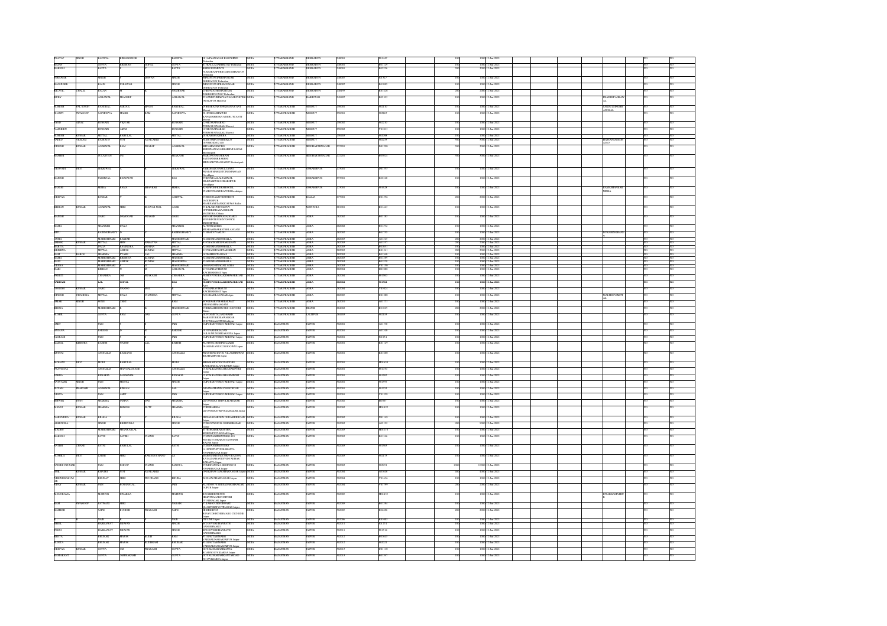| Investor First Name | Investor Middle Name | Investor Last Name | Father/Husband First Name | Father/Husband Middle Name | Father/Husband Last Name | Address | Country | State | District | Pin Code | Folio Number | Amount | Nominal Value | Proposed Date | | |
|---|---|---|---|---|---|---|---|---|---|---|---|---|---|---|---|---|
| PRATAP | SINGH | RAWAL | BISHAN SINGH | | RAWAL | 181 ARYANAGAR BLOCKING Dehradun | INDIA | UTTARAKHAND | DEHRADUN | 248001 | P01417 | 100 | 1000 | 12-Jan-2021 | NO | NO |
| RAJAN | | GUPTA | KRISHAN | GOPAL | GUPTA | 81 RAJ LAKESHWAR ROAD Dehradun | INDIA | UTTARAKHAND | DEHRADUN | 248001 | R01129 | 100 | 1000 | 12-Jan-2021 | NO | NO |
| RAKESH | | BATTA | R | | BATTA | 8 BHAVSAR MENTS 7 SAHARANPUR ROAD DEHRADUN Dehradun | INDIA | UTTARAKHAND | DEHRADUN | 248001 | R02226 | 500 | 5000 | 12-Jan-2021 | NO | NO |
| SOHANBIR | | SINGH | DEWAN | | SINGH | 9 BHAGWATI PURAM NAGAR DEHRADUN Dehradun | INDIA | UTTARAKHAND | DEHRADUN | 248007 | S01317 | 100 | 1000 | 12-Jan-2021 | NO | NO |
| RAGHUBIR | | KAUR | SOHANBIR | | SINGH | 9 BHAGWATI PURAM NAGAR DEHRADUN Dehradun | INDIA | UTTARAKHAND | DEHRADUN | 248007 | K01089 | 100 | 1000 | 12-Jan-2021 | NO | NO |
| RUBY | | AGRAWAL | PRADEEP | | AGRAWAL | 3 NANDIPURAM NAGAR Haridwar | INDIA | UTTARAKHAND | HARIDWAR | 249407 | R02103 | 100 | 1000 | 12-Jan-2021 | NO | NO |
| SUBODH | PAL SINGH | BANDRAL | SAKDUL | SINGH | BANDRAL | 298 SADAR CANTT Meerut | INDIA | UTTAR PRADESH | MEERUT | 250001 | S02136 | 100 | 1000 | 12-Jan-2021 | NO | NO |
| SHANTI | SWAROOP | SACHDEVA | MALIK | RAM | SACHDEVA | 26 KANKERKHERA Meerut | INDIA | UTTAR PRADESH | MEERUT | 250001 | S02867 | 100 | 1000 | 12-Jan-2021 | NO | NO |
| SYED | AIJAZ | HUSSAIN | VIQUAR | | HUSSAIN | 22 SHAHPIR GATE Meerut | INDIA | UTTAR PRADESH | MEERUT | 250002 | S02120 | 100 | 1000 | 12-Jan-2021 | NO | NO |
| YASMEEN | | HUSSAIN | AIJAZ | | HUSSAIN | 22 SHAHPIR GATE Meerut | INDIA | UTTAR PRADESH | MEERUT | 250002 | Y01013 | 100 | 1000 | 12-Jan-2021 | NO | NO |
| SUBODH | KUMAR | MITTAL | BABULAL | | MITTAL | Meerut | INDIA | UTTAR PRADESH | MEERUT | 250003 | S02048 | 100 | 1000 | 12-Jan-2021 | NO | NO |
| DINESH | KUMAR | AGARWAL | RAM | PRATAP | AGARWAL | Siddharthnagar | INDIA | UTTAR PRADESH | SIDDHARTHNAGAR | 272201 | D01290 | 500 | 5000 | 12-Jan-2021 | NO | NO |
| RAMESH | | TULSIYAN | LAL | | PRAKASH | Siddharthnagar | INDIA | UTTAR PRADESH | SIDDHARTHNAGAR | 272201 | R00024 | 500 | 5000 | 12-Jan-2021 | NO | NO |
| DROPADI | DEVI | TEKRIWAL | | | TEKRIWAL | Gorakhpur | INDIA | UTTAR PRADESH | GORAKHPUR | 273001 | D01555 | 100 | 1000 | 12-Jan-2021 | NO | NO |
| RAJESH | | JAISWAL | BHAGWAN | | DAS | Gorakhpur | INDIA | UTTAR PRADESH | GORAKHPUR | 273001 | R02348 | 100 | 1000 | 12-Jan-2021 | NO | NO |
| SHASHI | | MISRA | RAMA | SHANKAR | MISRA | Gorakhpur | INDIA | UTTAR PRADESH | GORAKHPUR | 273001 | S01628 | 100 | 1000 | 12-Jan-2021 | NO | NO |
| DEEPAK | | KUMAR | | | AGRWAL | Ballia | INDIA | UTTAR PRADESH | BALLIA | 277001 | D01596 | 200 | 2000 | 12-Jan-2021 | NO | NO |
| KISHAN | KUMAR | AGARWAL | SHRI | BHAWAR MAL | AGAR | Mathura | INDIA | UTTAR PRADESH | MATHURA | 281001 | K01443 | 100 | 1000 | 12-Jan-2021 | NO | NO |
| RAKESH | | GARG | DAMODAR | PRASAD | GARG | Agra | INDIA | UTTAR PRADESH | AGRA | 282002 | R01183 | 100 | 1000 | 12-Jan-2021 | NO | NO |
| RAMA | | SHANKER | DAYA | | SHANKER | Agra | INDIA | UTTAR PRADESH | AGRA | 282002 | R01992 | 100 | 1000 | 12-Jan-2021 | NO | NO |
| RITU | | RAISHUGHANDEY | | | | Agra | INDIA | UTTAR PRADESH | AGRA | 282002 | R01755 | 100 | 1000 | 12-Jan-2021 | NO | NO |
| SWATI | | MAHESHWARI | RAKESH | | MAHESHWARI | Agra | INDIA | UTTAR PRADESH | AGRA | 282002 | S01625 | 100 | 1000 | 12-Jan-2021 | NO | NO |
| ASHOK | KUMAR | MITTAL | SH | NARAYAN | MITTAL | Agra | INDIA | UTTAR PRADESH | AGRA | 282003 | A02577 | 200 | 2000 | 12-Jan-2021 | NO | NO |
| BABITA | | BAGA | RAVINDRA | MOHAN | BAGA | Agra | INDIA | UTTAR PRADESH | AGRA | 282003 | B01053 | 100 | 1000 | 12-Jan-2021 | NO | NO |
| KRISHNA | | MITTAL | ASHOK | KUMAR | MITTAL | Agra | INDIA | UTTAR PRADESH | AGRA | 282003 | K01541 | 200 | 2000 | 12-Jan-2021 | NO | NO |
| RAM | BABOO | SHARMA | PYARE | LAL | SHARMA | Agra | INDIA | UTTAR PRADESH | AGRA | 282003 | R01588 | 100 | 1000 | 12-Jan-2021 | NO | NO |
| RAMA | | MAHESHWARI | KRISHNA | KUMAR | MAHESH | Agra | INDIA | UTTAR PRADESH | AGRA | 282003 | R01888 | 100 | 1000 | 12-Jan-2021 | NO | NO |
| RANI | | MAHESHWARI | ASHOK | KUMAR | MAHESHWA | Agra | INDIA | UTTAR PRADESH | AGRA | 282003 | R01928 | 100 | 1000 | 12-Jan-2021 | NO | NO |
| VEENA | | MAHESHWARI | | | MAHESHWARI | Agra | INDIA | UTTAR PRADESH | AGRA | 282003 | V01190 | 100 | 1000 | 12-Jan-2021 | NO | NO |
| PARI | | KISHAN | | | AGRAWAL | Agra | INDIA | UTTAR PRADESH | AGRA | 282004 | P01088 | 100 | 1000 | 12-Jan-2021 | NO | NO |
| PREETI | | CHHABRA | OM | PRAKASH | CHHABRA | Agra | INDIA | UTTAR PRADESH | AGRA | 282004 | P01900 | 100 | 1000 | 12-Jan-2021 | NO | NO |
| SARDARI | | LAL | GOPAL | | DAS | Agra | INDIA | UTTAR PRADESH | AGRA | 282004 | S01964 | 100 | 1000 | 12-Jan-2021 | NO | NO |
| SUDHIR | KUMAR | GARG | MANNO | MAL | | Agra | INDIA | UTTAR PRADESH | AGRA | 282004 | S03024 | 100 | 1000 | 12-Jan-2021 | NO | NO |
| DINESH | CHANDRA | MITTAL | DAYA | CHANDRA | MITTAL | Agra | INDIA | UTTAR PRADESH | AGRA | 282005 | D01280 | 100 | 1000 | 12-Jan-2021 | NO | NO |
| AMAR | SINGH | SONI | CHET | | RAM | Agra | INDIA | UTTAR PRADESH | AGRA | 282010 | A01173 | 100 | 1000 | 12-Jan-2021 | NO | NO |
| BEENA | | MAHESHWARI | | | MAHESHWARI | Jhansi | INDIA | UTTAR PRADESH | JHANSI | 284002 | B01029 | 100 | 1000 | 12-Jan-2021 | NO | NO |
| SUSHIL | | GUPTA | RAM | DAS | GUPTA | Lalitpur | INDIA | UTTAR PRADESH | LALITPUR | 284403 | S02333 | 100 | 1000 | 12-Jan-2021 | NO | NO |
| ANIL | | JAIN | | | JAIN | Jaipur | INDIA | RAJASTHAN | JAIPUR | 302001 | A01198 | 100 | 1000 | 12-Jan-2021 | NO | NO |
| JYOTSNA | | PAREEK | | | PAREEK | Jaipur | INDIA | RAJASTHAN | JAIPUR | 302001 | J01348 | 100 | 1000 | 12-Jan-2021 | NO | NO |
| JYOKANI | | JAIN | | | JAIN | Jaipur | INDIA | RAJASTHAN | JAIPUR | 302001 | J01054 | 100 | 1000 | 12-Jan-2021 | NO | NO |
| KAMAL | KISHORE | BAHETI | GOBIND | LAL | BAHETI | Jaipur | INDIA | RAJASTHAN | JAIPUR | 302001 | K01129 | 100 | 1000 | 12-Jan-2021 | NO | NO |
| KUSUM | | ANCHALIA | BARKANG | | ANCHALIA | Jaipur | INDIA | RAJASTHAN | JAIPUR | 302001 | K01600 | 100 | 1000 | 12-Jan-2021 | NO | NO |
| MOHANI | DEVI | MODI | BABULAL | | MODI | Jaipur | INDIA | RAJASTHAN | JAIPUR | 302001 | M00459 | 100 | 1000 | 12-Jan-2021 | NO | NO |
| PRAVEENA | | ANCHALIA | MANGALCHAND | | ANCHALIA | Jaipur | INDIA | RAJASTHAN | JAIPUR | 302001 | P01490 | 100 | 1000 | 12-Jan-2021 | NO | NO |
| SARDA | | BINJARA | NAGARMAL | | BINJARA | Jaipur | INDIA | RAJASTHAN | JAIPUR | 302001 | S01982 | 100 | 1000 | 12-Jan-2021 | NO | NO |
| SATYAVIR | SINGH | JAIN | MEHTA | | SINGH | Jaipur | INDIA | RAJASTHAN | JAIPUR | 302001 | S02987 | 100 | 1000 | 12-Jan-2021 | NO | NO |
| SHYAM | PRAKASH | AGARWAL | KISHAN | | LAL | Jaipur | INDIA | RAJASTHAN | JAIPUR | 302001 | S01735 | 100 | 1000 | 12-Jan-2021 | NO | NO |
| VINITA | | JAIN | AMIT | | JAIN | Jaipur | INDIA | RAJASTHAN | JAIPUR | 302001 | V01528 | 100 | 1000 | 12-Jan-2021 | NO | NO |
| SHIWEE | DUTT | SHARMA | JAMNA | DAS | SHARMA | Jaipur | INDIA | RAJASTHAN | JAIPUR | 302002 | S01067 | 100 | 1000 | 12-Jan-2021 | NO | NO |
| MANOJ | KUMAR | SHARMA | SHIWEE | DUTT | SHARMA | Jaipur | INDIA | RAJASTHAN | JAIPUR | 302002 | M01422 | 100 | 1000 | 12-Jan-2021 | NO | NO |
| NARENDRA | KUMAR | JHALA | | | JHALA | Jaipur | INDIA | RAJASTHAN | JAIPUR | 302002 | N01149 | 100 | 1000 | 12-Jan-2021 | NO | NO |
| ALBENDRA | | SINGH | BHERINDRA | | SINGH | Jaipur | INDIA | RAJASTHAN | JAIPUR | 302003 | A02122 | 500 | 5000 | 12-Jan-2021 | NO | NO |
| RADHA | | MAHESHWARI | SHANKARLAL | | | Jaipur | INDIA | RAJASTHAN | JAIPUR | 302003 | R01118 | 100 | 1000 | 12-Jan-2021 | NO | NO |
| RAKESH | | PATNI | NATHH | CHAND | PATNI | Jaipur | INDIA | RAJASTHAN | JAIPUR | 302003 | R01544 | 100 | 1000 | 12-Jan-2021 | NO | NO |
| SATISH | CHAND | PATNI | BABULAL | | PATNI | Jaipur | INDIA | RAJASTHAN | JAIPUR | 302003 | S01563 | 100 | 1000 | 12-Jan-2021 | NO | NO |
| SUSHILA | DEVI | LADHA | SHRI | RAMESH CHAND | LA | Jaipur | INDIA | RAJASTHAN | JAIPUR | 302003 | S02173 | 100 | 1000 | 12-Jan-2021 | NO | NO |
| SANDEEP KUMAR | | JAIN | DHOOP | CHAND | PANDYA | Jaipur | INDIA | RAJASTHAN | JAIPUR | 302003 | S02931 | 1000 | 10000 | 12-Jan-2021 | NO | NO |
| ANIL | KUMAR | BHATIA | NOT | AVAILABLE | | Jaipur | INDIA | RAJASTHAN | JAIPUR | 302004 | A01648 | 100 | 1000 | 12-Jan-2021 | NO | NO |
| VIRENDRA KUMAR | | BHURAT | SHRI | JEET CHAND | BHURA | Jaipur | INDIA | RAJASTHAN | JAIPUR | 302004 | V01656 | 100 | 1000 | 12-Jan-2021 | NO | NO |
| VIJAY | KUMAR | JAIN | ROSHANLAL | | JAIN | Jaipur | INDIA | RAJASTHAN | JAIPUR | 302004 | V01799 | 200 | 2000 | 12-Jan-2021 | NO | NO |
| MANORAMA | | MATHUR | DWARKA | | MATHUR | Jaipur | INDIA | RAJASTHAN | JAIPUR | 302005 | M01439 | 100 | 1000 | 12-Jan-2021 | NO | NO |
| RAM | SWAROOP | PATWANI | SHRI | | NARAIN | Jaipur | INDIA | RAJASTHAN | JAIPUR | 302005 | R01964 | 100 | 1000 | 12-Jan-2021 | NO | NO |
| RAMESH | | SAINI | BUDDHI | PRAKASH | SAINI | Jaipur | INDIA | RAJASTHAN | JAIPUR | 302006 | R02266 | 200 | 2000 | 12-Jan-2021 | NO | NO |
| | | NAIR | | | NAIR | Jaipur | INDIA | RAJASTHAN | JAIPUR | 302006 | S01089 | 100 | 1000 | 12-Jan-2021 | NO | NO |
| NIRMAL | | BARGAWAT | SHOWAN | | SINGH | Jaipur | INDIA | RAJASTHAN | JAIPUR | 302011 | N01274 | 100 | 1000 | 12-Jan-2021 | NO | NO |
| PREM | | BARGAWAT | SHOWAN | | SINGH | Jaipur | INDIA | RAJASTHAN | JAIPUR | 302011 | P01514 | 100 | 1000 | 12-Jan-2021 | NO | NO |
| REETA | | BHUKAR | MANOJ | RUDH | RAM | Jaipur | INDIA | RAJASTHAN | JAIPUR | 302012 | R01649 | 100 | 1000 | 12-Jan-2021 | NO | NO |
| SUNITA | | BHUKAR | MANOJ | BUDHRAM | BHUKAR | Jaipur | INDIA | RAJASTHAN | JAIPUR | 302012 | S02021 | 100 | 1000 | 12-Jan-2021 | NO | NO |
| DEEPAK | KUMAR | GUPTA | OM | PRAKASH | GUPTA | Jaipur | INDIA | RAJASTHAN | JAIPUR | 302013 | D01135 | 100 | 1000 | 12-Jan-2021 | NO | NO |
| RAMAKANT | | GUPTA | OMPRAKASH | | GUPTA | Jaipur | INDIA | RAJASTHAN | JAIPUR | 302013 | R01957 | 100 | 1000 | 12-Jan-2021 | NO | NO |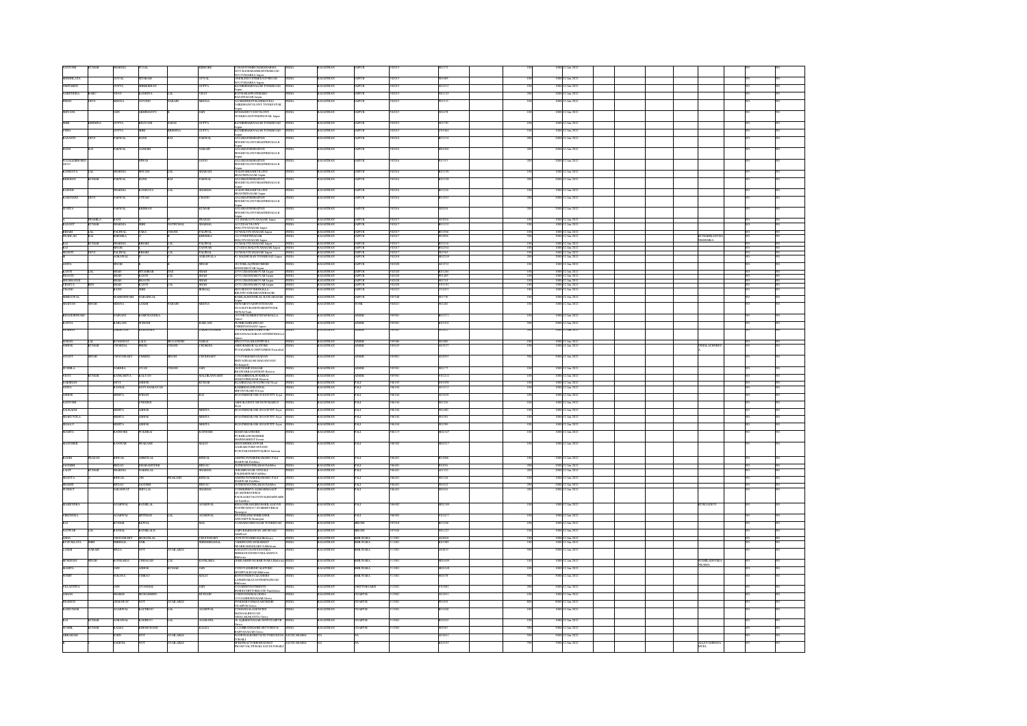| Investor First Name | Investor Middle Name | Investor Last Name | Father/Husband First Name | Father/Husband Middle Name | Father/Husband Last Name | Address | Country | State | District | Pin Code | Folio Number | Number of Shares | Amount Transferred | Proposed Date of Transfer to IEPF | Joint Holder Name |
|---|---|---|---|---|---|---|---|---|---|---|---|---|---|---|---|
| SANTOSH | KUMAR | SHARMA | JUGAL | | KISHORE | C/OSANTOSHKUMARSHARMA OUTSIDECHANDPOLE Jaipur | INDIA | RAJASTHAN | JAIPUR | 302003 | 0012731 | 100 | 1000 | 12-Jan-2021 | |
| SHEELLATA | | GOYAL | SITARAM | | GOYAL | Jaipur | INDIA | RAJASTHAN | JAIPUR | 302003 | 0016489 | 100 | 1000 | 12-Jan-2021 | |
| SATYABHAN | | GUPTA | SHRIKISHAN | | GUPTA | TONKROAD Jaipur | INDIA | RAJASTHAN | JAIPUR | 302003 | 0025123 | 100 | 1000 | 12-Jan-2021 | |
| NARENDRA | BABU | VIJAY | KANHIYA | LAL | VIJAY | RAJAPARK Jaipur | INDIA | RAJASTHAN | JAIPUR | 302003 | 0011143 | 200 | 2000 | 12-Jan-2021 | |
| PREMI | DEVI | MEENA | GOVIND | NARAIN | MEENA | TONKPHATAK Jaipur | INDIA | RAJASTHAN | JAIPUR | 302003 | 0019133 | 100 | 1000 | 12-Jan-2021 | |
| SHIVANI | | JAIN | ABHIBANYU | | JAIN | Jaipur | INDIA | RAJASTHAN | JAIPUR | 302003 | 0016478 | 100 | 1000 | 12-Jan-2021 | |
| SHRI | KRISHNA | GUPTA | BHAVANI | SAHAI | GUPTA | TONKROAD Jaipur | INDIA | RAJASTHAN | JAIPUR | 302003 | 0012790 | 100 | 1000 | 12-Jan-2021 | |
| USHA | | GUPTA | SHRI | KRISHNA | GUPTA | TONKROAD Jaipur | INDIA | RAJASTHAN | JAIPUR | 302003 | 0010364 | 100 | 1000 | 12-Jan-2021 | |
| BASANTI | | PARWAL | HANS | RAJ | PARWAL | BIMDHCOLONY Jaipur | INDIA | RAJASTHAN | JAIPUR | 302004 | 0021154 | 200 | 2000 | 12-Jan-2021 | |
| HANS | RAJ | PARWAL | GANESH | | NARAIN | BIMDHCOLONY Jaipur | INDIA | RAJASTHAN | JAIPUR | 302004 | 0019226 | 200 | 2000 | 12-Jan-2021 | |
| SUNALKBHUDHOT | | | NIWAS | | JAJOO | Jaipur | INDIA | RAJASTHAN | JAIPUR | 302004 | 0015833 | 200 | 2000 | 12-Jan-2021 | |
| KANHAIYA | LAL | SHARMA | SHYAM | LAL | SHARMA | Jaipur | INDIA | RAJASTHAN | JAIPUR | 302004 | 0021290 | 100 | 1000 | 12-Jan-2021 | |
| KRISHAN | KUMAR | PARWAL | HANS | RAJ | PARWAL | Jaipur | INDIA | RAJASTHAN | JAIPUR | 302004 | 0021528 | 200 | 2000 | 12-Jan-2021 | |
| RAJESH | | SHARMA | KANHAIYA | LAL | SHARMA | Jaipur | INDIA | RAJASTHAN | JAIPUR | 302004 | 0021236 | 100 | 1000 | 12-Jan-2021 | |
| RAMNANDI | DEVI | PARWAL | UTTAM | | CHAND | Jaipur | INDIA | RAJASTHAN | JAIPUR | 302004 | 0021533 | 200 | 2000 | 12-Jan-2021 | |
| SUNITA | | PARWAL | KRISHAN | | KUMAR | Jaipur | INDIA | RAJASTHAN | JAIPUR | 302004 | 0020234 | 200 | 2000 | 12-Jan-2021 | |
| | PRAMILA | RANI | | | PRASAD | Jaipur | INDIA | RAJASTHAN | JAIPUR | 302017 | A01016 | 100 | 1000 | 12-Jan-2021 | |
| BASANT | KUMAR | SHARMA | SHRI | NATHUMAL | SHARMA | MALVIYANAGAR Jaipur | INDIA | RAJASTHAN | JAIPUR | 302017 | A01152 | 100 | 1000 | 12-Jan-2021 | |
| BIHARI | LAL | PALIWAL | TARA | | CHAND | MALVIYANAGAR Jaipur | INDIA | RAJASTHAN | JAIPUR | 302017 | 0021044 | 100 | 1000 | 12-Jan-2021 | |
| PRAHLAD | RAI | KHEMKA | | | | MALVIYANAGAR Jaipur | INDIA | RAJASTHAN | JAIPUR | 302017 | 0012966 | 200 | 2000 | 12-Jan-2021 | KUMARRAMASHA KHEMKA |
| RAJ | KUMAR | SHARMA | BIHARI | LAL | PALIWAL | Jaipur | INDIA | RAJASTHAN | JAIPUR | 302017 | 0021114 | 100 | 1000 | 12-Jan-2021 | |
| RAJ | SINGH | | | | TANWAR | Jaipur | INDIA | RAJASTHAN | JAIPUR | 302017 | 0021034 | 100 | 1000 | 12-Jan-2021 | |
| SHANTI | DEVI | PALIWAL | BIHARI | LAL | PALIWAL | Jaipur | INDIA | RAJASTHAN | JAIPUR | 302017 | 0019463 | 100 | 1000 | 12-Jan-2021 | |
| AL | | AGRAWAL | | | AGRAWALA | Jaipur | INDIA | RAJASTHAN | JAIPUR | 302018 | 0022149 | 100 | 1000 | 12-Jan-2021 | |
| ANITA | | SINGH | | | SINGH | Jaipur | INDIA | RAJASTHAN | JAIPUR | 302020 | 0011932 | 100 | 1000 | 12-Jan-2021 | |
| KANTI | | SHAH | PITAMBAR | DAS | SHAH | Jaipur | INDIA | RAJASTHAN | JAIPUR | 302028 | 0012466 | 100 | 1000 | 12-Jan-2021 | |
| PRAVIN | | SHAH | KANTI | LAL | SHAH | Jaipur | INDIA | RAJASTHAN | JAIPUR | 302028 | 0011485 | 100 | 1000 | 12-Jan-2021 | |
| SHOBHANA | | SHAH | PRAVIN | | SHAH | Jaipur | INDIA | RAJASTHAN | JAIPUR | 302028 | 0017143 | 100 | 1000 | 12-Jan-2021 | |
| VIDHYA | | SHAH | KANTI | LAL | SHAH | Jaipur | INDIA | RAJASTHAN | JAIPUR | 302028 | 0016192 | 100 | 1000 | 12-Jan-2021 | |
| CHAND | | | | | BISHAJ | Jaipur | INDIA | RAJASTHAN | JAIPUR | 302023 | 0010693 | 100 | 1000 | 12-Jan-2021 | |
| RADHEY | GOPAL | | RADHESHYAM | | AGRAWAL | | INDIA | RAJASTHAN | JAIPUR | 303348 | 0011736 | 100 | 1000 | 12-Jan-2021 | |
| BHAGWAN | SINGH | MEENA | LAXMI | NARAIN | MEENA | Tonk | INDIA | RAJASTHAN | TONK | 304021 | 0011482 | 100 | 1000 | 12-Jan-2021 | |
| BHAGCHANDWANI | | SAINANI | RAMCHANDRA | | | Ajmer | INDIA | RAJASTHAN | AJMER | 305001 | 0011173 | 100 | 1000 | 12-Jan-2021 | |
| KANTA | | BARLANI | SURESH | | BARLANI | Ajmer | INDIA | RAJASTHAN | AJMER | 305001 | A01916 | 500 | 5000 | 12-Jan-2021 | |
| NORBERT | | | | | | Ajmer | INDIA | RAJASTHAN | AJMER | 305001 | 0012072 | 100 | 1000 | 12-Jan-2021 | |
| SOHAN | | KUMAWAT | LALE | HEGANESH | NAKAI | Ajmer | INDIA | RAJASTHAN | AJMER | 305406 | 0011089 | 100 | 1000 | 12-Jan-2021 | |
| ASHOK | KUMAR | CHORDIA | PREM | CHAND | CHORDIA | Nasirabad | INDIA | RAJASTHAN | AJMER | 305625 | 0010125 | 100 | 1000 | 12-Jan-2021 | VIMALACHORDIA |
| ANANT | SINGH | CHOUDHARY | UMMED | SINGH | CHODHARY | | INDIA | RAJASTHAN | AJMER | 305801 | A02093 | 500 | 5000 | 12-Jan-2021 | |
| SUSHILA | | SAKHIA | GYAN | CHAND | JAIN | Beawar | INDIA | RAJASTHAN | AJMER | 305901 | 0012177 | 100 | 1000 | 12-Jan-2021 | |
| VIJAY | KUMAR | KANKARIYA | KALYAN | MAL | | Beawar | INDIA | RAJASTHAN | AJMER | 305901 | 0019214 | 100 | 1000 | 12-Jan-2021 | |
| KARISHMA | DEVI | | ASHOK | | KUMAR | Pali | INDIA | RAJASTHAN | PALI | 306103 | 0021059 | 100 | 1000 | 12-Jan-2021 | |
| ANITA | | BANSAL | SATYANARAYAN | | | Sojat | INDIA | RAJASTHAN | PALI | 306104 | 0023515 | 100 | 1000 | 12-Jan-2021 | |
| ASHOK | | MEHTA | SOHAN | | RAJ | Sojat | INDIA | RAJASTHAN | PALI | 306104 | A01919 | 100 | 1000 | 12-Jan-2021 | |
| SANTOSH | | CHORDIA | | | | Sojat | INDIA | RAJASTHAN | PALI | 306104 | 0011296 | 100 | 1000 | 12-Jan-2021 | |
| SAURABH | | MEHTA | ASHOK | | MEHTA | Sojat | INDIA | RAJASTHAN | PALI | 306104 | 0011690 | 100 | 1000 | 12-Jan-2021 | |
| SHAKUNTLA | | MEHTA | ASHOK | | MEHTA | Sojat | INDIA | RAJASTHAN | PALI | 306104 | 0011981 | 100 | 1000 | 12-Jan-2021 | |
| SHALU | | MEHTA | ASHOK | | MEHTA | Sojat | INDIA | RAJASTHAN | PALI | 306104 | 0011989 | 100 | 1000 | 12-Jan-2021 | |
| MAMTA | | RATHORE | PUKHRAJ | | RATHORE | | INDIA | RAJASTHAN | PALI | 306115 | A02367 | 100 | 1000 | 12-Jan-2021 | |
| MANOHER | | KANWAR | PRAKASH | | MALJI | | INDIA | RAJASTHAN | PALI | 306302 | A02317 | 100 | 1000 | 12-Jan-2021 | |
| RADHE | PRASAD | SINGHAL | AMRITLAL | | SINGHAL | Pali Marwar | INDIA | RAJASTHAN | PALI | 306401 | A01006 | 100 | 1000 | 12-Jan-2021 | |
| JAGDISH | | BHUAJI | DHARAMVEER | | BHUAJI | Pali Marwar | INDIA | RAJASTHAN | PALI | 306401 | 0010074 | 200 | 2000 | 12-Jan-2021 | |
| LALIT | KUMAR | SHARMA | HARINIWAL | | SHARMA | Pali Marwar | INDIA | RAJASTHAN | PALI | 306401 | 0021153 | 200 | 2000 | 12-Jan-2021 | |
| SHANTA | | SINGHAL | | PRAKASH | SINGHAL | Pali Marwar | INDIA | RAJASTHAN | PALI | 306401 | 0011542 | 100 | 1000 | 12-Jan-2021 | |
| SHASHI | | BHUAJI | JAGDISH | | BHUAJI | Pali Marwar | INDIA | RAJASTHAN | PALI | 306401 | 0016222 | 100 | 1000 | 12-Jan-2021 | |
| SUMEET | | SARASWAT | SHIVLAL | | SHARMA | Pali | INDIA | RAJASTHAN | PALI | 306401 | 0019411 | 200 | 2000 | 12-Jan-2021 | |
| MAHENDRA | | AGARWAL | BANSILAL | | AGARWAL | Sumerpur | INDIA | RAJASTHAN | PALI | 306902 | A02189 | 100 | 1000 | 12-Jan-2021 | KUSUMDEVI |
| VIRENDRA | | AGARWAL | MITTHAN | LAL | AGARWAL | Sumerpur | INDIA | RAJASTHAN | PALI | 306902 | 0013413 | 100 | 1000 | 12-Jan-2021 | |
| RAJ | | KUMAR | KEWAL | | MAL | | INDIA | RAJASTHAN | SIROHI | 307026 | 0011104 | 100 | 1000 | 12-Jan-2021 | |
| NATWAR | LAL | BANSAL | BANSHILAL | | | Abu Road | INDIA | RAJASTHAN | SIROHI | 307026 | 0011225 | 100 | 1000 | 12-Jan-2021 | |
| ASHA | | CHOUDHARY | MOHANLAL | | CHOUDHARY | Bhilwara | INDIA | RAJASTHAN | BHILWARA | 311001 | A02044 | 100 | 1000 | 12-Jan-2021 | |
| KUSUMLATA | SHRI | SHRIMAL | ANIL | | SHRIMALMAL | Bhilwara | INDIA | RAJASTHAN | BHILWARA | 311001 | A01989 | 100 | 1000 | 12-Jan-2021 | |
| NANDI | PARSIN | HEDA | NOT | | AVAILABLE | Bhilwara | INDIA | RAJASTHAN | BHILWARA | 311001 | 0008319 | 100 | 1000 | 12-Jan-2021 | |
| MURLIDAS | SINGH | KANKARIA | CHHAGAN | LAL | KANKARIA | Bhilwara | INDIA | RAJASTHAN | BHILWARA | 311001 | A01639 | 100 | 1000 | 12-Jan-2021 | SUSHILADEVI KANKARIA |
| MAMTA | | JAIN | ASHOK | KUMAR | JAIN | Bhilwara | INDIA | RAJASTHAN | BHILWARA | 311001 | A02138 | 100 | 1000 | 12-Jan-2021 | |
| SOHIT | | SUKARA | UMRAO | | MALU | Bhilwara | INDIA | RAJASTHAN | BHILWARA | 311001 | 0020678 | 500 | 5000 | 12-Jan-2021 | |
| VELANTINA | | JAIN | GYANMAL | | JAIN | Nimbahera | INDIA | RAJASTHAN | CHITTORGARH | 312601 | 0011682 | 100 | 1000 | 12-Jan-2021 | |
| SOHAN | | DHAKER | MUDRAHNE | | RUNGS | | INDIA | RAJASTHAN | UDAIPUR | 313001 | 0011031 | 100 | 1000 | 12-Jan-2021 | |
| PRAMOD | | DEMAWAT | NOT | | AVAILABLE | Udaipur | INDIA | RAJASTHAN | UDAIPUR | 313001 | 0011615 | 800 | 8000 | 12-Jan-2021 | |
| RAJKUMAR | | AGARWAL | KASTURCHAND | LAL | AGARWAL | Udaipur | INDIA | RAJASTHAN | UDAIPUR | 313001 | A01364 | 100 | 1000 | 12-Jan-2021 | |
| RAJ | KUMAR | AGRAWAL | KADERKRI | LAL | AGRAWAL | Udaipur | INDIA | RAJASTHAN | UDAIPUR | 313001 | A02563 | 100 | 1000 | 12-Jan-2021 | |
| SUSHIL | KUMAR | KALRA | KHEMCHAND | | KALRA | Udaipur | INDIA | RAJASTHAN | UDAIPUR | 313002 | A02067 | 500 | 5000 | 12-Jan-2021 | |
| SHRAWAN | | JOHN | NOT | | AVAILABLE | JUBAIL | SAUDI ARABIA | NA | NA | | A03611 | 500 | 5000 | 12-Jan-2021 | |
| K | | SAMUEL | NOT | | AVAILABLE | JUBAIL | SAUDI ARABIA | NA | NA | | A01655 | 700 | 7000 | 12-Jan-2021 | ALLEYAMMAMA MUEL |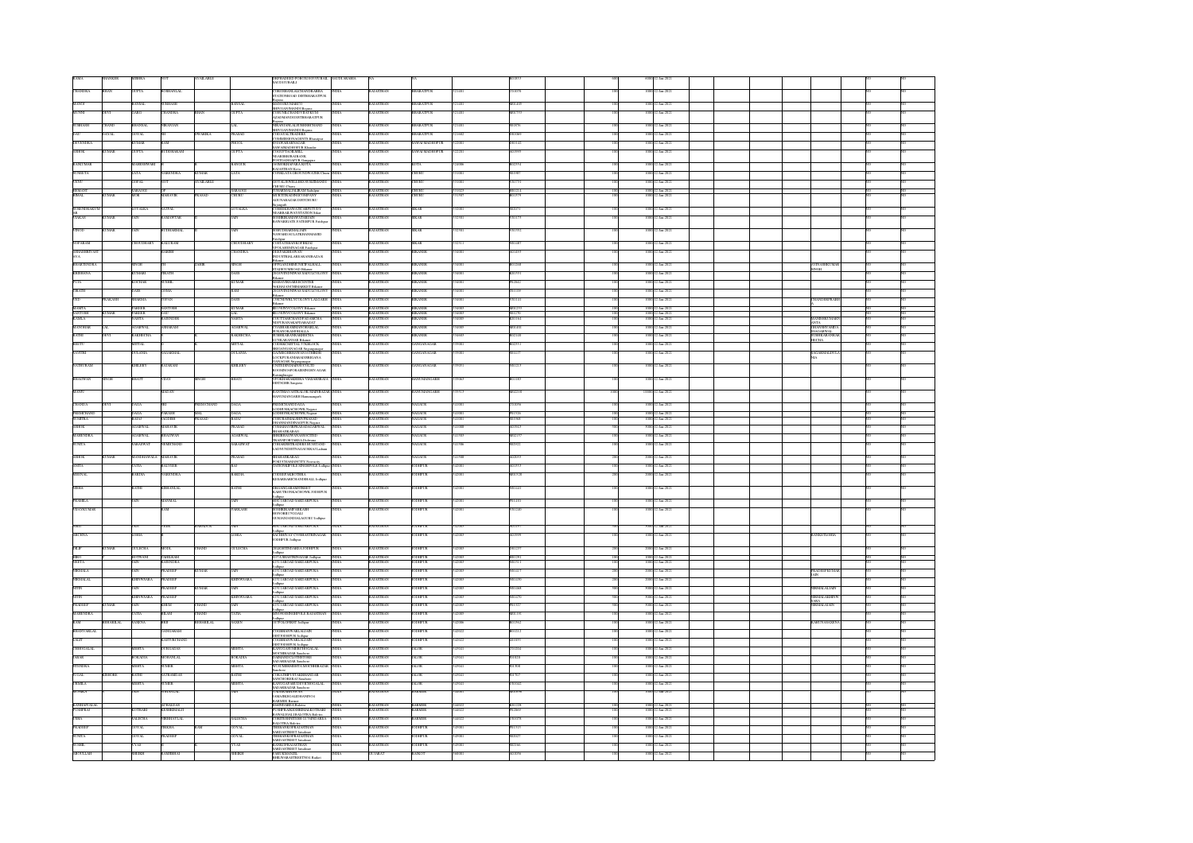| Investor First Name | Investor Middle Name | Investor Last Name | Father/Husband First Name | Father/Husband Middle Name | Father/Husband Last Name | Address | Country | State | District | Pin Code | Folio Number | Amount Transferred | Proposed Date of Transfer to IEPF | Joint Holder Name | Is the Investment under litigation | Is the unpaid suspense account |
|---|---|---|---|---|---|---|---|---|---|---|---|---|---|---|---|---|
| RAMA | SHANKER | MISHRA | NOT | AVAILABLE | | DEPRADHED PORKONSPORTBAL SAUDI ARABIA | SAUDI ARABIA | NA | NA | | R03853 | 6000 | 12-Jan-2021 | | NO | NO |
| CHANDRA | KIRAN | GUPTA | SOBHAYLAL | | | C/O RAMESHLALCHANDRA STATION ROAD DEEG BHARATPUR | INDIA | RAJASTHAN | BHARATPUR | 321401 | C01678 | 1000 | 12-Jan-2021 | | NO | NO |
| MANOJ | | BANSAL | SUBHASH | | BANSAL | BANSALHOSPITAL BHUSAWAR | INDIA | RAJASTHAN | BHARATPUR | 321401 | M01409 | 1000 | 12-Jan-2021 | | NO | NO |
| MUNNI | DEVI | GARG | CHANDRA | KHAN | GUPTA | C/O SUNILCHANDRA KUMAR NAGAR BHARATPUR | INDIA | RAJASTHAN | BHARATPUR | 321001 | M02759 | 1000 | 12-Jan-2021 | | NO | NO |
| SUBHASH | CHAND | BHANSAL | MIANSAN | | LAL | MIANSANLALSUBHASH BHUSAWAR Bayana | INDIA | RAJASTHAN | BHARATPUR | 321401 | S01876 | 1000 | 12-Jan-2021 | | NO | NO |
| DAU | DAYAL | GOYAL | | DWARIKA | PRASAD | C/O DAYALTRADERS GANDHI NAGAR Bharatpur | INDIA | RAJASTHAN | BHARATPUR | 321402 | D03969 | 1000 | 12-Jan-2021 | | NO | NO |
| DEVENDRA | | KUMAR | RAM | | PHOOL | BHARATBANK SAWAI MADHOPUR | INDIA | RAJASTHAN | SAWAI MADHOPUR | 322001 | D01142 | 1000 | 12-Jan-2021 | | NO | NO |
| ASHOK | KUMAR | GUPTA | BUDDHARAM | | GUPTA | C/O GUPTA KIRANA SAWAI MADHOPUR Khandar | INDIA | RAJASTHAN | SAWAI MADHOPUR | 322201 | A03999 | 1000 | 12-Jan-2021 | | NO | NO |
| RAJKUMAR | | MAHESHWARI | | | BANGUR | NEARBHAGWAN GANJ Ganganpur | INDIA | RAJASTHAN | KOTA | 324006 | R02574 | 1000 | 12-Jan-2021 | | NO | NO |
| SUNEETA | | LATA | NARENDRA | KUMAR | LATA | C/O NARENDRAKUMAR MAIN BAZAR CHURU | INDIA | RAJASTHAN | CHURU | 331001 | S01887 | 1000 | 12-Jan-2021 | | NO | NO |
| VINU | | GOPAL | NOT | AVAILABLE | | GOPALJEWELLERS SUJANGARH CHURU Churu | INDIA | RAJASTHAN | CHURU | 331001 | V01751 | 1000 | 12-Jan-2021 | | NO | NO |
| BHAGWAN | | SARAOGI | OP | | SARAOGI | C/O SARAOGI Sadulpur | INDIA | RAJASTHAN | CHURU | 331023 | B01214 | 1000 | 12-Jan-2021 | | NO | NO |
| HIRAL | KUMAR | BORI | MAHAVIR | PRASAD | CHURU | MAHAVIRPRASAD Ratangarh | INDIA | RAJASTHAN | CHURU | 331507 | H01176 | 1000 | 12-Jan-2021 | | NO | NO |
| SURENDRAKUMAR | | GOYALKA | SATPAL | | GOYALKA | C/O SHREEKASHI NEAR RAILWAY STATION Sikar | INDIA | RAJASTHAN | SIKAR | 332001 | S02071 | 1000 | 12-Jan-2021 | | NO | NO |
| PARAS | KUMAR | JAIN | KALUSWTAR | | JAIN | MAHESHWARI WARD BAGLA FATEHPUR Fatehpur | INDIA | RAJASTHAN | SIKAR | 332301 | P01173 | 1000 | 12-Jan-2021 | | NO | NO |
| VINOD | KUMAR | JAIN | BUDHARMAL | | JAIN | NAWABALI LAXMANGARH | INDIA | RAJASTHAN | SIKAR | 332301 | V01593 | 1000 | 12-Jan-2021 | | NO | NO |
| NAWARAM | | CHOUDHARY | KALURAM | | CHOUDHARY | C/O DALURAMGHARMAA Fatehpur | INDIA | RAJASTHAN | SIKAR | 332311 | N01483 | 1000 | 12-Jan-2021 | | NO | NO |
| ARADHRIVANT AVA | | | HARISH | | CHANDRA | INDUSTRIAL AREA Bikaner | INDIA | RAJASTHAN | BIKANER | 334001 | A01693 | 1000 | 12-Jan-2021 | | NO | NO |
| BHAGWENDRA | | SINGH | JH | JASHE | SINGH | OPPJAINTEMPLE Bikaner | INDIA | RAJASTHAN | BIKANER | 334001 | B01268 | 1000 | 12-Jan-2021 | AVINASHKUMAR SINGH | NO | NO |
| KRISHANA | | KUMARI | SIRATH | | DASS | DEGOVINDPURA Bikaner | INDIA | RAJASTHAN | BIKANER | 334001 | K01951 | 1000 | 12-Jan-2021 | | NO | NO |
| PUJA | | KOCHAR | SUSHIL | | KUMAR | MAHAVIR SHOPPING CENTER Bikaner | INDIA | RAJASTHAN | BIKANER | 334001 | P02042 | 1000 | 12-Jan-2021 | | NO | NO |
| VIKASH | | JAIN | SOHIA | | JAIN | GANGA SAHAR Bikaner | INDIA | RAJASTHAN | BIKANER | 334001 | V01169 | 1000 | 12-Jan-2021 | | NO | NO |
| VED | PRAKASH | SHARMA | VEPAN | | DASS | SADULGANJ Bikaner | INDIA | RAJASTHAN | BIKANER | 334001 | V01131 | 1000 | 12-Jan-2021 | CHANDERPRAKASH | NO | NO |
| MAMTA | | PAREEK | SANTOSH | | KUMAR | BIKANER | INDIA | RAJASTHAN | BIKANER | 334003 | M02259 | 1000 | 12-Jan-2021 | | NO | NO |
| SANTOSH | KUMAR | PAREEK | DAL | | LAL | BIKANER | INDIA | RAJASTHAN | BIKANER | 334003 | S01270 | 1000 | 12-Jan-2021 | | NO | NO |
| KAMLA | | DARTA | KARINDER | | DARTA | BIKANER | INDIA | RAJASTHAN | BIKANER | 334005 | K01164 | 1000 | 12-Jan-2021 | MAHESHKUMARDARTA | NO | NO |
| MANOHAR | LAL | AGARWAL | SAHARAM | | AGARWAL | NOKHA MANDI Bikaner | INDIA | RAJASTHAN | BIKANER | 334803 | M01831 | 1000 | 12-Jan-2021 | DHANSHYAMDASAGARWAL | NO | NO |
| RATNI | DEVI | RAKHECHA | | | RAKHECHA | LUNKARANSAR Bikaner | INDIA | RAJASTHAN | BIKANER | 334603 | R02104 | 1000 | 12-Jan-2021 | SUSHILKARANRAKHECHA | NO | NO |
| RUBTI | | MITTAL | | | MITTAL | SRIGANGANAGAR | INDIA | RAJASTHAN | GANGANAGAR | 335001 | R02553 | 1000 | 12-Jan-2021 | | NO | NO |
| SANTOSH | | DULANIA | NAGARMAL | | DULANIA | SRIGANGANAGAR | INDIA | RAJASTHAN | GANGANAGAR | 335001 | S01177 | 1000 | 12-Jan-2021 | NAGARMALDULANIA | NO | NO |
| RAJKUMAR | | KHILERY | BANARAM | | KHILERY | LOCKPURA Sriganganagar | INDIA | RAJASTHAN | GANGANAGAR | 335051 | R01213 | 1000 | 12-Jan-2021 | | NO | NO |
| BHAGWAN | SINGH | BHATI | VIJAY | SINGH | BHATI | HANUMANGARH | INDIA | RAJASTHAN | HANUMANGARH | 335063 | B01189 | 1000 | 12-Jan-2021 | | NO | NO |
| MANJU | | | MADAN | | | BANTIBAI SHRAVAN MANDI HANUMANGARH Hanumangarh | INDIA | RAJASTHAN | HANUMANGARH | 335513 | M02218 | 10000 | 12-Jan-2021 | | NO | NO |
| CHANDA | DEVI | DAGA | SRI | PREMCHAND | DAGA | PREMCHANDDAGA Nagaur | INDIA | RAJASTHAN | NAGAUR | 341001 | C01096 | 1000 | 12-Jan-2021 | | NO | NO |
| PREMCHAND | | DAGA | PARASH | MAL | DAGA | Nagaur | INDIA | RAJASTHAN | NAGAUR | 341001 | P01516 | 1000 | 12-Jan-2021 | | NO | NO |
| SUMITRA | | BAJAJ | JAGDISH | PRASAD | BAJAJ | Nagaur | INDIA | RAJASTHAN | NAGAUR | 341001 | S01968 | 1000 | 12-Jan-2021 | | NO | NO |
| ASHOK | | AGARWAL | MAHAVIR | | PRASAD | SHARAFA BAZAR | INDIA | RAJASTHAN | NAGAUR | 341001 | A03642 | 5000 | 12-Jan-2021 | | NO | NO |
| NARENDRA | | AGARWAL | BHAGWAN | | AGARWAL | Didwana | INDIA | RAJASTHAN | NAGAUR | 341303 | N02157 | 1000 | 12-Jan-2021 | | NO | NO |
| SUNITA | | SARAOGI | HEMCHAND | | SARAOGI | LADNUN | INDIA | RAJASTHAN | NAGAUR | 341306 | S02022 | 1000 | 12-Jan-2021 | | NO | NO |
| ASHOK | KUMAR | MANDHANIA | MAHAVIR | | PRASAD | SHARAFA BAZAR Parbatsar | INDIA | RAJASTHAN | NAGAUR | 341512 | A02693 | 2000 | 12-Jan-2021 | | NO | NO |
| SAVITA | | RAJ | RAJENDR | | RAJ | SHIVPURI Jodhpur | INDIA | RAJASTHAN | JODHPUR | 342001 | S03353 | 1000 | 12-Jan-2021 | | NO | NO |
| BHUNAL | | BARDIA | NARENDRA | | BARDIA | KHIMSAR Jodhpur | INDIA | RAJASTHAN | JODHPUR | 342001 | B01528 | 2000 | 12-Jan-2021 | | NO | NO |
| HEMA | | RATHI | KISHANLAL | | RATHI | KUCHAMAN Jodhpur | INDIA | RAJASTHAN | JODHPUR | 342001 | H01243 | 1000 | 12-Jan-2021 | | NO | NO |
| PRAMILA | | JAIN | MANMAL | | JAIN | SARDARPURA Jodhpur | INDIA | RAJASTHAN | JODHPUR | 342001 | P01430 | 1000 | 12-Jan-2021 | | NO | NO |
| VIJAYKUMAR | | | RAM | | PARIHAR | SURSAGAR Jodhpur | INDIA | RAJASTHAN | JODHPUR | 342001 | V01240 | 1000 | 12-Jan-2021 | | NO | NO |
| NEHA | | JAIN | VIMAL | KUMAR | JAIN | SARDARPURA Jodhpur | INDIA | RAJASTHAN | JODHPUR | 342003 | N01397 | 1000 | 12-Jan-2021 | | NO | NO |
| ARCHANA | | LODHA | | | LODHA | SHASTRI NAGAR JODHPUR Jodhpur | INDIA | RAJASTHAN | JODHPUR | 342003 | A03999 | 1000 | 12-Jan-2021 | RANKETLODHA | NO | NO |
| DILIP | KUMAR | GULECHA | MOTI | CHAND | GULECHA | JODHPUR Jodhpur | INDIA | RAJASTHAN | JODHPUR | 342003 | D01377 | 1000 | 12-Jan-2021 | | NO | NO |
| HIRO | | KOTWANI | FATELRAM | | | BHATIYAR Jodhpur | INDIA | RAJASTHAN | JODHPUR | 342003 | H01251 | 1000 | 12-Jan-2021 | | NO | NO |
| NEETA | | JAIN | SURENDRA | | | SARDARPURA Jodhpur | INDIA | RAJASTHAN | JODHPUR | 342003 | N01311 | 1000 | 12-Jan-2021 | | NO | NO |
| PREMALA | | JAIN | PRADEEP | KUMAR | JAIN | SARDARPURA Jodhpur | INDIA | RAJASTHAN | JODHPUR | 342003 | P01413 | 1000 | 12-Jan-2021 | PRADEEPKUMARJAIN | NO | NO |
| NIRMALAL | | KHINWSARA | PRADEEP | | KHINWSARA | SARDARPURA Jodhpur | INDIA | RAJASTHAN | JODHPUR | 342003 | N01283 | 2000 | 12-Jan-2021 | | NO | NO |
| NITIN | | JAIN | PRADEEP | KUMAR | JAIN | SARDARPURA Jodhpur | INDIA | RAJASTHAN | JODHPUR | 342003 | N01468 | 1000 | 12-Jan-2021 | NIRMALAJAIN | NO | NO |
| NITIN | | KHINWSARA | PRADEEP | | KHINWSARA | SARDARPURA Jodhpur | INDIA | RAJASTHAN | JODHPUR | 342003 | N01470 | 1000 | 12-Jan-2021 | NIRMALAKHINWSARA | NO | NO |
| PRADEEP | KUMAR | JAIN | KHEM | CHAND | JAIN | SARDARPURA Jodhpur | INDIA | RAJASTHAN | JODHPUR | 342003 | P01527 | 5000 | 12-Jan-2021 | NIRMALAJAIN | NO | NO |
| NARENDRA | | TATIA | KILAM | CHAND | TATIA | Jodhpur | INDIA | RAJASTHAN | JODHPUR | 342003 | N02116 | 1000 | 12-Jan-2021 | | NO | NO |
| RAM | MEGHRAJ | GANESA | HRII | MEGHRAJ | GANESA | Jodhpur | INDIA | RAJASTHAN | JODHPUR | 342006 | R03562 | 1000 | 12-Jan-2021 | RAMSWAMIGANESA | NO | NO |
| BHANWARLAL | | | GANGARAM | | | Jodhpur | INDIA | RAJASTHAN | JODHPUR | 342022 | B01212 | 1000 | 12-Jan-2021 | | NO | NO |
| LALIT | | | KASTURCHAND | | | Jodhpur | INDIA | RAJASTHAN | JODHPUR | 342022 | L01033 | 1000 | 12-Jan-2021 | | NO | NO |
| CHHOGALAL | | MEHTA | DUNGARJI | | MEHTA | Sanchore | INDIA | RAJASTHAN | JALOR | 343041 | C01204 | 1000 | 12-Jan-2021 | | NO | NO |
| JAWAR | | BOKADIA | MOHANLAL | | BOKADIA | Sanchore | INDIA | RAJASTHAN | JALOR | 343041 | J01028 | 1000 | 12-Jan-2021 | | NO | NO |
| MANISHA | | MEHTA | SUNEIR | | MEHTA | Sanchore | INDIA | RAJASTHAN | JALOR | 343041 | M01906 | 1000 | 12-Jan-2021 | | NO | NO |
| PUJAL | KISHORE | RATHI | RATNAMDAS | | RATHI | Sanchore | INDIA | RAJASTHAN | JALOR | 343041 | P01707 | 1000 | 12-Jan-2021 | | NO | NO |
| URMILA | | MEHTA | SUNEIR | | MEHTA | Sanchore | INDIA | RAJASTHAN | JALOR | 343041 | U01002 | 1000 | 12-Jan-2021 | | NO | NO |
| RUSHIA | | JAIN | SOHANLAL | | JAIN | BARMER Barmer | INDIA | RAJASTHAN | BARMER | 344001 | R03098 | 1000 | 12-Jan-2021 | | NO | NO |
| KANHAIYALAL | | | SUWALAL | | | Barmer | INDIA | RAJASTHAN | BARMER | 344022 | K01228 | 1000 | 12-Jan-2021 | | NO | NO |
| PUSHPA | | KOTHARI | KANHAIYALAL | | | Balotra | INDIA | RAJASTHAN | BARMER | 344022 | P01869 | 1000 | 12-Jan-2021 | | NO | NO |
| USHA | | SALECHA | NIRBHAYLAL | | SALECHA | BALOTRA Balotra | INDIA | RAJASTHAN | BARMER | 344022 | U01078 | 1000 | 12-Jan-2021 | | NO | NO |
| PRADEEP | | GOYAL | BHEKHA | RAM | GOYAL | Jaisalmer | INDIA | RAJASTHAN | JODHPUR | 345001 | P01515 | 1000 | 12-Jan-2021 | | NO | NO |
| SUNITA | | GOYAL | PRADEEP | | GOYAL | Jaisalmer | INDIA | RAJASTHAN | JODHPUR | 345001 | S02427 | 1000 | 12-Jan-2021 | | NO | NO |
| SUSHIL | | VYAS | | | VYAS | Jaisalmer | INDIA | RAJASTHAN | JODHPUR | 345001 | S02146 | 1000 | 12-Jan-2021 | | NO | NO |
| ABDULLAH | | SHEIKH | AAMIRBHAI | | SHEIKH | Rajkot | INDIA | GUJARAT | RAJKOT | 360001 | A03056 | 1000 | 12-Jan-2021 | | NO | NO |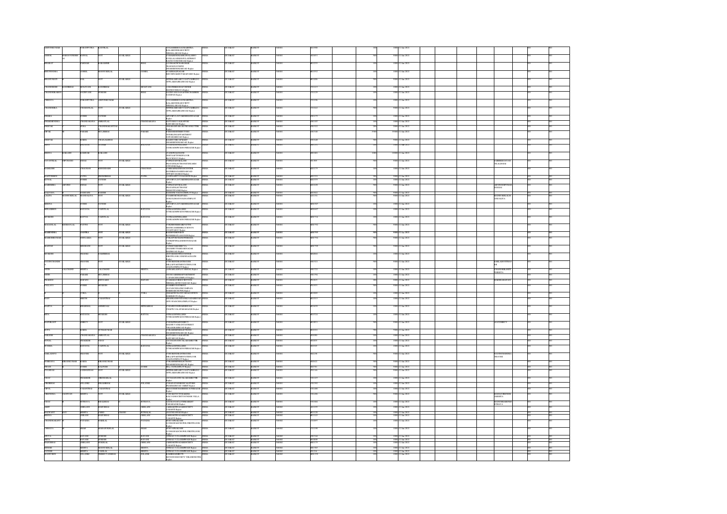| | | | | | | | | | | | | | | | | | | | | |
|---|---|---|---|---|---|---|---|---|---|---|---|---|---|---|---|---|---|---|---|---|
| ASHVINKUMAR | | SORANPUTRA | KANTILAL | | | | 9 VIGANESHRU SAURASHTRA KALAKENDRA SOCIETY NIRMALAROAD Rajkot | INDIA | GUJARAT | RAJKOT | 360001 | R02988 | | | 100 | 1000 | 12-Jan-2021 | | | NO | NO |
| ABHOK | NARESHVINDH | KAWAL | NOT | AVAILABLE | | | C/OHARIKRISHNASHOPALAMHO KYOLAL SAMAGOLAPTRECT RAJTECHOTHER Rajkot | INDIA | GUJARAT | RAJKOT | 360001 | R02653 | | | 500 | 5000 | 12-Jan-2021 | | | NO | NO |
| BHARAT | | PARMAR | KARAMSHI | | BHAI | | SATSHAKTIRARGHIDHAR NKATHANAVILISS DHARMENDRAROAD Rajkot | INDIA | GUJARAT | RAJKOT | 360001 | R02235 | | | 100 | 1000 | 12-Jan-2021 | | | NO | NO |
| BHUPENDRA | | JOSHI | MANSUKHLAL | | GOHEL | | 99 MPINATHNAGAR KRUSHNAKRIPAPARAHAUSE Rajkot | INDIA | GUJARAT | RAJKOT | 360001 | R02552 | | | 100 | 1000 | 12-Jan-2021 | | | NO | NO |
| BHANUMATI | | PAL | NOT | AVAILABLE | | | MITHKAMDHRUVASATYAMBLDG OPPLAKHAJIRAJROAD Rajkot | INDIA | GUJARAT | RAJKOT | 360001 | R03486 | | | 500 | 5000 | 12-Jan-2021 | | | NO | NO |
| CHANDRESH | KANTIBHAI | MOLIYANI | KANTIBHAI | | MOLIYANI | | 11 SHUBHRANJOTSOMER MATHUCORNAYA Rajkot | INDIA | GUJARAT | RAJKOT | 360001 | C01113 | | | 100 | 1000 | 12-Jan-2021 | | | NO | NO |
| CHANDRIKABEN | | RATHVANI | SURESH | | BHAI | | SATHVANICHSANAPTHRCHAMBERS JAMNPAN Rajkot | INDIA | GUJARAT | RAJKOT | 360001 | C01129 | | | 100 | 1000 | 12-Jan-2021 | | | NO | NO |
| CHHAYA | | SORANPUTRA | ASHVINKUMAR | | | | 9 VIGANESHRU SAURASHTRA KALAKENDRASOCIETY NIRMALAROAD Rajkot | INDIA | GUJARAT | RAJKOT | 360001 | C01196 | | | 100 | 1000 | 12-Jan-2021 | | | NO | NO |
| CHANDRIKA | | CHANSANLAL | NOT | AVAILABLE | | | MITHKAMDHRUVASATYAMBLDG OPPLAKHAJIRAJROAD Rajkot | INDIA | GUJARAT | RAJKOT | 360001 | C01242 | | | 500 | 5000 | 12-Jan-2021 | | | NO | NO |
| DHAKA | | JOSHI | JAYESH | | | | APOORVA 26 VARDHMANNAGAR Rajkot | INDIA | GUJARAT | RAJKOT | 360001 | D01175 | | | 100 | 1000 | 12-Jan-2021 | | | NO | NO |
| DHARMENDRA | | CHANDARANA | AMRATLAL | | CHANDARANA | | SATYASAI TALKAPURI RAJYAROAD Rajkot | INDIA | GUJARAT | RAJKOT | 360001 | D01185 | | | 100 | 1000 | 12-Jan-2021 | | | NO | NO |
| DEEPAK | | VORA | CHANDRAKANTSAI | | | | SHRAMAPARAGUKUNDANKUTIR | INDIA | GUJARAT | RAJKOT | 360001 | D01522 | | | 200 | 2000 | 12-Jan-2021 | | | NO | NO |
| DIPAK | | PARARI | MULJIBHAI | | PARARI | | PARESHENTERPRISEDISRO 38 TIRILINGAPPARTMENT JAWAHARROAD Rajkot | INDIA | GUJARAT | RAJKOT | 360001 | D01540 | | | 3700 | 37000 | 12-Jan-2021 | | | NO | NO |
| DEEPAK | | KABIA | PRAHLADBHAI | | | | RADHECHHEAPMART DHARMENDRAROAD Rajkot | INDIA | GUJARAT | RAJKOT | 360001 | D01648 | | | 500 | 5000 | 12-Jan-2021 | | | NO | NO |
| HINA | | RAJYAYA | JAYESH | | RAJYAYA | | 9 VIGRAHJEWELLERS SANGADHWADHONIBAZAR Rajkot | INDIA | GUJARAT | RAJKOT | 360001 | H01252 | | | 100 | 1000 | 12-Jan-2021 | | | NO | NO |
| HEENA | KAILASH | KAMDAR | KAILASH | | | | 25 AMINWAGNAGER HEETAAPTNDFLOOR BLOCKNO 10 Rajkot | INDIA | GUJARAT | RAJKOT | 360001 | H01681 | | | 1000 | 10000 | 12-Jan-2021 | | | NO | NO |
| JAYANTILAL | OPURAND | DESAI | NOT | AVAILABLE | | | C/OPRATAPCHALANI PRATAPELECTRONICSWARES STEVENS Rajkot | INDIA | GUJARAT | RAJKOT | 360001 | J01389 | | | 500 | 5000 | 12-Jan-2021 | | SABHRSHDAYAN TILALDESAI | NO | NO |
| KAMLESH | | CHAUHAN | KHEMSHANI | | CHAUHAN | | C/OBGATIASHIPAINTSNTER HATHIKHANAMAINAROAD OPPAKCAAHAL Rajkot | INDIA | GUJARAT | RAJKOT | 360001 | K01175 | | | 100 | 1000 | 12-Jan-2021 | | | NO | NO |
| KASTURBEN | | PATEL | PREMJIBHAI | | PATEL | | 6 VIJYAPATTI GOANPAWPARA Rajkot | INDIA | GUJARAT | RAJKOT | 360001 | K01551 | | | 200 | 2000 | 12-Jan-2021 | | | NO | NO |
| KUNAL | | JOSHI | JAYESH | | | | APOORVA 26 VARDHMANNAGAR Rajkot | INDIA | GUJARAT | RAJKOT | 360001 | K01575 | | | 100 | 1000 | 12-Jan-2021 | | | NO | NO |
| KADHIRBA | ARVIND | DESAI | NOT | AVAILABLE | | | C/OPRATAPCHALANI PRATAPELECTRONIC BKSHOTTIAHJ Rajkot | INDIA | GUJARAT | RAJKOT | 360001 | K01698 | | | 500 | 5000 | 12-Jan-2021 | | ARVINDDIPCHAN DDESAI | NO | NO |
| KALPANA | | SAMDANI | KAILASH | | | | 25 AMINWAGNAGERPTNDFLOOR Rajkot | INDIA | GUJARAT | RAJKOT | 360001 | K01811 | | | 500 | 5000 | 12-Jan-2021 | | | NO | NO |
| LALITA | MANSUKHLAL | ANANDALIYA | NOT | AVAILABLE | | | 12 SAHKARIPARAPARA 10 GOLDHANNAGINSTHPLOT Rajkot | INDIA | GUJARAT | RAJKOT | 360001 | L01162 | | | 500 | 5000 | 12-Jan-2021 | | MANSUKHLALGH ANDALIYA | NO | NO |
| MEENA | | JOSHI | JAYESH | | | | APOORVA 26 VARDHMANNAGAR Rajkot | INDIA | GUJARAT | RAJKOT | 360001 | M01302 | | | 100 | 1000 | 12-Jan-2021 | | | NO | NO |
| MANABEN | | RATAVIA | VASNTLAL | | RATAVIA | | VIGRAHJEWELLERS SANGADHWADHONIBAZAR Rajkot | INDIA | GUJARAT | RAJKOT | 360001 | M00607 | | | 100 | 1000 | 12-Jan-2021 | | | NO | NO |
| MUKESH | | RATVIA | VASNTLAL | | | | 9 VIGRAHJEWELLERS SANGADHWADHONIBAZAR Rajkot | INDIA | GUJARAT | RAJKOT | 360001 | M00716 | | | 100 | 1000 | 12-Jan-2021 | | | NO | NO |
| MAGANLAL | KESHAVLAL | JATANI | NOT | AVAILABLE | | | C/OKISHORBHAIRAJPATNI MATNUSHREEBLOCKNO 36 21 SANTANGC Rajkot | INDIA | GUJARAT | RAJKOT | 360001 | M06792 | | | 500 | 5000 | 12-Jan-2021 | | | NO | NO |
| MAHENDRA | | GANTRA | NOT | AVAILABLE | | | RADHIVEKTIVAN RONISHBATLASAYNDE Rajkot | INDIA | GUJARAT | RAJKOT | 360001 | M06799 | | | 500 | 5000 | 12-Jan-2021 | | | NO | NO |
| MAHESHKUMAR | | DHOLARIA | NOT | AVAILABLE | | | C/OLAPVACHAANDPEMAARA SANGDHWELLERSDIVEBAZAR Rajkot | INDIA | GUJARAT | RAJKOT | 360001 | M07394 | | | 500 | 5000 | 12-Jan-2021 | | | NO | NO |
| MAHAN | | MEGHANI | NOT | AVAILABLE | | | C/ONEEYAMDHRUVA 2 SAMRUTSAREAMNAGAR JAMNROAD Rajkot | INDIA | GUJARAT | RAJKOT | 360001 | M07399 | | | 500 | 5000 | 12-Jan-2021 | | | NO | NO |
| MUKESH | | JHAVERI | CHIMNBHAI | | | | 201 SUBHSHOPPINGCENTER FIRSTFLOOR JANESYADNATH Rajkot | INDIA | GUJARAT | RAJKOT | 360001 | M02861 | | | 100 | 1000 | 12-Jan-2021 | | | NO | NO |
| NAVINCHANDR | | JHAVER | NOT | AVAILABLE | | | C/OSURENDRAJHAVER MILLAPPARTMENTSTHFLOOR 45 AJNATHPLOT Rajkot | INDIA | GUJARAT | RAJKOT | 360001 | N01521 | | | 500 | 5000 | 12-Jan-2021 | | KAILADEVITHAV ER | NO | NO |
| NITIN | LALCHAND | MEHTA | LALCHAND | | MEHTA | | 2 PRAHLADPLOT MEHTA Rajkot | INDIA | GUJARAT | RAJKOT | 360001 | N01722 | | | 100 | 1000 | 12-Jan-2021 | | CHANDRIKANITI NMEHTA | NO | NO |
| NITIN | | PARARI | MULJIBHAI | | | | 30 GURUASHISHAPPARTMENT 12 PANCHNATHPLOT Rajkot | INDIA | GUJARAT | RAJKOT | 360001 | N01594 | | | 100 | 1000 | 12-Jan-2021 | | | NO | NO |
| PRAMOD | | HAPANI | BHUDARJI | | HAPANI | | 9 SAMARAVIRSOCIETYOO NIRMALASCHOOLROAD Rajkot | INDIA | GUJARAT | RAJKOT | 360001 | P01815 | | | 200 | 2000 | 12-Jan-2021 | | HARSHHAPANI | NO | NO |
| PALLAVI | | JOSHI | MUKESH | | | | 20 SHREYASTAREN 10 PANCHNATHCOMPLEX HARIBHAICHOWK Rajkot | INDIA | GUJARAT | RAJKOT | 360001 | P01935 | | | 500 | 5000 | 12-Jan-2021 | | | NO | NO |
| | | VORA | VORA | | VORA | | SHAKTIGRHANVIRSAGOFFICE HASIMUDUN Rajkot | INDIA | GUJARAT | RAJKOT | 360001 | R01893 | | | 100 | 1000 | 12-Jan-2021 | | | NO | NO |
| RAJU | | SHETH | VASANTRAI | | | | 4 MAHALAXMITRADINGS ADAJSHTRAD OPP 1 PANCHNATHPLOT Rajkot | INDIA | GUJARAT | RAJKOT | 360001 | R02313 | | | 100 | 1000 | 12-Jan-2021 | | | NO | NO |
| RAZIYA | | BHARMAL | AHMED ALI | | MITHABHAI | | 9 NAZMUSSINDANISMILALI CHAPPLYALAPAWAMIAR Rajkot | INDIA | GUJARAT | RAJKOT | 360001 | R02659 | | | 100 | 1000 | 12-Jan-2021 | | | NO | NO |
| RITA | | RATAVIA | MUKESH | | RATVIA | | VIGRAHJEWELLERS SANGADHWADHONIBAZAR Rajkot | INDIA | GUJARAT | RAJKOT | 360001 | R02524 | | | 100 | 1000 | 12-Jan-2021 | | | NO | NO |
| RAJNIKANT | | DHRUV | NOT | AVAILABLE | | | C/ODILIPBHAIDHRUV MADHUVANILANTASTREET VIRANIBANRIOAD Rajkot | INDIA | GUJARAT | RAJKOT | 360001 | R02851 | | | 500 | 5000 | 12-Jan-2021 | | ALKYDHRUV | NO | NO |
| RUPA | | KABIA | SUNILKUMAR | | | | C/OKARBMENSELECTIONS DHARMENDRAROAD Rajkot | INDIA | GUJARAT | RAJKOT | 360001 | R02101 | | | 700 | 7000 | 12-Jan-2021 | | | NO | NO |
| SAILESH | | CHANDARANA | AMRATLAL | | CHANDARANA | | SATYASAI TALKAPURI RAJYAROAD Rajkot | INDIA | GUJARAT | RAJKOT | 360001 | S01090 | | | 100 | 1000 | 12-Jan-2021 | | | NO | NO |
| SONAL | | THAKKER | VIJAY | | | | 202 JAGANATH JALARAMKUTIR Rajkot | INDIA | GUJARAT | RAJKOT | 360001 | S01833 | | | 100 | 1000 | 12-Jan-2021 | | | NO | NO |
| SUDHA | | RATAVIA | VASNTLAL | | RATAVIA | | VIGRAHJEWELLERS SANGADHWADHONIBAZAR Rajkot | INDIA | GUJARAT | RAJKOT | 360001 | S01925 | | | 100 | 1000 | 12-Jan-2021 | | | NO | NO |
| SARLADEVI | | JHAVER | NOT | AVAILABLE | | | C/OSURENDRAJHAVER MILLAPPARTMENTSTHFLOOR 45 AJNATHPLOT Rajkot | INDIA | GUJARAT | RAJKOT | 360001 | S02238 | | | 500 | 5000 | 12-Jan-2021 | | NAVINCHANDRA JHAVER | NO | NO |
| SOBHANA | KIRANKUMAR | KABIA | KIRANKUMAR | | | | C/OKARBMENSELECTIONS DHARMENDRAROAD Rajkot | INDIA | GUJARAT | RAJKOT | 360001 | S00622 | | | 700 | 7000 | 12-Jan-2021 | | | NO | NO |
| SWATI | | JOSHI | RAJPESH | | JOSHI | | Plot 3 SURDAS PARK Rajkot | INDIA | GUJARAT | RAJKOT | 360001 | S02761 | | | 500 | 5000 | 12-Jan-2021 | | | NO | NO |
| TULSIDAS | | CANDANIDAS | NOT | AVAILABLE | | | MITHKAMDHRUVASATYAMBLDG OPPLAKHAJIRAJROAD Rajkot | INDIA | GUJARAT | RAJKOT | 360001 | T01140 | | | 500 | 5000 | 12-Jan-2021 | | | NO | NO |
| VIJAY | | THAKKER | GIRDHARLAL | | | | 202 JAGANATH JALARAMKUTIR Rajkot | INDIA | GUJARAT | RAJKOT | 360001 | V01227 | | | 100 | 1000 | 12-Jan-2021 | | | NO | NO |
| VIRJIBHAI | | SOLANKI | DHARBHAI | | SOLANKI | | 9 VIJAYSTANIERICALSTORE PRAHLADPLOT AMKOT Rajkot | INDIA | GUJARAT | RAJKOT | 360001 | V01592 | | | 100 | 1000 | 12-Jan-2021 | | | NO | NO |
| VIPUL | | VASANTRAI | VASANTRAI | | | | BHAVANISHANKERS SONIBAZAR Rajkot | INDIA | GUJARAT | RAJKOT | 360001 | V01080 | | | 100 | 1000 | 12-Jan-2021 | | | NO | NO |
| VIRENDRA | JAGJIVAN | MEHTA | NOT | AVAILABLE | | | C/OREDRYSTITRAMADIA KALYANSOCIETYGUNESH VILLA Rajkot | INDIA | GUJARAT | RAJKOT | 360001 | V01096 | | | 500 | 5000 | 12-Jan-2021 | | HANSAVIRENDR AMEHTA | NO | NO |
| VIJAY | | SUTHAVA | JERAJBHAI | | SUTHAVA | | SAURASTACLOTHMARKET PARABAZAR Rajkot | INDIA | GUJARAT | RAJKOT | 360001 | V01684 | | | 100 | 1000 | 12-Jan-2021 | | HANSUBHAISHNS UTHAVA | NO | NO |
| AJAY | | GHELANI | BABUBHAI | | GHELANI | | 5 AMBAEDNAGARSOCIETY VASANTI Rajkot | INDIA | GUJARAT | RAJKOT | 360002 | A01199 | | | 100 | 1000 | 12-Jan-2021 | | | NO | NO |
| BALWANT | AJAY | MEHTA | VINOD | CHAND | BOTHALAL | | 10 SUNDARNGROAD Rajkot | INDIA | GUJARAT | RAJKOT | 360002 | B01128 | | | 100 | 1000 | 12-Jan-2021 | | | NO | NO |
| BEENA | | GHEANI | BABUBHAI | | GHELANI | | 5 AMBAEDNAGARSOCIETY VASANTI Rajkot | INDIA | GUJARAT | RAJKOT | 360002 | B01129 | | | 100 | 1000 | 12-Jan-2021 | | | NO | NO |
| CHANDRAKANT | | PATADIA | RASIKLAL | | PATADIA | | RUSTAPRAKASH LUDHAWADCHOWK FIRSTFLOOR Rajkot | INDIA | GUJARAT | RAJKOT | 360002 | C01097 | | | 100 | 1000 | 12-Jan-2021 | | | NO | NO |
| CHHAYA | | SHAH | MANSUKHLAL | | SHAH | | RUSTAPRAKASH LUDHAWADCHOWK FIRSTFLOOR Rajkot | INDIA | GUJARAT | RAJKOT | 360002 | C01198 | | | 100 | 1000 | 12-Jan-2021 | | | NO | NO |
| DIVYA | | JOSVANI | SURESH | | JOSVANI | | VITRAGUTOLIANPWAD Rajkot | INDIA | GUJARAT | RAJKOT | 360002 | D01544 | | | 100 | 1000 | 12-Jan-2021 | | | NO | NO |
| DIPTA | | JOSVANI | SURESH | | JOSVANI | | VITRAGUTOLIANPWAD Rajkot | INDIA | GUJARAT | RAJKOT | 360002 | D01608 | | | 100 | 1000 | 12-Jan-2021 | | | NO | NO |
| BABUBHAI | | GHELANI | JUGILAL | | GHELANI | | 5 AMBAEDNAGARSOCIETY VASANTI Rajkot | INDIA | GUJARAT | RAJKOT | 360002 | B01175 | | | 100 | 1000 | 12-Jan-2021 | | | NO | NO |
| HITESH | | MEHTA | MANSUKHLAL | | MEHTA | | VITRAGUTOLIANPWAD Rajkot | INDIA | GUJARAT | RAJKOT | 360002 | H01583 | | | 100 | 1000 | 12-Jan-2021 | | | NO | NO |
| JAYESH | | MEHTA | RASIKLAL | | MEHTA | | VITRAGUTOLIANPWAD Rajkot | INDIA | GUJARAT | RAJKOT | 360002 | J01216 | | | 100 | 1000 | 12-Jan-2021 | | | NO | NO |
| KASTURBEN | | SOLANKI | PRBHUVANBHAI | | SOLANKI | | RAMBHAMMRUTI REVENUESOCIETY VIRANICHOWK Rajkot | INDIA | GUJARAT | RAJKOT | 360002 | K01359 | | | 100 | 1000 | 12-Jan-2021 | | | NO | NO |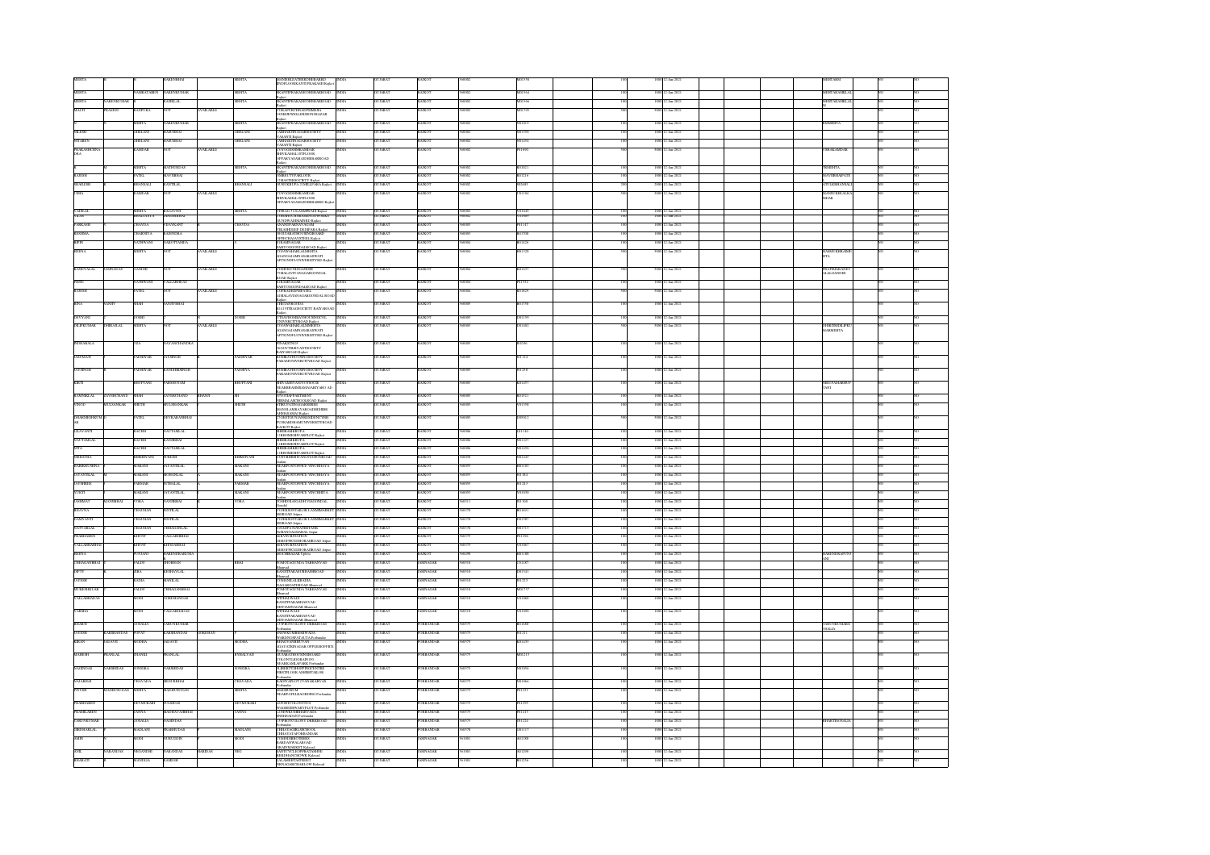| Investor First Name | Investor Middle Name | Investor Last Name | Father/Husband First Name | Father/Husband Middle Name | Father/Husband Last Name | Address | Country | State | District | Pin Code | Folio Number | Amount | Nominal Value | Proposed Date of Transfer | Joint Holder Name | Is Unpaid | Is Shares |
|---|---|---|---|---|---|---|---|---|---|---|---|---|---|---|---|---|---|
| MEHTA | | HARENBHAI | | | MEHTA | MANEKLALSTREETDHEBARROAD BNDPLOTKANTIPRAKASH Rajkot | INDIA | GUJARAT | RAJKOT | 360002 | M00398 | 100 | 1000 | 12-Jan-2021 | MEHTAHN | NO | NO |
| MEHTA | | SAMRATABEN | HARENDKUMAR | | MEHTA | KANTIPRAKASHDHEBARROAD Rajkot | INDIA | GUJARAT | RAJKOT | 360002 | M00364 | 100 | 1000 | 12-Jan-2021 | MEHTAHARILAL | NO | NO |
| MEHTA | HARENKUMAR | | HARILAL | | MEHTA | KANTIPRAKASHDHEBARROAD Rajkot | INDIA | GUJARAT | RAJKOT | 360002 | M00366 | 100 | 1000 | 12-Jan-2021 | MEHTAHARILAL | NO | NO |
| MALTI | PRADEEP | RAMPURA | NOT AVAILABLE | | | VIKASPURCHINAGPERREEA SAMEEPWELLSBHAGNBAZAR Rajkot | INDIA | GUJARAT | RAJKOT | 360002 | M04799 | 500 | 5000 | 12-Jan-2021 | | NO | NO |
| | | MEHTA | HARENKUMAR | | MEHTA | KANTIPRAKASHDHEBARROAD Rajkot | INDIA | GUJARAT | RAJKOT | 360002 | P01019 | 100 | 1000 | 12-Jan-2021 | RMMEHTA | NO | NO |
| NILESH | | GHELANI | BABUBHAI | | GHELANI | ABHIAKTINAGARSOCIETY VASANTI Rajkot | INDIA | GUJARAT | RAJKOT | 360002 | P01590 | 100 | 1000 | 12-Jan-2021 | | NO | NO |
| SHARDEN | | GHELANI | BABUBHAI | | GHELANI | ABHIAKTINAGARSOCIETY VASANTI Rajkot | INDIA | GUJARAT | RAJKOT | 360002 | P01694 | 100 | 1000 | 12-Jan-2021 | | NO | NO |
| PRAKASHCHANDRA | | KAMDAR | NOT AVAILABLE | | | Rajkot | INDIA | GUJARAT | RAJKOT | 360002 | P01699 | 500 | 5000 | 12-Jan-2021 | USHAKAMDAR | NO | NO |
| | | MEHTA | MATHURDAS | | MEHTA | KANTIPRAKASHDHEBARROAD Rajkot | INDIA | GUJARAT | RAJKOT | 360002 | R01021 | 100 | 1000 | 12-Jan-2021 | RMMEHTA | NO | NO |
| RAJESH | | PATEL | MAVJIBHAI | | | Rajkot | INDIA | GUJARAT | RAJKOT | 360002 | R03218 | 100 | 1000 | 12-Jan-2021 | MAVJIBHAIPATEL | NO | NO |
| SHAILESH | | BHANSALI | KANTILAL | | BHANSALI | Rajkot | INDIA | GUJARAT | RAJKOT | 360002 | S02869 | 100 | 1000 | 12-Jan-2021 | ATULKBHANSALI | NO | NO |
| USHA | | KAMDAR | NOT AVAILABLE | | | Rajkot | INDIA | GUJARAT | RAJKOT | 360002 | U01004 | 500 | 5000 | 12-Jan-2021 | MANISHBKAMDAR | NO | NO |
| VADILAL | | MEHTA | RAGHAVJI | | MEHTA | Rajkot | INDIA | GUJARAT | RAJKOT | 360002 | V01049 | 100 | 1000 | 12-Jan-2021 | | NO | NO |
| VILAS | | BHAGVATA | ANANDBHAI | | | Rajkot | INDIA | GUJARAT | RAJKOT | 360002 | V01089 | 100 | 1000 | 12-Jan-2021 | | NO | NO |
| PANKAJH | | CHAVDA | CHANGANI | | CHAVDA | Rajkot | INDIA | GUJARAT | RAJKOT | 360003 | P01147 | 100 | 1000 | 12-Jan-2021 | | NO | NO |
| RESHMA | | CHARNIYA | RAJENDRA | | | Rajkot | INDIA | GUJARAT | RAJKOT | 360003 | R03708 | 100 | 1000 | 12-Jan-2021 | | NO | NO |
| BIPIN | | GADHVANI | HARJITVARDAS | | | Rajkot | INDIA | GUJARAT | RAJKOT | 360004 | B01426 | 100 | 1000 | 12-Jan-2021 | | NO | NO |
| BEENA | | MEHTA | NOT AVAILABLE | | | Rajkot | INDIA | GUJARAT | RAJKOT | 360004 | B01528 | 500 | 5000 | 12-Jan-2021 | MANSUKHRAIMEHTA | NO | NO |
| RAMNIKLAL | JAMNADAS | GANDHI | NOT AVAILABLE | | | Rajkot | INDIA | GUJARAT | RAJKOT | 360004 | R03677 | 500 | 5000 | 12-Jan-2021 | PRATIMARAMNIKLALGANDHI | NO | NO |
| PRITI | | GADHVANI | VALLABHDAS | | | Rajkot | INDIA | GUJARAT | RAJKOT | 360004 | P01934 | 100 | 1000 | 12-Jan-2021 | | NO | NO |
| RAJESH | | PATEL | NOT AVAILABLE | | | Rajkot | INDIA | GUJARAT | RAJKOT | 360004 | R03829 | 500 | 5000 | 12-Jan-2021 | | NO | NO |
| RINA | SANJIV | SHAH | SANJIVBHAI | | | Rajkot | INDIA | GUJARAT | RAJKOT | 360005 | R03758 | 100 | 1000 | 12-Jan-2021 | | NO | NO |
| DEVYANI | | JOSHI | | | JOSHI | Rajkot | INDIA | GUJARAT | RAJKOT | 360005 | D01199 | 100 | 1000 | 12-Jan-2021 | | NO | NO |
| DILIPKUMAR | HIRALAL | MEHTA | NOT AVAILABLE | | | Rajkot | INDIA | GUJARAT | RAJKOT | 360005 | D01402 | 500 | 5000 | 12-Jan-2021 | SHRIKHMILIPKUMARMEHTA | NO | NO |
| INDRAKALA | | JAIN | NAVANCHANDRA | | | Rajkot | INDIA | GUJARAT | RAJKOT | 360005 | I01030 | 100 | 1000 | 12-Jan-2021 | | NO | NO |
| JASUMATI | | PADHIYAR | JAYSINGH | | PADHIYAR | Rajkot | INDIA | GUJARAT | RAJKOT | 360005 | J01214 | 100 | 1000 | 12-Jan-2021 | | NO | NO |
| JAYSINGH | | PADHIYAR | RANDHIRSINGH | | PADHIYA | Rajkot | INDIA | GUJARAT | RAJKOT | 360005 | J01278 | 100 | 1000 | 12-Jan-2021 | | NO | NO |
| KIRTI | | BHUPTANI | PARESHVSAM | | BHUPTANI | Rajkot | INDIA | GUJARAT | RAJKOT | 360005 | K01657 | 100 | 1000 | 12-Jan-2021 | NIRUPADABHUPTANI | NO | NO |
| RAMNIKLAL | JAYERCHAND | SHAH | JAYERCHAND | BHANJI | SH | Rajkot | INDIA | GUJARAT | RAJKOT | 360005 | R01523 | 100 | 1000 | 12-Jan-2021 | | NO | NO |
| VINOD | MULSHANKAR | BHUT | MULSHANKAR | | BHUT | Rajkot | INDIA | GUJARAT | RAJKOT | 360005 | V01598 | 100 | 1000 | 12-Jan-2021 | | NO | NO |
| CHANDRESHKUMAR | | PATEL | DEVKARANBHAI | | | Rajkot | INDIA | GUJARAT | RAJKOT | 360005 | C00912 | 100 | 1000 | 12-Jan-2021 | | NO | NO |
| DHANVANTI | | SACHDE | GAUTAMLAL | | | Rajkot | INDIA | GUJARAT | RAJKOT | 360006 | D01140 | 100 | 1000 | 12-Jan-2021 | | NO | NO |
| GAUTAMLAL | | SACHDE | KANJIBHAI | | | Rajkot | INDIA | GUJARAT | RAJKOT | 360006 | G01227 | 100 | 1000 | 12-Jan-2021 | | NO | NO |
| PITA | | SACHDE | GAUTAMLAL | | | Rajkot | INDIA | GUJARAT | RAJKOT | 360006 | P01290 | 100 | 1000 | 12-Jan-2021 | | NO | NO |
| SHRADDHA | | BHIMDYANI | SURESH | | BHIMDYANI | Rajkot | INDIA | GUJARAT | RAJKOT | 360006 | S02443 | 100 | 1000 | 12-Jan-2021 | | NO | NO |
| HARIKRUSHNA | | MAKANI | JAYANTILAL | | MAKANI | Jasdan | INDIA | GUJARAT | RAJKOT | 360055 | H01183 | 100 | 1000 | 12-Jan-2021 | | NO | NO |
| JAYANTILAL | | MAKANI | MOHANLAL | | MAKANI | Jasdan | INDIA | GUJARAT | RAJKOT | 360055 | J01281 | 100 | 1000 | 12-Jan-2021 | | NO | NO |
| JAYSHREE | | PARMAR | SUTALAL | | PARMAR | Jasdan | INDIA | GUJARAT | RAJKOT | 360055 | J01213 | 100 | 1000 | 12-Jan-2021 | | NO | NO |
| TUKTI | | MAKANI | JAYANTILAL | | MAKANI | Jasdan | INDIA | GUJARAT | RAJKOT | 360055 | T01090 | 100 | 1000 | 12-Jan-2021 | | NO | NO |
| YASHMAT | MANSUKHLAL | VORA | MANJIBHAI | | VORA | Gondal | INDIA | GUJARAT | RAJKOT | 360311 | Y01108 | 100 | 1000 | 12-Jan-2021 | | NO | NO |
| BHAVNA | | CHAUHAN | BANTILAL | | | Jetpur | INDIA | GUJARAT | RAJKOT | 360370 | B01693 | 100 | 1000 | 12-Jan-2021 | | NO | NO |
| JASHVANTI | | CHAUHAN | RATILAL | | | Jetpur | INDIA | GUJARAT | RAJKOT | 360370 | J01387 | 100 | 1000 | 12-Jan-2021 | | NO | NO |
| JAYANTILAL | | CHAUHAN | CHHAGANLAL | | | Jetpur | INDIA | GUJARAT | RAJKOT | 360370 | J01713 | 100 | 1000 | 12-Jan-2021 | | NO | NO |
| PRABHABEN | | BHUTT | VALLABHBHAI | | | Jetpur | INDIA | GUJARAT | RAJKOT | 360375 | P01296 | 100 | 1000 | 12-Jan-2021 | | NO | NO |
| VALLABHBHAI | | BHUTT | KHODABHAI | | | Jetpur | INDIA | GUJARAT | RAJKOT | 360375 | V01067 | 100 | 1000 | 12-Jan-2021 | | NO | NO |
| HEENA | | POPAT | NARENDRAKUMAR | | | Upleta | INDIA | GUJARAT | RAJKOT | 360490 | H01188 | 100 | 1000 | 12-Jan-2021 | NARENDRAPOPAT | NO | NO |
| CHHAGANBHAI | | PALDU | DHORHAN | | PALDU | Bhanvad | INDIA | GUJARAT | JAMNAGAR | 360510 | C01187 | 100 | 1000 | 12-Jan-2021 | | NO | NO |
| CHETY | | JHA | KESHAVLAL | | | Bhanvad | INDIA | GUJARAT | JAMNAGAR | 360510 | C01541 | 100 | 1000 | 12-Jan-2021 | | NO | NO |
| JAYESH | | BADIA | RAVILAL | | | Bhanvad | INDIA | GUJARAT | JAMNAGAR | 360510 | J01217 | 100 | 1000 | 12-Jan-2021 | | NO | NO |
| MUKESHKUMAR | | PALDU | CHHAGANBHAI | | | Bhanvad | INDIA | GUJARAT | JAMNAGAR | 360510 | M05777 | 100 | 1000 | 12-Jan-2021 | | NO | NO |
| VALLABHDAS | | MODI | GORDHANDAS | | | Bhanvad | INDIA | GUJARAT | JAMNAGAR | 360510 | V01088 | 100 | 1000 | 12-Jan-2021 | | NO | NO |
| VARSHA | | MODI | VALLABHDAS | | | Bhanvad | INDIA | GUJARAT | JAMNAGAR | 360510 | V01090 | 100 | 1000 | 12-Jan-2021 | | NO | NO |
| BHARTI | | GOSALIA | TARUNKUMAR | | | Porbandar | INDIA | GUJARAT | PORBANDAR | 360575 | B01688 | 100 | 1000 | 12-Jan-2021 | TARUNKUMARGOSALIA | NO | NO |
| JAYESH | KARSHANDAS | POPAT | KARSHANDAS | GORDHAN | | Porbandar | INDIA | GUJARAT | PORBANDAR | 360575 | J01211 | 100 | 1000 | 12-Jan-2021 | | NO | NO |
| KIRAN | JADAVJI | MODHA | JADAVJI | | MODHA | Porbandar | INDIA | GUJARAT | PORBANDAR | 360575 | K01233 | 100 | 1000 | 12-Jan-2021 | | NO | NO |
| RAMESH | PRANLAL | THANKI | PRANLAL | | BHALAVAH | Porbandar | INDIA | GUJARAT | PORBANDAR | 360575 | R01213 | 100 | 1000 | 12-Jan-2021 | | NO | NO |
| NAGINDAS | NARSIHDAS | SONIGRA | NARSIHDAS | | SONIGRA | Porbandar | INDIA | GUJARAT | PORBANDAR | 360575 | N01056 | 100 | 1000 | 12-Jan-2021 | | NO | NO |
| NALABHAI | | CHAVADA | MEGHABHAI | | CHAVADA | Porbandar | INDIA | GUJARAT | PORBANDAR | 360575 | N01066 | 100 | 1000 | 12-Jan-2021 | | NO | NO |
| NITESH | MADHUSUDAN | MEHTA | MADHUSUDAN | | MEHTA | Porbandar | INDIA | GUJARAT | PORBANDAR | 360575 | N01291 | 100 | 1000 | 12-Jan-2021 | | NO | NO |
| PRABHABEN | | DEVMURARI | TULSIDAS | | DEVMURARI | Porbandar | INDIA | GUJARAT | PORBANDAR | 360575 | P01295 | 100 | 1000 | 12-Jan-2021 | | NO | NO |
| PRABHUBEN | | TANNA | MADHAVABHAI | | TANNA | Porbandar | INDIA | GUJARAT | PORBANDAR | 360575 | P01415 | 100 | 1000 | 12-Jan-2021 | | NO | NO |
| TARUNKUMAR | | GOSALIA | HARIDAS | | | Porbandar | INDIA | GUJARAT | PORBANDAR | 360575 | T01224 | 100 | 1000 | 12-Jan-2021 | BHARTIGOSALIA | NO | NO |
| VINODKUMAR | | MADLANI | PRABHUDAS | | MADLANI | Porbandar | INDIA | GUJARAT | PORBANDAR | 360578 | V01117 | 100 | 1000 | 12-Jan-2021 | | NO | NO |
| JAIN | | MODI | SURESH | | MODI | Kalavad | INDIA | GUJARAT | JAMNAGAR | 361001 | J01185 | 100 | 1000 | 12-Jan-2021 | | NO | NO |
| ANIL | NARANDAS | MEGHANDI | NARANDAS | HARIDAS | NEG | Kalavad | INDIA | GUJARAT | JAMNAGAR | 361001 | A01290 | 100 | 1000 | 12-Jan-2021 | | NO | NO |
| BHARATI | | MANDLIA | RAMESH | | | Kalavad | INDIA | GUJARAT | JAMNAGAR | 361001 | B01236 | 100 | 1000 | 12-Jan-2021 | | NO | NO |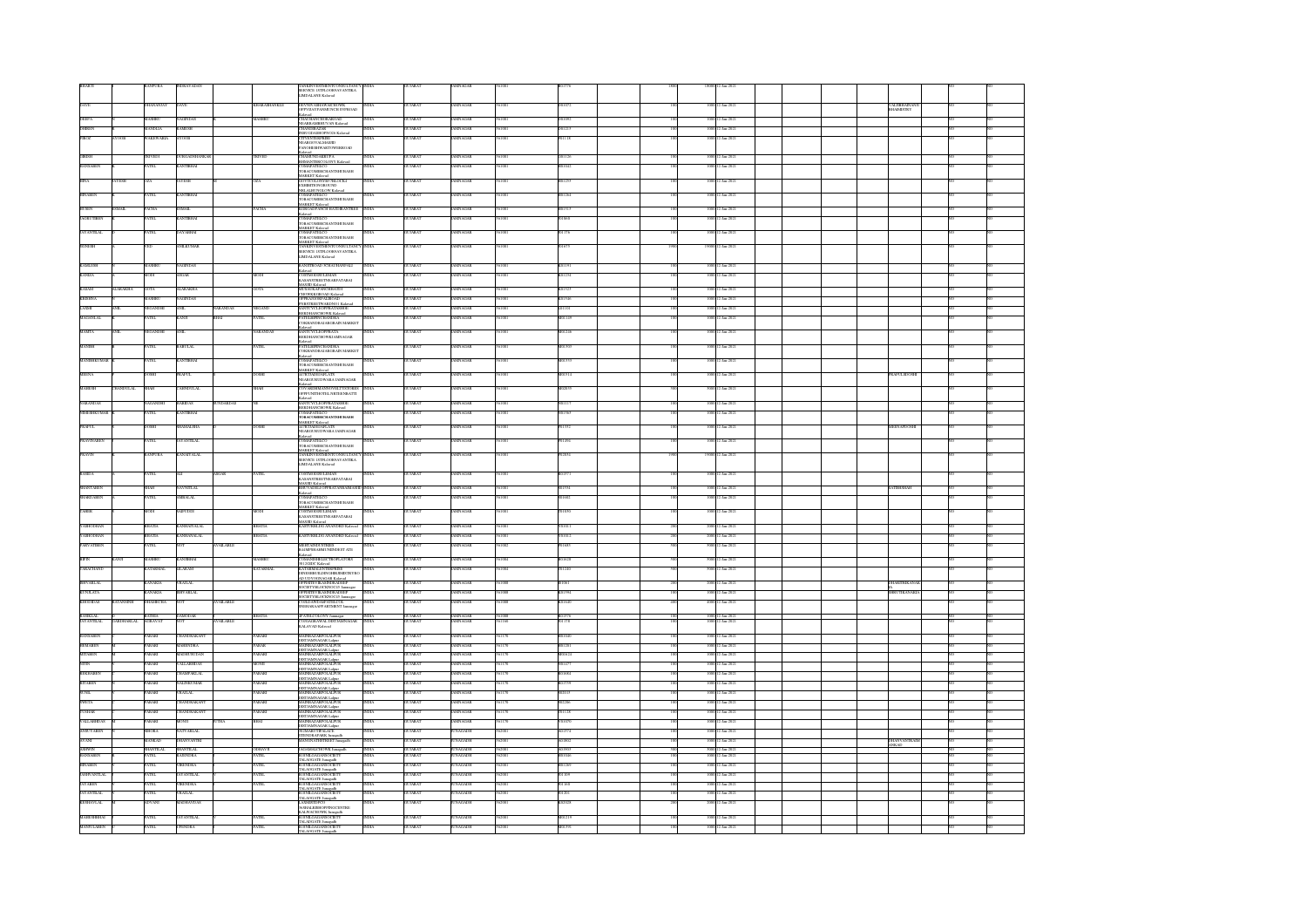| First Name | Middle Name | Last Name | Father/Husband First Name | Father/Husband Middle Name | Father/Husband Last Name | Address | Country | State | District | Pin Code | Folio Number | Shares | Amount | Proposed Date of Transfer to IEPF | Joint Holder Name | | |
|---|---|---|---|---|---|---|---|---|---|---|---|---|---|---|---|---|---|
| BHARTI | | RANPURA | INDRAVADAN | | | TANVI INVESTMENT CONSULTANCY SERVICE 1ST FLOOR VAVANTIKA LIMDALANE Kalavad | INDIA | GUJARAT | JAMNAGAR | 361001 | B03778 | 1000 | 10000 | 12-Jan-2021 | | NO | NO |
| DAVE | | DHANANJAY | DAVE | | BHARADHANJELI | ARUNNAGAR SOCIETY OPP VIJAYPANSHNI KRISHNAM Kalavad | INDIA | GUJARAT | JAMNAGAR | 361001 | D03072 | 100 | 1000 | 12-Jan-2021 | CALIRBHAJAVE BHARMIDEVI | NO | NO |
| DEEPA | | MASHRU | JAGDIDAS | | MASHRU | C/O ACHARYAMALSAR NEARBHAMARIA VAN Kalavad | INDIA | GUJARAT | JAMNAGAR | 361001 | D03082 | 100 | 1000 | 12-Jan-2021 | | NO | NO |
| DIPESH | | MANDLIA | RAMESH | | | C/O MANDLIA NR PUSHPDIPWADI Kalavad | INDIA | GUJARAT | JAMNAGAR | 361001 | D01259 | 100 | 1000 | 12-Jan-2021 | | NO | NO |
| FIROZ | AYUB | RAKERWADIA | AYUB | | | CITYESTATE NEARJETHALJ MASJID PATCHHESHWARTOWER ROAD Kalavad | INDIA | GUJARAT | JAMNAGAR | 361001 | F01118 | 100 | 1000 | 12-Jan-2021 | | NO | NO |
| GIRISH | | TRIVEDI | DURGASHANKAR | | TRIVEDI | CHANDNI SAREE BHANDRUPA Kalavad | INDIA | GUJARAT | JAMNAGAR | 361001 | G01126 | 100 | 1000 | 12-Jan-2021 | | NO | NO |
| HANSABEN | | PATEL | KANTIBHAI | | | C/O MAFATLAL CO TOBACCO MERCHANT NR BAAZR MARKET Kalavad | INDIA | GUJARAT | JAMNAGAR | 361001 | H01042 | 100 | 1000 | 12-Jan-2021 | | NO | NO |
| HINA | JATESH | JAIA | JATESH | | JAIA | GITVIVA LONYAR IN NIL EXHIBITION GROUND NILAM BUNGLOW Kalavad | INDIA | GUJARAT | JAMNAGAR | 361001 | H01259 | 100 | 1000 | 12-Jan-2021 | | NO | NO |
| HINABEN | | PATEL | KANTIBHAI | | | C/O MAFATLAL CO TOBACCO MERCHANT NR BAAZR MARKET Kalavad | INDIA | GUJARAT | JAMNAGAR | 361001 | H01264 | 100 | 1000 | 12-Jan-2021 | | NO | NO |
| HUSEN | ISMAIL | PACHA | ISMAIL | | PACHA | KUMBHARPANCH HATHIKANTHIE Kalavad | INDIA | GUJARAT | JAMNAGAR | 361001 | H01513 | 100 | 1000 | 12-Jan-2021 | | NO | NO |
| JAGRUTIBEN | | PATEL | KANTIBHAI | | | C/O MAFATLAL CO TOBACCO MERCHANT NR BAAZR MARKET Kalavad | INDIA | GUJARAT | JAMNAGAR | 361001 | J01808 | 100 | 1000 | 12-Jan-2021 | | NO | NO |
| JAYANTILAL | | PATEL | JAVABHAI | | | C/O MAFATLAL CO TOBACCO MERCHANT NR BAAZR MARKET Kalavad | INDIA | GUJARAT | JAMNAGAR | 361001 | J01376 | 100 | 1000 | 12-Jan-2021 | | NO | NO |
| JIGNESH | | VED | ANILKUMAR | | | TANVI INVESTMENT CONSULTANCY SERVICE 1ST FLOOR VAVANTIKA LIMDALANE Kalavad | INDIA | GUJARAT | JAMNAGAR | 361001 | J01679 | 1900 | 19000 | 12-Jan-2021 | | NO | NO |
| KAMLESH | | MASHRU | JAGDIDAS | | | KANTIROAD SOILIDHANFALI Kalavad | INDIA | GUJARAT | JAMNAGAR | 361001 | K01191 | 100 | 1000 | 12-Jan-2021 | | NO | NO |
| KANIZA | | MODI | ASGAR | | MODI | C/O ITMODI SULEMAN KASANSTREET NEAR FATARAI MASJID Kalavad | INDIA | GUJARAT | JAMNAGAR | 361001 | K01254 | 100 | 1000 | 12-Jan-2021 | | NO | NO |
| KARAN | ALARAKHA | GOTA | ALARAKHA | | GOTA | MUSANAKAPANCHHATI CHOWKKIBI ROAD Kalavad | INDIA | GUJARAT | JAMNAGAR | 361001 | K01525 | 100 | 1000 | 12-Jan-2021 | | NO | NO |
| KRISHNA | | MASHRU | JAGDIDAS | | | OPPRANDERNAGARI ROAD PURETREETWARD NO11 Kalavad | INDIA | GUJARAT | JAMNAGAR | 361001 | K01546 | 100 | 1000 | 12-Jan-2021 | | NO | NO |
| LAXMI | ANIL | NEGANDHI | ANIL | NARANDAS | NEGANDI | BANTUVULJIOPPRATANSHI BERDHANCHOWK Kalavad | INDIA | GUJARAT | JAMNAGAR | 361001 | L01101 | 100 | 1000 | 12-Jan-2021 | | NO | NO |
| MAGANLAL | | PATEL | KANJI | BHAI | PATEL | PATELSHIPINCHANDRA C/OKHANDHALAK GRAIN MARKET Kalavad | INDIA | GUJARAT | JAMNAGAR | 361001 | M01149 | 100 | 1000 | 12-Jan-2021 | | NO | NO |
| MAMTA | ANIL | NEGANDHI | ANIL | | NARANDAS | BANTUVULJIOPPRATA BERDHANCHOWK JAMNAGAR Kalavad | INDIA | GUJARAT | JAMNAGAR | 361001 | M01246 | 100 | 1000 | 12-Jan-2021 | | NO | NO |
| MANISH | | PATEL | BABULAL | | PATEL | PATELSHIPINCHANDRA C/OKHANDHALAK GRAIN MARKET Kalavad | INDIA | GUJARAT | JAMNAGAR | 361001 | M01503 | 100 | 1000 | 12-Jan-2021 | | NO | NO |
| MANISHKUMAR | | PATEL | KANTIBHAI | | | C/O MAFATLAL CO TOBACCO MERCHANT NR BAAZR MARKET Kalavad | INDIA | GUJARAT | JAMNAGAR | 361001 | M01555 | 100 | 1000 | 12-Jan-2021 | | NO | NO |
| MEENA | | JOSHI | PRAFUL | | JOSHI | ALOKTAKEN FLATS NEAR KUNJ DWARKA JAMNAGAR Kalavad | INDIA | GUJARAT | JAMNAGAR | 361001 | M03114 | 100 | 1000 | 12-Jan-2021 | PRAFULJOSHI | NO | NO |
| MAHESH | CHANDULAL | SHAH | CHANDULAL | | SHAH | C/OVARDHMANINDUSTRY OPPUNITHOTEL NETDERKATTI Kalavad | INDIA | GUJARAT | JAMNAGAR | 361001 | M02039 | 500 | 5000 | 12-Jan-2021 | | NO | NO |
| NARANDAS | | NAGANDHI | HARIDAS | SUNDARDAS | NE | BANTUVULJIOPPRATANSHI BERDHANCHOWK Kalavad | INDIA | GUJARAT | JAMNAGAR | 361001 | N01117 | 100 | 1000 | 12-Jan-2021 | | NO | NO |
| NISHISHKUMAR | | PATEL | KANTIBHAI | | | C/O MAFATLAL CO TOBACCO MERCHANT NR BAAZR MARKET Kalavad | INDIA | GUJARAT | JAMNAGAR | 361001 | N01569 | 100 | 1000 | 12-Jan-2021 | | NO | NO |
| PRAFUL | | JOSHI | SHAMALDHA | | JOSHI | ALOKTAKEN FLATS NEAR KUNJ DWARKA JAMNAGAR Kalavad | INDIA | GUJARAT | JAMNAGAR | 361001 | P01352 | 100 | 1000 | 12-Jan-2021 | MEENAPJOSHI | NO | NO |
| PRAVINABEN | | PATEL | JAYANTILAL | | | C/O MAFATLAL CO TOBACCO MERCHANT NR BAAZR MARKET Kalavad | INDIA | GUJARAT | JAMNAGAR | 361001 | P01494 | 100 | 1000 | 12-Jan-2021 | | NO | NO |
| PRAVIN | | RANPURA | KANAIYALAL | | | TANVI INVESTMENT CONSULTANCY SERVICE 1ST FLOOR VAVANTIKA LIMDALANE Kalavad | INDIA | GUJARAT | JAMNAGAR | 361001 | P02036 | 1900 | 19000 | 12-Jan-2021 | | NO | NO |
| RAMIJA | | PATEL | ALI | ASGAR | PATEL | C/O ITMODI SULEMAN KASANSTREET NEAR FATARAI MASJID Kalavad | INDIA | GUJARAT | JAMNAGAR | 361001 | R03773 | 100 | 1000 | 12-Jan-2021 | | NO | NO |
| SHANTABEN | | SHAH | NAVNITLAL | | | KHUTANALI OPPRATANSHI MASJID Kalavad | INDIA | GUJARAT | JAMNAGAR | 361001 | S01591 | 100 | 1000 | 12-Jan-2021 | SATISHSHAH | NO | NO |
| SHARDABEN | | PATEL | AMBALAL | | | C/O MAFATLAL CO TOBACCO MERCHANT NR BAAZR MARKET Kalavad | INDIA | GUJARAT | JAMNAGAR | 361001 | S01602 | 100 | 1000 | 12-Jan-2021 | | NO | NO |
| TAHER | | MODI | HAFUZHI | | MODI | C/O ITMODI SULEMAN KASANSTREET NEAR FATARAI MASJID Kalavad | INDIA | GUJARAT | JAMNAGAR | 361001 | T01859 | 100 | 1000 | 12-Jan-2021 | | NO | NO |
| VARDHDHAN | | BHATIA | KANHAIYALAL | | BHATIA | KASTURBLDG ANANDBD Kalavad | INDIA | GUJARAT | JAMNAGAR | 361001 | V01011 | 200 | 2000 | 12-Jan-2021 | | NO | NO |
| VARDHDHAN | | BHATIA | KANHAIYALAL | | BHATIA | KASTURBLDG ANANDBD Kalavad | INDIA | GUJARAT | JAMNAGAR | 361001 | V01012 | 200 | 2000 | 12-Jan-2021 | | NO | NO |
| PARVATIBEN | | PATEL | NOT | AVAILABLE | | SREEGANESHTUBES RAJAMPRASHMI NEMDEST ATE Kalavad | INDIA | GUJARAT | JAMNAGAR | 361002 | P01685 | 500 | 5000 | 12-Jan-2021 | | NO | NO |
| BIPIN | KANTI | MASHRU | KANJIBHAI | | MASHRU | C/OMANSHREE ELECTROPLATORS 581GIDC Kalavad | INDIA | GUJARAT | JAMNAGAR | 361004 | B01628 | 500 | 5000 | 12-Jan-2021 | | NO | NO |
| TARACHAND | | KATARMAL | JALARAM | | KATARMAL | KATARMAL ENTERPRISE GROUNDBUILDING BEHIND DOCTOR ADLUDVIPNAGAR Kalavad | INDIA | GUJARAT | JAMNAGAR | 361004 | T01240 | 500 | 5000 | 12-Jan-2021 | | NO | NO |
| SHIVABLAL | | KANARIA | VRAJLAL | | | OPPSHREEKRISHNAKDEEP SOCIETY BLOCKNO3/23 Jamnagar | INDIA | GUJARAT | JAMNAGAR | 361008 | S01061 | 200 | 2000 | 12-Jan-2021 | BHARTIBKANAR IA | NO | NO |
| KUNJLATA | | KANARIA | SHIVABLAL | | | OPPSHREEKRISHNAKDEEP SOCIETY BLOCKNO3/23 Jamnagar | INDIA | GUJARAT | JAMNAGAR | 361008 | K01594 | 100 | 1000 | 12-Jan-2021 | SHIVLTKANARIY | NO | NO |
| KIRADHAN | RAVANSINH | JHANKHORA | NOT | AVAILABLE | | C/OELECTRAMETPELOTS SNEHAKALAPPARTMENT Jamnagar | INDIA | GUJARAT | JAMNAGAR | 361008 | K01630 | 100 | 1000 | 12-Jan-2021 | | NO | NO |
| RASIKLAL | | RATHIA | DAMODAR | | BHATIA | APATELCOLONY Jamnagar | INDIA | GUJARAT | JAMNAGAR | 361008 | R01978 | 100 | 1000 | 12-Jan-2021 | | NO | NO |
| JAYANTILAL | VARDHAMLAL | GORAYAT | NOT | AVAILABLE | | C/OMAIROAVAL DISTJAMNAGAR KALAVAD Kalavad | INDIA | GUJARAT | JAMNAGAR | 361160 | J01378 | 100 | 1000 | 12-Jan-2021 | | NO | NO |
| HANSABEN | | PARARI | CHANDRAKANT | | PARARI | MAINBAZARPOLALPUR DISTJAMNAGAR Lalpur | INDIA | GUJARAT | JAMNAGAR | 361170 | H01040 | 100 | 1000 | 12-Jan-2021 | | NO | NO |
| HEMAREN | M | PARARI | MAHENDRA | | PARAR | MAINBAZARPOLALPUR DISTJAMNAGAR Lalpur | INDIA | GUJARAT | JAMNAGAR | 361170 | H01281 | 100 | 1000 | 12-Jan-2021 | | NO | NO |
| HITAREN | M | PARARI | MADHUSUDAN | | PARARI | MAINBAZARPOLALPUR DISTJAMNAGAR Lalpur | INDIA | GUJARAT | JAMNAGAR | 361170 | H01624 | 100 | 1000 | 12-Jan-2021 | | NO | NO |
| JITIN | | PARARI | VALLABHDAS | | MONE | MAINBAZARPOLALPUR DISTJAMNAGAR Lalpur | INDIA | GUJARAT | JAMNAGAR | 361170 | J01677 | 100 | 1000 | 12-Jan-2021 | | NO | NO |
| KHICHABEN | | PARARI | CHAMPAKLAL | | PARARI | MAINBAZARPOLALPUR DISTJAMNAGAR Lalpur | INDIA | GUJARAT | JAMNAGAR | 361170 | K01661 | 100 | 1000 | 12-Jan-2021 | | NO | NO |
| KUABEN | | PARARI | VALINKUMAR | | PARARI | MAINBAZARPOLALPUR DISTJAMNAGAR Lalpur | INDIA | GUJARAT | JAMNAGAR | 361170 | K02378 | 100 | 1000 | 12-Jan-2021 | | NO | NO |
| SUNIL | | PARARI | VRAJLAL | | PARARI | MAINBAZARPOLALPUR DISTJAMNAGAR Lalpur | INDIA | GUJARAT | JAMNAGAR | 361170 | S02019 | 100 | 1000 | 12-Jan-2021 | | NO | NO |
| SWETA | | PARARI | CHANDRAKANT | | PARARI | MAINBAZARPOLALPUR DISTJAMNAGAR Lalpur | INDIA | GUJARAT | JAMNAGAR | 361170 | S02286 | 100 | 1000 | 12-Jan-2021 | | NO | NO |
| TUSHAR | | PARARI | CHANDRAKANT | | PARARI | MAINBAZARPOLALPUR DISTJAMNAGAR Lalpur | INDIA | GUJARAT | JAMNAGAR | 361170 | T01128 | 100 | 1000 | 12-Jan-2021 | | NO | NO |
| VALLABHDAS | | PARARI | MUNJI | SUTHA | BHAI | MAINBAZARPOLALPUR DISTJAMNAGAR Lalpur | INDIA | GUJARAT | JAMNAGAR | 361170 | V01070 | 100 | 1000 | 12-Jan-2021 | | NO | NO |
| SUNIYABEN | | SHIORA | NATVARLAL | | | GUJARATTRAILACE OPENDRAPARK Junagadh | INDIA | GUJARAT | JUNAGADH | 362001 | S01574 | 100 | 1000 | 12-Jan-2021 | | NO | NO |
| AVANI | | BANKAD | GHANYANTRI | | | MAHADEVSTREET Junagadh | INDIA | GUJARAT | JUNAGADH | 362001 | A01802 | 100 | 1000 | 12-Jan-2021 | GHANYANTRIAM ANKAD | NO | NO |
| ASHWIN | | SHANTILAL | SHANTILAL | | VIDHAVR | FAGARIACHOWK Junagadh | INDIA | GUJARAT | JUNAGADH | 362001 | A01903 | 500 | 5000 | 12-Jan-2021 | | NO | NO |
| HANSABEN | | PATEL | RAJENDRA | | PATEL | KUNJGANGANSOCIETY TALAOGATE Junagadh | INDIA | GUJARAT | JUNAGADH | 362001 | H01046 | 100 | 1000 | 12-Jan-2021 | | NO | NO |
| HINABEN | | PATEL | VIRENDRA | | PATEL | KUNJGANGANSOCIETY TALAOGATE Junagadh | INDIA | GUJARAT | JUNAGADH | 362001 | H01269 | 100 | 1000 | 12-Jan-2021 | | NO | NO |
| JASHVANTLAL | | PATEL | JAYANTILAL | | PATEL | KUNJGANGANSOCIETY TALAOGATE Junagadh | INDIA | GUJARAT | JUNAGADH | 362001 | J01309 | 100 | 1000 | 12-Jan-2021 | | NO | NO |
| JAYABEN | | PATEL | VIRENDRA | | PATEL | KUNJGANGANSOCIETY TALAOGATE Junagadh | INDIA | GUJARAT | JUNAGADH | 362001 | J01301 | 100 | 1000 | 12-Jan-2021 | | NO | NO |
| JAYANTILAL | | PATEL | VRAJLAL | | | KUNJGANGANSOCIETY TALAOGATE Junagadh | INDIA | GUJARAT | JUNAGADH | 362001 | J01303 | 100 | 1000 | 12-Jan-2021 | | NO | NO |
| KESHAVLAL | | ADVANI | MADHAVDAS | | | LAXMIDEEPSTNO 5N MALKIHEOPPNOCENTRE KALWACHOWK Junagadh | INDIA | GUJARAT | JUNAGADH | 362001 | K02020 | 200 | 2000 | 12-Jan-2021 | | NO | NO |
| MALJUSHBHAI | | PATEL | JAYANTILAL | | PATEL | KUNJGANGANSOCIETY TALAOGATE Junagadh | INDIA | GUJARAT | JUNAGADH | 362001 | M01219 | 100 | 1000 | 12-Jan-2021 | | NO | NO |
| MANULABEN | | PATEL | UPENDRA | | PATEL | KUNJGANGANSOCIETY TALAOGATE Junagadh | INDIA | GUJARAT | JUNAGADH | 362001 | M01370 | 100 | 1000 | 12-Jan-2021 | | NO | NO |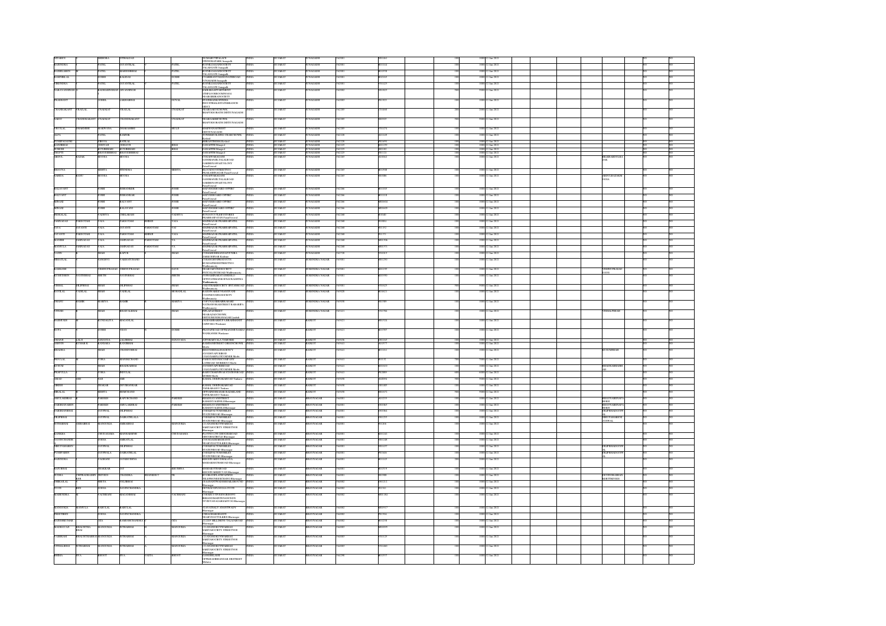| First Name | Middle Name | Last Name | Father First Name | Father Middle Name | Father Last Name | Address | Country | State | District | Pin Code | Folio No. | Shares | Amount | Date | Nominee / Joint Holder |
|---|---|---|---|---|---|---|---|---|---|---|---|---|---|---|---|
| NITABEN | | BHIKHORA | VITHALDAS | | | DUSMARUTIPALACE TIRNDRAPARK Junagadh | INDIA | GUJARAT | JUNAGADH | 362001 | N01661 | 100 | 1000 | 12-Jan-2023 | |
| RAJENDRA | | PATEL | JAYANTILAL | | PATEL | KUSUMGADANSOCIETY TALAVGATE Junagadh | INDIA | GUJARAT | JUNAGADH | 362001 | R01104 | 100 | 1000 | 12-Jan-2023 | |
| RASHILABEN | | PATEL | MAHESHBHAI | | PATEL | KUSUMGADANSOCIETY TALAVGATE Junagadh | INDIA | GUJARAT | JUNAGADH | 362001 | R01598 | 100 | 1000 | 12-Jan-2023 | |
| RAMNIKLAL | | DOSHI | KALIDAS | | DOSHI | CVAKILIAKUNDNANDNAROAD JUNAGADH Junagadh | INDIA | GUJARAT | JUNAGADH | 362001 | R02169 | 100 | 1000 | 12-Jan-2023 | |
| VIRENDRA | | PATEL | JAYANTILAL | | PATEL | KUSUMGADANSOCIETY TALAVGATE Junagadh | INDIA | GUJARAT | JUNAGADH | 362001 | V01223 | 100 | 1000 | 12-Jan-2023 | |
| NARAYANSINGH | | RADHAKRISHNAN | JAYANSINGH | | | RADESHAPPARTMENT ATHFLOOR NEARSHRIRAMSOCIETY | INDIA | GUJARAT | JUNAGADH | 362002 | N01823 | 100 | 1000 | 12-Jan-2023 | |
| PRASHANT | | GOHEL | SAKHABHAI | | GOYAL | STATEBANKOFINDIA INDUSTRIALESTATEBRANCH GIDCI | INDIA | GUJARAT | JUNAGADH | 362003 | P01925 | 100 | 1000 | 12-Jan-2023 | |
| CHANDRAKANT | VRAJLAL | UNADKAT | VRAJLAL | | UNADKAT | NEARDAMODARCHOWK SHAPURSORATH DISTTJUNAGADH | INDIA | GUJARAT | JUNAGADH | 362205 | C01608 | 200 | 2000 | 12-Jan-2023 | |
| TARUN | CHANDRAKANT | UNADKAT | CHANDRAKANT | | UNADKAT | NEARDAMODARCHOWK SHAPURSORATH DISTTJUNAGADH | INDIA | GUJARAT | JUNAGADH | 362205 | T00523 | 500 | 5000 | 12-Jan-2023 | |
| VRUJLAL | DHARAMSHI | MADHVANA | DHARAMSHI | | MULJI | MADHVANSTREET SHAPUR | INDIA | GUJARAT | JUNAGADH | 362205 | V01274 | 100 | 1000 | 12-Jan-2023 | |
| ALPA | | PATEL | RAMNIK | | | VONESHOILBINRO CHARICHOWK Keshod | INDIA | GUJARAT | JUNAGADH | 362220 | A01195 | 100 | 1000 | 12-Jan-2023 | |
| PUSHPAGAURI | | VIROJA | RATILAL | | | SHRIRAMPRISMA Keshod | INDIA | GUJARAT | JUNAGADH | 362220 | P01693 | 100 | 1000 | 12-Jan-2023 | |
| CHANDRIKA | | GOHIYA | YADAV | | BHOJ | SANTOSH Mangrol | INDIA | GUJARAT | JUNAGADH | 362225 | C01195 | 100 | 1000 | 12-Jan-2023 | |
| SURESH | | KUVERBHAI | KUVERBHAI | | BHOJ | Mangrol | INDIA | GUJARAT | JUNAGADH | 362225 | S01161 | 100 | 1000 | 12-Jan-2023 | |
| PRAVIN | | BHAVSHIBHAI | BHAVSHIBHAI | | | Mangrol | INDIA | GUJARAT | JUNAGADH | 362225 | P01122 | 100 | 1000 | 12-Jan-2023 | |
| ABDUL | RAZAK | MOOSA | MOOSA | | | CONAPPSMAGANI AYANMANZIL TALALROAD SARBHINAWAZCOLONY PatanVeraval | INDIA | GUJARAT | JUNAGADH | 362265 | A01022 | 100 | 1000 | 12-Jan-2023 | BILKISABDULRAZAK |
| KEVYAN | | MEHTA | JITENDRA | | MEHTA | MULTIKNITSTRIST PRAKASHNAGAR PatanVeraval | INDIA | GUJARAT | JUNAGADH | 362265 | K01908 | 100 | 1000 | 12-Jan-2023 | |
| FARIDA | BANU | MOOSA | MOOSA | | | CONAPPSMAGANI AYANMANZIL TALALROAD SARBHINAWAZCOLONY PatanVeraval | INDIA | GUJARAT | JUNAGADH | 362265 | F01086 | 100 | 1000 | 12-Jan-2023 | ABDULRAZAKMOOSA |
| BALAVANT | | JOSHI | SHIVSHANKER | | JOSHI | SHIVESHIVBAROFFIRE PatanVeraval | INDIA | GUJARAT | JUNAGADH | 362266 | B01103 | 100 | 1000 | 12-Jan-2023 | |
| BALVANT | | JOSHI | SHIVSHANKAR | | JOSHI | SHIVESHIVBAROFFIRE PatanVeraval | INDIA | GUJARAT | JUNAGADH | 362266 | B01118 | 100 | 1000 | 12-Jan-2023 | |
| HINANI | | JOSHI | BALVANT | | | SHIVESHIVBAROFFIRE PatanVeraval | INDIA | GUJARAT | JUNAGADH | 362266 | H00604 | 100 | 1000 | 12-Jan-2023 | |
| HINANI | | JOSHI | BALAVANT | | JOSHI | SHIVESHIVBAROFFIRE PatanVeraval | INDIA | GUJARAT | JUNAGADH | 362266 | H00695 | 100 | 1000 | 12-Jan-2023 | |
| HEMALAL | | VAIDHYA | TARACHAND | | VAIDHYA | SUTHALIYAFALIYASTREET PRABHASPATAN PatanVeraval | INDIA | GUJARAT | JUNAGADH | 362268 | H01046 | 100 | 1000 | 12-Jan-2023 | |
| JAMNADAS | PARSOTAM | VALA | PARSOTAM | SHRIJI | VALA | MAHIMAZAR PRABHASPATEL PatanVeraval | INDIA | GUJARAT | JUNAGADH | 362268 | J01084 | 100 | 1000 | 12-Jan-2023 | |
| JAYA | JAYANTI | VALA | JAYANTI | PARSOTAM | VAI | MAHIMAZAR PRABHASPATEL PatanVeraval | INDIA | GUJARAT | JUNAGADH | 362268 | J01252 | 100 | 1000 | 12-Jan-2023 | |
| JAYANTI | PARSOTAM | VALA | PARSOTAM | SHRIJI | VALA | MAHIMAZAR PRABHASPATEL PatanVeraval | INDIA | GUJARAT | JUNAGADH | 362268 | J01271 | 100 | 1000 | 12-Jan-2023 | |
| MANISH | JAMNADAS | VALA | JAMNADAS | PARSOTAM | VA | MAHIMAZAR PRABHASPATEL PatanVeraval | INDIA | GUJARAT | JUNAGADH | 362268 | M01508 | 100 | 1000 | 12-Jan-2023 | |
| MANGLA | JAMNADAS | VALA | JAMNADAS | PARSOTAM | VA | MAHIMAZAR PRABHASPATEL PatanVeraval | INDIA | GUJARAT | JUNAGADH | 362268 | M01575 | 100 | 1000 | 12-Jan-2023 | |
| NAYIN | | SHAH | KAPUR | | SHAH | Kodinar | INDIA | GUJARAT | JUNAGADH | 362720 | N01019 | 100 | 1000 | 12-Jan-2023 | |
| SHANTILAL | | SANGHVI | VAKHATCHAND | | | KUKDAPADSHAYRESTHSTREET Wadhwancity | INDIA | GUJARAT | SURENDRA NAGAR | 363001 | S01250 | 100 | 1000 | 12-Jan-2023 | |
| KAMLESH | VISHNUPRASAD | VISHNUPRASAD | | | DAVE | NEARVAJIYSHIRESOCIETY Wadhwancity | INDIA | GUJARAT | SURENDRA NAGAR | 363001 | K01193 | 100 | 1000 | 12-Jan-2023 | VISHNUPRASAD DAVE |
| KUMUDBEN | NAVINBHAI | SHETH | NAVINBHAI | | SHETH | SOWAMINARAYAN Wadhwancity | INDIA | GUJARAT | SURENDRA NAGAR | 363001 | K01990 | 100 | 1000 | 12-Jan-2023 | |
| VIMAL | DILIPBHAI | SHAH | DILIPBHAI | | SHAH | Wadhwancity | INDIA | GUJARAT | SURENDRA NAGAR | 363001 | V01025 | 500 | 5000 | 12-Jan-2023 | |
| RATILAL | VADILAL | SHAH | VADILAL | | MOHANLAL | Wadhwancity | INDIA | GUJARAT | SURENDRA NAGAR | 363020 | R01611 | 100 | 1000 | 12-Jan-2023 | |
| ANAND | RAMIK | MARDIYA | RAMIK | | MARDIYA | Wadhwancity | INDIA | GUJARAT | SURENDRA NAGAR | 363030 | A01589 | 100 | 1000 | 12-Jan-2023 | |
| VIRESH | | SHAH | BHAYLALBHAI | | SHAH | NEARAZADCHOWK | INDIA | GUJARAT | SURENDRA NAGAR | 363421 | V01781 | 100 | 1000 | 12-Jan-2023 | VISHALPRASAD |
| RAMNIKSH | | KUNDALIYA | MAGANLAL | | | VANPARA Wankaner | INDIA | GUJARAT | RAJKOT | 363621 | R01514 | 100 | 1000 | 12-Jan-2023 | |
| RUPA | | DOSHI | VIJAY | | DOSHI | PRATAPROAD WANKANER Wankaner | INDIA | GUJARAT | RAJKOT | 363621 | R01797 | 100 | 1000 | 12-Jan-2023 | |
| DHANJI | LALJI | SANAVADA | LALJIBHAI | | SANAVADA | GOTOHARWALA TANKMORI Morbi | INDIA | GUJARAT | RAJKOT | 363636 | D01163 | 100 | 1000 | 12-Jan-2023 | |
| AMRAT | KUMAR K | KANSARA | KANJIBHAI | | | Morbi | INDIA | GUJARAT | RAJKOT | 363641 | A01977 | 100 | 1000 | 12-Jan-2023 | |
| BHADRA | | SHAH | CHANDUBHAI | | | BHAVESHSHALIRESIDENCY AVENDHAPURROAD Morbi | INDIA | GUJARAT | RAJKOT | 363641 | B01611 | 100 | 1000 | 12-Jan-2023 | KUMUDSHAH |
| BHUTLAL | | VORA | MANEKCHAND | | | Morbi | INDIA | GUJARAT | RAJKOT | 363641 | B01131 | 500 | 5000 | 12-Jan-2023 | |
| KUSUM | | SHAH | BHADRABHAI | | | SAVDHYAPURROAD Morbi | INDIA | GUJARAT | RAJKOT | 363641 | K01610 | 100 | 1000 | 12-Jan-2023 | BHADRABHAISHAH |
| PRAFULLA | | VORA | BHUTLAL | | | Morbi | INDIA | GUJARAT | RAJKOT | 363641 | P02089 | 600 | 6000 | 12-Jan-2023 | |
| HIRAJI | JADI | JADI | | | | KAMALDESHMARGROAD Tankara | INDIA | GUJARAT | RAJKOT | 363650 | H02094 | 500 | 5000 | 12-Jan-2023 | |
| GIRISH | | THAKAR | DEVSHANKAR | | | KAMALDESHMARGROAD TANKARA Tankara | INDIA | GUJARAT | RAJKOT | 363650 | G01480 | 100 | 1000 | 12-Jan-2023 | |
| HIRALAL | | MEHTA | HEMCHAND | | | OPPAMBAJI Tankara | INDIA | GUJARAT | RAJKOT | 363650 | H02672 | 500 | 5000 | 12-Jan-2023 | |
| SMITA | | PAREKH | KAPURCHAND | | PAREKH | BHADIAVANIYSTREET RANIAVALIES Bhavnagar | INDIA | GUJARAT | BHAVNAGAR | 364001 | S01558 | 100 | 1000 | 12-Jan-2023 | BHAVNABEN |
| PARESH | | PAREKH | AMULAKHRAI | | PAREKH | Bhavnagar | INDIA | GUJARAT | BHAVNAGAR | 364001 | P01963 | 100 | 1000 | 12-Jan-2023 | BHAVNABEN |
| DARSHANBHAI | | JAYSWAL | DILIPBHAI | | | STATIONROAD Bhavnagar | INDIA | GUJARAT | BHAVNAGAR | 364001 | D01964 | 100 | 1000 | 12-Jan-2023 | |
| DILIPBHAI | | JAYSWAL | NAROTTAMLAL | | | STATIONROAD Bhavnagar | INDIA | GUJARAT | BHAVNAGAR | 364001 | D01253 | 100 | 1000 | 12-Jan-2023 | HEMLATABEN JAYSWAL |
| NITINBHAI | SHIRABHAI | MANGUKIA | SHIRABHAI | | MANGUKIA | C11 ANANDKUNJ SARITAISOCIETY Bhavnagar | INDIA | GUJARAT | BHAVNAGAR | 364001 | N01206 | 100 | 1000 | 12-Jan-2023 | |
| KANKHA | | CHUDASAMA | MANHARSINH | | CHUDASAMA | Bhavnagar | INDIA | GUJARAT | BHAVNAGAR | 364001 | K01224 | 100 | 1000 | 12-Jan-2023 | |
| NAVINCHANDRA | | JODHA | AMRATLAL | | | Bhavnagar | INDIA | GUJARAT | BHAVNAGAR | 364001 | N01248 | 100 | 1000 | 12-Jan-2023 | |
| DRUVADARBEN | | JAYSWAL | DILIPBHAI | | | STATIONROAD Bhavnagar | INDIA | GUJARAT | BHAVNAGAR | 364001 | D01155 | 100 | 1000 | 12-Jan-2023 | DILIPBHAIJAYSWAL |
| PUSHPABEN | | JAYSWAL | NAROTTAMLAL | | | STATIONROAD Bhavnagar | INDIA | GUJARAT | BHAVNAGAR | 364001 | P01646 | 100 | 1000 | 12-Jan-2023 | DILIPBHAIJAYSWAL |
| RAJENDRA | | VADHANI | JAYKRISHNA | | | Bhavnagar | INDIA | GUJARAT | BHAVNAGAR | 364001 | R01145 | 200 | 2000 | 12-Jan-2023 | |
| RATUBHAI | | THAKKAR | JAT | | KRUSHNA | Bhavnagar | INDIA | GUJARAT | BHAVNAGAR | 364001 | R01519 | 100 | 1000 | 12-Jan-2023 | |
| SUDHA | CHITRADRASHY | DWIVEDI | CHANDRA | SHANKER T | TR | Bhavnagar | INDIA | GUJARAT | BHAVNAGAR | 364001 | S01998 | 100 | 1000 | 12-Jan-2023 | JEYENDRA |
| DHIRAJLAL | | MEHTA | VRAJBHAI | | | Bhavnagar | INDIA | GUJARAT | BHAVNAGAR | 364002 | D01212 | 100 | 1000 | 12-Jan-2023 | |
| JYOTI | BEN | DODIA | NAVINCHANDRA | | | Bhavnagar | INDIA | GUJARAT | BHAVNAGAR | 364002 | J01342 | 100 | 1000 | 12-Jan-2023 | |
| MAHENDRA | | VACHHANI | MAGANBHAI | | VACHHANI | Bhavnagar | INDIA | GUJARAT | BHAVNAGAR | 364002 | M01384 | 100 | 1000 | 12-Jan-2023 | |
| MANSUKHA | MANJULA | BABULAL | BABULAL | | | Bhavnagar | INDIA | GUJARAT | BHAVNAGAR | 364002 | M01917 | 100 | 1000 | 12-Jan-2023 | |
| PREETIBEN | | DODIA | NAVINCHANDRA | | | Bhavnagar | INDIA | GUJARAT | BHAVNAGAR | 364002 | P01904 | 100 | 1000 | 12-Jan-2023 | |
| RAJENDRAKUMAR | | OZA | RAMESHCHANDRA | | OZA | Bhavnagar | INDIA | GUJARAT | BHAVNAGAR | 364002 | R01238 | 100 | 1000 | 12-Jan-2023 | |
| MADHAVAN | BHAGWATBHAI | MANGUKIA | SITRABHAI | | MANGUKIA | C11ANANDKUNJ SARITAISOCIETY Bhavnagar | INDIA | GUJARAT | BHAVNAGAR | 364003 | M01059 | 100 | 1000 | 12-Jan-2023 | |
| VAIBHAV | BHAGWATBHAI | MANGUKIA | SITRABHAI | | MANGUKIA | C11ANANDKUNJ SARITAISOCIETY Bhavnagar | INDIA | GUJARAT | BHAVNAGAR | 364003 | V01129 | 100 | 1000 | 12-Jan-2023 | |
| VITHALBHAI | SITRABHAI | MANGUKIA | SITRABHAI | | MANGUKIA | C11ANANDKUNJ SARITAISOCIETY Bhavnagar | INDIA | GUJARAT | BHAVNAGAR | 364003 | V01080 | 100 | 1000 | 12-Jan-2023 | |
| BHIMA | JIVA | BHOOT | JIVA | VASTA | BHOOT | NANDESHLAXMI Mahuva | INDIA | GUJARAT | BHAVNAGAR | 364290 | B01857 | 100 | 1000 | 12-Jan-2023 | |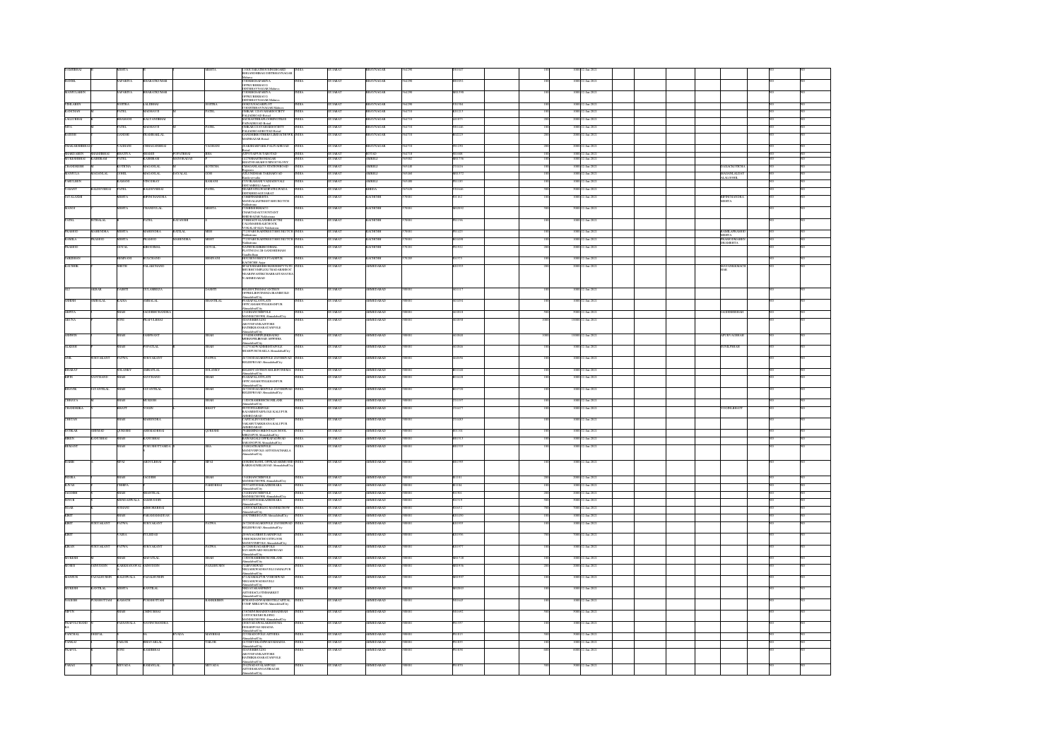| Investor First Name | Investor Middle Name | Investor Last Name | Father/Husband First Name | Father/Husband Middle Name | Father/Husband Last Name | Address | Country | State | District | Pin Code | Folio Number | DP Id-Client Id-Account Number | Investment Type | Number of Shares | Amount Transferred | Proposed Date of Transfer to IEPF | PAN | Date of Birth | Aadhar Number | Nominee Name | Joint Holder Name | Remarks | Is the Investment (amount/shares) under any litigation | Is the shares transfer from unpaid suspense account |
|---|---|---|---|---|---|---|---|---|---|---|---|---|---|---|---|---|---|---|---|---|---|---|---|---|
| SAMIRBHAI | | MEHTA | | | MEHTA | C/O RUPALTRAVELS NEAR BHAVANI DHIRAJNAGAR Mahuva | INDIA | GUJARAT | BHAVNAGAR | 364290 | P003047 | | | 100 | 1000 | 12-Jan-2021 | | | | | | | NO | NO |
| BANSIL | | SAPARIYA | BHARATKUMAR | | | C/O BHARATSAPARIYA OPPKUBERBHAVAN DHIRBHAYNAGAR Mahuva | INDIA | GUJARAT | BHAVNAGAR | 364290 | B010032 | | | 100 | 1000 | 12-Jan-2021 | | | | | | | NO | NO |
| MANJULABEN | | SAPARIYA | BHARATKUMAR | | | C/O BHARATSAPARIYA OPPKUBERBHAVAN DHIRBHAYNAGAR Mahuva | INDIA | GUJARAT | BHAVNAGAR | 364290 | M001398 | | | 100 | 1000 | 12-Jan-2021 | | | | | | | NO | NO |
| VIMLABEN | | SOJITRA | LALJIBHAI | | SOJITRA | SHAKTI NAGAR Mahuva | INDIA | GUJARAT | BHAVNAGAR | 364290 | V001964 | | | 100 | 1000 | 12-Jan-2021 | | | | | | | NO | NO |
| KANCHAN | | PATEL | MADHAVJI | | PATEL | SHRAM CITY PALANROAD Botad | INDIA | GUJARAT | BHAVNAGAR | 364710 | K001213 | | | 100 | 1000 | 12-Jan-2021 | | | | | | | NO | NO |
| LALLUBHAI | | BHADANI | KALYANBHAI | | | BALMANDIR PALIYADROAD Botad | INDIA | GUJARAT | BHAVNAGAR | 364710 | L001073 | | | 200 | 2000 | 12-Jan-2021 | | | | | | | NO | NO |
| SITA | | PATEL | MADHAVJI | | PATEL | SHRAM CITY PALIYADROAD Botad | INDIA | GUJARAT | BHAVNAGAR | 364710 | P001426 | | | 100 | 1000 | 12-Jan-2021 | | | | | | | NO | NO |
| RAJESH | | GANDHI | PRABHAKLAL | | | GANDHIBROTHERS Botad | INDIA | GUJARAT | BHAVNAGAR | 364710 | R002223 | | | 200 | 2000 | 12-Jan-2021 | | | | | | | NO | NO |
| PRAKASHBHAI | | VAGHANI | CHHAGANBHAI | | VAGHANI | PALIYADROAD Botad | INDIA | GUJARAT | BHAVNAGAR | 364710 | P001293 | | | 200 | 2000 | 12-Jan-2021 | | | | | | | NO | NO |
| HARSHABEN | SHASHIBHAI | BHATIYA | SHASHI | PUNJABHAI | BHA | TAKOTAD | INDIA | GUJARAT | BOTAD | 364710 | H000486 | | | 100 | 1000 | 12-Jan-2021 | | | | | | | NO | NO |
| MUKESHBHAI | KARSHAN | PATEL | KARSHAN | MOTIRDAS | | AMRELI | INDIA | GUJARAT | AMRELI | 365602 | M001736 | | | 100 | 1000 | 12-Jan-2021 | | | | | | | NO | NO |
| CHANDRESH | | KOTECHA | MAGANLAL | | KOTECHA | STATION ROAD Rajula | INDIA | GUJARAT | AMRELI | 365540 | C000218 | | | 100 | 1000 | 12-Jan-2021 | | | | PANKAJ KOTECHA | | | NO | NO |
| MANJULA | MAGANLAL | GOHIL | MAGANLAL | JAYALAL | GOH | Kundla | INDIA | GUJARAT | AMRELI | 365460 | M001372 | | | 100 | 1000 | 12-Jan-2021 | | | | MAGANLALDAY ALALGOHIL | | | NO | NO |
| PARULBEN | | KAMANI | VINODRAY | | KAMANI | Amreli | INDIA | GUJARAT | AMRELI | 365480 | P001183 | | | 100 | 1000 | 12-Jan-2021 | | | | | | | NO | NO |
| VASANT | KALIDSBHAI | PATEL | KALIDSBHAI | | PATEL | | INDIA | GUJARAT | KHEDA | 387620 | V000446 | | | 500 | 5000 | 12-Jan-2021 | | | | | | | NO | NO |
| JAYALAXMI | | MEHTA | BIPINCHANDRA | | | Nakhatrana | INDIA | GUJARAT | KACHCHH | 370001 | J001362 | | | 100 | 1000 | 12-Jan-2021 | | | | BIPINCHANDRA MEHTA | | | NO | NO |
| MANOJ | | MEHTA | CHANDULAL | | MEHTA | Nakhatrana | INDIA | GUJARAT | KACHCHH | 370001 | M002602 | | | 500 | 5000 | 12-Jan-2021 | | | | | | | NO | NO |
| PATEL | SUBHALAL | | PATEL | | RATANSHI | | INDIA | GUJARAT | KACHCHH | 370001 | P001196 | | | 100 | 1000 | 12-Jan-2021 | | | | | | | NO | NO |
| PRAMOD | MAHENDRA | MEHTA | MAHENDRA | RATILAL | MEH | Nakhatrana | INDIA | GUJARAT | KACHCHH | 370001 | P001425 | | | 100 | 1000 | 12-Jan-2021 | | | | RAMILAPRAMOD MEHTA | | | NO | NO |
| RAMILA | PRAMOD | MEHTA | PRAMOD | MAHENDRA | MEHT | Nakhatrana | INDIA | GUJARAT | KACHCHH | 370001 | R001698 | | | 100 | 1000 | 12-Jan-2021 | | | | PRAMODMAHEN DRAMEHTA | | | NO | NO |
| PRAMOD | | GOYAL | KRISHORMAL | | GOYAL | Gandhidham | INDIA | GUJARAT | KACHCHH | 370201 | P001922 | | | 200 | 2000 | 12-Jan-2021 | | | | | | | NO | NO |
| JAKIRHAN | | HEMNANI | HULCHAND | | HEMNANI | KACHCHH Anjar | INDIA | GUJARAT | KACHCHH | 370110 | J001375 | | | 100 | 1000 | 12-Jan-2021 | | | | | | | NO | NO |
| KAUSHIK | | SHETH | VALAKCHAND | | | AHMEDABAD | INDIA | GUJARAT | AHMEDABAD | | K001953 | | | 200 | 2000 | 12-Jan-2021 | | | | MAYANKKUMAR | | | NO | NO |
| ALI | AKBAR | GANDHI | GULAMRAZA | | GANDHI | AhmedabadCity | INDIA | GUJARAT | AHMEDABAD | 380001 | A001117 | | | 100 | 1000 | 12-Jan-2021 | | | | | | | NO | NO |
| ANISH | AMBALAL | KADIA | AMBALAL | | SHANTILAL | AhmedabadCity | INDIA | GUJARAT | AHMEDABAD | 380001 | A001494 | | | 100 | 1000 | 12-Jan-2021 | | | | | | | NO | NO |
| ARPITA | | SHAH | JAGDISHCHANDRA | | | AhmedabadCity | INDIA | GUJARAT | AHMEDABAD | 380001 | A001618 | | | 500 | 5000 | 12-Jan-2021 | | | | JAGDISHSHAH | | | NO | NO |
| ARUNA | | SONI | PRAFULBHAI | | | AhmedabadCity | INDIA | GUJARAT | AHMEDABAD | 380001 | A001898 | | | 1000 | 10000 | 12-Jan-2021 | | | | | | | NO | NO |
| ASHWIN | | SHAH | JASHVANT | | SHAH | AhmedabadCity | INDIA | GUJARAT | AHMEDABAD | 380001 | A001826 | | | 1000 | 10000 | 12-Jan-2021 | | | | APURVASHAH | | | NO | NO |
| ALKESH | | SHAH | POPATLAL | | SHAH | AhmedabadCity | INDIA | GUJARAT | AHMEDABAD | 380001 | A001836 | | | 100 | 1000 | 12-Jan-2021 | | | | SONALSHAH | | | NO | NO |
| ANIL | SURYAKANT | PATWA | SURYAKANT | | PATWA | RELIEFROAD AhmedabadCity | INDIA | GUJARAT | AHMEDABAD | 380001 | A002056 | | | 100 | 1000 | 12-Jan-2021 | | | | | | | NO | NO |
| BHARAT | | SOLANKY | AMRATLAL | | SOLANKY | AhmedabadCity | INDIA | GUJARAT | AHMEDABAD | 380001 | B001228 | | | 100 | 1000 | 12-Jan-2021 | | | | | | | NO | NO |
| BIPIN | NAVCHAND | SHAH | NAVCHAND | | SHAH | AhmedabadCity | INDIA | GUJARAT | AHMEDABAD | 380001 | B001428 | | | 100 | 1000 | 12-Jan-2021 | | | | | | | NO | NO |
| BHAVIK | JAYANTILAL | SHAH | JAYANTILAL | | SHAH | RELIEFROAD AhmedabadCity | INDIA | GUJARAT | AHMEDABAD | 380001 | B001728 | | | 100 | 1000 | 12-Jan-2021 | | | | | | | NO | NO |
| CHHAYA | | SHAH | MUKESH | | SHAH | AhmedabadCity | INDIA | GUJARAT | AHMEDABAD | 380001 | C001597 | | | 100 | 1000 | 12-Jan-2021 | | | | | | | NO | NO |
| CHANDRIKA | | BHATT | YOGIN | | BHATT | KALUPUR AHMEDABAD | INDIA | GUJARAT | AHMEDABAD | 380001 | C001477 | | | 100 | 1000 | 12-Jan-2021 | | | | YOGINLBHATT | | | NO | NO |
| CHETAN | | SHAH | MAHENDRA | | | KALUPUR AHMEDABAD | INDIA | GUJARAT | AHMEDABAD | 380001 | C001853 | | | 100 | 1000 | 12-Jan-2021 | | | | | | | NO | NO |
| GOHAR | HEMAT | QURESHI | AHEMADBHAI | | QURESHI | AhmedabadCity | INDIA | GUJARAT | AHMEDABAD | 380001 | G001301 | | | 100 | 1000 | 12-Jan-2021 | | | | | | | NO | NO |
| HIREN | KANUBHAI | SHAH | KANUBHAI | | | SARANGPUR AhmedabadCity | INDIA | GUJARAT | AHMEDABAD | 380001 | H001913 | | | 100 | 1000 | 12-Jan-2021 | | | | | | | NO | NO |
| HEMANT | | SHAH | PURUSHOTTAMDAS | | SHA | AhmedabadCity | INDIA | GUJARAT | AHMEDABAD | 380001 | H001935 | | | 100 | 1000 | 12-Jan-2021 | | | | | | | NO | NO |
| HABIB | | BIPAI | ABDULBHAI | | BIPAI | AhmedabadCity | INDIA | GUJARAT | AHMEDABAD | 380001 | H001599 | | | 100 | 1000 | 12-Jan-2021 | | | | | | | NO | NO |
| INDIRA | | SHAH | JAGDISH | | SHAH | MANEKCHOWK AhmedabadCity | INDIA | GUJARAT | AHMEDABAD | 380001 | I001101 | | | 200 | 2000 | 12-Jan-2021 | | | | | | | NO | NO |
| ILIYAS | | CHHIPA | | | FAREDBHAI | AhmedabadCity | INDIA | GUJARAT | AHMEDABAD | 380001 | I001104 | | | 100 | 1000 | 12-Jan-2021 | | | | | | | NO | NO |
| JAGDISH | | SHAH | SHANTILAL | | | MANEKCHOWK AhmedabadCity | INDIA | GUJARAT | AHMEDABAD | 380001 | J001501 | | | 200 | 2000 | 12-Jan-2021 | | | | | | | NO | NO |
| JUSUB | | MENDADIWALA | NAJMUDDIN | | | AhmedabadCity | INDIA | GUJARAT | AHMEDABAD | 380001 | J001519 | | | 100 | 1000 | 12-Jan-2021 | | | | | | | NO | NO |
| JIGAR | | SOMANI | KISHORBHAI | | | MANEKCHOWK AhmedabadCity | INDIA | GUJARAT | AHMEDABAD | 380001 | J001652 | | | 500 | 5000 | 12-Jan-2021 | | | | | | | NO | NO |
| KIRIT | | SHAH | PARAMANANDDAS | | | AhmedabadCity | INDIA | GUJARAT | AHMEDABAD | 380001 | K001650 | | | 100 | 1000 | 12-Jan-2021 | | | | | | | NO | NO |
| KIRIT | SURYAKANT | PATWA | SURYAKANT | | PATWA | RELIEFROAD AhmedabadCity | INDIA | GUJARAT | AHMEDABAD | 380001 | K001935 | | | 100 | 1000 | 12-Jan-2021 | | | | | | | NO | NO |
| KIRIT | | VASSA | TULSIDAS | | | AhmedabadCity | INDIA | GUJARAT | AHMEDABAD | 380001 | K001966 | | | 500 | 5000 | 12-Jan-2021 | | | | | | | NO | NO |
| KIRAN | SURYAKANT | PATWA | SURYAKANT | | PATWA | RELIEFROAD AhmedabadCity | INDIA | GUJARAT | AHMEDABAD | 380001 | K001977 | | | 100 | 1000 | 12-Jan-2021 | | | | | | | NO | NO |
| MUKESH | | SHAH | NAVATLAL | | SHAH | AhmedabadCity | INDIA | GUJARAT | AHMEDABAD | 380001 | M001728 | | | 100 | 1000 | 12-Jan-2021 | | | | | | | NO | NO |
| MOHSIN | AZIMUDDIN | KARKHANAWALA | AZIMUDDIN | | SAIFUDHUSEN | AhmedabadCity | INDIA | GUJARAT | AHMEDABAD | 380001 | M001836 | | | 200 | 2000 | 12-Jan-2021 | | | | | | | NO | NO |
| MANSUR | FAZALHUSEIN | KALIDWALA | FAZALHUSEIN | | | AhmedabadCity | INDIA | GUJARAT | AHMEDABAD | 380001 | M001997 | | | 100 | 1000 | 12-Jan-2021 | | | | | | | NO | NO |
| MUKESH | KANTILAL | MEHTA | KANTILAL | | | AhmedabadCity | INDIA | GUJARAT | AHMEDABAD | 380001 | M002010 | | | 100 | 1000 | 12-Jan-2021 | | | | | | | NO | NO |
| NAGESH | PURSHOTTAM | KAMATH | PURSHOTTAM | | KAMATHBHAI | AhmedabadCity | INDIA | GUJARAT | AHMEDABAD | 380001 | N001645 | | | 100 | 1000 | 12-Jan-2021 | | | | | | | NO | NO |
| NIPUN | | SHAH | CHINUBHAI | | | MANEKCHOWK AhmedabadCity | INDIA | GUJARAT | AHMEDABAD | 380001 | N001682 | | | 500 | 5000 | 12-Jan-2021 | | | | | | | NO | NO |
| PRAFULCHAND RA | | PARSANWALA | NAVINCHANDRA | | | AhmedabadCity | INDIA | GUJARAT | AHMEDABAD | 380001 | P001537 | | | 100 | 1000 | 12-Jan-2021 | | | | | | | NO | NO |
| PANCHAL | DEEPAL | | NA | | NAVADA | AhmedabadCity | INDIA | GUJARAT | AHMEDABAD | 380001 | P001833 | | | 500 | 5000 | 12-Jan-2021 | | | | | | | NO | NO |
| PANKAJ | | TALOTI | BHAVARLAL | | TALOTI | AhmedabadCity | INDIA | GUJARAT | AHMEDABAD | 380001 | P001855 | | | 100 | 1000 | 12-Jan-2021 | | | | | | | NO | NO |
| PRAFUL | | SONI | RAMBHAI | | | AhmedabadCity | INDIA | GUJARAT | AHMEDABAD | 380001 | P001858 | | | 1000 | 10000 | 12-Jan-2021 | | | | | | | NO | NO |
| PARAG | | MEVADA | RAMANLAL | | MEVADA | AhmedabadCity | INDIA | GUJARAT | AHMEDABAD | 380001 | P001890 | | | 500 | 5000 | 12-Jan-2021 | | | | | | | NO | NO |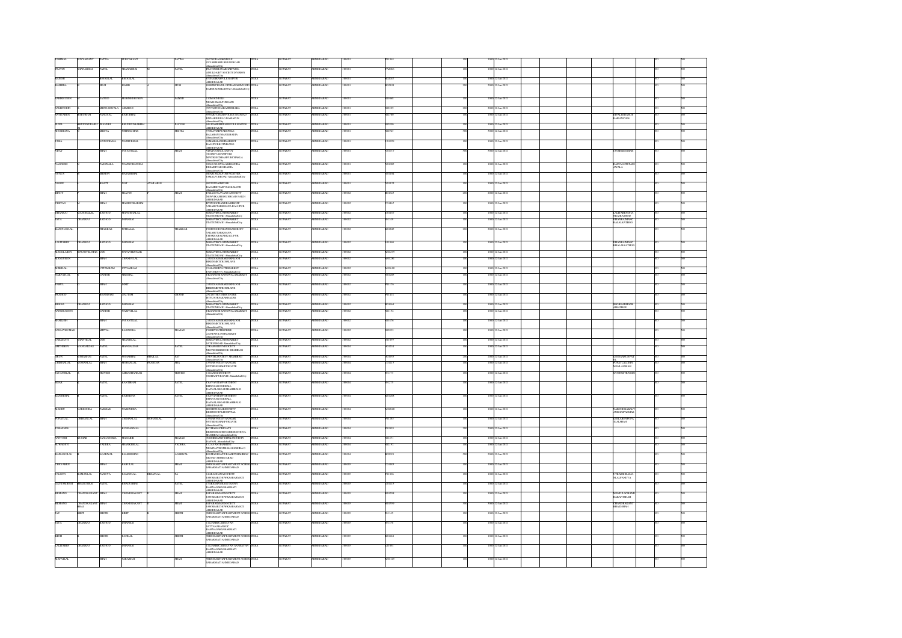| FIRMAL | SURYAKANT | PATWA | SURYAKANT | | PATWA | 26/7 DOSAGOKULPOLE ZAVERIROAD RELIEFROAD AhmedabadCity | INDIA | GUJARAT | AHMEDABAD | 380001 | P01905 | | 100 | 1000 | 12-Jan-2021 | | | | | NO | NO |
|---|---|---|---|---|---|---|---|---|---|---|---|---|---|---|---|---|---|---|---|---|---|
| PRAVIN | DHANABHAI | PATEL | DHANABHAI | M | PATEL | PRAVINBHAIDABHAIPATEL AMULDAIRY SOCIETYDIVISION AhmedabadCity | INDIA | GUJARAT | AHMEDABAD | 380001 | PA2066 | | 100 | 1000 | 12-Jan-2021 | | | | | NO | NO |
| RAJESH | | BHOGILAL | BHOGILAL | | | 51 CHANDRAPOLE RAIPUR AHMEDABAD | INDIA | GUJARAT | AHMEDABAD | 380001 | R02047 | | 100 | 1000 | 12-Jan-2021 | | | | | NO | NO |
| RASHIDA | | SIPAI | HABIB | | SIPAI | 1036 DRCHASIL OPPKALAKHMI HALL RAROSADSBELIROAD AhmedabadCity | INDIA | GUJARAT | AHMEDABAD | 380001 | R02198 | | 200 | 2000 | 12-Jan-2021 | | | | | NO | NO |
| SABBIRHUSEN | | SAIYED | MOHMEDHUSEN | | SAIYED | 1208 MUSHIOLE NEARDARIAPURGATE AhmedabadCity | INDIA | GUJARAT | AHMEDABAD | 380001 | S01068 | | 100 | 1000 | 12-Jan-2021 | | | | | NO | NO |
| SABRUDDIN | | MIRDARWALA | ABBASJI | | | 2977 ASTODIACARKHANA AhmedabadCity | INDIA | GUJARAT | AHMEDABAD | 380001 | S02529 | | 200 | 2000 | 12-Jan-2021 | | | | | NO | NO |
| SANTABEN | BABUBHAI | PANCHAL | BABUBHAI | | | 4 SARDARMADHUPOLENRSMAD DALWAJIHALDIALAMPUR AhmedabadCity | INDIA | GUJARAT | AHMEDABAD | 380001 | S02786 | | 100 | 1000 | 12-Jan-2021 | | | DIPALIBHABUB HAIPANCHAL | | NO | NO |
| SUNIL | BHUPENDRABH AI | JHAVERI | BHUPENDRABHAI | | JHAVERI | 307 KADHIKWASHPOLE RAIPUR AHMEDABAD | INDIA | GUJARAT | AHMEDABAD | 380001 | S02050 | | 100 | 1000 | 12-Jan-2021 | | | | | NO | NO |
| SHOBHANA | | MEHTA | NITINKUMAR | | MEHTA | 27 JAVERIWADPOLE BALAWASANKSHODA AhmedabadCity | INDIA | GUJARAT | AHMEDABAD | 380001 | S03045 | | 500 | 5000 | 12-Jan-2021 | | | | | NO | NO |
| USHA | | NATHURMAL | NATHURMAL | | | 1086 MALANDRMARKET KALUPURKOTHRANG AHMEDABAD | INDIA | GUJARAT | AHMEDABAD | 380001 | U01229 | | 100 | 1000 | 12-Jan-2021 | | | | | NO | NO |
| VIJAY | | SHAH | JAYANTILAL | | SHAH | 3 JAYCHMOLLENRDY NO4RDYADAMPOLE MPATHJETHSAHPURCHAKLA AhmedabadCity | INDIA | GUJARAT | AHMEDABAD | 380001 | V01713 | | 500 | 5000 | 12-Jan-2021 | | | JAYSHREESHAH | | NO | NO |
| YAGNESH | | PADIWALA | NAVINCHANDRA | | | 1885 PANCHWALAKHANCHA DESAIPOLKHADIA AhmedabadCity | INDIA | GUJARAT | AHMEDABAD | 380001 | Y01069 | | 100 | 1000 | 12-Jan-2021 | | | HASUMATIPADI AWALA | | NO | NO |
| YUNUS | | MEMON | HAJABHAI | | | MEMONKEPATTAPAGATHA JAMALPURROAD AhmedabadCity | INDIA | GUJARAT | AHMEDABAD | 380001 | Y01104 | | 100 | 1000 | 12-Jan-2021 | | | | | NO | NO |
| YOGIN | | BHATT | NOT | AVAILABLE | | 993 VINDAIRPOLE BALASHETIARPOLE KALUPR AhmedabadCity | INDIA | GUJARAT | AHMEDABAD | 380001 | Y01123 | | 100 | 1000 | 12-Jan-2021 | | | | | NO | NO |
| KIRIT | | SHAH | PRAVIN | | SHAH | PARAGNAGAVVVTADSFECTY NEWVIKASHRIGHROAD PALDI AHMEDABAD | INDIA | GUJARAT | AHMEDABAD | 380002 | K01643 | | 200 | 2000 | 12-Jan-2021 | | | | | NO | NO |
| CHETAN | M | SHAH | MAHENDRABHAI | | | SVINDUKHATHARIOPP VAKASIVTARKHANA KALUPUR AHMEDABAD | INDIA | GUJARAT | AHMEDABAD | 380002 | C01467 | | 100 | 1000 | 12-Jan-2021 | | | | | NO | NO |
| DHANRAJ | MANOHALAL | RATHOD | MANOHALAL | | | MADAVRICLOTHMARKET STATIONROAD AhmedabadCity | INDIA | GUJARAT | AHMEDABAD | 380002 | D01167 | | 100 | 1000 | 12-Jan-2021 | | | LALITABENDHA NRAJRATHOD | | NO | NO |
| JAYA | DHANRAJ | RATHOD | DHANRAJ | | | MADAVRICLOTHMARKET STATIONROAD AhmedabadCity | INDIA | GUJARAT | AHMEDABAD | 380002 | J01349 | | 100 | 1000 | 12-Jan-2021 | | | DHANRAJMANC HALALRATHOD | | NO | NO |
| KANCHANLAL | | THAKKAR | JETHALAL | | THAKKAR | 5 ARVINDCHOUANDRASHIOPP VAKASIVTARKHANA CHANDRAPADRKALUPUR AHMEDABAD | INDIA | GUJARAT | AHMEDABAD | 380002 | K01643 | | 200 | 2000 | 12-Jan-2021 | | | | | NO | NO |
| LALITABEN | DHANRAJ | RATHOD | DHANRAJ | | | MADAVRICLOTHMARKET STATIONROAD AhmedabadCity | INDIA | GUJARAT | AHMEDABAD | 380002 | L01060 | | 100 | 1000 | 12-Jan-2021 | | | DHANRAJMANC HHALALRATHOD | | NO | NO |
| MANGLABEN | JASWANTKUMAR | JAIN | JASWANTKUMAR | | | MADAVRICLOTHMARKET STATIONROAD AhmedabadCity | INDIA | GUJARAT | AHMEDABAD | 380002 | M01279 | | 100 | 1000 | 12-Jan-2021 | | | | | NO | NO |
| MANGUBEN | | SHAH | CHANDULAL | | | 2183 CHARMBHAHURFLOOR BHOJNAKTCHOSALAYS AhmedabadCity | INDIA | GUJARAT | AHMEDABAD | 380002 | M01286 | | 100 | 1000 | 12-Jan-2021 | | | | | NO | NO |
| MISRILAL | | UTTAMRAM | UTTAMRAM | | | 21 KALAMBCLOTHMARKET PANCHKUVA AhmedabadCity | INDIA | GUJARAT | AHMEDABAD | 380002 | M06618 | | 100 | 1000 | 12-Jan-2021 | | | | | NO | NO |
| NARPATLAL | | GANDHI | BHIMAL | | | 13 KANDHIRANOVALAMARKET AhmedabadCity | INDIA | GUJARAT | AHMEDABAD | 380002 | N01289 | | 100 | 1000 | 12-Jan-2021 | | | | | NO | NO |
| PARUL | | SHAH | ANIT | | | 2183 CHARMBHAHURFLOOR BHOJNAKTCHOSALAYS AhmedabadCity | INDIA | GUJARAT | AHMEDABAD | 380002 | P01176 | | 100 | 1000 | 12-Jan-2021 | | | | | NO | NO |
| PRAMOD | | BHANDARI | GAUTAM | | CHAND | 252 LOTHICOMMERCENTRE INTFLOORAKARBAZAR AhmedabadCity | INDIA | GUJARAT | AHMEDABAD | 380002 | P01414 | | 100 | 1000 | 12-Jan-2021 | | | | | NO | NO |
| REKHA | DHANRAJ | RATHOD | DHANRAJ | | | MADAVRICLOTHMARKET STATIONROAD AhmedabadCity | INDIA | GUJARAT | AHMEDABAD | 380002 | R03663 | | 100 | 1000 | 12-Jan-2021 | | | BHORRAJHANK ARRATHOD | | NO | NO |
| SANGITADEVI | | GANDHI | NARPATLAL | | | 13 KANDHIRANOVALAMARKET AhmedabadCity | INDIA | GUJARAT | AHMEDABAD | 380002 | S01192 | | 100 | 1000 | 12-Jan-2021 | | | | | NO | NO |
| SHAILESH | | SHAH | JAYANTILAL | | | 2183 CHARMBHAHURFLOOR BHOJNAKTCHOSALAYS AhmedabadCity | INDIA | GUJARAT | AHMEDABAD | 380002 | S01076 | | 100 | 1000 | 12-Jan-2021 | | | | | NO | NO |
| SANJAYKUMAR | | MITTAL | RAJENDRA | | PRASAD | 9 SHRIVINTEXPRISE 12 INDWNCOMMARKET AhmedabadCity | INDIA | GUJARAT | AHMEDABAD | 380002 | S02635 | | 100 | 1000 | 12-Jan-2021 | | | | | NO | NO |
| VASANAVI | SHANTILAL | JAIN | SHANTILAL | | | MADAVRICLOTHMARKET SATIONROAD AhmedabadCity | INDIA | GUJARAT | AHMEDABAD | 380002 | V01859 | | 100 | 1000 | 12-Jan-2021 | | | | | NO | NO |
| AMTHIBEN | MANGALDAS | PATEL | MANGALDAS | | PATEL | 27 KAMNAGUSHSOCIETY NRUNDERBRIDGE SHAHIBAG AhmedabadCity | INDIA | GUJARAT | AHMEDABAD | 380004 | A02154 | | 100 | 1000 | 12-Jan-2021 | | | | | NO | NO |
| ARUN | SOMABHAI | PATEL | SOMABHAI | BHAILAL | PAT | 9 PATELSOCIETY SHAHIBAG AhmedabadCity | INDIA | GUJARAT | AHMEDABAD | 380004 | A03999 | | 500 | 5000 | 12-Jan-2021 | | | SEENABENPAT EL | | NO | NO |
| CHIMANLAL | MOHANLAL | SHAH | MOHANLAL | PRANDAS | SHA | 2 TRANSVODAYANAGAR OUTSIDESHAHPURGATE AhmedabadCity | INDIA | GUJARAT | AHMEDABAD | 380004 | C01219 | | 100 | 1000 | 12-Jan-2021 | | | POPATLALCHIM MANLALSHAH | | NO | NO |
| JAYANTILAL | | TRIVEDI | AMBASHANKAR | | TRIVEDI | 13 GANESHSOCIETY SHAHPURGATE AhmedabadCity | INDIA | GUJARAT | AHMEDABAD | 380004 | J01773 | | 100 | 1000 | 12-Jan-2021 | | | SAVITATRIVEDI | | NO | NO |
| JIGAR | | PATEL | KANTIBHAI | | PATEL | 2 JAYANTFLATPARTMENT BHNAVASNODHALL DAFNALAROADSHAHIBAUG AHMEDABAD | INDIA | GUJARAT | AHMEDABAD | 380004 | J01773 | | 100 | 1000 | 12-Jan-2021 | | | | | NO | NO |
| KANTIBHAI | | PATEL | KABHIDAS | | PATEL | 2 JAYANTFLATPARTMENT BHNAVASNODHALL DAFNALAROADSHAHIBAUG AHMEDABAD | INDIA | GUJARAT | AHMEDABAD | 380004 | K01268 | | 100 | 1000 | 12-Jan-2021 | | | | | NO | NO |
| MADHU | NARENDRA | PARIHAR | NARENDRA | | | 88 SHIVNAGARSOCIETY BEHINDCIVILHOSPITAL AhmedabadCity | INDIA | GUJARAT | AHMEDABAD | 380004 | M02648 | | 100 | 1000 | 12-Jan-2021 | | | NARENDRAKACV ANSHAPARIHAR | | NO | NO |
| POPATLAL | CHIMANLAL | SHAH | CHIMANLAL | MOHANLAL | | 2 TRANSVODAYANAGAR OUTSIDESHAHPURGATE AhmedabadCity | INDIA | GUJARAT | AHMEDABAD | 380004 | P01289 | | 100 | 1000 | 12-Jan-2021 | | | LEELABENPOPA TLALSHAH | | NO | NO |
| PARASMAL | | | KUNDANMAL | | | 83 TMARAVIRFLATS BEHINDRACHITNAMKESSCHOOL SHAHIBAG AhmedabadCity | INDIA | GUJARAT | AHMEDABAD | 380004 | P02859 | | 200 | 2000 | 12-Jan-2021 | | | | | NO | NO |
| SANTOSH | KUMAR | SANGANERIA | MAHABIR | | PRASAD | 7 SWIRSHPRITHIPRKASOCIETY DAFNAL AhmedabadCity | INDIA | GUJARAT | AHMEDABAD | 380004 | S01271 | | 100 | 1000 | 12-Jan-2021 | | | | | NO | NO |
| SUWADEVI | | VADERA | SHANDERLAL | | VADERA | 5 ULAVANTBHARTFIT NEARNAVRORKALISHAHIBA G AhmedabadCity | INDIA | GUJARAT | AHMEDABAD | 380004 | S02183 | | 100 | 1000 | 12-Jan-2021 | | | | | NO | NO |
| RAJKANYALAL | | AGARWAL | BALKISHNAN | | AGARWAL | B1 MADHAVFTRAMECHHAHIBAG ROAD AHMEDABAD | INDIA | GUJARAT | AHMEDABAD | 380004 | Z09021 | | 500 | 5000 | 12-Jan-2021 | | | | | NO | NO |
| CHHYABEN | | SHAH | BABULAL | | SHAH | 9 SIDDHARTHAPPARTMENT AOSHRAM SABARMATIAHMEDABAD | INDIA | GUJARAT | AHMEDABAD | 380005 | C01083 | | 100 | 1000 | 12-Jan-2021 | | | | | NO | NO |
| FALGUN | RAMANLAL | PANDYA | RAMANLAL | BHOATLAL | PA | 24 RADHIMANAGSOCIETY JAWAHARCHOWKSABARMATI AHMEDABAD | INDIA | GUJARAT | AHMEDABAD | 380005 | F01008 | | 100 | 1000 | 12-Jan-2021 | | | UTKARSHRAMA NLALPANDYA | | NO | NO |
| GAUTAMBHAI | BHAGUBHAI | PATEL | BHAGUBHAI | | PATEL | 2 SAHJHANANDCOLONY RAMNAGARSABARMATI AHMEDABAD | INDIA | GUJARAT | AHMEDABAD | 380005 | G01015 | | 100 | 1000 | 12-Jan-2021 | | | | | NO | NO |
| HEMANG | CHANDRAKANT | SHAH | CHANDRAKANT | R | SHAH | 24 PARAMANANDSOCIETY JAWAHARCHOWKSABARMATI AHMEDABAD | INDIA | GUJARAT | AHMEDABAD | 380005 | H01558 | | 100 | 1000 | 12-Jan-2021 | | | MADHULACHAND RAKANTSHAH | | NO | NO |
| HEMANG | CHANDRAKANT BHAI | SHAH | CHANDRAKANT | R | SHAH | 24 PARAMANANDSOCIETY JAWAHARCHOWKSABARMATI AHMEDABAD | INDIA | GUJARAT | AHMEDABAD | 380005 | H01559 | | 500 | 5000 | 12-Jan-2021 | | | CHANDRAKANT RSHAHSHAH | | NO | NO |
| JAY | KIRIT | SHETH | KIRIT | | SHETH | 9 SIDDHARTHAPPARTMENT AOSHRAM SABARMATIAHMEDABAD | INDIA | GUJARAT | AHMEDABAD | 380005 | J01249 | | 100 | 1000 | 12-Jan-2021 | | | | | NO | NO |
| JAYA | DHANRAJ | RATHOD | DHANRAJ | | | 5 12AMBICABHAVAN SATYANARAYANNAG RAMNAGARSABARMATI AHMEDABAD | INDIA | GUJARAT | AHMEDABAD | 380005 | J01398 | | 100 | 1000 | 12-Jan-2021 | | | | | NO | NO |
| KIRTI | | SHETH | RATILAL | | SHETH | 9 SIDDHARTHAPPARTMENT AOSHRAM SABARMATIAHMEDABAD | INDIA | GUJARAT | AHMEDABAD | 380005 | K01061 | | 100 | 1000 | 12-Jan-2021 | | | | | NO | NO |
| LALITABEN | DHANRAJ | RATHOD | DHANRAJ | | | 5 12AMBICABHAVAN SATYANARAYAN RAMNAGARSABARMATI AHMEDABAD | INDIA | GUJARAT | AHMEDABAD | 380005 | L01061 | | 100 | 1000 | 12-Jan-2021 | | | | | NO | NO |
| MAFATLAL | | SHAH | SAKARBHAI | | SHAH | 9 SIDDHARTHAPPARTMENT AOSHRAM SABARMATIAHMEDABAD | INDIA | GUJARAT | AHMEDABAD | 380005 | M01149 | | 100 | 1000 | 12-Jan-2021 | | | | | NO | NO |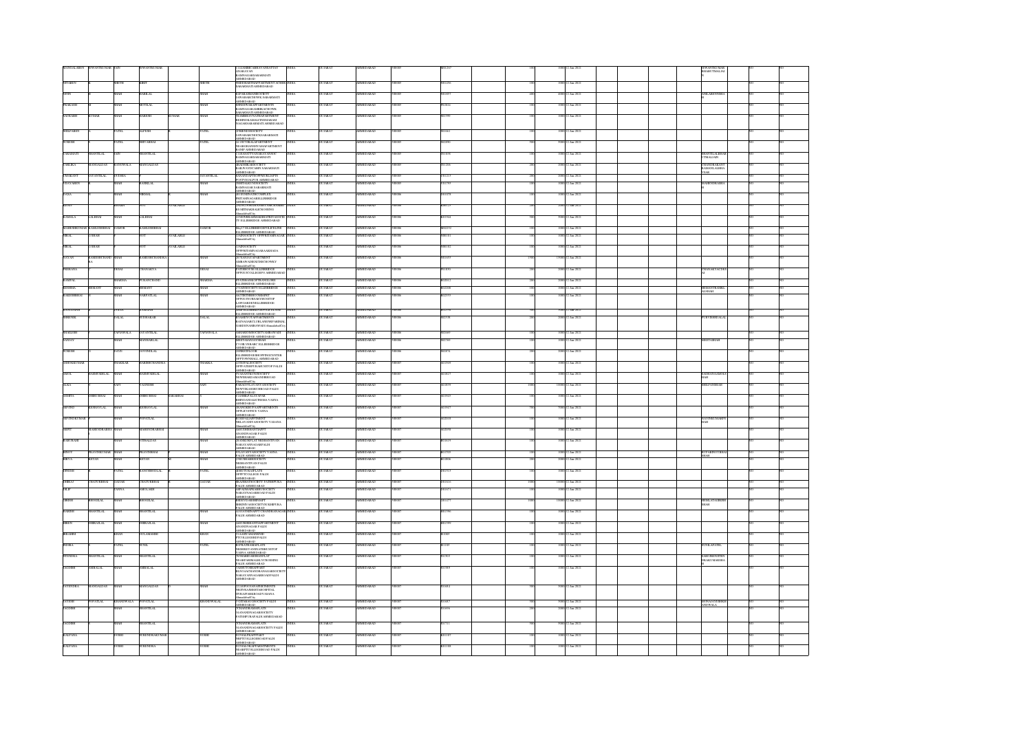| | | | | | | | | | | | | | | | | | | | | |
|---|---|---|---|---|---|---|---|---|---|---|---|---|---|---|---|---|---|---|---|---|
| MANGALABEN | BHAVANTKUMAR | JAIN | BHAVANTKUMAR | | | 13 GANDHICABIRANYANSATTAT ANAKAVAN RAMNAGARSABARMATI AHMEDABAD | INDIA | GUJARAT | AHMEDABAD | 380005 | M01267 | | 100 | 1000 | 12-Jan-2021 | | | BHAVANTKUMAR BHARUTMALAI | NO | NO |
| GITABEN | | SHETH | KIRIT | | SHETH | SHREENATHJI APARTMENT SORSE SABARMATI AHMEDABAD | INDIA | GUJARAT | AHMEDABAD | 380005 | S01256 | | 100 | 1000 | 12-Jan-2021 | | | | NO | NO |
| NITIN | | SHAH | BABULAL | | | 8 PARANANDSOCIETY SABARMATI AHMEDABAD | INDIA | GUJARAT | AHMEDABAD | 380005 | N01857 | | 400 | 4000 | 12-Jan-2021 | | | ANILABENNSHA H | NO | NO |
| PRAKASH | | SHAH | MOTILAL | | SHAH | 6 RISHIKESHAPPARTMENTS RAMNAGARSABARMATI AHMEDABAD | INDIA | GUJARAT | AHMEDABAD | 380005 | P02024 | | 100 | 1000 | 12-Jan-2021 | | | | NO | NO |
| SAURABH | KUMAR | SHAH | NARESH | KUMAR | SHAH | 15 SHAKTINAGAR SOCIETY NEAR KESHAV NAGAR SABARMATI AHMEDABAD | INDIA | GUJARAT | AHMEDABAD | 380005 | S01999 | | 100 | 1000 | 12-Jan-2021 | | | | NO | NO |
| SHILPABEN | | PATEL | ALPESH | | PATEL | 4 PRABHUSOCIETY SABARMATI AHMEDABAD | INDIA | GUJARAT | AHMEDABAD | 380005 | S01661 | | 100 | 1000 | 12-Jan-2021 | | | | NO | NO |
| SURESH | | PATEL | SHIVABHAI | | PATEL | A/2 DEVIKRUPAAPARTMENT NEAR SABARMATI AHMEDABAD | INDIA | GUJARAT | AHMEDABAD | 380005 | S02090 | | 500 | 5000 | 12-Jan-2021 | | | | NO | NO |
| VARASATI | SHANTILAL | JAIN | SHANTILAL | | | 11 JANAKPURI SOCIETY RAMNAGAR SABARMATI AHMEDABAD | INDIA | GUJARAT | AHMEDABAD | 380005 | V01858 | | 100 | 1000 | 12-Jan-2021 | | | SHANTILALBHAI UTMALJAIN | NO | NO |
| VASUBA | MANGALDAS | RANGWALA | MANGALDAS | | | 8 RADHEKRISHNA SOCIETY RAILWAY STATION SABARMATI AHMEDABAD | INDIA | GUJARAT | AHMEDABAD | 380005 | V01206 | | 200 | 2000 | 12-Jan-2021 | | | CHANDRAKANT RAMANLALBHA VYAS | NO | NO |
| PRASHANT | JAYANTILAL | BODHRA | | | JAYANTILAL | RATANDAPTHOFMURLIAPTS POST SABARMATI AHMEDABAD | INDIA | GUJARAT | AHMEDABAD | 380005 | P01213 | | 200 | 2000 | 12-Jan-2021 | | | | NO | NO |
| VIJAYABEN | | SHAH | KANTILAL | | SHAH | 7 SHRIKUNJ SOCIETY RAMNAGAR SABARMATI AHMEDABAD | INDIA | GUJARAT | AHMEDABAD | 380005 | V01790 | | 100 | 1000 | 12-Jan-2021 | | | MAHENDRABHA H | NO | NO |
| DAXA | | SHAH | HIRALAL | | SHAH | 10 POONAMCOMPLEX PRITAMNAGAR ELLISBRIDGE AHMEDABAD | INDIA | GUJARAT | AHMEDABAD | 380006 | D01078 | | 100 | 1000 | 12-Jan-2021 | | | | NO | NO |
| JAYSH | | BHOKE | NOT | AVAILABLE | | 2 KUNJVIHAR SOCIETY NEAR KIRTIDHAM ELLISBRIDGE AhmedabadCity | INDIA | GUJARAT | AHMEDABAD | 380006 | J00173 | | 100 | 1000 | 12-Jan-2021 | | | | NO | NO |
| KAMALA | LALBHAI | SHAH | LALBHAI | | | 2 NIRMALBHAVAN NR POST OFFICE ELLISBRIDGE AHMEDABAD | INDIA | GUJARAT | AHMEDABAD | 380006 | K01944 | | 500 | 5000 | 12-Jan-2021 | | | | NO | NO |
| MAHESHKUMAR | KAMLESHBHAI | DAMOR | KAMLESHBHAI | | DAMOR | 4 GANDHIGRAM POLICE LINE ELLISBRIDGE AHMEDABAD | INDIA | GUJARAT | AHMEDABAD | 380006 | M02252 | | 100 | 1000 | 12-Jan-2021 | | | | NO | NO |
| HIRAL | J | SHAH | NOT | AVAILABLE | | 2 ABHINAV SOCIETY OPP KRUPAMANDIR AhmedabadCity | INDIA | GUJARAT | AHMEDABAD | 380006 | H00181 | | 100 | 1000 | 12-Jan-2021 | | | | NO | NO |
| HIRAL | J | SHAH | NOT | AVAILABLE | | 2 ABHINAV SOCIETY OPP KRUPAMANDIR AhmedabadCity | INDIA | GUJARAT | AHMEDABAD | 380006 | H00182 | | 100 | 1000 | 12-Jan-2021 | | | | NO | NO |
| NAYAN | RAMESHCHAND RA | SHAH | RAMESHCHANDRA | | | 2 NARAYAN APARTMENT AMBAWADI AhmedabadCity | INDIA | GUJARAT | AHMEDABAD | 380006 | N01659 | | 1700 | 17000 | 12-Jan-2021 | | | | NO | NO |
| PRERANA | | DESAI | CHANAKYA | | DESAI | 5 SHIRISH SOCIETY ELLISBRIDGE OPP GUJARAT COLLEGE AHMEDABAD | INDIA | GUJARAT | AHMEDABAD | 380006 | P01850 | | 200 | 2000 | 12-Jan-2021 | | | CHANAKYACDES AI | NO | NO |
| RAMPAL | | SHARMA | PURANCHAND | | SHARMA | 4 PATHAN SOCIETY ELLISBRIDGE AHMEDABAD | INDIA | GUJARAT | AHMEDABAD | 380006 | R02012 | | 200 | 2000 | 12-Jan-2021 | | | | NO | NO |
| RESHMA | HEMANT | SHAH | HEMANT | | SHAH | 2 LAXMI SOCIETY ELLISBRIDGE AHMEDABAD | INDIA | GUJARAT | AHMEDABAD | 380006 | R02208 | | 100 | 1000 | 12-Jan-2021 | | | HEMANTKAMSL ALSHAH | NO | NO |
| RAKESHBHAI | | SHAH | NARPATLAL | | SHAH | 302 SHETHHEIGHTS APPTS OPP FLOWER GARDEN ELLISBRIDGE AHMEDABAD | INDIA | GUJARAT | AHMEDABAD | 380006 | R02555 | | 100 | 1000 | 12-Jan-2021 | | | | NO | NO |
| RANJANBEN | | JOSHI | RAMESH | | | 2 SHREE ELLISBRIDGE AHMEDABAD | INDIA | GUJARAT | AHMEDABAD | 380006 | R02392 | | 100 | 1000 | 12-Jan-2021 | | | | NO | NO |
| SHRENIK | | DALAL | SUDHAKAR | | DALAL | 8 PARIJATAPARTMENTS RATNAGARUCLE AMBAWADI AhmedabadCity | INDIA | GUJARAT | AHMEDABAD | 380006 | S02158 | | 200 | 2000 | 12-Jan-2021 | | | PURVIBENDALAL | NO | NO |
| SHAILESH | | TAPIAWALA | JAYANTILAL | | TAPIAWALA | AMBAWADI SOCIETY AMBAWADI ELLISBRIDGE AHMEDABAD | INDIA | GUJARAT | AHMEDABAD | 380006 | S02469 | | 100 | 1000 | 12-Jan-2021 | | | | NO | NO |
| SANJAY | | SHAH | MANHARLAL | | | SHETAMANAVIHAR 1 SHUVIHAR ELLISBRIDGE AHMEDABAD | INDIA | GUJARAT | AHMEDABAD | 380006 | S02789 | | 100 | 1000 | 12-Jan-2021 | | | MEETASHAH | NO | NO |
| SURESH | | DAVE | GOVINDLAL | | | 2 SHREEPATH ELLISBRIDGE OPP TOWN HALL AHMEDABAD | INDIA | GUJARAT | AHMEDABAD | 380006 | S02874 | | 200 | 2000 | 12-Jan-2021 | | | | NO | NO |
| MAHESHKUMAR | | THAKKAR | HARISHCHANDRA | | THAKKAR | 4 DEEPALI SOCIETY OPP ASHAPURA PALDI AHMEDABAD | INDIA | GUJARAT | AHMEDABAD | 380007 | M01959 | | 100 | 1000 | 12-Jan-2021 | | | | NO | NO |
| AMOL | RAMESHBHAI | SHAH | RAMESHBHAI | | SHAH | 7 VASANTKUNJ SOCIETY NEW SHARDA MANDIR ROAD AhmedabadCity | INDIA | GUJARAT | AHMEDABAD | 380007 | A01825 | | 100 | 1000 | 12-Jan-2021 | | | RAMESHANAMRAS HAH | NO | NO |
| ALKA | | SAFI | YOGESH | | SAFI | 4 ARADHNA APARTMENTS NEW VIKAS GRUH ROAD PALDI AHMEDABAD | INDIA | GUJARAT | AHMEDABAD | 380007 | A01859 | | 1000 | 10000 | 12-Jan-2021 | | | SHILPANSHAH | NO | NO |
| ASMITA | DHRUVBHAI | SHAH | DHRUVBHAI | SARABHAI | | 2 ANHILPALAY APARTMENT VASNA AHMEDABAD | INDIA | GUJARAT | AHMEDABAD | 380007 | A01943 | | 100 | 1000 | 12-Jan-2021 | | | | NO | NO |
| ARVIND | KUSHAVLAL | SHAH | KUSHAVLAL | | SHAH | 6 KANCHRIVPAPARTMENTS OPP LIFE OFFICE VASNA AHMEDABAD | INDIA | GUJARAT | AHMEDABAD | 380007 | A01947 | | 700 | 7000 | 12-Jan-2021 | | | | NO | NO |
| ARVINDKUMAR | | SHAH | POPATLAL | | SHAH | 4 NEHALAPARTMENT NILAVANTI SOCIETY VASANA AhmedabadCity | INDIA | GUJARAT | AHMEDABAD | 380007 | A02018 | | 100 | 1000 | 12-Jan-2021 | | | NAYNIKUMARPS HAH | NO | NO |
| ARPIT | MAHENDRABHAI | SHAH | MAHENDRABHAI | | SHAH | ASHUDHIRAJSANAPPT ANANDNAGAR PALDI AHMEDABAD | INDIA | GUJARAT | AHMEDABAD | 380007 | A02098 | | 100 | 1000 | 12-Jan-2021 | | | | NO | NO |
| BABUBHAI | | SHAH | VITHALDAS | | SHAH | 20 SANJEEV FLAT NISHANTRIVAN NARAYANNAGAR PALDI AHMEDABAD | INDIA | GUJARAT | AHMEDABAD | 380007 | B01619 | | 100 | 1000 | 12-Jan-2021 | | | | NO | NO |
| BINOY | PRAVINBHAI | SHAH | PRAVINBHAI | | SHAH | 5 SANJAY SOCIETY VASNA PALDI AHMEDABAD | INDIA | GUJARAT | AHMEDABAD | 380007 | B01503 | | 100 | 1000 | 12-Jan-2021 | | | RUPABINOYBHAI SHAH | NO | NO |
| BHAVA | KETAN | SHAH | KETAN | | SHAH | 2 TRUSHARSOCIETY NISHANTIVAN PALDI AHMEDABAD | INDIA | GUJARAT | AHMEDABAD | 380007 | B02006 | | 200 | 2000 | 12-Jan-2021 | | | | NO | NO |
| DINESH | | PATEL | RANCHHODLAL | | PATEL | 6 SIDDHARTHAPLATS OPP PTC COLLEGE PALDI AHMEDABAD | INDIA | GUJARAT | AHMEDABAD | 380007 | D01519 | | 100 | 1000 | 12-Jan-2021 | | | | NO | NO |
| DHIRAJ | CHATURBHAI | GAJJAR | CHATURBHAI | | GAJJAR | 8 KANJISOCIETY PANCHVATI PALDI AHMEDABAD | INDIA | GUJARAT | AHMEDABAD | 380007 | D01616 | | 1000 | 10000 | 12-Jan-2021 | | | | NO | NO |
| DILIP | | JAIN | AMULAKH | | | 10 PADMAPRABHU SOCIETY NARAYANNAGAR ROAD PALDI AHMEDABAD | INDIA | GUJARAT | AHMEDABAD | 380007 | D01671 | | 100 | 1000 | 12-Jan-2021 | | | | NO | NO |
| DIRESH | BHOGILAL | SHAH | BHOGILAL | | SHAH | 2 SHIVAVASHISHTAPPT BHAGWANSOCIETY KHEDVKA PALDI AHMEDABAD | INDIA | GUJARAT | AHMEDABAD | 380007 | D01277 | | 1000 | 10000 | 12-Jan-2021 | | | HEMLATADINESH SHAH | NO | NO |
| HARISH | SHANTILAL | SHAH | SHANTILAL | | SHAH | A/14 ANANDAPPT CHANDRANAGAR PALDI AHMEDABAD | INDIA | GUJARAT | AHMEDABAD | 380007 | H01960 | | 100 | 1000 | 12-Jan-2021 | | | | NO | NO |
| HIREN | DHIRAJLAL | SHAH | DHIRAJLAL | | SHAH | ASHUBHISHANTAPPARTMENT ANANDNAGAR PALDI AHMEDABAD | INDIA | GUJARAT | AHMEDABAD | 380007 | H01999 | | 100 | 1000 | 12-Jan-2021 | | | | NO | NO |
| IBRAHIM | | KHAN | GULAMASHI | | KHAN | 1 GAJJARMASJID PTCOLLEGE PALDI AHMEDABAD | INDIA | GUJARAT | AHMEDABAD | 380007 | I01005 | | 100 | 1000 | 12-Jan-2021 | | | | NO | NO |
| INDIRA | | PATEL | SUNIL | | PATEL | KOPALDHARAFLATS NEHRUPARK ANJALI VASNA AHMEDABAD | INDIA | GUJARAT | AHMEDABAD | 380007 | I01169 | | 100 | 1000 | 12-Jan-2021 | | | SUNILAPATEL | NO | NO |
| JITENDRA | SHANTILAL | SHAH | SHANTILAL | | SHAH | 7 SHARDAMANDIRSTAT NEAR PALDI AHMEDABAD | INDIA | GUJARAT | AHMEDABAD | 380007 | J01903 | | 100 | 1000 | 12-Jan-2021 | | | ASHOBENJITEN DRAKUMARSHA | NO | NO |
| JAGDISH | AMBALAL | SHAH | AMBALAL | | SHAH | 5 SHREYSHANPPT RUGVAACHAND RANAGAR SOCIETY NARAYANNAGAR ROAD PALDI AHMEDABAD | INDIA | GUJARAT | AHMEDABAD | 380007 | J01988 | | 100 | 1000 | 12-Jan-2021 | | | | NO | NO |
| JAYENDRA | MANGALDAS | SHAH | MANGALDAS | | SHAH | 12 LIBERTY APARTMENTS NR VASNA BHUVAN SOCIETY VASANA AhmedabadCity | INDIA | GUJARAT | AHMEDABAD | 380007 | J01814 | | 500 | 5000 | 12-Jan-2021 | | | | NO | NO |
| JAYESH | POPATLAL | BHANUWALA | POPATLAL | | BHANUWALA | 2 SHRIYANJAY SOCIETY PALDI AHMEDABAD | INDIA | GUJARAT | AHMEDABAD | 380007 | J01857 | | 500 | 5000 | 12-Jan-2021 | | | MINAJAYESHBH ANUWALA | NO | NO |
| JAGDISH | | SHAH | SHANTILAL | | SHAH | 5 CHANDRAMAFLATS ANANDNAGAR SOCIETY FATEHPURA PALDI AHMEDABAD | INDIA | GUJARAT | AHMEDABAD | 380007 | J01896 | | 200 | 2000 | 12-Jan-2021 | | | | NO | NO |
| JAGDISH | | SHAH | SHANTILAL | | SHAH | 5 CHANDRAMAFLATS ANANDNAGAR SOCIETY PALDI AHMEDABAD | INDIA | GUJARAT | AHMEDABAD | 380007 | J01711 | | 500 | 5000 | 12-Jan-2021 | | | | NO | NO |
| KALPANA | | DOSHI | SURENDRAKUMAR | | DOSHI | 6 UTSAVFLATS NEAR PTCOLLEGE ROAD PALDI AHMEDABAD | INDIA | GUJARAT | AHMEDABAD | 380007 | K01187 | | 100 | 1000 | 12-Jan-2021 | | | | NO | NO |
| KALPANA | | DOSHI | SURENDRA | | DOSHI | 6 UTSAVFLATS APARTMENTS NEAR PTCOLLEGE ROAD PALDI AHMEDABAD | INDIA | GUJARAT | AHMEDABAD | 380007 | K01188 | | 100 | 1000 | 12-Jan-2021 | | | | NO | NO |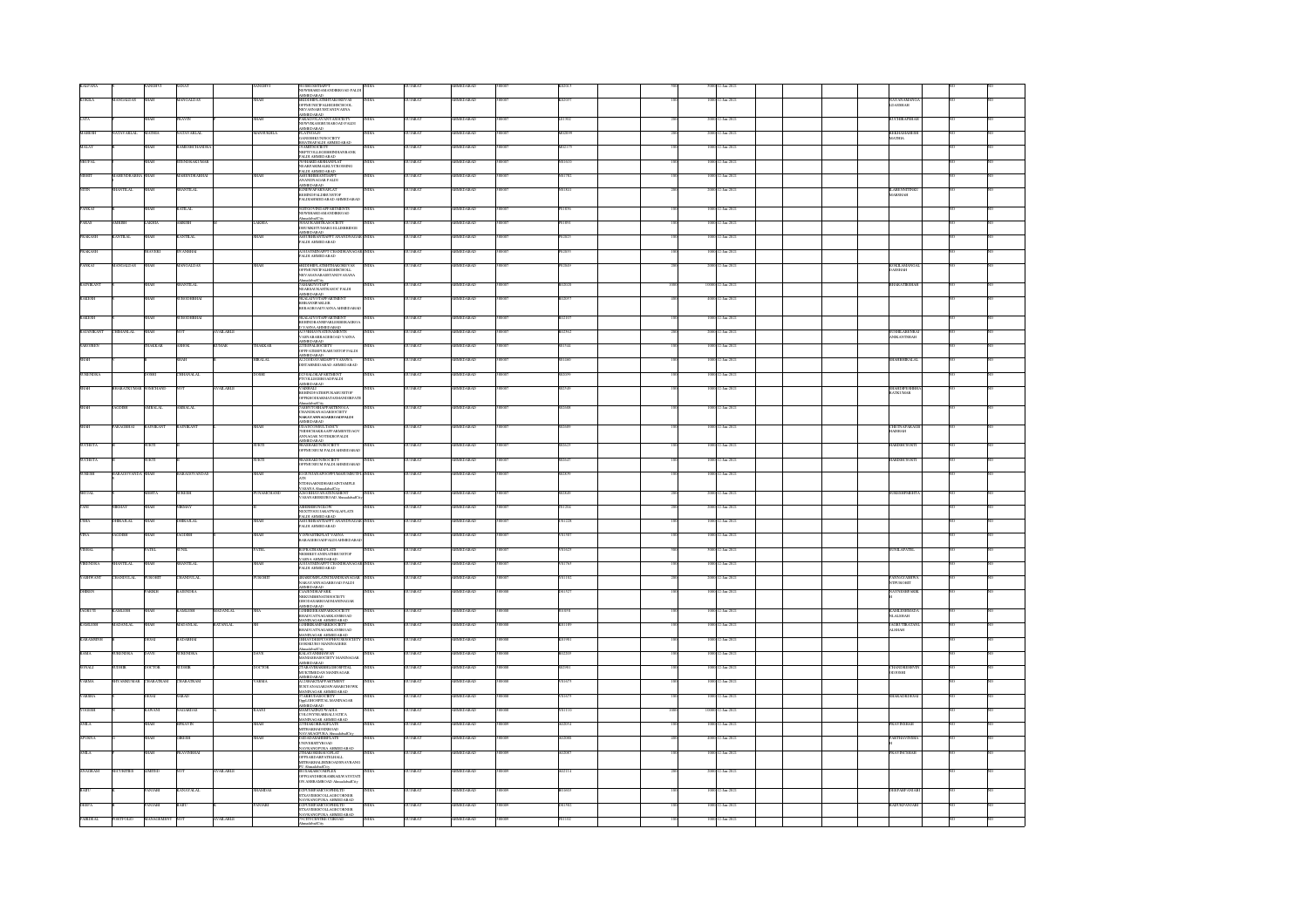| | | | | | | | | | | | | | | | | | |
|---|---|---|---|---|---|---|---|---|---|---|---|---|---|---|---|---|---|
| KALPANA | | SANGHVI | NANAT | | SANGHVI | 20 URIGAMAPPT NEWSHARDAMANDIRROAD PALDI AHMEDABAD | INDIA | GUJARAT | AHMEDABAD | 380007 | KK2019 | 500 | 5000 | 12-Jan-2021 | | NO | NO |
| KOKILA | MANGALDAS | SHAH | MANGALDAS | | SHAH | SHREEDHIPLATHITTAKORIVAS OPPNEWSCHIFALDEHSCHOOL NRVANNAVSHANTIVASNA AHMEDABAD | INDIA | GUJARAT | AHMEDABAD | 380007 | KK2057 | 100 | 1000 | 12-Jan-2021 | JAYASHAMANDA LDASSHAH | NO | NO |
| LATA | | SHAH | PRAVIN | | SHAH | PARASNIVASANPAMSOCIETY NEWVIKASGRUHAROAD PALDI AHMEDABAD | INDIA | GUJARAT | AHMEDABAD | 380007 | LS1902 | 200 | 2000 | 12-Jan-2021 | | NO | NO |
| MAHESH | NATAVARLAL | MATHIA | NATAVARLAL | | MANSUKHLA | PLATNO6APP GANESHKRUPASOCIETY BHATHAFALDI AHMEDABAD | INDIA | GUJARAT | AHMEDABAD | 380007 | MS2109 | 200 | 2000 | 12-Jan-2021 | REKHAMAHESH MATHIA | NO | NO |
| MALAY | | SHAH | RAMESHCHANDRA | | | 25 SHROYSOCIETY NRPTCOLLEGEHINDNAVRANK PALDI AHMEDABAD | INDIA | GUJARAT | AHMEDABAD | 380007 | MS2175 | 100 | 1000 | 12-Jan-2021 | | NO | NO |
| MRUPAL | | SHAH | HITENDRAKUMAR | | | 28 SHAKTARSHANFLAT NEARPARIMALBLYUHSHING PALDI AHMEDABAD | INDIA | GUJARAT | AHMEDABAD | 380007 | MS1633 | 100 | 1000 | 12-Jan-2021 | | NO | NO |
| MOHIT | MAHENDRABHA | SHAH | MAHENDRABHAI | | SHAH | 14SUBHRASANTAPPT ANANDNAGAR PALDI AHMEDABAD | INDIA | GUJARAT | AHMEDABAD | 380007 | MS1782 | 100 | 1000 | 12-Jan-2021 | | NO | NO |
| NITIN | SHANTILAL | SHAH | SHANTILAL | | | 6 JEEWATARSANFLAT BEHINDPALDIBUSSTOP PALDISHMEDABAD AHMEDABAD | INDIA | GUJARAT | AHMEDABAD | 380007 | NS1611 | 200 | 2000 | 12-Jan-2021 | ILABENNITINSHAH | NO | NO |
| PANKAJ | | SHAH | KANTILAL | | | 5 SHRIGNANIAPARTMENTS NEWSHARDAMANDIRROAD AhmedabadCity | INDIA | GUJARAT | AHMEDABAD | 380007 | PS1836 | 100 | 1000 | 12-Jan-2021 | | NO | NO |
| PARAS | SHRISH | LAKHIA | SHRISH | | LAKHIA | 3SHAHRASHTRASOCIETY DHUMKETUMARGELLISBRIDGE AHMEDABAD | INDIA | GUJARAT | AHMEDABAD | 380007 | PS1894 | 100 | 1000 | 12-Jan-2021 | | NO | NO |
| PRAKASH | KANTILAL | SHAH | KANTILAL | | SHAH | 3 SHUBHAMSANTAPPT ANANDNAGAR PALDI AHMEDABAD | INDIA | GUJARAT | AHMEDABAD | 380007 | PS2023 | 100 | 1000 | 12-Jan-2021 | | NO | NO |
| PRAKASH | | JHAVERI | CHANDBHAI | | | 6 GAYATRIAPPT CHANDRANAGAR PALDI AHMEDABAD | INDIA | GUJARAT | AHMEDABAD | 380007 | PS2033 | 100 | 1000 | 12-Jan-2021 | | NO | NO |
| PANKAJ | MANGALDAS | SHAH | MANGALDAS | | SHAH | SHREEDHIPLATHITTHAKORIVAS OPPNEWSCHIFALDEHSCHOOL NRVANNAVSHANTIVASANA AhmedabadCity | INDIA | GUJARAT | AHMEDABAD | 380007 | PS2049 | 200 | 2000 | 12-Jan-2021 | KOKILAMANGAL DASSHAH | NO | NO |
| RAJNIKANT | | SHAH | SHANTILAL | | | 7 SAMADHIAPPT NEARSANSKARKENDRA PALDI AHMEDABAD | INDIA | GUJARAT | AHMEDABAD | 380007 | RS2028 | 1000 | 10000 | 12-Jan-2021 | BHARATIRSHAH | NO | NO |
| RAKESH | | SHAH | SURENDRBHAI | | | 16GALAXYFLATSAPARTMENT BEHINDPARLEE BEHALRIOADVASNA AHMEDABAD | INDIA | GUJARAT | AHMEDABAD | 380007 | RS2057 | 400 | 4000 | 12-Jan-2021 | | NO | NO |
| RAKESH | | SHAH | SURENDRBHAI | | | 16GALAXYFLATSAPARTMENT BEHINDRAMESHPARK VASNA AHMEDABAD | INDIA | GUJARAT | AHMEDABAD | 380007 | RS2105 | 100 | 1000 | 12-Jan-2021 | | NO | NO |
| RAJNIKANT | CHIMANLAL | SHAH | NOT | | AVAILABLE | 4 VISHRAGNAGAR VASNABARRAGEROAD VASNA AHMEDABAD | INDIA | GUJARAT | AHMEDABAD | 380007 | RS2562 | 200 | 2000 | 12-Jan-2021 | SUSHILABENRAJ ANIKANTSHAH | NO | NO |
| SAROJBEN | | THAKKAR | ASHOK | KUMAR | THAKKAR | 2 SHEFALISOCIETY OPPVASHIPURAAMUNSTOP PALDI AHMEDABAD | INDIA | GUJARAT | AHMEDABAD | 380007 | SS1544 | 100 | 1000 | 12-Jan-2021 | | NO | NO |
| SHAH | | SHAH | SHAH | | HIRALAL | 8 GAYATRIVASNAAPPT VASNA DISTAHMEDABAD AHMEDABAD | INDIA | GUJARAT | AHMEDABAD | 380007 | SS1660 | 100 | 1000 | 12-Jan-2021 | SHASHIHIRALAL | NO | NO |
| SURENDRA | | DOSHI | CHIMANLAL | | DOSHI | 4 KHALOKAPARTMENT PTCOLLEGEROAD PALDI AHMEDABAD | INDIA | GUJARAT | AHMEDABAD | 380007 | SS2099 | 100 | 1000 | 12-Jan-2021 | | NO | NO |
| SHAH | BHARATKUMAR | RAMCHAND | NOT | | AVAILABLE | C/4 SHIVALAY BEHINDFATEHPURABUSSTOP OPPKHADAMNAVSANDHRPATE AhmedabadCity | INDIA | GUJARAT | AHMEDABAD | 380007 | SS2540 | 100 | 1000 | 12-Jan-2021 | SHASHIPRESHBHA RATKUMAR | NO | NO |
| SHAH | JAGDISH | AMBALAL | AMBALAL | | | 5 SHIVOMANAPARTMENTS CHANDRANAGARSOCIETY NARAYANNAGARROADPALDI AHMEDABAD | INDIA | GUJARAT | AHMEDABAD | 380007 | SS2688 | 100 | 1000 | 12-Jan-2021 | | NO | NO |
| SHAH | PARAGBHAI | RAJNIKANT | RAJNIKANT | | SHAH | 2 SANKALPDHAM SOCIETY ANNAGAR NOVESKER PALDI AHMEDABAD | INDIA | GUJARAT | AHMEDABAD | 380007 | SS2699 | 100 | 1000 | 12-Jan-2021 | CHETNAPARAGR AJSHAH | NO | NO |
| SUCHETA | | SURTI | | | SURTI | 1 SHAHRATNSOCIETY OPPMUSEUM PALDI AHMEDABAD | INDIA | GUJARAT | AHMEDABAD | 380007 | SS2627 | 100 | 1000 | 12-Jan-2021 | HARISHSURTI | NO | NO |
| SUCHITA | | SURTI | | | SURTI | 1 SHAHRATNSOCIETY OPPMUSEUM PALDI AHMEDABAD | INDIA | GUJARAT | AHMEDABAD | 380007 | SS2637 | 100 | 1000 | 12-Jan-2021 | HARISHSURTI | NO | NO |
| SURESH | HARAGOVANDAS | SHAH | HARAGOVANDAS | | SHAH | 42 TRUSHNAAPPOPPVASMIMUNICIPLA ATS NTDHAMNIDERASARJAINTAMPLE VASNA AhmedabadCity | INDIA | GUJARAT | AHMEDABAD | 380007 | SS2639 | 100 | 1000 | 12-Jan-2021 | | NO | NO |
| SHEJAL | | MEHTA | SURESH | | PUNAMCHAND | 8 NITHIYANTASTATENAMDENT VASANABHIKRIDROAD AhmedabadCity | INDIA | GUJARAT | AHMEDABAD | 380007 | SS2685 | 200 | 2000 | 12-Jan-2021 | SURESHPMEHTA | NO | NO |
| VANI | HRIDAY | SHAH | HRIDAY | | | 4 RISHIBUNGALOW NEXTTOSUJAKATWALAPLATE PALDI AHMEDABAD | INDIA | GUJARAT | AHMEDABAD | 380007 | VS1204 | 200 | 2000 | 12-Jan-2021 | | NO | NO |
| USHA | DHIRAJLAL | SHAH | DHIRAJLAL | | SHAH | 3 SHUBHAMSANTAPPT ANANDNAGAR PALDI AHMEDABAD | INDIA | GUJARAT | AHMEDABAD | 380007 | US1228 | 100 | 1000 | 12-Jan-2021 | | NO | NO |
| VINA | JAGDISH | SHAH | JAGDISH | | SHAH | 3 UNNATIFLAT VASNA BARAGEROAD PALDI AHMEDABAD | INDIA | GUJARAT | AHMEDABAD | 380007 | VS1503 | 100 | 1000 | 12-Jan-2021 | | NO | NO |
| VISHAL | | PATEL | SUNIL | | PATEL | 6 SUPERDHANFLATS NRSHREEVAMINATHBUSSTOP VASNA AHMEDABAD | INDIA | GUJARAT | AHMEDABAD | 380007 | VS1629 | 500 | 5000 | 12-Jan-2021 | SUNILAPATEL | NO | NO |
| VIRENDRA | SHANTILAL | SHAH | SHANTILAL | | SHAH | 8 GAYATRIAPPT CHANDRANAGAR PALDI AHMEDABAD | INDIA | GUJARAT | AHMEDABAD | 380007 | VS1765 | 100 | 1000 | 12-Jan-2021 | | NO | NO |
| VASHWANT | CHANDULAL | PUROHIT | CHANDULAL | | PUROHIT | SHARDAMIPLAPATHANDHAM AGAR NARAYANNAGARROAD PALDI AHMEDABAD | INDIA | GUJARAT | AHMEDABAD | 380007 | YS1182 | 200 | 2000 | 12-Jan-2021 | PANNAYASHWA NTPUROHIT | NO | NO |
| NIRBEN | | PAREKH | RAJENDRA | | | 3 SANGHVIKUPABRO NRKUMBHNATHSOCIETY DHODASARROADMANINAGAR AHMEDABAD | INDIA | GUJARAT | AHMEDABAD | 380008 | NS1527 | 100 | 1000 | 12-Jan-2021 | NAYNESHPAREK H | NO | NO |
| JAGRUTI | KAMLESH | SHAH | KAMLESH | MAFATLAL | SHA | 3 SHREEJIKRUPAPARKSOCIETY BHAIPURAVNAGARKANKROAD MANINAGAR AHMEDABAD | INDIA | GUJARAT | AHMEDABAD | 380008 | JS1898 | 100 | 1000 | 12-Jan-2021 | KAMLESHMAFA TLALSHAH | NO | NO |
| KAMLESH | MAFATLAL | SHAH | MAFATLAL | RATANLAL | SH | 3 SHREEKRUPAPARKSOCIETY BHAIPURAVNAGARKANKROAD MANINAGAR AHMEDABAD | INDIA | GUJARAT | AHMEDABAD | 380008 | KS1189 | 100 | 1000 | 12-Jan-2021 | JAGRUTIRATANL ALSHAH | NO | NO |
| KARANSINGH | | DESAI | RATABHAI | | | 5 SHANTIDEEPCHTAPETARSOCIETY MANINAGREE AhmedabadCity | INDIA | GUJARAT | AHMEDABAD | 380008 | KS1901 | 100 | 1000 | 12-Jan-2021 | | NO | NO |
| KAJAL | SURENDRA | DAVE | SURENDRA | | DAVE | KALPATARUBHAVAN MANIMAGARSOCIETY MANINAGAR AHMEDABAD | INDIA | GUJARAT | AHMEDABAD | 380008 | KS2255 | 100 | 1000 | 12-Jan-2021 | | NO | NO |
| SONALI | SUDHIR | DOCTOR | SUDHIR | | DOCTOR | 5 TARAVIHARSHREEHOSPITAL MUKTIMEDAN MANINAGAR AHMEDABAD | INDIA | GUJARAT | AHMEDABAD | 380008 | SS2061 | 100 | 1000 | 12-Jan-2021 | CHANDRESHVIV EKJOSHI | NO | NO |
| VARMA | SHYAMSUNDAR | CHARANDAS | CHARANDAS | | VARMA | 4 SUDARSHANAPARTMENT BUNTAVAGAKANDRMARCHOWK MANINAGAR AHMEDABAD | INDIA | GUJARAT | AHMEDABAD | 380008 | VS1673 | 100 | 1000 | 12-Jan-2021 | | NO | NO |
| VARSHA | | DESAI | SARAD | | | 15 SHREYANSOCIETY OppLGHOSPITAL MANINAGAR AHMEDABAD | INDIA | GUJARAT | AHMEDABAD | 380008 | VS1679 | 100 | 1000 | 12-Jan-2021 | SHARADHDESAI | NO | NO |
| VISHNHI | | KARVANI | NAGARDAS | | KAANI | SHARDAGRUHWADIA COLONYNRARBAUGSTICA MANINAGAR AHMEDABAD | INDIA | GUJARAT | AHMEDABAD | 380008 | VS1110 | 1000 | 10000 | 12-Jan-2021 | | NO | NO |
| SMILA | | SHAH | PRAVIN | | | 4 THAKORBAUFLATS MITHAKHANDKROAD NAVARANGPURA AhmedabadCity | INDIA | GUJARAT | AHMEDABAD | 380009 | SS2034 | 100 | 1000 | 12-Jan-2021 | PRAVINSHAH | NO | NO |
| APORNA | | SHAH | GIRISH | | SHAH | 2 SIDHDHAMIHREFLATS UNIVERSITYROAD NAVRANGPURA AHMEDABAD | INDIA | GUJARAT | AHMEDABAD | 380009 | AS2086 | 400 | 4000 | 12-Jan-2021 | PARTHAVNSHA H | NO | NO |
| SMILA | | SHAH | PRAVINBHAI | | | 2 THAKORSBHAUGFLAT OPPSARDARPATELHALL MITHAKHALISHKHAGADNAVRANG PUR AhmedabadCity | INDIA | GUJARAT | AHMEDABAD | 380009 | SS2087 | 100 | 1000 | 12-Jan-2021 | PRAVINCSHAH | NO | NO |
| SHAREKHAN | SECURITIES | LIMITED | NOT | | AVAILABLE | 805 SAKARCOMPLEX OPPGANDHIGRAMRAILWAYSTATI ON ASHRAMROAD AhmedabadCity | INDIA | GUJARAT | AHMEDABAD | 380009 | SS2114 | 200 | 2000 | 12-Jan-2021 | | NO | NO |
| RAJIV | | PANJABI | KANAYALAL | | SHAMDAS | 15 SUNFLOWERSOCIETY NRNAVERNGIACOLAGECORNER NAVRANGPURA AHMEDABAD | INDIA | GUJARAT | AHMEDABAD | 380009 | RS1603 | 100 | 1000 | 12-Jan-2021 | DEEPARPANJABI | NO | NO |
| DEEPA | | PANJABI | RAJIV | K | PANJABI | 15 SUNFLOWERSOCIETY NRNAVERNGIACOLAGECORNER NAVRANGPURA AHMEDABAD | INDIA | GUJARAT | AHMEDABAD | 380009 | DS1902 | 100 | 1000 | 12-Jan-2021 | RAJIVKPANJABI | NO | NO |
| PARIDHAL | PORTFOLIO | MANAGEMENT | NOT | | AVAILABLE | 791 ITSCENTER CGROAD AhmedabadCity | INDIA | GUJARAT | AHMEDABAD | 380009 | PS1332 | 100 | 1000 | 12-Jan-2021 | | NO | NO |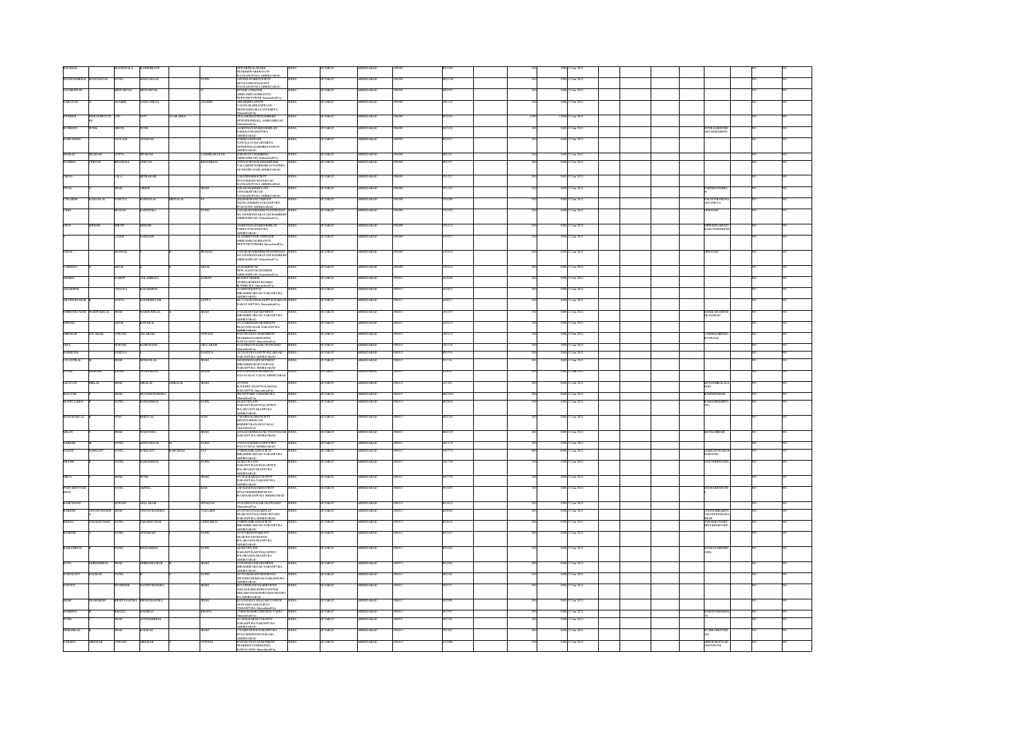| | | | | | | | | | | | | | | | | | |
|---|---|---|---|---|---|---|---|---|---|---|---|---|---|---|---|---|---|
| KAUSHAL | | MADHAVALA | KAMINIKANT | | | 10FPARIMALPARK NEARISHWARBHAVAN NAVRANGPURA AHMEDABAD | INDIA | GUJARAT | AHMEDABAD | 380009 | K01920 | 100 | 1000 | 12-Jan-2021 | | NO | NO |
| MANSUKHBHAI | MANGALDAS | PATEL | MANGALDAS | | PATEL | 14PANNAPARKSOCIETY NRCHAITRESTAURANT NAVRANGPURA AHMEDABAD | INDIA | GUJARAT | AHMEDABAD | 380009 | M02198 | 100 | 1000 | 12-Jan-2021 | | NO | NO |
| NALTHAPPAN | | MEIYAPPAN | MEIYAPPAN | | | ASHRAMROADBRANCH NEPTUNETOWER AhmedabadCity | INDIA | GUJARAT | AHMEDABAD | 380009 | N01097 | 100 | 1000 | 12-Jan-2021 | | NO | NO |
| NARAYAN | | AGASHE | NANDAYRAO | | AGASHE | NEXTTONARAYANTEMPLE AhmedabadCity | INDIA | GUJARAT | AHMEDABAD | 380009 | N01127 | 150 | 1500 | 12-Jan-2021 | | NO | NO |
| PIONEER | INFRASTRUCTURE | LTD | NOT | AVAILABLE | | 5THLISBONSHOPPERS AMBAWADI AhmedabadCity | INDIA | GUJARAT | AHMEDABAD | 380009 | P02044 | 1200 | 12000 | 12-Jan-2021 | | NO | NO |
| RUSHEEN | SUNIL | SHETH | SUNIL | | | 2ASHUTOSHPARKNEMILAN PARKNAVRANGPURA AHMEDABAD | INDIA | GUJARAT | AHMEDABAD | 380009 | R02326 | 100 | 1000 | 12-Jan-2021 | SUNILNARENDRAKUMARSHETH | NO | NO |
| RAMCHAND | | SAVLANI | ANANDAS | | | AHMEDABAD | INDIA | GUJARAT | AHMEDABAD | 380009 | R02867 | 100 | 1000 | 12-Jan-2021 | | NO | NO |
| SHARAD | SITARAM | GUPTA | SITARAM | | LAXMINARAYAN | ASHRAMROAD AhmedabadCity | INDIA | GUJARAT | AHMEDABAD | 380009 | S01951 | 100 | 1000 | 12-Jan-2021 | | NO | NO |
| SUSHMA | CHETAN | BHANSALI | CHETAN | | BHOGIBHAI | VALLABHWADI AHMEDABAD | INDIA | GUJARAT | AHMEDABAD | 380009 | S02793 | 200 | 2000 | 12-Jan-2021 | | NO | NO |
| TRUPTI | | LALA | MITHARAM | | | NAVRANGPURA AHMEDABAD | INDIA | GUJARAT | AHMEDABAD | 380009 | T01212 | 500 | 5000 | 12-Jan-2021 | | NO | NO |
| TEJAL | | SHAH | GIRISH | | SHAH | UNIVERSITYROAD NAVRANGPURA AHMEDABAD | INDIA | GUJARAT | AHMEDABAD | 380009 | T01256 | 100 | 1000 | 12-Jan-2021 | PARTHAVINSHAH | NO | NO |
| VIKASH | RAMANLAL | PANDYA | RAMANLAL | HIRALAL | PA | NAVRANGPURA AHMEDABAD | INDIA | GUJARAT | AHMEDABAD | 380009 | V01009 | 100 | 1000 | 12-Jan-2021 | FALGUNIRAMANLALPANDYA | NO | NO |
| USHA | | PRASAD | RAJENDRA | | PATEL | ASHRAMROAD AhmedabadCity | INDIA | GUJARAT | AHMEDABAD | 380009 | U01205 | 200 | 2000 | 12-Jan-2021 | OPPRASAD | NO | NO |
| DEVI | MINESH | SHETH | MINESH | | | 2ASHUTOSHPARKNEMILAN PARKNAVRANGPURA AHMEDABAD | INDIA | GUJARAT | AHMEDABAD | 380009 | D01214 | 100 | 1000 | 12-Jan-2021 | MINESHNARENDRAKUMARSHETH | NO | NO |
| | | LAXMI | RAMAIAH | | | ASHRAMROADBRANCH NEPTUNETOWER AhmedabadCity | INDIA | GUJARAT | AHMEDABAD | 380009 | V01017 | 100 | 1000 | 12-Jan-2021 | | NO | NO |
| VISHAL | | MANDAL | | | PRASAD | ASHRAMROAD AhmedabadCity | INDIA | GUJARAT | AHMEDABAD | 380009 | V01030 | 200 | 2000 | 12-Jan-2021 | OPPRASAD | NO | NO |
| VAISHALI | | DESAI | | | DESAI | ASHRAMROAD AhmedabadCity | INDIA | GUJARAT | AHMEDABAD | 380009 | V01614 | 200 | 2000 | 12-Jan-2021 | | NO | NO |
| AHMED | | NASHTI | GULAMRAZA | | NASHTI | AhmedabadCity | INDIA | GUJARAT | AHMEDABAD | 380013 | A01068 | 100 | 1000 | 12-Jan-2021 | | NO | NO |
| CHAKSHNI | | CHAUDA | RAJAKSINGH | | | AhmedabadCity | INDIA | GUJARAT | AHMEDABAD | 380013 | C01827 | 200 | 2000 | 12-Jan-2021 | | NO | NO |
| ARVINDKUMAR | | GUPTA | RADHESHYAM | | GUPTA | NARANPURA AHMEDABAD | INDIA | GUJARAT | AHMEDABAD | 380013 | A02011 | 100 | 1000 | 12-Jan-2021 | | NO | NO |
| DHIRENKUMAR | RAMESHCHAL | SHAH | RAMESHCHAL | | SHAH | NARANPURA AHMEDABAD | INDIA | GUJARAT | AHMEDABAD | 380013 | D01057 | 100 | 1000 | 12-Jan-2021 | KOKILABENRAMESHLALSHAH | NO | NO |
| DINESH | | DESAI | KANTILAL | | | NARANPURA AHMEDABAD | INDIA | GUJARAT | AHMEDABAD | 380013 | D01074 | 100 | 1000 | 12-Jan-2021 | | NO | NO |
| GIRDHAR | TULARAM | OTWANI | TULARAM | | OTWANI | NAVAVADAJ AhmedabadCity | INDIA | GUJARAT | AHMEDABAD | 380013 | G01113 | 100 | 1000 | 12-Jan-2021 | VARSHAGIRDHARIOTWANI | NO | NO |
| GITA | | JEWANI | RAMCHAND | | GELLARAM | AhmedabadCity | INDIA | GUJARAT | AHMEDABAD | 380013 | G01139 | 100 | 1000 | 12-Jan-2021 | | NO | NO |
| HASMUKH | | PANDYA | | | PANDYA | NARANPURA AHMEDABAD | INDIA | GUJARAT | AHMEDABAD | 380013 | H01554 | 100 | 1000 | 12-Jan-2021 | | NO | NO |
| JAYANTILAL | | SHAH | MOHANLAL | | SHAH | NARANPURA AHMEDABAD | INDIA | GUJARAT | AHMEDABAD | 380013 | J01518 | 200 | 2000 | 12-Jan-2021 | | NO | NO |
| JUGAL | KISHORE | SOMANI | RATANLAL | | SOMANI | NAVAVADAJ AHMEDABAD | INDIA | GUJARAT | AHMEDABAD | 380013 | J01618 | 100 | 1000 | 12-Jan-2021 | | NO | NO |
| LILAVATI | HIRALAL | SHAH | HIRALAL | AMBALAL | SHAH | NARANPURA AhmedabadCity | INDIA | GUJARAT | AHMEDABAD | 380013 | L01545 | 500 | 5000 | 12-Jan-2021 | GEETAHIRALALSHAH | NO | NO |
| MAYANK | | SHAH | PRAVINCHANDRA | | | NARANPURA AhmedabadCity | INDIA | GUJARAT | AHMEDABAD | 380013 | M01984 | 200 | 2000 | 12-Jan-2021 | RADHIPSHAH | NO | NO |
| MANJULABEN | | PATEL | RAMANBHAI | | PATEL | NARANPURA AHMEDABAD | INDIA | GUJARAT | AHMEDABAD | 380013 | M02091 | 100 | 1000 | 12-Jan-2021 | RAMANBHAIBPATEL | NO | NO |
| MANOHARLAL | | SONI | BHERULAL | | SONI | AhmedabadCity | INDIA | GUJARAT | AHMEDABAD | 380013 | M02106 | 200 | 2000 | 12-Jan-2021 | | NO | NO |
| NILAY | | SHAH | SURENDRA | | SHAH | NARANPURA AHMEDABAD | INDIA | GUJARAT | AHMEDABAD | 380013 | N02109 | 200 | 2000 | 12-Jan-2021 | GEETALSHAH | NO | NO |
| PARESH | | PATEL | MANGALDAS | | PATEL | NAVAVADAJ AHMEDABAD | INDIA | GUJARAT | AHMEDABAD | 380013 | P01178 | 100 | 1000 | 12-Jan-2021 | | NO | NO |
| NALINI | HARKANT | PATEL | HARKANT | RAGHUBHAI | PAT | NARANPURA AHMEDABAD | INDIA | GUJARAT | AHMEDABAD | 380013 | P01719 | 800 | 8000 | 12-Jan-2021 | HARKANTRAGHUBHAIPATEL | NO | NO |
| NILESH | | PATEL | RAMANBHAI | | PATEL | NARANPURA AHMEDABAD | INDIA | GUJARAT | AHMEDABAD | 380013 | N01739 | 100 | 1000 | 12-Jan-2021 | JAYATRINPATEL | NO | NO |
| PRIYA | | SHAH | SUNIL | | SHAH | NARANPURA AHMEDABAD | INDIA | GUJARAT | AHMEDABAD | 380013 | P01799 | 100 | 1000 | 12-Jan-2021 | | NO | NO |
| PURUSHOTTAM BHAI | | PATEL | AMTHA | | BAI | NARANPURA AHMEDABAD | INDIA | GUJARAT | AHMEDABAD | 380013 | P01609 | 100 | 1000 | 12-Jan-2021 | RUDRABENPATEL | NO | NO |
| RAMCHAND | | JEWANI | GELLARAM | | SITALDAS | AhmedabadCity | INDIA | GUJARAT | AHMEDABAD | 380013 | R01422 | 100 | 1000 | 12-Jan-2021 | | NO | NO |
| RAKESH | VINODCHANDRA | SHAH | VINODCHANDRA | | VALLABH | NARANPURA AHMEDABAD | INDIA | GUJARAT | AHMEDABAD | 380013 | R02009 | 200 | 2000 | 12-Jan-2021 | CHANDRIKABEN VINODCHANDRA SHAH | NO | NO |
| REKHA | TARAKKUMAR | PATEL | TARAKKUMAR | | CHIMUBHAI | NARANPURA AHMEDABAD | INDIA | GUJARAT | AHMEDABAD | 380013 | R02014 | 500 | 5000 | 12-Jan-2021 | TARAKKUMAR CHIMUBHAIPATEL | NO | NO |
| RAMESH | | PATEL | ATMARAM | | PATEL | NARANPURA AHMEDABAD | INDIA | GUJARAT | AHMEDABAD | 380013 | R02147 | 200 | 2000 | 12-Jan-2021 | | NO | NO |
| RAMANBHAI | | PATEL | BHAIJABHAI | | PATEL | NARANPURA AHMEDABAD | INDIA | GUJARAT | AHMEDABAD | 380013 | R02184 | 100 | 1000 | 12-Jan-2021 | SHANTULABENPATEL | NO | NO |
| RUPA | DHIRENKUMAR | SHAH | DHIRENKUMAR | | SHAH | NARANPURA AHMEDABAD | INDIA | GUJARAT | AHMEDABAD | 380013 | R02282 | 400 | 4000 | 12-Jan-2021 | | NO | NO |
| RUSHIKANT | KALIDAS | PATEL | | | PATEL | NARANPURA AHMEDABAD | INDIA | GUJARAT | AHMEDABAD | 380013 | R02541 | 100 | 1000 | 12-Jan-2021 | | NO | NO |
| SATYEN | | ENGINEER | NAVINCHANDRA | | SHAH | NARANPURA AHMEDABAD | INDIA | GUJARAT | AHMEDABAD | 380013 | S02577 | 500 | 5000 | 12-Jan-2021 | | NO | NO |
| SHAH | DHARMESH | BIPINCHANDRA | BIPINCHANDRA | | | NARANPURA AHMEDABAD | INDIA | GUJARAT | AHMEDABAD | 380013 | S02588 | 500 | 5000 | 12-Jan-2021 | | NO | NO |
| SUBHINSINGH | | BHATIA | BANSIRAJ | | BHATIA | AhmedabadCity | INDIA | GUJARAT | AHMEDABAD | 380013 | S02707 | 200 | 2000 | 12-Jan-2021 | SONINSUBHINSHA | NO | NO |
| SUNIL | | SHAH | NATVARBHAI | | | NARANPURA AHMEDABAD | INDIA | GUJARAT | AHMEDABAD | 380013 | S02750 | 100 | 1000 | 12-Jan-2021 | | NO | NO |
| PREMALAL | | SHAH | KALIDAS | | SHAH | NARANPURA AHMEDABAD | INDIA | GUJARAT | AHMEDABAD | 380013 | T01205 | 200 | 2000 | 12-Jan-2021 | PUSHPABENSHAH | NO | NO |
| VARSHA | GIRDHAR | OTWANI | GIRDHAR | | OTWANI | NAVAVADAJ AhmedabadCity | INDIA | GUJARAT | AHMEDABAD | 380013 | V01088 | 100 | 1000 | 12-Jan-2021 | GIRDHARTULARAMOTWANI | NO | NO |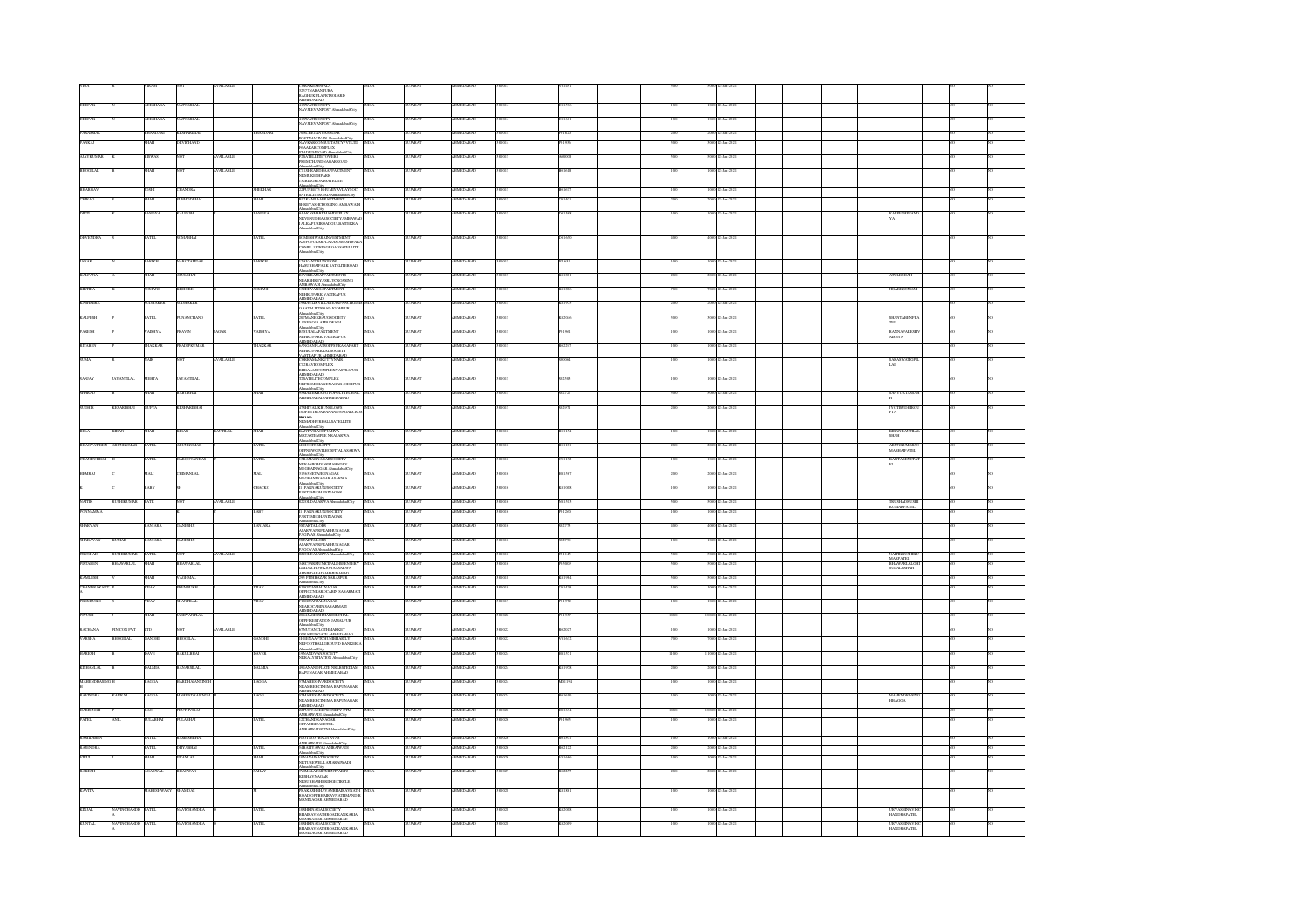| | | | | | | | | | | | | | | | | | | | | |
|---|---|---|---|---|---|---|---|---|---|---|---|---|---|---|---|---|---|---|---|---|
| VEJA | | VIRANI | NOT | AVAILABLE | | C/ORNKEDEWALA 12/17 NARANPURA RAMDEV KUVA PACHHAL AHMEDABAD | INDIA | GUJARAT | AHMEDABAD | 380013 | V01093 | | 500 | 5000 | 12-Jan-2021 | | | | NO | NO |
| DEEPAK | | ADESHARA | NATVARLAL | | | 3 SWATIS SOCIETY NAVRANGPURA AhmedabadCity | INDIA | GUJARAT | AHMEDABAD | 380014 | D01576 | | 100 | 1000 | 12-Jan-2021 | | | | NO | NO |
| DEEPAK | | ADESHARA | NATVARLAL | | | 3 SWATIS SOCIETY NAVRANGPURA AhmedabadCity | INDIA | GUJARAT | AHMEDABAD | 380014 | D01611 | | 100 | 1000 | 12-Jan-2021 | | | | NO | NO |
| PARASMAL | | BHANDARI | KESHARIMAL | | BHANDARI | 9 SACHET ANTNAGAR POST NAVJIVAN AhmedabadCity | INDIA | GUJARAT | AHMEDABAD | 380014 | P01028 | | 200 | 2000 | 12-Jan-2021 | | | | NO | NO |
| PANKAJ | | SHAH | DEVICHAND | | | NAVKAR COMMERCIAL NAVJIVAN AhmedabadCity | INDIA | GUJARAT | AHMEDABAD | 380014 | P01996 | | 500 | 5000 | 12-Jan-2021 | | | | NO | NO |
| ADITKUMAR | | BISWAS | NOT | AVAILABLE | | SAKAR COMPLEX STADIUM ROAD AhmedabadCity | INDIA | GUJARAT | AHMEDABAD | 380015 | A00038 | | 500 | 5000 | 12-Jan-2021 | | | | NO | NO |
| BHOGILAL | | SHAH | NOT | AVAILABLE | | C/3 SHRADDHA APPARTMENT NEHRUNAGAR | INDIA | GUJARAT | AHMEDABAD | 380015 | B01018 | | 100 | 1000 | 12-Jan-2021 | | | | NO | NO |
| BHARGAV | | JOSHI | CHANDRA | | SHEKHAR | SATELLITE ROAD AhmedabadCity | INDIA | GUJARAT | AHMEDABAD | 380015 | B01677 | | 100 | 1000 | 12-Jan-2021 | | | | NO | NO |
| CHIRAG | | SHAH | SUBHODBHAI | | SHAH | B/2 KAMLA APPARTMENT AMBAWADI AhmedabadCity | INDIA | GUJARAT | AHMEDABAD | 380015 | C01051 | | 200 | 2000 | 12-Jan-2021 | | | | NO | NO |
| DIPTI | | PANDYA | KALPESH | | PANDYA | SARASWATI SOCIETY AMBAWADI AhmedabadCity | INDIA | GUJARAT | AHMEDABAD | 380015 | D01568 | | 100 | 1000 | 12-Jan-2021 | | KALPESHPPANDYA | | NO | NO |
| DEVENDRA | | PATEL | SOMABHAI | | PATEL | SATELLITE AhmedabadCity | INDIA | GUJARAT | AHMEDABAD | 380015 | D01650 | | 400 | 4000 | 12-Jan-2021 | | | | NO | NO |
| JAYAK | | PARIKH | NAROTAMDAS | | PARIKH | C/2 VASANT BUNGLOW SATELLITE ROAD AhmedabadCity | INDIA | GUJARAT | AHMEDABAD | 380015 | J01038 | | 100 | 1000 | 12-Jan-2021 | | | | NO | NO |
| KALPANA | | SHAH | ATULBHAI | | | AMBAWADI AhmedabadCity | INDIA | GUJARAT | AHMEDABAD | 380015 | K01061 | | 200 | 2000 | 12-Jan-2021 | | ATULSHAH | | NO | NO |
| KRUTIKA | | JOSHANI | KISHORE | | JOSHANI | NEHRU PARK VASTRAPUR AHMEDABAD | INDIA | GUJARAT | AHMEDABAD | 380015 | K01066 | | 700 | 7000 | 12-Jan-2021 | | SHARIKJOSHANI | | NO | NO |
| KASHMIRA | | SUDHAKER | SUDHAKER | | | JODHPUR AhmedabadCity | INDIA | GUJARAT | AHMEDABAD | 380015 | K01973 | | 200 | 2000 | 12-Jan-2021 | | | | NO | NO |
| KALPESH | | PATEL | PUNAMCHAND | | PATEL | AMBAWADI AhmedabadCity | INDIA | GUJARAT | AHMEDABAD | 380015 | K02046 | | 500 | 5000 | 12-Jan-2021 | | BHAVNABENPPATEL | | NO | NO |
| PARESH | | VAISHYA | PRAVIN | BAGAS | VAISHYA | NEHRU PARK VASTRAPUR AHMEDABAD | INDIA | GUJARAT | AHMEDABAD | 380015 | P01961 | | 100 | 1000 | 12-Jan-2021 | | KANNAPARESHVAISHYA | | NO | NO |
| RITABEN | | THAKKAR | PRADIPKUMAR | | THAKKAR | VASTRAPUR AHMEDABAD | INDIA | GUJARAT | AHMEDABAD | 380015 | R02297 | | 100 | 1000 | 12-Jan-2021 | | | | NO | NO |
| SONIA | | NAIR | NOT | AVAILABLE | | VASTRAPUR AHMEDABAD | INDIA | GUJARAT | AHMEDABAD | 380015 | S00061 | | 100 | 1000 | 12-Jan-2021 | | SARASWATIGPILLAI | | NO | NO |
| SANJAY | SAYANTILAL | MEHTA | SAYANTILAL | | | JODHPUR AhmedabadCity | INDIA | GUJARAT | AHMEDABAD | 380015 | S02503 | | 100 | 1000 | 12-Jan-2021 | | | | NO | NO |
| SUDHIR | KUMARBHAI | GUPTA | KUMARBHAI | | | SATELLITE AhmedabadCity | INDIA | GUJARAT | AHMEDABAD | 380015 | S02971 | | 200 | 2000 | 12-Jan-2021 | | JYOTIBSUDHIRGUPTA | | NO | NO |
| BELA | KIRAN | SHAH | KIRAN | KANTILAL | SHAH | NARANPURA AhmedabadCity | INDIA | GUJARAT | AHMEDABAD | 380016 | B01374 | | 100 | 1000 | 12-Jan-2021 | | KIRANKANTILALSHAH | | NO | NO |
| BHAGYASHREEN | ARUNKUMAR | PATEL | ARUNKUMAR | | PATEL | ASARWA AhmedabadCity | INDIA | GUJARAT | AHMEDABAD | 380016 | B01851 | | 200 | 2000 | 12-Jan-2021 | | ARUNKUMARMAHAARAJPATEL | | NO | NO |
| CHANDUBHAI | | PATEL | HARGOVANDAS | | PATEL | MEGHANINAGAR AhmedabadCity | INDIA | GUJARAT | AHMEDABAD | 380016 | C01152 | | 100 | 1000 | 12-Jan-2021 | | KANTABENCPATEL | | NO | NO |
| HEMRAJ | | MALI | CHIMANLAL | | MALI | MEGHANINAGAR ASARWA AhmedabadCity | INDIA | GUJARAT | AHMEDABAD | 380016 | H01763 | | 200 | 2000 | 12-Jan-2021 | | | | NO | NO |
| | | BABY | | | CHACKO | PARTI MEGHANINAGAR AhmedabadCity | INDIA | GUJARAT | AHMEDABAD | 380016 | K01088 | | 100 | 1000 | 12-Jan-2021 | | | | NO | NO |
| NATHU | SURESHKUMAR | PATEL | NOT | AVAILABLE | | ASARWA AhmedabadCity | INDIA | GUJARAT | AHMEDABAD | 380016 | N01513 | | 500 | 5000 | 12-Jan-2021 | | SHOBHABENSURESHKUMARPATEL | | NO | NO |
| PONNAMMA | | | | | BABY | PARTI MEGHANINAGAR AhmedabadCity | INDIA | GUJARAT | AHMEDABAD | 380016 | P01200 | | 100 | 1000 | 12-Jan-2021 | | | | NO | NO |
| SHARVAN | | BANSERA | GANESHJI | | BANSERA | ASARWA AhmedabadCity | INDIA | GUJARAT | AHMEDABAD | 380016 | S02773 | | 400 | 4000 | 12-Jan-2021 | | | | NO | NO |
| SHARAVAN | KUMAR | BANSERA | GANESHJI | | | ASARWA AhmedabadCity | INDIA | GUJARAT | AHMEDABAD | 380016 | S02790 | | 100 | 1000 | 12-Jan-2021 | | | | NO | NO |
| TRUSHAR | SURESHKUMAR | PATEL | NOT | AVAILABLE | | ASARWA AhmedabadCity | INDIA | GUJARAT | AHMEDABAD | 380016 | T01145 | | 500 | 5000 | 12-Jan-2021 | | NATHUSURESHKUMARPATEL | | NO | NO |
| NIRTABEN | BHAWARLAL | SHAH | BHAWARLAL | | | ASARWA AHMEDABAD | INDIA | GUJARAT | AHMEDABAD | 380016 | N00009 | | 500 | 5000 | 12-Jan-2021 | | BHAWARLALGHISULALSHAH | | NO | NO |
| KAMLESH | | SHAH | VADIBHAI | | | KHANPUR AhmedabadCity | INDIA | GUJARAT | AHMEDABAD | 380018 | K01984 | | 500 | 5000 | 12-Jan-2021 | | | | NO | NO |
| CHANDRAKANT | | VIJAY | PREMSUKH | | VIJAY | SABARMATI AHMEDABAD | INDIA | GUJARAT | AHMEDABAD | 380019 | C01479 | | 100 | 1000 | 12-Jan-2021 | | | | NO | NO |
| PREMSUKH | | VIJAY | SHANTILAL | | VIJAY | SABARMATI AhmedabadCity | INDIA | GUJARAT | AHMEDABAD | 380019 | P01972 | | 100 | 1000 | 12-Jan-2021 | | | | NO | NO |
| PIYUSH | | SHAH | JASHVANTLAL | | | JAMALPUR AhmedabadCity | INDIA | GUJARAT | AHMEDABAD | 380022 | P01937 | | 1000 | 10000 | 12-Jan-2021 | | | | NO | NO |
| RACHANA | INVESTO PVT | LTD | NOT | AVAILABLE | | AHMEDABAD | INDIA | GUJARAT | AHMEDABAD | 380022 | R02027 | | 100 | 1000 | 12-Jan-2021 | | | | NO | NO |
| VARSHA | BHOGILAL | GANDHI | BHOGILAL | | GANDHI | KANKARIA AhmedabadCity | INDIA | GUJARAT | AHMEDABAD | 380022 | V01032 | | 700 | 7000 | 12-Jan-2021 | | | | NO | NO |
| HARESH | | DAVE | BAKULBHAI | | DAVE | NIKOL AhmedabadCity | INDIA | GUJARAT | AHMEDABAD | 380024 | H01571 | | 1100 | 11000 | 12-Jan-2021 | | | | NO | NO |
| KISHANLAL | | DALMIA | BANARSILAL | | DALMIA | BAPUNAGAR AHMEDABAD | INDIA | GUJARAT | AHMEDABAD | 380024 | K01978 | | 200 | 2000 | 12-Jan-2021 | | | | NO | NO |
| MAHENDRASINGH | | RAGHA | HARIBHANSINGH | | RAGHA | BAPUNAGAR AHMEDABAD | INDIA | GUJARAT | AHMEDABAD | 380024 | M01194 | | 100 | 1000 | 12-Jan-2021 | | | | NO | NO |
| RAVINDRA | KAUR M | RAGHA | MAHENDRASINGH | | RAGHA | BAPUNAGAR AHMEDABAD | INDIA | GUJARAT | AHMEDABAD | 380024 | R01038 | | 100 | 1000 | 12-Jan-2021 | | MAHENDRASINGHRAGHA | | NO | NO |
| HARISINGH | | RAO | PRUTHVIRAJ | | | AMRAIWADI AhmedabadCity | INDIA | GUJARAT | AHMEDABAD | 380026 | H01604 | | 1000 | 10000 | 12-Jan-2021 | | | | NO | NO |
| PATEL | ANIL | PULABHAI | PULABHAI | | PATEL | AMRAIWADI AhmedabadCity | INDIA | GUJARAT | AHMEDABAD | 380026 | P01003 | | 100 | 1000 | 12-Jan-2021 | | | | NO | NO |
| RAMILABEN | | PATEL | RAMESHBHAI | | | AMRAIWADI AhmedabadCity | INDIA | GUJARAT | AHMEDABAD | 380026 | R01933 | | 100 | 1000 | 12-Jan-2021 | | | | NO | NO |
| RAJENDRA | | PATEL | SHIVABHAI | | PATEL | AMRAIWADI AhmedabadCity | INDIA | GUJARAT | AHMEDABAD | 380026 | R02122 | | 200 | 2000 | 12-Jan-2021 | | | | NO | NO |
| VIPUL | | SHAH | JIVANLAL | | SHAH | AMRAIWADI AhmedabadCity | INDIA | GUJARAT | AHMEDABAD | 380026 | V01080 | | 100 | 1000 | 12-Jan-2021 | | | | NO | NO |
| RAKESH | | AGARWAL | BHAGWAN | | SAHAY | KESHAVNAGAR AhmedabadCity | INDIA | GUJARAT | AHMEDABAD | 380027 | R02257 | | 200 | 2000 | 12-Jan-2021 | | | | NO | NO |
| KAVITA | | MAHESHWARY | MANDAS | | M | MANINAGAR AHMEDABAD | INDIA | GUJARAT | AHMEDABAD | 380028 | K01863 | | 100 | 1000 | 12-Jan-2021 | | | | NO | NO |
| KINJAL | NAVINCHANDR | PATEL | NAVINCHANDRA | | PATEL | MANINAGAR AHMEDABAD | INDIA | GUJARAT | AHMEDABAD | 380028 | K02088 | | 100 | 1000 | 12-Jan-2021 | | DEVASHIBNAVINCHANDRAPATEL | | NO | NO |
| KUNTAL | NAVINCHANDR | PATEL | NAVINCHANDRA | | PATEL | MANINAGAR AHMEDABAD | INDIA | GUJARAT | AHMEDABAD | 380028 | K02089 | | 100 | 1000 | 12-Jan-2021 | | DEVASHIBNAVINCHANDRAPATEL | | NO | NO |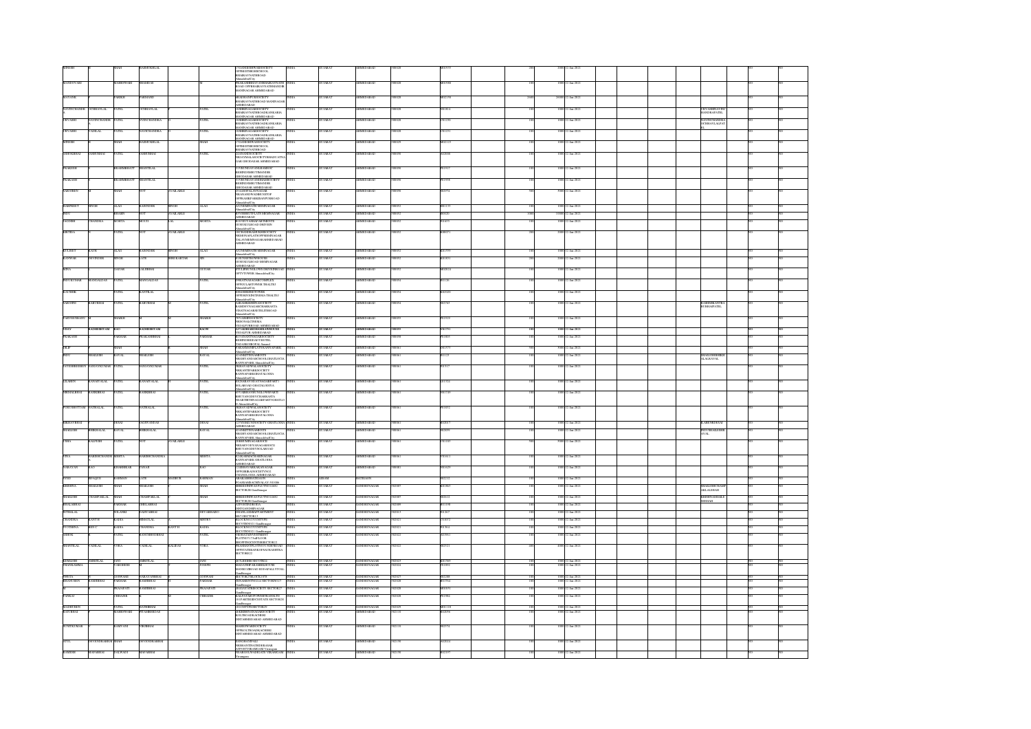| | | | | | | | | | | | | | | | | | | | | | | | | |
|---|---|---|---|---|---|---|---|---|---|---|---|---|---|---|---|---|---|---|---|---|---|---|---|---|
| DINESH | | SHAH | RAMNIKLAL | | | 1 NANDESHWARSOCIETY OPPBHATHIBIDSCHOOL BHAIRAVNATHROAD Ahmedabad(City) | INDIA | GUJARAT | AHMEDABAD | 380028 | | M03935 | | 200 | 2000 | 12-Jan-2021 | | | | | | | NO | | NO |
| MANSOWARI | | BAREESWARI | SHANDAS | | M | PRAKASHBHAI SURESHBHAI RAMNIKLAL ROAD OPPBHAIRAVNATHMANDIR MANINAGAR AHMEDABAD | INDIA | GUJARAT | AHMEDABAD | 380028 | | M03988 | | 100 | 1000 | 12-Jan-2021 | | | | | | | NO | | NO |
| MAYANK | | PARIKH | PARMAND | | | 4KALPTARUPARKSOCIETY BHAIRAVNATHROAD MANINAGAR AHMEDABAD | INDIA | GUJARAT | AHMEDABAD | 380028 | | M02158 | | 2000 | 20000 | 12-Jan-2021 | | | | | | | NO | | NO |
| NAVINCHANDR A | JETHALAL | PATEL | JETHALAL | | PATEL | 3SHRIJIVANSOCIETY BHAIRAVNATHROADKANKARIA MANINAGAR AHMEDABAD | INDIA | GUJARAT | AHMEDABAD | 380028 | | N01814 | | 100 | 1000 | 12-Jan-2021 | | | | DEVABENNAVINC HANDRAPATEL | | | NO | | NO |
| URVASHI | NAVINCHANDR A | PATEL | NAVINCHANDRA | | PATEL | 3SHRIJIVANSOCIETY BHAIRAVNATHROADKANKARIA MANINAGAR AHMEDABAD | INDIA | GUJARAT | AHMEDABAD | 380028 | | U01230 | | 100 | 1000 | 12-Jan-2021 | | | | NAVINCHANDRA JETHALALPAT EL | | | NO | | NO |
| URVASHI | VADILAL | PATEL | NAVICHANDRA | | PATEL | 3SHRIJIVANSOCIETY BHAIRAVNATHROADKANKARIA MANINAGAR AHMEDABAD | INDIA | GUJARAT | AHMEDABAD | 380028 | | U01231 | | 100 | 1000 | 12-Jan-2021 | | | | | | | NO | | NO |
| DINESH | | SHAH | RAMNIKLAL | | SHAH | 1 NANDESHWARSOCIETY OPPBHATHIBIDSCHOOL BHAIRAVNATHROAD | INDIA | GUJARAT | AHMEDABAD | 380029 | | M02125 | | 100 | 1000 | 12-Jan-2021 | | | | | | | NO | | NO |
| ASHOKBHAI | RAMUBHAI | PATEL | RAMUBHAI | | PATEL | 12ANANDSOCIETY NRGAYMALANOCIETYBHADUATNA GAR GHODASAR AHMEDABAD | INDIA | GUJARAT | AHMEDABAD | 380050 | | A02008 | | 100 | 1000 | 12-Jan-2021 | | | | | | | NO | | NO |
| PRAKASH | | BRAHMBHATT | SHANTILAL | | | 3 VRUNDAVANSHAHSOC BEHINDISHRUTIBANDH GHODASAR AHMEDABAD | INDIA | GUJARAT | AHMEDABAD | 380050 | | P01937 | | 100 | 1000 | 12-Jan-2021 | | | | | | | NO | | NO |
| PRAKASH | | BRAHMBHATT | SHANTILAL | | | 3 VRUNDAVANSHAHSOCIETY BEHINDISHRUTIBANDH GHODASAR AHMEDABAD | INDIA | GUJARAT | AHMEDABAD | 380050 | | P01938 | | 100 | 1000 | 12-Jan-2021 | | | | | | | NO | | NO |
| SAROJBEN | | SHAH | NOT | AVAILABLE | | 27 AASHIRVADBUNGLOW NRANANDWADIKUNJSTOP OPPRAJESHPARKBAVPURNOAD Ahmedabad(City) | INDIA | GUJARAT | AHMEDABAD | 380050 | | S02974 | | 500 | 5000 | 12-Jan-2021 | | | | | | | NO | | NO |
| HARPREET | SINGH | ALAG | RAJENDER | SINGH | ALAG | 18ANEMKAWATIE MEMNAGAR Ahmedabad(City) | INDIA | GUJARAT | AHMEDABAD | 380052 | | H01135 | | 100 | 1000 | 12-Jan-2021 | | | | | | | NO | | NO |
| INDU | | BHABY | NOT | AVAILABLE | | 8 VAISHALI FLATS MEMNAGAR AHMEDABAD | INDIA | GUJARAT | AHMEDABAD | 380052 | | I00020 | | 1000 | 10000 | 12-Jan-2021 | | | | | | | NO | | NO |
| JAGDISH | CHANDRA | MOHTA | MOTI | LAL | MOHTA | B-43PUNYASHREEAPARTMENTS GURUKULROAD DRIVEIN Ahmedabad(City) | INDIA | GUJARAT | AHMEDABAD | 380052 | | J01455 | | 100 | 1000 | 12-Jan-2021 | | | | | | | NO | | NO |
| KRUTIKA | | PATEL | NOT | AVAILABLE | | 1PURANARAMESHSOCIETY NRSHIVAFLATS OPPMEMNAGAR TALAVMEMNAGARAHMEDABAD AHMEDABAD | INDIA | GUJARAT | AHMEDABAD | 380052 | | K06071 | | 200 | 2000 | 12-Jan-2021 | | | | | | | NO | | NO |
| KULJEET | KAUR | ALAG | RAJENDER | SINGH | ALAG | 14 ANEMKAWATE MEMNAGAR Ahmedabad(City) | INDIA | GUJARAT | AHMEDABAD | 380052 | | K01590 | | 100 | 1000 | 12-Jan-2021 | | | | | | | NO | | NO |
| KANWAR | DEVINDER | SINGH | LATE | SHRIKARTAR | SIN | 8 GUNSHREEAPTSDRIVE GURUKULROAD MEMNAGAR AHMEDABAD | INDIA | GUJARAT | AHMEDABAD | 380052 | | K01831 | | 100 | 1000 | 12-Jan-2021 | | | | | | | NO | | NO |
| ALPA | | GAJJAR | LALJIBHAI | | GUJJAR | 9 TULSHIWADIOPPNAVRANGSCHOOL ROAD OPPVTVPRIK Ahmedabad(City) | INDIA | GUJARAT | AHMEDABAD | 380052 | | M02022 | | 100 | 1000 | 12-Jan-2021 | | | | | | | NO | | NO |
| NITINKUMAR | MANGALDAS | PATEL | MANGALDAS | | PATEL | 5 NALIVAWAASARCOMPLEX OPPGULABTOWER THALTEJ Ahmedabad(City) | INDIA | GUJARAT | AHMEDABAD | 380054 | | N01126 | | 100 | 1000 | 12-Jan-2021 | | | | | | | NO | | NO |
| KAUSHIK | | PATEL | KANTILAL | | | 8 SHASHIKIRNTOWER OPPSHIVNINGTHALTEJ THALTEJ Ahmedabad(City) | INDIA | GUJARAT | AHMEDABAD | 380054 | | K02020 | | 100 | 1000 | 12-Jan-2021 | | | | | | | NO | | NO |
| SAROJBEN | RAJUBHAI | PATEL | RAJUBHAI | | PATEL | 3 KASHIKRUSHNASOCIETY RAMDEVNAGARCHARRASTA VIJAYNAGARASSTRILIESROAD Ahmedabad(City) | INDIA | GUJARAT | AHMEDABAD | 380054 | | S02765 | | 100 | 1000 | 12-Jan-2021 | | | | RAJESHKANTRA JUBHAIPATEL | | | NO | | NO |
| PARVEENBANU | | SHAIKH | M | | SHAIKH | 3 NOORBINSOCIETY NRJOVALCINEMA VEJALPURROAD AHMEDABAD | INDIA | GUJARAT | AHMEDABAD | 380055 | | P01939 | | 100 | 1000 | 12-Jan-2021 | | | | | | | NO | | NO |
| VIJAY | RADHESHYAM | RAO | RADHESHYAM | | RAOW | 6 NARSINGJEEBAREHOUSE VEJALPUR AHMEDABAD | INDIA | GUJARAT | AHMEDABAD | 380055 | | V01791 | | 100 | 1000 | 12-Jan-2021 | | | | | | | NO | | NO |
| PRAKASH | | PARMAR | PRAKASHBHAI | | PARMAR | 11 ANANDVADISOCIETY BEHINDBHIRAGTEMPLE TAGASKOBHOPAL Sanand | INDIA | GUJARAT | AHMEDABAD | 380058 | | P01895 | | 100 | 1000 | 12-Jan-2021 | | | | | | | NO | | NO |
| DILIP | | SHAH | N | | SHAH | 5 ARANAMAMFLATSRANNAPARK Ahmedabad(City) | INDIA | GUJARAT | AHMEDABAD | 380061 | | D03573 | | 500 | 5000 | 12-Jan-2021 | | | | | | | NO | | NO |
| INDU | SHAILESH | RAVAL | SHAILESH | | RAVAL | 42 ANKITTENAMENTS NRGHYANASSCHOOLGHATLODIA RANNAPARK Ahmedabad(City) | INDIA | GUJARAT | AHMEDABAD | 380061 | | I01125 | | 100 | 1000 | 12-Jan-2021 | | | | SHAILESHIRIGH ALALRAVAL | | | NO | | NO |
| JAYESHBHIBEN | SANJAYKUMAR | PATEL | SANJAYKUMAR | | PATEL | 7 KRUPANIDHANSOCIETY NRKANTIPARKSOCIETY RANNAPARKGHATLODIA Ahmedabad(City) | INDIA | GUJARAT | AHMEDABAD | 380061 | | J01917 | | 100 | 1000 | 12-Jan-2021 | | | | | | | NO | | NO |
| LILABEN | KANAIYALAL | PATEL | KANAIYALAL | | PATEL | 6 KESHAVAVSATVNAGARFARTY SOLAROAD GHATLODIYA Ahmedabad(City) | INDIA | GUJARAT | AHMEDABAD | 380061 | | L01524 | | 100 | 1000 | 12-Jan-2021 | | | | | | | NO | | NO |
| PREMALBHAI | RAMESBHAI | PATEL | RAMESBHAI | | PATEL | B 9 VAIBHAVBUNGALOWSNEAR BHUYANGDEVCHARRASTA NEARSHRIDEVSAGARFARTNGHATLO D Ahmedabad(City) | INDIA | GUJARAT | AHMEDABAD | 380061 | | P01709 | | 100 | 1000 | 12-Jan-2021 | | | | | | | NO | | NO |
| PURUSHOTTAM | NATHALAL | PATEL | NATHALAL | | PATEL | 7 KHAYADWALASOCIETY NRKANTIPARKSOCIETY RANNAPARKGHATLODIA Ahmedabad(City) | INDIA | GUJARAT | AHMEDABAD | 380061 | | P01892 | | 100 | 1000 | 12-Jan-2021 | | | | | | | NO | | NO |
| RIKHAVBHAI | | DESAI | JAGJIVANDAS | | DESAI | 12 VIVEKANANDSOCIETY GHATLODIA AHMEDABAD | INDIA | GUJARAT | AHMEDABAD | 380061 | | R02015 | | 100 | 1000 | 12-Jan-2021 | | | | ILABENRDESAI | | | NO | | NO |
| SHAILESH | HIRGHALAL | RAVAL | HIRGHALAL | | RAVAL | 42 ANKITTENAMENTS NRGHYANASSCHOOLGHATLODIA RANNAPARK Ahmedabad(City) | INDIA | GUJARAT | AHMEDABAD | 380061 | | S02859 | | 100 | 1000 | 12-Jan-2021 | | | | INDUSHAILESHR AVAL | | | NO | | NO |
| USHA | KALPESH | PATEL | NOT | AVAILABLE | | 23 HEMPRIYAGARSOCIE NRSARVODYAYNAGARSOCI BHUYANGDEVSOLAROAD Ahmedabad(City) | INDIA | GUJARAT | AHMEDABAD | 380061 | | U01183 | | 500 | 5000 | 12-Jan-2021 | | | | | | | NO | | NO |
| VIPA | HARISHCHANDR A | MEHTA | HARISHCHANDRA | | MEHTA | 4 SAGARMADHURINAGAR RANNAPARK GHATLODIA AHMEDABAD | INDIA | GUJARAT | AHMEDABAD | 380061 | | V01611 | | 100 | 1000 | 12-Jan-2021 | | | | | | | NO | | NO |
| NARAYAN | RAO | KHARBIKAR | JANAJI | | RAO | 6 SHREEVAIBHAGARAGAR OPPSHREADOSOCIETYNO1 CHANDLODIA AHMEDABAD | INDIA | GUJARAT | AHMEDABAD | 380061 | | N01629 | | 100 | 1000 | 12-Jan-2021 | | | | | | | NO | | NO |
| SYED | RAFIQUE | RAHMAN | LATE | SHAHIDUR | RAHMAN | ABARASHBIDDHIGAON PO ASSAMKACHEYALAY 381036 | INDIA | ASSAM | HATHGAON | | | S02212 | | 100 | 1000 | 12-Jan-2021 | | | | | | | NO | | NO |
| KRISHNA | SHAILESH | SHAH | SHAILESH | | SHAH | SHREEDEEPAVALFLTNO1160/2 SECTOR28 Gandhinagar | INDIA | GUJARAT | GANDHINAGAR | 382007 | | K01863 | | 100 | 1000 | 12-Jan-2021 | | | | SHAILESHCHAMP AKLALSHAH | | | NO | | NO |
| SHAILESH | CHAMPAKLAL | SHAH | CHAMPAKLAL | | SHAH | SHREEDEEPAVALFLTNO1160/2 SECTOR28 Gandhinagar | INDIA | GUJARAT | GANDHINAGAR | 382007 | | S02612 | | 100 | 1000 | 12-Jan-2021 | | | | KRISHNASHAILE SHSHAH | | | NO | | NO |
| RESALMBHAI | | PARMAR | GIRLABHAI | | | 2155 NEWTOKWAY DENGANDHINAGAR | INDIA | GUJARAT | GANDHINAGAR | 382009 | | R01198 | | 100 | 1000 | 12-Jan-2021 | | | | | | | NO | | NO |
| RUTHALAL | | SOLANKI | SAHIYABHAI | | DEVARKADO | 1 SHANLANDRAPVARTMENT SECTOR2 TORU3 | INDIA | GUJARAT | GANDHINAGAR | 382013 | | R01267 | | 100 | 1000 | 12-Jan-2021 | | | | | | | NO | | NO |
| CHANDRA | KANTH | KADIA | MISHTLAL | | MISTRY | BLOCKNOCTYPE7 FITH BLOCKNOCTYPE7 Gandhinagar | INDIA | GUJARAT | GANDHINAGAR | 382021 | | C01071 | | 100 | 1000 | 12-Jan-2021 | | | | | | | NO | | NO |
| JYOTSHNA | BENC | KADIA | CHANDRA | KANTH | KADIA | BLOCKNOCTYPE7 FITH BLOCKNOCTYPE7 Gandhinagar | INDIA | GUJARAT | GANDHINAGAR | 382021 | | J01364 | | 100 | 1000 | 12-Jan-2021 | | | | | | | NO | | NO |
| ASHOK | | PATEL | RANCHHODBHAI | | PATEL | 98 HINDUSTANSCHAMBER FLOTNO711 PanFILOOR SHOPPINGCENTERSECTOR21 | INDIA | GUJARAT | GANDHINAGAR | 382022 | | A03961 | | 100 | 1000 | 12-Jan-2021 | | | | | | | NO | | NO |
| SHANTILAL | VADILAL | VORA | VADILAL | KALIDAS | VORA | PRASHANTFLATNO1 UNBFROAD OPPPATASHANDINSAUKASHRIA SECTOR22 | INDIA | GUJARAT | GANDHINAGAR | 382022 | | S02521 | | 400 | 4000 | 12-Jan-2021 | | | | | | | NO | | NO |
| KEMLESH | AMRITLAL | SANI | AMRITLAL | | SANI | 36 YLBEHERNECTOR11 | INDIA | GUJARAT | GANDHINAGAR | 382023 | | K01589 | | 100 | 1000 | 12-Jan-2021 | | | | | | | NO | | NO |
| GHANSHAMBHA | | PARESHEB | M | | JOSHI | MATASHREEPARASHREEHOUSE MANIKLEROAD SIDDAPALLYTOLL Gandhinagar | INDIA | GUJARAT | GANDHINAGAR | 382024 | | G01092 | | 100 | 1000 | 12-Jan-2021 | | | | | | | NO | | NO |
| SWETA | | GOSWAMI | NARAYANBHAI | | GOSWAMI | SECTOR27BLOCK1378 | INDIA | GUJARAT | GANDHINAGAR | 382027 | | S02268 | | 100 | 1000 | 12-Jan-2021 | | | | | | | NO | | NO |
| REMANUBEN | RAMESBHAI | PARMAR | RAMESBHAI | | PARMAR | TENAMENTNOG11 SECTOR9NO27 Gandhinagar | INDIA | GUJARAT | GANDHINAGAR | 382028 | | R01564 | | 100 | 1000 | 12-Jan-2021 | | | | | | | NO | | NO |
| M | | PRAJAPATI | RAMESBHAI | M | PRAJAPATI | 40 SAVASHREESOCIETY SECTOR27 Gandhinagar | INDIA | GUJARAT | GANDHINAGAR | 382028 | | M00030 | | 100 | 1000 | 12-Jan-2021 | | | | | | | NO | | NO |
| PANKAJ | | CHHAJER | M | | CHHAJER | KALPATARUFOUNDATIONLTD 19/1F-SECTOR13ESTATE SECTOR28 Gandhinagar | INDIA | GUJARAT | GANDHINAGAR | 382028 | | P01881 | | 100 | 1000 | 12-Jan-2021 | | | | | | | NO | | NO |
| MADHUBEN | | PATEL | NATHUBHAI | | | 51 3 YCHANDANSECTOR29 | INDIA | GUJARAT | GANDHINAGAR | 382029 | | M01118 | | 100 | 1000 | 12-Jan-2021 | | | | | | | NO | | NO |
| RATUBHAI | | BARESWARI | TRAMBAKBHAI | | | 8 SHRIBHAVANIAGARSOCIETY BAVLIROADKACHHIM DIST AHMEDABAD AHMEDABAD | INDIA | GUJARAT | AHMEDABAD | 382110 | | R02056 | | 100 | 1000 | 12-Jan-2021 | | | | | | | NO | | NO |
| SUNITKUMAR | | RAMVANI | VIRJIBHAI | | | 38 SHREPPARKSOCIETY OPPKOLTHOADKACHHHI DISTAHMEDABAD AHMEDABAD | INDIA | GUJARAT | AHMEDABAD | 382110 | | S02574 | | 100 | 1000 | 12-Jan-2021 | | | | | | | NO | | NO |
| SUNIL | DEVENDRABHAI | SHAH | DEVENDRABHAI | | | SANGHAVIFALI NRSHANTINATHDERASAR AT POVIRAMGAM Viramgam | INDIA | GUJARAT | AHMEDABAD | 382150 | | S02014 | | 100 | 1000 | 12-Jan-2021 | | | | | | | NO | | NO |
| RAMESH | MAFABHAI | JALWADI | MAFABHAI | | | NEARDEVIPADHOTEL VIRAMGAM Viramgam | INDIA | GUJARAT | AHMEDABAD | 382150 | | R02357 | | 100 | 1000 | 12-Jan-2021 | | | | | | | NO | | NO |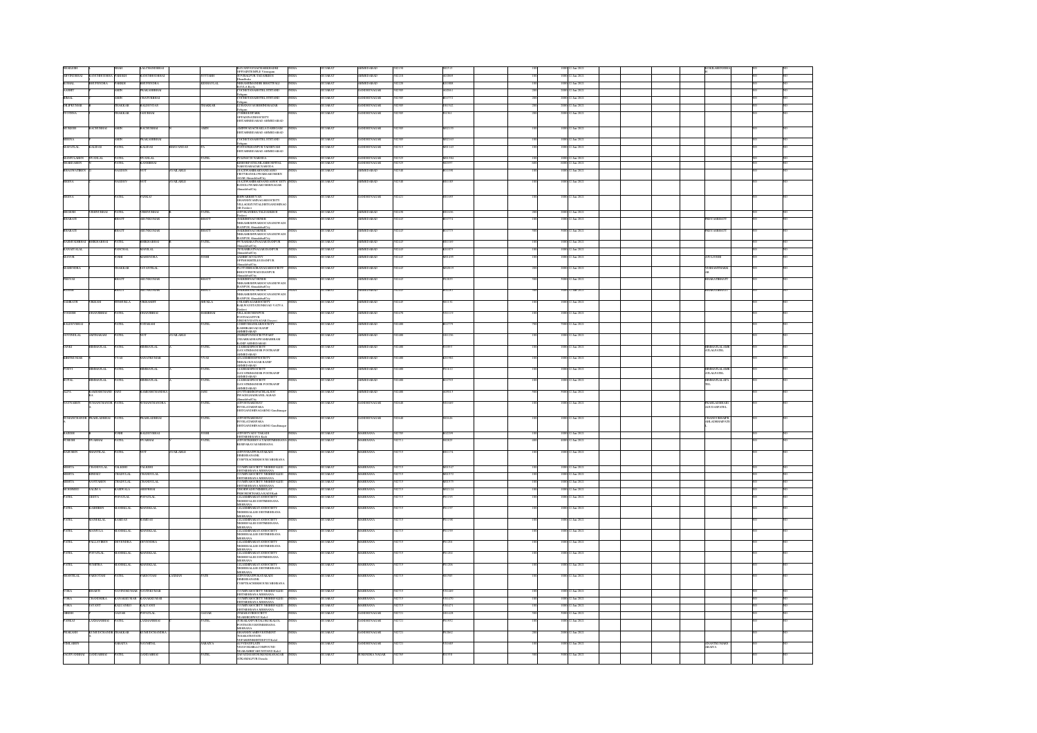| | | | | | | | | | | | | | | | | | | | | | |
|---|---|---|---|---|---|---|---|---|---|---|---|---|---|---|---|---|---|---|---|---|---|
| SHAILESH | | SHAH | LALCHANDBHAI | | | RAVANIYAVADSHAHKOKENIOPPNRKTEMPLE Virmagam | INDIA | GUJARAT | AHMEDABAD | 382150 | | 0003533 | | 100 | 1000 | 12-Jan-2021 | | | KOKILABENNSHA | | NO | NO |
| ARVINDBHAI | RANCHHODBHAI | PARIKH | RANCHHODBHAI | | SUTTARIH | JUVARALPURTALDASKROIDhandhuka | INDIA | GUJARAT | AHMEDABAD | 382210 | | A010869 | | 100 | 1000 | 12-Jan-2021 | | | | | NO | NO |
| KUNAL | BHUPENDRA | PARIKH | BHUPENDRA | | BHOHAVLAL | SHRAMSIMANDIR BHATTFALIBAVLA Bavla | INDIA | GUJARAT | AHMEDABAD | 382220 | | A011808 | | 100 | 1000 | 12-Jan-2021 | | | | | NO | NO |
| SAMIRT | | JAIN | PRAKASHBHAI | | | COCHISTANAHOTEL STITANDDehgam | INDIA | GUJARAT | GANDHINAGAR | 382305 | | A020611 | | 200 | 2000 | 12-Jan-2021 | | | | | NO | NO |
| KINAL | | JAIN | CHATURBHAI | | | COCHISTANAHOTEL STITANDDehgam | INDIA | GUJARAT | GANDHINAGAR | 382305 | | B013772 | | 200 | 2000 | 12-Jan-2021 | | | | | NO | NO |
| DILIPKUMAR | | THAKKAR | BALDEVDAS | | THAKKAR | 42 BHAVANISHERINUMAZARDehgam | INDIA | GUJARAT | GANDHINAGAR | 382305 | | C013421 | | 100 | 1000 | 12-Jan-2021 | | | | | NO | NO |
| PIYUSHA | | THAKKAR | SANJIBHAI | | | 2THREESPARKOPPADINATHSOCIETYDISTAHMEDABAD AHMEDABAD | INDIA | GUJARAT | GANDHINAGAR | 382305 | | A013611 | | 100 | 1000 | 12-Jan-2021 | | | | | NO | NO |
| MUKESH | KACHUBHAI | JAIN | KACHUBHAI | | JAIN | AMBINVADACHARALCHARHOADDISTAHMEDABAD AHMEDABAD | INDIA | GUJARAT | GANDHINAGAR | 382305 | | A002155 | | 100 | 1000 | 12-Jan-2021 | | | | | NO | NO |
| MEENA | | JAIN | PRAKASHBHAI | | | COCHISTANAHOTEL STITANDDehgam | INDIA | GUJARAT | GANDHINAGAR | 382305 | | A002163 | | 100 | 1000 | 12-Jan-2021 | | | | | NO | NO |
| BHAPATLAL | KALIDAS | PATEL | KALIDAS | BHAVANDAS | PA | POSTATKHANPUR TADBRVAADDISTAHMEDABAD AHMEDABAD | INDIA | GUJARAT | GANDHINAGAR | 382315 | | B001123 | | 100 | 1000 | 12-Jan-2021 | | | | | NO | NO |
| MANJULABEN | PVANLAL | PATEL | PVANLAL | | PATEL | POLINSCIA NARODA | INDIA | GUJARAT | GANDHINAGAR | 382325 | | A003564 | | 100 | 1000 | 12-Jan-2021 | | | | | NO | NO |
| SHARDABEN | | PATEL | KANIBHAI | | | KINDERPATELNR JAMINSPITALNARODABAZAR NARODA | INDIA | GUJARAT | GANDHINAGAR | 382325 | | A002997 | | 500 | 5000 | 12-Jan-2021 | | | | | NO | NO |
| BHAGWATIBEN | | VAIDHIN | NOT | AVAILABLE | | CLLIPWARBLOKNNDIANDURYEXVIL GWARKALI BHRIIAZAR AhmedabadCity | INDIA | GUJARAT | AHMEDABAD | 382340 | | A011998 | | 100 | 1000 | 12-Jan-2021 | | | | | NO | NO |
| HEENA | | VAIDHV | NOT | AVAILABLE | | CLLIPWARBLOKNNDIANSOCIETYRANSLIWAREARU BHRINAGARAhmedabadCity | INDIA | GUJARAT | AHMEDABAD | 382340 | | B011185 | | 100 | 1000 | 12-Jan-2021 | | | | | NO | NO |
| HEENA | | PATEL | PANKAJ | | | SHIVARBHUVANGHANSHYAMNAGARSOCIETYVILLAGEDUNTALDISTGANDHINAGARDuskoi | INDIA | GUJARAT | GANDHINAGAR | 382421 | | B014695 | | 100 | 1000 | 12-Jan-2021 | | | | | NO | NO |
| BHGISH | VISHNUBHAI | PATEL | VISHNUBHAI | | PATEL | COPOKATHIRA TALDASKROIDaskroi | INDIA | GUJARAT | AHMEDABAD | 382430 | | B016366 | | 200 | 2000 | 12-Jan-2021 | | | | | NO | NO |
| BHARATI | | BHATT | ARUNKUMAR | | BHATT | 9SHRIBHAVATIRNERNIKKANHSHIVARSOCANANDWADIHANPUR AhmedabadCity | INDIA | GUJARAT | AHMEDABAD | 382443 | | A015774 | | 100 | 1000 | 12-Jan-2021 | | | PRIYANBHATT | | NO | NO |
| BHARATI | | BHATT | ARUNKUMAR | | BHATT | 9SHRIBHAVATIRNERNIKKANHSHIVARSOCANANDWADIHANPUR AhmedabadCity | INDIA | GUJARAT | AHMEDABAD | 382443 | | B015775 | | 500 | 5000 | 12-Jan-2021 | | | PRIYANBHATT | | NO | NO |
| RAJNIUKHBHAI | BHIKHABHAI | PATEL | BHIKHABHAI | | PATEL | 6VIDYASAGARSONAGAR ISANPURAhmedabadCity | INDIA | GUJARAT | AHMEDABAD | 382443 | | B001189 | | 100 | 1000 | 12-Jan-2021 | | | | | NO | NO |
| KANAIYALAL | | PANCHAL | MANILAL | | | 9USAMBANTNAGAR ISANPURAhmedabadCity | INDIA | GUJARAT | AHMEDABAD | 382443 | | A015879 | | 100 | 1000 | 12-Jan-2021 | | | | | NO | NO |
| MAYUR | | JOSHI | MAHENDRA | | JOSHI | 2SHRICHOTONNYOPPSMSHEBELRS ISANPURAhmedabadCity | INDIA | GUJARAT | AHMEDABAD | 382443 | | A004195 | | 100 | 1000 | 12-Jan-2021 | | | AJYLJOSHI | | NO | NO |
| MAHENDRA | | THAKKAR | JAYANTILAL | | | PLOTI3HIRAGRANAGARSOCIETYBHIOONIWIWADIHANPURAhmedabadCity | INDIA | GUJARAT | AHMEDABAD | 382443 | | A000819 | | 200 | 2000 | 12-Jan-2021 | | | VEHAANTHAKKAR | | NO | NO |
| PRAYAS | | BHATT | ARUNKUMAR | | BHATT | 9SHRIBHAVATIRNERNIKKANHSHIVARSOCANANDWADIHANPUR AhmedabadCity | INDIA | GUJARAT | AHMEDABAD | 382443 | | P012035 | | 500 | 5000 | 12-Jan-2021 | | | BHARATIBHATT | | NO | NO |
| PRIANS | | BHATT | ARUNKUMAR | | BHATT | 9SHRIBHAVATIRNERNIKKANHSHIVARSOCANANDWADIHANPUR AhmedabadCity | INDIA | GUJARAT | AHMEDABAD | 382443 | | A012651 | | 500 | 5000 | 12-Jan-2021 | | | BHARATIBHATT | | NO | NO |
| SAMRATH | VIKRAM | SHUKLA | VIKRAMJIT | | SHUKLA | 5TRAMNAGARSOCIETYRAJIVAVSTATIONRO AD VATVADaskroi | INDIA | GUJARAT | AHMEDABAD | 382445 | | B001151 | | 100 | 1000 | 12-Jan-2021 | | | | | NO | NO |
| YOGESH | CHANDBHAI | PATEL | CHANDBHAI | | HARIBHAI | VILLAGENDHPURPOSTAGATPURVDEDOSTATNAGAR Daskroi | INDIA | GUJARAT | AHMEDABAD | 382470 | | P011119 | | 100 | 1000 | 12-Jan-2021 | | | | | NO | NO |
| BALDEVBHAI | | PATEL | JOITARAM | | PATEL | 15SHIVSAMALIHSOCIETYKASHIRAMRAOAD RANIPAHMEDABAD | INDIA | GUJARAT | AHMEDABAD | 382480 | | B015779 | | 500 | 5000 | 12-Jan-2021 | | | | | NO | NO |
| GOVINDLAL | JMTHARAM | PATEL | NOT | AVAILABLE | | 2NEWPONSGOCIETYMARKETNEARRAGHAVRANBASHRAMRANIP AHMEDABAD | INDIA | GUJARAT | AHMEDABAD | 382480 | | G001236 | | 100 | 1000 | 12-Jan-2021 | | | | | NO | NO |
| JANKI | HIMMATLAL | PATEL | HIMMATLAL | | PATEL | 12ASHAPINSOCIETYGAYATRIMANDIR POSTRANIPAHMEDABAD | INDIA | GUJARAT | AHMEDABAD | 382480 | | P010919 | | 100 | 1000 | 12-Jan-2021 | | | HIMMATLALAMR ATLALPATEL | | NO | NO |
| KIRITKUMAR | | VYAS | KANATKUMAR | | VYAS | 12JANKIPRINSSOCIETYNERALOGAGAR RANIPAHMEDABAD | INDIA | GUJARAT | AHMEDABAD | 382480 | | K010902 | | 100 | 1000 | 12-Jan-2021 | | | | | NO | NO |
| PORVI | HIMMATLAL | PATEL | HIMMATLAL | | PATEL | 12ASHAPINSOCIETYGAYATRIMANDIR POSTRANIPAHMEDABAD | INDIA | GUJARAT | AHMEDABAD | 382480 | | P010412 | | 100 | 1000 | 12-Jan-2021 | | | HIMMATLALAMR ATLALPATEL | | NO | NO |
| RUPAL | HIMMATLAL | PATEL | HIMMATLAL | | PATEL | 12ASHAPINSOCIETYGAYATRIMANDIR POSTRANIPAHMEDABAD | INDIA | GUJARAT | AHMEDABAD | 382480 | | R015793 | | 100 | 1000 | 12-Jan-2021 | | | HIMMATLALAPA TEL | | NO | NO |
| ALPA | RAMESHCHAND RA | JANI | RAMESHCHANDRA | | JANI | 1013TARBHSTATHALSOCIWADELHADRANIALRAUAhmedabadCity | INDIA | GUJARAT | AHMEDABAD | 382480 | | A020915 | | 500 | 5000 | 12-Jan-2021 | | | | | NO | NO |
| NAYNABEN | SUMANCHANDRE | PATEL | SUMANCHANDRA | | PATEL | 9SIVDTSARIINEWINVILATANSFARMOFFGANDHINAGARRING Gandhinagar | INDIA | GUJARAT | GANDHINAGAR | 382648 | | N010469 | | 100 | 1000 | 12-Jan-2021 | | | PRAHLADBHAIR ADUHARPATEL | | NO | NO |
| SUMANCHANDR | PRAHLADBHAI | PATEL | PRAHLADBHAI | | PATEL | 9SIVDTSARIINEWINVILATANSFARMOFFGANDHINAGARRING Gandhinagar | INDIA | GUJARAT | GANDHINAGAR | 382648 | | S020626 | | 100 | 1000 | 12-Jan-2021 | | | CHANDUBHAIPR AHLADBHAIPATE L | | NO | NO |
| RAJESH | | JOSHI | BALDEVBHAI | | JOSHI | 5SIVVITYADU TAKADIDISTMEHSANA Kadi | INDIA | GUJARAT | MAHESANA | 382705 | | R022298 | | 100 | 1000 | 12-Jan-2021 | | | | | NO | NO |
| SURESH | SWARHAI | PATEL | SWARHAI | | PATEL | 5SIVSTRSHREEVA TADINMEHSANABEAHPARAVAS MEHSANA | INDIA | GUJARAT | MAHESANA | 382711 | | P012825 | | 400 | 4000 | 12-Jan-2021 | | | | | NO | NO |
| NARGISBEN | SHANTILAL | PATEL | NOT | AVAILABLE | | 5SIVOSIAPPOSTATKADIDISHRESHANANKCOPSTACHSHRHOUSE MEHSANA | INDIA | GUJARAT | MAHESANA | 382715 | | B011174 | | 100 | 1000 | 12-Jan-2021 | | | | | NO | NO |
| MEHTA | CHANDULAL | DALSHH | DALSHH | | | 7/1NIRVANSOCIETY NRBHEELADEDISTMEHSANA MEHSANA | INDIA | GUJARAT | MAHESANA | 382715 | | M003567 | | 100 | 1000 | 12-Jan-2021 | | | | | NO | NO |
| MEHTA | BINDKU | CHADULAL | CHANDULAL | | | 7/1NIRVANSOCIETY NRBHEELADEDISTMEHSANA MEHSANA | INDIA | GUJARAT | MAHESANA | 382715 | | M003572 | | 100 | 1000 | 12-Jan-2021 | | | | | NO | NO |
| MEHTA | SAVITABEN | CHADULAL | CHANDULAL | | | 7/1NIRVANSOCIETY NRBHEELADEDISTMEHSANA MEHSANA | INDIA | GUJARAT | MAHESANA | 382715 | | M003579 | | 100 | 1000 | 12-Jan-2021 | | | | | NO | NO |
| MOHMMED | SALIMA | KASWALA | SIDDHBHAI | | | VIRAPOKADVNRHIBELAHNRBODKDHAKLA KADI Kadi | INDIA | GUJARAT | MAHESANA | 382715 | | M022124 | | 100 | 1000 | 12-Jan-2021 | | | | | NO | NO |
| PATEL | GEETA | POPATLAL | POPATLAL | | | 12JANDHRASKAYANSOCIETYNRBHEALDE DISTMEHSANAMEHSANA | INDIA | GUJARAT | MAHESANA | 382715 | | P011195 | | 100 | 1000 | 12-Jan-2021 | | | | | NO | NO |
| PATEL | KAMINBEN | MANEKLAL | MANEKLAL | | | 12JANDHRASKAYANSOCIETYNRBHEALDE DISTMEHSANAMEHSANA | INDIA | GUJARAT | MAHESANA | 382715 | | P011197 | | 100 | 1000 | 12-Jan-2021 | | | | | NO | NO |
| PATEL | MANEKLAL | RAMDAS | RAMDAS | | | 12JANDHRASKAYANSOCIETYNRBHEALDE DISTMEHSANAMEHSANA | INDIA | GUJARAT | MAHESANA | 382715 | | P011198 | | 100 | 1000 | 12-Jan-2021 | | | | | NO | NO |
| PATEL | MANJULA | MANEKLAL | MANEKLAL | | | 12JANDHRASKAYANSOCIETYNRBHEALDE DISTMEHSANAMEHSANA | INDIA | GUJARAT | MAHESANA | 382715 | | P011199 | | 100 | 1000 | 12-Jan-2021 | | | | | NO | NO |
| PATEL | PALLAVIBEN | DEVENDRA | DEVENDRA | | | 12JANDHRASKAYANSOCIETYNRBHEALDE DISTMEHSANAMEHSANA | INDIA | GUJARAT | MAHESANA | 382715 | | P011201 | | 100 | 1000 | 12-Jan-2021 | | | | | NO | NO |
| PATEL | POPATLAL | MANEKLAL | MANEKLAL | | | 12JANDHRASKAYANSOCIETYNRBHEALDE DISTMEHSANAMEHSANA | INDIA | GUJARAT | MAHESANA | 382715 | | P011202 | | 100 | 1000 | 12-Jan-2021 | | | | | NO | NO |
| PATEL | SUSHITRA | MANEKLAL | MANEKLAL | | | 12JANDHRASKAYANSOCIETYNRBHEALDE DISTMEHSANAMEHSANA | INDIA | GUJARAT | MAHESANA | 382715 | | P011206 | | 100 | 1000 | 12-Jan-2021 | | | | | NO | NO |
| SHANTILAL | PARSOTAM | PATEL | PARSOTAM | LAXMAN | PATE | 5SIVOSIAPPOSTATKADIDISHRESHANANKCOPSTACHSHRHOUSE MEHSANA | INDIA | GUJARAT | MAHESANA | 382715 | | P010583 | | 100 | 1000 | 12-Jan-2021 | | | | | NO | NO |
| VORA | BHARTI | NAVINKUMAR | NAVINKUMAR | | | 7/1NIRVANSOCIETY NRBHEELADEDISTMEHSANA MEHSANA | INDIA | GUJARAT | MAHESANA | 382715 | | V011469 | | 100 | 1000 | 12-Jan-2021 | | | | | NO | NO |
| VORA | CHANDRIKA | KANAKKUMAR | KANAKKUMAR | | | 7/1NIRVANSOCIETY NRBHEELADEDISTMEHSANA MEHSANA | INDIA | GUJARAT | MAHESANA | 382715 | | V011470 | | 100 | 1000 | 12-Jan-2021 | | | | | NO | NO |
| VORA | JAYANT | KALYANJO | KALYANJI | | | 7/1NIRVANSOCIETY NRBHEELADEDISTMEHSANA MEHSANA | INDIA | GUJARAT | MAHESANA | 382715 | | V011471 | | 100 | 1000 | 12-Jan-2021 | | | | | NO | NO |
| DINESH | | GAJJAR | POPATLAL | | GAJJAR | 39MAHAVIRSOCIETYNEARHIGHWAY Kalol | INDIA | GUJARAT | GANDHINAGAR | 382721 | | D014428 | | 500 | 5000 | 12-Jan-2021 | | | | | NO | NO |
| PANKAJ | GANSANBHAI | PATEL | GANSANBHAI | | PATEL | 3DKARANPURTALUKOKALOLPOSTAGH DISTMEHSANAMEHSANA | INDIA | GUJARAT | GANDHINAGAR | 382721 | | P010932 | | 100 | 1000 | 12-Jan-2021 | | | | | NO | NO |
| PRAKASH | KUMUDCHANDR | THAKKAR | KUMUDCHANDRA | | | 9RANYAMRVASISTMENT7/GSARATESTATEVIJFAKSHNRIHTBOPOS Kalol | INDIA | GUJARAT | GANDHINAGAR | 382721 | | P020862 | | 200 | 2000 | 12-Jan-2021 | | | | | NO | NO |
| VIMLABEN | | ARAIYA | NAVNITLAL | | ARAIYA | 3DVISHWAKARMAVIJAYSIAMBLOMPOUNDNEARAMBICANSISTADI Kalol | INDIA | GUJARAT | GANDHINAGAR | 382721 | | V010603 | | 100 | 1000 | 12-Jan-2021 | | | ANANTKUMARN ARAIYA | | NO | NO |
| JAGDVANBHAI | GANDABHAI | PATEL | GANDABHAI | | PATEL | 7/AKVIATNBHUNENDRANAGARATKAMALPUR Dasada | INDIA | GUJARAT | SURENDRA NAGAR | 382765 | | J011958 | | 500 | 5000 | 12-Jan-2021 | | | | | NO | NO |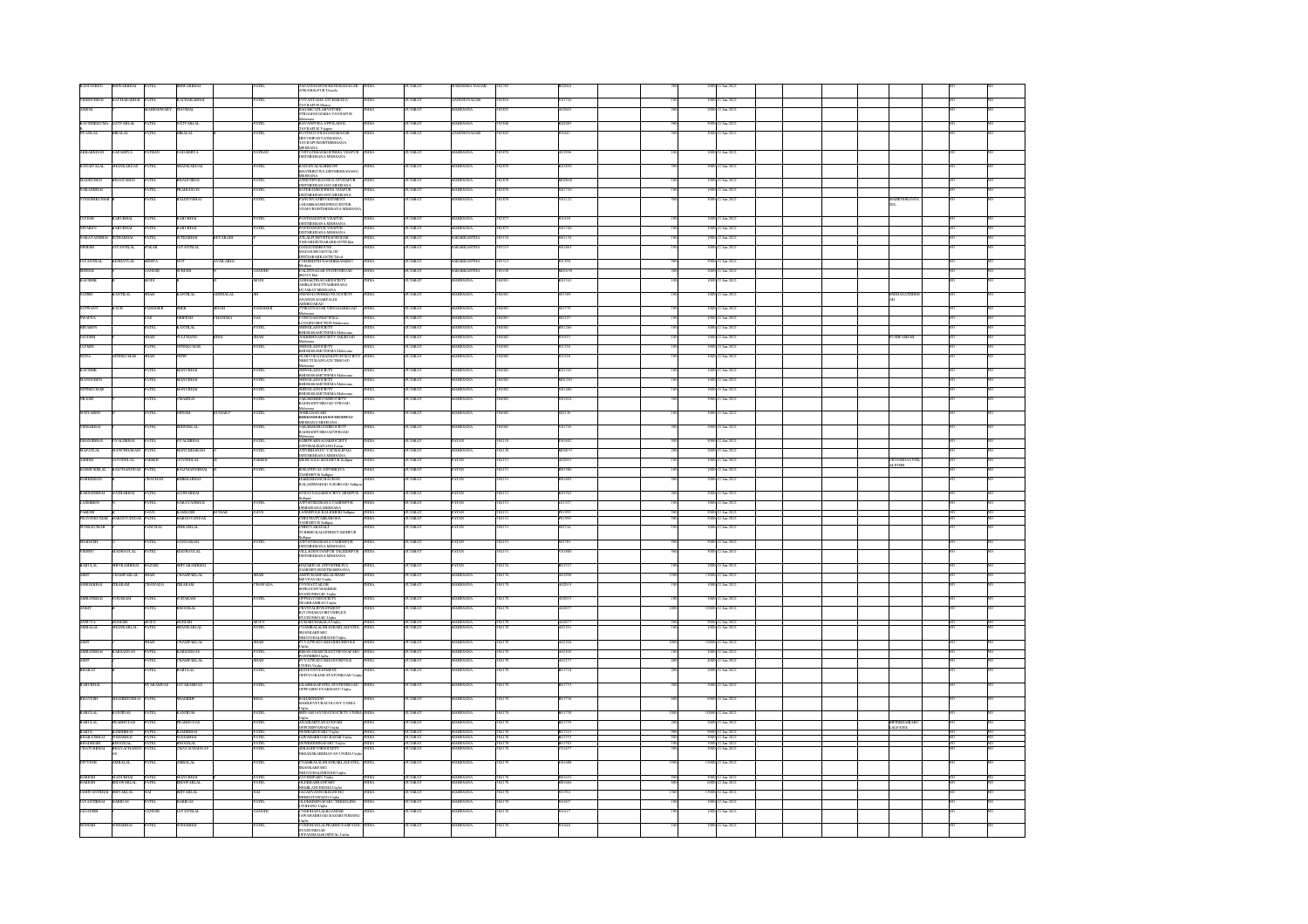| | | | | | | | | | | | | | | | | | | | | | | | | | |
|---|---|---|---|---|---|---|---|---|---|---|---|---|---|---|---|---|---|---|---|---|---|---|---|---|---|
| KANTABEN | BHWARBHAI | PATEL | BHWARBHAI | | PATEL | 26PATIDARDERI KENDRANAGAR ADRAJMALPUR Dascoi | INDIA | GUJARAT | | SURENDRA NAGAR | 382765 | | B020064 | | | 200 | 2000 | 12-Jan-2021 | | | | | | NO | NO |
| VISHNUBHAI | KACHARABHAI | PATEL | KACHARABHAI | | PATEL | C/OVASTAGRA ATCHARADA TAVIJAPUR Mansa | INDIA | GUJARAT | | GANDHI NAGAR | 382818 | | V017726 | | | 100 | 1000 | 12-Jan-2021 | | | | | | NO | NO |
| ASHOK | | MAHESHWARY | JAYAMAL | | | SALMICATLABANSTORE STROADGOJARIA TAVIJAPUR Mehsana | INDIA | GUJARAT | | MAHESANA | 382825 | | A020865 | | | 100 | 1000 | 12-Jan-2021 | | | | | | NO | NO |
| KAUSHIKKUMA R | NATVARLAL | PATEL | NATVARLAL | | PATEL | RAVANPURA ATPEADTR TAVIJAPUR Vijapur | INDIA | GUJARAT | | MAHESANA | 382840 | | K020083 | | | 500 | 5000 | 12-Jan-2021 | | | | | | NO | NO |
| JIVANLAL | HIRALAL | PATEL | HIRALAL | | PATEL | PLOTNO70 NILDANO BAZAR HSCOSHEAVYADHANSA TAVIJAPURDISTMEHSANA Mehsana | INDIA | GUJARAT | | GANDHI NAGAR | 382845 | | J011613 | | | 100 | 1000 | 12-Jan-2021 | | | | | | NO | NO |
| AKBARKHAN | SAIYADIYA | PATHAN | SAIYADIYA | | PATHAN | C/OSUZLONA AVBORTINSEA VIJAPUR DISTMEHSANA MEHSANA | INDIA | GUJARAT | | MAHESANA | 382870 | | A019996 | | | 100 | 1000 | 12-Jan-2021 | | | | | | NO | NO |
| KANAIYALAL | SHANKARDAS | PATEL | SHANKARDAS | | PATEL | KANAIYALALSHROFF KHATRIKUWA DISTMEHSANA(V) MEHSANA | INDIA | GUJARAT | | MAHESANA | 382870 | | K021050 | | | 500 | 5000 | 12-Jan-2021 | | | | | | NO | NO |
| MADHUBEN | BHAGUBHAI | PATEL | BHAGUBHAI | | PATEL | AT&POPILVAI VIDIA AT VIJAPUR DISTMEHSANA DIST MEHSANA | INDIA | GUJARAT | | MAHESANA | 382870 | | M020040 | | | 100 | 1000 | 12-Jan-2021 | | | | | | NO | NO |
| NARANBHAI | | PATEL | PRAHLDDAS | | PATEL | MATRASHOPINSIDE VIJAPUR DISTMEHSANADIST MEHSANA | INDIA | GUJARAT | | MAHESANA | 382870 | | N017720 | | | 100 | 1000 | 12-Jan-2021 | | | | | | NO | NO |
| YOGESHKUMAR | R | PATEL | RAGHAVBHAI | | PATEL | PANCHVATIINVESTMENT 1GRAMBAGSHOPPINGCENTER VIJAPURDISTMEHSANA MEHSANA | INDIA | GUJARAT | | MAHESANA | 382870 | | Y011122 | | | 500 | 5000 | 12-Jan-2021 | | | MAHENDRAVNA TEL | | NO | NO |
| SATISH | BABUBHAI | PATEL | BABUBHAI | | PATEL | POSTRANIPUR VIJAPUR DISTMEHSANA MEHSANA | INDIA | GUJARAT | | MAHESANA | 382875 | | S014628 | | | 100 | 1000 | 12-Jan-2021 | | | | | | NO | NO |
| SITABEN | BABUBHAI | PATEL | BABUBHAI | | PATEL | POSTRANIPUR VIJAPUR DISTMEHSANA MEHSANA | INDIA | GUJARAT | | MAHESANA | 382875 | | S017740 | | | 100 | 1000 | 12-Jan-2021 | | | | | | NO | NO |
| NARAYANBHAI | SUTHARBHAI | PATEL | SUTHARBHAI | DEVABASH | PATEL | AT&POPOSTSEPADACHOWK TAIDARDISTSABARKANTHA Idar | INDIA | GUJARAT | | SABARKANTHA | 383110 | | N016134 | | | 100 | 1000 | 12-Jan-2021 | | | | | | NO | NO |
| PRIESH | JAYANTILAL | POKAR | JAYANTILAL | | | JANIGOTHIHOUSE MADANMOHAN ROAD DISTSABARKANTHA Talod | INDIA | GUJARAT | | SABARKANTHA | 383215 | | P013863 | | | 100 | 1000 | 12-Jan-2021 | | | | | | NO | NO |
| JAYANTILAL | KUNDANLAL | MEHTA | VYT | AVAILABLE | | C/O KHEDTEVINALESHRIS ANDFO Modasa | INDIA | GUJARAT | | SABARKANTHA | 383315 | | J013998 | | | 500 | 5000 | 12-Jan-2021 | | | | | | NO | NO |
| MEDHI | | GANDHI | SURESH | | GANDHI | KALIBNANGAR STATION ROAD PRANTIJ Idar | INDIA | GUJARAT | | SABARKANTHA | 383430 | | M016658 | | | 200 | 2000 | 12-Jan-2021 | | | | | | NO | NO |
| KAUSHIK | | MODI | K | | MODI | 12SHAKTINAGARSOCIETY AMBLIGHAT TAMEHSANA GUJARAT MEHSANA | INDIA | GUJARAT | | MAHESANA | 384001 | | K013021 | | | 100 | 1000 | 12-Jan-2021 | | | | | | NO | NO |
| SATISH | KANTILAL | SHAH | KANTILAL | AMTHALAL | SH | 3NEWFULOWERKUNJ SOCIETY ANANDNAGARPALDI AHMEDABAD | INDIA | GUJARAT | | MAHESANA | 384001 | | S015889 | | | 100 | 1000 | 12-Jan-2021 | | | JISHNASATISHSH AH | | NO | NO |
| SATWANT | KAUR | PANESHER | SHER | SINGH | PANESHER | 7VIBATNAGAR VISNAGARROAD Mehsana | INDIA | GUJARAT | | MAHESANA | 384001 | | S015779 | | | 100 | 1000 | 12-Jan-2021 | | | | | | NO | NO |
| SWAPNA | | DAS | SRIPESH | CHANDRA | DAS | C/OMAHESTONECWELL 62 GARDENSECTION Mahesana | INDIA | GUJARAT | | MAHESANA | 384002 | | S011917 | | | 100 | 1000 | 12-Jan-2021 | | | | | | NO | NO |
| BINABEN | | PATEL | KANTILAL | | PATEL | 3BINILASOCIETY REHSHAKARICNMMA Mahesana | INDIA | GUJARAT | | MAHESANA | 384002 | | B011286 | | | 100 | 1000 | 12-Jan-2021 | | | | | | NO | NO |
| JAGDISH | | SHAH | FULCHAND | BHAI | SHAH | 4KRISHNASOCIETY SALIIROAD Mehsana | INDIA | GUJARAT | | MAHESANA | 384002 | | J015815 | | | 100 | 1000 | 12-Jan-2021 | | | PUSHPABHAS | | NO | NO |
| JAYMIN | | PATEL | JITENKUMAR | | PATEL | 3BINILASOCIETY REHSHAKARICNMMA Mahesana | INDIA | GUJARAT | | MAHESANA | 384002 | | J012356 | | | 100 | 1000 | 12-Jan-2021 | | | | | | NO | NO |
| BINA | JITENKUMAR | SHAH | NITIN | | | 58ARYAVAYSHARTSTUPISOCIETY NEHTYUKASPLASN TIROAD Mahesana | INDIA | GUJARAT | | MAHESANA | 384002 | | B013518 | | | 100 | 1000 | 12-Jan-2021 | | | | | | NO | NO |
| KAUSHIK | | PATEL | MANUBHAI | | PATEL | 3BINILASOCIETY REHSHAKARICNMMA Mahesana | INDIA | GUJARAT | | MAHESANA | 384002 | | K015245 | | | 100 | 1000 | 12-Jan-2021 | | | | | | NO | NO |
| MANGUBEN | | PATEL | MANUBHAI | | PATEL | 3BINILASOCIETY REHSHAKARICNMMA Mahesana | INDIA | GUJARAT | | MAHESANA | 384002 | | M012245 | | | 100 | 1000 | 12-Jan-2021 | | | | | | NO | NO |
| JITENKUMAR | | PATEL | MANUBHAI | | PATEL | 3BINILASOCIETY REHSHAKARICNMMA Mahesana | INDIA | GUJARAT | | MAHESANA | 384002 | | J011480 | | | 100 | 1000 | 12-Jan-2021 | | | | | | NO | NO |
| NILESH | | PATEL | VISABHAI | | PATEL | 5AKASHSHREESOCIETY RADHANPURROAD T/ROAD Mehsana | INDIA | GUJARAT | | MAHESANA | 384002 | | N011824 | | | 500 | 5000 | 12-Jan-2021 | | | | | | NO | NO |
| RASYABEN | | PATEL | DINESH | KUMAR P | PATEL | 3BHILANSGHEI REHSHAKARICNMMAR MEHSANA MEHSANA | INDIA | GUJARAT | | MAHESANA | 384002 | | R012136 | | | 100 | 1000 | 12-Jan-2021 | | | | | | NO | NO |
| VISHABHAI | | PATEL | BHWASILAL | | PATEL | 5AKASHSHREESOCIETY RADHANPURROADT/ROAD Mehsana | INDIA | GUJARAT | | MAHESANA | 384002 | | V017183 | | | 200 | 2000 | 12-Jan-2021 | | | | | | NO | NO |
| CHANDBHAI | GVALIBHAI | PATEL | GVALIBHAI | | PATEL | 6 SHIVAMVASAHSOCIETY ATPOBALISNANDU Patan | INDIA | GUJARAT | | PATAN | 384110 | | C016021 | | | 500 | 5000 | 12-Jan-2021 | | | | | | NO | NO |
| JAYANTILAL | MANCHHARAM | PATEL | MANCHHARAM | | PATEL | ATPOBANDH CHARMOSPALLI DISTMEHSANA MEHSANA | INDIA | GUJARAT | | MAHESANA | 384120 | | J020559 | | | 200 | 2000 | 12-Jan-2021 | | | | | | NO | NO |
| NARESH | GOVINDLAL | PARIKH | GOVINDLAL | | PARIKH | ABHICKOLE SIDDHPUR Sidhpur | INDIA | GUJARAT | | PATAN | 384151 | | N020091 | | | 100 | 1000 | 12-Jan-2021 | | | CHANDRIKAPATEL ALEVKH | | NO | NO |
| RAMESHLAL | BALCHANDBHAI | PATEL | BALCHANDBHAI | H | PATEL | SHASTRIVAS AT SHILAYA TASIDHPUR Sidhpur | INDIA | GUJARAT | | PATAN | 384151 | | R015586 | | | 100 | 1000 | 12-Jan-2021 | | | | | | NO | NO |
| HARKISHAN | | CHAUHAN | REBIRABHAI | | | HARKISHANCHAUHAN KALAMISAHADI SADIROAD Sidhpur | INDIA | GUJARAT | | PATAN | 384151 | | H016685 | | | 200 | 2000 | 12-Jan-2021 | | | | | | NO | NO |
| KARSANBHAI | NATHABHAI | PATEL | NATHABHAI | | PATEL | 9 VISTNAGARSOCIETY SIDHPUR Sidhpur | INDIA | GUJARAT | | PATAN | 384151 | | K015911 | | | 200 | 2000 | 12-Jan-2021 | | | | | | NO | NO |
| LAXMIBEN | | PATEL | NARAYANBHAI | | PATEL | ATPOTHESIKANA TASIDHPUR DISTMEHSANA MEHSANA | INDIA | GUJARAT | | PATAN | 384151 | | L017327 | | | 100 | 1000 | 12-Jan-2021 | | | | | | NO | NO |
| PARESH | | DAVE | RAMESH | KUMAR | DAVE | LATRIPOLE BAZAR SIDH Sidhpur | INDIA | GUJARAT | | PATAN | 384151 | | P019895 | | | 100 | 1000 | 12-Jan-2021 | | | | | | NO | NO |
| PRAVINKUMAR | RAGHUVANDAS | PATEL | RAGHUVANDAS | | PATEL | VEDIYAVTYARSKHEDA TASIDHPUR Sidhpur | INDIA | GUJARAT | | PATAN | 384151 | | P015999 | | | 500 | 5000 | 12-Jan-2021 | | | | | | NO | NO |
| SUNILKUMAR | | PANCHAL | TRIKAMLAL | | | CHHEVAKAPALI TUKHSHI KALASTREET SIDHPUR Sidhpur | INDIA | GUJARAT | | PATAN | 384151 | | S027544 | | | 100 | 1000 | 12-Jan-2021 | | | | | | NO | NO |
| SHAILESH | | PATEL | GANDARAM | | PATEL | ATPOTHESIKANA TASIDHPUR DISTMEHSANA MEHSANA | INDIA | GUJARAT | | PATAN | 384151 | | S027581 | | | 500 | 5000 | 12-Jan-2021 | | | | | | NO | NO |
| VISHNU | MADHAVLAL | PATEL | MADHAVLAL | | PATEL | VILLAGESUJANPUR TASIDHPUR DISTMEHSANA MEHSANA | INDIA | GUJARAT | | PATAN | 384151 | | V018080 | | | 500 | 5000 | 12-Jan-2021 | | | | | | NO | NO |
| BABULAL | SHIVRAMBHAI | BAZARE | SHIVARAMBHAI | | | BAZARIVAS ATPOTHEKIYA TASIDHPURDISTMEHSANA | INDIA | GUJARAT | | PATAN | 384154 | | B017527 | | | 100 | 1000 | 12-Jan-2021 | | | | | | NO | NO |
| AMIT | CHAMPAKLAL | SHAH | CHAMPAKLAL | | SHAH | AMITCHAMPAKLALSHAH MEVDAVAD Unjha | INDIA | GUJARAT | | MAHESANA | 384170 | | A019990 | | | 11900 | 119000 | 12-Jan-2021 | | | | | | NO | NO |
| ASHOKBHAI | TILARAM | CHOWADA | TILARAM | | CHOWADA | C/OVIJAYTALCO 8 PRATAPCHAMBER STATIONROAD Unjha | INDIA | GUJARAT | | MAHESANA | 384170 | | A020619 | | | 200 | 2000 | 12-Jan-2021 | | | | | | NO | NO |
| AMRATBHAI | NATARAM | PATEL | NATARAM | | PATEL | DEVSHAYINSOCIETY SHAHBAGHRD Unjha | INDIA | GUJARAT | | MAHESANA | 384170 | | A020693 | | | 100 | 1000 | 12-Jan-2021 | | | | | | NO | NO |
| ANKIT | | PATEL | BHOGILAL | | PATEL | C/OVITALROYFINSERVI 8/CONSMANT BUCOMPLEX STATIONROAD Unjha | INDIA | GUJARAT | | MAHESANA | 384170 | | A020877 | | | 1000 | 10000 | 12-Jan-2021 | | | | | | NO | NO |
| SUNITA | SUNESH | MODY | SUNESH | | MODY | C/OSHETHMALIA Unjha | INDIA | GUJARAT | | MAHESANA | 384170 | | S020076 | | | 500 | 5000 | 12-Jan-2021 | | | | | | NO | NO |
| AMBALAL | SHANKARLAL | PATEL | SHANKARLAL | | PATEL | C/OAMBALALSHANKARLALPATEL SHANKARPARU NR2TODALIMHESH Unjha | INDIA | GUJARAT | | MAHESANA | 384170 | | A021011 | | | 100 | 1000 | 12-Jan-2021 | | | | | | NO | NO |
| AMIT | | SHAH | CHAMPAKLAL | | SHAH | POVADWADO KHASKHIDEVILE Unjha | INDIA | GUJARAT | | MAHESANA | 384170 | | A021016 | | | 1300 | 13000 | 12-Jan-2021 | | | | | | NO | NO |
| AMRATBHAI | KARSANDAS | PATEL | KARSANDAS | | PATEL | KRISANABKHCHANTPRANAPARU POSTNIRIH Unjha | INDIA | GUJARAT | | MAHESANA | 384170 | | A021030 | | | 100 | 1000 | 12-Jan-2021 | | | | | | NO | NO |
| AMIT | | PATEL | CHAMPAKLAL | | SHAH | POVADWADO KHASKHIDEVILE UNJHA Unjha | INDIA | GUJARAT | | MAHESANA | 384170 | | A021157 | | | 400 | 4000 | 12-Jan-2021 | | | | | | NO | NO |
| BHARAT | | PATEL | BABULAL | | PATEL | DEVSHAYINVESTMENT OPPCOGRANK STATIONROAD Unjha | INDIA | GUJARAT | | MAHESANA | 384170 | | B015718 | | | 200 | 2000 | 12-Jan-2021 | | | | | | NO | NO |
| BABUBHAI | | SWARAMDAS | JAYARAMDAS | | PATEL | LILAMSAGESTEL STATIONROAD OPPADHUDVAKHANU Unjha | INDIA | GUJARAT | | MAHESANA | 384170 | | B015733 | | | 200 | 2000 | 12-Jan-2021 | | | | | | NO | NO |
| BHAVESH | SHAMBHUBHAI | PATEL | SHAMBHU | | BHAI | 8 AHARNADH MAHIDEVPURACOLONY UNJHA Unjha | INDIA | GUJARAT | | MAHESANA | 384170 | | B015756 | | | 600 | 6000 | 12-Jan-2021 | | | | | | NO | NO |
| BABULAL | KANDRAS | PATEL | KANDRAS | | PATEL | BHVARLALVVISAVISOCIETY UNJHA Unjha | INDIA | GUJARAT | | MAHESANA | 384170 | | B015758 | | | 1500 | 15000 | 12-Jan-2021 | | | | | | NO | NO |
| BABULAL | PRABHUDAS | PATEL | PRABHUDAS | | PATEL | ANADRASTANSAVPARI OPPCHIPPANAD Unjha | INDIA | GUJARAT | | MAHESANA | 384170 | | B015759 | | | 100 | 1000 | 12-Jan-2021 | | | BIPINKHABARIC LALPATEL | | NO | NO |
| BAKUL | RAMBHAI | PATEL | RAMBHAI | | PATEL | NEWBARIPARU Unjha | INDIA | GUJARAT | | MAHESANA | 384170 | | B015763 | | | 500 | 5000 | 12-Jan-2021 | | | | | | NO | NO |
| BHARATBHAI | SOMABHAI | PATEL | SOMABHAI | | PATEL | GANJBAZARROAD BAZAR Unjha | INDIA | GUJARAT | | MAHESANA | 384170 | | B015769 | | | 500 | 5000 | 12-Jan-2021 | | | | | | NO | NO |
| BHADRESH | BHOGILAL | PATEL | BHOGILAL | | PATEL | DEVKESHAPARU Unjha | INDIA | GUJARAT | | MAHESANA | 384170 | | B015783 | | | 500 | 5000 | 12-Jan-2021 | | | | | | NO | NO |
| CHATURBHAI | JIVAVACHANDU AS | PATEL | CHAVACHANDAS | | PATEL | 10RAGHUVIRSOCIETY NRSANSKARBHAVAN UNJHA Unjha | INDIA | GUJARAT | | MAHESANA | 384170 | | C014857 | | | 500 | 5000 | 12-Jan-2021 | | | | | | NO | NO |
| DEVESH | AMBALAL | PATEL | AMBALAL | | PATEL | C/OAMBALALSHANKARLALPATEL SHANKARPARU NR2TODALIMHESH Unjha | INDIA | GUJARAT | | MAHESANA | 384170 | | D016085 | | | 1300 | 13000 | 12-Jan-2021 | | | | | | NO | NO |
| PARESH | MANUBHAI | PATEL | MANUBHAI | | PATEL | JVATBIJPARU Unjha | INDIA | GUJARAT | | MAHESANA | 384170 | | P016032 | | | 500 | 5000 | 12-Jan-2021 | | | | | | NO | NO |
| PARESH | BHAWARLAL | PATEL | BHAWARLAL | | PATEL | OLDKHARDAMPARU NRBILANTNBSKA Unjha | INDIA | GUJARAT | | MAHESANA | 384170 | | B015661 | | | 400 | 4000 | 12-Jan-2021 | | | | | | NO | NO |
| PANDYASITENRA | SHIVARLAL | NAI | SHIVARLAL | | NAI | GALANPANSUKHANDSOC NRBHATAWADO Unjha | INDIA | GUJARAT | | MAHESANA | 384170 | | P015961 | | | 1100 | 11000 | 12-Jan-2021 | | | | | | NO | NO |
| JAYANTIBHAI | HARIDAS | PATEL | HARIDAS | | PATEL | OLDKRISHNAPARU DHEBLING UNJHA Unjha | INDIA | GUJARAT | | MAHESANA | 384170 | | J014837 | | | 100 | 1000 | 12-Jan-2021 | | | | | | NO | NO |
| JAGADISH | | GANDHI | JAYANTILAL | | GANDHI | C/ODHANALALJAGDISH GANJBAZAR ROAD BAZAR UNJHANG Unjha | INDIA | GUJARAT | | MAHESANA | 384170 | | J014817 | | | 100 | 1000 | 12-Jan-2021 | | | | | | NO | NO |
| SURESH | SOMABHAI | PATEL | SOMABHAI | | PATEL | C/OMOHANLALPRABHUDASPATEL STATIONROAD OPPANDILALHOSPITAL Unjha | INDIA | GUJARAT | | MAHESANA | 384170 | | S018418 | | | 100 | 1000 | 12-Jan-2021 | | | | | | NO | NO |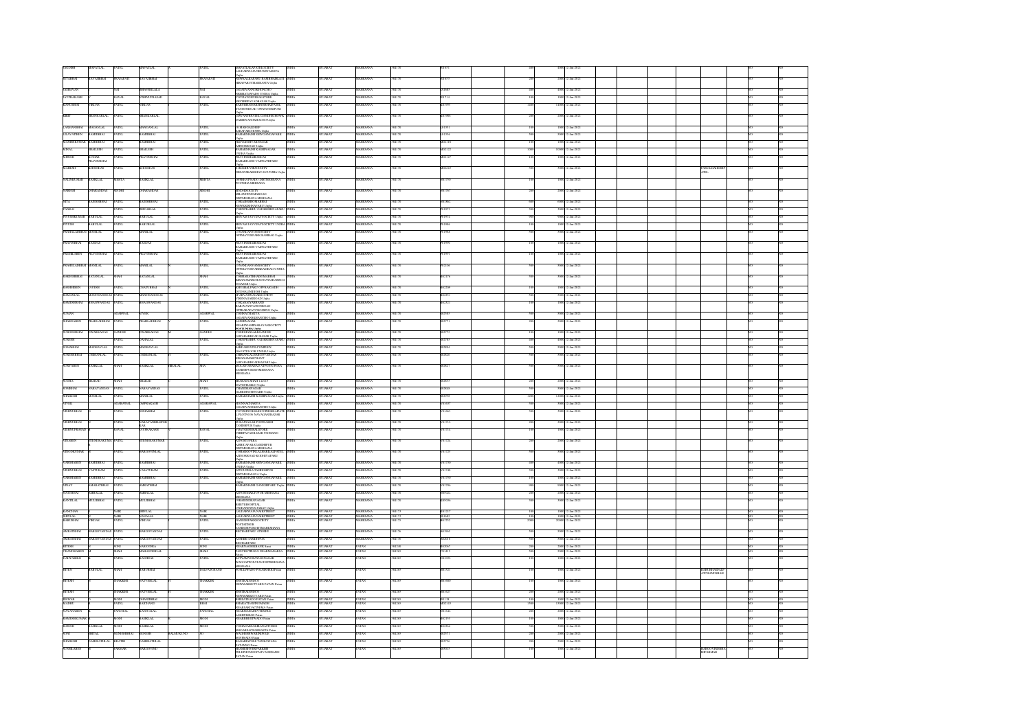| First Name | Middle Name | Last Name | Father/Husband First Name | Father/Husband Middle Name | Father/Husband Last Name | Address | Country | State | District | Pin Code | Folio Number | Number of Shares | Amount | Proposed Date | Nominee |
|---|---|---|---|---|---|---|---|---|---|---|---|---|---|---|---|
| JAGDISH | MAFATLAL | PATEL | MAFATLAL | | PATEL | MAFATLALAL AT SELSOCIETY LALDARWAJA NR.UMIYAMATA Unjha | INDIA | GUJARAT | MAHESANA | 384170 | P01493 | 400 | 4000 | 22-Jan-2021 | |
| SITABHAI | KAVABHAI | PRAJAPATI | KAVABHAI | | PRAJAPATI | NEWKALKAPARU RAMBHAIRAVATI NR.APARUTCHAMRAVTA Unjha | INDIA | GUJARAT | MAHESANA | 384170 | S01653 | 200 | 2000 | 22-Jan-2021 | |
| JASHAVAN | | NAI | BHAVSHILALA | | NAI | JAGARIYANNOIDKHONCHO NEBHATARWADO UNJHA Unjha | INDIA | GUJARAT | MAHESANA | 384170 | J01089 | 200 | 2000 | 22-Jan-2021 | |
| JAYPRAKASH | | RAVAL | VISHNUPRASAD | | RAVAL | C/O VINAYAKHVERALSTORE NR.CHHIPWAD BAZAR Unjha | INDIA | GUJARAT | MAHESANA | 384170 | J01714 | 100 | 1000 | 22-Jan-2021 | |
| KANUBHAI | VIRDAS | PATEL | VIRDAS | | PATEL | RAJUSHHANKARTHEHAREVEL STATIONROAD OPP Unjha | INDIA | GUJARAT | MAHESANA | 384170 | K01093 | 1400 | 14000 | 22-Jan-2021 | |
| KIRIT | SHANKARLAL | PATEL | SHANKARLAL | | | SANYASHI VIPUL Unjha | INDIA | GUJARAT | MAHESANA | 384170 | K01986 | 200 | 2000 | 22-Jan-2021 | |
| KANTABEN | MAGANLAL | PATEL | MAGANLAL | | PATEL | 18 MANGALDHAM Unjha | INDIA | GUJARAT | MAHESANA | 384170 | K01391 | 100 | 1000 | 22-Jan-2021 | |
| LALAVATIBEN | RAMBHAI | PATEL | RAMBHAI | | PATEL | Unjha | INDIA | GUJARAT | MAHESANA | 384170 | L01336 | 500 | 5000 | 22-Jan-2021 | |
| MANISHKUMAR | RAMBHAI | PATEL | RAMBHAI | | | Unjha | INDIA | GUJARAT | MAHESANA | 384170 | M02118 | 100 | 1000 | 22-Jan-2021 | |
| MINAL | SHAILESH | PATEL | SHAILESH | | PATEL | Unjha | INDIA | GUJARAT | MAHESANA | 384170 | M02122 | 1000 | 10000 | 22-Jan-2021 | |
| MITESH | KUMAR PRAVINBHAI | PATEL | PRAVINBHAI | | PATEL | Unjha | INDIA | GUJARAT | MAHESANA | 384170 | M02127 | 100 | 1000 | 22-Jan-2021 | |
| MAHESH | KHODIDAS | PATEL | KHODIDAS | | PATEL | Unjha | INDIA | GUJARAT | MAHESANA | 384170 | M02219 | 500 | 5000 | 22-Jan-2021 | PARULMAHESH PATEL |
| NALINKUMAR | RAMKLAL | MEHTA | RAMKLAL | | MEHTA | OPPBHATWADO DEPMEHSANA PO UNJHA MEHSANA | INDIA | GUJARAT | MAHESANA | 384170 | N01790 | 100 | 1000 | 22-Jan-2021 | |
| NARESH | DHARAMDAS | SINDHI | DHARAMDAS | | SINDHI | SINDHISOCIETY Unjha | INDIA | GUJARAT | MAHESANA | 384170 | N01767 | 200 | 2000 | 22-Jan-2021 | |
| NITA | RAMESHBHAI | PATEL | RAMESHBHAI | | PATEL | Unjha | INDIA | GUJARAT | MAHESANA | 384170 | N01862 | 400 | 4000 | 22-Jan-2021 | |
| PANKAJ | | PATEL | SHIVABHAI | | PATEL | Unjha | INDIA | GUJARAT | MAHESANA | 384170 | P01975 | 500 | 5000 | 22-Jan-2021 | |
| PIYUSHKUMAR | BABULAL | PATEL | BABULAL | | PATEL | Unjha | INDIA | GUJARAT | MAHESANA | 384170 | P01974 | 500 | 5000 | 22-Jan-2021 | |
| PIYUSH | BABULAL | PATEL | BABULAL | | PATEL | Unjha | INDIA | GUJARAT | MAHESANA | 384170 | P01986 | 100 | 1000 | 22-Jan-2021 | |
| PRAHALADBHAI | MANILAL | PATEL | MANILAL | | PATEL | Unjha | INDIA | GUJARAT | MAHESANA | 384170 | P01988 | 500 | 5000 | 22-Jan-2021 | |
| PRAVINBHAI | RAMDAS | PATEL | RAMDAS | | PATEL | Unjha | INDIA | GUJARAT | MAHESANA | 384170 | P01999 | 100 | 1000 | 22-Jan-2021 | |
| PREMILABEN | PRAVINBHAI | PATEL | PRAVINBHAI | | PATEL | Unjha | INDIA | GUJARAT | MAHESANA | 384170 | P01991 | 100 | 1000 | 22-Jan-2021 | |
| PRAHLADBHAI | MANILAL | PATEL | MANILAL | | PATEL | Unjha | INDIA | GUJARAT | MAHESANA | 384170 | P02216 | 500 | 5000 | 22-Jan-2021 | |
| RAKESHBHAI | RATANLAL | SHAH | RATANLAL | | SHAH | Unjha | INDIA | GUJARAT | MAHESANA | 384170 | R02178 | 500 | 5000 | 22-Jan-2021 | |
| RAMESHBEN | SITESH | PATEL | CHATURBHAI | | PATEL | Unjha | INDIA | GUJARAT | MAHESANA | 384170 | R02209 | 100 | 1000 | 22-Jan-2021 | |
| RAMANLAL | MANCHHANDAS | PATEL | MANCHHANDAS | | PATEL | Unjha | INDIA | GUJARAT | MAHESANA | 384170 | R02251 | 500 | 5000 | 22-Jan-2021 | |
| RAMESHBHAI | BHAGWANDAS | PATEL | BHAGWANDAS | | PATEL | Unjha | INDIA | GUJARAT | MAHESANA | 384170 | R02511 | 100 | 1000 | 22-Jan-2021 | |
| RAJAN | | AGARWAL | VIVEK | | AGARWAL | Unjha | INDIA | GUJARAT | MAHESANA | 384170 | R02589 | 500 | 5000 | 22-Jan-2021 | |
| SHARDABEN | PRAHLADBHAI | PATEL | PRAHLADBHAI | | PATEL | Unjha | INDIA | GUJARAT | MAHESANA | 384170 | S02771 | 200 | 2000 | 22-Jan-2021 | |
| SURESHBHAI | DWARKADAS | GANDHI | DWARKADAS | | GANDHI | Unjha | INDIA | GUJARAT | MAHESANA | 384170 | S02773 | 150 | 1500 | 22-Jan-2021 | |
| SURESH | | PATEL | JASHALAL | | | Unjha | INDIA | GUJARAT | MAHESANA | 384170 | S02789 | 400 | 4000 | 22-Jan-2021 | |
| SOMABHAI | MADHAVLAL | PATEL | MADHAVLAL | | | Unjha | INDIA | GUJARAT | MAHESANA | 384170 | S03004 | 500 | 5000 | 22-Jan-2021 | |
| SURESHBHAI | CHHANALAL | PATEL | CHHANALAL | | PATEL | Unjha | INDIA | GUJARAT | MAHESANA | 384170 | S02826 | 500 | 5000 | 22-Jan-2021 | |
| SURYABEN | RAMKLAL | SHAH | RAMKLAL | | SHA | TAMBAPUSEJNI MEHSANA MEHSANA | INDIA | GUJARAT | MAHESANA | 384170 | S02827 | 500 | 5000 | 22-Jan-2021 | |
| SUDHA | SHARAD | SHAH | SHARAD | | SHAH | Unjha | INDIA | GUJARAT | MAHESANA | 384170 | S02839 | 200 | 2000 | 22-Jan-2021 | |
| SOMBHAI | NARAYANDAS | PATEL | NARAYANDAS | | PATEL | Unjha | INDIA | GUJARAT | MAHESANA | 384170 | S02845 | 500 | 5000 | 22-Jan-2021 | |
| SHAILESH | MANILAL | PATEL | MANILAL | | PATEL | Unjha | INDIA | GUJARAT | MAHESANA | 384170 | S02958 | 1300 | 13000 | 22-Jan-2021 | |
| VIVEK | SHAGARWAL | | OMPRAKASH | | AGARWAL | Unjha | INDIA | GUJARAT | MAHESANA | 384170 | V01693 | 500 | 5000 | 22-Jan-2021 | |
| VISHNUBHAI | | PATEL | SOMABHAI | | | Unjha | INDIA | GUJARAT | MAHESANA | 384170 | V01663 | 500 | 5000 | 22-Jan-2021 | |
| VISHNUBHAI | | PATEL | NARAYANBHAI | | PATEL | Unjha | INDIA | GUJARAT | MAHESANA | 384170 | V01711 | 200 | 2000 | 22-Jan-2021 | |
| VISHNUPRASAD | | RAVAL | JAYPRAKASH | | RAVAL | Unjha | INDIA | GUJARAT | MAHESANA | 384170 | V01714 | 100 | 1000 | 22-Jan-2021 | |
| VINABEN | JITENDRAKUMAR | PATEL | JITENDRAKUMAR | | PATEL | Unjha | INDIA | GUJARAT | MAHESANA | 384170 | V01724 | 200 | 2000 | 22-Jan-2021 | |
| VINODKUMAR | | PATEL | BABUGOVINLAL | | PATEL | Unjha | INDIA | GUJARAT | MAHESANA | 384170 | V01725 | 500 | 5000 | 22-Jan-2021 | |
| VARSHABEN | RAMESHBHAI | PATEL | RAMESHBHAI | | PATEL | Unjha | INDIA | GUJARAT | MAHESANA | 384170 | V01750 | 400 | 4000 | 22-Jan-2021 | |
| VISHNUBHAI | NATVARLAL | PATEL | NATVARLAL | | PATEL | Unjha | INDIA | GUJARAT | MAHESANA | 384170 | V01748 | 100 | 1000 | 22-Jan-2021 | |
| VARSHABEN | RAMESHBHAI | PATEL | RAMESHBHAI | | PATEL | Unjha | INDIA | GUJARAT | MAHESANA | 384170 | V01750 | 100 | 1000 | 22-Jan-2021 | |
| VINAY | AMARATBHAI | PATEL | AMRATBHAI | | | Unjha | INDIA | GUJARAT | MAHESANA | 384170 | V01796 | 500 | 5000 | 22-Jan-2021 | |
| NATUBHAI | AMBALAL | PATEL | AMBALAL | | PATEL | MEHSANA | INDIA | GUJARAT | MAHESANA | 384170 | N00322 | 200 | 2000 | 22-Jan-2021 | |
| KANTILAL | MULJIBHAI | PATEL | MULJIBHAI | | | Unjha | INDIA | GUJARAT | MAHESANA | 384170 | K09396 | 500 | 5000 | 22-Jan-2021 | |
| KAMLESH | | NAIK | SHIVLAL | | NAIK | LALDARWAJA NAIKSTREET | INDIA | GUJARAT | MAHESANA | 384173 | K01213 | 100 | 1000 | 22-Jan-2021 | |
| SHIVLAL | | NAIK | NANALAL | | NAIK | LALDARWAJA NAIKSTREET | INDIA | GUJARAT | MAHESANA | 384173 | S01085 | 500 | 5000 | 22-Jan-2021 | |
| BABUBHAI | VIRDAS | PATEL | VIRDAS | | PATEL | GANESHPARKSOCIETY MEHSANA | INDIA | GUJARAT | MAHESANA | 384170 | B01752 | 2000 | 20000 | 22-Jan-2021 | |
| AMBATBHAI | BABUGOVINDAS | PATEL | BABUGOVINDAS | | PATEL | BECHARAJI | INDIA | GUJARAT | MAHESANA | 384176 | A01903 | 500 | 5000 | 22-Jan-2021 | |
| AMBATBHAI | BABUGOVINDAS | PATEL | BABUGOVINDAS | | PATEL | BECHARAJI | INDIA | GUJARAT | MAHESANA | 384176 | A02018 | 500 | 5000 | 22-Jan-2021 | |
| RITESH | | SONI | NARENDRA | | SONI | Patan | INDIA | GUJARAT | PATAN | 384240 | R02065 | 200 | 2000 | 22-Jan-2021 | |
| CHANDRABEN | | SHAH | MAHASUKHLAL | | SHAH | Patan | INDIA | GUJARAT | PATAN | 384265 | C01312 | 500 | 5000 | 22-Jan-2021 | |
| DAHYABHAI | | PATEL | JANDHAS | | | PATAN | INDIA | GUJARAT | PATAN | 384265 | D01032 | 100 | 1000 | 22-Jan-2021 | |
| BIPIN | BABULAL | SHAH | BABUBHAI | | DALPATCHAND | Patan | INDIA | GUJARAT | PATAN | 384265 | B01521 | 100 | 1000 | 22-Jan-2021 | BABUBHAIDALP ATCHANDSHAH |
| HITESH | | THAKKER | NATVERLAL | | THAKKER | PATAN Patan | INDIA | GUJARAT | PATAN | 384265 | H01600 | 100 | 1000 | 22-Jan-2021 | |
| HITESH | | THAKKER | NATVERLAL | | THAKKER | PATAN Patan | INDIA | GUJARAT | PATAN | 384265 | H01627 | 200 | 2000 | 22-Jan-2021 | |
| ISHWAR | | MODI | CHANDUBHAI | | MODI | PATAN Patan | INDIA | GUJARAT | PATAN | 384265 | I01136 | 1700 | 17000 | 22-Jan-2021 | |
| JETHU | | PATEL | BADHANJI | | | Patan | INDIA | GUJARAT | PATAN | 384265 | J02145 | 1300 | 13000 | 22-Jan-2021 | |
| NAYANABEN | | PANCHAL | KANTYALAL | | PANCHAL | Patan | INDIA | GUJARAT | PATAN | 384265 | N01642 | 120 | 1200 | 22-Jan-2021 | |
| RAMESHKUMAR | | MODI | RASIKLAL | | MODI | Patan | INDIA | GUJARAT | PATAN | 384265 | R02153 | 100 | 1000 | 22-Jan-2021 | |
| RASHIK | RASIKLAL | MODI | RASIKLAL | | MODI | Patan | INDIA | GUJARAT | PATAN | 384265 | R02264 | 500 | 5000 | 22-Jan-2021 | |
| RUPSI | SHITAL | SUNDERBHAI | SUNDERBHAI | | | Patan | INDIA | GUJARAT | PATAN | 384265 | R02871 | 200 | 2000 | 22-Jan-2021 | |
| SHAILESH | VARSHATHLAL | KHATRI | VARSHATHLAL | | | Patan | INDIA | GUJARAT | PATAN | 384265 | S02736 | 200 | 2000 | 22-Jan-2021 | |
| SUSHILABEN | | PARMAR | BABUGOVIND | | | PATAN Patan | INDIA | GUJARAT | PATAN | 384265 | S09619 | 100 | 1000 | 22-Jan-2021 | HARGOVINDBHAI MPARMAR |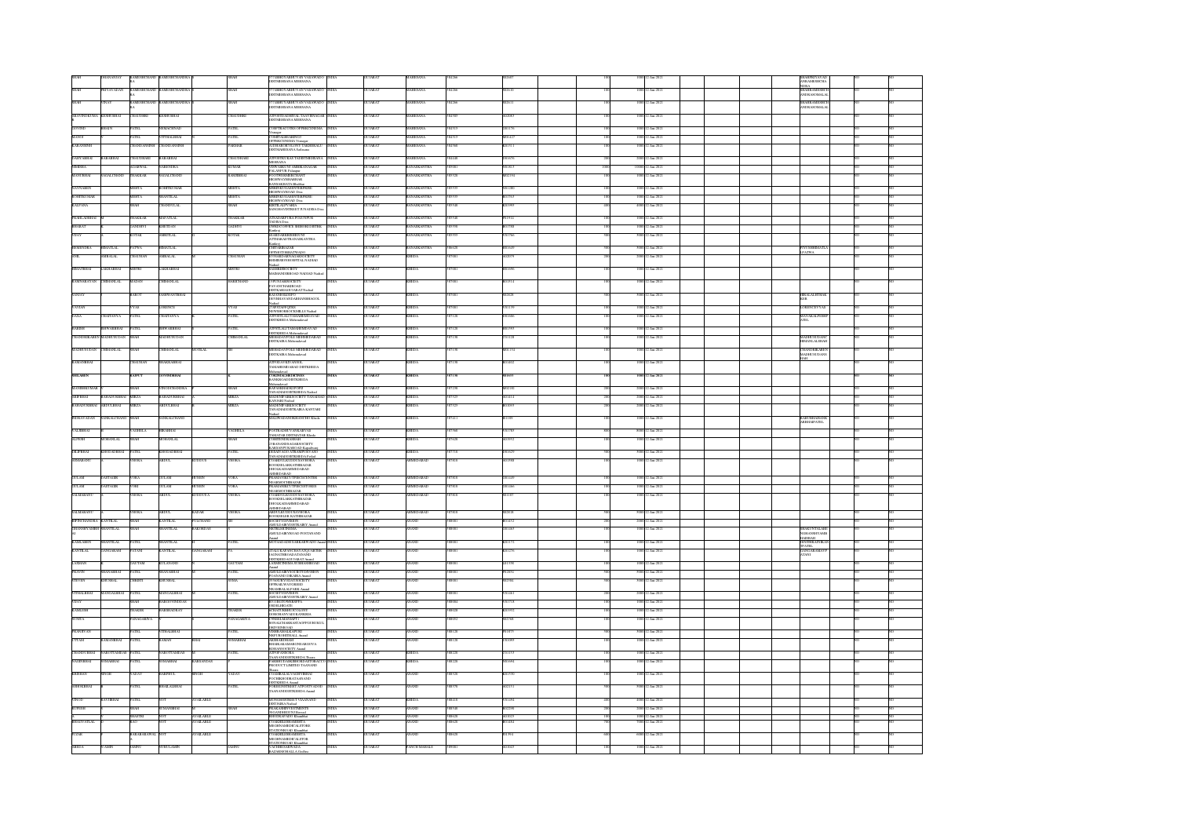| First Name | Middle Name | Last Name | Father/Husband First Name | Father/Husband Middle Name | Father/Husband Last Name | Address | Country | State | District | Pin Code | Folio Number | DP ID-Client ID-Account Number | Number of shares | Nominal value of shares | Actual Date of transfer to IEPF | Joint Holder Name | Is the Investment (amount / shares) under any litigation | Is the shares transfer from unpaid suspense account |
|---|---|---|---|---|---|---|---|---|---|---|---|---|---|---|---|---|---|---|
| SHAH | DHANANJAY | | RAMESHCHAND | RAMESHCHANDRA | | SHAH 57 GHRUVARSH TVAN VASAWADO DISTMEHSANA MEHSANA | INDIA | GUJARAT | MAHESANA | 384296 | | | 100 | 1000 | 12-Jan-2021 | SHAHPRITAVAD ANRAMESHCHA NDRA | NO | NO |
| SHAH | PRIYAVADAN | | RAMESHCHAND | RAMESHCHANDRA | | SHAH 57 GHRUVARSH TVAN VASAWADO DISTMEHSANA MEHSANA | INDIA | GUJARAT | MAHESANA | 384296 | | | 100 | 1000 | 12-Jan-2021 | SHAHRAMESHCH ANDRAAMBALAL | NO | NO |
| SHAH | VINAY | | RAMESHCHAND | RAMESHCHANDRA | | SHAH 57 GHRUVARSH TVAN VASAWADO DISTMEHSANA MEHSANA | INDIA | GUJARAT | MAHESANA | 384296 | | | 100 | 1000 | 12-Jan-2021 | SHAHRAMESHCH ANDRAAMBALAL | NO | NO |
| ARAVINDKUMA | KESHUBHAI | CHAUDHRI | KESHUBHAI | | CHAUDHRI | DISTMEHSANA MEHSANA | INDIA | GUJARAT | MAHESANA | 384305 | | | 100 | 1000 | 12-Jan-2021 | | NO | NO |
| GOVIND | BHAIJN | PATEL | HEMACHNAD | | PATEL | Visnagar | INDIA | GUJARAT | MAHESANA | 384315 | | | 100 | 1000 | 12-Jan-2021 | | NO | NO |
| MANOJ | | PATEL | VITTHALBHAI | | PATEL | OPPBRICONENA Visnagar | INDIA | GUJARAT | MAHESANA | 384315 | | | 100 | 1000 | 12-Jan-2021 | | NO | NO |
| KARANSINH | | CHANDANSINH | CHANDANSINH | | PARMAR | DISTMAHESANA Kalol | INDIA | GUJARAT | MAHESANA | 384565 | | | 100 | 1000 | 12-Jan-2021 | | NO | NO |
| VAGHABHAI | BABABHAI | CHAUDHARI | BABABHAI | | CHAUDHARI | MEHSANA | INDIA | GUJARAT | MAHESANA | 384440 | | | 200 | 2000 | 12-Jan-2021 | | NO | NO |
| MRIDHA | | AGARWAL | NARENDRA | | KUMAR | PALANPUR Palanpur | INDIA | GUJARAT | BANASKANTHA | 385001 | | | 1000 | 10000 | 12-Jan-2021 | | NO | NO |
| SATANBHAI | NAGALCHAND | THAKKAR | NAGALCHAND | | RAMBHAI | BANASKANTHA Bhabhar | INDIA | GUJARAT | BANASKANTHA | 385320 | | | 100 | 1000 | 12-Jan-2021 | | NO | NO |
| NAYNABEN | | MEHTA | ROHITKUMAR | | MEHTA | HIGHWAYROAD Deesa | INDIA | GUJARAT | BANASKANTHA | 385535 | | | 100 | 1000 | 12-Jan-2021 | | NO | NO |
| ROHITKUMAR | | MEHTA | SHANTILAL | | MEHTA | HIGHWAYROAD Deesa | INDIA | GUJARAT | BANASKANTHA | 385535 | | | 100 | 1000 | 12-Jan-2021 | | NO | NO |
| KALPANA | | SHAH | CHANDULAL | | SHAH | BANASKANTHA Deesa | INDIA | GUJARAT | BANASKANTHA | 385535 | | | 400 | 4000 | 12-Jan-2021 | | NO | NO |
| PRAHLADBHAI | | THAKKAR | MAFATLAL | | THAKKAR | THARA Deesa | INDIA | GUJARAT | BANASKANTHA | 385540 | | | 100 | 1000 | 12-Jan-2021 | | NO | NO |
| BHARAT | | GANDHVI | KHETDAN | | GADHVI | | INDIA | GUJARAT | BANASKANTHA | 385550 | | | 100 | 1000 | 12-Jan-2021 | | NO | NO |
| VIJAY | | KOTAK | AMRITLAL | | KOTAK | Kankrej | INDIA | GUJARAT | BANASKANTHA | 385555 | | | 500 | 5000 | 12-Jan-2021 | | NO | NO |
| BHAVENDRA | BHIKHALAL | PATWA | BHIKHALAL | | | Kankrej | INDIA | GUJARAT | BANASKANTHA | 386620 | | | 500 | 5000 | 12-Jan-2021 | PINAKIBBHAVEN PATWA | NO | NO |
| ANIL | AMBALAL | CHAUHAN | AMBALAL | | CHAUHAN | Nadiad | INDIA | GUJARAT | KHEDA | 387001 | | | 200 | 2000 | 12-Jan-2021 | | NO | NO |
| BHARATBHAI | LAKHABHAI | MISTRI | LAKHABHAI | | MISTRI | Nadiad | INDIA | GUJARAT | KHEDA | 387001 | | | 100 | 1000 | 12-Jan-2021 | | NO | NO |
| RAMINIKANTAN | CHIMANLAL | BAGAN | CHIMANLAL | | BAROCHANI | Nadiad | INDIA | GUJARAT | KHEDA | 387001 | | | 100 | 1000 | 12-Jan-2021 | | NO | NO |
| SANJAY | | RAWAT | JASHWANTBHAI | | | Nadiad | INDIA | GUJARAT | KHEDA | 387001 | | | 500 | 5000 | 12-Jan-2021 | HIRALALISHAK KER | NO | NO |
| JAYESH | | VYAS | LAXMANCE | | VYAS | Nadiad | INDIA | GUJARAT | KHEDA | 387001 | | | 100 | 1000 | 12-Jan-2021 | LOKENDRVYAS | NO | NO |
| TARA | CHAITANYA | PATEL | CHAITANYA | | PATEL | DISTKHEDA Mehmedavad | INDIA | GUJARAT | KHEDA | 387120 | | | 100 | 1000 | 12-Jan-2021 | JAYAKALPESHP ATEL | NO | NO |
| HARESH | SHIVABHAI | PATEL | SHIVABHAI | | PATEL | DISTKHEDA Mehmedavad | INDIA | GUJARAT | KHEDA | 387120 | | | 100 | 1000 | 12-Jan-2021 | | NO | NO |
| CHANDRIKABEN | MADHUSUDAN | SHAH | MADHUSUDAN | | CHIMANLAL | DISTKAIRA Mehmedavad | INDIA | GUJARAT | KHEDA | 387130 | | | 100 | 1000 | 12-Jan-2021 | MADHUSUDANC HIMANLALSHAH | NO | NO |
| MADHUSUDAN | CHIMANLAL | SHAH | CHIMANLAL | MOTILAL | SH | DISTKAIRA Mehmedavad | INDIA | GUJARAT | KHEDA | 387130 | | | 100 | 1000 | 12-Jan-2021 | CHANDRIKABEN MADHUSUDANS HAH | NO | NO |
| RAMANBHAI | | CHAUHAN | BHAKHABHAI | | | Mehmedavad | INDIA | GUJARAT | KHEDA | 387130 | | | 100 | 1000 | 12-Jan-2021 | | NO | NO |
| SHILABEN | | RAJPUT | GOVINDBHAI | | | Mehmedavad | INDIA | GUJARAT | KHEDA | 387130 | | | 100 | 1000 | 12-Jan-2021 | | NO | NO |
| MANISHKUMAR | | SHAH | VINODCHANDRA | | SHAH | TANADIADDISTKHEDA Nadiad | INDIA | GUJARAT | KHEDA | 387230 | | | 200 | 2000 | 12-Jan-2021 | | NO | NO |
| ARIFBEGUI | BAHADURBHAI | MIRZA | BAHADURBHAI | | MIRZA | KANJARI Nadiad | INDIA | GUJARAT | KHEDA | 387325 | | | 200 | 2000 | 12-Jan-2021 | | NO | NO |
| BAHADURBHAI | ABDULBHAI | MIRZA | ABDULBHAI | | MIRZA | Nadiad | INDIA | GUJARAT | KHEDA | 387325 | | | 200 | 2000 | 12-Jan-2021 | | NO | NO |
| NIRAVAYADAN | SANKALCHAND | SHAH | SANKALCHAND | | | Kheda | INDIA | GUJARAT | KHEDA | 387411 | | | 100 | 1000 | 12-Jan-2021 | KARUNBHAISANK ALCHANDSHAH | NO | NO |
| NALINBHAI | | VAGHELA | BIKABHAI | | VAGHELA | TAMATAR DISTMATAR Kheda | INDIA | GUJARAT | KHEDA | 387560 | | | 800 | 8000 | 12-Jan-2021 | | NO | NO |
| ALPESH | MOHANLAL | SHAH | MOHANLAL | | SHAH | KARJANPURAROAD Kapadvanj | INDIA | GUJARAT | KHEDA | 387620 | | | 100 | 1000 | 12-Jan-2021 | | NO | NO |
| DILIPBHAI | KHODABHAI | PATEL | KHODABHAI | | PATEL | TANADIADDISTKHEDA Petlad | INDIA | GUJARAT | KHEDA | 387710 | | | 500 | 5000 | 12-Jan-2021 | | NO | NO |
| ANJARANU | | VHORA | ABDUL | KUDDUS | VHORA | AHMEDABAD | INDIA | GUJARAT | AHMEDABAD | 387810 | | | 100 | 1000 | 12-Jan-2021 | | NO | NO |
| GULAM | SATTADIN | VORA | GULAM | MOHIN | VORA | NEARMOCHIBAZAR | INDIA | GUJARAT | AHMEDABAD | 387810 | | | 200 | 2000 | 12-Jan-2021 | | NO | NO |
| GULAM | SATTADIN | VORI | GULAM | MOHIN | VORA | NEARMOCHIBAZAR | INDIA | GUJARAT | AHMEDABAD | 387810 | | | 100 | 1000 | 12-Jan-2021 | | NO | NO |
| SALMABANU | | VHORA | ABDUL | KUDDUS A | VHORA | AHMEDABAD | INDIA | GUJARAT | AHMEDABAD | 387810 | | | 100 | 1000 | 12-Jan-2021 | | NO | NO |
| SALMABANU | | VHORA | ABDUL | RAZAK | VHORA | AHMEDABAD | INDIA | GUJARAT | AHMEDABAD | 387810 | | | 500 | 5000 | 12-Jan-2021 | | NO | NO |
| BIPINCHANDRA | KANTILAL | SHAH | KANTILAL | FULCHAND | SH | AMULDAIRYDOSTKAIRY Anand | INDIA | GUJARAT | ANAND | 388001 | | | 200 | 2000 | 12-Jan-2021 | | NO | NO |
| GHANSHYAMBH | SHANTILAL | SHAH | SHANTILAL | BAKORDAS | | Anand | INDIA | GUJARAT | ANAND | 388001 | | | 100 | 1000 | 12-Jan-2021 | SHAKUNTALABE NGHANSHYAMBH AISHAH | NO | NO |
| KAMLABEN | SHANTILAL | PATEL | SHANTILAL | | PATEL | Anand | INDIA | GUJARAT | ANAND | 388001 | | | 100 | 1000 | 12-Jan-2021 | SHAILESHPARIKH | NO | NO |
| KANTILAL | SANGABHAI | PATANI | KANTILAL | SANGABHAI | PA | DISTKHEDAGUJARAT Anand | INDIA | GUJARAT | ANAND | 388001 | | | 100 | 1000 | 12-Jan-2021 | GANGABENMAYP ATANI | NO | NO |
| SANJAN | | GAUTAM | KULANAND | | GAUTAM | Anand | INDIA | GUJARAT | ANAND | 388001 | | | 100 | 1000 | 12-Jan-2021 | | NO | NO |
| PRAVIN | BHANABHAI | PATEL | BHANABHAI | | PATEL | Anand | INDIA | GUJARAT | ANAND | 388001 | | | 500 | 5000 | 12-Jan-2021 | | NO | NO |
| NITESH | KHUSHAL | TRIEDI | KHUSHAL | | JOSHI | Anand | INDIA | GUJARAT | ANAND | 388001 | | | 500 | 5000 | 12-Jan-2021 | | NO | NO |
| VITHALBHAI | MANGALBHAI | PATEL | MANGALBHAI | | PATEL | Anand | INDIA | GUJARAT | ANAND | 388001 | | | 200 | 2000 | 12-Jan-2021 | | NO | NO |
| VIJAY | | SHAH | BABUBHAI | | | AMULDAIRYDOSTKAIRY Anand | INDIA | GUJARAT | ANAND | 388001 | | | 100 | 1000 | 12-Jan-2021 | | NO | NO |
| KAMLESH | | THAKER | HARIBHAI | | THAKER | Anand | INDIA | GUJARAT | ANAND | 388020 | | | 100 | 1000 | 12-Jan-2021 | | NO | NO |
| PUSHPA | | PANAGARIYA | | | PANAGARIYA | Anand | INDIA | GUJARAT | ANAND | 388051 | | | 100 | 1000 | 12-Jan-2021 | | NO | NO |
| PRADIPVAN | | PATEL | VITHALBHAI | | PATEL | Anand | INDIA | GUJARAT | ANAND | 388120 | | | 500 | 5000 | 12-Jan-2021 | | NO | NO |
| VIPAN | RAMANBHAI | PATEL | RAMAN | BHAI | SOMABHAI | Anand | INDIA | GUJARAT | ANAND | 388120 | | | 100 | 1000 | 12-Jan-2021 | | NO | NO |
| CHANDUBHAI | VAGHAMBHAI | PATEL | VAGHAMBHAI | | PATEL | TAANANDDISTKHEDA Thasra | INDIA | GUJARAT | KHEDA | 388250 | | | 100 | 1000 | 12-Jan-2021 | | NO | NO |
| MADHUBHAI | SOMABHAI | PATEL | SOMABHAI | KARSANDAS | | TAANAND | INDIA | GUJARAT | KHEDA | 388320 | | | 100 | 1000 | 12-Jan-2021 | | NO | NO |
| KRISHAN | SINGH | YADAV | HARPHUL | SINGH | YADAV | DISTKHEDA Anand | INDIA | GUJARAT | ANAND | 388320 | | | 100 | 1000 | 12-Jan-2021 | | NO | NO |
| ASHOKBHAI | | PATEL | BHAILALBHAI | | PATEL | TAANANDDISTKHEDA Anand | INDIA | GUJARAT | ANAND | 388370 | | | 500 | 5000 | 12-Jan-2021 | | NO | NO |
| VINOD | RAVJIBHAI | PATEL | NOT | AVAILABLE | | DISTKHEDA Nadiad | INDIA | GUJARAT | KHEDA | 388410 | | | 400 | 4000 | 12-Jan-2021 | | NO | NO |
| RUPESH | | SHAH | SUMANBHAI | | SHAH | Borsad | INDIA | GUJARAT | ANAND | 388540 | | | 200 | 2000 | 12-Jan-2021 | | NO | NO |
| | | SHASTRI | NOT | AVAILABLE | | Khambhat | INDIA | GUJARAT | ANAND | 388620 | | | 100 | 1000 | 12-Jan-2021 | | NO | NO |
| BHAGWATILAL | | JOSHI | NOT | AVAILABLE | | Khambhat | INDIA | GUJARAT | ANAND | 388620 | | | 500 | 5000 | 12-Jan-2021 | | NO | NO |
| TUSAR | | RAKSHARAWAL | NOT | AVAILABLE | | STATIONROAD Khambhat | INDIA | GUJARAT | ANAND | 388620 | | | 600 | 6000 | 12-Jan-2021 | | NO | NO |
| ABIDA | SAMIN | JAMNI | NURULAMIN | | JAMNI | BAZARMOHALLA Godhra | INDIA | GUJARAT | PANCH MAHALS | 389001 | | | 100 | 1000 | 12-Jan-2021 | | NO | NO |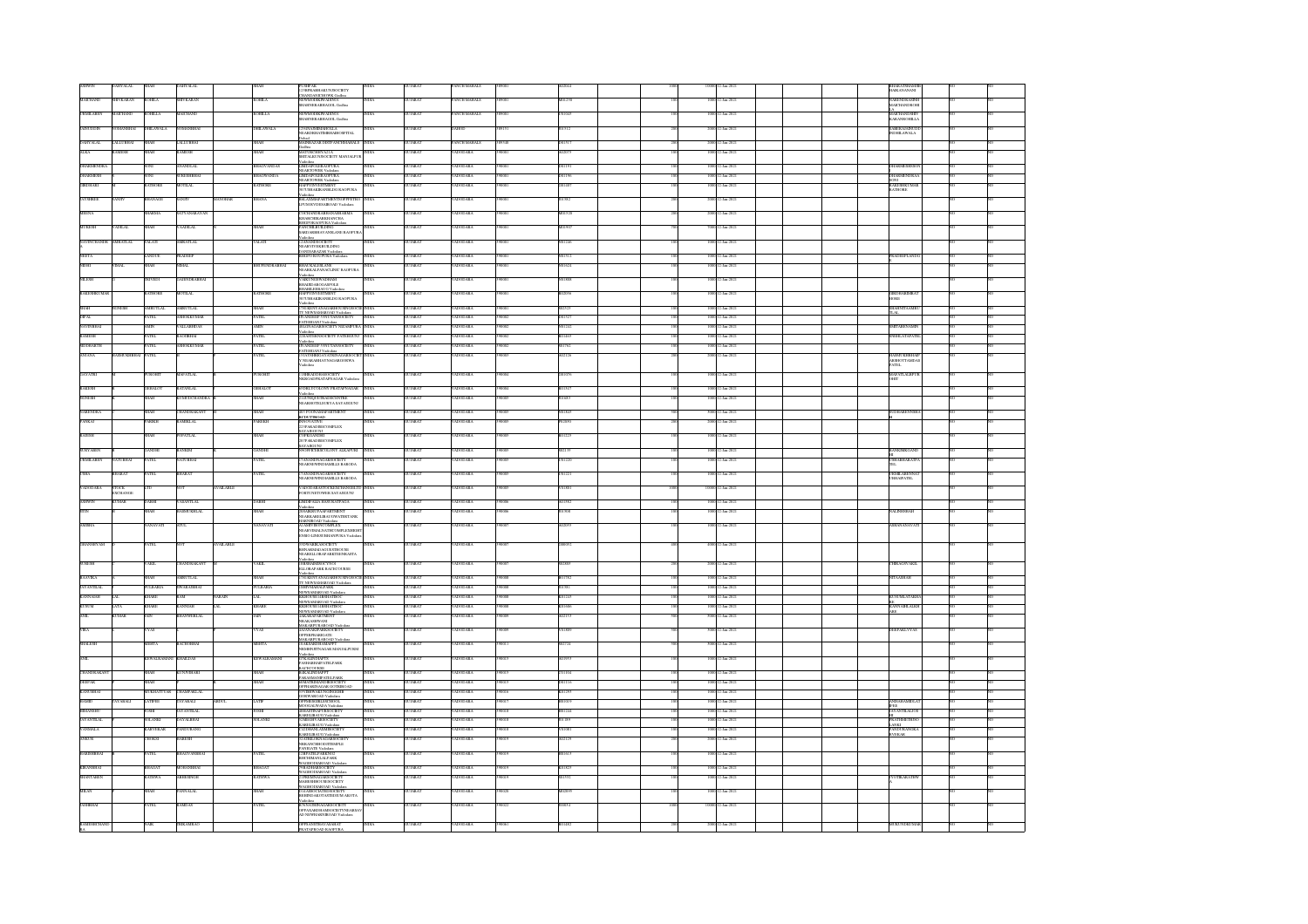| First Name | Middle Name | Last Name | Father/Husband First Name | Father/Husband Middle Name | Father/Husband Last Name | Address | Country | State | District | Pin Code | Folio Number | DP Id-Client Id | Number of Shares | Amount | Proposed Date of Transfer | Nominee / Joint Holder | Litigation | Unpaid Suspense |
|---|---|---|---|---|---|---|---|---|---|---|---|---|---|---|---|---|---|---|
| ASHWIN | NATVARLAL | SHAH | NATVARLAL | | SHAH | PUSHPAK 1/3 NIRPKASHAKUNJSOCIETY CHANDANAGROHWK Godhra | INDIA | GUJARAT | PANCH MAHALS | 389001 | A02044 | | 1000 | 10000.00 | 12-Jan-2021 | BHARATIHASHWINKUMARASHAH | NO | NO |
| MARTHAND | SHIVKARAN | SOHILA | SHIVKARAN | | SOHILA | NEWMODERNWARDS 6 BHAMMERABROAD Godhra | INDIA | GUJARAT | PANCH MAHALS | 389001 | M01236 | | 100 | 1000.00 | 12-Jan-2021 | NARENDRASINH MARTHANDSOHILA | NO | NO |
| URMILABEN | MARTHAND | SOHILLA | MARTHAND | | SOHILLA | NEWMODERNWARDS 6 BHAMMERABROAD Godhra | INDIA | GUJARAT | PANCH MAHALS | 389001 | U01043 | | 100 | 1000.00 | 12-Jan-2021 | MARTHANDSHIVKARANSOHILLA | NO | NO |
| SAIFUDDIN | NOMANBHAI | DHILAWALA | NOMANBHAI | | DHILAWALA | 2 SANAWEBHAIFALIA NEARDHSITIHBHARUSPITAL Dahod | INDIA | GUJARAT | DAHOD | 389151 | S01312 | | 500 | 5000.00 | 12-Jan-2021 | FAKHRUDDINSAIFUDDINDHILAWALA | NO | NO |
| KANTILAL | LALLUBHAI | SHAH | LALLUBHAI | | SHAH | SINDHIAZAR DIST PANCHMAHALS | INDIA | GUJARAT | PANCH MAHALS | 389140 | K01517 | | 200 | 2000.00 | 12-Jan-2021 | | NO | NO |
| ALKA | RAMESH | SHAH | RAMESH | | SHAH | 4 SHYOKCHHYALYA SHIVALIKUNJSOCIETY MANJALPUR Vadodara | INDIA | GUJARAT | VADODARA | 390001 | A02079 | | 100 | 1000.00 | 12-Jan-2021 | | NO | NO |
| GHANSHENDRA | | SONI | ANANDLAL | | BHAGWANDAS | 4 BHAGWANDAS NEARTOWER Vadodara | INDIA | GUJARAT | VADODARA | 390001 | G01191 | | 100 | 1000.00 | 12-Jan-2021 | GHANSHESHSONI | NO | NO |
| GHANSHESH | | SONI | SURESHBHAI | | BHAGWANDA | 4 BHAGWANDAS NEARTOWER Vadodara | INDIA | GUJARAT | VADODARA | 390001 | G01196 | | 100 | 1000.00 | 12-Jan-2021 | GHANSHENDRASONI | NO | NO |
| GIRDHARI | | RATHORE | MOTILAL | | RATHORE | HAPPYINVESTMENT 787 TUBKARBANGLOW RAOPURA Vadodara | INDIA | GUJARAT | VADODARA | 390001 | G01407 | | 100 | 1000.00 | 12-Jan-2021 | RAKESHKUMARRATHORE | NO | NO |
| JAYASHREE | SANJIV | BHANAGE | SANJIV | MANOHAR | BHANA | BALAJIMEARSWDENTOOPPFEEKO APUSHOSPERAKROAD Vadodara | INDIA | GUJARAT | VADODARA | 390001 | J01862 | | 200 | 2000.00 | 12-Jan-2021 | | NO | NO |
| MEENA | | SHARMA | SATYANARAYAN | | | 576 CHANDRABHANSHARMA KHAMCHHAKRIHANCHIA BHIDPURAPURA Vadodara | INDIA | GUJARAT | VADODARA | 390001 | M01518 | | 200 | 2000.00 | 12-Jan-2021 | | NO | NO |
| MUKESH | VADILAL | SHAH | VADILAL | | SHAH | PANCHRAJBUILDING BARDASHBHAVANSLANE RAOPURA Vadodara | INDIA | GUJARAT | VADODARA | 390001 | M01947 | | 500 | 5000.00 | 12-Jan-2021 | | NO | NO |
| NAVINCHANDRA | AMRATLAL | VALATI | AMRATLAL | | VALATI | 2 ANANDSOCIETY NEARVIVEKBUILDING DANDIABAZAR Vadodara | INDIA | GUJARAT | VADODARA | 390001 | N01246 | | 100 | 1000.00 | 12-Jan-2021 | | NO | NO |
| NEETA | | LANDGE | PRADEEP | | | 4 THIRDFLOOR TOWER Vadodara | INDIA | GUJARAT | VADODARA | 390001 | N01512 | | 100 | 1000.00 | 12-Jan-2021 | PRADEEPLANDGE | NO | NO |
| NIDHI | VIMAL | SHAH | VIMAL | | BHUPENDRABHAI | BHAUKALEKLANE NEARBALPANACLINIC RAOPURA Vadodara | INDIA | GUJARAT | VADODARA | 390001 | N01634 | | 100 | 1000.00 | 12-Jan-2021 | | NO | NO |
| RAJESH | | TRIVEDI | GAJENDRABHAI | | | 7 ARUNODAYWADMAN BHAIDDARDOAKFOLE BHARLIMBRADI Vadodara | INDIA | GUJARAT | VADODARA | 390001 | R01888 | | 100 | 1000.00 | 12-Jan-2021 | | NO | NO |
| RAKESHKUMAR | | RATHORE | MOTILAL | | RATHORE | HAPPYINVESTMENT 787 TUBKARBANGLOW RAOPURA Vadodara | INDIA | GUJARAT | VADODARA | 390001 | R02056 | | 100 | 1000.00 | 12-Jan-2021 | GIRDHARIBHAIRATHORE | NO | NO |
| SHAH | SURESH | AMRUTLAL | AMRUTLAL | | SHAH | 7 VOKSHYANAGAR MEWASAMAROAD Vadodara | INDIA | GUJARAT | VADODARA | 390001 | S02523 | | 100 | 1000.00 | 12-Jan-2021 | BHAVNITASHRUTILAL | NO | NO |
| DIPAL | | PATEL | ASHOKKUMAR | | PATEL | 4 NANDIDEEPTENTAMOSOCIETY FATEHGANJ Vadodara | INDIA | GUJARAT | VADODARA | 390002 | D01527 | | 100 | 1000.00 | 12-Jan-2021 | | NO | NO |
| NAVINBHAI | | AMIN | VALLABHBHAI | | AMIN | 1 HASIDNAGARSOCIETY NIZAMPURA Vadodara | INDIA | GUJARAT | VADODARA | 390002 | N01242 | | 100 | 1000.00 | 12-Jan-2021 | SMITABENAMIN | NO | NO |
| RAMESH | | PATEL | KACHRBHAI | | PATEL | 2 LAXMIJINISOCIETY FATEHGUNJ Vadodara | INDIA | GUJARAT | VADODARA | 390002 | R01463 | | 100 | 1000.00 | 12-Jan-2021 | SHEELATAPATEL | NO | NO |
| SIDDHARTH | | PATEL | ASHOKKUMAR | | PATEL | 4 NANDIDEEPTENTAMOSOCIETY FATEHGANJ Vadodara | INDIA | GUJARAT | VADODARA | 390002 | S01762 | | 100 | 1000.00 | 12-Jan-2021 | | NO | NO |
| ANJANA | HASMUKHBHAI | PATEL | | | PATEL | 2 VIAYSHREESOCIETY VNAGARAMATSAGARDSOWA Vadodara | INDIA | GUJARAT | VADODARA | 390003 | A02128 | | 200 | 2000.00 | 12-Jan-2021 | HASMUKHBHAIPARSHOTTAMDASPATEL | NO | NO |
| GAYATRI | | PUROHIT | MAFATLAL | | PUROHIT | 1 SHRADDHASOCIETY NIZHAMPURA Vadodara | INDIA | GUJARAT | VADODARA | 390004 | G01076 | | 100 | 1000.00 | 12-Jan-2021 | MAFATLALPUROHIT | NO | NO |
| RAKESH | | GEHALOT | RATANLAL | | GEHALOT | 8 TIRUPATICOLONY NAGAR Vadodara | INDIA | GUJARAT | VADODARA | 390004 | R01517 | | 100 | 1000.00 | 12-Jan-2021 | | NO | NO |
| SUNIDHI | | SHAH | SUMEETCHANDRA | | SHAH | 2/24 NISQUEEKADECENTRE SAYAJIGUNJ | INDIA | GUJARAT | VADODARA | 390005 | S01483 | | 100 | 1000.00 | 12-Jan-2021 | | NO | NO |
| NARENDRA | | SHAH | CHANDRAKANT | | SHAH | 407 PAVISNAAPARTMENT ROD | INDIA | GUJARAT | VADODARA | 390005 | N01848 | | 500 | 5000.00 | 12-Jan-2021 | | NO | NO |
| PANKAJ | | PAREKH | KAMELAL | | PAREKH | 23 PARASBUSCOMPLEX SAYAJIGUNJ | INDIA | GUJARAT | VADODARA | 390005 | P02893 | | 200 | 2000.00 | 12-Jan-2021 | | NO | NO |
| RAKESH | | SHAH | POPATLAL | | SHAH | 2 SHRIGANESH SAYAJIGUNJ | INDIA | GUJARAT | VADODARA | 390005 | R02235 | | 100 | 1000.00 | 12-Jan-2021 | | NO | NO |
| SURYABEN | | GANDHI | RANKIM | | GANDHI | 309 COLONY ALKAPURI | INDIA | GUJARAT | VADODARA | 390005 | S02139 | | 100 | 1000.00 | 12-Jan-2021 | RANKIMGANDHI | NO | NO |
| URMILABEN | NATUBHAI | PATEL | NATUBHAI | | PATEL | 7 ANANDNAGARSOCIETY NEARNUWINDSAMILLS BARODA | INDIA | GUJARAT | VADODARA | 390005 | U01220 | | 100 | 1000.00 | 12-Jan-2021 | CHHABRABHAIPATEL | NO | NO |
| USHA | BHARAT | PATEL | BHARAT | | PATEL | 7 ANANDNAGARSOCIETY NEARNUWINDSAMILLS BARODA | INDIA | GUJARAT | VADODARA | 390005 | U01221 | | 100 | 1000.00 | 12-Jan-2021 | CHHIRABENNATUBHAIPATEL | NO | NO |
| VADODARA | STOCK EXCHANGE | LTD | NOT | | AVAILABLE | VADODARASTOCKEXCHANGE FORTUNETOWER SAYAJIGUNJ | INDIA | GUJARAT | VADODARA | 390005 | V01881 | | 1000 | 10000.00 | 12-Jan-2021 | | NO | NO |
| ASHWIN | KUMAR | DARJI | VASANTLAL | | DARJI | 2 MADHVILAS Vadodara | INDIA | GUJARAT | VADODARA | 390006 | A01962 | | 100 | 1000.00 | 12-Jan-2021 | | NO | NO |
| BINA | | SHAH | HARSUKHLAL | | SHAH | 20 SAKHI HARNIROAD Vadodara | INDIA | GUJARAT | VADODARA | 390006 | B01908 | | 100 | 1000.00 | 12-Jan-2021 | | NO | NO |
| AMBIKA | | NANAVATI | ATUL | | NANAVATI | Vadodara | INDIA | GUJARAT | VADODARA | 390007 | A02093 | | 100 | 1000.00 | 12-Jan-2021 | ASHANANAVATI | NO | NO |
| GHANSHYAM | | PATEL | NOT | | AVAILABLE | 35 DWARKANSOCIETY Vadodara | INDIA | GUJARAT | VADODARA | 390007 | G00052 | | 400 | 4000.00 | 12-Jan-2021 | | NO | NO |
| SURESH | | VAKIL | CHANDRAKANT | | VAKIL | Vadodara | INDIA | GUJARAT | VADODARA | 390007 | S02865 | | 200 | 2000.00 | 12-Jan-2021 | | NO | NO |
| RASVIKA | | SHAH | AMRUTLAL | | SHAH | 7 VOKSHYANAGAR MEWASAMAROAD Vadodara | INDIA | GUJARAT | VADODARA | 390008 | R01792 | | 100 | 1000.00 | 12-Jan-2021 | NITAASHAH | NO | NO |
| JAYANTILAL | | SUTARIA | DWARADBHAI | | SUTARIA | Vadodara | INDIA | GUJARAT | VADODARA | 390008 | J01581 | | 100 | 1000.00 | 12-Jan-2021 | | NO | NO |
| KANTILAL | LAL | KHARE | RAM | NARAIN | LAL | Vadodara | INDIA | GUJARAT | VADODARA | 390008 | K01225 | | 100 | 1000.00 | 12-Jan-2021 | KUSUMLATAKHARE | NO | NO |
| KUSUM | LATA | KHARE | KANNIAH | LAL | KHARE | Vadodara | INDIA | GUJARAT | VADODARA | 390008 | K01046 | | 100 | 1000.00 | 12-Jan-2021 | KANTILALKHARE | NO | NO |
| ANIL | KUMAR | JAIN | BHANWERLAL | | JAIN | 5 AKASHAPARTMENT Vadodara | INDIA | GUJARAT | VADODARA | 390009 | A02155 | | 500 | 5000.00 | 12-Jan-2021 | | NO | NO |
| VIRA | | VYAS | | | VYAS | Vadodara | INDIA | GUJARAT | VADODARA | 390009 | V01809 | | 500 | 5000.00 | 12-Jan-2021 | DEEPAKLVYAS | NO | NO |
| SHAILESH | | MEHTA | BACHUBHAI | | MEHTA | Vadodara | INDIA | GUJARAT | VADODARA | 390011 | S02724 | | 500 | 5000.00 | 12-Jan-2021 | | NO | NO |
| ANIL | | KEWALRAMANI | KHALDAS | | KEWALRAMANI | Vadodara | INDIA | GUJARAT | VADODARA | 390013 | A01993 | | 100 | 1000.00 | 12-Jan-2021 | | NO | NO |
| CHANDRAKANT | | SHAH | KUNVERJI | | SHAH | Vadodara | INDIA | GUJARAT | VADODARA | 390013 | C01104 | | 100 | 1000.00 | 12-Jan-2021 | | NO | NO |
| DEEPAK | | SHAH | | | SHAH | Vadodara | INDIA | GUJARAT | VADODARA | 390013 | D01116 | | 100 | 1000.00 | 12-Jan-2021 | | NO | NO |
| KANUBHAI | | MUKHATYVAR | CHAMPAKLAL | | | Vadodara | INDIA | GUJARAT | VADODARA | 390016 | K01295 | | 100 | 1000.00 | 12-Jan-2021 | | NO | NO |
| HAMID | FAYABALI | LATIFF | FAYABALI | ABDUL | LATIF | Vadodara | INDIA | GUJARAT | VADODARA | 390017 | H01019 | | 100 | 1000.00 | 12-Jan-2021 | ANISAHAMIDLATIFF | NO | NO |
| BHANUDEV | | SONI | JAYANTILAL | | SONI | Vadodara | INDIA | GUJARAT | VADODARA | 390018 | B01244 | | 100 | 1000.00 | 12-Jan-2021 | JAYANTILALSONI | NO | NO |
| JAYANTILAL | | SOLANKI | DAYALBHAI | | SOLANKI | Vadodara | INDIA | GUJARAT | VADODARA | 390018 | J01399 | | 100 | 1000.00 | 12-Jan-2021 | PRAVINBHAIDSOLANKI | NO | NO |
| VANMALA | | KARVEKAR | PANDURANG | | | Vadodara | INDIA | GUJARAT | VADODARA | 390018 | V01081 | | 100 | 1000.00 | 12-Jan-2021 | PANDURANGKARVEKAR | NO | NO |
| ANKUR | | CHOKSI | RAKESH | | | Vadodara | INDIA | GUJARAT | VADODARA | 390019 | A02129 | | 200 | 2000.00 | 12-Jan-2021 | | NO | NO |
| HARESHBHAI | | PATEL | BHAGVANBHAI | | PATEL | Vadodara | INDIA | GUJARAT | VADODARA | 390019 | H01613 | | 100 | 1000.00 | 12-Jan-2021 | | NO | NO |
| KIRANBHAI | | BHAGAT | MOHANBHAI | | BHAGAT | Vadodara | INDIA | GUJARAT | VADODARA | 390019 | K01823 | | 100 | 1000.00 | 12-Jan-2021 | | NO | NO |
| SHANTABEN | | RATHWA | ARBSINGH | | RATHWA | Vadodara | INDIA | GUJARAT | VADODARA | 390019 | S01592 | | 100 | 1000.00 | 12-Jan-2021 | JYOTIKARATHWA | NO | NO |
| MILAN | | SHAH | PANNALAL | | SHAH | Vadodara | INDIA | GUJARAT | VADODARA | 390020 | M02099 | | 100 | 1000.00 | 12-Jan-2021 | | NO | NO |
| JASHBHAI | | PATEL | RAMDAS | | PATEL | Vadodara | INDIA | GUJARAT | VADODARA | 390022 | J00814 | | 1000 | 10000.00 | 12-Jan-2021 | | NO | NO |
| RAMESHCHANDRA | | NAIK | MUKUNDRAO | | | PRATAPROAD RAOPURA | INDIA | GUJARAT | VADODARA | 390001 | R01852 | | 200 | 2000.00 | 12-Jan-2021 | | NO | NO |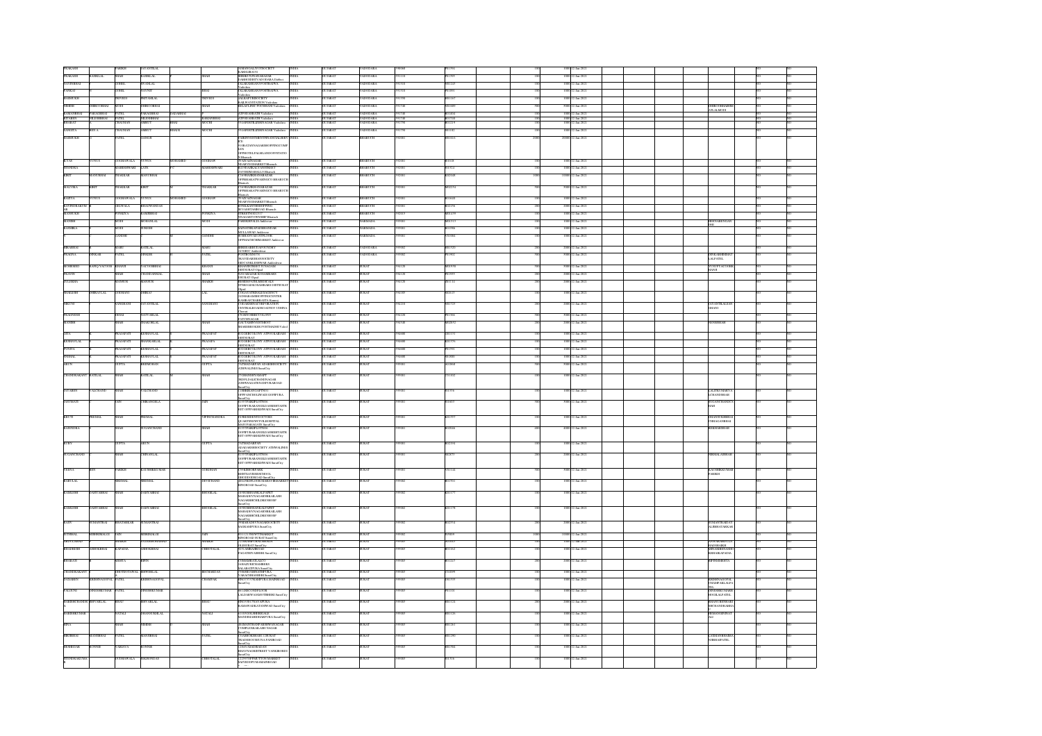| First Name | Middle Name | Last Name | Father/Husband First Name | Father/Husband Middle Name | Father/Husband Last Name | Address | Country | State | District | Pin Code | Folio Number | No. of Shares | Amount | Proposed Date of Transfer | Joint Holder / Nominee | | |
|---|---|---|---|---|---|---|---|---|---|---|---|---|---|---|---|---|---|
| PRAKASH | | PAREKH | JAYANTILAL | | | SAMANGALJYOTSOCIETY KARELIBAUG | INDIA | GUJARAT | VADODARA | 390018 | P01994 | 100 | 1000 | 12-Jan-2021 | | NO | NO |
| PRAKASH | RASIKLAL | SHAH | RASIKLAL | | SHAH | SHRHRIYNIWASMAKAR DABHOIDISTVADODARA Dabhoi | INDIA | GUJARAT | VADODARA | 391110 | P01989 | 100 | 1000 | 12-Jan-2021 | | NO | NO |
| GOVINDBHAI | | GOHIL | PUANLAL | | | SALAKARIAPANPOSTRAPWA Vadodara | INDIA | GUJARAT | VADODARA | 391510 | G01243 | 100 | 1000 | 12-Jan-2021 | | NO | NO |
| PANKAJ | | GOHIL | GOVIND | | BHAI | SALAKARIAPANPOSTRAPWA Vadodara | INDIA | GUJARAT | VADODARA | 391510 | P01995 | 100 | 1000 | 12-Jan-2021 | | NO | NO |
| RAJNIKUR | | TRIVEDI | PRITAMLAL | | TRIVEDI | BALRAPVRHOUSEVIP RAILWAYOUTCOLONY Vadodara | INDIA | GUJARAT | VADODARA | 391350 | R01167 | 100 | 1000 | 12-Jan-2021 | | NO | NO |
| SURESH | SHIRSOMBHAI | MODI | SHIRSOMBHAI | | SHAH | RELAYUEFJPCHSIBANI Vadodara | INDIA | GUJARAT | VADODARA | 391540 | S01809 | 100 | 1000 | 12-Jan-2021 | SHIRSOMBHAIBB AJILALMODI | NO | NO |
| RAMANBHAI | PARAGBHAI | PATEL | PARAGBHAI | JADABHAI | | ASPODAGRATH Vadodara | INDIA | GUJARAT | VADODARA | 391740 | R01404 | 100 | 1000 | 12-Jan-2021 | | NO | NO |
| KUSAREN | NILESHBHAI | PATEL | NILESHBHAI | | RAMANBHAI | ASPODAGRAM Vadodara | INDIA | GUJARAT | VADODARA | 391740 | K01548 | 100 | 1000 | 12-Jan-2021 | | NO | NO |
| BHARAT | | CHAUHAN | AMRUT | BHAI | MOCHI | 55GANDHILESHNAGAR Vadodara | INDIA | GUJARAT | VADODARA | 391790 | B01219 | 100 | 1000 | 12-Jan-2021 | | NO | NO |
| SANGITA | BEN A | CHAUHAN | AMRUT | BHAI | MOCHI | 55GANDHILESHNAGAR Vadodara | INDIA | GUJARAT | VADODARA | 391790 | S01182 | 100 | 1000 | 12-Jan-2021 | | NO | NO |
| RASHMIKUR | | PATEL | DANGIR | | | PARSWANATHSOCIETY ... OPPHOTELPALMLANDHOSPITAL Bharuch | INDIA | GUJARAT | BHARUCH | 392001 | R01614 | 2000 | 20000 | 12-Jan-2021 | | NO | NO |
| ILYAS | YUNUS | GODHAWALA | YUNUS | MOHAMED | GODHAW | 1PATAZNAGAR NEARVEGMARKET Bharuch | INDIA | GUJARAT | BHARUCH | 392001 | I01018 | 100 | 1000 | 12-Jan-2021 | | NO | NO |
| JITENDRA | | MAHESHWARI | LATE | P C | MAHESHWARI | B47HARIKALYANSTREET ... Bharuch | INDIA | GUJARAT | BHARUCH | 392001 | J01514 | 100 | 1000 | 12-Jan-2021 | | NO | NO |
| KIRIT | MANUBHAI | THAKKAR | MANUBHAI | | | ... OPPBHAGATWADIMGO BHARUCH Bharuch | INDIA | GUJARAT | BHARUCH | 392001 | K02048 | 1000 | 10000 | 12-Jan-2021 | | NO | NO |
| MALVIKA | KIRIT | THAKKAR | KIRIT | | THAKKAR | ... OPPBHAGATWADIMGO BHARUCH Bharuch | INDIA | GUJARAT | BHARUCH | 392001 | M02254 | 500 | 5000 | 12-Jan-2021 | | NO | NO |
| RAZIYA | YUNUS | GODHAWALA | YUNUS | MOHAMED | GODHAW | 1PATAZNAGAR NEARVEGMARKET Bharuch | INDIA | GUJARAT | BHARUCH | 392001 | R01620 | 100 | 1000 | 12-Jan-2021 | | NO | NO |
| RAVINDRAKUMAR | | SEVAWALA | BHAGWANDAS | | | ... Bharuch | INDIA | GUJARAT | BHARUCH | 392001 | R02196 | 100 | 1000 | 12-Jan-2021 | | NO | NO |
| ALAMSADI | | PUNDYA | RAMESHBHAI | | PUNDYA | ... NNAGARTOWNSHIP Bharuch | INDIA | GUJARAT | BHARUCH | 392015 | A01238 | 100 | 1000 | 12-Jan-2021 | | NO | NO |
| MANISH | | MODI | MOHANLAL | | MODI | ... Ankleshwar | INDIA | GUJARAT | NARMADA | 393001 | M02715 | 100 | 1000 | 12-Jan-2021 | HEENABENSAN DHI | NO | NO |
| RASMIKA | | MODI | SURESH | | | ... MULLAWAD Ankleshwar | INDIA | GUJARAT | NARMADA | 393001 | R01998 | 100 | 1000 | 12-Jan-2021 | | NO | NO |
| | | GANDHI | | | GANDHI | ... OPPSACHIDMARKET Ankleshwar | INDIA | GUJARAT | NARMADA | 393001 | V01084 | 100 | 1000 | 12-Jan-2021 | | NO | NO |
| BIRADHAI | | MARU | RATILAL | | MARU | ... GIDC Ankleshwar | INDIA | GUJARAT | VADODARA | 393002 | B01520 | 200 | 2000 | 12-Jan-2021 | | NO | NO |
| PRAGNA | DINKAR | PATEL | DINKER | | PATEL | ... Ankleshwar | INDIA | GUJARAT | VADODARA | 393002 | P01902 | 500 | 5000 | 12-Jan-2021 | DINKARBHAIMAH LALPATEL | NO | NO |
| MOHAMED | RAFIQ YACOOB | BHANJI | YACOOBBHAI | | BHANJI | ... DISTSURAT Olpad | INDIA | GUJARAT | SURAT | 394120 | M00594 | 500 | 5000 | 12-Jan-2021 | YUSUFYACOOBB HANJI | NO | NO |
| PRAVIN | | SHAH | CHANDANMAL | | SHAH | ... DISTSURAT Olpad | INDIA | GUJARAT | SURAT | 394120 | P01933 | 100 | 1000 | 12-Jan-2021 | | NO | NO |
| ZULEKHA | | MANSUR | MANSUR | | SHAIKH | ... DISTSURAT Olpad | INDIA | GUJARAT | SURAT | 394120 | Z00131 | 100 | 1000 | 12-Jan-2021 | | NO | NO |
| SHAILESH | DHIRAJLAL | JODHANI | DHIRAJ | | LAL | ... KAMREJCHARRASTA Kamrej | INDIA | GUJARAT | SURAT | 394185 | S02635 | 100 | 1000 | 12-Jan-2021 | | NO | NO |
| TRUPTI | | SANGHANI | JAYANTILAL | | SANGHANI | ... | INDIA | GUJARAT | SURAT | 394210 | T00725 | 100 | 1000 | 12-Jan-2021 | JAYANTILALSAN GHANI | NO | NO |
| PRADYUMN | | DESAI | NATVARLAL | | | ... VATCHNAGAR | INDIA | GUJARAT | SURAT | 394225 | P01906 | 500 | 5000 | 12-Jan-2021 | | NO | NO |
| MANISH | | SHAH | MANOHLAL | | SHAH | ... Valod | INDIA | GUJARAT | SURAT | 394340 | M02892 | 300 | 3000 | 12-Jan-2021 | MENSHISHAH | NO | NO |
| GITA | | PRAJAPATI | KESHAVLAL | | PRAJAPAT | ... ONGCCOLONY ATPOUKAI DISTSURAT | INDIA | GUJARAT | SURAT | 394680 | G01131 | 100 | 1000 | 12-Jan-2021 | | NO | NO |
| KESHAVLAL | | PRAJAPATI | SHANKERLAL | | PRAJAPAT | ... ONGCCOLONY ATPOUKAI DISTSURAT | INDIA | GUJARAT | SURAT | 394680 | K01576 | 100 | 1000 | 12-Jan-2021 | | NO | NO |
| PUSPA | | PRAJAPATI | KESHAVLAL | | PRAJAPAT | ... ONGCCOLONY ATPOUKAI DISTSURAT | INDIA | GUJARAT | SURAT | 394680 | P01991 | 100 | 1000 | 12-Jan-2021 | | NO | NO |
| SNEHAL | | PRAJAPATI | KESHAVLAL | | PRAJAPAT | ... ONGCCOLONY ATPOUKAI DISTSURAT | INDIA | GUJARAT | SURAT | 394680 | S01080 | 100 | 1000 | 12-Jan-2021 | | NO | NO |
| ARUN | | GUPTA | BRIJMOHAN | | GUPTA | ... ADARSHSOCIETY ATHWALINES SuratCity | INDIA | GUJARAT | SURAT | 395001 | A01868 | 500 | 5000 | 12-Jan-2021 | | NO | NO |
| CHANDRAKANT | RATILAL | SHAH | RATILAL | | SHAH | ... ATHWALINES SuratCity | INDIA | GUJARAT | SURAT | 395001 | C01102 | 100 | 1000 | 12-Jan-2021 | | NO | NO |
| JAYABEN | VALCHAND | SHAH | VALCHAND | | | ... SuratCity | INDIA | GUJARAT | SURAT | 395001 | J01556 | 100 | 1000 | 12-Jan-2021 | LALITKUMARVA LCHANDSHAH | NO | NO |
| JASUMATI | | JAIN | CHIMANGILAL | | JAIN | ... OPPPAREKHWADI SuratCity | INDIA | GUJARAT | SURAT | 395001 | J01405 | 500 | 5000 | 12-Jan-2021 | SUGANCHANDS HAH | NO | NO |
| KRUTI | PRESHAL | SHAH | PREMAL | | VIPINCHANDRA | ... SuratCity | INDIA | GUJARAT | SURAT | 395001 | K01597 | 100 | 1000 | 12-Jan-2021 | DHANSUKHBHAI CHHAGANBHAI | NO | NO |
| RAJENDRA | | SHAH | SUGANCHAND | | SHAH | ... OPPPAREKHWADI SuratCity | INDIA | GUJARAT | SURAT | 395001 | R02026 | 400 | 4000 | 12-Jan-2021 | REKHARSHAH | NO | NO |
| RUBY | | GUPTA | ARUN | | GUPTA | ... ADARSHSOCIETY ATHWALINES SuratCity | INDIA | GUJARAT | SURAT | 395001 | R02194 | 100 | 1000 | 12-Jan-2021 | | NO | NO |
| SUGANCHAND | | SHAH | CHIMANLAL | | | ... OPPPAREKHWADI SuratCity | INDIA | GUJARAT | SURAT | 395001 | S02673 | 200 | 2000 | 12-Jan-2021 | NIRMALASHSHAH | NO | NO |
| VEENA | BEN | PAREKH | KAUSHIKKUMAR | | GORDHAN | ... SuratCity | INDIA | GUJARAT | SURAT | 395001 | V01144 | 500 | 5000 | 12-Jan-2021 | KAUSHIKKUMAR PAREKH | NO | NO |
| RAHULAL | | BHONSAL | BHOMAL | | DEVICHAND | ... RINGROAD SuratCity | INDIA | GUJARAT | SURAT | 395002 | R01701 | 100 | 1000 | 12-Jan-2021 | | NO | NO |
| KAMLESH | GADIYABHAI | SHAH | GADIYABHAI | | BHOGILAL | ... SuratCity | INDIA | GUJARAT | SURAT | 395002 | K01177 | 100 | 1000 | 12-Jan-2021 | | NO | NO |
| KAMLESH | GADIYABHAI | SHAH | GADIYABHAI | | BHOGILAL | ... SuratCity | INDIA | GUJARAT | SURAT | 395002 | K01178 | 100 | 1000 | 12-Jan-2021 | | NO | NO |
| RAJIV | SUMANTRAI | BHATANKAR | SUMANTRAI | | | ... SuratCity | INDIA | GUJARAT | SURAT | 395002 | R02514 | 200 | 2000 | 12-Jan-2021 | SUMANTRAIDAN ALJIBHATANKAR | NO | NO |
| SUTHMAL | KISHANLALJI | JAIN | KISHANLALJI | | JAIN | ... RINGROAD SURAT SuratCity | INDIA | GUJARAT | SURAT | 395002 | S00839 | 1000 | 10000 | 12-Jan-2021 | | NO | NO |
| ANUPCHAND | | SHAIKH | | | SHAIKH | ... SuratCity | INDIA | GUJARAT | SURAT | 395003 | A00505 | 100 | 1000 | 12-Jan-2021 | | NO | NO |
| BHADRESH | ASHOKBHAI | KAPADIA | ASHOKBHAI | | CHHOTALAL | ... SuratCity | INDIA | GUJARAT | SURAT | 395003 | B01162 | 100 | 1000 | 12-Jan-2021 | | NO | NO |
| BHARATI | | MEHTA | BIPIN | | | ... SuratCity | INDIA | GUJARAT | SURAT | 395003 | B01227 | 200 | 2000 | 12-Jan-2021 | BIPINMEHTA | NO | NO |
| CHANDRAKANT | | PHOTOSTATWAL | | | BECHARDAS | ... SuratCity | INDIA | GUJARAT | SURAT | 395003 | C00099 | 100 | 1000 | 12-Jan-2021 | | NO | NO |
| GANGABEN | KRISHNAGOPAL | PATEL | KRISHNAGOPAL | | CHAMPAK | ... SuratCity | INDIA | GUJARAT | SURAT | 395003 | G01559 | 100 | 1000 | 12-Jan-2021 | KRISHNAGOPAL CHAMPAKLALPA TEL | NO | NO |
| FALGUNI | DINESHKUMAR | PATEL | DINESHKUMAR | | | ... SuratCity | INDIA | GUJARAT | SURAT | 395003 | F01101 | 100 | 1000 | 12-Jan-2021 | DINESHKUMARB HOGILALPATEL | NO | NO |
| HARISHCHANDRA | SHIVARLAL | RAHU | SHIVARLAL | | RAHU | ... SuratCity | INDIA | GUJARAT | SURAT | 395003 | H01124 | 200 | 2000 | 12-Jan-2021 | BHANUBENHARI SHCHANDRARAHA | NO | NO |
| HARISHKUMAR | | NATALI | DHANSUKHLAL | | NATALI | ... SuratCity | INDIA | GUJARAT | SURAT | 395003 | H01128 | 100 | 1000 | 12-Jan-2021 | HEMANJINIHAT ALI | NO | NO |
| HINA | | SHAH | DINESH | | SHAH | ... SuratCity | INDIA | GUJARAT | SURAT | 395003 | H01261 | 100 | 1000 | 12-Jan-2021 | | NO | NO |
| HRISHBHAI | MANIBHAI | PATEL | MANIBHAI | | PATEL | ... SuratCity | INDIA | GUJARAT | SURAT | 395003 | H01290 | 100 | 1000 | 12-Jan-2021 | LAXMANBHAIMA NIBHAIPATEL | NO | NO |
| HEMISHAR | SUNNIR | FARJAVA | SUNNIR | | | ... SuratCity | INDIA | GUJARAT | SURAT | 395003 | H01504 | 100 | 1000 | 12-Jan-2021 | | NO | NO |
| JINENDRAKUMAR | | SUSHAWALA | | | CHHOTALAL | ... SuratCity | INDIA | GUJARAT | SURAT | 395003 | J01316 | 100 | 1000 | 12-Jan-2021 | | NO | NO |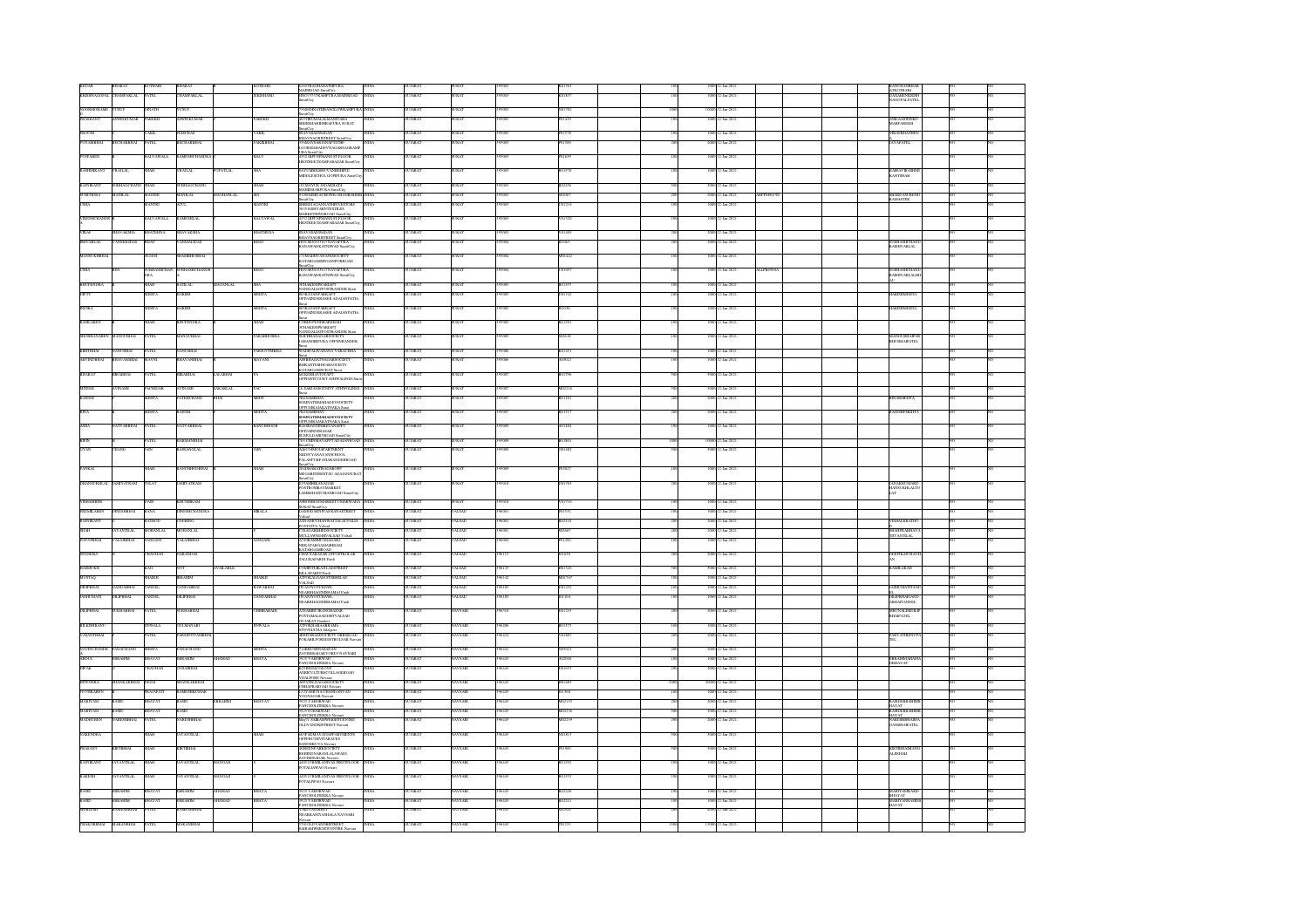| First Name | Middle Name | Last Name | Father/Husband First Name | Father/Husband Middle Name | Father/Husband Last Name | Address | Country | State | District | Pin Code | Folio Number | Investment Type | Amount | Proposed Date of Transfer to IEPF | PAN | Joint Holder Name | Nominee | Is Investment under Litigation | Is Shares Unpaid |
|---|---|---|---|---|---|---|---|---|---|---|---|---|---|---|---|---|---|---|---|
| KEDAR | BHARAT | KOTHARI | BHARAT | | KOTHARI | KOTHARI NANPURA Surat City | INDIA | GUJARAT | SURAT | 395003 | K01363 | 100 | 1000 | 12-Jan-2023 | | | KANCHANBHAR KOTHARI | NO | NO |
| KRISHNAGOPAL | CHAMPAKLAL | PATEL | CHAMPAKLAL | | BHIKHANI | Surat City | INDIA | GUJARAT | SURAT | 395003 | K01837 | 100 | 1000 | 12-Jan-2023 | | | PANKAJKRISHNA NAGOPALPATEL | NO | NO |
| FAHIMABANU | YUSUF | MINATH | YUSUF | | | Surat City | INDIA | GUJARAT | SURAT | 395003 | F01782 | 1000 | 10000 | 12-Jan-2023 | | | | NO | NO |
| PRASHANT | ASHWINKUMAR | PAREKH | ASHWINKUMAR | | PAREKH | Surat City | INDIA | GUJARAT | SURAT | 395003 | P01459 | 100 | 1000 | 12-Jan-2023 | | | ANILAASHWINKUMARPAREKH | NO | NO |
| PRACHI | | VAKIL | HEMURAS | | VAKIL | Surat City | INDIA | GUJARAT | SURAT | 395003 | P01578 | 100 | 1000 | 12-Jan-2023 | | | VIRAJPRATHESH | NO | NO |
| PUNAMBHAI | BECHARBHAI | PATEL | BECHARBHAI | | PARKHIBHAI | Surat City | INDIA | GUJARAT | SURAT | 395003 | P01589 | 200 | 2000 | 12-Jan-2023 | | | JAYAPATEL | NO | NO |
| PUSPABEN | | BALIYAWALA | RAMESHCHANDRA | | BALY | Surat City | INDIA | GUJARAT | SURAT | 395003 | P01659 | 100 | 1000 | 12-Jan-2023 | | | | NO | NO |
| RASHMIKANT | CHATILAL | SHAH | CHATILAL | POPATLAL | SHA | Surat City | INDIA | GUJARAT | SURAT | 395003 | R01378 | 100 | 1000 | 12-Jan-2023 | | | KAMLAVIRASHMIKANTSHAH | NO | NO |
| RAJNIKANT | SUBHASCHAND | SHAH | SUBHASCHAND | | SHAH | Surat City | INDIA | GUJARAT | SURAT | 395003 | R02256 | 500 | 5000 | 12-Jan-2023 | | | | NO | NO |
| SURENDRA | MANILAL | MASTER | MANILAL | MAGHANLAL | MA | Surat City | INDIA | GUJARAT | SURAT | 395003 | S02867 | 200 | 2000 | 12-Jan-2023 | ABFPM9874J | | SHAKUASURENDRAMASTER | NO | NO |
| USHA | | MASTER | ATUL | | MASTRI | Surat City | INDIA | GUJARAT | SURAT | 395003 | U01210 | 100 | 1000 | 12-Jan-2023 | | | | NO | NO |
| VINESHCHANDRA | | BALIYAWALA | RAMESHLAL | | BALIYAWAL | Surat City | INDIA | GUJARAT | SURAT | 395003 | V01326 | 100 | 1000 | 12-Jan-2023 | | | | NO | NO |
| VIRAF | SHAVAKSHA | BHATHENA | SHAVAKSHA | | BHATHENA | Surat City | INDIA | GUJARAT | SURAT | 395003 | V01889 | 200 | 2000 | 12-Jan-2023 | | | | NO | NO |
| KRIYARLAL | | BHAU | VANMALIDAS | | BHAU | Surat City | INDIA | GUJARAT | SURAT | 395004 | K01865 | 200 | 2000 | 12-Jan-2023 | | | SUBHASHCHANDKRIYARLAL | NO | NO |
| MANSUKHBHAI | | VAGHI | BHAMBHUBHAI | | | Surat City | INDIA | GUJARAT | SURAT | 395004 | M01422 | 100 | 1000 | 12-Jan-2023 | | | | NO | NO |
| USHA | BEN | SUBHASHCHANDRA | SUBHASHCHANDR | | BHAU | Surat City | INDIA | GUJARAT | SURAT | 395004 | U01097 | 100 | 1000 | 12-Jan-2023 | ALEPB6850A | | SUBHASHCHANDRAKRIYARLALBHAU | NO | NO |
| BHUPENDRA | | SHAH | RATILAL | CHAMANLAL | SHA | Surat | INDIA | GUJARAT | SURAT | 395005 | B01555 | 100 | 1000 | 12-Jan-2023 | | | | NO | NO |
| DIPTY | | MEHTA | HARISH | | MEHTA | Surat | INDIA | GUJARAT | SURAT | 395005 | D01342 | 100 | 1000 | 12-Jan-2023 | | | HARISHMEHTA | NO | NO |
| INDIRA | | MEHTA | HARISH | | MEHTA | Surat | INDIA | GUJARAT | SURAT | 395005 | I01091 | 100 | 1000 | 12-Jan-2023 | | | HARISHMEHTA | NO | NO |
| KAMLABEN | | SHAH | BHUPENDRA | | SHAH | Surat | INDIA | GUJARAT | SURAT | 395005 | K01583 | 100 | 1000 | 12-Jan-2023 | | | | NO | NO |
| SHOBHANABEN | MANUBHAI | PATEL | MANUBHAI | | PARASHOSHA | Surat | INDIA | GUJARAT | SURAT | 395005 | S03638 | 100 | 1000 | 12-Jan-2023 | | | MANUBHAIPARSHUBHAIPATEL | NO | NO |
| KIRITBHAI | NANUBHAI | PATEL | NANUBHAI | | PARSOTTMBHA | Surat | INDIA | GUJARAT | SURAT | 395006 | K01451 | 100 | 1000 | 12-Jan-2023 | | | | NO | NO |
| ARVINDBHAI | BHAVANBHAI | MAVANI | BHAVANBHAI | | MAVANI | Surat | INDIA | GUJARAT | SURAT | 395006 | A00921 | 100 | 1000 | 12-Jan-2023 | | | | NO | NO |
| BHARAT | | PATEL | BIRABHAI | LALABHAI | PA | Surat | INDIA | GUJARAT | SURAT | 395007 | B01598 | 500 | 5000 | 12-Jan-2023 | | | | NO | NO |
| MITESH | AVINASH | PACHEGAR | AVINASH | NARARLAL | PAC | Surat | INDIA | GUJARAT | SURAT | 395007 | M02216 | 500 | 5000 | 12-Jan-2023 | | | | NO | NO |
| RAJESH | | MEHTA | FATEHCHAND | BHAI | MEHT | Surat | INDIA | GUJARAT | SURAT | 395007 | R03181 | 200 | 2000 | 12-Jan-2023 | | | KINJAMEHTA | NO | NO |
| RINA | | MEHTA | RAJESH | | MEHTA | Surat | INDIA | GUJARAT | SURAT | 395007 | R02717 | 200 | 2000 | 12-Jan-2023 | | | RAJESHFMEHTA | NO | NO |
| USHA | NATVARBHAI | PATEL | NATVARBHAI | | RANCHHODB | Surat City | INDIA | GUJARAT | SURAT | 395009 | U01004 | 100 | 1000 | 12-Jan-2023 | | | | NO | NO |
| BIPIN | | PATEL | RAMANBHAI | | | Surat City | INDIA | GUJARAT | SURAT | 395009 | B01851 | 1000 | 10000 | 12-Jan-2023 | | | | NO | NO |
| JIVAN | CHAND | JAIN | RAMANLAL | | JAIN | Surat City | INDIA | GUJARAT | SURAT | 395009 | J01482 | 500 | 5000 | 12-Jan-2023 | | | | NO | NO |
| PANKAJ | | SHAH | RANCHHODBHAI | | SHAH | Surat City | INDIA | GUJARAT | SURAT | 395009 | P03027 | 100 | 1000 | 12-Jan-2023 | | | | NO | NO |
| GHANSHYAMLAL | AMRUTRAM | TALAT | AMRUTARAM | | | Surat City | INDIA | GUJARAT | SURAT | 395010 | G01790 | 200 | 2000 | 12-Jan-2023 | | | JANAKKUMARIGHANASHYAMLALTALAT | NO | NO |
| CHHOMBER | | DASI | KHUSHIRAM | | | Surat City | INDIA | GUJARAT | SURAT | 395010 | C01710 | 100 | 1000 | 12-Jan-2023 | | | | NO | NO |
| PREMILABEN | DINESHBHAI | RANA | DINESHCHANDRA | | HIRALA | Valsad | INDIA | GUJARAT | VALSAD | 396001 | P01371 | 100 | 1000 | 12-Jan-2023 | | | | NO | NO |
| RAJNIKANT | | RATHOD | CHHIRING | | | Valsad | INDIA | GUJARAT | VALSAD | 396001 | R02518 | 200 | 2000 | 12-Jan-2023 | | | VISHALRRATHOD | NO | NO |
| SHAH | JAYANTILAL | MOHANLAL | MOHANLAL | | | Valsad | INDIA | GUJARAT | VALSAD | 396001 | S03667 | 200 | 2000 | 12-Jan-2023 | | | SHAHPRABHAVATIJAYANTILAL | NO | NO |
| POPATBHAI | LALABHAI | SANGANI | LALABHAI | | SANGANI | Valsad | INDIA | GUJARAT | VALSAD | 396004 | P01282 | 100 | 1000 | 12-Jan-2023 | | | | NO | NO |
| JITENDRA | | CHAUHAN | SAKANDAS | | | Pardi | INDIA | GUJARAT | VALSAD | 396115 | J01698 | 200 | 2000 | 12-Jan-2023 | | | DEEPIKAJCHAUHAN | NO | NO |
| RAMMUKH | | KAH | SETT | AVARARIL | | Pardi | INDIA | GUJARAT | VALSAD | 396125 | R01526 | 500 | 5000 | 12-Jan-2023 | | | KAMILAKAH | NO | NO |
| MUSTAQ | | SHAIKH | IBRAHIM | | SHAIKH | Valsad | INDIA | GUJARAT | VALSAD | 396142 | M00767 | 100 | 1000 | 12-Jan-2023 | | | | NO | NO |
| DILIPBHAI | GANDABHAI | TANDEL | GANDABHAI | | BAWABHAI | Pardi | INDIA | GUJARAT | VALSAD | 396185 | D01252 | 100 | 1000 | 12-Jan-2023 | | | JASHUMATITANDEL | NO | NO |
| JASHUMATI | DILIPBHAI | TANDEL | DILIPBHAI | | GANDABHAI | Pardi | INDIA | GUJARAT | VALSAD | 396185 | J01310 | 100 | 1000 | 12-Jan-2023 | | | DILIPBHAIGANDABHAITANDEL | NO | NO |
| DILIPBHAI | SUKHABHAI | PATEL | SUKHABHAI | | CHHIBABHAI | Gujarat | INDIA | GUJARAT | NAVSARI | 396310 | D01259 | 200 | 2000 | 12-Jan-2023 | | | MRUNALINIDILIPBHAIPATEL | NO | NO |
| BILKISHBANU | | SIDWALA | GULAMANABI | | SIDWALA | Jalalpore | INDIA | GUJARAT | NAVSARI | 396406 | B01575 | 100 | 1000 | 12-Jan-2023 | | | | NO | NO |
| VASANTBHAI | | PATEL | PARSHOTTAMBHAI | | | Navsari | INDIA | GUJARAT | NAVSARI | 396424 | V01883 | 200 | 2000 | 12-Jan-2023 | | | PARVATIBENVPATEL | NO | NO |
| NAVINCHANDR | PANACHAND | MEHTA | PANACHAND | | MEHTA | Navsari | INDIA | GUJARAT | NAVSARI | 396421 | N00921 | 200 | 2000 | 12-Jan-2023 | | | | NO | NO |
| ABDUL | IBRAHIM | BHAYAT | IBRAHIM | AHAMAD | BHAYA | Navsari | INDIA | GUJARAT | NAVSARI | 396445 | A02046 | 100 | 1000 | 12-Jan-2023 | | | IBRAHIMAHAMADBHAYAT | NO | NO |
| DIPAK | | CHAUHAN | SOMABHAI | | | Navsari | INDIA | GUJARAT | NAVSARI | 396445 | D01635 | 200 | 2000 | 12-Jan-2023 | | | | NO | NO |
| JITENDRA | SHANKARBHAI | DESAI | SHANKARBHAI | | | Navsari | INDIA | GUJARAT | NAVSARI | 396445 | J01483 | 2000 | 20000 | 12-Jan-2023 | | | | NO | NO |
| JYOTIKABEN | | PRAJAPATI | RAMESHKUMAR | | | Navsari | INDIA | GUJARAT | NAVSARI | 396445 | J01368 | 200 | 2000 | 12-Jan-2023 | | | | NO | NO |
| MARIYAM | RASID | BHAYAT | RASID | IBRAHIM | BHAYAT | Navsari | INDIA | GUJARAT | NAVSARI | 396445 | M02153 | 200 | 2000 | 12-Jan-2023 | | | RASIDIBRAHIMBHAYAT | NO | NO |
| MARIYAM | RASID | BHAYAT | RASID | | | Navsari | INDIA | GUJARAT | NAVSARI | 396445 | M02156 | 500 | 5000 | 12-Jan-2023 | | | RASIDIBRAHIMBHAYAT | NO | NO |
| MADHUBEN | NARESHBHAI | PATEL | NARESHBHAI | | | Navsari | INDIA | GUJARAT | NAVSARI | 396445 | M02239 | 200 | 2000 | 12-Jan-2023 | | | NARESHBHAIGANDABHAIPATEL | NO | NO |
| NARENDRA | | SHAH | JAYANTILAL | | SHAH | Navsari | INDIA | GUJARAT | NAVSARI | 396445 | N01613 | 500 | 5000 | 12-Jan-2023 | | | | NO | NO |
| PRASHANT | KIRTIBHAI | SHAH | KIRTIBHAI | | | Navsari | INDIA | GUJARAT | NAVSARI | 396445 | P01985 | 500 | 5000 | 12-Jan-2023 | | | KIRTIBHAIMANILALSHAH | NO | NO |
| RAJNIKANT | JAYANTILAL | SHAH | JAYANTILAL | MANSANJI | | Navsari | INDIA | GUJARAT | NAVSARI | 396445 | R02552 | 100 | 1000 | 12-Jan-2023 | | | | NO | NO |
| RAKESH | JAYANTILAL | SHAH | JAYANTILAL | MANSANJI | | Navsari | INDIA | GUJARAT | NAVSARI | 396445 | R02553 | 100 | 1000 | 12-Jan-2023 | | | | NO | NO |
| RASID | IBRAHIM | BHAYAT | IBRAHIM | AHAMAD | BHAYA | Navsari | INDIA | GUJARAT | NAVSARI | 396445 | R02246 | 100 | 1000 | 12-Jan-2023 | | | MARIYAMRASIDBHAYAT | NO | NO |
| RASID | IBRAHIM | BHAYAT | IBRAHIM | AHAMAD | BHAYA | Navsari | INDIA | GUJARAT | NAVSARI | 396445 | R02241 | 100 | 1000 | 12-Jan-2023 | | | MARIYAMRASIDBHAYAT | NO | NO |
| SUMANBEN | | PATEL | RAMESHBHAI | | | Navsari | INDIA | GUJARAT | NAVSARI | 396445 | S03922 | 500 | 5000 | 12-Jan-2023 | | | | NO | NO |
| THAKORBHAI | MAKANBHAI | PATEL | MAKANBHAI | | | Navsari | INDIA | GUJARAT | NAVSARI | 396445 | T01251 | 1390 | 13900 | 12-Jan-2023 | | | | NO | NO |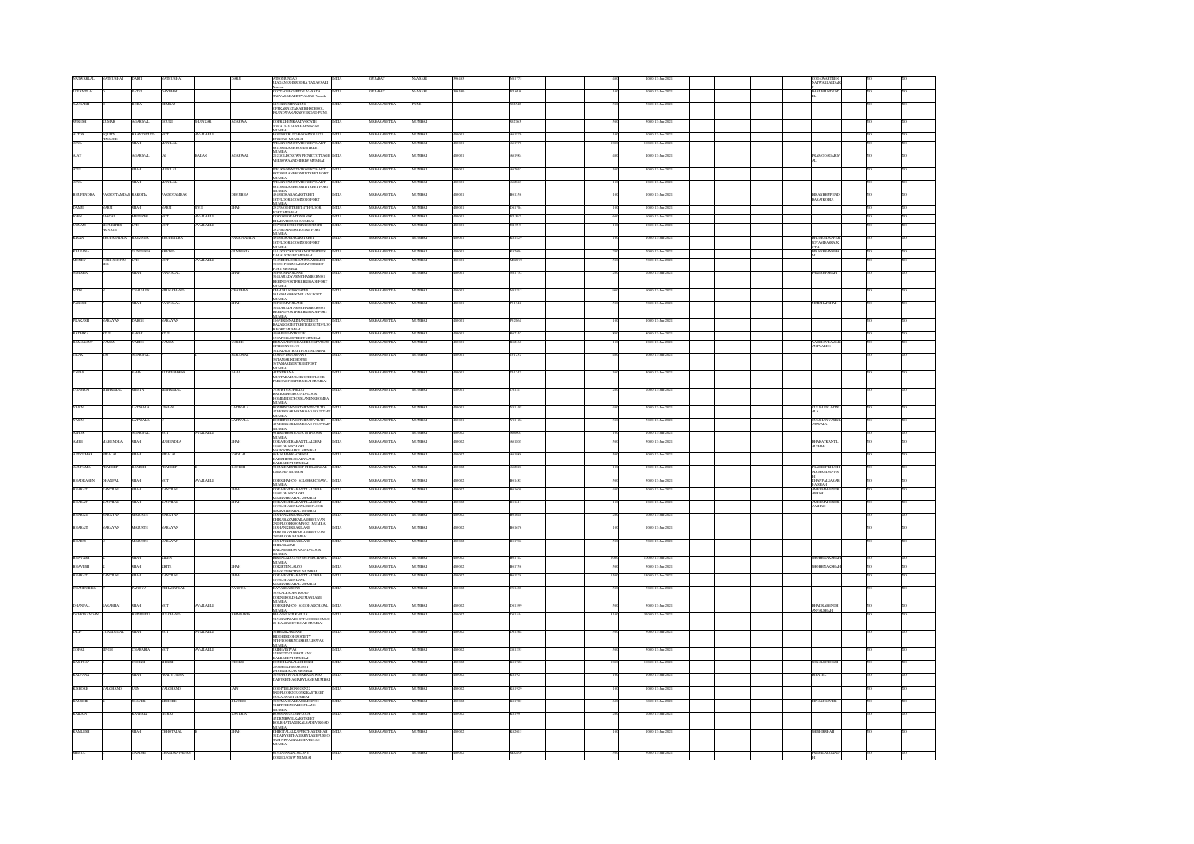| | | | | | | | | | | | | | | | | | | | | |
|---|---|---|---|---|---|---|---|---|---|---|---|---|---|---|---|---|---|---|---|---|
| NATWARLAL | NATHUBHAI | DARJI | NATHUBHAI | | DARJI | ADVOMUNSAD VEJALPORBHIDSHALA TANAVSARI Navsari | INDIA | GUJARAT | NAVSARI | 396445 | N01775 | | 400 | 4000 | 12-Jan-2021 | | | KOKILAVARTIBEN NATWARLALDARJI | NO | NO |
| NAVANITLAL | | PATEL | NAVBHAI | | | COTTAGEHOSPITALVARADA TALVASADADISTVALSAD Vansda | INDIA | GUJARAT | NAVSARI | 396580 | N01619 | | 100 | 1000 | 12-Jan-2021 | | | BABUBHAIDPATEL | NO | NO |
| NAVRASH | | BORA | BIMRAJ | | | 517 KRISHNAKUNJ OPPKAMAYATAKARTISCHOOL PRADHIVANAKARVISROAD PUNE | INDIA | MAHARASHTRA | PUNE | | N02548 | | 500 | 5000 | 12-Jan-2021 | | | | NO | NO |
| SURESH | KUMAR | AGARWAL | GOURI | SHANKAR | AGARWA | C/OPRIDHOMALAGVPVTLTD 303/442/143 JAWAHARNAGAR MUMBAI | INDIA | MAHARASHTRA | MUMBAI | | S02743 | | 500 | 5000 | 12-Jan-2021 | | | | NO | NO |
| ALTOS | EQUITY FINANCE | BRATPVTLTD | NOT | | AVAILABLE | 4FBINDUBHAVAN 1ST FLOOR 311-374 SNROAD MUMBAI | INDIA | MAHARASHTRA | MUMBAI | 400001 | A01878 | | 100 | 1000 | 12-Jan-2021 | | | | NO | NO |
| ATUL | | SHAH | MANILAL | | | WELKINOWNSTATIONERYMART BYTONSLANE 301MINTSTREET MUMBAI | INDIA | MAHARASHTRA | MUMBAI | 400001 | A01978 | | 1000 | 10000 | 12-Jan-2021 | | | | NO | NO |
| AJAY | | AGARWAL | JAI | KARAN | AGARWAL | 20 3RD FLOOR NEW PUNJAB UTTLAGE VERSOVAANDHERIW MUMBAI | INDIA | MAHARASHTRA | MUMBAI | 400001 | A01964 | | 200 | 2000 | 12-Jan-2021 | | | PRAMODAGARWAL | NO | NO |
| ATUL | | SHAH | MANILAL | | | WELKINOWNSTATIONERYMART BYTONSLANE 301MINTSTREET FORT MUMBAI | INDIA | MAHARASHTRA | MUMBAI | 400001 | A02057 | | 500 | 5000 | 12-Jan-2021 | | | | NO | NO |
| ATUL | | SHAH | MANILAL | | | WELKINOWNSTATIONERYMART BYTONSLANE 301MINTSTREET FORT MUMBAI | INDIA | MAHARASHTRA | MUMBAI | 400001 | A02049 | | 100 | 1000 | 12-Jan-2021 | | | | NO | NO |
| BHUPENDRA | PARSOTTAMDAS | BAKOTIA | PARSOTAMDAS | | DEVISHIA | 20 THEOSBAZARSTREET 1STFLOORROOMNO10 FORT MUMBAI | INDIA | MAHARASHTRA | MUMBAI | 400001 | B01556 | | 100 | 1000 | 12-Jan-2021 | | | KIRANBHUPENDRABAKOTIA | NO | NO |
| GAMIS | VARIS | VARIS | BHOI | | SHAH | 26 2NDSHSTREET 4THFLOOR FORT MUMBAI | INDIA | MAHARASHTRA | MUMBAI | 400001 | G01704 | | 100 | 1000 | 12-Jan-2021 | | | | NO | NO |
| JOHN | PASCAL | MENEZES | NOT | | AVAILABLE | FORTSECURITIESBANK BHARATHOUSE MUMBAI | INDIA | MAHARASHTRA | MUMBAI | 400001 | J01972 | | 500 | 6000 | 12-Jan-2021 | | | | NO | NO |
| JAINAM | SECURITIES PRIVATE | LTD | NOT | | AVAILABLE | C/OVORSECURITIESFINCENTR 27/29 GNIWASSENTRE FORT MUMBAI | INDIA | MAHARASHTRA | MUMBAI | 400001 | J01539 | | 100 | 1000 | 12-Jan-2021 | | | | NO | NO |
| KIRAN | BHUPENDRA | BAKOTIA | BHUPENDRA | | PARSOTAMDAS | 20 THEOSBAZARSTREET 1STFLOORROOMNO10 FORT MUMBAI | INDIA | MAHARASHTRA | MUMBAI | 400001 | K01229 | | 100 | 1000 | 12-Jan-2021 | | | BHUPENDRAPARSOTAMDASBAKOTIA | NO | NO |
| KALPANA | | SUNDESHA | ARVIND | | SUNDESHA | 2ND FLOOR BHAGWANDAS TOWERS DALALSTREET MUMBAI | INDIA | MAHARASHTRA | MUMBAI | 400001 | K02084 | | 200 | 2000 | 12-Jan-2021 | | | KIRANSUNDESHA | NO | NO |
| MONEY | CARE SECURIT IES | LTD | NOT | | AVAILABLE | 9LAXMIFLOORHANUMANBILDG 38/35 SOREIMANNAGSTREET MUMBAI | INDIA | MAHARASHTRA | MUMBAI | 400001 | M02199 | | 500 | 5000 | 12-Jan-2021 | | | | NO | NO |
| NIMISHA | | SHAH | PANNALAL | | SHAH | 9 RESHAMBAZAR 3RD FLOOR JIVANCHANDBLDG BEHINDHORNIMANCIRCLE FORT MUMBAI | INDIA | MAHARASHTRA | MUMBAI | 400001 | N01731 | | 200 | 2000 | 12-Jan-2021 | | | PARESHPSHAH | NO | NO |
| NITIN | | CHAUHAN | BHALCHAND | | CHAUHAN | CHAUHANASSOCIATES 79 ANIMASHOLANE FORT MUMBAI | INDIA | MAHARASHTRA | MUMBAI | 400001 | N01812 | | 900 | 9000 | 12-Jan-2021 | | | | NO | NO |
| PARESH | | SHAH | PANNALAL | | | 9 RESHAMBAZAR 3RD FLOOR JIVANCHANDBLDG BEHINDHORNIMANCIRCLE FORT MUMBAI | INDIA | MAHARASHTRA | MUMBAI | 400001 | P01942 | | 900 | 9000 | 12-Jan-2021 | | | NIMISHAPSHAH | NO | NO |
| PRAKASH | NARAYAN | HAKHE | NARAYAN | | | 3 RDFBHUNAKSHANSTREET RAZAKGAFESTREETGROUNDFLOOR FORT MUMBAI | INDIA | MAHARASHTRA | MUMBAI | 400001 | P02864 | | 100 | 1000 | 12-Jan-2021 | | | | NO | NO |
| RADHIKA | ATUL | SARAF | ATUL | | | 409 APEEJAYHOUSE 3 NAFOLLISTREET MUMBAI | INDIA | MAHARASHTRA | MUMBAI | 400001 | R02357 | | 400 | 3000 | 12-Jan-2021 | | | | NO | NO |
| RAMAKANT | CAMAN | VARDE | CAMAN | | VARDE | BHANABHOTBHOJESBORI VILLER SBLDGDINCOV 1ST DALALSTREETFORT MUMBAI | INDIA | MAHARASHTRA | MUMBAI | 400001 | R02568 | | 100 | 1000 | 12-Jan-2021 | | | VAIBHAVRAMAKANTVARDE | NO | NO |
| TILAK | RAJ | AGARWAL | JI | | AGRAWAL | C/O SHREEYASCOMPANY 98 TAMARINDHOUSE TAMARINDSTREETFORT MUMBAI | INDIA | MAHARASHTRA | MUMBAI | 400001 | T01233 | | 400 | 4000 | 12-Jan-2021 | | | | NO | NO |
| TAPAS | | SAHA | SUDHESHWAR | | SAHA | SATISHRANA MUSTAFABUILDING 2NDFLOOR PMROAD FORT MUMBAI MUMBAI | INDIA | MAHARASHTRA | MUMBAI | 400001 | T01247 | | 500 | 5000 | 12-Jan-2021 | | | | NO | NO |
| VIJAMBHAI | BHIKHMAL | MEHTA | BHIKHMAL | | | VIJAYVILLA SBLDG RACEROADGROUNDFLOOR HOMIMODISTROBLANENEWBOMBA MUMBAI | INDIA | MAHARASHTRA | MUMBAI | 400001 | V01217 | | 200 | 2000 | 12-Jan-2021 | | | | NO | NO |
| VARUN | | LATIWALA | CHIMAN | | LATIWALA | SUNBRIDINVESTMENTPVTLTD 42 VEERNARIMANROAD FOUNTAIN MUMBAI | INDIA | MAHARASHTRA | MUMBAI | 400001 | V01108 | | 400 | 4000 | 12-Jan-2021 | | | GULSHANLATIWALA | NO | NO |
| VARUN | | LATIWALA | | | LATIWALA | SUNBRIDINVESTMENTPVTLTD 42 VEERNARIMANROAD FOUNTAIN MUMBAI | INDIA | MAHARASHTRA | MUMBAI | 400001 | V01126 | | 500 | 5000 | 12-Jan-2021 | | | GULSHANVARUNLATIWALA | NO | NO |
| ASHOK | | AGARWAL | NOT | | AVAILABLE | 50 BIRDBEHOSPITAL 1STFLOOR MUMBAI | INDIA | MAHARASHTRA | MUMBAI | 400002 | A00033 | | 100 | 1000 | 12-Jan-2021 | | | | NO | NO |
| AMISH | MAHENDRA | SHAH | MAHENDRA | | SHAH | C/OKAJESHBHAIKANTILALSHAH 1195LOHARCHAWL MAHATMAGANDHIROAD MUMBAI | INDIA | MAHARASHTRA | MUMBAI | 400002 | A01893 | | 500 | 5000 | 12-Jan-2021 | | | BHARATKANTILALSHAH | NO | NO |
| ANILKUMAR | HIRALAL | SHAH | HIRALAL | | VADILAL | 9 SAKLANIBIRAVWADI DAKSHINDHAKDMAFTLANE KALBADEVIMUMBAI | INDIA | MAHARASHTRA | MUMBAI | 400002 | A01998 | | 500 | 5000 | 12-Jan-2021 | | | | NO | NO |
| ANUPAMA | PRADEEP | RAVESH | PRADEEP | | RAVESH | 96 LUXMAMSTREET 1STBHAKABAZAR SSROAD MUMBAI | INDIA | MAHARASHTRA | MUMBAI | 400002 | A02026 | | 100 | 1000 | 12-Jan-2021 | | | PRADEEPKRISHNALCHANDRAVESH | NO | NO |
| BHADRABEN | DHANPAL | SHAH | NOT | | AVAILABLE | C/OSHAHKNO 101LOHARCHAWL MUMBAI | INDIA | MAHARASHTRA | MUMBAI | 400002 | B01183 | | 500 | 5000 | 12-Jan-2021 | | | DHANPALBABARHAISHAH | NO | NO |
| BHARAT | KANTILAL | SHAH | KANTILAL | | SHAH | C/ORAJESHBHAIKANTILALSHAH 1195LOHARCHAWL MAHATMAGANDHIROAD MUMBAI | INDIA | MAHARASHTRA | MUMBAI | 400002 | B01609 | | 200 | 2000 | 12-Jan-2021 | | | AMISHMAHENDRASHAH | NO | NO |
| BHARAT | KANTILAL | SHAH | KANTILAL | | SHAH | C/ORAJESHBHAIKANTILALSHAH 1195LOHARCHAWL 3RDFLOOR MAHATMAGANDHIROAD MUMBAI | INDIA | MAHARASHTRA | MUMBAI | 400002 | B01613 | | 100 | 1000 | 12-Jan-2021 | | | AMISHMAHENDRASHAH | NO | NO |
| BHARATI | NARAYAN | MALUSTE | NARAYAN | | | 30 SHANKERSHETLANE CHIRABAZARKALABHIBHUVAN 2NDFLOORROOMNO12 MUMBAI | INDIA | MAHARASHTRA | MUMBAI | 400002 | B01648 | | 200 | 2000 | 12-Jan-2021 | | | | NO | NO |
| BHARATI | NARAYAN | MALUSTE | NARAYAN | | | 30 SHANKERSHETLANE CHIRABAZARKALABHIBHUVAN 2NDFLOOR MUMBAI | INDIA | MAHARASHTRA | MUMBAI | 400002 | B01676 | | 100 | 1000 | 12-Jan-2021 | | | | NO | NO |
| BHARTI | | MALUSTE | NARAYAN | | | 30 SHANKERSHETLANE CHIRABAZAR KALABHIBHAVAN 2NDFLOOR MUMBAI | INDIA | MAHARASHTRA | MUMBAI | 400002 | B01702 | | 500 | 5000 | 12-Jan-2021 | | | | NO | NO |
| BHAVARH | | SHAH | KIREN | | | KIRENAGENCY 53 VIRUPRKCHAWL MUMBAI | INDIA | MAHARASHTRA | MUMBAI | 400002 | B01712 | | 1000 | 10000 | 12-Jan-2021 | | | BHOBHNAKSHAH | NO | NO |
| BHAVESH | | SHAH | KRITE | | SHAH | 17 SKIRTENLALSTY 58 NAVURBIGTPO MUMBAI | INDIA | MAHARASHTRA | MUMBAI | 400002 | B01776 | | 500 | 5000 | 12-Jan-2021 | | | BHOBHNAKSHAH | NO | NO |
| BHARAT | KANTILAL | SHAH | KANTILAL | | SHAH | C/ORAJESHBHAIKANTILALSHAH 1195LOHARCHAWL MAHATMAGANDHIROAD MUMBAI | INDIA | MAHARASHTRA | MUMBAI | 400002 | B01826 | | 1500 | 15000 | 12-Jan-2021 | | | | NO | NO |
| CHANDUBHAI | | PANDYA | CHHAGANLAL | | PANDYA | JAYAMBASHRAY 9/6 KALBADEVIROAD UMESHKHATIAVANLANE MUMBAI | INDIA | MAHARASHTRA | MUMBAI | 400002 | C01408 | | 500 | 5000 | 12-Jan-2021 | | | | NO | NO |
| DHANPAL | BABARHAI | SHAH | NOT | | AVAILABLE | C/OSHAHKNO 101LOHARCHAWL MUMBAI | INDIA | MAHARASHTRA | MUMBAI | 400002 | D01999 | | 500 | 5000 | 12-Jan-2021 | | | BHADRABENDHANPALSHAH | NO | NO |
| DEVERNANDAN | | BHIMBRIA | FULCHAND | | BHIMBARIA | BHAVANANDLIMITED 94/98 KAMWADI 1STFLOORROOMNO 20 KALBADEVIROAD MUMBAI | INDIA | MAHARASHTRA | MUMBAI | 400002 | D01044 | | 3100 | 31000 | 12-Jan-2021 | | | | NO | NO |
| DILIP | CHANDULAL | SHAH | NOT | | AVAILABLE | 9 BHASKARLANE KENORIESIDNEISOCIETY 4THFLOORRAMGARHBHULESWAR MUMBAI | INDIA | MAHARASHTRA | MUMBAI | 400002 | D01988 | | 500 | 5000 | 12-Jan-2021 | | | | NO | NO |
| GOPAL | SINGH | CHARABIA | NOT | | AVAILABLE | SABSOSNIVAS 17/9 MOTICHAROBHATLANE KALBADEVI MUMBAI | INDIA | MAHARASHTRA | MUMBAI | 400002 | G01239 | | 500 | 5000 | 12-Jan-2021 | | | | NO | NO |
| KASHYAP | | CHOKSI | SHIRISH | | CHOKSI | C/OSHIRISHALKECHOKSI 20 SHIKHIMEMENST ZAVERIBAZAR MUMBAI | INDIA | MAHARASHTRA | MUMBAI | 400002 | K01922 | | 1000 | 10000 | 12-Jan-2021 | | | SONALCHOKSI | NO | NO |
| KALPANA | | SHAH | PRADYUMNA | | | 10 SANATBONDI NARANNIWAS DADYSETHAGIARYLANE MUMBAI | INDIA | MAHARASHTRA | MUMBAI | 400002 | K01927 | | 100 | 1000 | 12-Jan-2021 | | | KPATEL | NO | NO |
| KISHORE | VALCHAND | JAIN | VALCHAND | | JAIN | 69 SOTHBLDNGSRNO 2 BNDFLOORCOTTONSBAZARSTREET 48 KALBADEVI MUMBAI | INDIA | MAHARASHTRA | MUMBAI | 400002 | K01929 | | 100 | 1000 | 12-Jan-2021 | | | | NO | NO |
| KAUSHIK | | JHAVERI | KISHORE | | JHAVERI | C/OKANTALALZAVERI 29/35 VAKITCHENTAMBENLANE MUMBAI | INDIA | MAHARASHTRA | MUMBAI | 400002 | K01983 | | 600 | 6000 | 12-Jan-2021 | | | DIPAKJHAVERI | NO | NO |
| KAILASH | | KAVERIA | JEERAJ | | KAVERIA | MANISHAGENTLEMENTOR 47 DHABIWELKARSTREET KOSJHATLANEKALBADEVIROAD MUMBAI | INDIA | MAHARASHTRA | MUMBAI | 400002 | K01997 | | 200 | 2000 | 12-Jan-2021 | | | | NO | NO |
| KAMLESH | | SHAH | CHHOTALAL | | SHAH | C/OJEETWALLKANTSURATSADAMART 131 GADYSETHAGIARYLANEVISHO TANDERWASKALBADEVIROAD MUMBAI | INDIA | MAHARASHTRA | MUMBAI | 400002 | K02013 | | 100 | 1000 | 12-Jan-2021 | | | BHISHIKRSHAH | NO | NO |
| MEHUL | | GANDHI | CHANDRAVADAN | | | 8 THAKARANCHLOWNT 1STSRIKANOWW MUMBAI | INDIA | MAHARASHTRA | MUMBAI | 400002 | M02207 | | 500 | 5000 | 12-Jan-2021 | | | PREMILACTANDHI | NO | NO |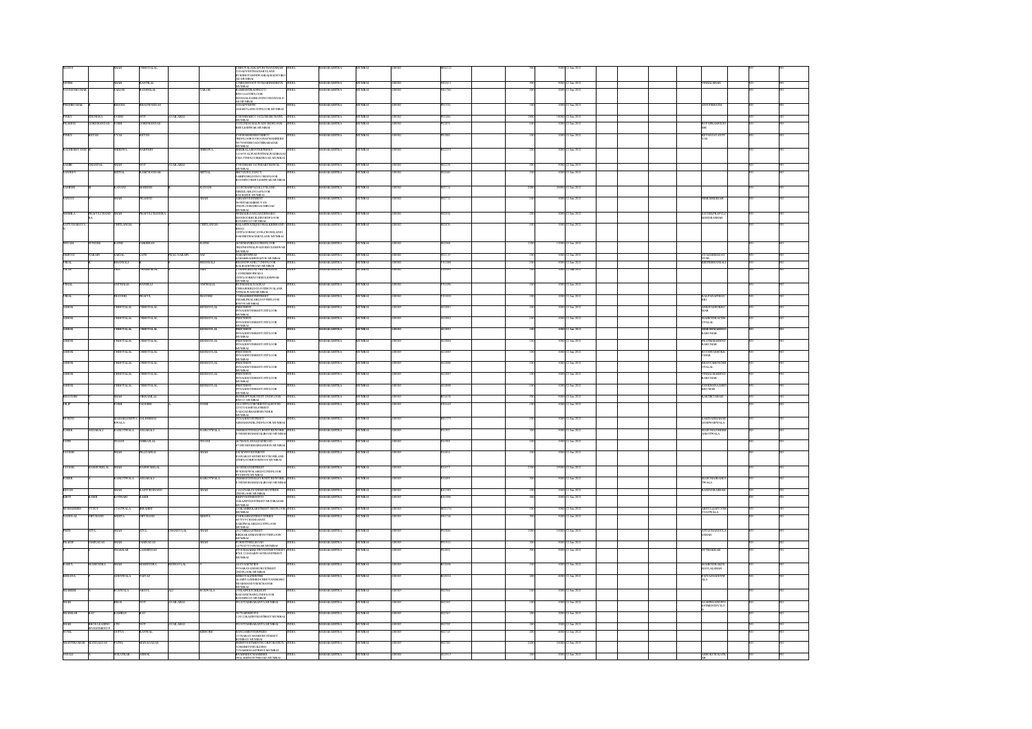| First Name | Middle Name | Last Name | Father/Husband First Name | Father/Husband Middle Name | Father/Husband Last Name | Address | Country | State | District | Pincode | Folio Number | Shares | Amount | Proposed Date of Transfer | Nominee / Joint Holder | | |
|---|---|---|---|---|---|---|---|---|---|---|---|---|---|---|---|---|---|
| MANOJ | | SHAH | CHHOTALAL | | | CHHOTALALKAPURCHANDSHAH 31DADYSETHAGIARYLANE PURSHOTTAMNIWASKALBADEVIRO AD MUMBAI | INDIA | MAHARASHTRA | MUMBAI | 400002 | M02222 | 900 | 900.00 | 12-Jan-2021 | | NO | NO |
| NITIN | | SHAH | KANTILAL | | | 2CHHEDHOUSE 3THAKURDWARROAD MUMBAI | INDIA | MAHARASHTRA | MUMBAI | 400002 | N01611 | 900 | 900.00 | 12-Jan-2021 | VISHALSHAH | NO | NO |
| NAVEENKUMAR | | PALOD | RAMNIKLAL | | PALOD | RAMESHTRADINGCO RNO14243RDFLOOR MANGALDASBLDGNO2MANGALD ASRD MUMBAI | INDIA | MAHARASHTRA | MUMBAI | 400002 | N01760 | 200 | 200.00 | 12-Jan-2021 | | NO | NO |
| PREMKUMAR | | BHATIA | BHAGWANDAS | | | 23DAFTARYROAD AGIARYLANE3RDFLOOR MUMBAI | INDIA | MAHARASHTRA | MUMBAI | 400002 | P01534 | 100 | 100.00 | 12-Jan-2021 | ANJUPBHATIA | NO | NO |
| PINKY | JITENDRA | JOSHI | NOT | AVAILABLE | | C/OSHAHRKC 11/12CHAKRATHAPL MUMBAI | INDIA | MAHARASHTRA | MUMBAI | 400002 | P01684 | 1800 | 1800.00 | 12-Jan-2021 | | NO | NO |
| PRAMOD | GORDHANDAS | JOSHI | GORDHANDAS | | | 212PUNDNIWAS KALBADEVIROAD 3RDFLOOR MUMBAI | INDIA | MAHARASHTRA | MUMBAI | 400002 | P01871 | 100 | 100.00 | 12-Jan-2021 | RUPAPRAMODJOS HI | NO | NO |
| PINKY | KETAN | VYAS | KETAN | | | MUMBAI | INDIA | MAHARASHTRA | MUMBAI | 400002 | P02001 | 100 | 100.00 | 12-Jan-2021 | KETANJAYANTV YAS | NO | NO |
| RADHESHYAM | | SHRIRVA | RAKHSH | | SHRIRVA | SHRIBALAJIENTERPRISES 14/16 MUMBAI | INDIA | MAHARASHTRA | MUMBAI | 400002 | R02235 | 200 | 200.00 | 12-Jan-2021 | | NO | NO |
| SAMIR | DHANPAL | SHAH | NOT | AVAILABLE | | MUMBAI | INDIA | MAHARASHTRA | MUMBAI | 400002 | S02234 | 500 | 500.00 | 12-Jan-2021 | | NO | NO |
| SANDEEP | | MITTAL | RAMCHANDAR | | MITTAL | MUMBAI | INDIA | MAHARASHTRA | MUMBAI | 400002 | S02660 | 100 | 100.00 | 12-Jan-2021 | | NO | NO |
| SAMEER | | KANANI | MAHESH | | KANANI | MUMBAI | INDIA | MAHARASHTRA | MUMBAI | 400002 | S02711 | 2000 | 2000.00 | 12-Jan-2021 | | NO | NO |
| SANJAY | | SHAH | PRAMOD | | SHAH | MUMBAI | INDIA | MAHARASHTRA | MUMBAI | 400002 | S02732 | 100 | 100.00 | 12-Jan-2021 | HEMISHSHAH | NO | NO |
| SHOBHA | PRAFULCHAND R | SHAH | PRAFULCHANDRA | | | MUMBAI | INDIA | MAHARASHTRA | MUMBAI | 400002 | S02834 | 200 | 200.00 | 12-Jan-2021 | SAVNILPRAFULC HANDRASHAH | NO | NO |
| SATYANARAYA N | | CHITLANGIA | | | CHITLANGIA | BALAJITEXTILES MUMBAI | INDIA | MAHARASHTRA | MUMBAI | 400002 | S02876 | 100 | 100.00 | 12-Jan-2021 | | NO | NO |
| SHYAM | SUNDER | RATHI | NARSIDAS | | RATHI | MUMBAI | INDIA | MAHARASHTRA | MUMBAI | 400002 | S03068 | 1200 | 1200.00 | 12-Jan-2021 | | NO | NO |
| PRUCHI | NARAIN | JAGAL | LATE | PRAG NARAIN | JAI | MUMBAI | INDIA | MAHARASHTRA | MUMBAI | 400002 | P01135 | 100 | 100.00 | 12-Jan-2021 | AYAZGHASAN YUSU | NO | NO |
| VIRAL | | BHANSALI | | | BHANSALI | BHANSALIDHIRAJ MUMBAI | INDIA | MAHARASHTRA | MUMBAI | 400002 | V01088 | 100 | 100.00 | 12-Jan-2021 | KIRTIBHANSALI | NO | NO |
| VIKAS | | JAIN | | | JAIN | MUMBAI | INDIA | MAHARASHTRA | MUMBAI | 400002 | V01095 | 100 | 100.00 | 12-Jan-2021 | | NO | NO |
| VIRAL | | ANTWALIA | RAMIKAJ | | ANTWALIA | MUMBAI | INDIA | MAHARASHTRA | MUMBAI | 400002 | V01696 | 100 | 100.00 | 12-Jan-2021 | | NO | NO |
| VIRAL | | JHAVERI | PRAFUL | | JHAVERI | MUMBAI | INDIA | MAHARASHTRA | MUMBAI | 400002 | V01826 | 100 | 100.00 | 12-Jan-2021 | KALPANAPJHAV ERI | NO | NO |
| ASHOK | | CHHOTALAL | CHHOTALAL | | KESHAVLAL | PRECISION 89NAGDEVISTREET1STFLOOR MUMBAI | INDIA | MAHARASHTRA | MUMBAI | 400003 | A03881 | 100 | 100.00 | 12-Jan-2021 | ANKITASHOKKU MAR | NO | NO |
| ASHOK | | CHHOTALAL | CHHOTALAL | | KESHAVLAL | PRECISION 89NAGDEVISTREET1STFLOOR MUMBAI | INDIA | MAHARASHTRA | MUMBAI | 400003 | A03882 | 100 | 100.00 | 12-Jan-2021 | MAHENDRACHH OTALAL | NO | NO |
| ASHOK | | CHHOTALAL | CHHOTALAL | | KESHAVLAL | PRECISION 89NAGDEVISTREET1STFLOOR MUMBAI | INDIA | MAHARASHTRA | MUMBAI | 400003 | A03883 | 100 | 100.00 | 12-Jan-2021 | HEMENDRAMAHEND RAKUMAR | NO | NO |
| ASHOK | | CHHOTALAL | CHHOTALAL | | KESHAVLAL | PRECISION 89NAGDEVISTREET1STFLOOR MUMBAI | INDIA | MAHARASHTRA | MUMBAI | 400003 | A03884 | 100 | 100.00 | 12-Jan-2021 | PRATIMAMAHEND RAKUMAR | NO | NO |
| ASHOK | | CHHOTALAL | CHHOTALAL | | KESHAVLAL | PRECISION 89NAGDEVISTREET1STFLOOR MUMBAI | INDIA | MAHARASHTRA | MUMBAI | 400003 | A03885 | 100 | 100.00 | 12-Jan-2021 | RUCHITASHOKKU MAR | NO | NO |
| ASHOK | | CHHOTALAL | CHHOTALAL | | KESHAVLAL | PRECISION 89NAGDEVISTREET1STFLOOR MUMBAI | INDIA | MAHARASHTRA | MUMBAI | 400003 | A03886 | 100 | 100.00 | 12-Jan-2021 | SHANTABENCHH OTALAL | NO | NO |
| ASHOK | | CHHOTALAL | CHHOTALAL | | KESHAVLAL | PRECISION 89NAGDEVISTREET1STFLOOR MUMBAI | INDIA | MAHARASHTRA | MUMBAI | 400003 | A03887 | 100 | 100.00 | 12-Jan-2021 | VISHALMAHEND RAKUMAR | NO | NO |
| ASHOK | | CHHOTALAL | CHHOTALAL | | KESHAVLAL | PRECISION 89NAGDEVISTREET1STFLOOR MUMBAI | INDIA | MAHARASHTRA | MUMBAI | 400003 | A03888 | 100 | 100.00 | 12-Jan-2021 | ZANKHANAMAHE NDKUMAR | NO | NO |
| BHAVESH | | SHAH | VIRJANLAL | | | 86SHRAFFARISTREET 2NDFLOOR MUMBAI | INDIA | MAHARASHTRA | MUMBAI | 400003 | B01658 | 900 | 900.00 | 12-Jan-2021 | KARTIKVSHAH | NO | NO |
| DILIP | | JOSHI | JAGDISH | | JOSHI | MUMBAI | INDIA | MAHARASHTRA | MUMBAI | 400003 | D01643 | 100 | 100.00 | 12-Jan-2021 | | NO | NO |
| HUSSENI | MAHABLESHWA RWALA | | | | | MUMBAI | INDIA | MAHARASHTRA | MUMBAI | 400003 | H01375 | 100 | 100.00 | 12-Jan-2021 | SAKINABHANIAH | NO | NO |
| JUBER | ASGARALI | RANGOONWALA | ASGARALI | | RANGOONWALA | THEBESTSTEELFURNITUREWORKS MUMBAI | INDIA | MAHARASHTRA | MUMBAI | 400003 | J01507 | 500 | 500.00 | 12-Jan-2021 | | NO | NO |
| JATIN | | PITAMN | DHIRAJLAL | | PITAMN | MUMBAI | INDIA | MAHARASHTRA | MUMBAI | 400003 | J01598 | 100 | 100.00 | 12-Jan-2021 | | NO | NO |
| JAYESH | | SHAH | PRATAPRAI | | SHAH | MUMBAI | INDIA | MAHARASHTRA | MUMBAI | 400003 | J01604 | 100 | 100.00 | 12-Jan-2021 | | NO | NO |
| JAYESH | RAMNIKLAL | SHAH | RAMNIKLAL | | | MUMBAI | INDIA | MAHARASHTRA | MUMBAI | 400003 | J01673 | 2700 | 2700.00 | 12-Jan-2021 | | NO | NO |
| JUBER | | RANGOONWALA | ASGARALI | | RANGOONWALA | THEBESTSTEELFURNITUREWORKS MUMBAI | INDIA | MAHARASHTRA | MUMBAI | 400003 | J01689 | 500 | 500.00 | 12-Jan-2021 | | NO | NO |
| KETAN | | SHAH | KASTURCHAND | | SHAH | MUMBAI | INDIA | MAHARASHTRA | MUMBAI | 400003 | K01583 | 100 | 100.00 | 12-Jan-2021 | KALPNARSHAH | NO | NO |
| KIRTI | KAMB | KOTHARI | KAMB | | | MUMBAI | INDIA | MAHARASHTRA | MUMBAI | 400003 | K01896 | 200 | 200.00 | 12-Jan-2021 | | NO | NO |
| MOHAMMED | YUSUF | COATWALA | IBRAHIM | | | MUMBAI | INDIA | MAHARASHTRA | MUMBAI | 400003 | M02134 | 100 | 100.00 | 12-Jan-2021 | ABDULQAIYUMR COATWALA | NO | NO |
| NANDLAL | DIPCHAND | MEHTA | DIPCHAND | | MEHTA | MUMBAI | INDIA | MAHARASHTRA | MUMBAI | 400003 | N01746 | 500 | 500.00 | 12-Jan-2021 | | NO | NO |
| PRITI | ATUL | SHAH | ATUL | CHANDULAL | SHAH | MUMBAI | INDIA | MAHARASHTRA | MUMBAI | 400003 | P01846 | 1000 | 1000.00 | 12-Jan-2021 | ATULCHANDULA LSHAH | NO | NO |
| PRADIP | AMINADAS | SHAH | AMINADAS | | SHAH | MUMBAI | INDIA | MAHARASHTRA | MUMBAI | 400003 | P01912 | 500 | 500.00 | 12-Jan-2021 | | NO | NO |
| | | THAKKAR | LAXMIDAS | | | MUMBAI | INDIA | MAHARASHTRA | MUMBAI | 400003 | P02031 | 500 | 500.00 | 12-Jan-2021 | | NO | NO |
| RAHUL | MAHENDRA | | MAHENDRA | KESHAVLAL | | MUMBAI | INDIA | MAHARASHTRA | MUMBAI | 400003 | R01696 | 100 | 100.00 | 12-Jan-2021 | MAHENDRAKES HAVLALSHAH | NO | NO |
| REHANA | | ADENWALA | FAYAZ | | | MUMBAI | INDIA | MAHARASHTRA | MUMBAI | 400003 | R02024 | 400 | 400.00 | 12-Jan-2021 | FAYYAZHADENW ALA | NO | NO |
| SHABBIR | | BOXWALA | ABDUL | ALI | BOXWALA | MUMBAI | INDIA | MAHARASHTRA | MUMBAI | 400003 | S02561 | 100 | 100.00 | 12-Jan-2021 | | NO | NO |
| SHAH | | | NOT | AVAILABLE | | MUMBAI | INDIA | MAHARASHTRA | MUMBAI | 400003 | S02565 | 100 | 100.00 | 12-Jan-2021 | | NO | NO |
| SHANKAR | RAO | KAMBLE | RAO | | | MUMBAI | INDIA | MAHARASHTRA | MUMBAI | 400003 | S02567 | 200 | 200.00 | 12-Jan-2021 | | NO | NO |
| SHAH | BROS LEASING INVESTMENT P | LTD | NOT | AVAILABLE | | MUMBAI | INDIA | MAHARASHTRA | MUMBAI | 400003 | S02703 | 200 | 200.00 | 12-Jan-2021 | | NO | NO |
| SUNIL | | GUPTA | KANWAL | | KISHORE | MUMBAI | INDIA | MAHARASHTRA | MUMBAI | 400003 | S02745 | 400 | 400.00 | 12-Jan-2021 | | NO | NO |
| SHANTKUMAR | MANGALDAS | PATEL | MANGALDAS | | | MUMBAI | INDIA | MAHARASHTRA | MUMBAI | 400003 | S02781 | 2400 | 2400.00 | 12-Jan-2021 | | NO | NO |
| VAISALI | | SURATKAR | ASHOK | | | MUMBAI | INDIA | MAHARASHTRA | MUMBAI | 400004 | S01913 | 200 | 200.00 | 12-Jan-2021 | ASHOKSURATKAR | NO | NO |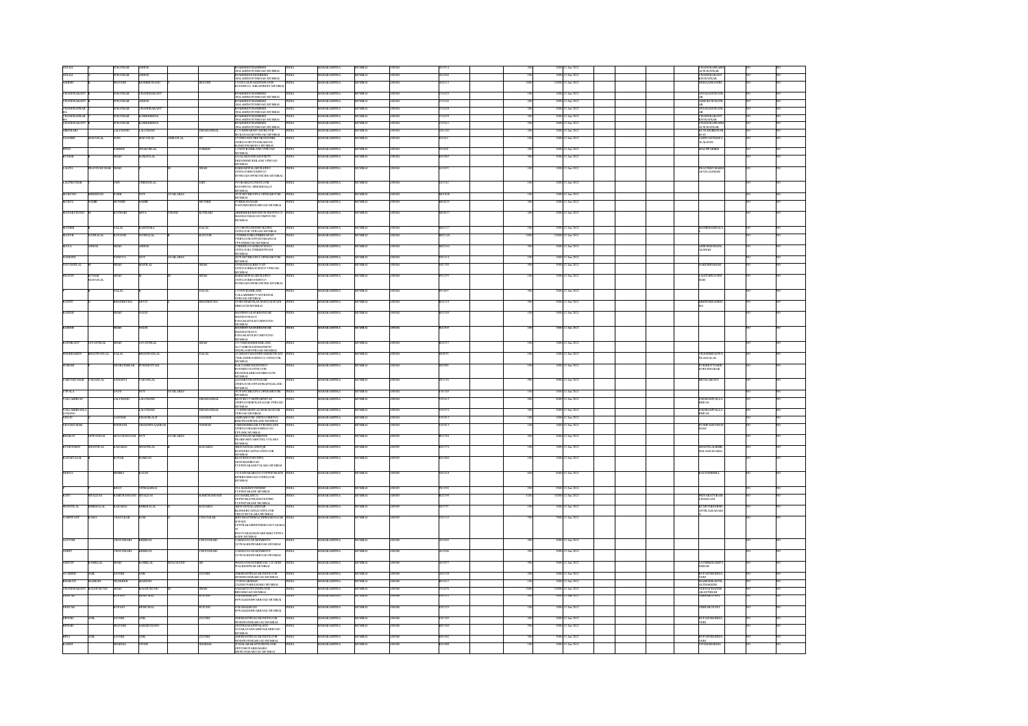| Investor First Name | Investor Middle Name | Investor Last Name | Father/Husband First Name | Father/Husband Middle Name | Father/Husband Last Name | Address | Country | State | District | Pin Code | Folio Number | DP Id-Client Id-Account Number | Number of shares | Nominal value of shares | Actual Date of transfer to IEPF | Joint Holder Name | Is the shares transfer from unpaid suspense account | Is the shares under any litigation |
|---|---|---|---|---|---|---|---|---|---|---|---|---|---|---|---|---|---|---|
| ANJALI | | SURATKAR | ASHOK | | | 8 VAISHNODEVICHAMBERS 308 LAMINGTON ROAD MUMBAI | INDIA | MAHARASHTRA | MUMBAI | 400004 | | | 200 | 2000 | 12-Jan-2021 | CHANDRAPRABH ASURATKAR | NO | NO |
| ANJALI | | SURATKAR | ASHOK | | | 8 VAISHNODEVICHAMBERS 308 LAMINGTON ROAD MUMBAI | INDIA | MAHARASHTRA | MUMBAI | 400004 | | | 100 | 1000 | 12-Jan-2021 | CHANDRAKANT BSURATKAR | NO | NO |
| ASHWIN | | JHAVERI | KISHORCHAND | | JHAVERI | | INDIA | MAHARASHTRA | MUMBAI | 400004 | | | 1000 | 10000 | 12-Jan-2021 | NEHAAJHAVERI | NO | NO |
| CHANDRAKANT | | SURATKAR | CHANDRAKANT | | | 8 VAISHNODEVICHAMBERS 308 LAMINGTON ROAD MUMBAI | INDIA | MAHARASHTRA | MUMBAI | 400004 | | | 100 | 1000 | 12-Jan-2021 | ANJALIASURATKAR | NO | NO |
| CHANDRAKANT | | SURATKAR | ASHOK | | | 8 VAISHNODEVICHAMBERS 308 LAMINGTON ROAD MUMBAI | INDIA | MAHARASHTRA | MUMBAI | 400004 | | | 200 | 2000 | 12-Jan-2021 | ASHOKCSURATKAR | NO | NO |
| CHANDRAPRABHA | | SURATKAR | CHANDRAKANT | | | 8 VAISHNODEVICHAMBERS 308 LAMINGTON ROAD MUMBAI | INDIA | MAHARASHTRA | MUMBAI | 400004 | | | 200 | 2000 | 12-Jan-2021 | ANJALIASURATKAR | NO | NO |
| CHANDRAPRABHA | | SURATKAR | RAMKRISHNA | | | 8 VAISHNODEVICHAMBERS 308 LAMINGTON ROAD MUMBAI | INDIA | MAHARASHTRA | MUMBAI | 400004 | | | 200 | 2000 | 12-Jan-2021 | CHANDRAKANT BSURATKAR | NO | NO |
| CHANDRAKANT | | SURATKAR | RAMKRISHNA | | | 8 VAISHNODEVICHAMBERS 308 LAMINGTON ROAD MUMBAI | INDIA | MAHARASHTRA | MUMBAI | 400004 | | | 200 | 2000 | 12-Jan-2021 | CHANDRAPRABH ASURATKAR | NO | NO |
| GIRDHARI | | LALCHAND | LALCHAND | | DHARAMMAL | | INDIA | MAHARASHTRA | MUMBAI | 400004 | | | 200 | 2000 | 12-Jan-2021 | | NO | NO |
| JAGDISH | NAVATLAL | SONI | NAVATLAL | AMRATLAL | | | INDIA | MAHARASHTRA | MUMBAI | 400004 | | | 100 | 1000 | 12-Jan-2021 | SAMIYANTSHAHA | NO | NO |
| JITEN | | PAREKH | THAKORLAL | | PAREKH | | INDIA | MAHARASHTRA | MUMBAI | 400004 | | | 200 | 2000 | 12-Jan-2021 | DALTIPARIKH | NO | NO |
| KUMAR | | SHAH | RAMANLAL | | | | INDIA | MAHARASHTRA | MUMBAI | 400004 | | | 500 | 5000 | 12-Jan-2021 | | NO | NO |
| LALITA | PRAVIN KUMAR | SHAH | | | SHAH | | INDIA | MAHARASHTRA | MUMBAI | 400004 | | | 100 | 1000 | 12-Jan-2021 | PRAVINKUMARM AFATLALSHAH | NO | NO |
| LALITKUMAR | | JAIN | CHIMANLAL | | JAIN | | INDIA | MAHARASHTRA | MUMBAI | 400004 | | | 100 | 1000 | 12-Jan-2021 | | NO | NO |
| MUKUND | KRISHNAN | IYER | NOT | AVAILABLE | | | INDIA | MAHARASHTRA | MUMBAI | 400004 | | | 100 | 1000 | 12-Jan-2021 | | NO | NO |
| MUKUL | SABIR | MUNSHI | SABIR | | MUNSHI | | INDIA | MAHARASHTRA | MUMBAI | 400004 | | | 200 | 2000 | 12-Jan-2021 | | NO | NO |
| MANAKCHAND | | KOTHARI | MIYA | CHAND | KOTHARI | | INDIA | MAHARASHTRA | MUMBAI | 400004 | | | 200 | 2000 | 12-Jan-2021 | | NO | NO |
| MANISH | | DALAL | RAJENDRA | | DALAL | | INDIA | MAHARASHTRA | MUMBAI | 400004 | | | 100 | 1000 | 12-Jan-2021 | MANISHADALAL | NO | NO |
| MAYUR | NATHALAL | RAVJANI | NATHALAL | | RAVJANI | | INDIA | MAHARASHTRA | MUMBAI | 400004 | | | 1000 | 10000 | 12-Jan-2021 | | NO | NO |
| MAYA | ASHOK | SHAH | ASHOK | | | | INDIA | MAHARASHTRA | MUMBAI | 400004 | | | 500 | 5000 | 12-Jan-2021 | ASHOKMOHANL ALSHAH | NO | NO |
| NANDINI | | PANDYA | NOT | AVAILABLE | | | INDIA | MAHARASHTRA | MUMBAI | 400004 | | | 100 | 1000 | 12-Jan-2021 | | NO | NO |
| NAVANITLAL | | SHAH | MANILAL | | SHAH | | INDIA | MAHARASHTRA | MUMBAI | 400004 | | | 500 | 5000 | 12-Jan-2021 | NARESHNSHAH | NO | NO |
| PRAVIN | KUMAR MAFATLAL | SHAH | | | SHAH | | INDIA | MAHARASHTRA | MUMBAI | 400004 | | | 100 | 1000 | 12-Jan-2021 | LALITAPRAVINS HAH | NO | NO |
| | | DALAL | | | DALAL | | INDIA | MAHARASHTRA | MUMBAI | 400004 | | | 500 | 5000 | 12-Jan-2021 | | NO | NO |
| RANJIT | | BHADRECHA | DEVJI | | BHADRECHA | | INDIA | MAHARASHTRA | MUMBAI | 400004 | | | 500 | 5000 | 12-Jan-2021 | KIRITDBHADREC HA | NO | NO |
| RAJESH | | SHAH | NAGJI | | | | INDIA | MAHARASHTRA | MUMBAI | 400004 | | | 100 | 1000 | 12-Jan-2021 | | NO | NO |
| RAJESH | | SHAH | NAGJI | | | | INDIA | MAHARASHTRA | MUMBAI | 400004 | | | 100 | 1000 | 12-Jan-2021 | | NO | NO |
| RAJNIKANT | JAYANTILAL | SHAH | JAYANTILAL | | SHAH | | INDIA | MAHARASHTRA | MUMBAI | 400004 | | | 100 | 1000 | 12-Jan-2021 | | NO | NO |
| RISHIBHAIDIN | BHAGWANLAL | DALAL | BHAGWANLAL | | DALAL | | INDIA | MAHARASHTRA | MUMBAI | 400004 | | | 100 | 1000 | 12-Jan-2021 | VILASRISHABHA NLALDALAL | NO | NO |
| SURESH | | SHORTKOOKAR | PURSHOTTAM | | | | INDIA | MAHARASHTRA | MUMBAI | 400004 | | | 100 | 1000 | 12-Jan-2021 | PURSHOTTAMSH ORTKOOKAR | NO | NO |
| SARJUKUMAR | VADANLAL | SANGHAVI | VADANLAL | | | | INDIA | MAHARASHTRA | MUMBAI | 400004 | | | 500 | 5000 | 12-Jan-2021 | HETALJMODY | NO | NO |
| URVALA | | DAVE | NOT | AVAILABLE | | | INDIA | MAHARASHTRA | MUMBAI | 400004 | | | 100 | 1000 | 12-Jan-2021 | | NO | NO |
| VALLABHDAS | | LALCHAND | LALCHAND | | DHARAMMAL | | INDIA | MAHARASHTRA | MUMBAI | 400004 | | | 400 | 4000 | 12-Jan-2021 | PADMAINIVALLA BHDAS | NO | NO |
| VALLABHDASLA LCHAND | | LALCHAND | LALCHAND | | DHARAMMAL | | INDIA | MAHARASHTRA | MUMBAI | 400004 | | | 500 | 5000 | 12-Jan-2021 | PADMAINIVALLA BHDAS | NO | NO |
| VINOD | | SANGHI | SHANTILALJI | | SANGHI | | INDIA | MAHARASHTRA | MUMBAI | 400004 | | | 100 | 1000 | 12-Jan-2021 | | NO | NO |
| VINAYKUMAR | | SODHANI | GHANSHYAMDAS | | SODHANI | | INDIA | MAHARASHTRA | MUMBAI | 400004 | | | 100 | 1000 | 12-Jan-2021 | PUSHPADEVISOD HANI | NO | NO |
| BHARAT | DEVANDAS | MULCHANDANI | NOT | AVAILABLE | | | INDIA | MAHARASHTRA | MUMBAI | 400005 | | | 200 | 2000 | 12-Jan-2021 | | NO | NO |
| KUMUDBEN | SHANTILAL | KADAKIA | SHANTILAL | | KADAKIA | | INDIA | MAHARASHTRA | MUMBAI | 400005 | | | 100 | 1000 | 12-Jan-2021 | SHANTILALBHIK HALALKADAKIA | NO | NO |
| KANAIYALAL | | KOTAK | RAMDAS | | | | INDIA | MAHARASHTRA | MUMBAI | 400005 | | | 100 | 1000 | 12-Jan-2021 | | NO | NO |
| NEENA | | MISHRA | RAJAN | | | | INDIA | MAHARASHTRA | MUMBAI | 400005 | | | 600 | 6000 | 12-Jan-2021 | RAJANMISHRA | NO | NO |
| | | BHAT | VITHALBHAI | | | | INDIA | MAHARASHTRA | MUMBAI | 400005 | | | 500 | 5000 | 12-Jan-2021 | | NO | NO |
| RATU | SITALDAS | RAMCHANDANI | SITALDAS | | RAMCHANDANI | | INDIA | MAHARASHTRA | MUMBAI | 400005 | | | 3200 | 32000 | 12-Jan-2021 | SHIVAKATURAM CHANDANI | NO | NO |
| SHANTILAL | BHIKHALAL | KADAKIA | BHIKHALAL | | KADAKIA | | INDIA | MAHARASHTRA | MUMBAI | 400005 | | | 100 | 1000 | 12-Jan-2021 | KUMUDBENSH ANTILALKADAKI | NO | NO |
| YASHWANT | KAMA | CHAULKAR | KAM | | CHAULKAR | | INDIA | MAHARASHTRA | MUMBAI | 400005 | | | 700 | 7000 | 12-Jan-2021 | | NO | NO |
| NAYUDH | | CHOUDHARI | KRISHAN | | CHOUDHARI | | INDIA | MAHARASHTRA | MUMBAI | 400006 | | | 200 | 2000 | 12-Jan-2021 | | NO | NO |
| ANKIT | | CHOUDHARI | KRISHAN | | CHOUDHARI | | INDIA | MAHARASHTRA | MUMBAI | 400006 | | | 200 | 2000 | 12-Jan-2021 | | NO | NO |
| ASHVIN | | SHAH | RASIKLAL | MULCHAND | SH | | INDIA | MAHARASHTRA | MUMBAI | 400006 | | | 500 | 5000 | 12-Jan-2021 | JAYSHREEASHVI NSHAH | NO | NO |
| AVANISH | ANIL | ZAVERI | ANIL | | ZAVERI | | INDIA | MAHARASHTRA | MUMBAI | 400006 | | | 200 | 2000 | 12-Jan-2021 | RUPAVANISHZA VERI | NO | NO |
| BHARATI | MAHESH | THAKKER | MAHESH | | | | INDIA | MAHARASHTRA | MUMBAI | 400006 | | | 100 | 1000 | 12-Jan-2021 | MAHESHKANTIL ALTHAKKER | NO | NO |
| CHANDRAKANT | BALDUKUND | SHAH | BALDUKUND | | SHAH | | INDIA | MAHARASHTRA | MUMBAI | 400006 | | | 1000 | 10000 | 12-Jan-2021 | VEENACHANDR AKANTSHAH | NO | NO |
| DEEPAK | | RUPANI | BHERUMAL | | RUPANI | | INDIA | MAHARASHTRA | MUMBAI | 400006 | | | 100 | 1000 | 12-Jan-2021 | VIBHARUPANI | NO | NO |
| DEEPAK | | RUPANI | BHERUMAL | | RUPANI | | INDIA | MAHARASHTRA | MUMBAI | 400006 | | | 100 | 1000 | 12-Jan-2021 | VIBHARUPANI | NO | NO |
| DINESH | ANIL | ZAVERI | ANIL | | ZAVERI | | INDIA | MAHARASHTRA | MUMBAI | 400006 | | | 200 | 2000 | 12-Jan-2021 | RUPAVANISHZA VERI | NO | NO |
| HITESH | | JHAVERI | NARESHCHAND | | | | INDIA | MAHARASHTRA | MUMBAI | 400006 | | | 500 | 5000 | 12-Jan-2021 | | NO | NO |
| RINA | ANIL | ZAVERI | ANIL | | ZAVERI | | INDIA | MAHARASHTRA | MUMBAI | 400006 | | | 500 | 5000 | 12-Jan-2021 | RUPAVANISHZA VERI | NO | NO |
| KAMINI | | SHARMA | VIVEK | | SHARMA | | INDIA | MAHARASHTRA | MUMBAI | 400006 | | | 100 | 1000 | 12-Jan-2021 | VIVEKSHARMA | NO | NO |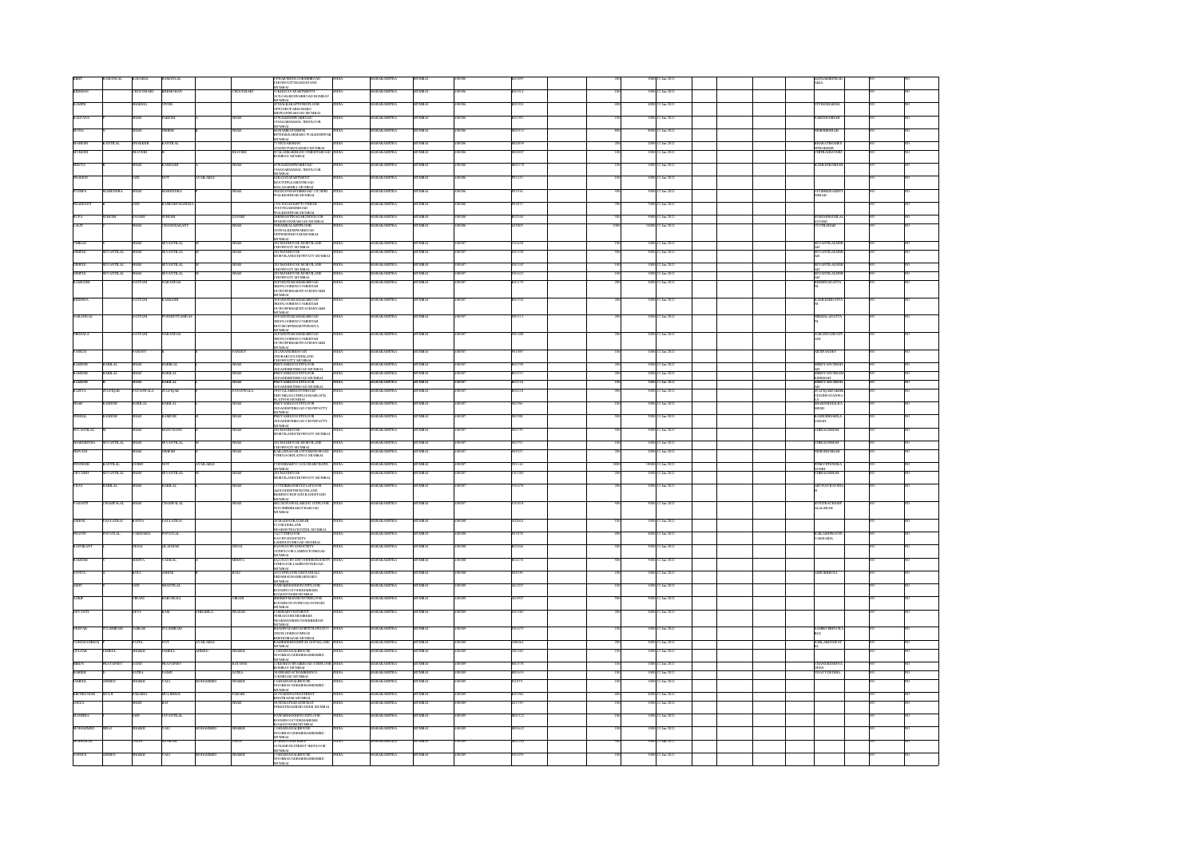| | | | | | | | | | | | | | | | | | |
|---|---|---|---|---|---|---|---|---|---|---|---|---|---|---|---|---|---|
| KIRIT | RAMANLAL | KADAKIA | RAMANLAL | | | 8 PRABHUKUTI GIRGAMROAD CHOWPATTYBANDSTAND MUMBAI | INDIA | MAHARASHTRA | MUMBAI | 400006 | K01899 | 200 | 2000 | 12-Jan-2021 | LEENAKIRITKADAKIA | NO | NO |
| KRISHAN | | CHOUDHARI | BRIJMOHAN | | CHOUDHARI | 7 ABHAYA APARTMENTS 24 LOADKEDWARROAD BOMBAY MUMBAI | INDIA | MAHARASHTRA | MUMBAI | 400006 | K01914 | 100 | 1000 | 12-Jan-2021 | | NO | NO |
| KAMINI | | SHARMA | VIVEK | | | 31 MALBERAPTS 8THFLOOR OFF DRGPARIKHMARG BEHINDBANDROAD MUMBAI | INDIA | MAHARASHTRA | MUMBAI | 400006 | K01922 | 400 | 4000 | 12-Jan-2021 | VIVEKSHARMA | NO | NO |
| KALPANA | | SHAH | PARESH | | SHAH | 9 WALKESHWARROAD 19 NAZARMAHAL 3RDFLOOR MUMBAI | INDIA | MAHARASHTRA | MUMBAI | 400006 | K01991 | 150 | 1500 | 12-Jan-2021 | PARESHSHAH | NO | NO |
| MONA | | SHAH | HIMESH | | SHAH | 16 SHARDATIMBER 8 PTHAKKARMARG WALKESHWAR MUMBAI | INDIA | MAHARASHTRA | MUMBAI | 400006 | M00923 | 900 | 9000 | 12-Jan-2021 | HIMESHKSHAH | NO | NO |
| MAHESH | KANTILAL | THAKKER | KANTILAL | | | 77 NEELAMBHAN 232 DRGPARIKHMARG MUMBAI | INDIA | MAHARASHTRA | MUMBAI | 400006 | M02039 | 200 | 2000 | 12-Jan-2021 | BHARATIMAHESHTHAKKER | NO | NO |
| MUKESH | | JHAVERI | | | JHAVERI | 28 ALANKARREAD TERRITTAIROAD BOMBAY MUMBAI | INDIA | MAHARASHTRA | MUMBAI | 400006 | M02687 | 100 | 1000 | 12-Jan-2021 | CHITRAJHAVERI | NO | NO |
| MEETA | | SHAH | KAMLESH | | SHAH | 9 WALKESHWARROAD 19 NAZARMAHAL 3RDFLOOR MUMBAI | INDIA | MAHARASHTRA | MUMBAI | 400006 | M02778 | 100 | 1000 | 12-Jan-2021 | KAMLESHSHAH | NO | NO |
| PRAMOD | | JAIN | NOT | AVAILABLE | | 10 BHAVNAPARTMENT MOUNTPLEASENTROAD MALABARHILL MUMBAI | INDIA | MAHARASHTRA | MUMBAI | 400006 | P01419 | 100 | 1000 | 12-Jan-2021 | | NO | NO |
| PUSHPA | MAHENDRA | SHAH | MAHENDRA | | SHAH | 9 BANGANGAVEDIROAD 12 CAPRI WALKESHWAR MUMBAI | INDIA | MAHARASHTRA | MUMBAI | 400006 | P01916 | 500 | 5000 | 12-Jan-2021 | JAYSHREESHAHVINESH | NO | NO |
| PRASHANT | | JAIN | RAMESHCHANDRA | | | CNO 29 LAXMIKUTIR 19 BANGANGAROAD WALKESHWAR MUMBAI | INDIA | MAHARASHTRA | MUMBAI | 400006 | P02875 | 700 | 7000 | 12-Jan-2021 | | NO | NO |
| RUPA | SURESH | ZAVERI | SURESH | | ZAVERI | 2 SHIMANTIPALACE 1STFLOOR 90 NEPEANSEAROAD MUMBAI | INDIA | MAHARASHTRA | MUMBAI | 400006 | R02431 | 500 | 5000 | 12-Jan-2021 | SURESHRAMNILALZAVERI | NO | NO |
| LALIT | | SHAH | CHANDRAKANT | | SHAH | 3 SHANIKALANI 5THFLOOR 10 WALKESHWARROAD OPPBRIDGE MUMBAI | INDIA | MAHARASHTRA | MUMBAI | 400006 | L00809 | 1000 | 10000 | 12-Jan-2021 | JYOTILSHAH | NO | NO |
| CHIRAG | | SHAH | SEVANTILAL | | SHAH | 203 MANSIHOUSE MORVILANE CHOWPATTY MUMBAI | INDIA | MAHARASHTRA | MUMBAI | 400007 | C01458 | 100 | 1000 | 12-Jan-2021 | SEVANTILALSHAH | NO | NO |
| DIMPLE | SEVANTILAL | SHAH | SEVANTILAL | | SHAH | 203 MANSIHOUSE MORVILANE CHOWPATTY MUMBAI | INDIA | MAHARASHTRA | MUMBAI | 400007 | D01558 | 500 | 5000 | 12-Jan-2021 | SEVANTILALSHAH | NO | NO |
| DIMPLE | SEVANTILAL | SHAH | SEVANTILAL | | SHAH | 203 MANSIHOUSE MORVILANE CHOWPATTY MUMBAI | INDIA | MAHARASHTRA | MUMBAI | 400007 | D01549 | 100 | 1000 | 12-Jan-2021 | SEVANTILALSHAH | NO | NO |
| DIMPLE | SEVANTILAL | SHAH | SEVANTILAL | | SHAH | 203 MANSIHOUSE MORVILANE CHOWPATTY MUMBAI | INDIA | MAHARASHTRA | MUMBAI | 400007 | D01622 | 100 | 1000 | 12-Jan-2021 | SEVANTILALSHAH | NO | NO |
| KAMLESH | | DATTANI | NARANDAS | | | 56 PANDURANGBAMANJIROAD 3RDFLOORNO 13 SHRIDATTA OPPBHARATIVIDYABHAVAN MUMBAI | INDIA | MAHARASHTRA | MUMBAI | 400007 | K01179 | 500 | 5000 | 12-Jan-2021 | KRISHNADATTANI | NO | NO |
| KRISHNA | | DATTANI | KAMLESH | | | 56 PANDURANGBAMANJIROAD 3RDFLOORNO 13 SHRIDATTA OPPBHARATIVIDYABHAVAN MUMBAI | INDIA | MAHARASHTRA | MUMBAI | 400007 | K01534 | 200 | 2000 | 12-Jan-2021 | KAMLESHDATTANI | NO | NO |
| NARANDAS | | DATTANI | PURSHOTTAMDAS | | | 56 PANDURANGBAMANJIROAD 3RDFLOORNO 13 SHRIDATTA OPPBHARATIVIDYABHAVAN MUMBAI | INDIA | MAHARASHTRA | MUMBAI | 400007 | N01113 | 200 | 2000 | 12-Jan-2021 | NIRMALADATTANI | NO | NO |
| NIRMALA | | DATTANI | NARANDAS | | | 56 PANDURANGBAMANJIROAD 3RDFLOORNO 13 SHRIDATTA OPPBHARATIVIDYABHAVAN MUMBAI | INDIA | MAHARASHTRA | MUMBAI | 400007 | N01400 | 200 | 2000 | 12-Jan-2021 | NARANDASDATTANI | NO | NO |
| PANKAJ | | PANDEY | | | PANDEY | 20 CHANDRABHAVAN 2NDBABULNATHLANE CHOWPATTY MUMBAI | INDIA | MAHARASHTRA | MUMBAI | 400007 | P01993 | 100 | 1000 | 12-Jan-2021 | ARTIPANDEY | NO | NO |
| RAMESH | BABULAL | SHAH | BABULAL | | SHAH | PRIYABBUILDING 1STFLOOR 2 SADASHIVSTREET MUMBAI | INDIA | MAHARASHTRA | MUMBAI | 400007 | R02198 | 200 | 2000 | 12-Jan-2021 | SHREYANCRSHAH | NO | NO |
| RAMESH | BABULAL | SHAH | BABULAL | | SHAH | PRIYABBUILDING 1STFLOOR 2 SADASHIVSTREET MUMBAI | INDIA | MAHARASHTRA | MUMBAI | 400007 | R02191 | 200 | 2000 | 12-Jan-2021 | SHREYANCRAMESHSHAH | NO | NO |
| RAMESH | | SHAH | BABULAL | | SHAH | PRIYABBUILDING 1STFLOOR 2 SADASHIVSTREET MUMBAI | INDIA | MAHARASHTRA | MUMBAI | 400007 | R02216 | 100 | 1000 | 12-Jan-2021 | SHREYANCRSHAH | NO | NO |
| RAZIYA | ZULFIQAR | PATANWALA | ZULFIQAR | | PATANWALA | 76 ZULAMHOUSE CHAMBERS OFFNEW BANDSTAND MUMBAI | INDIA | MAHARASHTRA | MUMBAI | 400007 | R02218 | 900 | 9000 | 12-Jan-2021 | ZULFIQARHAMZABHAIPATANWALA | NO | NO |
| SHAH | RAMESH | BABULAL | BABULAL | | SHAH | PRIYABBUILDING 1STFLOOR 2 SADASHIVSTREET CHOWPATTY MUMBAI | INDIA | MAHARASHTRA | MUMBAI | 400007 | S02586 | 100 | 1000 | 12-Jan-2021 | SHARANHRAMESH | NO | NO |
| SNEHAL | RAMESH | SHAH | RAMESH | | SHAH | PRIYABBUILDING 1STFLOOR 2 SADASHIVSTREET CHOWPATTY MUMBAI | INDIA | MAHARASHTRA | MUMBAI | 400007 | S02588 | 500 | 5000 | 12-Jan-2021 | RAMESHBABULALSHAH | NO | NO |
| SEVANTILAL | | SHAH | MANCHAND | | SHAH | 203 MANSIHOUSE MORVILANE CHOWPATTY MUMBAI | INDIA | MAHARASHTRA | MUMBAI | 400007 | S02579 | 500 | 5000 | 12-Jan-2021 | CHIRAGSSHAH | NO | NO |
| SHARMISHTA | SEVANTILAL | SHAH | SEVANTILAL | | SHAH | 203 MANSIHOUSE MORVILANE CHOWPATTY MUMBAI | INDIA | MAHARASHTRA | MUMBAI | 400007 | S02791 | 100 | 1000 | 12-Jan-2021 | CHIRAGSSHAH | NO | NO |
| SHIVANI | | SHAH | HIMESH | | SHAH | KAILASHNAGAR 3 GTCHICKROAD 7THFLOORFLATNO 1 MUMBAI | INDIA | MAHARASHTRA | MUMBAI | 400007 | S02927 | 200 | 2000 | 12-Jan-2021 | HIMESHHSHAH | NO | NO |
| SURENDER | KANTILAL | DOSHI | NOT | AVAILABLE | | 7 GHANSHAMCO 16 GLOBARCHAWL MUMBAI | INDIA | MAHARASHTRA | MUMBAI | 400007 | S01144 | 1800 | 18000 | 12-Jan-2021 | PINKYSURENDRADOSHI | NO | NO |
| URVASHI | SEVANTILAL | SHAH | SEVANTILAL | | SHAH | 203 MANSIHOUSE MORVILANE CHOWPATTY MUMBAI | INDIA | MAHARASHTRA | MUMBAI | 400007 | U01209 | 200 | 2000 | 12-Jan-2021 | CHIRAGSSHAH | NO | NO |
| VIJAY | BABULAL | SHAH | BABULAL | | SHAH | 2 STERBHAVAN 3RDFLOOR 2 SADASHIVSTREET BEHINDCHOPATIBANDSTAND MUMBAI | INDIA | MAHARASHTRA | MUMBAI | 400007 | V01678 | 200 | 2000 | 12-Jan-2021 | ARUNAVIJAYSHAH | NO | NO |
| VASANTI | CHAMPALAL | SHAH | CHAMPALAL | | SHAH | SHANTINIVAS 1STFLOOR NAVJIBHAI LANE CHAROAD MUMBAI | INDIA | MAHARASHTRA | MUMBAI | 400007 | V01818 | 500 | 5000 | 12-Jan-2021 | SUNITACHAMPALALSHAH | NO | NO |
| ASHOK | DAULATRAI | BAPNA | DAULATRAI | | | 20 KARIYADAVBHAR 9 GILDERLANE NEARBRTRACKVIEW MUMBAI | INDIA | MAHARASHTRA | MUMBAI | 400008 | A02064 | 100 | 1000 | 12-Jan-2021 | | NO | NO |
| PRAVIN | POPATLAL | VAKHARIA | POPATLAL | | | 7 A 7TH FLOOR NAVJIVANSOCIETY LAMINGTONROAD MUMBAI | INDIA | MAHARASHTRA | MUMBAI | 400008 | P01878 | 400 | 4000 | 12-Jan-2021 | KAILASHPRAVINVAKHARIA | NO | NO |
| RATHIKANT | | DESAI | LILADHAR | | DESAI | NAVJIVANSOCIETY 1 STHFLOOR LAMINGTONROAD MUMBAI | INDIA | MAHARASHTRA | MUMBAI | 400008 | R02366 | 500 | 5000 | 12-Jan-2021 | | NO | NO |
| RAMESH | | MEHTA | VADILAL | | MEHTA | NAVJIVANCOOPHSGSOCIETY 8THFLOOR LAMINGTONROAD MUMBAI | INDIA | MAHARASHTRA | MUMBAI | 400008 | R02276 | 500 | 5000 | 12-Jan-2021 | | NO | NO |
| SAVITA | | KOLI | ASHOK | | KOLI | 9 G 1STFLOOR GEETANJALI SHIVSHRADHARKARMARG MUMBAI | INDIA | MAHARASHTRA | MUMBAI | 400008 | S02936 | 100 | 1000 | 12-Jan-2021 | ASHOKKOLI | NO | NO |
| AMIT | | JAIN | SHANTILAL | | | NAVARAMANSION 1STFLOOR ROOMNO 15 TH BHANDARI ROADDONGRI MUMBAI | INDIA | MAHARASHTRA | MUMBAI | 400009 | A01507 | 100 | 1000 | 12-Jan-2021 | | NO | NO |
| ARIF | | VIRANI | HABIBALI | | VIRANI | SHEIKHTHANIBUILDING 3RD ROOMNO 83 STPROAD DONGRI MUMBAI | INDIA | MAHARASHTRA | MUMBAI | 400009 | A01997 | 100 | 1000 | 12-Jan-2021 | | NO | NO |
| DEVANTI | | DEVI | RAM | CHHABILA | PRASAD | COMBAINVESTMENT SHRAFGHROBUSHREE NEARMASJIDBUNDERRLYSTN MUMBAI | INDIA | MAHARASHTRA | MUMBAI | 400009 | D01982 | 200 | 2000 | 12-Jan-2021 | | NO | NO |
| DEEPAK | TULSHIRAM | SARGAR | TULSHIRAM | | | SHANTIWADIGANDHICHAWLNO 2 2NDFLOORROOMNO 6 BHENDIBAZAR MUMBAI | INDIA | MAHARASHTRA | MUMBAI | 400009 | D01679 | 100 | 1000 | 12-Jan-2021 | SAMRUDHIDVSARGAR | NO | NO |
| GIRISHCHANDRA | | PATEL | NOT | AVAILABLE | | RAMBHAVANNARAYAN GOPALLANE MUMBAI | INDIA | MAHARASHTRA | MUMBAI | 400009 | G00064 | 200 | 2000 | 12-Jan-2021 | SAILAKENPATEL | NO | NO |
| GULZAR | SAMEEL | SHAIKH | SAMEEL | AHMED | SHAIKH | 1 CHAMDAVALIHOUSE NOORBAUGDONGRIBABHISHRD MUMBAI | INDIA | MAHARASHTRA | MUMBAI | 400009 | G01280 | 100 | 1000 | 12-Jan-2021 | | NO | NO |
| HIREN | PRATAPSEY | SANGI | PRATAPSEY | | SATANI | 2 SKBHAVIBHARDROAD 1STFLOOR BOMBAY MUMBAI | INDIA | MAHARASHTRA | MUMBAI | 400009 | H01578 | 100 | 1000 | 12-Jan-2021 | CHANDRIKSHISHANGI | NO | NO |
| HARISH | | SATRA | SAMJI | | SATRA | 56 BHAKTACHAMBERS VOCHNDROAD MUMBAI | INDIA | MAHARASHTRA | MUMBAI | 400009 | H01619 | 100 | 1000 | 12-Jan-2021 | VIJAYTSDORA | NO | NO |
| JAMEEL | AHMED | SHAIKH | VALI | MOHAMMED | SHAIKH | 1 CHAMDAVALIHOUSE NOORBAUGDONGRIBABHISHRD MUMBAI | INDIA | MAHARASHTRA | MUMBAI | 400009 | J01079 | 100 | 1000 | 12-Jan-2021 | | NO | NO |
| KIRTIKUMAR | ATUL | PARAKH | MULJIBHAI | | PARAKH | 26 NARSINGSTREET BHATBAZAR MUMBAI | INDIA | MAHARASHTRA | MUMBAI | 400009 | K01966 | 400 | 4000 | 12-Jan-2021 | | NO | NO |
| LEELA | | SHAH | KALI | | SHAH | 45 VITHALWADI KSMURAT STREETSAMEEDBUNDER MUMBAI | INDIA | MAHARASHTRA | MUMBAI | 400009 | L01319 | 100 | 1000 | 12-Jan-2021 | | NO | NO |
| MANISHA | | JAIN | SATANTILAL | | | NAVARAMANSION 1STFLOOR ROOMNO 15 TH BHANDARI ROADDONGRI MUMBAI | INDIA | MAHARASHTRA | MUMBAI | 400009 | M01322 | 100 | 1000 | 12-Jan-2021 | | NO | NO |
| MOHAMMED | SIRAJ | SHAIKH | VALI | MOHAMMED | SHAIKH | 1 CHAMDAVALIHOUSE NOORBAUGDONGRIBABHISHRD MUMBAI | INDIA | MAHARASHTRA | MUMBAI | 400009 | M00622 | 100 | 1000 | 12-Jan-2021 | | NO | NO |
| MURALI | | DAGA | ATMARAM | | DAGA | 90 BHAIRAVDEEPDEEP 14 SAMUELSTREET 3RDFLOOR MUMBAI | INDIA | MAHARASHTRA | MUMBAI | 400009 | M02503 | 500 | 5000 | 12-Jan-2021 | | NO | NO |
| NAFEES | AHMED | SHAIKH | VALI | MOHAMMED | SHAIKH | 1 CHAMDAVALIHOUSE NOORBAUGDONGRIBABHISHRD MUMBAI | INDIA | MAHARASHTRA | MUMBAI | 400009 | N01099 | 100 | 1000 | 12-Jan-2021 | | NO | NO |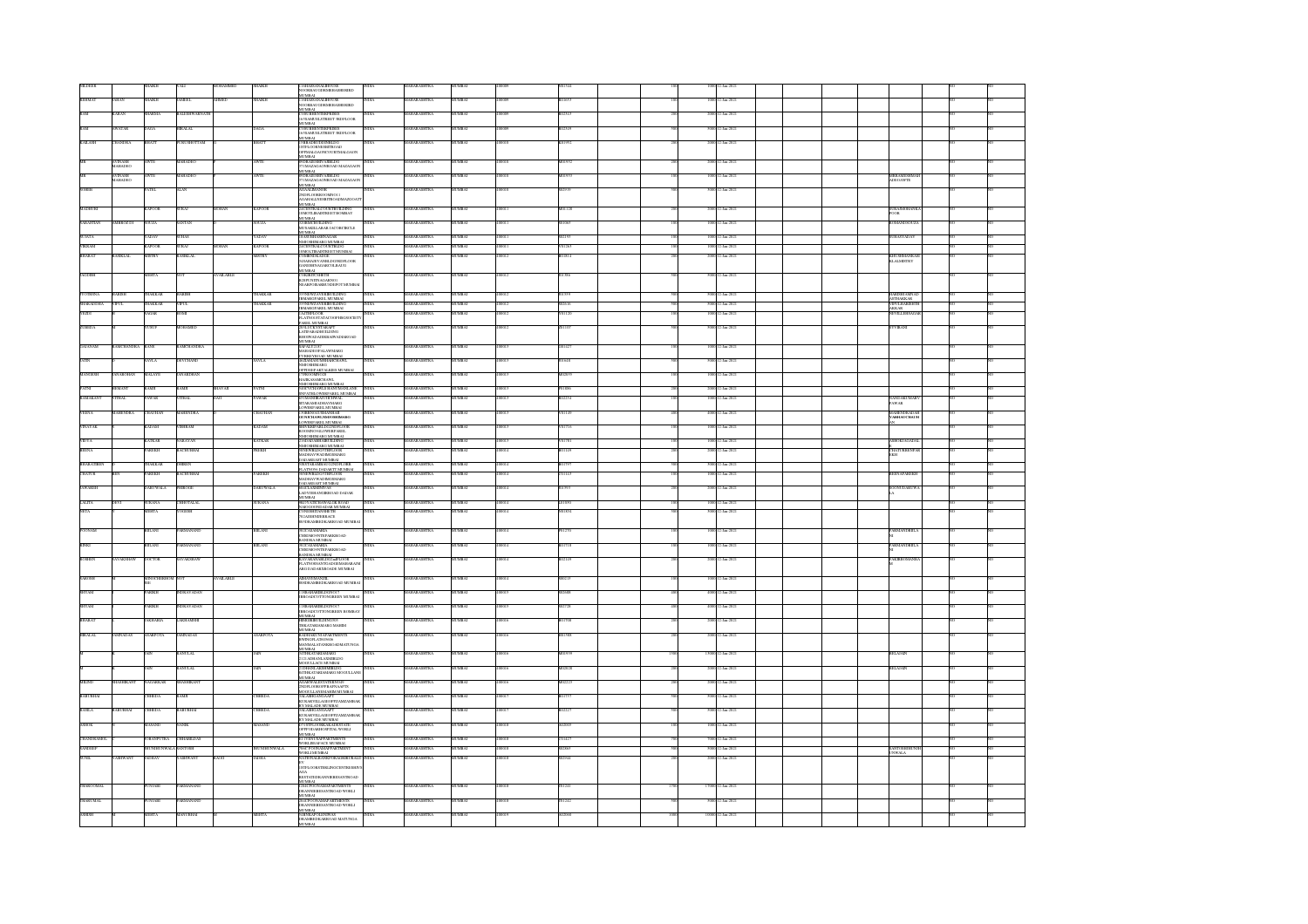| | | | | | | | | | | | | | | | | | |
|---|---|---|---|---|---|---|---|---|---|---|---|---|---|---|---|---|---|
| NILDEER | | SHAIKH | WALI | MOHAMMED | SHAIKH | 13AMAINANALIBUILDING NEWNORBAGOMMHDBHASBEROAD MUMBAI | INDIA | MAHARASHTRA | MUMBAI | 400009 | P015344 | 100 | 1000 | 12-Jan-2021 | | NO | NO |
| BHIMAT | KARAN | SHAIKH | SAHEEL | AHMED | SHAIKH | 13AMAINANALIBUILDING NEWNORBAGOMMHDBHASBEROAD MUMBAI | INDIA | MAHARASHTRA | MUMBAI | 400009 | B016653 | 100 | 1000 | 12-Jan-2021 | | NO | NO |
| RAM | KARAN | SHARMA | KALESHWARNATH | | | 8/3CHURCHERPRIES 14/1SAMUELSTREET 3RDFLOOR MUMBAI | INDIA | MAHARASHTRA | MUMBAI | 400009 | R022813 | 200 | 2000 | 12-Jan-2021 | | NO | NO |
| RAM | SWARAN | DAGA | HIRALAL | | DAGA | 8/3CHURCHERPRIES 14/1SAMUELSTREET 3RDFLOOR MUMBAI | INDIA | MAHARASHTRA | MUMBAI | 400009 | R023519 | 500 | 5000 | 12-Jan-2021 | | NO | NO |
| KAILASH | CHANDRA | BHATT | PURUSHOTTAM | | BHATT | 17BHAGBHUDISHBLDG 3RDFLOOR MUMBAI | INDIA | MAHARASHTRA | MUMBAI | 400010 | K023952 | 200 | 2000 | 12-Jan-2021 | | NO | NO |
| SBE | SUNANDA MAHADEO | APTE | MAHADEO | | APTE | 89DRAGESHVARBLDG 77MAZAGAONROAD MAZAGAON MUMBAI | INDIA | MAHARASHTRA | MUMBAI | 400010 | A005932 | 200 | 2000 | 12-Jan-2021 | | NO | NO |
| SBE | SUNANDA MAHADEO | APTE | MAHADEO | | APTE | 89DRAGESHVARBLDG 77MAZAGAONROAD MAZAGAON MUMBAI | INDIA | MAHARASHTRA | MUMBAI | 400010 | A005933 | 100 | 1000 | 12-Jan-2021 | VIKRAMSIRMAH ADHAPTE | NO | NO |
| SURESH | | PATEL | ALAN | | | NIZAMPURAMHOUSE 2NDFLOORROOMNO13 MAZAGAON MUMBAI | INDIA | MAHARASHTRA | MUMBAI | 400010 | S022939 | 500 | 5000 | 12-Jan-2021 | | NO | NO |
| MADHURI | | KAPOOR | SURAJ | MOHAN | KAPOOR | 2NDCENTRALCOURTBUILDING 18MOTLIBAIREET BOMBAY MUMBAI | INDIA | MAHARASHTRA | MUMBAI | 400011 | M001128 | 200 | 2000 | 12-Jan-2021 | SURAJMOHANKA POOR | NO | NO |
| SABASTIAN | AMBROCIN | SOUZA | SANTAN | | SOUZA | 10BRIMEBUILDING MUSAKILLAROAD MUMBAI | INDIA | MAHARASHTRA | MUMBAI | 400011 | S010669 | 100 | 1000 | 12-Jan-2021 | ROMANDSOUZA | NO | NO |
| SUJATA | | YADAV | SUHAS | | YADAV | 18JAYDHAMBHAVAN NEBORHEMARG MUMBAI | INDIA | MAHARASHTRA | MUMBAI | 400011 | S022193 | 100 | 1000 | 12-Jan-2021 | SUHASYADAV | NO | NO |
| VIKRAM | | KAPOOR | SURAJ | MOHAN | KAPOOR | 2NDCENTRALCOURTBLDG 18MOTLIBAIREET MUMBAI | INDIA | MAHARASHTRA | MUMBAI | 400011 | V001263 | 100 | 1000 | 12-Jan-2021 | | NO | NO |
| BHARAT | KANTILAL | MISTRY | KANTILAL | | MISTRY | CORNERFLATNO 18SAHAKARVANBLDG 3RDFLOOR DANDINHAZARIVILLAGE MUMBAI | INDIA | MAHARASHTRA | MUMBAI | 400012 | B013811 | 200 | 2000 | 12-Jan-2021 | KIRTIBHANUKANTILALMISTRY | NO | NO |
| JAGDISH | | MEHTA | NOT | AVAILABLE | | C/OKIRTICMEHTA KAPUNJEPHAGASNO1 NEARPOBARBUNDDEPOT MUMBAI | INDIA | MAHARASHTRA | MUMBAI | 400012 | J013394 | 500 | 5000 | 12-Jan-2021 | | NO | NO |
| JYOTSHNA | HARISH | THAKKAR | HARISH | | THAKKAR | 9VNEWZAVERIBUILDING DRAMAKPAREL MUMBAI | INDIA | MAHARASHTRA | MUMBAI | 400012 | J013939 | 500 | 5000 | 12-Jan-2021 | HARISHDAMODAR THAKKAR | NO | NO |
| SHARADDHA | VIPUL | THAKKAR | VIPUL | | THAKKAR | 9VNEWZAVERIBUILDING DRAMAKPAREL MUMBAI | INDIA | MAHARASHTRA | MUMBAI | 400012 | S020636 | 500 | 5000 | 12-Jan-2021 | VIPULHARISH THAKKAR | NO | NO |
| YEZDI | | DADAR | ROHI | | | 2ADITHFLOOR FLATNO STATACOOPHSGSOCIETY PAREL MUMBAI | INDIA | MAHARASHTRA | MUMBAI | 400012 | Y001120 | 100 | 1000 | 12-Jan-2021 | REVELLIBHAIAR | NO | NO |
| ZUBEDA | | YUSUF | MOHAMED | | | 2ETLOCKSTTARAPP LATIPARAHBUILDING BHOIWADAJESHAPWADAROAD MUMBAI | INDIA | MAHARASHTRA | MUMBAI | 400012 | Z001103 | 500 | 5000 | 12-Jan-2021 | YUSUFRANI | NO | NO |
| JAYAVANTI | RAMCHANDRA | KANE | RAMCHANDRA | | KANE | RAFALCO207 MARADIOPALAVISHAKG CURREYROAD MUMBAI | INDIA | MAHARASHTRA | MUMBAI | 400013 | J001227 | 100 | 1000 | 12-Jan-2021 | | NO | NO |
| JATIN | | SAVLA | DEVCHAND | | SAVLA | MEKNIJAYMNBHAISCHAWL NEBORHEMARG MUMBAI | INDIA | MAHARASHTRA | MUMBAI | 400013 | J014418 | 500 | 5000 | 12-Jan-2021 | | NO | NO |
| MANORMA | JANARDHAN | MALAVE | JANARDHAN | | | 17BBOMBMB20 HARIKANARCHAWL NEBORHEMARG MUMBAI | INDIA | MAHARASHTRA | MUMBAI | 400013 | M020893 | 100 | 1000 | 12-Jan-2021 | | NO | NO |
| FATMI | REHMAN | KAMRI | KAMRI | SHAFAR | FATMI | NEWVICTORYLUXMANMANLANE NEBORHEMARG MUMBAI | INDIA | MAHARASHTRA | MUMBAI | 400013 | F001886 | 200 | 2000 | 12-Jan-2021 | | NO | NO |
| RAMAKANT | VITHAL | PAWAR | VITHAL | DADI | PAWAR | 30MANDRATHEDPAWAL SITARAMJADHAVMARG LOWERPAREL MUMBAI | INDIA | MAHARASHTRA | MUMBAI | 400013 | R022574 | 100 | 1000 | 12-Jan-2021 | SANDEEPRAMAKANT PAWAR | NO | NO |
| VIKIYA | MAHENDRA | CHAUHAN | MAHENDRA | | CHAUHAN | 13SHRINATHJISNAGAR OLDNORMANCMILLROAD LOWERPAREL MUMBAI | INDIA | MAHARASHTRA | MUMBAI | 400013 | V001129 | 400 | 4000 | 12-Jan-2021 | MAHENDRADAM JIBHAI CHAUHAN | NO | NO |
| VINAYAK | | KADAM | SHRIRAM | | KADAM | ROOMNO36SHRIMAHALAXMI ROOMNOSECONDFLOOR NEBORHEMARG MUMBAI | INDIA | MAHARASHTRA | MUMBAI | 400013 | V001716 | 100 | 1000 | 12-Jan-2021 | | NO | NO |
| VIDYA | | KATKAR | NARAYAN | | KATKAR | 22SHAILMHBAHBUILDING NEBORHEMARG MUMBAI | INDIA | MAHARASHTRA | MUMBAI | 400013 | V001781 | 100 | 1000 | 12-Jan-2021 | ASHOKNARAYAN | NO | NO |
| REENA | | PAREKH | KAUSHIKBHAI | | PAREKH | 28NEWBLDGTHFLOOR MADHAVWADI DADAR MUMBAI | INDIA | MAHARASHTRA | MUMBAI | 400014 | R011109 | 200 | 2000 | 12-Jan-2021 | CHATURBHUJSPAREKH | NO | NO |
| BHARATIBEN | | THAKKAR | DHIREN | | | NIRTHAKARMANSION FLATNO9 DADARTT MUMBAI | INDIA | MAHARASHTRA | MUMBAI | 400014 | B017597 | 500 | 5000 | 12-Jan-2021 | | NO | NO |
| CHATUR | BHUJ | PAREKH | KAUSHIKBHAI | | PAREKH | 28NEWBLDGTHFLOOR MADHAVWADI DADAR MUMBAI | INDIA | MAHARASHTRA | MUMBAI | 400014 | C001113 | 100 | 1000 | 12-Jan-2021 | REENAPAREKH | NO | NO |
| COWASJEE | | DARUWALA | PHIROZE | | DARUWALA | RUSTOMBHIRSTRAT LADYSHIAMJIROAD DADAR MUMBAI | INDIA | MAHARASHTRA | MUMBAI | 400014 | C001993 | 200 | 2000 | 12-Jan-2021 | ROONEYDARUWALA | NO | NO |
| LALITA | DEVI | SURANA | CHHOTALAL | | SURANA | 8KOVATEBANGALOR ROAD NAIGAONDADAR MUMBAI | INDIA | MAHARASHTRA | MUMBAI | 400014 | L001890 | 100 | 1000 | 12-Jan-2021 | | NO | NO |
| NEETA | | MEHTA | SURESH | | | C/ONEERAVANSHEAB 702ADHISHREEKACE HINDMAHRIDRAHAROAD MUMBAI | INDIA | MAHARASHTRA | MUMBAI | 400014 | N001831 | 500 | 5000 | 12-Jan-2021 | | NO | NO |
| POONAM | | BILANI | PARMANAND | | BILANI | 903TAJASMARIA CHHEMONSTREPARKROAD RANISIA MUMBAI | INDIA | MAHARASHTRA | MUMBAI | 400014 | P012753 | 500 | 5000 | 12-Jan-2021 | PARMANDBILANI | NO | NO |
| RINKI | | BILANI | PARMANAND | | BILANI | 903TAJASMARIA CHHEMONSTREPARKROAD RANISIA MUMBAI | INDIA | MAHARASHTRA | MUMBAI | 400014 | R027118 | 100 | 1000 | 12-Jan-2021 | PARMANANDBILANI | NO | NO |
| ROSHEN | NAVAKSHAW | DOCTOR | NAVAKSHAW | | | KAYARAVANBLDG2ndFLOOR FLATNO8 DADAR MUMBAI | INDIA | MAHARASHTRA | MUMBAI | 400014 | R023126 | 200 | 2000 | 12-Jan-2021 | | NO | NO |
| VAROTH | MINOCHERHOMJI | | NOT | AVAILABLE | | ABHAYMANZIL HINDMAHRIDRAHAROAD MUMBAI | INDIA | MAHARASHTRA | MUMBAI | 400014 | V000215 | 100 | 1000 | 12-Jan-2021 | | NO | NO |
| SHYAM | | PAREKH | NEKAYADAN | | | 11BRAHMABILDSNO7 SHROADCOTTONGREEN MUMBAI | INDIA | MAHARASHTRA | MUMBAI | 400015 | S024088 | 400 | 4000 | 12-Jan-2021 | | NO | NO |
| SHYAM | | PAREKH | NEKAYADAN | | | 11BRAHMABILDSNO7 SHROADCOTTONGREEN MUMBAI | INDIA | MAHARASHTRA | MUMBAI | 400015 | S023738 | 400 | 4000 | 12-Jan-2021 | | NO | NO |
| BHARAT | | VAKHARIA | LAKHAMSHI | | | HEMGIRIBUILDING5 THEATAMAMARG MAHIM MUMBAI | INDIA | MAHARASHTRA | MUMBAI | 400016 | B017708 | 200 | 2000 | 12-Jan-2021 | | NO | NO |
| HIRALAL | SAMNADAS | ASARPOTA | SAMNADAS | | ASARPOTA | RADHAKUNJAPARTMENTS BWINGFLATNO5 MAHALAXMIROAD MATUNGA MUMBAI | INDIA | MAHARASHTRA | MUMBAI | 400016 | H001988 | 200 | 2000 | 12-Jan-2021 | | NO | NO |
| M | | JAIN | KANTILAL | | JAIN | 11DHANLAKSHMIMBG 2/12ADHANLAXMIBLDG MOGULLANE MUMBAI | INDIA | MAHARASHTRA | MUMBAI | 400016 | M020939 | 1300 | 13000 | 12-Jan-2021 | BELAJAIN | NO | NO |
| M | | JAIN | KANTILAL | | JAIN | 11DHANLAKSHMIBLDG RTHKATARMAMARG MOGULLANE MUMBAI | INDIA | MAHARASHTRA | MUMBAI | 400016 | M020828 | 200 | 2000 | 12-Jan-2021 | BELAJAIN | NO | NO |
| MILIND | SHASHIKANT | NAGARKAR | SHASHIKANT | | | ADARSHASHEETHERN009 2NDFLOOROFFRAIPNAAPTS MOGULLANESHAHIM MUMBAI | INDIA | MAHARASHTRA | MUMBAI | 400016 | M022235 | 200 | 2000 | 12-Jan-2021 | | NO | NO |
| BABUBHAI | | CHHEDA | RAMJI | | CHHEDA | 5ALAHRSANSAAT KURAKVILLAGEOPPZANDAMBAK RYMALAD MUMBAI | INDIA | MAHARASHTRA | MUMBAI | 400017 | B017757 | 500 | 5000 | 12-Jan-2021 | | NO | NO |
| SARLA | BABUBHAI | CHHEDA | BABUBHAI | | CHHEDA | 5ALAHRSANSAAT KURAKVILLAGEOPPZANDAMBAK RYMALAD MUMBAI | INDIA | MAHARASHTRA | MUMBAI | 400017 | S023127 | 500 | 5000 | 12-Jan-2021 | | NO | NO |
| ASHOK | | MASAND | VANIK | | MASAND | 477PPLOTHIKALADESTATE OPPPODARHOSPITAL WORLI MUMBAI | INDIA | MAHARASHTRA | MUMBAI | 400018 | A020005 | 100 | 1000 | 12-Jan-2021 | | NO | NO |
| CHANDRAKANTL | | PURANPUTRA | CHHABILDAS | | | 8/17FIRSTAMPAPARTMENTS WORLISEAFACE MUMBAI | INDIA | MAHARASHTRA | MUMBAI | 400018 | C001427 | 700 | 7000 | 12-Jan-2021 | | NO | NO |
| SANDEEP | | JHUNJHUNWALA | SANTOSH | | JHUNJHUNWALA | 704CFOOSAMAPARTMENT WORLI MUMBAI | INDIA | MAHARASHTRA | MUMBAI | 400018 | S023065 | 500 | 5000 | 12-Jan-2021 | SANTOSHJHUNJHUNWALA | NO | NO |
| SUNIL | VASHWANT | JADHAV | YASHWANT | RAOJI | JADHA | NATIONALRANDPRAKASHBUILDING 3RDFLOORSTERLINGCENTRE ROAD WORLI MUMBAI | INDIA | MAHARASHTRA | MUMBAI | 400018 | S023942 | 200 | 2000 | 12-Jan-2021 | | NO | NO |
| TARACHAND | | PUNJABI | PARMANAND | | | 2702CFOOSAMAPARTMENTS DRANNIEBESANTROAD WORLI MUMBAI | INDIA | MAHARASHTRA | MUMBAI | 400018 | T001241 | 1700 | 17000 | 12-Jan-2021 | | NO | NO |
| TARACHAND | | PUNJABI | PARMANAND | | | 2702CFOOSAMAPARTMENTS DRANNIEBESANTROAD WORLI MUMBAI | INDIA | MAHARASHTRA | MUMBAI | 400018 | T001242 | 500 | 5000 | 12-Jan-2021 | | NO | NO |
| ASHESH | | MEHTA | MANUBHAI | | MEHTA | 94SHRAPNILNIWAS DRAMBEDKARROAD MATUNGA MUMBAI | INDIA | MAHARASHTRA | MUMBAI | 400019 | A020068 | 1000 | 10000 | 12-Jan-2021 | | NO | NO |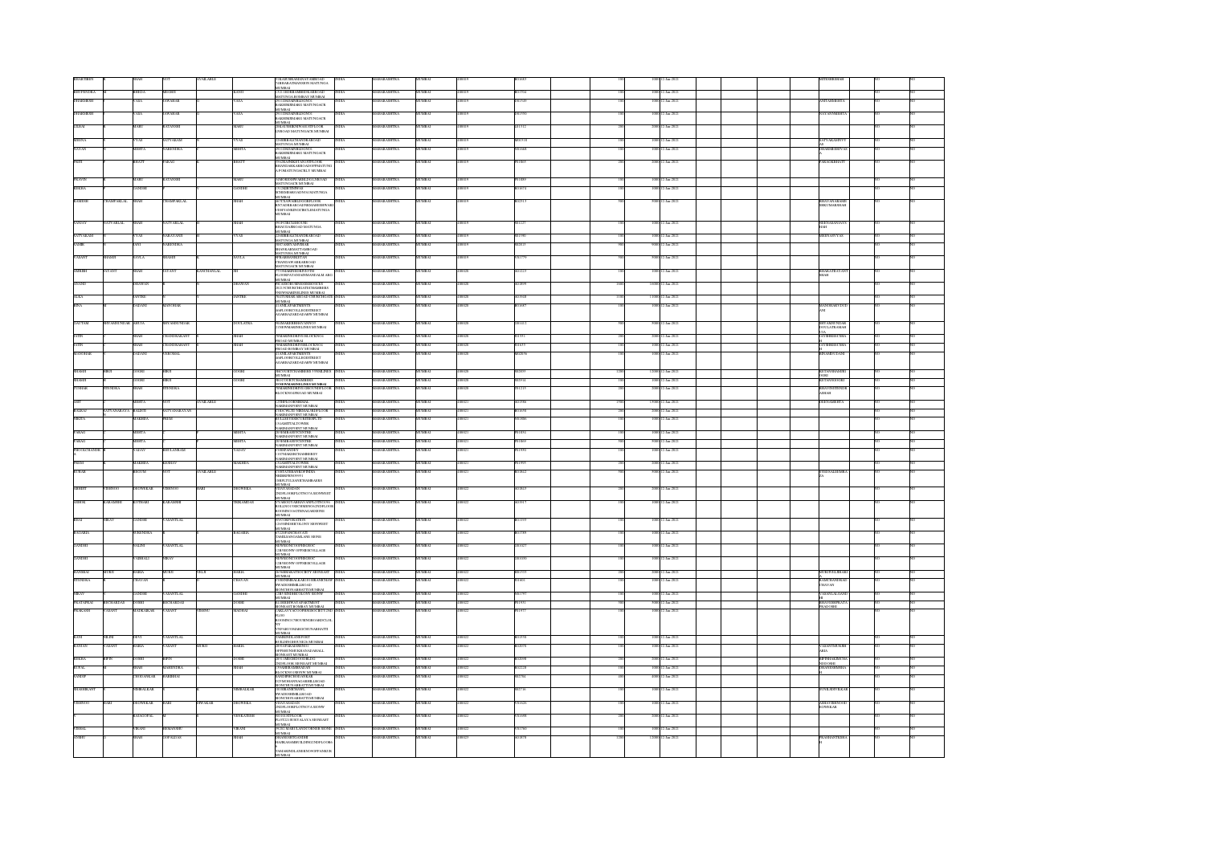| BHAKTIBEN | | SHAH | NOT | AVAILABLE | | 10 KAILASHAMANATT AMBROAD TABHAIRAMMANSION MATUNGA MUMBAI | INDIA | MAHARASHTRA | MUMBAI | 400019 | | B03683 | 100 | 1000 | 12-Jan-2021 | | | | MITESHBSHAH | NO | | NO |
|---|---|---|---|---|---|---|---|---|---|---|---|---|---|---|---|---|---|---|---|---|---|---|
| BHUPENDRA | | BHEDA | MEGHJI | | KANJI | 7/131 DHARAMSHI KABIROAD MATUNGA BOMBAY MUMBAI | INDIA | MAHARASHTRA | MUMBAI | 400019 | | B03704 | 100 | 1000 | 12-Jan-2021 | | | | | NO | | NO |
| DHARMESH | | VASA | JAYAHAR | | VASA | 29/11DHANPRESLONG RAKHMIMARG MATUNGACR MUMBAI | INDIA | MAHARASHTRA | MUMBAI | 400019 | | D01549 | 100 | 1000 | 12-Jan-2021 | | | | ANITADMEHTA | NO | | NO |
| DHARMESH | | VASA | JAYAHAR | | VASA | 29/11DHANPRESLONG RAKHMIMARG MATUNGACR MUMBAI | INDIA | MAHARASHTRA | MUMBAI | 400019 | | D01550 | 100 | 1000 | 12-Jan-2021 | | | | NAYANNMEHTA | NO | | NO |
| HIRAI | | MARU | RATANSHI | | MARU | 28 KAUSHIKNIWASGFFLTOR LNROAD MATUNGACR MUMBAI | INDIA | MAHARASHTRA | MUMBAI | 400019 | | H01512 | 200 | 2000 | 12-Jan-2021 | | | | | NO | | NO |
| MEENA | | VYAS | SATYARAM | | VYAS | 25 SHRIKALYANBHAIROAD MATUNGA MUMBAI | INDIA | MAHARASHTRA | MUMBAI | 400019 | | M02918 | 100 | 1000 | 12-Jan-2021 | | | | SATYARAMVVY AS | NO | | NO |
| NAYAN | | MEHTA | NARENDRA | | MEHTA | 29/11DHANPRESLONG RAKHMIMARG MATUNGACR MUMBAI | INDIA | MAHARASHTRA | MUMBAI | 400019 | | N01668 | 100 | 1000 | 12-Jan-2021 | | | | DHARMESHVAS A | NO | | NO |
| PRITI | | BHATT | PARAG | | BHATT | 19 GIRANIKETAN1STFLOOR BHANDARKARROAD OPPMATUNG A POMATUNGACRLY MUMBAI | INDIA | MAHARASHTRA | MUMBAI | 400019 | | P01803 | 200 | 2000 | 12-Jan-2021 | | | | PARAGKBHATT | NO | | NO |
| PRAVIN | | MARU | RATANSHI | | MARU | 28 MOHANPRABHUTOLLNROAD MATUNGACR MUMBAI | INDIA | MAHARASHTRA | MUMBAI | 400019 | | P01880 | 100 | 1000 | 12-Jan-2021 | | | | | NO | | NO |
| REKHA | | GANDHI | | | GANDHI | 131/2KSHNIWAS RCBHUSHANJADVAM MATUNGA MUMBAI | INDIA | MAHARASHTRA | MUMBAI | 400019 | | R03074 | 100 | 1000 | 12-Jan-2021 | | | | | NO | | NO |
| RAMESH | CHAMPAKLAL | SHAH | CHAMPAKLAL | | SHAH | 407 VASTAVABLOCKBFLOOR 8707AMBRAROADNEARMAHESHWARI UDHYANMKINGSCIRCLEMATUNGA MUMBAI | INDIA | MAHARASHTRA | MUMBAI | 400019 | | R02313 | 500 | 5000 | 12-Jan-2021 | | | | BHAVANARAME SHKUMARSHAH | NO | | NO |
| SANJAY | SATYAKLAL | SHAH | SATYABLAL | | SHAH | 79 STORE LIBHOUSE BHAUDAJIROAD MATUNGA MUMBAI | INDIA | MAHARASHTRA | MUMBAI | 400019 | | S01227 | 100 | 1000 | 12-Jan-2021 | | | | REENAKANSAYS HAH | NO | | NO |
| SATYARAM | | VYAS | NARAYANJI | | VYAS | 25 SHRIKALYANBHAIROAD MATUNGA MUMBAI | INDIA | MAHARASHTRA | MUMBAI | 400019 | | S01990 | 100 | 1000 | 12-Jan-2021 | | | | MEENASVYAS | NO | | NO |
| SAMIR | | JANI | NARENDRA | | | 2024 ARYAANUBHAI SHANKARAMATTAMBROAD MATUNGA MUMBAI | INDIA | MAHARASHTRA | MUMBAI | 400019 | | S02023 | 500 | 5000 | 12-Jan-2021 | | | | | NO | | NO |
| VASANT | BHASHI | SAVLA | BHASHI | | SAVLA | 9 PRABHANIKETAN CHANDAVARKARROAD MATUNGACR MUMBAI | INDIA | MAHARASHTRA | MUMBAI | 400019 | | V01779 | 500 | 5000 | 12-Jan-2021 | | | | | NO | | NO |
| AMISHI | JAYANT | SHAH | JAYANT | KANCHANLAL | SH | 17 UMAKHESHGREENVTH FLOORDATANNAMMANALAM ARG MUMBAI | INDIA | MAHARASHTRA | MUMBAI | 400020 | | A02225 | 100 | 1000 | 12-Jan-2021 | | | | BHARATIJAYANT SHAH | NO | | NO |
| ANAND | | BHAWAN | | | BHAWAN | 99 CANNONHOUSESHREETIXES 2ECCORNEWMARINEHAMBERS 79NEWMARINELINES MUMBAI | INDIA | MAHARASHTRA | MUMBAI | 400020 | | A03899 | 1400 | 14000 | 12-Jan-2021 | | | | | NO | | NO |
| ALKA | | JANTRE | | | JANTRE | 79 STONHRE GROADCTIPRCHURCHGATE MUMBAI | INDIA | MAHARASHTRA | MUMBAI | 400020 | | A03948 | 1100 | 11000 | 12-Jan-2021 | | | | | NO | | NO |
| HIRA | | GADANI | MANOHAR | | | 41ANILAPARTMENTS 44APLONBOULHGSSTREET AGARBAZARDADARW MUMBAI | INDIA | MAHARASHTRA | MUMBAI | 400020 | | H01687 | 100 | 1000 | 12-Jan-2021 | | | | MANOHARVGID ANI | NO | | NO |
| GAUTAM | SHYAMSUNDAR | ARORA | SHYAMSUNDAR | | DOULATRA | 99 AMARBHISHANSWAYO 21MONMARINELINES MUMBAI | INDIA | MAHARASHTRA | MUMBAI | 400020 | | G01423 | 500 | 5000 | 12-Jan-2021 | | | | SHYAMSUNDAR DOULATRAMAR ORA | NO | | NO |
| JATIN | | SHAH | CHANDRAKANT | | SHAH | 79 MARINEDRIVEBUILDINGG SROAD MUMBAI | INDIA | MAHARASHTRA | MUMBAI | 400020 | | J01371 | 200 | 2000 | 12-Jan-2021 | | | | JAYSHREEJSHA H | NO | | NO |
| JATIN | | SHAH | CHANDRAKANT | | SHAH | 79 MARINEDRIVEBUILDINGG SROAD BOMBAY MUMBAI | INDIA | MAHARASHTRA | MUMBAI | 400020 | | J01473 | 100 | 1000 | 12-Jan-2021 | | | | JAYSHREEJSHA H | NO | | NO |
| MANOHAR | | GADANI | VEROMAL | | | 41ANILAPARTMENTS 44APLONBOULHGSSTREET AGARBAZARDADARW MUMBAI | INDIA | MAHARASHTRA | MUMBAI | 400020 | | M02836 | 100 | 1000 | 12-Jan-2021 | | | | HIRAMGTDANI | NO | | NO |
| SHANTI | BIRJI | GOGRI | BIRJI | | GOGRI | 3RD VICKYCHAMBERS VINNLINES MUMBAI | INDIA | MAHARASHTRA | MUMBAI | 400020 | | S02833 | 1200 | 12000 | 12-Jan-2021 | | | | KETANSHANTIG OGRI | NO | | NO |
| SHANTI | GOGRI | BIRJI | | | GOGRI | 3RD COURTCHAMBERS 99 NEWMARINELINES MUMBAI | INDIA | MAHARASHTRA | MUMBAI | 400020 | | S02834 | 100 | 1000 | 12-Jan-2021 | | | | KETANSGOGRI | NO | | NO |
| PUSHAR | JITENDRA | SHAH | JITENDRA | | | 79 MARINEDRIVE 3RDTOMPFLOOR BLOCKNO3PROAD MUMBAI | INDIA | MAHARASHTRA | MUMBAI | 400020 | | P01215 | 200 | 2000 | 12-Jan-2021 | | | | BHAVINJITENDR ASHAH | NO | | NO |
| AMIT | | MEHTA | NOT | AVAILABLE | | 17 NIHALCHENBMAL NARIMANPOINT MUMBAI | INDIA | MAHARASHTRA | MUMBAI | 400021 | | A01886 | 1300 | 13000 | 12-Jan-2021 | | | | REENAMEHTA | NO | | NO |
| BALRAJ | SATYANARAYA | BALDUE | SATYANARAYAN | | | 177 NCPACENTRENKEISATRHFLOOR NARIMANPOINT MUMBAI | INDIA | MAHARASHTRA | MUMBAI | 400021 | | B03698 | 200 | 2000 | 12-Jan-2021 | | | | | NO | | NO |
| DRJIYA | | MAKHIJA | PREM | | | 85 LLSSTOREECENTREBRLTD 153AMITTALTOWER NARIMANPOINT MUMBAI | INDIA | MAHARASHTRA | MUMBAI | 400021 | | P01886 | 100 | 1000 | 12-Jan-2021 | | | | | NO | | NO |
| PARAG | | MEHTA | | | MEHTA | 29 SHREARIVENTRE NARIMANPOINT MUMBAI | INDIA | MAHARASHTRA | MUMBAI | 400021 | | P01834 | 100 | 1000 | 12-Jan-2021 | | | | | NO | | NO |
| PARAG | | MEHTA | | | MEHTA | 29 SHREARIVENTRE NARIMANPOINT MUMBAI | INDIA | MAHARASHTRA | MUMBAI | 400021 | | P01869 | 500 | 5000 | 12-Jan-2021 | | | | | NO | | NO |
| PHOOLCHANDR A | | YADAV | BHULANRAM | | YADAV | COMMANDER 1207MAKERCHAMBERSV NARIMANPOINT MUMBAI | INDIA | MAHARASHTRA | MUMBAI | 400021 | | P01890 | 100 | 1000 | 12-Jan-2021 | | | | | NO | | NO |
| PREM | | MAKHIJA | KOHHAV | | MAKHIJA | 153AMITTALTOWERB NARIMANPOINT MUMBAI | INDIA | MAHARASHTRA | MUMBAI | 400021 | | P01899 | 100 | 1000 | 12-Jan-2021 | | | | | NO | | NO |
| KUMAR | | BIRGUM | NOT | AVAILABLE | | 1203 TATAENGINEERINGCO NRBISPRNO91011 138BLTSLASARFCHAMBAERS MUMBAI | INDIA | MAHARASHTRA | MUMBAI | 400021 | | K03822 | 500 | 5000 | 12-Jan-2021 | | | | STHEJALDEMBK ZA | NO | | NO |
| ABHIJIT | VISHNOO | DEOWEKAR | VISHNOO | HARI | DEOWEKA | 3 SHIVANANDAN 2NDFLOORPLOTNO7A SIONWEST MUMBAI | INDIA | MAHARASHTRA | MUMBAI | 400022 | | A03813 | 200 | 2000 | 12-Jan-2021 | | | | | NO | | NO |
| ASHOK | KARAMSHI | KOTHARI | KARAMSHI | | HEKAMDAS | 2 YAMOONABHAVANPLOTNO150 BOLLANOVAMCHAMBERS3NDFLOOR ROOMNO6SIONMAINROADSIONE MUMBAI | INDIA | MAHARASHTRA | MUMBAI | 400022 | | A03917 | 100 | 1000 | 12-Jan-2021 | | | | | NO | | NO |
| BHAI | NIRAV | GANDHI | VASANTLAL | | | 8 VOOMPARATION 12ANDHERICOLONY SIONWEST MUMBAI | INDIA | MAHARASHTRA | MUMBAI | 400022 | | B03959 | 100 | 1000 | 12-Jan-2021 | | | | | NO | | NO |
| BAGARIA | | SURENDRA | | | BAGARIA | 69 ULPANNCHIRAYAH TAMILSANGAMLANE SIONE MUMBAI | INDIA | MAHARASHTRA | MUMBAI | 400022 | | B01789 | 100 | 1000 | 12-Jan-2021 | | | | | NO | | NO |
| GANDHI | | NALINI | VASANTLAL | | | NEWMONCOSPERSONC 12ANDHERI OPPSIDECOLLAGE MUMBAI | INDIA | MAHARASHTRA | MUMBAI | 400022 | | G01027 | 100 | 1000 | 12-Jan-2021 | | | | | NO | | NO |
| GANDHI | | PADMALI | NIRAV | | | NEWMONCOSPERSONC 12ANDHERI OPPSIDECOLLAGE MUMBAI | INDIA | MAHARASHTRA | MUMBAI | 400022 | | G01030 | 100 | 1000 | 12-Jan-2021 | | | | | NO | | NO |
| HANSRAJ | MURJI | BARIA | MURJI | VELJI | BARIA | 26 NIRMANSOCIETY SIONWEST MUMBAI | INDIA | MAHARASHTRA | MUMBAI | 400022 | | H01533 | 200 | 2000 | 12-Jan-2021 | | | | MURJIVELJIBARI A | NO | | NO |
| JITENDRA | | CHAVAN | | | CHAVAN | 5 NEWMIRAJBALKAJI 1HBANDUMAP PWADSMMILLROAD SIONEVIANAHAGTEMUMBAI | INDIA | MAHARASHTRA | MUMBAI | 400022 | | J01461 | 100 | 1000 | 12-Jan-2021 | | | | RAMCHANDRAD CHAVAN | NO | | NO |
| NIRAV | | GANDHI | VASANTLAL | | GANDHI | 12 BIVSINDHICOLONY SIONW MUMBAI | INDIA | MAHARASHTRA | MUMBAI | 400022 | | N01797 | 100 | 1000 | 12-Jan-2021 | | | | VASANTLALGAND HI | NO | | NO |
| PRATAPRAI | BECHARDAS | DOSHI | BECHARDAS | | DOSHI | 42 SHEETHALAPARTMENT SIONEAST BOMBAY MUMBAI | INDIA | MAHARASHTRA | MUMBAI | 400022 | | P01931 | 500 | 5000 | 12-Jan-2021 | | | | BHAVISHPRATA PRAIDOSHI | NO | | NO |
| PRAKASH | VASANT | MADKAIKAR | VASANT | VISHNU | MADKAI | VAKLAVVACCOPERSOSCIETYLTMD RL83 ROOMNO17SIONSINGHAREDCLOLNY 1NOPARSUSHAMCHUNABHATTI MUMBAI | INDIA | MAHARASHTRA | MUMBAI | 400022 | | P01977 | 100 | 1000 | 12-Jan-2021 | | | | | NO | | NO |
| RANI | NILINI | DEVI | VASANTLAL | | | JASMINELANESIONE BUILDINGHOUSESIS MUMBAI | INDIA | MAHARASHTRA | MUMBAI | 400022 | | R03558 | 100 | 1000 | 12-Jan-2021 | | | | | NO | | NO |
| RANJAN | VASANT | BARIA | VASANT | MURJI | BARIA | 2 ROOPAREKHASHOPS OPPSHIVMMUKESHADAIHALL SIONEAST MUMBAI | INDIA | MAHARASHTRA | MUMBAI | 400022 | | R02078 | 100 | 1000 | 12-Jan-2021 | | | | VASANTMURJIB ARIA | NO | | NO |
| REKHA | BIPIN | DOSHI | BIPIN | | DOSHI | 3RD UMIGHDIABUILDING 2NDFLOOR SIONEAST MUMBAI | INDIA | MAHARASHTRA | MUMBAI | 400022 | | R02890 | 200 | 2000 | 12-Jan-2021 | | | | BIPINBAKDOSHS MDOSHI | NO | | NO |
| RUPAL | | SHAH | MAHENDRA | | SHAH | 7 TASHKAMRBHAVAN BLOCKNO1 SIONW MUMBAI | INDIA | MAHARASHTRA | MUMBAI | 400022 | | R02228 | 100 | 1000 | 12-Jan-2021 | | | | MAHENDRMSHA H | NO | | NO |
| SANDIP | | CHOGASKAR | HARIBHAI | | | 8 ANDHRECHOGASKAR 52MOHANNAGARBLLROAD SIONCHUNABHATTIMUMBAI | INDIA | MAHARASHTRA | MUMBAI | 400022 | | S02784 | 400 | 4000 | 12-Jan-2021 | | | | | NO | | NO |
| SHASHIKANT | | NIMBALKAR | | | NIMBALKAR | 10 SHIAMBCHAWL PWADSMMILLROAD SIONWESTGARHATTI MUMBAI | INDIA | MAHARASHTRA | MUMBAI | 400022 | | S02716 | 100 | 1000 | 12-Jan-2021 | | | | SUNILSDPTULKAR | NO | | NO |
| VISHNOO | HARI | DEOWEKAR | HARI | SHIVAKAR | DEOWEKA | 3 SHIVANANDAN 2NDFLOORPLOTNO7A SIONW MUMBAI | INDIA | MAHARASHTRA | MUMBAI | 400022 | | V01626 | 100 | 1000 | 12-Jan-2021 | | | | ABHIJITHISNOO DOWEKAR | NO | | NO |
| | | RAJAGOPAL | | | VENKATESH | 305 SUCHITFLOOR BLD722 OSSEVALAYA SIONEAST MUMBAI | INDIA | MAHARASHTRA | MUMBAI | 400022 | | V01698 | 200 | 2000 | 12-Jan-2021 | | | | | NO | | NO |
| VISHAL | | VIRANI | HEMANSHU | | VIRANI | 79 211 MARULANECORNER SIONE MUMBAI | INDIA | MAHARASHTRA | MUMBAI | 400022 | | V01766 | 100 | 1000 | 12-Jan-2021 | | | | | NO | | NO |
| ASHIS | | SHAH | GOPALDAS | | SHAH | SHANDSHIPGANDHI HAJIKASAMBUILDING2NDFLOOR 2A DAMASSNILANESONOPPANKOR MUMBAI | INDIA | MAHARASHTRA | MUMBAI | 400023 | | A03878 | 1200 | 12000 | 12-Jan-2021 | | | | PRASHANTKSHA H | NO | | NO |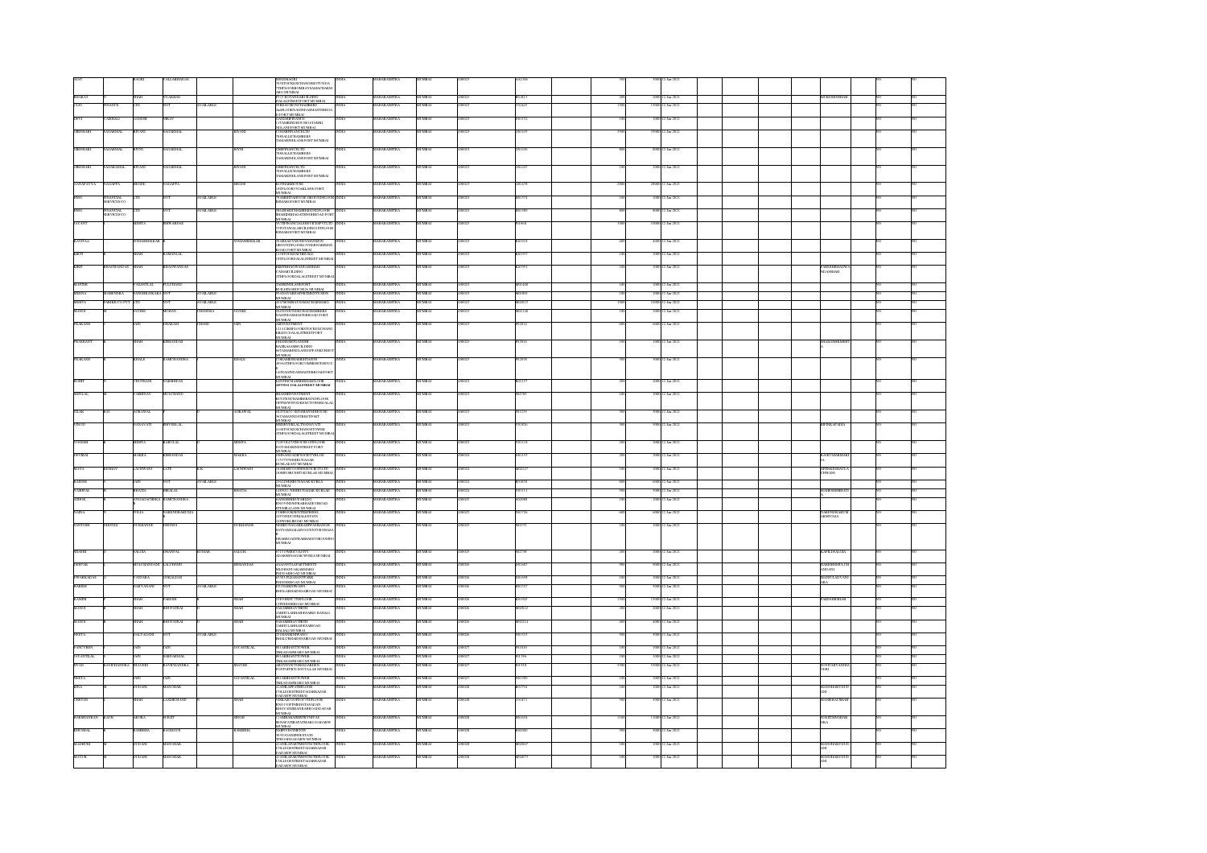| First Name | Middle Name | Last Name | Father/Husband First Name | Father/Husband Middle Name | Father/Husband Last Name | Address | Country | State | District | Pin Code | Folio Number | Shares | Amount | Proposed Date of Transfer | Joint Holder | | |
|---|---|---|---|---|---|---|---|---|---|---|---|---|---|---|---|---|---|
| AJAY | | KADRI | VALLABHADAS | | | MIHIRKADRI 78 STOCKEXCHANGEBUILDING MUMBAI | INDIA | MAHARASHTRA | MUMBAI | 400023 | KA2306 | 500 | 5000.00 | 12-Jan-2021 | | NO | NO |
| BHARAT | | SHAH | AVAKHAD | | | DALALSTREET FORT MUMBAI | INDIA | MAHARASHTRA | MUMBAI | 400023 | BS1813 | 200 | 2000.00 | 12-Jan-2021 | MUKESHMSHAH | NO | NO |
| TAJO | FINANCE | LTD | NOT | | AVAILABLE | FORT MUMBAI | INDIA | MAHARASHTRA | MUMBAI | 400023 | TI1433 | 1300 | 13000.00 | 12-Jan-2021 | | NO | NO |
| DEVI | VADHALI | GANDHI | VIKAY | | | FORT MUMBAI | INDIA | MAHARASHTRA | MUMBAI | 400023 | DG1152 | 100 | 1000.00 | 12-Jan-2021 | | NO | NO |
| GIRDHARI | NAGARMAL | BIYANI | NAGARMAL | | BIYANI | TAMARINDLANEFORT MUMBAI | INDIA | MAHARASHTRA | MUMBAI | 400023 | GB1235 | 3900 | 39000.00 | 12-Jan-2021 | | NO | NO |
| GIRDHARI | NAGARMAL | BIYNI | NAGARMAL | | BIYNI | TAMARINDLANEFORT MUMBAI | INDIA | MAHARASHTRA | MUMBAI | 400023 | GB1236 | 800 | 8000.00 | 12-Jan-2021 | | NO | NO |
| GIRDHARI | NAGARMAL | BIYANI | NAGARMAL | | BIYANI | TAMARINDLANEFORT MUMBAI | INDIA | MAHARASHTRA | MUMBAI | 400023 | GB1237 | 100 | 1000.00 | 12-Jan-2021 | | NO | NO |
| GANAPAYYA | NAGAPPA | HEGDE | NAGAPPA | | HEGDE | FORT MUMBAI | INDIA | MAHARASHTRA | MUMBAI | 400023 | GH1278 | 2900 | 29000.00 | 12-Jan-2021 | | NO | NO |
| HIND | FINANCIAL SERVICES CO | LTD | NOT | | AVAILABLE | FORT MUMBAI | INDIA | MAHARASHTRA | MUMBAI | 400023 | HF1574 | 100 | 1000.00 | 12-Jan-2021 | | NO | NO |
| HIND | FINANCIAL SERVICES CO | LTD | NOT | | AVAILABLE | FORT MUMBAI | INDIA | MAHARASHTRA | MUMBAI | 400023 | HF1589 | 800 | 8000.00 | 12-Jan-2021 | | NO | NO |
| JAYANT | | MEHTA | BHIWARDAS | | | FORT MUMBAI | INDIA | MAHARASHTRA | MUMBAI | 400023 | JM1618 | 1000 | 10000.00 | 12-Jan-2021 | | NO | NO |
| KAVITAA | | SHAMSHEKAR | | | SHAMSHEKAR | NARIMAN ROAD FORT MUMBAI | INDIA | MAHARASHTRA | MUMBAI | 400023 | KS1918 | 400 | 4000.00 | 12-Jan-2021 | | NO | NO |
| KIRTI | | SHAH | KAMANLAL | | | FORT MUMBAI | INDIA | MAHARASHTRA | MUMBAI | 400023 | KS1997 | 100 | 1000.00 | 12-Jan-2021 | | NO | NO |
| KIRIT | BHAGWANDAS | SHAH | BHAGWANDAS | | | DALALSTREET MUMBAI | INDIA | MAHARASHTRA | MUMBAI | 400023 | KS1991 | 100 | 1000.00 | 12-Jan-2021 | PARESHBHAGWANDASSHAH | NO | NO |
| MAHESH | VASANTLAL | FULCHAND | | | | FORT MUMBAI | INDIA | MAHARASHTRA | MUMBAI | 400023 | MF1686 | 100 | 1000.00 | 12-Jan-2021 | | NO | NO |
| MEENA | MAHENDRA | SANGHRAJKA | NOT | | AVAILABLE | MUMBAI | INDIA | MAHARASHTRA | MUMBAI | 400023 | MS1816 | 100 | 1000.00 | 12-Jan-2021 | | NO | NO |
| MEHTA | PAREKH CO PVT | LTD | NOT | | AVAILABLE | MUMBAI | INDIA | MAHARASHTRA | MUMBAI | 400023 | MS2 | 1000 | 10000.00 | 12-Jan-2021 | | NO | NO |
| MANOJ | | JAVERI | MOHAN | CHANDRA | JAVERI | FORT MUMBAI | INDIA | MAHARASHTRA | MUMBAI | 400023 | MJ2148 | 100 | 1000.00 | 12-Jan-2021 | | NO | NO |
| PRAKASH | | JAIN | DHARAM | CHAND | JAIN | DALAL STREET FORT MUMBAI | INDIA | MAHARASHTRA | MUMBAI | 400023 | PJ2614 | 600 | 6000.00 | 12-Jan-2021 | | NO | NO |
| PRASHANT | | SHAH | KISHANDAS | | | MUMBAI | INDIA | MAHARASHTRA | MUMBAI | 400023 | PS2816 | 100 | 1000.00 | 12-Jan-2021 | JIGKLESHKMEHTA | NO | NO |
| PRAKASH | | KHALE | RAMCHANDRA | | KHALE | MUMBAI | INDIA | MAHARASHTRA | MUMBAI | 400023 | PK2878 | 500 | 5000.00 | 12-Jan-2021 | | NO | NO |
| ROHIT | | CHOTRANI | PARDIDAS | | | APTWAI DALALSTREET MUMBAI | INDIA | MAHARASHTRA | MUMBAI | 400023 | RC3157 | 200 | 2000.00 | 12-Jan-2021 | | NO | NO |
| SHIVLAL | | VAIBHAV | MULCHAND | | | MUMBAI | INDIA | MAHARASHTRA | MUMBAI | 400023 | SV3785 | 100 | 1000.00 | 12-Jan-2021 | | NO | NO |
| TILAK | RAJ | AGRAWAL | | | AGRAWAL | FORT MUMBAI | INDIA | MAHARASHTRA | MUMBAI | 400023 | TA4255 | 500 | 5000.00 | 12-Jan-2021 | | NO | NO |
| VINOD | | SANAVATI | BHOGILAL | | | DALALSTREET MUMBAI | INDIA | MAHARASHTRA | MUMBAI | 400023 | VS4626 | 500 | 5000.00 | 12-Jan-2021 | BIPINKAPADIA | NO | NO |
| YOGESH | | MEHTA | BABULAL | | MEHTA | FORT MUMBAI | INDIA | MAHARASHTRA | MUMBAI | 400023 | YM5118 | 200 | 2000.00 | 12-Jan-2021 | | NO | NO |
| DEVIBAI | | MAKIJA | KISHANDAS | | MAKIJA | MUMBAI | INDIA | MAHARASHTRA | MUMBAI | 400024 | DM1157 | 200 | 2000.00 | 12-Jan-2021 | RAJKUMARMAKIJA | NO | NO |
| MAYA | KUMAR | LACHWANI | LATE | K.K | LACHWANI | KURLA MUMBAI | INDIA | MAHARASHTRA | MUMBAI | 400024 | ML2227 | 100 | 1000.00 | 12-Jan-2021 | NITINKUMARLACHWANI | NO | NO |
| RAJESH | | JAIN | NOT | | AVAILABLE | KURLA MUMBAI | INDIA | MAHARASHTRA | MUMBAI | 400024 | RJ3858 | 600 | 6000.00 | 12-Jan-2021 | | NO | NO |
| VAISHPAL | | BHATIA | HIRALAL | | BHATIA | KURLA MUMBAI | INDIA | MAHARASHTRA | MUMBAI | 400024 | VB1111 | 500 | 5000.00 | 12-Jan-2021 | RAMESHHBHATIA | NO | NO |
| ASHOK | ANNAJAGADISHA | RAMCHANDRA | | | | MUMBAI | INDIA | MAHARASHTRA | MUMBAI | 400025 | AR2008 | 100 | 1000.00 | 12-Jan-2021 | | NO | NO |
| SARLA | | JOLLY | NARENDRAKUMAR | | | WORLI ROAD MUMBAI | INDIA | MAHARASHTRA | MUMBAI | 400025 | SJ2726 | 600 | 6000.00 | 12-Jan-2021 | NARENDRAKUMARJOLLY | NO | NO |
| SANTOSH | SHIVAJI | DURGANDE | SHIVAJI | | DURGANDE | PRABHADEVI MUMBAI | INDIA | MAHARASHTRA | MUMBAI | 400025 | SD2775 | 100 | 1000.00 | 12-Jan-2021 | | NO | NO |
| SHASHI | | SALDIA | DHANPAL | KUMAR | SALDIA | ADARSHNAGAR WORLI MUMBAI | INDIA | MAHARASHTRA | MUMBAI | 400025 | SS2798 | 200 | 2000.00 | 12-Jan-2021 | KAPILDSALDIA | NO | NO |
| DEEPAK | | MULCHANDANI | LALCHAND | | HEMANDAS | PEDDARROAD MUMBAI | INDIA | MAHARASHTRA | MUMBAI | 400026 | DM1607 | 900 | 9000.00 | 12-Jan-2021 | HARESHHMULCHANDANI | NO | NO |
| DWARKADAS | | VANJARA | GOKALDAS | | | PEDDERROAD MUMBAI | INDIA | MAHARASHTRA | MUMBAI | 400026 | DV1698 | 100 | 1000.00 | 12-Jan-2021 | MANJULADVANJARA | NO | NO |
| HARISH | | SARVANANI | NOT | | AVAILABLE | BHULABHAIDESAIROAD MUMBAI | INDIA | MAHARASHTRA | MUMBAI | 400026 | HS1527 | 500 | 5000.00 | 12-Jan-2021 | | NO | NO |
| KAMINI | | SHAH | PARESH | | SHAH | PEDDERROAD MUMBAI | INDIA | MAHARASHTRA | MUMBAI | 400026 | KS1945 | 1300 | 13000.00 | 12-Jan-2021 | PARESHBSHAH | NO | NO |
| ALPAVI | | SHAH | BHUPATRAI | | SHAH | BHULABHAIDESAIROAD MUMBAI | INDIA | MAHARASHTRA | MUMBAI | 400026 | MS2012 | 200 | 2000.00 | 12-Jan-2021 | | NO | NO |
| MANOJ | | SHAH | BHUPATRAI | | SHAH | DALAL MUMBAI | INDIA | MAHARASHTRA | MUMBAI | 400026 | MS2214 | 400 | 4000.00 | 12-Jan-2021 | | NO | NO |
| NEETA | | SALVAGANI | NOT | | AVAILABLE | BHULABHAIDESAIROAD MUMBAI | INDIA | MAHARASHTRA | MUMBAI | 400026 | NS1523 | 500 | 5000.00 | 12-Jan-2021 | | NO | NO |
| PANCHIBEN | | JAIN | JAIN | | JAYANTILAL | TANKROAD MUMBAI | INDIA | MAHARASHTRA | MUMBAI | 400027 | PJ1630 | 500 | 5000.00 | 12-Jan-2021 | | NO | NO |
| JAYANTILAL | | JAIN | NARSIMAL | | | TANKROAD MUMBAI | INDIA | MAHARASHTRA | MUMBAI | 400027 | JJ1576 | 100 | 1000.00 | 12-Jan-2021 | | NO | NO |
| JIVAN | RAVICHANDRA | JHAVERI | RAVICHANDRA | | JHAVERI | BYCULLA MUMBAI | INDIA | MAHARASHTRA | MUMBAI | 400027 | JJ1598 | 5300 | 53000.00 | 12-Jan-2021 | SUNITAJIVANJHAVERI | NO | NO |
| NEETA | | JAIN | JAIN | | JAYANTILAL | TANKROAD MUMBAI | INDIA | MAHARASHTRA | MUMBAI | 400027 | NJ1589 | 100 | 1000.00 | 12-Jan-2021 | | NO | NO |
| RINA | | DUDANI | MANOHAR | | | DADAR MUMBAI | INDIA | MAHARASHTRA | MUMBAI | 400028 | RD1751 | 100 | 1000.00 | 12-Jan-2021 | MANOHARVDUDANI | NO | NO |
| CHETAN | | SHAH | LAXMICHAND | | SHAH | DADAR MUMBAI | INDIA | MAHARASHTRA | MUMBAI | 400028 | CS1473 | 500 | 5000.00 | 12-Jan-2021 | | NO | NO |
| HARBHAJAN | KAUR | ARORA | SURJIT | | SINGH | DADAR MUMBAI | INDIA | MAHARASHTRA | MUMBAI | 400028 | HA1604 | 1100 | 11000.00 | 12-Jan-2021 | SURJITSINGHARORA | NO | NO |
| KHUSHAL | | RAMBHIA | RAGHAVJI | | RAMBHIA | DADAR MUMBAI | INDIA | MAHARASHTRA | MUMBAI | 400028 | KR2060 | 500 | 5000.00 | 12-Jan-2021 | | NO | NO |
| MADHURI | | DUDANI | MANOHAR | | | DADAR MUMBAI | INDIA | MAHARASHTRA | MUMBAI | 400028 | MD2867 | 100 | 1000.00 | 12-Jan-2021 | MANOHARVDUDANI | NO | NO |
| MAYUR | | DUDANI | MANOHAR | | | DADAR MUMBAI | INDIA | MAHARASHTRA | MUMBAI | 400028 | MD2873 | 100 | 1000.00 | 12-Jan-2021 | MANOHARVDUDANI | NO | NO |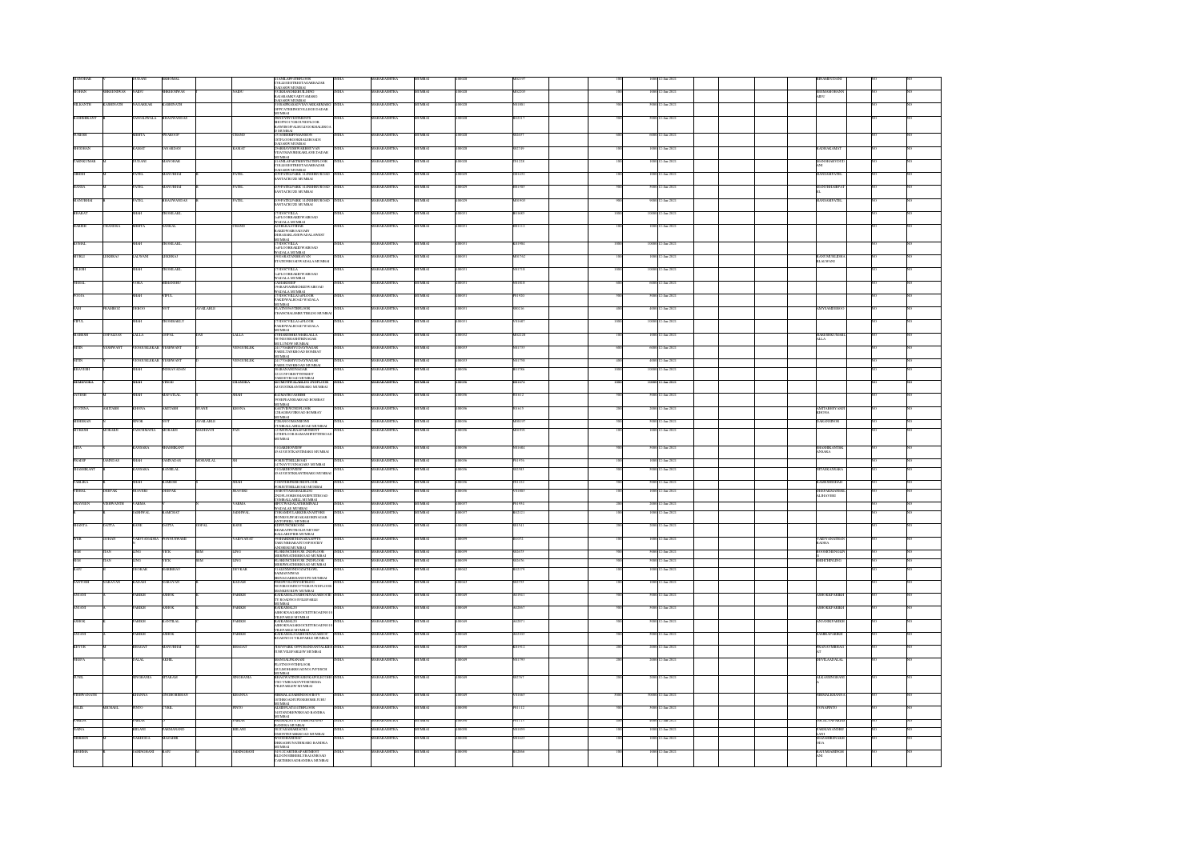| | | | | | | | | | | | | | | | | | | | | | |
|---|---|---|---|---|---|---|---|---|---|---|---|---|---|---|---|---|---|---|---|---|---|
| MANOHAR | | DUDANI | BHEROMAL | | | 12 ANIL APARTMENT 6 COLLEGE STREET ASHRAMBAZAR DADAR W MUMBAI | INDIA | MAHARASHTRA | MUMBAI | 400028 | M02397 | | 100 | 1000 | 12-Jan-2021 | | | BHAMDUDANI | | NO | NO |
| MOHAN | SHRINIWAS | SARJU | SHRINIWAS | | SARJU | 7 GIRIJA SHANKER BUILDING RAJARAMWADI DADAR MUMBAI | INDIA | MAHARASHTRA | MUMBAI | 400028 | M02893 | | 100 | 1000 | 12-Jan-2021 | | | BHAMAMOHAN ARJU | | NO | NO |
| NILKANTH | KASHINATH | SADARKAR | KASHINATH | | | 7 GRAPEBANDY AYARKARMARG OPP CATERING COLLEGE DADAR MUMBAI | INDIA | MAHARASHTRA | MUMBAI | 400028 | N01881 | | 500 | 5000 | 12-Jan-2021 | | | | | NO | NO |
| RASHMIKANT | | SANGALWALA | BHAGWANDAS | | | SHOP NO 5 VERSOVA SHOPPING ROAD GROUND FLOOR RAVIRAJ PALI HILL GOKHALE ROAD MUMBAI | INDIA | MAHARASHTRA | MUMBAI | 400028 | R02217 | | 500 | 5000 | 12-Jan-2021 | | | | | NO | NO |
| SURESH | | MEHTA | SWAROOP | | CHAND | 13 SHREE KRISHNA NIWAS 3RD FLOOR GOKHALE ROAD DADAR MUMBAI | INDIA | MAHARASHTRA | MUMBAI | 400028 | S02697 | | 600 | 6000 | 12-Jan-2021 | | | | | NO | NO |
| SHOBHAN | | KAMAT | ANANDAN | | KAMAT | 79 SHRIDATTA PRASANNA VIVANAN SHIRKAR MARG DADAR MUMBAI | INDIA | MAHARASHTRA | MUMBAI | 400028 | S02749 | | 100 | 1000 | 12-Jan-2021 | | | RADHAKAMAT | | NO | NO |
| VASHKUMAR | | DUDANI | MANOHAR | | | 12 ANIL APARTMENTS 1ST FLOOR COLLEGE STREET ASHRAMBAZAR DADAR W MUMBAI | INDIA | MAHARASHTRA | MUMBAI | 400028 | V01238 | | 100 | 1000 | 12-Jan-2021 | | | MANOHARDUDANI | | NO | NO |
| GIRISH | | PATEL | MANUBHAI | | PATEL | 4 NIPATEL PARK 14 ANDHERI ROAD SANTACRUZ E MUMBAI | INDIA | MAHARASHTRA | MUMBAI | 400029 | G01432 | | 100 | 1000 | 12-Jan-2021 | | | HANSAMPATEL | | NO | NO |
| HANSA | | PATEL | MANUBHAI | | PATEL | 4 NIPATEL PARK 14 ANDHERI ROAD SANTACRUZ E MUMBAI | INDIA | MAHARASHTRA | MUMBAI | 400029 | H01569 | | 500 | 5000 | 12-Jan-2021 | | | MANUBHAIPATEL | | NO | NO |
| MANUBHAI | | PATEL | BHAGWANDAS | | PATEL | 4 NIPATEL PARK 14 ANDHERI ROAD SANTACRUZ E MUMBAI | INDIA | MAHARASHTRA | MUMBAI | 400029 | M03010 | | 500 | 5000 | 12-Jan-2021 | | | HANSAMPATEL | | NO | NO |
| BHARAT | | SHAH | JEONEARL | | | 7 VISIOVILLA 1st FLOOR RAKDEWADI ROAD WADALA MUMBAI | INDIA | MAHARASHTRA | MUMBAI | 400031 | B01809 | | 1000 | 10000 | 12-Jan-2021 | | | | | NO | NO |
| HARISH | CHANDRA | MEHTA | SANKAL | | CHAND | 82 SHILKANT PRAB RAKDEWADI ROAD WADALA MUMBAI | INDIA | MAHARASHTRA | MUMBAI | 400031 | H01112 | | 100 | 1000 | 12-Jan-2021 | | | | | NO | NO |
| KUNJAL | | SHAH | JEONEARL | | | 7 VISIOVILLA 1st FLOOR RAKDEWADI ROAD WADALA MUMBAI | INDIA | MAHARASHTRA | MUMBAI | 400031 | K01984 | | 1000 | 10000 | 12-Jan-2021 | | | | | NO | NO |
| MURLI | GIRDHARI | LALWANI | GIRDHARI | | | 2 SUDHA STATION ROAD STATION ROAD WADALA MUMBAI | INDIA | MAHARASHTRA | MUMBAI | 400031 | M06702 | | 100 | 1000 | 12-Jan-2021 | | | KANTAMURLIDHA RLALWANI | | NO | NO |
| NILESH | | SHAH | JEONEARL | | | 7 VISIOVILLA 1st FLOOR RAKDEWADI ROAD WADALA MUMBAI | INDIA | MAHARASHTRA | MUMBAI | 400031 | N01718 | | 1000 | 10000 | 12-Jan-2021 | | | | | NO | NO |
| NEHAL | | VORA | BHANSHU | | | 5 MAHADEEP 18 BARAFAKHANE ROAD WADALA MUMBAI | INDIA | MAHARASHTRA | MUMBAI | 400031 | N01828 | | 600 | 6000 | 12-Jan-2021 | | | | | NO | NO |
| POOJA | | SHAH | VIPUL | | | 7 VISIOVILLA 1st FLOOR FAKIRWADI ROAD WADALA MUMBAI | INDIA | MAHARASHTRA | MUMBAI | 400031 | P01928 | | 500 | 5000 | 12-Jan-2021 | | | | | NO | NO |
| SAM | PIROJSHA | DEBOO | NOT | AVAILABLE | | FLAT NO 18 4TH FLOOR 1 TAMANNA MUMBAI | INDIA | MAHARASHTRA | MUMBAI | 400031 | S00216 | | 400 | 4000 | 12-Jan-2021 | | | ARVIYASDEBOO | | NO | NO |
| VIPUL | | SHAH | JEONEARL | | | 7 VISIOVILLA 1st FLOOR FAKIRWADI ROAD WADALA MUMBAI | INDIA | MAHARASHTRA | MUMBAI | 400031 | V01687 | | 1000 | 10000 | 12-Jan-2021 | | | | | NO | NO |
| MAHESH | GOPALDAS | LALLA | GOPAL | DAS | LALLA | 7 NIRAMBHEE SEMARGALLA SUNNI SHAMMIT NAGAR MULUND W MUMBAI | INDIA | MAHARASHTRA | MUMBAI | 400080 | M02238 | | 100 | 1000 | 12-Jan-2021 | | | HARSHHKUMARLALLA | | NO | NO |
| NITIN | YESHWANT | VENGURLEKAR | YESHWANT | | VENGURLEKAR | 22/179 SHREE DAYANAND PAREL TANK ROAD BOMBAY MUMBAI | INDIA | MAHARASHTRA | MUMBAI | 400033 | N01753 | | 600 | 6000 | 12-Jan-2021 | | | | | NO | NO |
| NITIN | | VENGURLEKAR | YESHWANT | | VENGURLEKAR | 22/179 SHREE DAYANAND PAREL TANK ROAD MUMBAI | INDIA | MAHARASHTRA | MUMBAI | 400033 | N01790 | | 100 | 1000 | 12-Jan-2021 | | | | | NO | NO |
| KHAVESH | | SHAH | BHOGAVADAN | | | 202 VISHWANAGAR 21/22/23 FORSETT STREET TARDEO ROAD MUMBAI | INDIA | MAHARASHTRA | MUMBAI | 400036 | K01986 | | 1000 | 10000 | 12-Jan-2021 | | | | | NO | NO |
| HEMENDRA | | SHAH | VINOD | | CHANDRA | 604 GROWWALA BLDG 2ND FLOOR AUGUSTKRANTIMARG MUMBAI | INDIA | MAHARASHTRA | MUMBAI | 400036 | H01674 | | 1000 | 10000 | 12-Jan-2021 | | | | | NO | NO |
| PARESH | | SHAH | MAFATLAL | | SHAH | 8 GIMATRA VANESH NEPEANSEA ROAD BOMBAY MUMBAI | INDIA | MAHARASHTRA | MUMBAI | 400036 | P01612 | | 500 | 5000 | 12-Jan-2021 | | | | | NO | NO |
| JYOTSNA | AMITABH | KHONA | AMITABH | JIVANJI | KHONA | 4 DEVKUNJ 2ND FLOOR 12 RAGHAVJIROAD BOMBAY MUMBAI | INDIA | MAHARASHTRA | MUMBAI | 400036 | J01619 | | 200 | 2000 | 12-Jan-2021 | | | AMITABHJIVANJI KHONA | | NO | NO |
| MEHERAN | | SHOR | NOT | AVAILABLE | | 2 KANTOS MANSION 17 GIBBALLA ROAD MUMBAI | INDIA | MAHARASHTRA | MUMBAI | 400036 | M00397 | | 500 | 5000 | 12-Jan-2021 | | | FARAMSHOR | | NO | NO |
| MUKESH | MORARJI | PANCHMATIA | MORARJI | MADHAVJI | PAN | 7 GIRIRAJ KALANAPARTMENT 12TH FLOOR RAMANBHETTIROAD MUMBAI | INDIA | MAHARASHTRA | MUMBAI | 400036 | M03093 | | 100 | 1000 | 12-Jan-2021 | | | | | NO | NO |
| NITA | | SANSARA | SHASHIKANT | | | 9 GOKULNIVAS 45 AUGUSTKRANTIMARG MUMBAI | INDIA | MAHARASHTRA | MUMBAI | 400036 | N01662 | | 500 | 5000 | 12-Jan-2021 | | | SHASHIKANTHS ANSARA | | NO | NO |
| PRADIP | SABNIDAS | SHAH | SABNIDAS | MOHANLAL | SH | 9 CHETTIBULROAD 147 NANVYESNAGARI MUMBAI | INDIA | MAHARASHTRA | MUMBAI | 400036 | P01976 | | 100 | 1000 | 12-Jan-2021 | | | | | NO | NO |
| SHASHIKANT | | SANSARA | RASIKLAL | | | 9 GOKULNIVAS 45 AUGUSTKRANTIMARG MUMBAI | INDIA | MAHARASHTRA | MUMBAI | 400036 | S02585 | | 500 | 5000 | 12-Jan-2021 | | | NITASSANSARA | | NO | NO |
| USHILKA | | SHAH | RAMESH | | SHAH | 9 GOVIND NIBEHRIDA 1 FLOOR FORSETT STREET ROAD MUMBAI | INDIA | MAHARASHTRA | MUMBAI | 400036 | U01212 | | 500 | 5000 | 12-Jan-2021 | | | RAMESHHSHAH | | NO | NO |
| VISHAL | DEEPAK | BHAVSHI | DEEPAK | | BHAVSHI | 4 SANTYAMMAGAR DEEPAK 2ND FLOOR SHAHNIBETTIROAD CUMBALLAHILL MUMBAI | INDIA | MAHARASHTRA | MUMBAI | 400036 | V01083 | | 100 | 1000 | 12-Jan-2021 | | | DEEPAKMANSHL ALBHAVSHI | | NO | NO |
| PRAVEEN | VISHWANTH | VARMA | VISHWANTH | | VARMA | 4B 5 UTWADIVALA VISHWANAD WADALA E MUMBAI | INDIA | MAHARASHTRA | MUMBAI | 400037 | P01954 | | 200 | 2000 | 12-Jan-2021 | | | | | NO | NO |
| SANJAY | | JAISHWAL | RAMCHAT | | JAISHWAL | 7 SRAMBU CAREER CANTTIBIE BCHOKE | INDIA | MAHARASHTRA | MUMBAI | 400037 | S02121 | | 100 | 1000 | 12-Jan-2021 | | | | | NO | NO |
| SHANTA | DATTA | RANE | DATTA | GOPAL | RANE | ROOM NO 68 4 AMALACHHAN AGAR ANTOPHILL MUMBAI | INDIA | MAHARASHTRA | MUMBAI | 400037 | S01531 | | 200 | 2000 | 12-Jan-2021 | | | | | NO | NO |
| AYER | SUHAN | VAIDYANATHA N | NOSNUSWAME | | VAIDYANAT | ELMPUNCHER 1ST FLOOR BHARATPETROLEUMCORP BALLARD PIER MUMBAI | INDIA | MAHARASHTRA | MUMBAI | 400038 | A01052 | | 100 | 1000 | 12-Jan-2021 | | | VAIDYANATHAN RADHA | | NO | NO |
| BEM | NAV | LING | VICK | BEM | LING | PLOEKENCHBEVOR 2ND FLOOR MERIPROATDHIROAD MUMBAI | INDIA | MAHARASHTRA | MUMBAI | 400039 | B02075 | | 500 | 5000 | 12-Jan-2021 | | | BOONCHENGLIN G | | NO | NO |
| BEM | HAN | LING | VICK | BEM | LING | PLOEKENCHBEVOR 2ND FLOOR MERIPROATDHIROAD MUMBAI | INDIA | MAHARASHTRA | MUMBAI | 400039 | B02076 | | 500 | 5000 | 12-Jan-2021 | | | BEHECHINLING | | NO | NO |
| RAJU | | DEVKAR | HARIBHAU | | DEVKAR | 15 LILENDEVKHO GEAR TURTL SAIBAFA WIPATAL BHISMAGRAH AND UPTO MUMBAI | INDIA | MAHARASHTRA | MUMBAI | 400042 | R02179 | | 100 | 1000 | 12-Jan-2021 | | | | | NO | NO |
| SANTOSH | NARAYAN | KADAM | NARAYAN | | KADAM | 3RD FLOOR 7 BUILDING NO 5 B JUHU NANDI NAGAR GOVIND ROAD MANDERLIKAR UPTOWN MUMBAI | INDIA | MAHARASHTRA | MUMBAI | 400043 | S02793 | | 100 | 1000 | 12-Jan-2021 | | | | | NO | NO |
| ANJANI | | PAREKH | ASHOK | | PAREKH | RASKAMALDHAMIRDINALSHOOR 2ND FLOOR NO 5 VILE PARLE MUMBAI | INDIA | MAHARASHTRA | MUMBAI | 400049 | A01913 | | 500 | 5000 | 12-Jan-2021 | | | ASHOKKPARIKH | | NO | NO |
| ANJANI | | PAREKH | ASHOK | | PAREKH | RASKAMALD 5 ABHOGRAJ MAHO ROAD VILE PARLE MUMBAI | INDIA | MAHARASHTRA | MUMBAI | 400049 | A02065 | | 500 | 5000 | 12-Jan-2021 | | | ASHOKKPARIKH | | NO | NO |
| ASHOK | | PAREKH | KANTILAL | | PAREKH | RAIKAMALD 5 ABHOGRAJMAHOSTRTROADNO10 VILEPARLE MUMBAI | INDIA | MAHARASHTRA | MUMBAI | 400049 | A02073 | | 500 | 5000 | 12-Jan-2021 | | | ANJANIKPARIKH | | NO | NO |
| ANJANI | | PAREKH | ASHOK | | PAREKH | RASKAMALD 5 ABHOGRAJMAHO ROAD NO 10 VILEPARLE MUMBAI | INDIA | MAHARASHTRA | MUMBAI | 400049 | A02103 | | 500 | 5000 | 12-Jan-2021 | | | SAMIRAPARIKH | | NO | NO |
| KEYUR | | BHAGAT | MANUBHAI | | BHAGAT | 3 SHIVPARK OPP CHANDAN TALKIES JUHU VILE PARLE W MUMBAI | INDIA | MAHARASHTRA | MUMBAI | 400049 | K01912 | | 200 | 2000 | 12-Jan-2021 | | | PRANAVMBHAG AT | | NO | NO |
| PRIYA | | DALAL | SUSHIL | | | MISTRAL PRANAM PLOT NO 39 5TH FLOOR GULMOHAR ROAD NO 5 JVPD SCH MUMBAI | INDIA | MAHARASHTRA | MUMBAI | 400049 | P01793 | | 200 | 2000 | 12-Jan-2021 | | | DEVILAADALAL | | NO | NO |
| SUNIL | | SINGHANIA | SITARAM | | SINGHANIA | BHAGWATI PRIAVASHIDL 5 FLOOR TIC V NEROADUNPDSCHEMA VILEPARLEW MUMBAI | INDIA | MAHARASHTRA | MUMBAI | 400049 | S02767 | | 200 | 2000 | 12-Jan-2021 | | | ALKASINGHANIA | | NO | NO |
| VISHWANATH | | KHANNA | LINGMOHIBIAN | | KHANNA | NIRMAL LUDHIANIA SOCIETY 10 THROAD JUHU SCHEME JUHU MUMBAI | INDIA | MAHARASHTRA | MUMBAI | 400049 | V01660 | | 9000 | 90000 | 12-Jan-2021 | | | NIRMALKHANNA | | NO | NO |
| FELIX | MICHAEL | PINTO | CYRIL | | PINTO | ALMER FLAT 111 FLOOR 34 STANDERSON ROAD BANDRA MUMBAI | INDIA | MAHARASHTRA | MUMBAI | 400050 | F01112 | | 500 | 5000 | 12-Jan-2021 | | | VIVIANPINTO | | NO | NO |
| PARAG | | PARIKH | | | PARAG | 4TH FLOOR LINKING ROAD BANDRA MUMBAI | INDIA | MAHARASHTRA | MUMBAI | 400050 | P01537 | | 100 | 1000 | 12-Jan-2021 | | | PRORTPARAN | | NO | NO |
| SAINA | | BELANI | PARMANAND | | BELANI | 303 TAJ MAHAR SOS BANDRA WEST MUMBAI | INDIA | MAHARASHTRA | MUMBAI | 400050 | S01099 | | 100 | 1000 | 12-Jan-2021 | | | PARMANANDBEL ANI | | NO | NO |
| SHIRIEN | | WARDIGDA | MAZAHIR | | | 9 WESTRANDER SHROAD NO 5 MARG BANDRA MUMBAI | INDIA | MAHARASHTRA | MUMBAI | 400050 | S01629 | | 500 | 5000 | 12-Jan-2021 | | | MAZAHIRHWARD IGA | | NO | NO |
| KRISHNA | | JAISINGHANI | RAJU | | JAISINGHANI | 5/2 5/28 ARTHRAP SECTOR BLDG NO 5 BEHIND VIKAS ROAD CARTER ROAD BANDRA MUMBAI | INDIA | MAHARASHTRA | MUMBAI | 400050 | K02068 | | 100 | 1000 | 12-Jan-2021 | | | RAJUMASINGH ANI | | NO | NO |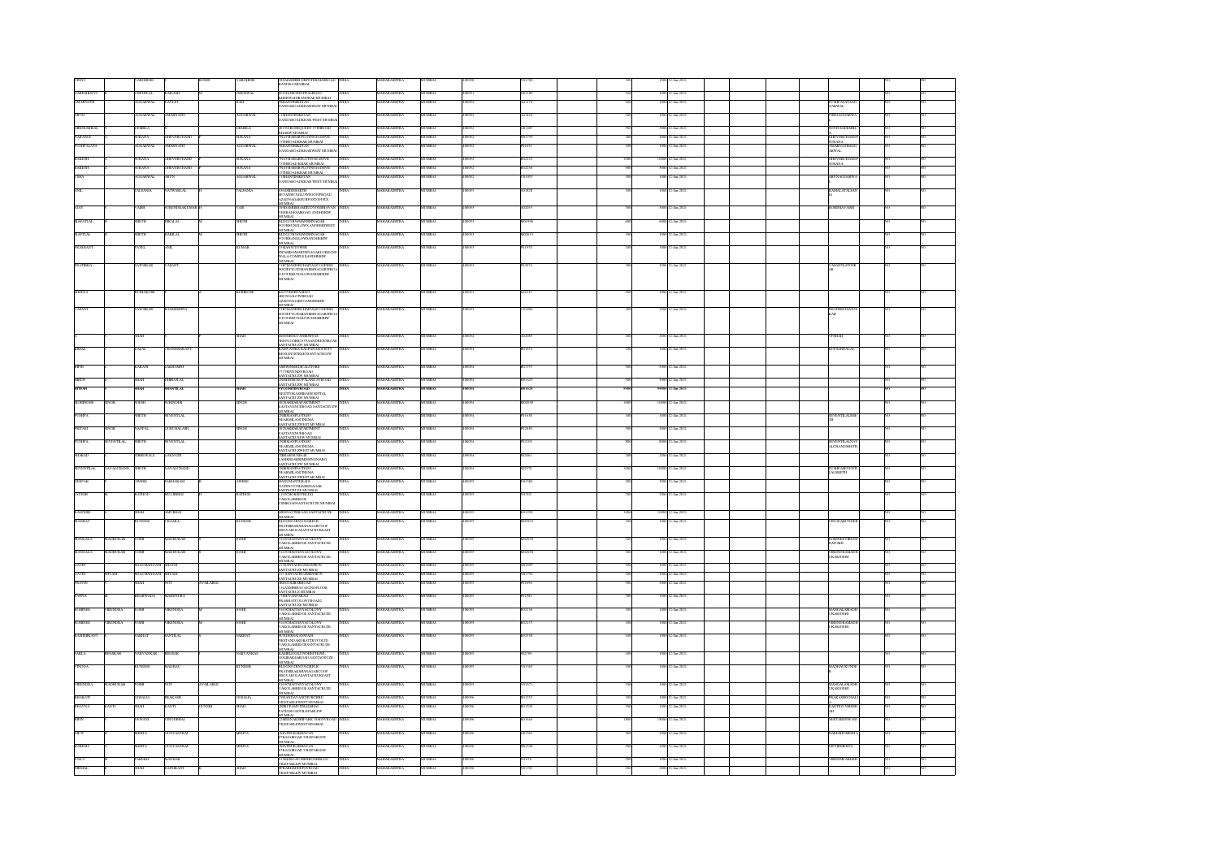| Investor First Name | Investor Middle Name | Investor Last Name | Father/Husband First Name | Father/Husband Middle Name | Father/Husband Last Name | Address | Country | State | District | Pin Code | Folio Number | DP Id-Client Id | Number of shares | Nominal value of shares | Actual Date of transfer to IEPF | | | | Joint Holder / Nominee | | Whether unclaimed dividend | Whether shares under litigation |
|---|---|---|---|---|---|---|---|---|---|---|---|---|---|---|---|---|---|---|---|---|---|---|
| VINNY | | VARGHESE | | KOSHI | VARGHESE | 304JAGJIBHI DEPSTER DMARIO RD BANDRA MUMBAI | INDIA | MAHARASHTRA | MUMBAI | 400050 | V01780 | | 100 | 1000 | 12-Jan-2021 | | | | | | NO | NO |
| NARESHDEVI | | CHHITWAL | KAILASH | | CHHITWAL | FLAT18 ARCHITPEARLBLDG KHERWADI BANDRA E MUMBAI | INDIA | MAHARASHTRA | MUMBAI | 400051 | N01189 | | 100 | 1000 | 12-Jan-2021 | | | | | | NO | NO |
| AMARNATH | | AGGARWAL | GAULEY | | RAM | 10 SHANTINIKETAN DANDAROADKHARWEST MUMBAI | INDIA | MAHARASHTRA | MUMBAI | 400052 | A01174 | | 100 | 1000 | 12-Jan-2021 | | | | PUSHPALATAAGGARWAL | | NO | NO |
| ARUN | | AGGARWAL | AMARNATH | | AGGARWAL | 12 SHANTINIKETAN DANDAROADKHARWEST MUMBAI | INDIA | MAHARASHTRA | MUMBAI | 400052 | A01423 | | 100 | 1000 | 12-Jan-2021 | | | | UMAAGGARWAL | | NO | NO |
| DHIRAJLAL | | DEMBLA | | | DEMBLA | 401 VIKRAMQUEEN 15THROAD KHARW MUMBAI | INDIA | MAHARASHTRA | MUMBAI | 400052 | D01485 | | 500 | 5000 | 12-Jan-2021 | | | | JYOTIADEMBLA | | NO | NO |
| BARANJEE | | SURANA | SHIVERCHAND | | SURANA | 7NAVRAKASH FLATNO15 AVNUE 15THROAD KHAR MUMBAI | INDIA | MAHARASHTRA | MUMBAI | 400052 | B01799 | | 200 | 2000 | 12-Jan-2021 | | | | SHIVERCHANDSURANA | | NO | NO |
| PUSHPALATA | | AGGARWAL | AMARNATH | | AGGARWAL | 10 SHANTINIKETAN DANDAROADKHARWEST MUMBAI | INDIA | MAHARASHTRA | MUMBAI | 400052 | P01631 | | 100 | 1000 | 12-Jan-2021 | | | | AMARNATHAGGARWAL | | NO | NO |
| RAKESH | | SURANA | SHIVERCHAND | | SURANA | 7NAVRAKASH FLATNO15 AVNUE 15THROAD KHAR MUMBAI | INDIA | MAHARASHTRA | MUMBAI | 400052 | R02332 | | 1000 | 10000 | 12-Jan-2021 | | | | SHIVERCHANDSURANA | | NO | NO |
| RAKESH | | SURANA | SHIVERCHAND | | SURANA | 7NAVRAKASH FLATNO15 AVNUE 15THROAD KHAR MUMBAI | INDIA | MAHARASHTRA | MUMBAI | 400052 | R02236 | | 500 | 5000 | 12-Jan-2021 | | | | | | NO | NO |
| UMA | | AGGARWAL | ARUN | | AGGARWAL | 12 SHANTINIKETAN DANDAROADKHARWEST MUMBAI | INDIA | MAHARASHTRA | MUMBAI | 400052 | U01093 | | 100 | 1000 | 12-Jan-2021 | | | | ARUNAGGARWAL | | NO | NO |
| ANIL | | FALSANIA | JAYWANTLAL | | FALSANIA | 6 VAIDEHI SIRTH BUNGLOW ANDHERI WEST MUMBAI | INDIA | MAHARASHTRA | MUMBAI | 400053 | A01828 | | 100 | 1000 | 12-Jan-2021 | | | | KAMALANILFALSANIA | | NO | NO |
| AJAY | | VAID | SURENDRAKUMAR | | VAID | 13 SHAMBHAMRUTVA VEERADESAIROAD ANDHERIW MUMBAI | INDIA | MAHARASHTRA | MUMBAI | 400053 | A02093 | | 500 | 5000 | 12-Jan-2021 | | | | ROHINIAVAID | | NO | NO |
| MAFATLAL | | SHETH | HIRALAL | | SHETH | B12 SUSHMANEHRUNAGAR 4 JUHUBUNGLOWS ANDHERIWEST MUMBAI | INDIA | MAHARASHTRA | MUMBAI | 400053 | M01936 | | 600 | 6000 | 12-Jan-2021 | | | | | | NO | NO |
| MAFTLAL | | SHETH | HARILAL | | SHETH | B12 SUSHMANEHRUNAGAR JUHUBUNGLOWS ANDHERIW MUMBAI | INDIA | MAHARASHTRA | MUMBAI | 400053 | M02019 | | 100 | 1000 | 12-Jan-2021 | | | | | | NO | NO |
| PRASHANT | | PATEL | ANIL | | KUMAR | 33 MANSUTOWER SWAMISAMARTHNAGAR LOKHANDWALA COMPLEX ANDHERIW MUMBAI | INDIA | MAHARASHTRA | MUMBAI | 400053 | P01970 | | 100 | 1000 | 12-Jan-2021 | | | | | | NO | NO |
| PRATIBHA | | SATONKAR | VASANT | | | 5 B 7 SANDESH CHATTALICOOPHSG SOCIETY JUHU ANDHERI ANDHERIW MUMBAI | INDIA | MAHARASHTRA | MUMBAI | 400053 | P02014 | | 500 | 5000 | 12-Jan-2021 | | | | VASANTSATONKAR | | NO | NO |
| SHEELA | | KURIAKOSE | | | KURIAKOSE | 802 VISHWABHAVAN AZADNAGAR ANDHERIW MUMBAI | INDIA | MAHARASHTRA | MUMBAI | 400053 | S02631 | | 500 | 5000 | 12-Jan-2021 | | | | | | NO | NO |
| VASANT | | SATONKAR | BALKRISHNA | | | 5 B 7 SANDESH CHATTALICOOPHSG SOCIETY JUHU ANDHERI ANDHERIW MUMBAI | INDIA | MAHARASHTRA | MUMBAI | 400053 | V01084 | | 200 | 2000 | 12-Jan-2021 | | | | PRATIBHASATONKAR | | NO | NO |
| V | | SHAH | | | SHAH | SANTACRUZ W MUMBAI | INDIA | MAHARASHTRA | MUMBAI | 400054 | A02083 | | 200 | 2000 | 12-Jan-2021 | | | | VPSHAH | | NO | NO |
| KEMAL | | DALAL | CHANDRAKANT | | | RESTANTSTREET SANTACRUZW MUMBAI | INDIA | MAHARASHTRA | MUMBAI | 400054 | K01672 | | 100 | 1000 | 12-Jan-2021 | | | | RUPALDALAL | | NO | NO |
| BIPIN | | KAKANI | LAKSHMINI | | | SANTACRUZW MUMBAI | INDIA | MAHARASHTRA | MUMBAI | 400054 | B01757 | | 500 | 5000 | 12-Jan-2021 | | | | | | NO | NO |
| BIREN | | SHAH | DHIRAJLAL | | | SANTACRUZW MUMBAI | INDIA | MAHARASHTRA | MUMBAI | 400054 | B01823 | | 500 | 5000 | 12-Jan-2021 | | | | | | NO | NO |
| **HITESH** | | **SHAH** | **SHANTILAL** | | **SHAH** | **SANTACRUZW MUMBAI** | **INDIA** | **MAHARASHTRA** | **MUMBAI** | **400054** | **H01620** | | **9900** | **99000** | **12-Jan-2021** | | | | | | **NO** | **NO** |
| MOHINDER | SINGH | SODHI | SURINDER | | SINGH | 4B SAKSARAPARTMENT SANTAYENUEROAD SANTACRUZW MUMBAI | INDIA | MAHARASHTRA | MUMBAI | 400054 | M02038 | | 1000 | 10000 | 12-Jan-2021 | | | | | | NO | NO |
| PUSHPA | | SHETH | SEVENTILAL | | | NEARMILANCINEMA SANTACRUZWEST MUMBAI | INDIA | MAHARASHTRA | MUMBAI | 400054 | P01658 | | 100 | 1000 | 12-Jan-2021 | | | | SEVENTILALSHETH | | NO | NO |
| PRITAM | SINGH | SAGPAL | GURUBAKASH | | SINGH | 4B SAKSARAPARTMENT SANTAYENUEROAD SANTACRUZW MUMBAI | INDIA | MAHARASHTRA | MUMBAI | 400054 | P01850 | | 500 | 5000 | 12-Jan-2021 | | | | | | NO | NO |
| PUSHPA | SEVENTILAL | SHETH | SEVENTILAL | | | NEARMILANCINEMA SANTACRUZWEST MUMBAI | INDIA | MAHARASHTRA | MUMBAI | 400054 | P02335 | | 800 | 8000 | 12-Jan-2021 | | | | SEVENTILALRAYALCHANDSHETH | | NO | NO |
| SHARAD | | SHRIWALE | LOKNATH | | | SANTACRUZW MUMBAI | INDIA | MAHARASHTRA | MUMBAI | 400054 | S02861 | | 200 | 2000 | 12-Jan-2021 | | | | | | NO | NO |
| SEVENTILAL | RAYALCHAND | SHETH | RAYALCHAND | | | NEARMILANCINEMA SANTACRUZWEST MUMBAI | INDIA | MAHARASHTRA | MUMBAI | 400054 | S03970 | | 1000 | 10000 | 12-Jan-2021 | | | | PUSHPASEVENTILALSHETH | | NO | NO |
| DEEPAK | | AWHHE | HARIARAM | | AWHHE | SANTACRUZE MUMBAI | INDIA | MAHARASHTRA | MUMBAI | 400055 | D01584 | | 200 | 2000 | 12-Jan-2021 | | | | | | NO | NO |
| JAYESH | | RATHOD | MULJIBHAI | | RATHOD | VAKOLABRIDGE SANTACRUZE MUMBAI | INDIA | MAHARASHTRA | MUMBAI | 400055 | J01702 | | 700 | 7000 | 12-Jan-2021 | | | | | | NO | NO |
| KALPESH | | SHAH | AMUBHAI | | | SANTACRUZE MUMBAI | INDIA | MAHARASHTRA | MUMBAI | 400055 | K01928 | | 1000 | 10000 | 12-Jan-2021 | | | | | | NO | NO |
| KULDEV | | KUNDER | CHAARA | | KUNDER | PRATHIBHADHAN SAGARCOOP VAKOLA SANTACRUZEAST MUMBAI | INDIA | MAHARASHTRA | MUMBAI | 400055 | K01939 | | 100 | 1000 | 12-Jan-2021 | | | | VINODHAKUNDER | | NO | NO |
| MANGALA | MADHUKAR | JOSHI | MADHUKAR | | JOSHI | VAKOLABRIDGE SANTACRUZE MUMBAI | INDIA | MAHARASHTRA | MUMBAI | 400055 | M02029 | | 100 | 1000 | 12-Jan-2021 | | | | ROHINIDEVBRANDJOSHI | | NO | NO |
| MANGALA | MADHUKAR | JOSHI | MADHUKAR | | JOSHI | VAKOLABRIDGE SANTACRUZE MUMBAI | INDIA | MAHARASHTRA | MUMBAI | 400055 | M02030 | | 100 | 1000 | 12-Jan-2021 | | | | VIRENDRAMADHUKARJOSHI | | NO | NO |
| NAVIN | | MULCHANDANI | SHAYM | | | SANTACRUZE MUMBAI | INDIA | MAHARASHTRA | MUMBAI | 400055 | N01699 | | 100 | 1000 | 12-Jan-2021 | | | | | | NO | NO |
| NAVIN | SHYAM | MULCHANDANI | SHYAM | | | SANTACRUZE MUMBAI | INDIA | MAHARASHTRA | MUMBAI | 400055 | N01792 | | 100 | 1000 | 12-Jan-2021 | | | | | | NO | NO |
| PRAVIN | | SHAH | NOT | | AVAILABLE | SANTACRUZ MUMBAI | INDIA | MAHARASHTRA | MUMBAI | 400055 | P01696 | | 500 | 5000 | 12-Jan-2021 | | | | | | NO | NO |
| PANNA | | BHARWADA | MAHENDRA | | | PRABHATCOLONYROAD SANTACRUZE MUMBAI | INDIA | MAHARASHTRA | MUMBAI | 400055 | P01981 | | 700 | 7000 | 12-Jan-2021 | | | | | | NO | NO |
| ROHINEE | VIRENDRA | JOSHI | VIRENDRA | | JOSHI | VAKOLABRIDGE SANTACRUZE MUMBAI | INDIA | MAHARASHTRA | MUMBAI | 400055 | R02136 | | 100 | 1000 | 12-Jan-2021 | | | | MANGALAMADHUKARJOSHI | | NO | NO |
| ROHINEE | VIRENDRA | JOSHI | VIRENDRA | | JOSHI | VAKOLABRIDGE SANTACRUZE MUMBAI | INDIA | MAHARASHTRA | MUMBAI | 400055 | R02137 | | 100 | 1000 | 12-Jan-2021 | | | | VIRENDRAMADHUKARJOSHI | | NO | NO |
| RASHMIKANT | | SAKHAT | SANTILAL | | SAKHAT | VAKOLABRIDGE SANTACRUZE MUMBAI | INDIA | MAHARASHTRA | MUMBAI | 400055 | R02338 | | 100 | 1000 | 12-Jan-2021 | | | | | | NO | NO |
| SARLA | BHASKAR | SARVANKAR | BHASKAR | | SARVANKAR | SANTACRUZE MUMBAI | INDIA | MAHARASHTRA | MUMBAI | 400055 | S02789 | | 100 | 1000 | 12-Jan-2021 | | | | | | NO | NO |
| VINODA | | KUNDER | MADHAU | | KUNDER | PRATHIBHADHAN SAGARCOOP VAKOLA SANTACRUZEAST MUMBAI | INDIA | MAHARASHTRA | MUMBAI | 400055 | V01363 | | 100 | 1000 | 12-Jan-2021 | | | | MADHAUKUNDER | | NO | NO |
| VIRENDRA | MADHUKAR | JOSHI | NOT | | AVAILABLE | VAKOLABRIDGE SANTACRUZE MUMBAI | INDIA | MAHARASHTRA | MUMBAI | 400055 | V01671 | | 100 | 1000 | 12-Jan-2021 | | | | MANGALAMADHUKARJOSHI | | NO | NO |
| BHARATI | | GOSALIA | PRAKASH | | GOSALIA | VILEPARLEWEST MUMBAI | INDIA | MAHARASHTRA | MUMBAI | 400056 | B02352 | | 100 | 1000 | 12-Jan-2021 | | | | PRAKASHGOSALIA | | NO | NO |
| BHAVNA | KANTI | SHAH | KANTI | NUSHI | SHAH | VILEPARLEW MUMBAI | INDIA | MAHARASHTRA | MUMBAI | 400056 | B01909 | | 100 | 1000 | 12-Jan-2021 | | | | KANTIGUNSHISHAH | | NO | NO |
| BIPIN | | DEWANI | UPENDRBHAI | | | VILEPARLEWEST MUMBAI | INDIA | MAHARASHTRA | MUMBAI | 400056 | B01646 | | 1000 | 10000 | 12-Jan-2021 | | | | NEETABDEWANI | | NO | NO |
| DIPTI | | MEHTA | GUNVANTRAI | | MEHTA | VILEPARLEW MUMBAI | INDIA | MAHARASHTRA | MUMBAI | 400056 | D01762 | | 500 | 5000 | 12-Jan-2021 | | | | HARESHDMEHTA | | NO | NO |
| HARESH | | MEHTA | GUNVANTRAI | | MEHTA | VILEPARLEW MUMBAI | INDIA | MAHARASHTRA | MUMBAI | 400056 | H01548 | | 500 | 5000 | 12-Jan-2021 | | | | DIPTIHMEHTA | | NO | NO |
| INALY | | PAREKH | MANHAR | | | VILEPARLEW MUMBAI | INDIA | MAHARASHTRA | MUMBAI | 400056 | I01076 | | 500 | 5000 | 12-Jan-2021 | | | | VIRENHPAREKH | | NO | NO |
| NIRMAL | | SHAH | RATNIKANT | | SHAH | VILEPARLEW MUMBAI | INDIA | MAHARASHTRA | MUMBAI | 400056 | N01761 | | 200 | 2000 | 12-Jan-2021 | | | | | | NO | NO |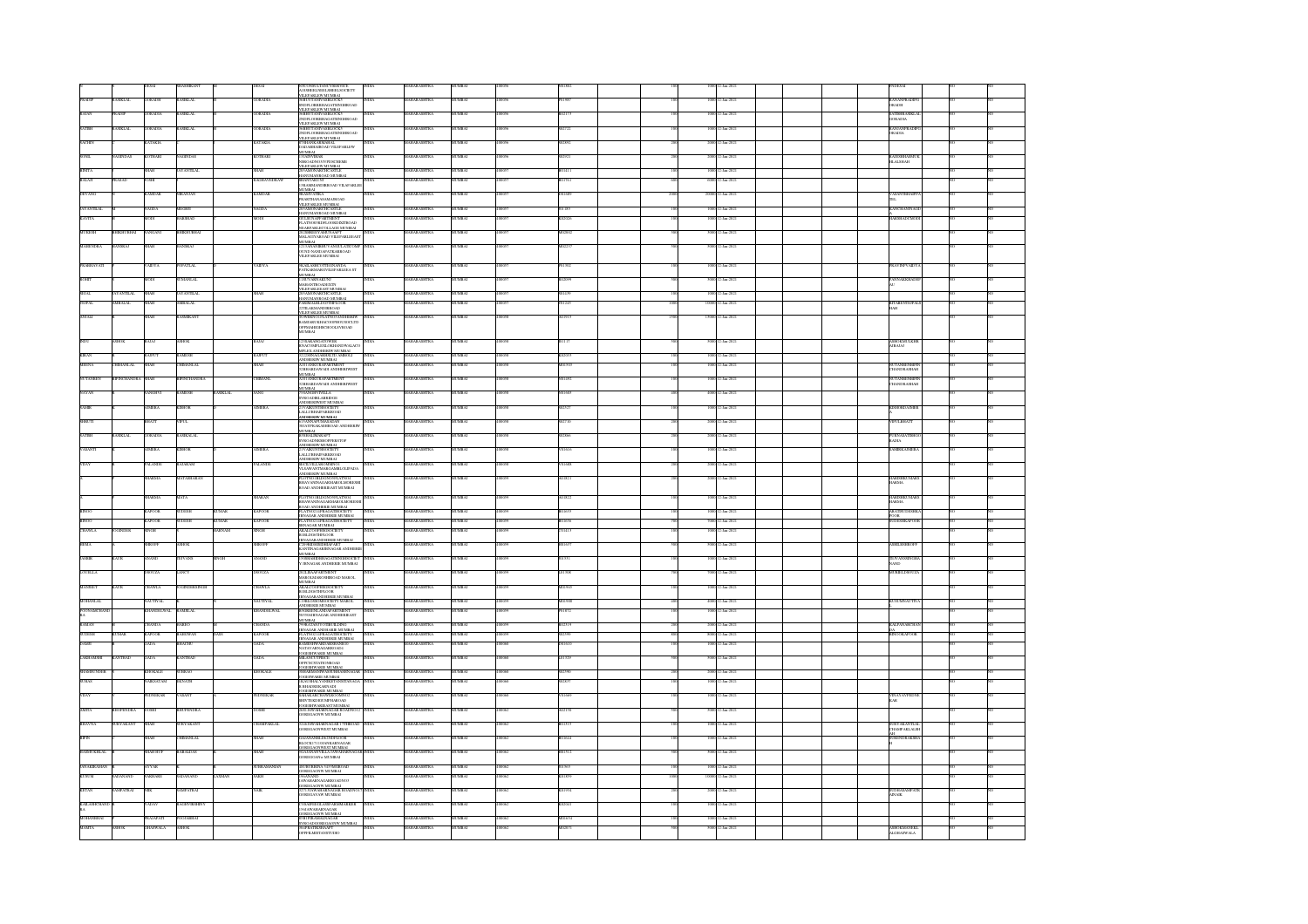| First Name | Middle Name | Last Name | Father/Husband First Name | Father/Husband Middle Name | Father/Husband Last Name | Address | Country | State | District | Pin Code | Folio Number | Shares | Amount | Proposed Date | | | | Joint Holder | | |
|---|---|---|---|---|---|---|---|---|---|---|---|---|---|---|---|---|---|---|---|---|
| | DESAI | BHARATKANT | | DESAI | | VILEPARLEW MUMBAI | INDIA | MAHARASHTRA | MUMBAI | 400056 | P01882 | 100 | 1000 | 12-Jan-2021 | | | | PNDESAI | NO | NO |
| PRADIP | KANTILAL | GORADIA | KANTILAL | | GORADIA | 9 BHUTTANIPARKBLOCK2 2NDFLOORBHAGATSINGHROAD VILEPARLEW MUMBAI | INDIA | MAHARASHTRA | MUMBAI | 400056 | P01887 | 100 | 1000 | 12-Jan-2021 | | | | RANJANPRADIP GORADIA | NO | NO |
| RAJAN | PRADIP | GORADIA | KANTILAL | | GORADIA | 9 BHUTTANIPARKBLOCK2 2NDFLOORBHAGATSINGHROAD VILEPARLEW MUMBAI | INDIA | MAHARASHTRA | MUMBAI | 400056 | R02173 | 100 | 1000 | 12-Jan-2021 | | | | SATISHKANTILAL GORADIA | NO | NO |
| SATISH | KANTILAL | GORADIA | KANTILAL | | GORADIA | 9 BHUTTANIPARKBLOCK2 2NDFLOORBHAGATSINGHROAD VILEPARLEW MUMBAI | INDIA | MAHARASHTRA | MUMBAI | 400056 | S02722 | 100 | 1000 | 12-Jan-2021 | | | | RANJANPRADIP GORADIA | NO | NO |
| SACHIN | | KATARIA | | | KATARIA | SUMANKARMAHAL DAUABHAIROAD VILEPARLEW MUMBAI | INDIA | MAHARASHTRA | MUMBAI | 400056 | S02892 | 200 | 2000 | 12-Jan-2021 | | | | | NO | NO |
| SUNIL | NAGINDAS | SUTHARI | NAGINDAS | | SUTHARI | 17 SHIVNIWAS VILEPARLEW MUMBAI | INDIA | MAHARASHTRA | MUMBAI | 400056 | S03521 | 200 | 2000 | 12-Jan-2021 | | | | RAJESHBHAINUR BLALSHAH | NO | NO |
| SUNITA | | SHAH | SATYANTILAL | | SHAH | MUMBAI | INDIA | MAHARASHTRA | MUMBAI | 400057 | S01111 | 100 | 1000 | 12-Jan-2021 | | | | | NO | NO |
| BALAJI | PRASAD | JOSHI | | | RAGHAVENDRAW | VILEPARLEE MUMBAI | INDIA | MAHARASHTRA | MUMBAI | 400057 | B01761 | 600 | 6000 | 12-Jan-2021 | | | | | NO | NO |
| SHIVANG | | KAMDAR | VIKASNAN | | KAMDAR | VILEPARLEE MUMBAI | INDIA | MAHARASHTRA | MUMBAI | 400057 | S01609 | 2000 | 20000 | 12-Jan-2021 | | | | VASANTBHAIPPA TEL | NO | NO |
| SATYANTILAL | | NAGDA | MEGHJI | | NAGDA | HANUMANROAD MUMBAI | INDIA | MAHARASHTRA | MUMBAI | 400057 | S01185 | 100 | 1000 | 12-Jan-2021 | | | | KANCHANPNAGDA | NO | NO |
| KAVITA | | MODI | HARIBHAI | | MODI | VILEPARLEE MUMBAI | INDIA | MAHARASHTRA | MUMBAI | 400057 | K02320 | 100 | 1000 | 12-Jan-2021 | | | | HARSHADMODI | NO | NO |
| MUKESH | BHIKHUBHAI | SANGANI | BHIKHUBHAI | | | VILEPARLEEAST MUMBAI | INDIA | MAHARASHTRA | MUMBAI | 400057 | M02802 | 500 | 5000 | 12-Jan-2021 | | | | | NO | NO |
| MAHENDRA | RANSIKAL | SHAH | RANSIKAL | | | VILEPARLEE MUMBAI | INDIA | MAHARASHTRA | MUMBAI | 400057 | M02277 | 500 | 5000 | 12-Jan-2021 | | | | | NO | NO |
| PRABHAVATI | | VAIDYA | PIPATLAL | | VAIDYA | VILEPARLEE MUMBAI | INDIA | MAHARASHTRA | MUMBAI | 400057 | P01902 | 100 | 1000 | 12-Jan-2021 | | | | PRAVINPVAIDYA | NO | NO |
| ROHIT | | SHAH | SUMANLAL | | | VILEPARLEEAST MUMBAI | INDIA | MAHARASHTRA | MUMBAI | 400057 | R02059 | 500 | 5000 | 12-Jan-2021 | | | | PANNAKRHADIP AU | NO | NO |
| SEJAL | SATYANTILAL | SHAH | SATYANTILAL | | SHAH | HANUMANROAD MUMBAI | INDIA | MAHARASHTRA | MUMBAI | 400057 | S01159 | 100 | 1000 | 12-Jan-2021 | | | | | NO | NO |
| RUPAL | AMBALAL | SHAH | AMBALAL | | | VILEPARLEE MUMBAI | INDIA | MAHARASHTRA | MUMBAI | 400057 | R01245 | 1000 | 10000 | 12-Jan-2021 | | | | RITABENGOPALS HAH | NO | NO |
| ANJALI | | SHAH | RASMIKANT | | | MUMBAI | INDIA | MAHARASHTRA | MUMBAI | 400058 | A01915 | 1300 | 13000 | 12-Jan-2021 | | | | | NO | NO |
| RENU | ASHOK | RAJAJ | ASHOK | | RAJAJ | ANDHERIW MUMBAI | INDIA | MAHARASHTRA | MUMBAI | 400058 | A01133 | 500 | 5000 | 12-Jan-2021 | | | | ASHOKMULKHR AJRAJA | NO | NO |
| KIRAN | | RAJPUT | RAMESH | | RAJPUT | ANDHERIW MUMBAI | INDIA | MAHARASHTRA | MUMBAI | 400058 | K02053 | 100 | 1000 | 12-Jan-2021 | | | | | NO | NO |
| REENA | CHHANLAL | SHAH | CHHANLAL | | SHAH | ANDHERIWEST MUMBAI | INDIA | MAHARASHTRA | MUMBAI | 400058 | R01930 | 100 | 1000 | 12-Jan-2021 | | | | NUTANBENBIPIN CHANDRASHAH | NO | NO |
| NUTANBEN | BIPINCHANDRA | SHAH | BIPINCHANDRA | | CHHANLAL | ANDHERIWEST MUMBAI | INDIA | MAHARASHTRA | MUMBAI | 400058 | N01492 | 100 | 1000 | 12-Jan-2021 | | | | NUTANBENBIPIN CHANDRASHAH | NO | NO |
| NAYAN | | SANGHAVI | RAMESH | KANTILAL | SANG | ANDHERIWEST MUMBAI | INDIA | MAHARASHTRA | MUMBAI | 400058 | N01603 | 1000 | 10000 | 12-Jan-2021 | | | | | NO | NO |
| NAMIK | | AJMERA | KISHOR | | AJMERA | ANDHERIW MUMBAI | INDIA | MAHARASHTRA | MUMBAI | 400058 | N02527 | 100 | 1000 | 12-Jan-2021 | | | | KISHORAJMERA | NO | NO |
| SHRUTI | | BHATT | VIPUL | | | ANDHERIW MUMBAI | INDIA | MAHARASHTRA | MUMBAI | 400058 | S02710 | 200 | 2000 | 12-Jan-2021 | | | | VIPULBHATT | NO | NO |
| SATISH | KANTILAL | GORADIA | KANTILAL | | GORADIA | ANDHERIW MUMBAI | INDIA | MAHARASHTRA | MUMBAI | 400058 | S02866 | 200 | 2000 | 12-Jan-2021 | | | | PURNASATISHGO RADIA | NO | NO |
| VASANTI | | AJMERA | KISHOR | | AJMERA | ANDHERIW MUMBAI | INDIA | MAHARASHTRA | MUMBAI | 400058 | V01616 | 100 | 1000 | 12-Jan-2021 | | | | KISHORLAJMERA | NO | NO |
| VIJAY | | PALANDE | RAJARAM | | PALANDE | ANDHERIW MUMBAI | INDIA | MAHARASHTRA | MUMBAI | 400058 | V01668 | 200 | 2000 | 12-Jan-2021 | | | | | NO | NO |
| | | SHARMA | MATASHARAN | | | ANDHERIWEST MUMBAI | INDIA | MAHARASHTRA | MUMBAI | 400058 | A03821 | 200 | 2000 | 12-Jan-2021 | | | | HARISHKUMARS HARMA | NO | NO |
| | | SHARMA | MATA | | SHARAN | ANDHERIWEST MUMBAI | INDIA | MAHARASHTRA | MUMBAI | 400059 | A03822 | 100 | 1000 | 12-Jan-2021 | | | | HARISHKUMARS HARMA | NO | NO |
| BINDO | | KAPOOR | SUDESH | KUMAR | KAPOOR | ANDHERIE MUMBAI | INDIA | MAHARASHTRA | MUMBAI | 400059 | B01655 | 100 | 1000 | 12-Jan-2021 | | | | ARATISUDESHKA POOR | NO | NO |
| BINDO | | KAPOOR | SUDESH | KUMAR | KAPOOR | ANDHERIE MUMBAI | INDIA | MAHARASHTRA | MUMBAI | 400059 | B01656 | 700 | 7000 | 12-Jan-2021 | | | | SUDESHKAPOOR | NO | NO |
| CHAWLA | JOGINDER | SINGH | | SARNAM | SINGH | MUMBAI | INDIA | MAHARASHTRA | MUMBAI | 400059 | J03413 | 100 | 1000 | 12-Jan-2021 | | | | | NO | NO |
| REMA | | SHROFF | ASHOK | | SHROFF | ANDHERIE MUMBAI | INDIA | MAHARASHTRA | MUMBAI | 400059 | R01657 | 500 | 5000 | 12-Jan-2021 | | | | ASHOKSHROFF | NO | NO |
| SAMIR | KAUR | ANAND | JEEVANS | SINGH | ANAND | ANDHERIE MUMBAI | INDIA | MAHARASHTRA | MUMBAI | 400059 | S03571 | 100 | 1000 | 12-Jan-2021 | | | | JEEVANSINGHA NAND | NO | NO |
| LOVELLA | | DSOUZA | LANCY | | DSOUZA | MAROL MUMBAI | INDIA | MAHARASHTRA | MUMBAI | 400059 | L01508 | 700 | 7000 | 12-Jan-2021 | | | | ORBELDSOUZA | NO | NO |
| MANJEET | KAUR | CHAWLA | JOGINDERSINGH | | CHAWLA | ANDHERIE MUMBAI | INDIA | MAHARASHTRA | MUMBAI | 400059 | M03049 | 100 | 1000 | 12-Jan-2021 | | | | | NO | NO |
| MOHANLAL | | NAUTIYAL | | | NAUTIYAL | ANDHERIE MUMBAI | INDIA | MAHARASHTRA | MUMBAI | 400059 | M03508 | 400 | 4000 | 12-Jan-2021 | | | | KUSUMNAUTIYAL | NO | NO |
| POONAMCHAND KA | | KHANDELWAL | RAMLAL | | KHANDELWAL | ANDHERIEAST MUMBAI | INDIA | MAHARASHTRA | MUMBAI | 400059 | P01072 | 100 | 1000 | 12-Jan-2021 | | | | | NO | NO |
| RAMAN | | CHANDA | BABU | | CHANDA | ANDHERIE MUMBAI | INDIA | MAHARASHTRA | MUMBAI | 400059 | R02519 | 200 | 2000 | 12-Jan-2021 | | | | KALPANARCHAN DA | NO | NO |
| SUDHIR | KUMAR | KAPOOR | RADHWAN | DASS | KAPOOR | ANDHERIE MUMBAI | INDIA | MAHARASHTRA | MUMBAI | 400059 | S02390 | 900 | 9000 | 12-Jan-2021 | | | | BINOOKAPOOR | NO | NO |
| PAMIR | | GADA | BHACHU | | GADA | JOGESHWARIE MUMBAI | INDIA | MAHARASHTRA | MUMBAI | 400060 | P01610 | 200 | 2000 | 12-Jan-2021 | | | | | NO | NO |
| LAKSHAMIBEN | KANTILAL | GADA | KANTILAL | | GADA | JOGESHWARIE MUMBAI | INDIA | MAHARASHTRA | MUMBAI | 400060 | L01159 | 500 | 5000 | 12-Jan-2021 | | | | | NO | NO |
| SHAMSUNDER | | KHOKALE | SURKAJ | | KHOKALE | JOGESHWARIE MUMBAI | INDIA | MAHARASHTRA | MUMBAI | 400060 | S01390 | 200 | 2000 | 12-Jan-2021 | | | | | NO | NO |
| SUMAN | | SAKHAPAN | SUNANE | | | JOGESHWARIE MUMBAI | INDIA | MAHARASHTRA | MUMBAI | 400060 | S02037 | 100 | 1000 | 12-Jan-2021 | | | | | NO | NO |
| VIJAY | | PEDNEKAR | VASANT | | PEDNEKAR | JOGESHWARIE MUMBAI | INDIA | MAHARASHTRA | MUMBAI | 400060 | V01669 | 100 | 1000 | 12-Jan-2021 | | | | VINAYAVPEDNE KAR | NO | NO |
| AMITA | BHUPENDRA | DOSHI | BHUPENDRA | | DOSHI | GOREGAONW MUMBAI | INDIA | MAHARASHTRA | MUMBAI | 400062 | A02158 | 500 | 5000 | 12-Jan-2021 | | | | | NO | NO |
| BHAVNA | SURYAKANT | SHAH | SURYAKANT | | CHAMPAKLAL | GOREGAONWEST MUMBAI | INDIA | MAHARASHTRA | MUMBAI | 400062 | B01513 | 100 | 1000 | 12-Jan-2021 | | | | SURYAKANTLAL CHAMPAKLALSH AH | NO | NO |
| BIPIN | | SHAH | CHHANLAL | | SHAH | GOREGAONWEST MUMBAI | INDIA | MAHARASHTRA | MUMBAI | 400062 | B01614 | 500 | 5000 | 12-Jan-2021 | | | | SUMANBHAISHA H | NO | NO |
| HASMUKHLAL | | SHAH | BHUP | KARSANDAS | SHAH | GOREGAONW MUMBAI | INDIA | MAHARASHTRA | MUMBAI | 400062 | H01512 | 500 | 5000 | 12-Jan-2021 | | | | | NO | NO |
| JAYASHRIRAMAN | | IYYAR | | | SUBRAMANIAN | GOREGAONW MUMBAI | INDIA | MAHARASHTRA | MUMBAI | 400062 | J01945 | 100 | 1000 | 12-Jan-2021 | | | | | NO | NO |
| KUSUM | SADANAND | SARDARE | SADANAND | LAXMAN | DAKH | GOREGAONW MUMBAI | INDIA | MAHARASHTRA | MUMBAI | 400062 | K01899 | 1000 | 10000 | 12-Jan-2021 | | | | | NO | NO |
| KETAN | SAMPATRAI | NIK | SAMPATRAI | | NAIK | GOREGAONW MUMBAI | INDIA | MAHARASHTRA | MUMBAI | 400062 | K01904 | 200 | 2000 | 12-Jan-2021 | | | | JYOTSNASAMPATR AINAIK | NO | NO |
| KAILASHCHANDRA | | YADAV | RAGHVIRSINGH | | | GOREGAONW MUMBAI | INDIA | MAHARASHTRA | MUMBAI | 400062 | K02041 | 100 | 1000 | 12-Jan-2021 | | | | | NO | NO |
| MOHANBHAI | | PRAJAPATI | POONABHAI | | | GOREGAONW MUMBAI | INDIA | MAHARASHTRA | MUMBAI | 400062 | M01654 | 100 | 1000 | 12-Jan-2021 | | | | | NO | NO |
| ALTAFA | ASHOK | GHAMWALA | ASHOK | | | OPPVILASESTATE MUMBAI | INDIA | MAHARASHTRA | MUMBAI | 400062 | A02071 | 500 | 5000 | 12-Jan-2021 | | | | ASHOKMANSEL ALGHAMWALA | NO | NO |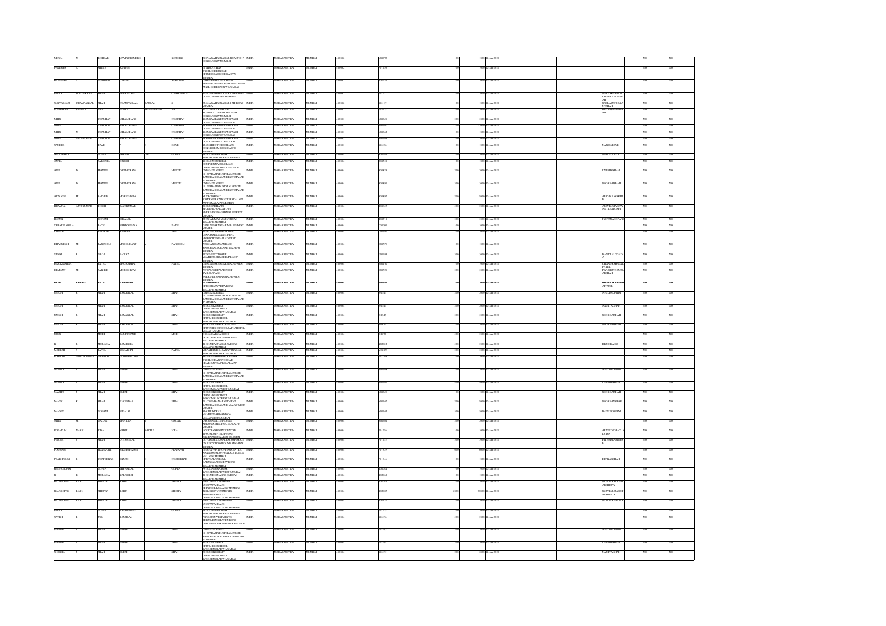| | | | | | | | | | | | | | | | | | | | | | | | | | |
|---|---|---|---|---|---|---|---|---|---|---|---|---|---|---|---|---|---|---|---|---|---|---|---|---|---|
| NIKUL | | KOTHARI | NAVINCHANDRE | | KOTHIRI | 8/16 SHIVAJI NAGAR BUILDING 13 GHEGGAON MUMBAI | INDIA | MAHARASHTRA | MUMBAI | 400062 | | P001728 | | 100 | 1000 | 12-Jan-2021 | | | | | | | | NO | NO |
| VARSHA | | BHOR | ODHOW | | | 1/3 SHIVAJI BAK COOPHOUSINGSOC OPPSHRIRAMSGORGEGAONW MUMBAI | INDIA | MAHARASHTRA | MUMBAI | 400062 | | P001890 | | 100 | 1000 | 12-Jan-2021 | | | | | | | | NO | NO |
| RAJENDRA | | AGARWAL | DHIAL | | AGRAWAL | 8 SHANTABAGHUBANAL ISHOPPINGIDSES AGARMAUDEOM ANGIL GORGOAONW MUMBAI | INDIA | MAHARASHTRA | MUMBAI | 400062 | | R002234 | | 100 | 1000 | 12-Jan-2021 | | | | | | | | NO | NO |
| SARLA | SURYAKANT | SHAH | SURYAKANT | | CHAMPAKLAL | 7/16 SHIVAJINAGAR 17THROAD GOREGAONWEST MUMBAI | INDIA | MAHARASHTRA | MUMBAI | 400062 | | S001517 | | 100 | 1000 | 12-Jan-2021 | | | | SURYAKANTLAL CHAMPAKLALSH AH | | NO | NO |
| SURYAKANT | CHAMPAKLAL | SHAH | CHAMPAKLAL | RATILAL | | 7/16 SHIVAJINAGAR 17THROAD MUMBAI | INDIA | MAHARASHTRA | MUMBAI | 400062 | | S002179 | | 100 | 1000 | 12-Jan-2021 | | | | SARLASURYAKA NTSHAH | | NO | NO |
| SUDHABEN | SAMPAT | NAIK | SAMPAT | KHANDUBHAI | NA | 2/11 CVSHLABHAVAN ROADNO17 JAWAHARNAGAR GOREGAONW MUMBAI | INDIA | MAHARASHTRA | MUMBAI | 400062 | | S002635 | | 100 | 1000 | 12-Jan-2021 | | | | KETANSAMPATN AIK | | NO | NO |
| NITIN | | CHAUHAN | NIHALCHAND | | CHAUHAN | 48 SHANTANAGAR BANDWADI GOREGAONEAST MUMBAI | INDIA | MAHARASHTRA | MUMBAI | 400063 | | N001659 | | 100 | 1000 | 12-Jan-2021 | | | | | | NO | NO |
| NITIN | | CHAUHAN | NIHALCHAND | | CHAUHAN | 48 SHANTANAGAR BANDWADI GOREGAONEAST MUMBAI | INDIA | MAHARASHTRA | MUMBAI | 400063 | | N001660 | | 1100 | 11000 | 12-Jan-2021 | | | | | | NO | NO |
| NITIN | | CHAUHAN | NIHALCHAND | | CHAUHAN | 48 SHANTANAGAR BANDWADI GOREGAONEAST MUMBAI | INDIA | MAHARASHTRA | MUMBAI | 400063 | | N001662 | | 100 | 1000 | 12-Jan-2021 | | | | | | NO | NO |
| NITIN | NIHALCHAND | CHAUHAN | NIHALCHAND | | CHAUHAN | 48 SHANTANAGAR BANDWADI GOREGAONEAST MUMBAI | INDIA | MAHARASHTRA | MUMBAI | 400063 | | N001663 | | 100 | 1000 | 12-Jan-2021 | | | | | | NO | NO |
| NARESH | | DAVE | | | DAVE | 6/24 SHREENITYANAND GOKULDHAM GOREGAONE MUMBAI | INDIA | MAHARASHTRA | MUMBAI | 400063 | | N002596 | | 100 | 1000 | 12-Jan-2021 | | | | NANDADAVE | | NO | NO |
| ANSUMBAI | | GUPTA | SHYAM | LAL | GUPTA | 9 GANESHNAGAR NAGAR PODDARSMALADWEST MUMBAI | INDIA | MAHARASHTRA | MUMBAI | 400064 | | A001266 | | 100 | 1000 | 12-Jan-2021 | | | | SARLAGUPTA | | NO | NO |
| ANITA | | VALECHA | OPINDR | | | 20 BEDIVISTABRIAL 7/TEMPLENAKKEVELANE OPPNLGHOSSCHOOLMUMBAI | INDIA | MAHARASHTRA | MUMBAI | 400064 | | A001551 | | 100 | 1000 | 12-Jan-2021 | | | | | | NO | NO |
| ATUL | | MANTRI | DATTATRAYA | | MANTRI | 20 BEGAURADHES 11 2PARAMINDUSTRIALESTATE RAMCHANDRALANEEXTNMALAD W MUMBAI | INDIA | MAHARASHTRA | MUMBAI | 400064 | | A001895 | | 200 | 2000 | 12-Jan-2021 | | | | DINESHSHAH | | NO | NO |
| ATUL | | MANTRI | DATTATRAYA | | MANTRI | 20 BEGAURADHES 11 2PARAMINDUSTRIALESTATE RAMCHANDRALANEEXTNMALAD W MUMBAI | INDIA | MAHARASHTRA | MUMBAI | 400064 | | A001896 | | 500 | 5000 | 12-Jan-2021 | | | | BHOBHAJSHAH | | NO | NO |
| AVINASH | | SAKHLE | MORESHWAR | | | 46 LOKSHRAROAD SHIVAJIBAZAR2ODHAVALAPT ANNNGMALADW MUMBAI | INDIA | MAHARASHTRA | MUMBAI | 400064 | | A001892 | | 500 | 5000 | 12-Jan-2021 | | | | ARUNNASAKHL E | | NO | NO |
| BHAVNA | AJAYKUMAR | DOSHI | AJAYKUMAR | | | 20 SHIVAMRATTE KHANDELWALLAYOUT EVERSHINESAGARMALADWEST MUMBAI | INDIA | MAHARASHTRA | MUMBAI | 400064 | | B001655 | | 500 | 5000 | 12-Jan-2021 | | | | AJAYKUMARJAY ANTILALDOSHI | | NO | NO |
| BATUK | | JOFANI | HIRALAL | | | 2/10 MALABAR MARVEROAD MALADW MUMBAI | INDIA | MAHARASHTRA | MUMBAI | 400064 | | B001711 | | 500 | 5000 | 12-Jan-2021 | | | | PUSHNANAJOFANI | | NO | NO |
| CHANDRABALA | | PATEL | HARIKRISHNA | | PATEL | 6 PUSHNAGARNAGAR MALADWEST MUMBAI | INDIA | MAHARASHTRA | MUMBAI | 400064 | | C001098 | | 100 | 1000 | 12-Jan-2021 | | | | | | NO | NO |
| DINESH | | NAGDAS | BHARAT | | NAI | 20/BHARATPURNAPRATAP LENNAKDINGLANEOPPNL HIGHSCHOOLMALADWEST MUMBAI | INDIA | MAHARASHTRA | MUMBAI | 400064 | | D001907 | | 100 | 1000 | 12-Jan-2021 | | | | | | NO | NO |
| DHARMESH | | PANCHOLI | MADHUKANT | | PANCHOLI | 2/2 SUNANDAGNANIKLINI RAMCHANDRALANE MALADW MUMBAI | INDIA | MAHARASHTRA | MUMBAI | 400064 | | D001570 | | 100 | 1000 | 12-Jan-2021 | | | | | | NO | NO |
| GUNSI | | JADA | PATAZ | | | 60 SHREENITHTOWER MAMLETDARWADIMALADW MUMBAI | INDIA | MAHARASHTRA | MUMBAI | 400064 | | G001489 | | 500 | 5000 | 12-Jan-2021 | | | | KANTILALGOJAD A | | NO | NO |
| HARIKRISHNA | | PATEL | MAGANBHAI | | PATEL | 6 PUSHNAGARNAGAR MALADWEST MUMBAI | INDIA | MAHARASHTRA | MUMBAI | 400064 | | H001181 | | 100 | 1000 | 12-Jan-2021 | | | | CHANDRABALAC PATEL | | NO | NO |
| HEMANT | | SAKHLE | MORESHWAR | | | ANNNEWASHRIPARDCOOP BAJRABAZARK EVERSHINENAGARMALADWEST MUMBAI | INDIA | MAHARASHTRA | MUMBAI | 400064 | | H001559 | | 500 | 5000 | 12-Jan-2021 | | | | PIYUSHMAYANTIL ALSHAH | | NO | NO |
| HIREN | | PATEL | | | | OPPSORABWADIROAD MALADW MUMBAI | INDIA | MAHARASHTRA | MUMBAI | 400064 | | | | | | 12-Jan-2021 | | | | | | NO | NO |
| JINESH | | SHAH | RAMANLAL | | SHAH | 20 BEGAURADHES 11 2PARAMINDUSTRIALESTATE RAMCHANDRALANEEXTNMALAD W MUMBAI | INDIA | MAHARASHTRA | MUMBAI | 400064 | | J001913 | | 200 | 2000 | 12-Jan-2021 | | | | ATULDMANTRI | | NO | NO |
| JINESH | | SHAH | RAMANLAL | | SHAH | 7/28 BHERGEBIRAPT OPPNLHIGHSCHOOL PODDARMALADW MUMBAI | INDIA | MAHARASHTRA | MUMBAI | 400064 | | J001914 | | 200 | 2000 | 12-Jan-2021 | | | | NAMITAJSHAH | | NO | NO |
| JINESH | | SHAH | RAMANLAL | | SHAH | 7/28 BHERGEBIRAPT OPPNLHIGHSCHOOL PODDARMALADW MUMBAI | INDIA | MAHARASHTRA | MUMBAI | 400064 | | J001915 | | 500 | 5000 | 12-Jan-2021 | | | | BHOBHAJSHAH | | NO | NO |
| JINESH | | SHAH | RAMANLAL | | SHAH | 7/28 BHERGEBIRAPTSVROAD OPPNLHIGHSCHOOLDAPMAINTEL MALADW MUMBAI | INDIA | MAHARASHTRA | MUMBAI | 400064 | | J001611 | | 100 | 1000 | 12-Jan-2021 | | | | BHOBHAJSHAH | | NO | NO |
| JITEN | | MODI | ANUPCHAND | | MODI | 2/16 JAYDAKMANSION 12/DHADIMARLINDASWADI MALADW MUMBAI | INDIA | MAHARASHTRA | MUMBAI | 400064 | | J001975 | | 500 | 5000 | 12-Jan-2021 | | | | | | NO | NO |
| | | MORADIA | RAMJIBHAI | | | 7/128 NANDNAGAR SVROAD MALADW MUMBAI | INDIA | MAHARASHTRA | MUMBAI | 400064 | | K002012 | | 500 | 5000 | 12-Jan-2021 | | | | REKHSRADIA | | NO | NO |
| MAHESH | | PATEL | SOMABHAI | | PATEL | 6 BPATELSHUCHANANTNAGAR PODDARMALADW MUMBAI | INDIA | MAHARASHTRA | MUMBAI | 400064 | | M002158 | | 500 | 5000 | 12-Jan-2021 | | | | | | NO | NO |
| MAHESH | GORDHANDAS | JARAITH | GORDHANDAS | | | SHANTANSHIOPINGCENTER 2NDFLOORANANDROAD NEARSANTIAMMALMALADW MUMBAI | INDIA | MAHARASHTRA | MUMBAI | 400064 | | M002198 | | 100 | 1000 | 12-Jan-2021 | | | | | | NO | NO |
| NAMITA | | SHAH | JINESH | | SHAH | 20 BEGAURADHES 11 2PARAMINDUSTRIALESTATE RAMCHANDRALANEEXTNMALAD W MUMBAI | INDIA | MAHARASHTRA | MUMBAI | 400064 | | N001648 | | 100 | 1000 | 12-Jan-2021 | | | | ATULDMANTRI | | NO | NO |
| NAMITA | | SHAH | JINESH | | SHAH | 7/28 BHERGEBIRAPT OPPNLHIGHSCHOOL PODDARMALADWEST MUMBAI | INDIA | MAHARASHTRA | MUMBAI | 400064 | | N001649 | | 400 | 4000 | 12-Jan-2021 | | | | DINESHSHAH | | NO | NO |
| NAMITA | | SHAH | JINESH | | SHAH | 7/28 BHERGEBIRAPT OPPNLHIGHSCHOOL PODDARMALADWEST MUMBAI | INDIA | MAHARASHTRA | MUMBAI | 400064 | | N001650 | | 100 | 1000 | 12-Jan-2021 | | | | BHOBHAJSHAH | | NO | NO |
| NAVIN | | SHAH | KHIMDAS | | SHAH | 1/11 SHIVRAMAPARTMENT RAMCHANDRALANE MALADWEST MUMBAI | INDIA | MAHARASHTRA | MUMBAI | 400064 | | N001652 | | 500 | 5000 | 12-Jan-2021 | | | | BHOBHANSHAH | | NO | NO |
| NAVNIT | | JOFANI | HIRALAL | | | NANALDIDWAS MAMLETDARWADINO4 MALADWEST MUMBAI | INDIA | MAHARASHTRA | MUMBAI | 400064 | | N001654 | | 500 | 5000 | 12-Jan-2021 | | | | BATUKJOFANI | | NO | NO |
| NITIN | | GADAR | MAVILLA | | GADAR | 4/10 TRIVANDRUMFOUND NEERGADCHINCHOLI MALADW MUMBAI | INDIA | MAHARASHTRA | MUMBAI | 400064 | | N001661 | | 200 | 2000 | 12-Jan-2021 | | | | | | NO | NO |
| POPATLAL | NAKH | VIRA | NAKH | RATHU | VIRA | 208 RUSHNSHIPPINGCENTRE PODDARROADOPPTELEPHONE EXCHANGEMALADW MUMBAI | INDIA | MAHARASHTRA | MUMBAI | 400064 | | P001286 | | 100 | 1000 | 12-Jan-2021 | | | | ARVINDPOPATLA LVIRA | | NO | NO |
| PIYUSH | | SHAH | JAYANTILAL | | | 7/19 VAKSHMANMALE STRIP ROAD 1ST ... SVROADMALADW MUMBAI | INDIA | MAHARASHTRA | MUMBAI | 400064 | | P001853 | | 500 | 5000 | 12-Jan-2021 | | | | HITENBHANSHA | | NO | NO |
| PUNNAM | | PRAJAPATI | GIRISHKANT | | PRAJAPATI | 28 BHAVANIHSHOPPINGCENTRE ANANDROADOPPMALADSTATION MALADW MUMBAI | INDIA | MAHARASHTRA | MUMBAI | 400064 | | P001920 | | 600 | 6000 | 12-Jan-2021 | | | | | | NO | NO |
| PRABHAKAR | | CHAPHEKAR | GOVIN | | CHAPHEKAR | 7 SBVIKALACHAWL JAARWALACOMPSVROAD MALADW MUMBAI | INDIA | MAHARASHTRA | MUMBAI | 400064 | | P001944 | | 100 | 1000 | 12-Jan-2021 | | | | DIPIKASHEGH | | NO | NO |
| RAGHUNANDI | | GUPTA | SHYAMLAL | | GUPTA | 9 GANESHNAGAR NAGAR PODDARSMALADWEST MUMBAI | INDIA | MAHARASHTRA | MUMBAI | 400064 | | R001064 | | 100 | 1000 | 12-Jan-2021 | | | | | | NO | NO |
| | | MORADIA | KALABHAI | | | 7/128 NANDNAGAR SVROAD MALADW MUMBAI | INDIA | MAHARASHTRA | MUMBAI | 400064 | | R002068 | | 100 | 1000 | 12-Jan-2021 | | | | | | NO | NO |
| RAJAGOPAL | BABU | SHETTY | BABU | | SHETTY | 6/2 ALHEBIVESTMENT ASSNVASANAL12 CHINCHOLIMALADW MUMBAI | INDIA | MAHARASHTRA | MUMBAI | 400064 | | R002086 | | 100 | 1000 | 12-Jan-2021 | | | | SUJATARAJAGOP ALSHETTY | | NO | NO |
| RAJAGOPAL | BABU | SHETTY | BABU | | SHETTY | 6/2 ALHEBIVESTMENTS ASSNVASANAL12 CHINCHOLIMALADW MUMBAI | INDIA | MAHARASHTRA | MUMBAI | 400064 | | R002087 | | 2000 | 20000 | 12-Jan-2021 | | | | SUJATARAJAGOP ALSHETTY | | NO | NO |
| RAJAGOPAL | BABU | SHETTY | BABU | | SHETTY | 6/2 ALHEBIVESTMENTS ASSNVASANAL12 CHINCHOLIMALADW MUMBAI | INDIA | MAHARASHTRA | MUMBAI | 400064 | | R002182 | | 100 | 1000 | 12-Jan-2021 | | | | SUJATARSHETTY | | NO | NO |
| SARLA | | GUPTA | RAGHUNANDI | | GUPTA | 9 GANESHNAGAR NAGAR PODDARSMALADWEST MUMBAI | INDIA | MAHARASHTRA | MUMBAI | 400064 | | S001535 | | 100 | 1000 | 12-Jan-2021 | | | | | | NO | NO |
| SATISH | | JAIN | RATNILAL | | | 8 KALPATRUDITAMENTS HUBARSTRIP SATIONROAD OPPDOSRABSHUMALADW MUMBAI | INDIA | MAHARASHTRA | MUMBAI | 400064 | | S002576 | | 500 | 5000 | 12-Jan-2021 | | | | | | NO | NO |
| SHOBHA | | SHAH | JINESH | | SHAH | 20 BEGAURADHES 11 2PARAMINDUSTRIALESTATE RAMCHANDRALANEEXTNMALAD W MUMBAI | INDIA | MAHARASHTRA | MUMBAI | 400064 | | S002593 | | 200 | 2000 | 12-Jan-2021 | | | | ATULDMANTRI | | NO | NO |
| SHOBHA | | SHAH | JINESH | | SHAH | 7/28 BHERGEBIRAPT OPPNLHIGHSCHOOL PODDARMALADW MUMBAI | INDIA | MAHARASHTRA | MUMBAI | 400064 | | S002594 | | 200 | 2000 | 12-Jan-2021 | | | | DINESHSHAH | | NO | NO |
| SHOBHA | | SHAH | JINESH | | SHAH | 7/28 BHERGEBIRAPT OPPNLHIGHSCHOOL PODDARMALADW MUMBAI | INDIA | MAHARASHTRA | MUMBAI | 400064 | | S002595 | | 200 | 2000 | 12-Jan-2021 | | | | NAMITAJSHAH | | NO | NO |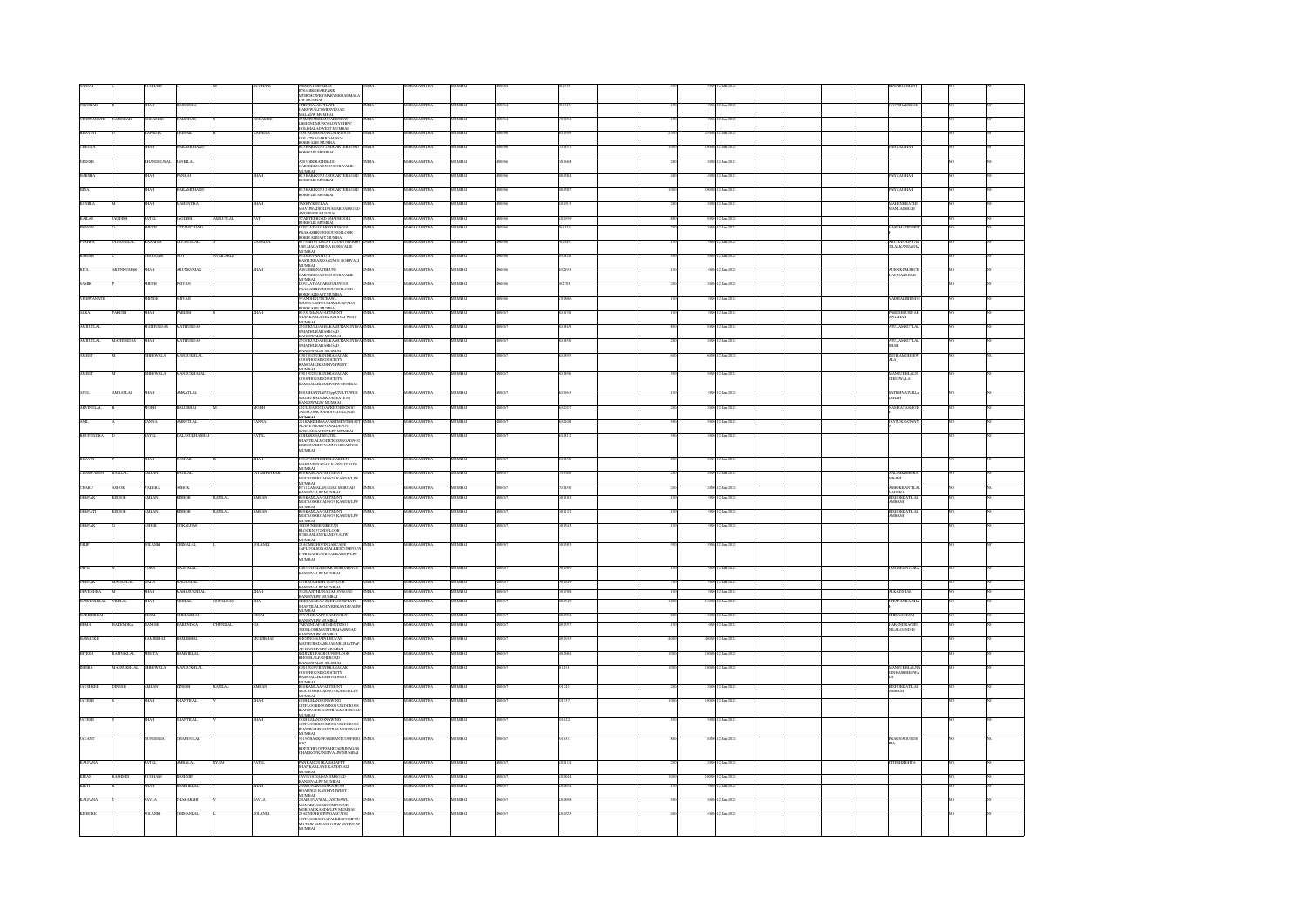| | | | | | | | | | | | | | | | | | | | | | |
|---|---|---|---|---|---|---|---|---|---|---|---|---|---|---|---|---|---|---|---|---|---|
| SANJAY | | SUDHANI | | | SUDHANI | 202ESTEEMPRESS B/70 GORAI SHREERAMPARK MITHCHOWKI MARVEROAD MALAD W MUMBAI | INDIA | MAHARASHTRA | MUMBAI | 400064 | R03935 | | | 500 | 5000.00 | 12-Jan-2021 | | | BINDISUDHANI | NO | NO |
| SUDHAKAR | | SHAH | RAJENDRA | | | 7 DEVIKACHHAYA MARVEROAD MALAD W MUMBAI | INDIA | MAHARASHTRA | MUMBAI | 400064 | P01215 | | | 100 | 1000.00 | 12-Jan-2021 | | | JYOTSNAKSHAH | NO | NO |
| VISHWANATH | DAMODAR | GODAMBE | DAMODAR | | GODAMBE | 17 SHUBHRESHMA MARVEROAD MALAD W MUMBAI | INDIA | MAHARASHTRA | MUMBAI | 400064 | V01294 | | | 100 | 1000.00 | 12-Jan-2021 | | | | NO | NO |
| REVATI | | KAPADIA | DEEPAK | | KAPADIA | C/O SUBHASHKAPADIA BORIVALI MUMBAI | INDIA | MAHARASHTRA | MUMBAI | 400066 | R03768 | | | 2300 | 23000.00 | 12-Jan-2021 | | | | NO | NO |
| CHETNA | | SHAH | PRAKASHCHAND | | | 8C/7 HARIKUNJ 2 NDCARTERROAD BORIVLEE MUMBAI | INDIA | MAHARASHTRA | MUMBAI | 400066 | C01452 | | | 1000 | 10000.00 | 12-Jan-2021 | | | PANKAJSHAH | NO | NO |
| DINESH | | KHANDELWAL | NANDLAL | | | A/5 VISHRANTI BORIVALI E MUMBAI | INDIA | MAHARASHTRA | MUMBAI | 400066 | D01668 | | | 200 | 2000.00 | 12-Jan-2021 | | | | NO | NO |
| HARSHA | | SHAH | PANKAJ | | SHAH | 8C/7 HARIKUNJ 2 NDCARTERROAD BORIVLEE MUMBAI | INDIA | MAHARASHTRA | MUMBAI | 400066 | H01984 | | | 400 | 4000.00 | 12-Jan-2021 | | | PANKAJSHAH | NO | NO |
| HINA | | SHAH | PRAKASHCHAND | | | 8C/7 HARIKUNJ 2 NDCARTERROAD BORIVLEE MUMBAI | INDIA | MAHARASHTRA | MUMBAI | 400066 | H01987 | | | 1000 | 10000.00 | 12-Jan-2021 | | | PANKAJSHAH | NO | NO |
| KOMILA | | SHAH | MAHENDRA | | SHAH | 3 VAIBHAVKUNJ BORIVALI E MUMBAI | INDIA | MAHARASHTRA | MUMBAI | 400066 | K01915 | | | 200 | 2000.00 | 12-Jan-2021 | | | MAHENDRACHIMANLALSHAH | NO | NO |
| KAILAS | JAGDISH | PATEL | JAGDISH | AMRUTLAL | PAT | 5 CARTERROAD BORIVALI E MUMBAI | INDIA | MAHARASHTRA | MUMBAI | 400066 | K01999 | | | 400 | 4000.00 | 12-Jan-2021 | | | | NO | NO |
| PRAVIN | | SHETH | UTTAMCHAND | | | DOULATNAGAR BORIVALI E MUMBAI | INDIA | MAHARASHTRA | MUMBAI | 400066 | P01524 | | | 200 | 2000.00 | 12-Jan-2021 | | | HARSHADPSHETH | NO | NO |
| PUSHPA | JAYANTILAL | KANADIA | JAYANTILAL | | KANADIA | 4/7 SHIVKUTIR BORIVALI E MUMBAI | INDIA | MAHARASHTRA | MUMBAI | 400066 | P02045 | | | 100 | 1000.00 | 12-Jan-2021 | | | ARCHANANAYANTILALKANADIA | NO | NO |
| RAJESH | | CHUGHAR | NOT | AVAILABLE | | 3 LEENAPARTMENT BORIVALI E MUMBAI | INDIA | MAHARASHTRA | MUMBAI | 400066 | R03828 | | | 500 | 5000.00 | 12-Jan-2021 | | | | NO | NO |
| RITA | ARUNKUMAR | SHAH | ARUNKUMAR | | SHAH | A/4 SHRINATHKUNJ BORIVALI E MUMBAI | INDIA | MAHARASHTRA | MUMBAI | 400066 | R03999 | | | 100 | 1000.00 | 12-Jan-2021 | | | ARUNKUMARCHIMANLALSHAH | NO | NO |
| SAMIR | | SHETH | PRAVIN | | | DOULATNAGAR BORIVALI E MUMBAI | INDIA | MAHARASHTRA | MUMBAI | 400066 | S02793 | | | 200 | 2000.00 | 12-Jan-2021 | | | | NO | NO |
| VISHWANATH | | SHINDE | SHIVAJI | | | SHANTIKUNJ BORIVALI E MUMBAI | INDIA | MAHARASHTRA | MUMBAI | 400066 | V01986 | | | 100 | 1000.00 | 12-Jan-2021 | | | VAISHALIBSHINDE | NO | NO |
| ALKA | PARESH | SHAH | PARESH | | SHAH | SHIVAM APARTMENT KANDIVALI WEST MUMBAI | INDIA | MAHARASHTRA | MUMBAI | 400067 | A01138 | | | 100 | 1000.00 | 12-Jan-2021 | | | PARESHBHUPATRAIVSHAH | NO | NO |
| AMRUTLAL | | MATHURDAS | MATHURDAS | | | 7 GOKULDHAM MATHURADAS ROAD KANDIVALI W MUMBAI | INDIA | MAHARASHTRA | MUMBAI | 400067 | A01849 | | | 800 | 8000.00 | 12-Jan-2021 | | | ATULAMRUTLAL | NO | NO |
| AMRUTLAL | MATHURDAS | SHAH | MATHURDAS | | | 7 GOKULDHAM MATHURADAS ROAD KANDIVALI W MUMBAI | INDIA | MAHARASHTRA | MUMBAI | 400067 | A01850 | | | 200 | 2000.00 | 12-Jan-2021 | | | ATULAMRUTLALSHAH | NO | NO |
| AMEET | | SHROWALA | MANSUKHLAL | | | C/301 SURENDRANAGAR CHSOCIETY KAMLA NAGAR KANDIVLI WEST MUMBAI | INDIA | MAHARASHTRA | MUMBAI | 400067 | A01895 | | | 600 | 6000.00 | 12-Jan-2021 | | | INDIRAMSHROWALA | NO | NO |
| AMEET | | SHROWALA | MANSUKHLAL | | | C/301 SURENDRANAGAR CHSOCIETY KAMLA NAGAR KANDIVLI W MUMBAI | INDIA | MAHARASHTRA | MUMBAI | 400067 | A01896 | | | 500 | 5000.00 | 12-Jan-2021 | | | MANSUKHLALSHROWALA | NO | NO |
| ATUL | AMRATLAL | SHAH | AMRATLAL | | | SHIVAM APARTMENT MATHURADAS ROAD EXTENSION KANDIVALI W MUMBAI | INDIA | MAHARASHTRA | MUMBAI | 400067 | A01963 | | | 100 | 1000.00 | 12-Jan-2021 | | | KATHINATUSHAH | NO | NO |
| ARVINDLAL | | MODHI | BALUBHAI | | MODH | 3 NDFLOOR KANDIVLI VILLAGE MUMBAI | INDIA | MAHARASHTRA | MUMBAI | 400067 | A02027 | | | 200 | 2000.00 | 12-Jan-2021 | | | SANIRASHMODHI | NO | NO |
| ANIL | | TANNA | AMRUTLAL | | TANNA | 203 KAMESHWAR APARTMENT KANDIVLI W MUMBAI | INDIA | MAHARASHTRA | MUMBAI | 400067 | A02108 | | | 500 | 5000.00 | 12-Jan-2021 | | | JAYSUKHATANNA | NO | NO |
| BHUPENDRA | | PATEL | BALASUKHABHAI | | PATEL | 2 DHANARAJ SHANTILAL MODI CROSS ROAD NO 2 KANDIVALI W MUMBAI | INDIA | MAHARASHTRA | MUMBAI | 400067 | B01012 | | | 500 | 5000.00 | 12-Jan-2021 | | | | NO | NO |
| BHAVIN | | SHAH | TUSHAR | | SHAH | 9 PARMESHWARI GARDEN MAHAVIR NAGAR KANDIVLI W MUMBAI | INDIA | MAHARASHTRA | MUMBAI | 400067 | B01898 | | | 200 | 2000.00 | 12-Jan-2021 | | | | NO | NO |
| CHAMPABEN | RATILAL | AMBANI | RATILAL | | JATASHANKAR | 8 KAMLA APARTMENT MODI CROSS ROAD NO 1 KANDIVLI W MUMBAI | INDIA | MAHARASHTRA | MUMBAI | 400067 | C01048 | | | 200 | 2000.00 | 12-Jan-2021 | | | NALINIKISHORAMBANI | NO | NO |
| CHARU | ASHOK | VADHIRA | ASHOK | | | 10 TILAKNAGAR KANDIVLI W MUMBAI | INDIA | MAHARASHTRA | MUMBAI | 400067 | C01436 | | | 200 | 2000.00 | 12-Jan-2021 | | | ASHOKKANTILALVADHIRA | NO | NO |
| DEEPAK | KISHOR | AMBANI | KISHOR | RATILAL | AMBANI | 8 KAMLA APARTMENT MODI CROSS ROAD NO 1 KANDIVLI W MUMBAI | INDIA | MAHARASHTRA | MUMBAI | 400067 | D01169 | | | 100 | 1000.00 | 12-Jan-2021 | | | KISHORRATILALAMBANI | NO | NO |
| DEEPAT | KISHOR | AMBANI | KISHOR | RATILAL | AMBANI | 8 KAMLA APARTMENT MODI CROSS ROAD NO 1 KANDIVLI W MUMBAI | INDIA | MAHARASHTRA | MUMBAI | 400067 | D01221 | | | 100 | 1000.00 | 12-Jan-2021 | | | KISHORRATILALAMBANI | NO | NO |
| DEEPAK | | ASHER | GIRALDAS | | | 3 BLOCK NO 12 NDFLOOR KANDIVLI W MUMBAI | INDIA | MAHARASHTRA | MUMBAI | 400067 | D01848 | | | 100 | 1000.00 | 12-Jan-2021 | | | | NO | NO |
| DILIP | | SOLANKI | CHIMALAL | | SOLANKI | 1 GULMOHAR SHOPPING ARCADE S V ROAD KANDIVLI W MUMBAI | INDIA | MAHARASHTRA | MUMBAI | 400067 | D01983 | | | 500 | 5000.00 | 12-Jan-2021 | | | | NO | NO |
| DIPTI | | VORA | NAGINALAL | | | 5 SETALWAD MODI NO 1 KANDIVLI W MUMBAI | INDIA | MAHARASHTRA | MUMBAI | 400067 | D01989 | | | 100 | 1000.00 | 12-Jan-2021 | | | JASUBENNVORA | NO | NO |
| DEEPAK | MAGANLAL | JADA | MAGANLAL | | | 10 RAJASHREE KANDIVLI W MUMBAI | INDIA | MAHARASHTRA | MUMBAI | 400067 | D02049 | | | 700 | 7000.00 | 12-Jan-2021 | | | | NO | NO |
| DEVENDRA | | SHAH | MANSUKHLAL | | SHAH | 3 SHANTIBHUVAN KANDIVLI W MUMBAI | INDIA | MAHARASHTRA | MUMBAI | 400067 | D02708 | | | 100 | 1000.00 | 12-Jan-2021 | | | ALKADSHAH | NO | NO |
| HASMUKHLAL | VRIJLAL | SHAH | VRIJLAL | GOPALDAS | SHA | 8 GEETANJALI SHANTILAL MODI ROAD KANDIVLI W MUMBAI | INDIA | MAHARASHTRA | MUMBAI | 400067 | H01589 | | | 1200 | 12000.00 | 12-Jan-2021 | | | NITAPANKAJSHAH | NO | NO |
| HARISHBHAI | | DESAI | CHHGANBHAI | | DESAI | 2 VAISHALI APT KANDIVALI W MUMBAI | INDIA | MAHARASHTRA | MUMBAI | 400067 | H01594 | | | 200 | 2000.00 | 12-Jan-2021 | | | CHIRAGDESAI | NO | NO |
| HEMA | HARENDRA | GANDHI | HARENDRA | CHUNILAL | GA | 7 ARVINDAPARTMENT KANDIVLI W MUMBAI | INDIA | MAHARASHTRA | MUMBAI | 400067 | H01899 | | | 100 | 1000.00 | 12-Jan-2021 | | | HARENDRACHUNILALGANDHI | NO | NO |
| HASMUKH | | SAMBHIAI | SAMBHIAI | | MULJIBHAI | SHOPNO 6 MATHURADAS ROAD KANDIVLI W MUMBAI | INDIA | MAHARASHTRA | MUMBAI | 400067 | H01639 | | | 4000 | 40000.00 | 12-Jan-2021 | | | | NO | NO |
| HITESH | RAMNIKLAL | MEHTA | RAMNIKLAL | | | SHREEKRUPA BHOGILAL ROAD KANDIVALI W MUMBAI | INDIA | MAHARASHTRA | MUMBAI | 400067 | H01661 | | | 1000 | 10000.00 | 12-Jan-2021 | | | | NO | NO |
| INDIRA | MANSUKHLAL | SHROWALA | MANSUKHLAL | | | C/301 SURENDRANAGAR CHSOCIETY KAMLA NAGAR KANDIVLI WEST MUMBAI | INDIA | MAHARASHTRA | MUMBAI | 400067 | I01135 | | | 1000 | 10000.00 | 12-Jan-2021 | | | MANSUKHLALNADINDARSHROWALA | NO | NO |
| JAYSHREE | DINESH | AMBANI | DINESH | RATILAL | AMBANI | 8 KAMLA APARTMENT MODI CROSS ROAD NO 1 KANDIVLI W MUMBAI | INDIA | MAHARASHTRA | MUMBAI | 400067 | J01241 | | | 200 | 2000.00 | 12-Jan-2021 | | | KISHORRATILALAMBANI | NO | NO |
| JAYESH | | SHAH | SHANTILAL | | SHAH | 3 SHREERAMSHOPPING 1 STFLOOR BHANWADI SHANTILAL MODI ROAD MUMBAI | INDIA | MAHARASHTRA | MUMBAI | 400067 | J01577 | | | 1000 | 10000.00 | 12-Jan-2021 | | | | NO | NO |
| JAYESH | | SHAH | SHANTILAL | | SHAH | 3 SHREERAMSHOPPING 1 STFLOOR BHANWADI SHANTILAL MODI ROAD MUMBAI | INDIA | MAHARASHTRA | MUMBAI | 400067 | J01612 | | | 500 | 5000.00 | 12-Jan-2021 | | | | NO | NO |
| JAYANT | | SUNDERIA | CHAGANLAL | | | 803 CHAKKARWADI HARIOMCO OP HSG SOC KANDIVLI W MUMBAI | INDIA | MAHARASHTRA | MUMBAI | 400067 | J01631 | | | 800 | 8000.00 | 12-Jan-2021 | | | PRAGNAJSUNDERIA | NO | NO |
| KALPANA | | PATEL | AMBALAL | SYAM | PATEL | PATELKUTIR KANDIVALI MUMBAI | INDIA | MAHARASHTRA | MUMBAI | 400067 | K01114 | | | 200 | 2000.00 | 12-Jan-2021 | | | HITESHMEHTA | NO | NO |
| KIRAN | RASHMIN | SUDHANI | RASHMIN | | | 3 JAYCHANDAN SV ROAD KANDIVALI W MUMBAI | INDIA | MAHARASHTRA | MUMBAI | 400067 | K01644 | | | 1000 | 10000.00 | 12-Jan-2021 | | | | NO | NO |
| KIRTI | | SHAH | RAMNIKLAL | | SHAH | 2 SHIVSADAN ROAD NO 3 KANDIVLI WEST MUMBAI | INDIA | MAHARASHTRA | MUMBAI | 400067 | K01854 | | | 100 | 1000.00 | 12-Jan-2021 | | | | NO | NO |
| KALPANA | | SAVLA | PHAKABAHI | | SAVLA | SHRIPUNJWALLAH MANADAN KANDIVLI W MUMBAI | INDIA | MAHARASHTRA | MUMBAI | 400067 | K01898 | | | 500 | 5000.00 | 12-Jan-2021 | | | | NO | NO |
| KISHORE | | SOLANKI | CHIMANLAL | | SOLANKI | 1 GULMOHAR SHOPPING ARCADE S V ROAD KANDIVLI W MUMBAI | INDIA | MAHARASHTRA | MUMBAI | 400067 | K01925 | | | 400 | 4000.00 | 12-Jan-2021 | | | | NO | NO |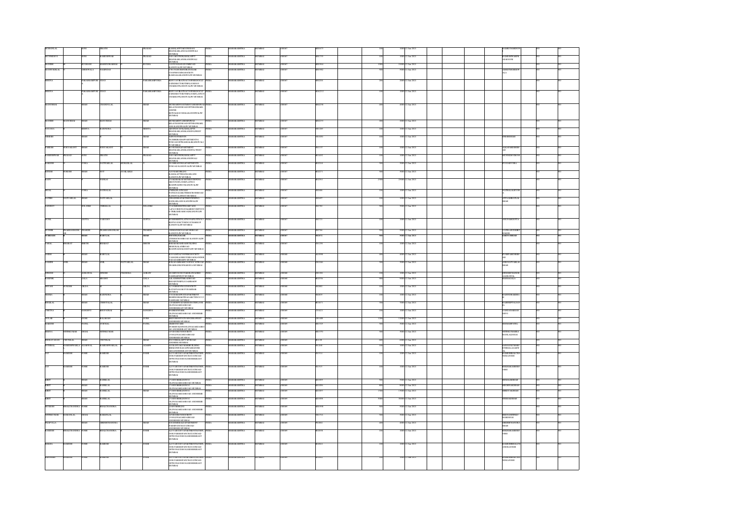| | | | | | | | | | | | | | | | | | |
|---|---|---|---|---|---|---|---|---|---|---|---|---|---|---|---|---|---|
| MOHANLAL | | SONI | BHATH | | PRASAD | KAMALAPPTABOVEINDIAN SHANKARLANE KANDIVALI MUMBAI | INDIA | MAHARASHTRA | MUMBAI | 400067 | M00475 | 100 | 1000 | 12-Jan-2021 | KAMKUMARISONI | NO | NO |
| MUNNIDEVI | | SONI | RAMESHWAR | | PRASAD | 2ND1ARTONBOKAMALAPPT SHANKARLANEKANDIVALI MUMBAI | INDIA | MAHARASHTRA | MUMBAI | 400067 | M00759 | 100 | 1000 | 12-Jan-2021 | RAMESHWARPR ASADSONI | NO | NO |
| MANISH | | BUDHANI | MAHENDRABHAI | | BUDHA | 2A/9THDRADANIPMROAD KANDIVALIW MUMBAI | INDIA | MAHARASHTRA | MUMBAI | 400067 | M00944 | 1000 | 10000 | 12-Jan-2021 | | NO | NO |
| MANSUKHLAL | | SHEOWALA | NAGINDAS | | | C5ILNESHGREEKBAZAR COMPLEX RAMSAALIKANDIVALIW MUMBAI | INDIA | MAHARASHTRA | MUMBAI | 400067 | M00982 | 500 | 5000 | 12-Jan-2021 | AMRITMOHEDW ALA | NO | NO |
| MEENA | | PARASRAMPURIA | VIJAY | | PARASRAMPURIA | B2P71AVIRATNAGOOPERSOSULT CHARKOPKANDIVALIW MUMBAI | INDIA | MAHARASHTRA | MUMBAI | 400067 | M02030 | 200 | 2000 | 12-Jan-2021 | | NO | NO |
| MEENA | | PARASRAMPURIA | VIJAY | | PARASRAMPURIA | B2P71AVIRATNAGOOPERSOSULT CHARKOPKANDIVALIW MUMBAI | INDIA | MAHARASHTRA | MUMBAI | 400067 | M02232 | 100 | 1000 | 12-Jan-2021 | | NO | NO |
| MANUBHAI | | SHAH | CHANDULAL | | SHAH | MCSHAHENTERPRISES KILACHANDROADOPPSHANKARL ANENR KEWALBAUGHALLKANDIWALIW MUMBAI | INDIA | MAHARASHTRA | MUMBAI | 400067 | M02238 | 400 | 4000 | 12-Jan-2021 | | NO | NO |
| MANISH | MANUBHAI | SHAH | MANUBHAI | | SHAH | MCSHAHENTERPRISES KILACHANDROADOPPSHANKARL ANE KANDIWALIW MUMBAI | INDIA | MAHARASHTRA | MUMBAI | 400067 | M02233 | 200 | 2000 | 12-Jan-2021 | | NO | NO |
| NAYANA | | MEHTA | RAJENDRA | | MEHTA | 4RNEDCOTKAMALAPTS SHANKARLANEKANDIVALIWEST MUMBAI | INDIA | MAHARASHTRA | MUMBAI | 400067 | N01269 | 100 | 1000 | 12-Jan-2021 | | NO | NO |
| NIMESH | | SHAH | | | | NINOTENMENTS SHREERAMAPPARTMENT FSROADKANDIVALI W MUMBAI | INDIA | MAHARASHTRA | MUMBAI | 400067 | N01830 | 100 | 1000 | 12-Jan-2021 | PINESHSHAH | NO | NO |
| PARESH | SURYAKANT | SHAH | SURYAKANT | | SHAH | B17SUDHAMAPARTMENT SHANKARLANEKANDIVALIWEST MUMBAI | INDIA | MAHARASHTRA | MUMBAI | 400067 | P01137 | 100 | 1000 | 12-Jan-2021 | ALKAPARESHSH AH | NO | NO |
| RAMESHWAR | PRASAD | SONI | BHATH | | PRASAD | 2ND1ARTONBOKAMALAPPT SHANKARLANEKANDIVALI MUMBAI | INDIA | MAHARASHTRA | MUMBAI | 400067 | R01032 | 100 | 1000 | 12-Jan-2021 | MUNNIDEVISONI | NO | NO |
| RAKESH | | VORA | NATWARLAL | MOHANLAL | | 201SHRADDHAAPARTMENTS FSROAD KANDIVALIW MUMBAI | INDIA | MAHARASHTRA | MUMBAI | 400067 | R02241 | 500 | 5000 | 12-Jan-2021 | POONAMVORA | NO | NO |
| RITESH | SURESH | SHAH | NOT | AVAILABLE | | A23/ASHOKBLDG KAMALAPTSHANKARLANE KANDIVALIW MUMBAI | INDIA | MAHARASHTRA | MUMBAI | 400067 | R02273 | 500 | 5000 | 12-Jan-2021 | | NO | NO |
| RAJIV | | | PANKAJ | | | GROUNDFLOOR KANDIVALIW MUMBAI | INDIA | MAHARASHTRA | MUMBAI | 400067 | R02863 | 2500 | 25000 | 12-Jan-2021 | | NO | NO |
| RUPAL | | VORA | NATWARLAL | | | C9HNGVNAGAR KANDIVALIWEST MUMBAI | INDIA | MAHARASHTRA | MUMBAI | 400067 | R03486 | 100 | 1000 | 12-Jan-2021 | NATWARLALVORA | NO | NO |
| SATISH | NATVARLAL | SHAH | NATVARLAL | | | 4RRAKESHAPARTMENT SANKARLANE KANDIVALIW MUMBAI | INDIA | MAHARASHTRA | MUMBAI | 400067 | S02497 | 100 | 1000 | 12-Jan-2021 | ATULANIKATLAL SHAH | NO | NO |
| SANJEEV | | SOLANKI | CHIMALAL | | SOLANKI | 23 SOMESHWARCHARKOP KANDIVALIW MUMBAI | INDIA | MAHARASHTRA | MUMBAI | 400067 | S03782 | 500 | 5000 | 12-Jan-2021 | | NO | NO |
| SUNIL | | GUPTA | VAIKUNT | | GUPTA | B2SHREEFLATNO CHARKOP KANDIVALIW MUMBAI | INDIA | MAHARASHTRA | MUMBAI | 400067 | S02721 | 100 | 1000 | 12-Jan-2021 | ANUPAMGUPTA | NO | NO |
| SUDHIR | PRABHASHANKAR | THAKER | PRABHASHANKAR | | THAKER | 12PRATEEKNAGAR MGROAD KANDIVALIW MUMBAI | INDIA | MAHARASHTRA | MUMBAI | 400067 | S02786 | 500 | 5000 | 12-Jan-2021 | VAISALISUDHIRT HAKER | NO | NO |
| SUBHASH | | SHAH | BABULAL | | SHAH | 9SPATILNAGAR KANDIVALIW MUMBAI | INDIA | MAHARASHTRA | MUMBAI | 400067 | S02872 | 500 | 5000 | 12-Jan-2021 | SAROJSHAH | NO | NO |
| VIMAL | BHARAT | SHETH | BHARAT | | SHETH | MEMURALAMROAD KANDIVALIW MUMBAI | INDIA | MAHARASHTRA | MUMBAI | 400067 | V01290 | 100 | 1000 | 12-Jan-2021 | | NO | NO |
| ATISH | | SHAH | BABULAL | | | 8/EVASANTAGYANESHSOCIETY DAHISAR MUMBAI | INDIA | MAHARASHTRA | MUMBAI | 400068 | A01998 | 400 | 4000 | 12-Jan-2021 | PUSHPABENSHSH AH | NO | NO |
| YAMINI | ANIL | SHAH | ANIL | NATVARLAL | SHAH | NEARBANKOFBARODA MUMBAI | INDIA | MAHARASHTRA | MUMBAI | 400068 | Y00406 | 500 | 5000 | 12-Jan-2021 | ANILNATVARLAL SHAH | NO | NO |
| DINESH | | AGRAWAL | DINESH | CHANDRA | AGRAW | DAHISARWEST MUMBAI | INDIA | MAHARASHTRA | MUMBAI | 400068 | D01281 | 100 | 1000 | 12-Jan-2021 | DINESHCHANDR AAGRAWAL | NO | NO |
| NARNIK | | GALA | MEGHJI | | GALA | DAHISAR MUMBAI | INDIA | MAHARASHTRA | MUMBAI | 400068 | N02558 | 500 | 5000 | 12-Jan-2021 | HANSAGALA | NO | NO |
| SHYAM | SUNDER | GILDA | | | GILDA | DAHISAR MUMBAI | INDIA | MAHARASHTRA | MUMBAI | 400068 | S02802 | 100 | 1000 | 12-Jan-2021 | | NO | NO |
| SEEMA | | SHAH | RAJENDRA | | SHAH | DAHISAR MUMBAI | INDIA | MAHARASHTRA | MUMBAI | 400068 | S02833 | 100 | 1000 | 12-Jan-2021 | RAJENDRASHA H | NO | NO |
| HIRALAL | | SHAH | CHHOTALAL | | SHAH | ANDHERIEAST MUMBAI | INDIA | MAHARASHTRA | MUMBAI | 400069 | H00473 | 700 | 7000 | 12-Jan-2021 | RAJESHPTALSAH A | NO | NO |
| CHETNA | | SANGHVI | BHUPATRAI | | SANGHVI | OLDNAGARDASROAD ANDHERIEAST MUMBAI | INDIA | MAHARASHTRA | MUMBAI | 400069 | C00423 | 100 | 1000 | 12-Jan-2021 | VANDANABAN SHIVI | NO | NO |
| GULAB | | DUBE | BALARAM | | DUBE | ANDHERIE MUMBAI | INDIA | MAHARASHTRA | MUMBAI | 400069 | G01088 | 1100 | 11000 | 12-Jan-2021 | | NO | NO |
| HARESH | | PATEL | AVICHAL | | PATEL | ANDHERIEAST MUMBAI | INDIA | MAHARASHTRA | MUMBAI | 400069 | H01525 | 500 | 5000 | 12-Jan-2021 | HEMAHPATEL | NO | NO |
| HEENA | NITINKUMAR | DESAI | NITINKUMAR | | | OLDNAGARDASROAD ANDHERIE MUMBAI | INDIA | MAHARASHTRA | MUMBAI | 400069 | H01570 | 500 | 5000 | 12-Jan-2021 | NITINKUMARBA MANLALDESAI | NO | NO |
| INDRAVADAN | CHUNILAL | SHAH | CHUNILAL | | SHAH | ANDHERIE MUMBAI | INDIA | MAHARASHTRA | MUMBAI | 400069 | I00128 | 600 | 6000 | 12-Jan-2021 | | NO | NO |
| JUTHMAL | RAMESHWARLAL | AGARWAL | RAMESHWARLAL | | AGARW | ANDHERIEAST MUMBAI | INDIA | MAHARASHTRA | MUMBAI | 400069 | J01268 | 100 | 1000 | 12-Jan-2021 | KAMAYAYKUMARI TRIBALAGARW AL | NO | NO |
| JAY | RAMESH | JOSHI | RAMESH | | JOSHI | A21VARUDEVAPARTMENTS OPPNOALDSHOANDHERIEAST MUMBAI | INDIA | MAHARASHTRA | MUMBAI | 400069 | J01514 | 100 | 1000 | 12-Jan-2021 | RAMESHBALCHA NDRAJOSHI | NO | NO |
| JAY | RAMESH | JOSHI | RAMESH | | JOSHI | A21VARUDEVAPARTMENTS OPPNOALDSHOANDHERIEAST MUMBAI | INDIA | MAHARASHTRA | MUMBAI | 400069 | J01515 | 100 | 1000 | 12-Jan-2021 | REKHARAMESH JOSHI | NO | NO |
| KIRIT | | SHAH | RASIKLAL | | | OLDNAGARDASROAD MUMBAI | INDIA | MAHARASHTRA | MUMBAI | 400069 | K01853 | 500 | 5000 | 12-Jan-2021 | HEMALIKSHAH | NO | NO |
| KIRIT | | SHAH | RASIKLAL | | | OLDNAGARDASROAD MUMBAI | INDIA | MAHARASHTRA | MUMBAI | 400069 | K01856 | 300 | 3000 | 12-Jan-2021 | ARCHNAKSHAH | NO | NO |
| KIRIT | | SHAH | RASIKLAL | | SHAH | OLDNAGARDASROAD MUMBAI | INDIA | MAHARASHTRA | MUMBAI | 400069 | K01857 | 1300 | 13000 | 12-Jan-2021 | HRSHYAKSHAH | NO | NO |
| KIRIT | | SHAH | RASIKLAL | | | OLDNAGARDASROAD ANDHERIE MUMBAI | INDIA | MAHARASHTRA | MUMBAI | 400069 | K01858 | 3000 | 30000 | 12-Jan-2021 | SNEHAKSHAH | NO | NO |
| MUKESH | BALCHANDRA | JOSHI | BALCHANDRA | | | OLDNAGARDASROAD ANDHERIE MUMBAI | INDIA | MAHARASHTRA | MUMBAI | 400069 | M01998 | 500 | 5000 | 12-Jan-2021 | | NO | NO |
| NITINKUMAR | BAMANLAL | DESAI | BAMANLAL | | | OLDNAGARDASROAD ANDHERIE MUMBAI | INDIA | MAHARASHTRA | MUMBAI | 400069 | N01716 | 500 | 5000 | 12-Jan-2021 | HEENANITINKU MARDESAI | NO | NO |
| PRAFULLA | | SHAH | GIRISHCHANDRA | | SHAH | ANDHERIE MUMBAI | INDIA | MAHARASHTRA | MUMBAI | 400069 | P02802 | 400 | 4000 | 12-Jan-2021 | GIRISHCHANDRA SHAH | NO | NO |
| RAMESH | BALCHANDRA | JOSHI | BALCHANDRA | | JOSHI | A21VARUDEVAPARTMENTS OPPNOALDSHOANDHERIEAST MUMBAI | INDIA | MAHARASHTRA | MUMBAI | 400069 | R02058 | 100 | 1000 | 12-Jan-2021 | REKHARAMESH JOSHI | NO | NO |
| REKHA | RAMESH | JOSHI | RAMESH | | JOSHI | A21VARUDEVAPARTMENTS OPPNOALDSHOANDHERIEAST MUMBAI | INDIA | MAHARASHTRA | MUMBAI | 400069 | R02061 | 100 | 1000 | 12-Jan-2021 | RAMESHBBALCH ANDRAJOSHI | NO | NO |
| RAMESH | RAMESH | JOSHI | RAMESH | | JOSHI | A21VARUDEVAPARTMENTS OPPNOALDSHOANDHERIEAST MUMBAI | INDIA | MAHARASHTRA | MUMBAI | 400069 | R02062 | 100 | 1000 | 12-Jan-2021 | RAMESHBALCH ANDRAJOSHI | NO | NO |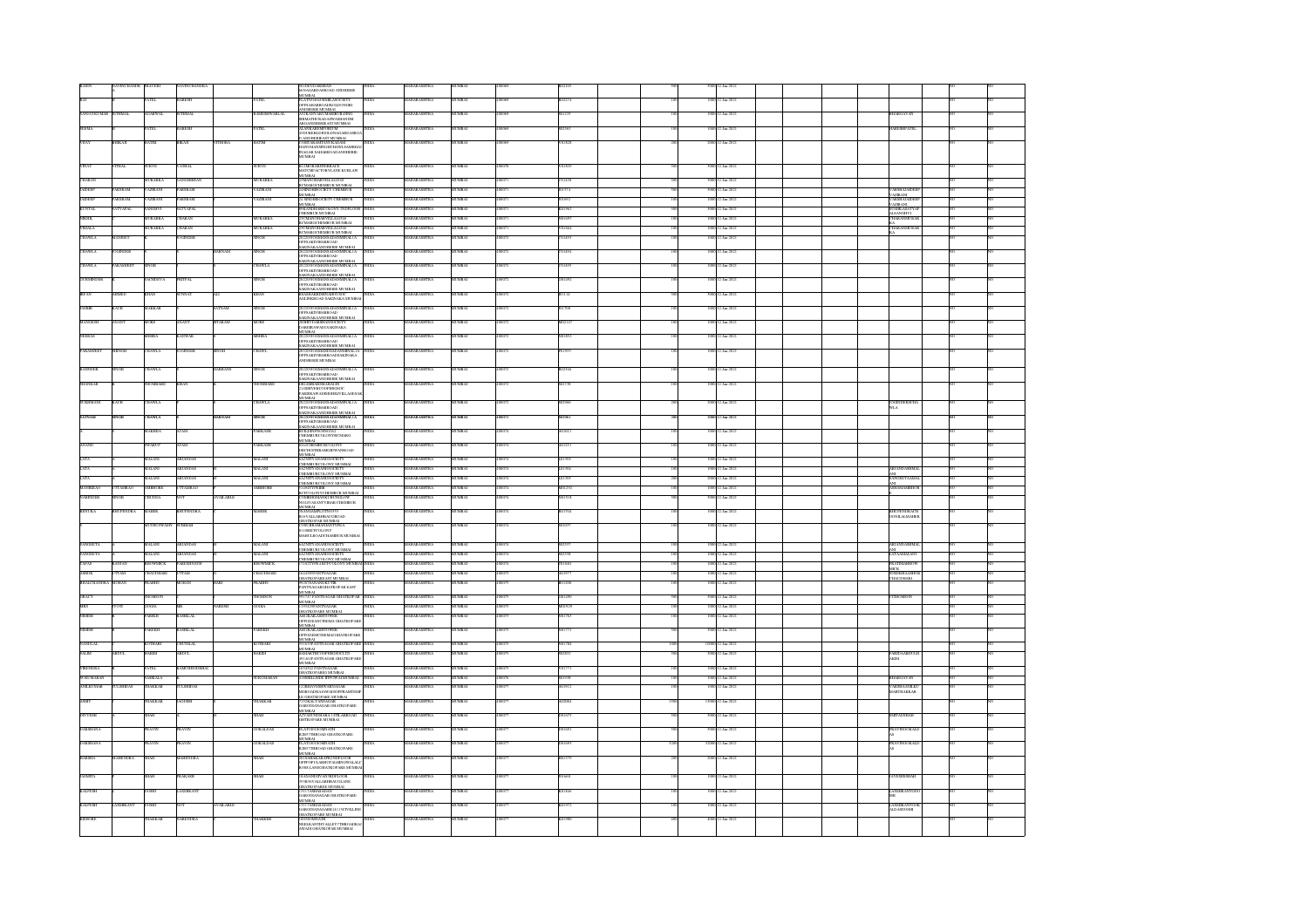| First Name | Middle Name | Last Name | Father First Name | Father Middle Name | Father Last Name | Address | Country | State | District | PIN | Folio | Shares | Amount | Date | Joint Holder | | |
|---|---|---|---|---|---|---|---|---|---|---|---|---|---|---|---|---|---|
| KARIN | NAVINCHANDR | JHAVERI | NAVINCHANDRA | | | 99 DEVNANDAN 86 NAGARDASROAD ANDHERIE MUMBAI | INDIA | MAHARASHTRA | MUMBAI | 400069 | 0022109 | 500 | 5000 | 12-Jan-2021 | | NO | NO |
| RAJ | | PATEL | HARESH | | PATEL | FLATNO401SNEHLABSOCIETY OPPSARDARNAGAR ANDHERI EAST MUMBAI | INDIA | MAHARASHTRA | MUMBAI | 400069 | 0022274 | 100 | 1000 | 12-Jan-2021 | | NO | NO |
| SANJAYKUMAR | SUTHMAL | AGARWAL | SUTHMAL | | RAMESHWARLAL | 4 SHRIKALYAN BUILDING ANDHERI EAST MUMBAI | INDIA | MAHARASHTRA | MUMBAI | 400069 | 0031235 | 500 | 5000 | 12-Jan-2021 | BHARGAVAN | NO | NO |
| SEEMA | | PATEL | HARESH | | PATEL | ANDHERI EAST MUMBAI | INDIA | MAHARASHTRA | MUMBAI | 400069 | 0032565 | 100 | 1000 | 12-Jan-2021 | HARESHPATEL | NO | NO |
| VIJAY | BHIKAJI | JATIM | BIKAJI | VITHOBA | JATIM | ANDHERI EAST MUMBAI | INDIA | MAHARASHTRA | MUMBAI | 400069 | 0310028 | 200 | 2000 | 12-Jan-2021 | | NO | NO |
| VIJAY | VITHAL | SURVE | VITHAL | | SURVE | KURLA MUMBAI | INDIA | MAHARASHTRA | MUMBAI | 400070 | 0310029 | 500 | 5000 | 12-Jan-2021 | | NO | NO |
| CHARAN | | MUBARKA | GANESHRAM | | MUBARKA | CHEMBUR MUMBAI | INDIA | MAHARASHTRA | MUMBAI | 400071 | 0310238 | 500 | 5000 | 12-Jan-2021 | | NO | NO |
| SANDEEP | PARSRAM | VAZIRANI | PARSRAM | | VAZIRANI | CHEMBUR MUMBAI | INDIA | MAHARASHTRA | MUMBAI | 400071 | 0015714 | 500 | 5000 | 12-Jan-2021 | VARSHASANDEEP VAZIRANI | NO | NO |
| SANDEEP | PARSRAM | VAZIRANI | PARSRAM | | VAZIRANI | CHEMBUR MUMBAI | INDIA | MAHARASHTRA | MUMBAI | 400071 | 0016602 | 100 | 1000 | 12-Jan-2021 | VARSHASANDEEP VAZIRANI | NO | NO |
| KUNTAL | SATYAPAL | SANGHAVI | SATYAPAL | | | CHEMBUR MUMBAI | INDIA | MAHARASHTRA | MUMBAI | 400071 | 0028962 | 500 | 5000 | 12-Jan-2021 | SUSHILASATYAPAL SANGHAVI | NO | NO |
| PREMLA | | MUBARKA | CHARAN | | MUBARKA | CHEMBUR MUMBAI | INDIA | MAHARASHTRA | MUMBAI | 400071 | 0016057 | 100 | 1000 | 12-Jan-2021 | CHARANMUBARKA | NO | NO |
| PREMLA | | MUBARKA | CHARAN | | MUBARKA | CHEMBUR MUMBAI | INDIA | MAHARASHTRA | MUMBAI | 400071 | 0310664 | 100 | 1000 | 12-Jan-2021 | CHARANMUBARKA | NO | NO |
| CHAWLA | GURMEET | | JOGINDER | | SINGH | SAKINAKA ANDHERI MUMBAI | INDIA | MAHARASHTRA | MUMBAI | 400072 | 0310459 | 100 | 1000 | 12-Jan-2021 | | NO | NO |
| CHAWLA | JOGINDER | | | HARNAM | SINGH | SAKINAKA ANDHERI MUMBAI | INDIA | MAHARASHTRA | MUMBAI | 400072 | 0310456 | 100 | 1000 | 12-Jan-2021 | | NO | NO |
| CHAWLA | PARAMJEET | SINGH | | | CHAWLA | SAKINAKA ANDHERI MUMBAI | INDIA | MAHARASHTRA | MUMBAI | 400072 | 0310459 | 100 | 1000 | 12-Jan-2021 | | NO | NO |
| GURMINDER | | BACHHGYA | PRITPAL | | SINGH | SAKINAKA ANDHERI MUMBAI | INDIA | MAHARASHTRA | MUMBAI | 400072 | 0311292 | 100 | 1000 | 12-Jan-2021 | | NO | NO |
| IRFAN | AHMED | KHAN | SUNNAT | ALI | KHAN | SAKINAKA MUMBAI | INDIA | MAHARASHTRA | MUMBAI | 400072 | 0031141 | 500 | 5000 | 12-Jan-2021 | | NO | NO |
| JASBIR | KAUR | MAKKAR | | SATNAM | SINGH | SAKINAKA ANDHERI MUMBAI | INDIA | MAHARASHTRA | MUMBAI | 400072 | 0019708 | 100 | 1000 | 12-Jan-2021 | | NO | NO |
| MANOHAR | ANANT | MORE | ANANT | SITARAM | MORE | SAKINAKA MUMBAI | INDIA | MAHARASHTRA | MUMBAI | 400072 | 0022147 | 100 | 1000 | 12-Jan-2021 | | NO | NO |
| MOHAN | | MISHRA | KANHAI | | MISHRA | SAKINAKA ANDHERI MUMBAI | INDIA | MAHARASHTRA | MUMBAI | 400072 | 0019052 | 100 | 1000 | 12-Jan-2021 | | NO | NO |
| PARAMJEET | SINGH | CHAWLA | JOGINDER | SINGH | CHAWL | SAKINAKA ANDHERI MUMBAI | INDIA | MAHARASHTRA | MUMBAI | 400072 | 0019055 | 100 | 1000 | 12-Jan-2021 | | NO | NO |
| RAJINDER | SINGH | CHAWLA | | HARBANS | SINGH | SAKINAKA ANDHERI MUMBAI | INDIA | MAHARASHTRA | MUMBAI | 400072 | 0022566 | 100 | 1000 | 12-Jan-2021 | | NO | NO |
| SHANKAR | | THOMBARE | KISAN | | THOMBARE | ANDHERI EAST MUMBAI | INDIA | MAHARASHTRA | MUMBAI | 400072 | 0022798 | 100 | 1000 | 12-Jan-2021 | | NO | NO |
| SUKHMANI | KAUR | CHAWLA | | | CHAWLA | SAKINAKA ANDHERI MUMBAI | INDIA | MAHARASHTRA | MUMBAI | 400072 | 0022960 | 200 | 2000 | 12-Jan-2021 | JOGINDERSINGH CHAWLA | NO | NO |
| **SATNAM** | **SINGH** | **CHAWLA** | | **HARNAM** | **SINGH** | **SAKINAKA ANDHERI MUMBAI** | **INDIA** | **MAHARASHTRA** | **MUMBAI** | **400072** | **0022961** | **200** | **2000** | **12-Jan-2021** | | **NO** | **NO** |
| | | MAKHIJA | AYAM | | PARKASH | CHEMBUR COLONY MUMBAI | INDIA | MAHARASHTRA | MUMBAI | 400074 | 0020021 | 100 | 1000 | 12-Jan-2021 | | NO | NO |
| ANAND | | SWARUP | AYAM | | PARKASH | CHEMBUR MUMBAI | INDIA | MAHARASHTRA | MUMBAI | 400074 | 0022551 | 100 | 1000 | 12-Jan-2021 | | NO | NO |
| LATA | | MALANI | ARJANDAS | | MALANI | CHEMBUR COLONY MUMBAI | INDIA | MAHARASHTRA | MUMBAI | 400074 | 0311909 | 100 | 1000 | 12-Jan-2021 | | NO | NO |
| LATA | | MALANI | ARJANDAS | | MALANI | CHEMBUR COLONY MUMBAI | INDIA | MAHARASHTRA | MUMBAI | 400074 | 0311908 | 100 | 1000 | 12-Jan-2021 | ARJANDASBMALANI | NO | NO |
| LATA | | MALANI | ARJANDAS | | MALANI | CHEMBUR COLONY MUMBAI | INDIA | MAHARASHTRA | MUMBAI | 400074 | 0311905 | 200 | 2000 | 12-Jan-2021 | SANGEETAAMALANI | NO | NO |
| MANIKRAO | UTTAMRAO | JAMBHORE | UTTAMRAO | | JAMBHORE | CHEMBUR MUMBAI | INDIA | MAHARASHTRA | MUMBAI | 400074 | 0016292 | 100 | 1000 | 12-Jan-2021 | ASHAMANIKRAO | NO | NO |
| NARINDER | SINGH | CHUGHA | NOT | AVAILABLE | | CHEMBUR MUMBAI | INDIA | MAHARASHTRA | MUMBAI | 400074 | 0015518 | 500 | 5000 | 12-Jan-2021 | | NO | NO |
| RENUKA | BHUPENDRA | MAHER | BHUPENDRA | | MAHER | GHATKOPAR MUMBAI | INDIA | MAHARASHTRA | MUMBAI | 400074 | 0017504 | 100 | 1000 | 12-Jan-2021 | BHUPENDRACH VALLABHMAHER | NO | NO |
| | MUTHUSWAMY | SUBBIAH | | | | CHEMBUR MUMBAI | INDIA | MAHARASHTRA | MUMBAI | 400074 | 0310397 | 100 | 1000 | 12-Jan-2021 | | NO | NO |
| SANGEETA | | MALANI | ARJANDAS | | MALANI | CHEMBUR COLONY MUMBAI | INDIA | MAHARASHTRA | MUMBAI | 400074 | 0022557 | 100 | 1000 | 12-Jan-2021 | ARJANDASBMALANI | NO | NO |
| SANGEETA | | MALANI | ARJANDAS | | MALANI | CHEMBUR COLONY MUMBAI | INDIA | MAHARASHTRA | MUMBAI | 400074 | 0022558 | 100 | 1000 | 12-Jan-2021 | LATAAMALANI | NO | NO |
| TAPAS | RANJAN | BHOWMICK | PARESHNATH | | BHOWMICK | CHEMBUR MUMBAI | INDIA | MAHARASHTRA | MUMBAI | 400074 | 0311040 | 100 | 1000 | 12-Jan-2021 | SWATIBANHOWMICK | NO | NO |
| ASHOK | UTTAM | CHAUDHARI | UTTAM | | CHAUDHARI | GHATKOPAR EAST MUMBAI | INDIA | MAHARASHTRA | MUMBAI | 400075 | 0020077 | 100 | 1000 | 12-Jan-2021 | SUREKHAASHOK CHAUDHARI | NO | NO |
| BALACHANDRA | MOHAN | PRABHU | MOHAN | HARI | PRABHU | PANTNAGAR GHATKOPAR EAST MUMBAI | INDIA | MAHARASHTRA | MUMBAI | 400075 | 0022208 | 100 | 1000 | 12-Jan-2021 | | NO | NO |
| GRACY | | THOMSON | | | THOMSON | PANTNAGAR GHATKOPAR MUMBAI | INDIA | MAHARASHTRA | MUMBAI | 400075 | 0311280 | 500 | 5000 | 12-Jan-2021 | CTTHOMSON | NO | NO |
| MRS | JYOTI | GOGIA | MR | NARESH | GOGIA | PANTNAGAR GHATKOPAR MUMBAI | INDIA | MAHARASHTRA | MUMBAI | 400075 | 0003929 | 100 | 1000 | 12-Jan-2021 | | NO | NO |
| NIRISH | | PAREKH | RASIKLAL | | | GHATKOPAR MUMBAI | INDIA | MAHARASHTRA | MUMBAI | 400079 | 0015763 | 100 | 1000 | 12-Jan-2021 | | NO | NO |
| NIRISH | | PAREKH | RASIKLAL | | PAREKH | GHATKOPAR MUMBAI | INDIA | MAHARASHTRA | MUMBAI | 400079 | 0015771 | 500 | 5000 | 12-Jan-2021 | | NO | NO |
| NANDLAL | | KOTHARI | CHUNILAL | | KOTHARI | PANTNAGAR GHATKOPAR MUMBAI | INDIA | MAHARASHTRA | MUMBAI | 400079 | 0311784 | 1000 | 10000 | 12-Jan-2021 | | NO | NO |
| SALIM | ABDUL | HAKIM | ABDUL | | HAKIM | PANTNAGAR GHATKOPAR MUMBAI | INDIA | MAHARASHTRA | MUMBAI | 400079 | 0022852 | 500 | 5000 | 12-Jan-2021 | FAKHZAABDULHAKIM | NO | NO |
| VIRENDRA | | PATEL | RAMESHBHAI | | | PANTNAGAR GHATKOPAR MUMBAI | INDIA | MAHARASHTRA | MUMBAI | 400079 | 0311773 | 100 | 1000 | 12-Jan-2021 | | NO | NO |
| RAGUMARAN | | SASIKALA | | | SUKUMARAN | MUMBAI | INDIA | MAHARASHTRA | MUMBAI | 400076 | 0311938 | 100 | 1000 | 12-Jan-2021 | BHARGAVAN | NO | NO |
| ANILKUMAR | TULSHIDAS | THAKKAR | TULSHIDAS | | | GHATKOPAR MUMBAI | INDIA | MAHARASHTRA | MUMBAI | 400077 | 0023912 | 100 | 1000 | 12-Jan-2021 | VARSHAANILKUMAR THAKKAR | NO | NO |
| AMIT | | THAKKAR | JAGDISH | | THAKKAR | GHATKOPAR MUMBAI | INDIA | MAHARASHTRA | MUMBAI | 400077 | 0020081 | 1300 | 13000 | 12-Jan-2021 | | NO | NO |
| GEETESH | | SHAH | | | | GHATKOPAR MUMBAI | INDIA | MAHARASHTRA | MUMBAI | 400077 | 0031675 | 500 | 5000 | 12-Jan-2021 | AMITADOSHI | NO | NO |
| PARESHANA | | PRAVIN | PRAVIN | | GOKALDAS | GHATKOPAR EAST MUMBAI | INDIA | MAHARASHTRA | MUMBAI | 400077 | 0031691 | 500 | 5000 | 12-Jan-2021 | PRAVINGOKALDAS | NO | NO |
| PARESHANA | | PRAVIN | PRAVIN | | GOKALDAS | GHATKOPAR EAST MUMBAI | INDIA | MAHARASHTRA | MUMBAI | 400077 | 0031693 | 5200 | 52000 | 12-Jan-2021 | PRAVINGOKALDAS | NO | NO |
| RAKSHA | MAHENDRA | SHAH | MAHENDRA | | SHAH | GHATKOPAR MUMBAI | INDIA | MAHARASHTRA | MUMBAI | 400077 | 0013579 | 200 | 2000 | 12-Jan-2021 | | NO | NO |
| SASMITA | | SHAH | PRAKASH | | SHAH | GHATKOPAR EAST MUMBAI | INDIA | MAHARASHTRA | MUMBAI | 400077 | 0031468 | 100 | 1000 | 12-Jan-2021 | JAYESHSHAH | NO | NO |
| KALPESH | | DOSHI | LAXMIKANT | | | GARODIANAGAR GHATKOPAR MUMBAI | INDIA | MAHARASHTRA | MUMBAI | 400077 | 0031426 | 100 | 1000 | 12-Jan-2021 | LAXMIKANTDOSHI | NO | NO |
| KALPESH | LAXMIKANT | DOSHI | NOT | AVAILABLE | | GARODIANAGAR GHATKOPAR MUMBAI | INDIA | MAHARASHTRA | MUMBAI | 400077 | 0033972 | 100 | 1000 | 12-Jan-2021 | LAXMIKANTJDSALDASDOSHI | NO | NO |
| KISHORE | | THAKKAR | NARENDRA | | THAKKAR | GHATKOPAR MUMBAI | INDIA | MAHARASHTRA | MUMBAI | 400077 | 0033980 | 400 | 4000 | 12-Jan-2021 | | NO | NO |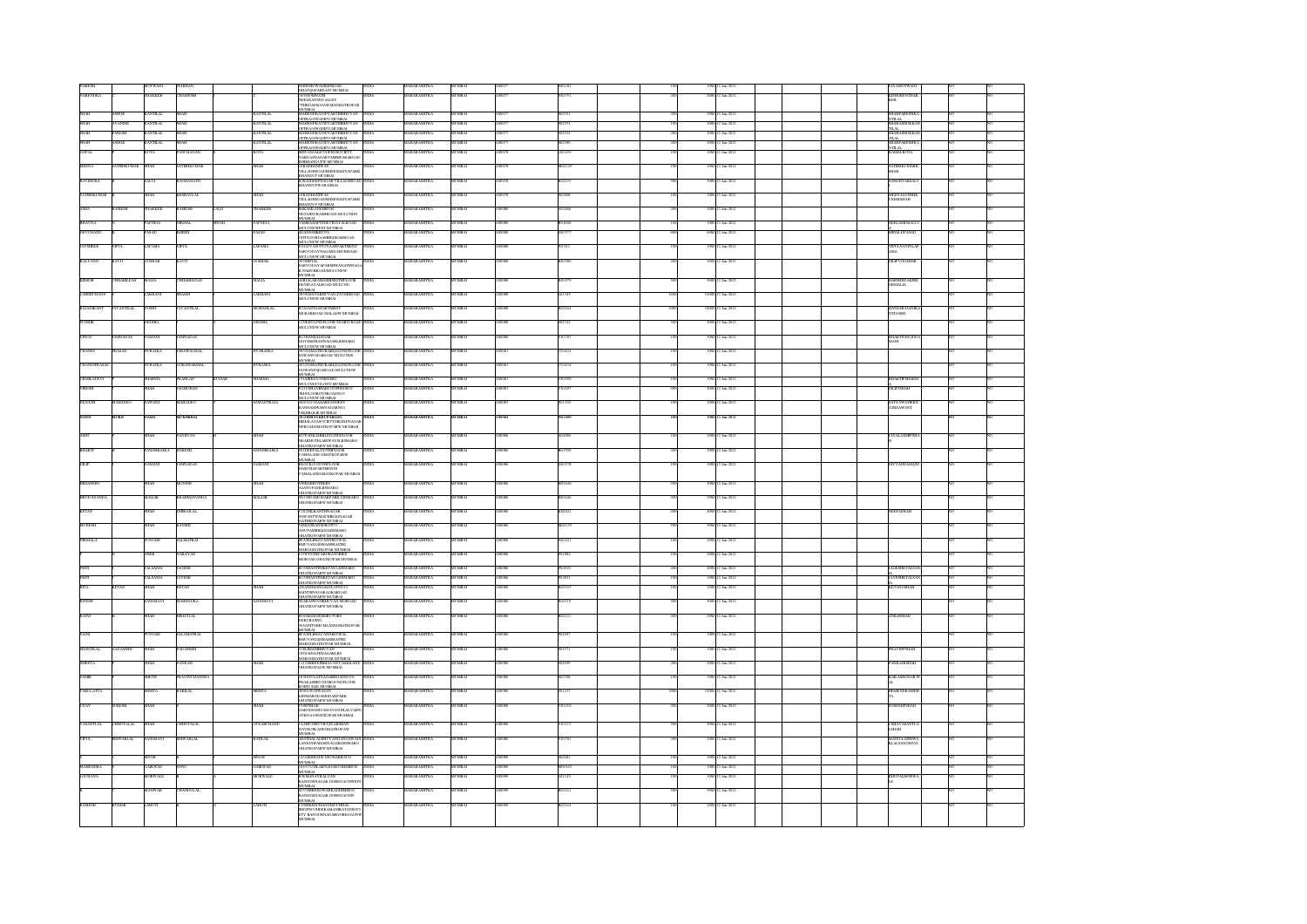| First Name | Middle Name | Last Name | Father/Husband First Name | Father/Husband Middle Name | Father/Husband Last Name | Address | Country | State | District | Pin Code | Folio Number | DP ID | Client ID | No. of Shares | Amount | Proposed Date of Transfer | PAN | Date of Birth | Aadhar Number | Nominee Name | Joint Holder Name | Remarks | Is Shares Transfer | Is Unpaid |
|---|---|---|---|---|---|---|---|---|---|---|---|---|---|---|---|---|---|---|---|---|---|---|---|---|
| PARESH | | MOTWANI | HARIRAM | | | MUMBAI | INDIA | MAHARASHTRA | MUMBAI | 400077 | P003183 | | | 100 | 1000 | 12-Jan-2021 | | | | JAYAMOTWANI | | | NO | NO |
| NARENDRA | | THAKKER | CHAMPSHI | | | NEELKANTH VALLEY GHATKOPAR MUMBAI | INDIA | MAHARASHTRA | MUMBAI | 400077 | N001751 | | | 200 | 2000 | 12-Jan-2021 | | | | RISHIKESHTHAKKER | | | NO | NO |
| SHAH | ASHOK | KANTILAL | SHAH | | KANTILAL | OPPRAJAWADI MUMBAI | INDIA | MAHARASHTRA | MUMBAI | 400077 | S002592 | | | 200 | 2000 | 12-Jan-2021 | | | | SHAHPARESHKANTILAL | | | NO | NO |
| SHAH | AVANISH | KANTILAL | SHAH | | KANTILAL | OPPRAJAWADI MUMBAI | INDIA | MAHARASHTRA | MUMBAI | 400077 | S002593 | | | 100 | 1000 | 12-Jan-2021 | | | | SHAHASHOKKANTILAL | | | NO | NO |
| SHAH | PARESH | KANTILAL | SHAH | | KANTILAL | OPPRAJAWADI MUMBAI | INDIA | MAHARASHTRA | MUMBAI | 400077 | S002594 | | | 200 | 2000 | 12-Jan-2021 | | | | SHAHASHOKKANTILAL | | | NO | NO |
| SHAH | ASHOK | KANTILAL | SHAH | | KANTILAL | OPPRAJAWADI MUMBAI | INDIA | MAHARASHTRA | MUMBAI | 400077 | S002580 | | | 200 | 2000 | 12-Jan-2021 | | | | SHAHPARESHKANTILAL | | | NO | NO |
| GOPAL | | KOTA | PANCHANAN | | KOTA | BHANDUP MUMBAI | INDIA | MAHARASHTRA | MUMBAI | 400078 | G001859 | | | 100 | 1000 | 12-Jan-2021 | | | | KAMALKOTA | | | NO | NO |
| REKHA | SATISHKUMAR | SHAH | SATISHKUMAR | | SHAH | BHANDUP MUMBAI | INDIA | MAHARASHTRA | MUMBAI | 400078 | R002129 | | | 100 | 1000 | 12-Jan-2021 | | | | SATISHKUMARKSHAH | | | NO | NO |
| RAVINDRA | | SALVI | RAGHANATH | | | BHANDUP MUMBAI | INDIA | MAHARASHTRA | MUMBAI | 400078 | R002233 | | | 500 | 5000 | 12-Jan-2021 | | | | SANJAYRAVSALVI | | | NO | NO |
| SATISHKUMAR | K | SHAH | KESHAVLAL | | SHAH | BHANDUP MUMBAI | INDIA | MAHARASHTRA | MUMBAI | 400078 | S002888 | | | 100 | 1000 | 12-Jan-2021 | | | | SHEFAALISHIKUMARSHAH | | | NO | NO |
| ASHA | RAMESH | THAKKER | RAMESH | LALJI | THAKKER | MULUND MUMBAI | INDIA | MAHARASHTRA | MUMBAI | 400080 | A001486 | | | 200 | 2000 | 12-Jan-2021 | | | | | | | NO | NO |
| BHAVNA | | PAPNEJA | NIRMAL | SINGH | PAPNEJA | MULUND WEST MUMBAI | INDIA | MAHARASHTRA | MUMBAI | 400080 | B001666 | | | 100 | 1000 | 12-Jan-2021 | | | | NEELAMKHALSI | | | NO | NO |
| DEVCHAND | | PARAD | KHIMJI | | PARAD | MULUND WEST MUMBAI | INDIA | MAHARASHTRA | MUMBAI | 400080 | D002077 | | | 600 | 6000 | 12-Jan-2021 | | | | MINALDPARAD | | | NO | NO |
| JAYSHREE | VIPUL | LAPASIA | VIPUL | | LAPASIA | MULUND WEST MUMBAI | INDIA | MAHARASHTRA | MUMBAI | 400080 | J001912 | | | 100 | 1000 | 12-Jan-2021 | | | | VIPULRAVJIPLAPASIA | | | NO | NO |
| KALPANTI | RAVJI | GOSHAR | RAVJI | | GOSHAR | MULUND WEST MUMBAI | INDIA | MAHARASHTRA | MUMBAI | 400080 | K002986 | | | 200 | 2000 | 12-Jan-2021 | | | | DILIPVGOSHAR | | | NO | NO |
| KISHOR | CHHABILDAS | MALIA | CHHABILDAS | | MALIA | MULUND WEST MUMBAI | INDIA | MAHARASHTRA | MUMBAI | 400080 | K003079 | | | 500 | 5000 | 12-Jan-2021 | | | | HARSHIDAKISHORMALIA | | | NO | NO |
| LAKHMICHAND | | LAKHANI | SHAMJI | | LAKHANI | MULUND W MUMBAI | INDIA | MAHARASHTRA | MUMBAI | 400080 | L001345 | | | 1600 | 16000 | 12-Jan-2021 | | | | | | | NO | NO |
| RAJANIKANT | JAYANTILAL | JOSHI | JAYANTILAL | | MOHANLAL | MULUND MUMBAI | INDIA | MAHARASHTRA | MUMBAI | 400080 | R002164 | | | 1000 | 10000 | 12-Jan-2021 | | | | HANSARAJANIKANTJOSHI | | | NO | NO |
| SUDHIR | | DEDHIA | | | DEDHIA | MULUND W MUMBAI | INDIA | MAHARASHTRA | MUMBAI | 400080 | S002742 | | | 500 | 5000 | 12-Jan-2021 | | | | | | | NO | NO |
| VINOD | JAMNADAS | DAMANI | JAMNADAS | | | MULUND W MUMBAI | INDIA | MAHARASHTRA | MUMBAI | 400080 | V001707 | | | 100 | 1000 | 12-Jan-2021 | | | | BHAKTIVINODDAMANI | | | NO | NO |
| CHANDI | PRASAD | PURADKA | SWARNALMAL | | PURADKA | MULUND MUMBAI | INDIA | MAHARASHTRA | MUMBAI | 400081 | C001224 | | | 100 | 1000 | 12-Jan-2021 | | | | | | | NO | NO |
| CHANDIPRASAD | | PURADKA | SURAJMAL | | PURADKA | MULUND MUMBAI | INDIA | MAHARASHTRA | MUMBAI | 400081 | C001234 | | | 100 | 1000 | 12-Jan-2021 | | | | | | | NO | NO |
| URMILADEVI | | SHARMA | PRAHLAD | KUMAR | SHARMA | MULUND COLONY MUMBAI | INDIA | MAHARASHTRA | MUMBAI | 400081 | U001080 | | | 100 | 1000 | 12-Jan-2021 | | | | BHARTIPSHARMA | | | NO | NO |
| PARESH | | SHAH | JASMOHAN | | | MULUND MUMBAI | INDIA | MAHARASHTRA | MUMBAI | 400081 | P003493 | | | 900 | 9000 | 12-Jan-2021 | | | | DILIPMSHAH | | | NO | NO |
| EKNATH | MAHADEO | SAWANT | MAHADEO | | SAWANTRAJA | VIKHROLI MUMBAI | INDIA | MAHARASHTRA | MUMBAI | 400083 | E001109 | | | 100 | 1000 | 12-Jan-2021 | | | | SATYAWATIEKNATHSAWANT | | | NO | NO |
| MANI | MUKH | JAMA | MUKHRAM | | | MUMBAI | INDIA | MAHARASHTRA | MUMBAI | 400084 | M001809 | | | 100 | 1000 | 12-Jan-2021 | | | | | | | NO | NO |
| AMIT | | SHAH | PANDYAN | | SHAH | GHATKOPAR W MUMBAI | INDIA | MAHARASHTRA | MUMBAI | 400086 | A002088 | | | 100 | 1000 | 12-Jan-2021 | | | | JAYALAXMIPSHAH | | | NO | NO |
| BHARTI | | SANGHRAJKA | RAKESH | | SANGHRAJKA | GHATKOPAR W MUMBAI | INDIA | MAHARASHTRA | MUMBAI | 400086 | B001709 | | | 200 | 2000 | 12-Jan-2021 | | | | | | | NO | NO |
| DILIP | | DAMANI | JAMNADAS | | | GHATKOPAR MUMBAI | INDIA | MAHARASHTRA | MUMBAI | 400086 | D001578 | | | 100 | 1000 | 12-Jan-2021 | | | | DIVYADILDAMANI | | | NO | NO |
| HEMANSHU | | SHAH | MUNSHI | | | GHATKOPAR W MUMBAI | INDIA | MAHARASHTRA | MUMBAI | 400086 | H001626 | | | 500 | 5000 | 12-Jan-2021 | | | | | | | NO | NO |
| BHOGANANDA | | MALLIK | BHADRANANDA | | MALLIK | GHATKOPAR W MUMBAI | INDIA | MAHARASHTRA | MUMBAI | 400086 | B001616 | | | 200 | 2000 | 12-Jan-2021 | | | | | | | NO | NO |
| KETAN | | SHAH | DHIRAJLAL | | | GHATKOPAR W MUMBAI | INDIA | MAHARASHTRA | MUMBAI | 400086 | K002623 | | | 200 | 2000 | 12-Jan-2021 | | | | NEHAPASHAH | | | NO | NO |
| MUKESH | | SHAH | RANJHI | | | GHATKOPAR W MUMBAI | INDIA | MAHARASHTRA | MUMBAI | 400086 | M002235 | | | 500 | 5000 | 12-Jan-2021 | | | | | | | NO | NO |
| NIRMALA | | PUNJABI | BALMATRAI | | | GHATKOPAR W MUMBAI | INDIA | MAHARASHTRA | MUMBAI | 400086 | N001023 | | | 100 | 1000 | 12-Jan-2021 | | | | | | | NO | NO |
| | | SHREE | NARAYAN | | | GHATKOPAR MUMBAI | INDIA | MAHARASHTRA | MUMBAI | 400086 | P001882 | | | 100 | 1000 | 12-Jan-2021 | | | | | | | NO | NO |
| PRITI | | VALSANIA | JAGDISH | | | GHATKOPAR W MUMBAI | INDIA | MAHARASHTRA | MUMBAI | 400086 | P002033 | | | 400 | 4000 | 12-Jan-2021 | | | | JAGDISHKTALSANIA | | | NO | NO |
| PRITI | | VALSANIA | SATISH | | | GHATKOPAR W MUMBAI | INDIA | MAHARASHTRA | MUMBAI | 400086 | P002031 | | | 100 | 1000 | 12-Jan-2021 | | | | SATISHKTALSANIA | | | NO | NO |
| RITA | KETAN | SHAH | KETAN | | SHAH | GHATKOPAR W MUMBAI | INDIA | MAHARASHTRA | MUMBAI | 400086 | R002163 | | | 100 | 1000 | 12-Jan-2021 | | | | KETANGSHAH | | | NO | NO |
| RITESH | | SANGHAVI | MAHENDRA | | SANGHAVI | GHATKOPAR W MUMBAI | INDIA | MAHARASHTRA | MUMBAI | 400086 | R002219 | | | 500 | 5000 | 12-Jan-2021 | | | | | | | NO | NO |
| RAJNI | | SHAH | HIMATLAL | | | GHATKOPAR W MUMBAI | INDIA | MAHARASHTRA | MUMBAI | 400086 | R002211 | | | 200 | 2000 | 12-Jan-2021 | | | | ANILHSHAH | | | NO | NO |
| SAJNI | | PUNJABI | BALAMATRAI | | | GHATKOPAR W MUMBAI | INDIA | MAHARASHTRA | MUMBAI | 400086 | S001097 | | | 100 | 1000 | 12-Jan-2021 | | | | | | | NO | NO |
| SHANTILAL | JADAVJI | SHAH | PADAMSHI | | | GHATKOPAR W MUMBAI | INDIA | MAHARASHTRA | MUMBAI | 400086 | S001571 | | | 100 | 1000 | 12-Jan-2021 | | | | PRAVINPSHAH | | | NO | NO |
| SHWETA | | SHAH | PANKAJ | | SHAH | GHATKOPAR W MUMBAI | INDIA | MAHARASHTRA | MUMBAI | 400086 | S002699 | | | 200 | 2000 | 12-Jan-2021 | | | | PANKAJKSHAH | | | NO | NO |
| SAMIR | | SHETH | PRAVINCHANDRA | | | BORIVALI MUMBAI | INDIA | MAHARASHTRA | MUMBAI | 400086 | S002788 | | | 100 | 1000 | 12-Jan-2021 | | | | KAILASHOSAROW | | | NO | NO |
| VIMALATTA | | MEHTA | RASIKLAL | | MEHTA | GHATKOPAR W MUMBAI | INDIA | MAHARASHTRA | MUMBAI | 400086 | V001257 | | | 1300 | 13000 | 12-Jan-2021 | | | | HEMENDRAMEHTA | | | NO | NO |
| VIJAY | SURESH | SHAH | | | SHAH | GHATKOPAR W MUMBAI | INDIA | MAHARASHTRA | MUMBAI | 400086 | V001816 | | | 200 | 2000 | 12-Jan-2021 | | | | SURESHPSHAH | | | NO | NO |
| VASANTLAL | CHHOTALAL | SHAH | CHHOTALAL | | GULABCHAND | GHATKOPAR W MUMBAI | INDIA | MAHARASHTRA | MUMBAI | 400086 | V001119 | | | 900 | 9000 | 12-Jan-2021 | | | | CHHAYAVASANTLALSHAH | | | NO | NO |
| VIPUL | SHIVARLAL | SANGHAVI | SHIVARLAL | | RATILAL | GHATKOPAR W MUMBAI | INDIA | MAHARASHTRA | MUMBAI | 400086 | V001701 | | | 200 | 2000 | 12-Jan-2021 | | | | | | | NO | NO |
| | | SINGH | | | SINGH | MUMBAI | INDIA | MAHARASHTRA | MUMBAI | 400088 | S002062 | | | 100 | 1000 | 12-Jan-2021 | | | | | | | NO | NO |
| MAHENDRA | | GAIKWAD | GOPU | | GAIKWAD | MUMBAI | INDIA | MAHARASHTRA | MUMBAI | 400089 | M003043 | | | 100 | 1000 | 12-Jan-2021 | | | | | | | NO | NO |
| LOCHANA | | MORWADI | | | MORWADE | GOREGAON W MUMBAI | INDIA | MAHARASHTRA | MUMBAI | 400090 | L001145 | | | 100 | 1000 | 12-Jan-2021 | | | | BHUPALMORWADI | | | NO | NO |
| | | MANIYAR | CHANDULAL | | | GOREGAON W MUMBAI | INDIA | MAHARASHTRA | MUMBAI | 400090 | B002111 | | | 500 | 5000 | 12-Jan-2021 | | | | | | | NO | NO |
| RAMESH | KUMAR | LAHOTI | | | LAHOTI | GOREGAON W MUMBAI | INDIA | MAHARASHTRA | MUMBAI | 400090 | R002344 | | | 100 | 1000 | 12-Jan-2021 | | | | | | | NO | NO |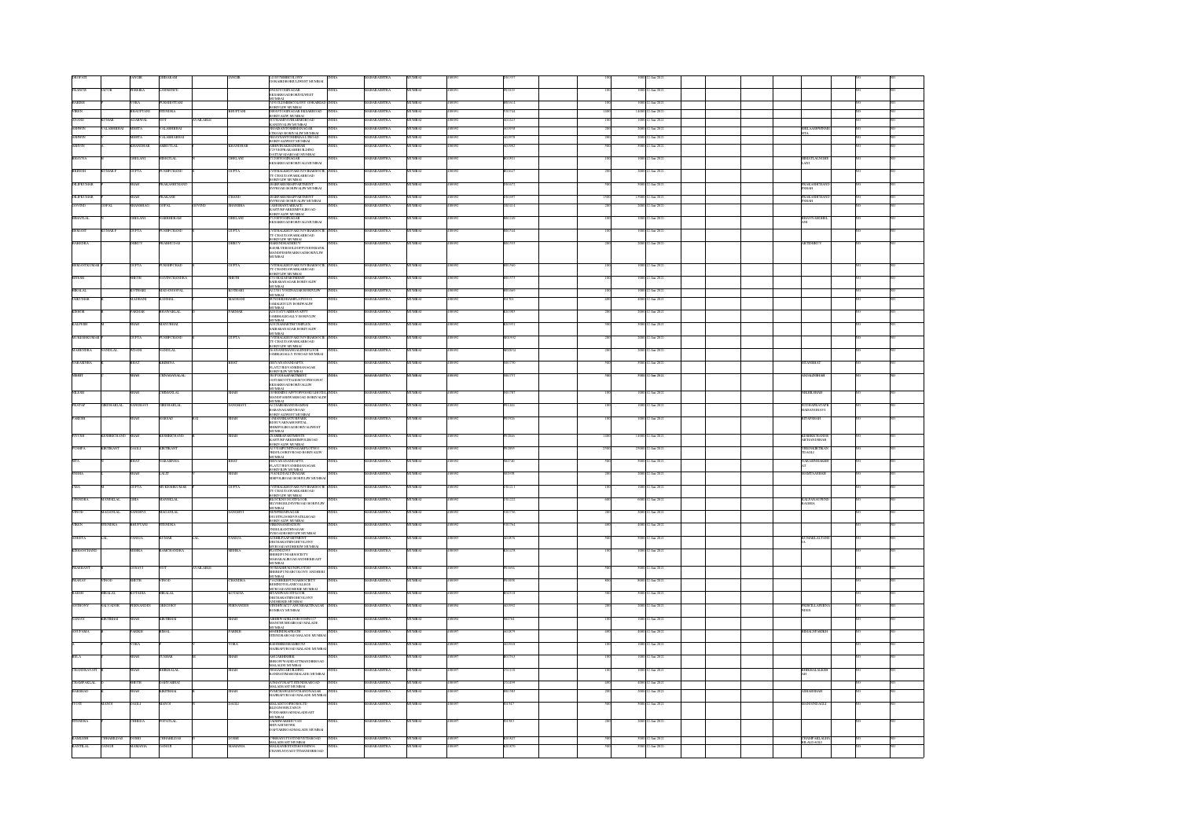| First Name | Middle Name | Last Name | Father First Name | Father Middle Name | Father Last Name | Country | State | District | Pincode | Date |
|---|---|---|---|---|---|---|---|---|---|---|
| DROPATI | | JANGID | SHRIRAM | | JANGID | INDIA | MAHARASHTRA | MUMBAI | 400091 | 12-Jan-2021 |
| FRANCIS | JACOB | PEREIRA | LAWRENCE | | | INDIA | MAHARASHTRA | MUMBAI | 400091 | 12-Jan-2021 |
| HARISH | | VORA | PURSHOTTAM | | | INDIA | MAHARASHTRA | MUMBAI | 400091 | 12-Jan-2021 |
| VIREN | | BHUPTANI | JITENDRA | | BHUPTANI | INDIA | MAHARASHTRA | MUMBAI | 400091 | 12-Jan-2021 |
| ANAND | KUMAR | AGARWAL | NOT | AVAILABLE | | INDIA | MAHARASHTRA | MUMBAI | 400091 | 12-Jan-2021 |
| ASHWIN | VALABHBHAI | MEHTA | VALABHBHAI | | | INDIA | MAHARASHTRA | MUMBAI | 400092 | 12-Jan-2021 |
| ASHWIN | | MEHTA | VALABHBHAI | | | INDIA | MAHARASHTRA | MUMBAI | 400092 | 12-Jan-2021 |
| ASHVIN | | KHANDHAR | AMRUTLAL | | KHANDHAR | INDIA | MAHARASHTRA | MUMBAI | 400092 | 12-Jan-2021 |
| BHAVNA | | GIDLANI | HIRATLAL | | GIDLANI | INDIA | MAHARASHTRA | MUMBAI | 400092 | 12-Jan-2021 |
| BRIJESH | KUMAR P | GUPTA | PUSHPCHAND | | GUPTA | INDIA | MAHARASHTRA | MUMBAI | 400092 | 12-Jan-2021 |
| DILIPKUMAR | | SHAH | PRAKASHCHAND | | | INDIA | MAHARASHTRA | MUMBAI | 400092 | 12-Jan-2021 |
| DILIPKUMAR | | SHAH | PRAKASH | | CHAND | INDIA | MAHARASHTRA | MUMBAI | 400092 | 12-Jan-2021 |
| GOVIND | GOPAL | BHANDARI | GOPAL | GOVIND | BHANDARI | INDIA | MAHARASHTRA | MUMBAI | 400092 | 12-Jan-2021 |
| HIRATLAL | | GIDLANI | HARESHRAM | | GIDLANI | INDIA | MAHARASHTRA | MUMBAI | 400092 | 12-Jan-2021 |
| HEMANT | KUMAR P | GUPTA | PUSHPCHAND | | GUPTA | INDIA | MAHARASHTRA | MUMBAI | 400092 | 12-Jan-2021 |
| HARENDRA | | DHRUV | PRABHUDAS | | DHRUV | INDIA | MAHARASHTRA | MUMBAI | 400092 | 12-Jan-2021 |
| HEMANTKUMAR | | GUPTA | PUSHPCHAND | | GUPTA | INDIA | MAHARASHTRA | MUMBAI | 400092 | 12-Jan-2021 |
| HITESH | | SHETH | NAVINCHANDRA | | SHETH | INDIA | MAHARASHTRA | MUMBAI | 400092 | 12-Jan-2021 |
| HIRALAL | | KOTHARI | MADANGOPAL | | KOTHARI | INDIA | MAHARASHTRA | MUMBAI | 400092 | 12-Jan-2021 |
| JAIKUMAR | | MADHANI | KANMAL | | MADHANI | INDIA | MAHARASHTRA | MUMBAI | 400092 | 12-Jan-2021 |
| KISHOR | | PARMAR | BHAWARLAL | | PARMAR | INDIA | MAHARASHTRA | MUMBAI | 400092 | 12-Jan-2021 |
| KALPESH | | SHAH | MANUBHAI | | | INDIA | MAHARASHTRA | MUMBAI | 400092 | 12-Jan-2021 |
| MUKESHKUMAR | | GUPTA | PUSHPCHAND | | GUPTA | INDIA | MAHARASHTRA | MUMBAI | 400092 | 12-Jan-2021 |
| MAHENDRA | NANDLAL | SHAH | NANDLAL | | | INDIA | MAHARASHTRA | MUMBAI | 400092 | 12-Jan-2021 |
| NARAINDRA | | BHAT | KRISHNA | | BHAT | INDIA | MAHARASHTRA | MUMBAI | 400092 | 12-Jan-2021 |
| NIKHIT | | SHAH | CHINAMANALAL | | | INDIA | MAHARASHTRA | MUMBAI | 400092 | 12-Jan-2021 |
| NILESH | | SHAH | CHIMANLAL | | SHAH | INDIA | MAHARASHTRA | MUMBAI | 400092 | 12-Jan-2021 |
| PRATAP | GIRDHARLAL | SANGHAVI | GIRDHARLAL | | SANGHAVI | INDIA | MAHARASHTRA | MUMBAI | 400092 | 12-Jan-2021 |
| PARESH | | SHAH | HARSHAD | RAI | SHAH | INDIA | MAHARASHTRA | MUMBAI | 400092 | 12-Jan-2021 |
| PIYUSH | KESHRICHAND | SHAH | KESHRICHAND | | SHAH | INDIA | MAHARASHTRA | MUMBAI | 400092 | 12-Jan-2021 |
| PUSHPA | KIRTIKANT | DAGLI | KIRTIKANT | | | INDIA | MAHARASHTRA | MUMBAI | 400092 | 12-Jan-2021 |
| RITA | | BHAT | NARAINDRA | | BHAT | INDIA | MAHARASHTRA | MUMBAI | 400092 | 12-Jan-2021 |
| SNEHA | | SHAH | LALIT | | SHAH | INDIA | MAHARASHTRA | MUMBAI | 400092 | 12-Jan-2021 |
| USHA | | GUPTA | MUKESHKUMAR | | GUPTA | INDIA | MAHARASHTRA | MUMBAI | 400092 | 12-Jan-2021 |
| UPENDRA | MANEKLAL | SHAH | MANEKLAL | | | INDIA | MAHARASHTRA | MUMBAI | 400092 | 12-Jan-2021 |
| VINOD | MAGANLAL | SANGHVI | MAGANLAL | | SANGHVI | INDIA | MAHARASHTRA | MUMBAI | 400092 | 12-Jan-2021 |
| VIREN | | BHUPTANI | JITENDRA | | | INDIA | MAHARASHTRA | MUMBAI | 400092 | 12-Jan-2021 |
| SUNITA | LAL | TANEJA | KUMAR | LAL | TANEJA | INDIA | MAHARASHTRA | MUMBAI | 400093 | 12-Jan-2021 |
| KISHANCHAND | | MISHRA | RAMCHANDRA | | MISHRA | INDIA | MAHARASHTRA | MUMBAI | 400093 | 12-Jan-2021 |
| PRASHANT | | GOSAVI | NOT | AVAILABLE | | INDIA | MAHARASHTRA | MUMBAI | 400093 | 12-Jan-2021 |
| PRANAV | VINOD | SHETH | VINOD | | CHANDRA | INDIA | MAHARASHTRA | MUMBAI | 400093 | 12-Jan-2021 |
| SURESH | HIRALAL | KOTADIA | HIRALAL | | KOTADIA | INDIA | MAHARASHTRA | MUMBAI | 400093 | 12-Jan-2021 |
| ANTHONY | SALVADOR | FERNANDES | GREGORY | | FERNANDES | INDIA | MAHARASHTRA | MUMBAI | 400094 | 12-Jan-2021 |
| SANJAY | KIRTIBHAI | SHAH | KIRTIBHAI | | SHAH | INDIA | MAHARASHTRA | MUMBAI | 400094 | 12-Jan-2021 |
| ANUPAMA | | PAREKH | BIPAL | | PAREKH | INDIA | MAHARASHTRA | MUMBAI | 400097 | 12-Jan-2021 |
| A | | VORA | SUDHIR | | VORA | INDIA | MAHARASHTRA | MUMBAI | 400097 | 12-Jan-2021 |
| BELA | | SHAH | TUSHAR | | SHAH | INDIA | MAHARASHTRA | MUMBAI | 400097 | 12-Jan-2021 |
| CHANDRAVATI | | SHAH | BHIKHALAL | | SHAH | INDIA | MAHARASHTRA | MUMBAI | 400097 | 12-Jan-2021 |
| CHAMPAKLAL | | SHETH | DAHYABHAI | | | INDIA | MAHARASHTRA | MUMBAI | 400097 | 12-Jan-2021 |
| HARIDAS | | SHAH | KIRTIBHAI | | SHAH | INDIA | MAHARASHTRA | MUMBAI | 400097 | 12-Jan-2021 |
| JYOTI | MANOJ | DAGLI | MANOJ | | DAGLI | INDIA | MAHARASHTRA | MUMBAI | 400097 | 12-Jan-2021 |
| SUNITA | | CHHEDA | POPATLAL | | | INDIA | MAHARASHTRA | MUMBAI | 400097 | 12-Jan-2021 |
| KAMLESH | CHHABILDAS | DOSHI | CHHABILDAS | | DOSHI | INDIA | MAHARASHTRA | MUMBAI | 400097 | 12-Jan-2021 |
| KANTILAL | GANGJI | HARANIA | GANGJI | | HARANIA | INDIA | MAHARASHTRA | MUMBAI | 400097 | 12-Jan-2021 |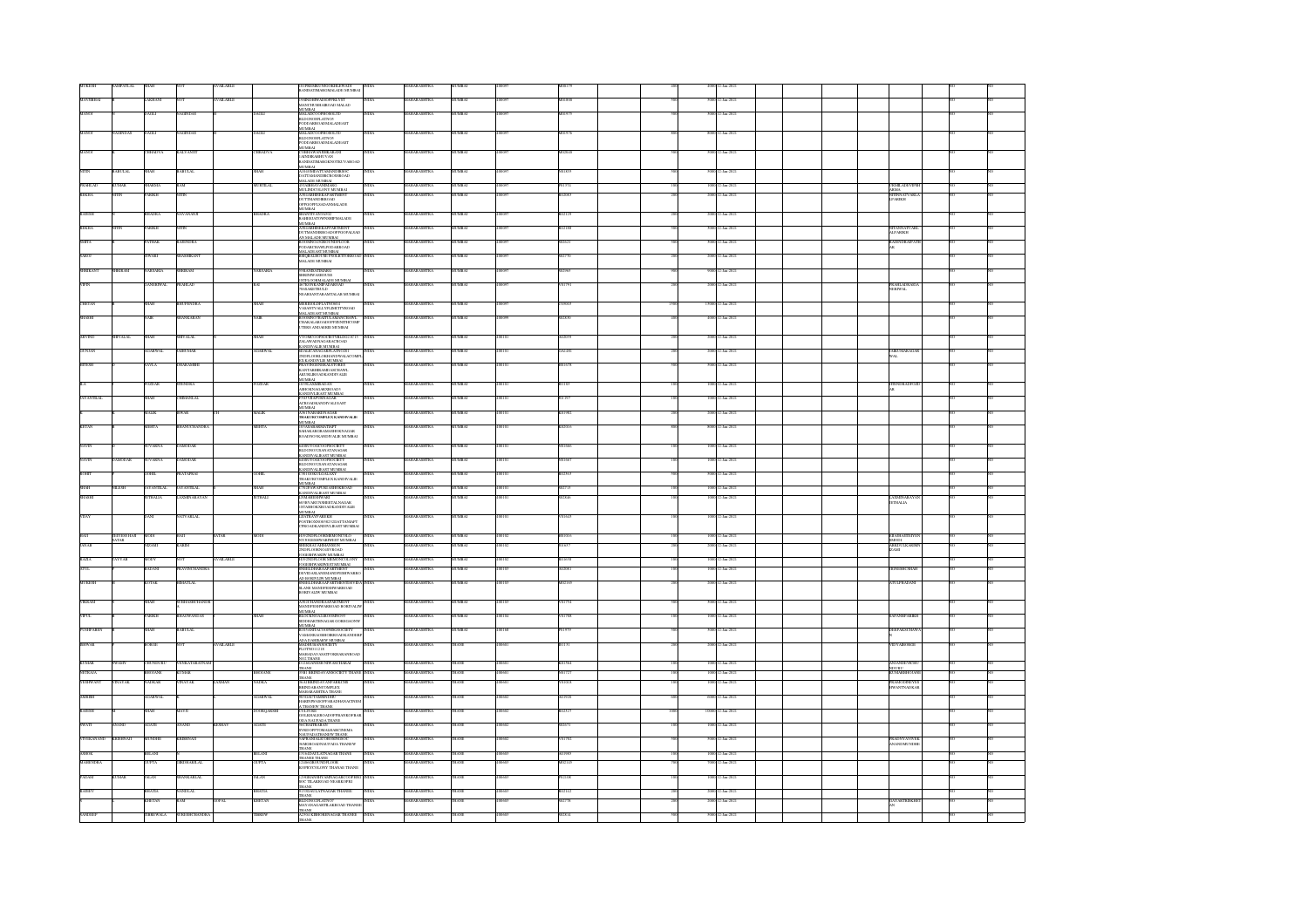| MUKESH | SAMPATLAL | SHAH | NOT | AVAILABLE | | 101PREMKUNJGOKULWADI RANISATIMARGMALADE MUMBAI | INDIA | MAHARASHTRA | MUMBAI | 400097 | M00179 | | 400 | 4000 | 12-Jan-2021 | | | | | NO | | NO |
|---|---|---|---|---|---|---|---|---|---|---|---|---|---|---|---|---|---|---|---|---|---|---|
| MANHARBAI | | LAKHANI | NOT | AVAILABLE | | 7AMRAPALIAAPPAPPTS1ST MALKMUMBAIRD MALAD MUMBAI | INDIA | MAHARASHTRA | MUMBAI | 400097 | M00808 | | 500 | 5000 | 12-Jan-2021 | | | | | NO | | NO |
| MANOJ | | DAGLI | NAGINDAS | | DAGLI | MALABDOORPHOBLDG BLDGNO9FLAT NO PODDARROADMALADEAST MUMBAI | INDIA | MAHARASHTRA | MUMBAI | 400097 | M01975 | | 500 | 5000 | 12-Jan-2021 | | | | | NO | | NO |
| MANOJ | NAGINDAS | DAGLI | NAGINDAS | | DAGLI | MALABDOORPHOBLDG BLDGNO9FLAT NO PODDARROADMALADEAST MUMBAI | INDIA | MAHARASHTRA | MUMBAI | 400097 | M01976 | | 800 | 8000 | 12-Jan-2021 | | | | | NO | | NO |
| MANOJ | | CHHADVA | KALYANJI | | CHHADVA | C2BHAGYASHREEALKANI CHANDRAKSHUVAN RANISATIMARGKONTEEVAROAD MUMBAI | INDIA | MAHARASHTRA | MUMBAI | 400097 | M02048 | | 500 | 5000 | 12-Jan-2021 | | | | | NO | | NO |
| NITIN | BABULAL | SHAH | BABULAL | | SHAH | 4GUJARATIAPPTSANDHIRDDC SATYAMASHIRCROSSROAD MALADE MUMBAI | INDIA | MAHARASHTRA | MUMBAI | 400097 | N01839 | | 500 | 5000 | 12-Jan-2021 | | | | | NO | | NO |
| PRAHLAD | KUMAR | SHARMA | RAM | | MOHTILAL | 4SHARDHAVANDHARD MILLINDCOLONY MUMBAI | INDIA | MAHARASHTRA | MUMBAI | 400097 | P01751 | | 100 | 1000 | 12-Jan-2021 | | | | URMILADEVISHARMA | NO | | NO |
| REKHA | NITIN | PAREKH | NITIN | | | A302ABHISHEKAPARTMENT DUTTAMANDIRROAD OPPGOPIFLADANMALADE MUMBAI | INDIA | MAHARASHTRA | MUMBAI | 400097 | R02083 | | 200 | 2000 | 12-Jan-2021 | | | | NITINNATVARLALPARKHE | NO | | NO |
| RAJESH | | BHADRA | NAVANAND | | BHADRA | 8SANTIPARVANTH RANIESATYOPNASHIPMALADE MUMBAI | INDIA | MAHARASHTRA | MUMBAI | 400097 | R02129 | | 200 | 2000 | 12-Jan-2021 | | | | | NO | | NO |
| REKHA | NITIN | PAREKH | NITIN | | | A302ABHISHEKAPPARTMENT DUTTAMANDIRROADOPPGOPALROAD MALADE MUMBAI | INDIA | MAHARASHTRA | MUMBAI | 400097 | R02188 | | 500 | 5000 | 12-Jan-2021 | | | | NITINNATVARLALPARKH | NO | | NO |
| SMITA | | PATHAK | RAJENDRA | | | B2SHIVANGROUNDFLOOR PODARCHAWLPODARROAD MALADEAST MUMBAI | INDIA | MAHARASHTRA | MUMBAI | 400097 | S02621 | | 500 | 5000 | 12-Jan-2021 | | | | RAJENDRAPATHAK | NO | | NO |
| SAROJ | | TIWARI | SHASHIKANT | | | 3NIJRSAROJ HOUSE KHTORIROAD MALADE MUMBAI | INDIA | MAHARASHTRA | MUMBAI | 400097 | S02770 | | 200 | 2000 | 12-Jan-2021 | | | | | NO | | NO |
| SHRIKANT | SHRIRAM | SARSARIA | SHRIRAM | | SARSARIA | 5SHAMSATHMAHI SHRINIWASHOUSE OPPLOURMALAD MUMBAI | INDIA | MAHARASHTRA | MUMBAI | 400097 | S02963 | | 900 | 9000 | 12-Jan-2021 | | | | | NO | | NO |
| VIPIN | | GANDHIWAL | PRAHLAD | | RAI | 46/7KHOKANIPADAROAD 7MASAKTIBUILD NEARSANTSAGARTALAB MUMBAI | INDIA | MAHARASHTRA | MUMBAI | 400097 | V01791 | | 200 | 2000 | 12-Jan-2021 | | | | PRAHLADRAIGANDHIWAL | NO | | NO |
| CHETAN | | SHAH | BHUPENDRA | | SHAH | MEHDIGIRIFLATNOO2 VASANTVALLYGENETYROAD MALADEAST MUMBAI | INDIA | MAHARASHTRA | MUMBAI | 400097 | C09503 | | 1300 | 13000 | 12-Jan-2021 | | | | | NO | | NO |
| SHASHI | | NAIR | SHANKARAN | | NAIR | B1SHREEYOGESHCOOPHSGSOCIETY CHAKALAROADOPPIZENITHCOMP OTHERANDHERI MUMBAI | INDIA | MAHARASHTRA | MUMBAI | 400099 | S02030 | | 400 | 4000 | 12-Jan-2021 | | | | | NO | | NO |
| ARVIND | SHIVALAL | SHAH | SHIVALAL | | SHAH | 7VOMEGOPSOCIETYBLDG FLT TALAWADIADAROAD KANDIVALIE MUMBAI | INDIA | MAHARASHTRA | MUMBAI | 400101 | A02059 | | 200 | 2000 | 12-Jan-2021 | | | | | NO | | NO |
| GUNJAN | | AGARWAL | VARUNKAR | | AGARWAL | MALICANAGARFLATNO13 2NDFLOORLOKHANDWALACOMPLEX KANDIVLIE MUMBAI | INDIA | MAHARASHTRA | MUMBAI | 400101 | G02180 | | 200 | 2000 | 12-Jan-2021 | | | | VARUNKARAGARWAL | NO | | NO |
| HITESH | | GAYLA | DHARAMSHI | | | PR2/TSHDNEGRATURES KANTABHBHANDAKTHAWL AKURLIROADKANDIVALIE MUMBAI | INDIA | MAHARASHTRA | MUMBAI | 400101 | H01679 | | 500 | 5000 | 12-Jan-2021 | | | | | NO | | NO |
| JLA | | PODDAR | JITENDRA | | PODDAR | 205NGANDBHAVAN ASHOKNAGARRD 1015 KANDIVLIEAST MUMBAI | INDIA | MAHARASHTRA | MUMBAI | 400101 | J01185 | | 100 | 1000 | 12-Jan-2021 | | | | JITENDRAPODDAR | NO | | NO |
| JAYANTILAL | | SHAH | CHIMANLAL | | | 8/56VEERSANAGAR AGRO ROADKANDIVALIEAST MUMBAI | INDIA | MAHARASHTRA | MUMBAI | 400101 | J01397 | | 100 | 1000 | 12-Jan-2021 | | | | | NO | | NO |
| | | MALIK | RIWAS | CH | MALIK | A307AKARBINNAGAR THAKURCOMPLEX KANDIVALIE MUMBAI | INDIA | MAHARASHTRA | MUMBAI | 400101 | K01902 | | 200 | 2000 | 12-Jan-2021 | | | | | NO | | NO |
| KETAN | | MEHTA | BHANUCHANDRA | | MEHTA | 3SARASWATIBHAWAPT SAMARTHAKOMANDIKNAGAR ROADNOIKANDIVALIE MUMBAI | INDIA | MAHARASHTRA | MUMBAI | 400101 | K02016 | | 800 | 8000 | 12-Jan-2021 | | | | | NO | | NO |
| NAVIN | | SUVARNA | DAMODAR | | | 6MSHYOGKUPHSOCIETY BLDGNO3SHANTANAGAR KANDIVALIEAST MUMBAI | INDIA | MAHARASHTRA | MUMBAI | 400101 | N01666 | | 100 | 1000 | 12-Jan-2021 | | | | | NO | | NO |
| NAVIN | DAMODAR | SUVARNA | DAMODAR | | | 6MSHYOGKUPHSOCIETY BLDGNO3SHANTANAGAR KANDIVALIEAST MUMBAI | INDIA | MAHARASHTRA | MUMBAI | 400101 | N01667 | | 100 | 1000 | 12-Jan-2021 | | | | | NO | | NO |
| ROHIT | | GOHIL | PRATAPRAI | | GOHIL | C703TRIKUTGALAXY THAKURCOMPLEX KANDIVALIE MUMBAI | INDIA | MAHARASHTRA | MUMBAI | 400101 | R02363 | | 900 | 9000 | 12-Jan-2021 | | | | | NO | | NO |
| SHAH | NILESH | JAYANTILAL | JAYANTILAL | | SHAH | C705PAWAPURIASHOKROAD KANDIVALIEAST MUMBAI | INDIA | MAHARASHTRA | MUMBAI | 400101 | S02713 | | 100 | 1000 | 12-Jan-2021 | | | | | NO | | NO |
| SHASHI | | SUTHALIA | LAXMINARAYAN | | SUTHALI | A7/4SHEESHWARE 40SRVAMUNIMETALNAGAR 1STAMROKIROADKANDIVALIE MUMBAI | INDIA | MAHARASHTRA | MUMBAI | 400101 | S02846 | | 100 | 1000 | 12-Jan-2021 | | | | LAXMINARAYANSUTHALIA | NO | | NO |
| VIJAY | | DANI | NATVARLAL | | | 4SATRAMPAREKH POSTBONNO8/SUVIJAYTAMAPT CPROADKANDIVLIEAST MUMBAI | INDIA | MAHARASHTRA | MUMBAI | 400101 | V01643 | | 100 | 1000 | 12-Jan-2021 | | | | | NO | | NO |
| BATI | SETURSUHASATAR | MODI | BATI | SATAR | MODI | 1071/2NDFLOORSHIRMUNICOLONY SUSHIMSHWARWEST MUMBAI | INDIA | MAHARASHTRA | MUMBAI | 400102 | B01016 | | 100 | 1000 | 12-Jan-2021 | | | | SBABASETURSHAH1 | NO | | NO |
| ZANAB | | SIDAMI | KARIM | | | SHBHEASIADHANHOM 2NDFLOORNO1AYEROAD JOGESHWARDW MUMBAI | INDIA | MAHARASHTRA | MUMBAI | 400102 | Z01677 | | 200 | 2000 | 12-Jan-2021 | | | | ABDUYULSHBBESIDAMI | NO | | NO |
| RAZIA | SATTAR | MODY | NOT | AVAILABLE | | 107/2NDFLOORSHIRMUNICOLONY JOGESHWARIWEST MUMBAI | INDIA | MAHARASHTRA | MUMBAI | 400102 | R03038 | | 100 | 1000 | 12-Jan-2021 | | | | | NO | | NO |
| SUNIL | | BADANI | PRAVINCHANDRA | | | SNEHLDHARAAPARTMENT DEVIDASLANESHIMPOLIRD ADBORIVLIW MUMBAI | INDIA | MAHARASHTRA | MUMBAI | 400103 | S02081 | | 100 | 1000 | 12-Jan-2021 | | | | HOMBHCSHAH | NO | | NO |
| MUKESH | | KOTAK | HIMATLAL | | | SNEHLDHARAAPARTMENTDEVIDAS LANE MANDPESHWARROAD BORIVALIW MUMBAI | INDIA | MAHARASHTRA | MUMBAI | 400103 | M02160 | | 200 | 2000 | 12-Jan-2021 | | | | ATULPBADANI | NO | | NO |
| VIKRAM | | SHAH | SUMANCHANDE | | | A/SUCHANDRAAPARTMENT MANDPESHWARROAD BORIVALIW MUMBAI | INDIA | MAHARASHTRA | MUMBAI | 400103 | V01794 | | 500 | 5000 | 12-Jan-2021 | | | | | NO | | NO |
| VIPUL | | PAREKH | BHAGWANDAS | | SHAH | BLDGKNTOALRESINDN10 SIDDHARTHNAGAR GOREGAONW MUMBAI | INDIA | MAHARASHTRA | MUMBAI | 400104 | V01788 | | 100 | 1000 | 12-Jan-2021 | | | | SAVANSPARIKH | NO | | NO |
| PUSHPAREN | | SHAH | BABULAL | | | B303ANITALCOOPHSGSOCIETY VAMANKAUBHOROADDAKANDERP AKNAGARBANW MUMBAI | INDIA | MAHARASHTRA | MUMBAI | 400168 | P01979 | | 500 | 5000 | 12-Jan-2021 | | | | DEEPAKKCHAWAN | NO | | NO |
| BHIWAR | | BORGE | NOT | AVAILABLE | | 404SIDHIVANSOCIETY PLOTNO1211E MAHADEVANATPOSHAHANROAD DOMTHANE | INDIA | MAHARASHTRA | THANE | 400601 | B01131 | | 200 | 2000 | 12-Jan-2021 | | | | PRIYABORGE | NO | | NO |
| KUMAR | SWAMY | CHUNDURU | VENKATARATNAM | | | 8/2ANANDRENPARTSMARM THANE | INDIA | MAHARASHTRA | THANE | 400601 | K01964 | | 100 | 1000 | 12-Jan-2021 | | | | ANANDSWCHUNDURU | NO | | NO |
| SHITKALA | | BHOSANE | KUMAR | | BHOSANE | 1/B1BHENDAVANGURTY THANE | INDIA | MAHARASHTRA | THANE | 400601 | S07727 | | 100 | 1000 | 12-Jan-2021 | | | | KUMARBHOSANE | NO | | NO |
| YESHWANT | VINAYAK | NADKAR | VINAYAK | LAXMAN | NADKA | 9LAXHINDYAGIPARKULDE BKINDABANCOMPLEX MAHARASHTRA THANE | INDIA | MAHARASHTRA | THANE | 400601 | Y01018 | | 100 | 1000 | 12-Jan-2021 | | | | PRAMODINIYESHWANTNADKAR | NO | | NO |
| ASHISH | | AGARWAL | | | AGARWAL | 8SUJALTAMBWORKS HARISHWARDINPAROADHANAGRESHA THANEW THANE | INDIA | MAHARASHTRA | THANE | 400602 | A03928 | | 600 | 6000 | 12-Jan-2021 | | | | | NO | | NO |
| HARISH | | SHAH | MAVJI | | GODHAAKSHI | CYESTURE OPALEHAIGROADOPPRANKOFBAR ODAVARPADA THANE | INDIA | MAHARASHTRA | THANE | 400602 | H02525 | | 1000 | 10000 | 12-Jan-2021 | | | | | NO | | NO |
| SWATI | ANAND | AGATE | ANAND | KESHAV | AGATE | 20YBAPREDEMS ODEOPPTOMALHARCINEMA NAUPADATHANEW THANE | INDIA | MAHARASHTRA | THANE | 400602 | S02671 | | 100 | 1000 | 12-Jan-2021 | | | | | NO | | NO |
| VENKANAND | KRISHNAJI | MUNSHI | KRISHNAJI | | | 8ARJANGALICROWHNIRA SHAKRAROADNAUPADA THANEW THANE | INDIA | MAHARASHTRA | THANE | 400602 | V01762 | | 500 | 5000 | 12-Jan-2021 | | | | PRADNYAVIVEKANANDMUNSHI | NO | | NO |
| ASHOK | | BELANI | | | BELANI | 173ADAZLATNAGAR THANE THANE THANE | INDIA | MAHARASHTRA | THANE | 400603 | A03989 | | 100 | 1000 | 12-Jan-2021 | | | | | NO | | NO |
| MAHENDRA | | GUPTA | GIRDHARILAL | | GUPTA | 201BGDEVRIYFLOOR RAMPKYCOLONY THANE THANE | INDIA | MAHARASHTRA | THANE | 400603 | M02120 | | 700 | 7000 | 12-Jan-2021 | | | | | NO | | NO |
| PADAM | KUMAR | JALAN | SHANKARLAL | | JALAN | C29SHASHIYAMNAGARCOOPHSG SOC TILAKROAD NEARKOPRI THANE | INDIA | MAHARASHTRA | THANE | 400603 | P02108 | | 100 | 1000 | 12-Jan-2021 | | | | | NO | | NO |
| RAJEEV | | BHATIA | NANDLAL | | BHATIA | 81/VASALATNAGAR THANEE THANE | INDIA | MAHARASHTRA | THANE | 400603 | R02122 | | 200 | 2000 | 12-Jan-2021 | | | | | NO | | NO |
| SHEKHAR | | KHETAN | RAM | GOPAL | KHETAN | BLDGNO9FLATNO9 MAVANAGASETLAKRAAD THANE THANE | INDIA | MAHARASHTRA | THANE | 400603 | S02778 | | 200 | 2000 | 12-Jan-2021 | | | | SAVASTRIKSHETAN | NO | | NO |
| SANDEEP | | SHRIVALA | SURESHCHANDRA | | SHRIVAL | A/204KRISHNANAGAR THANEE THANE | INDIA | MAHARASHTRA | THANE | 400603 | S02841 | | 500 | 5000 | 12-Jan-2021 | | | | | NO | | NO |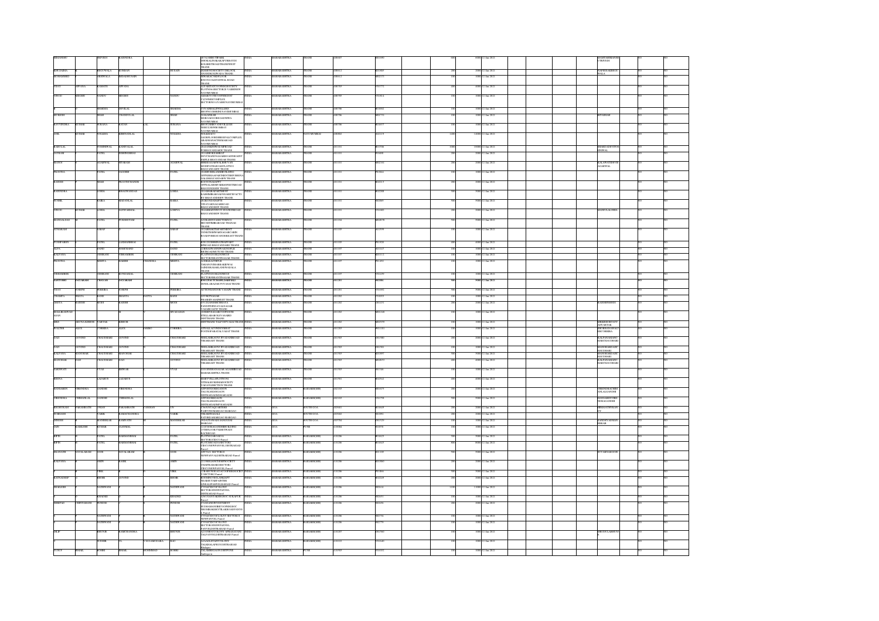| First Name | Middle Name | Last Name | Father/Husband First Name | Father/Husband Middle Name | Father/Husband Last Name | Address | Country | State | District | Pin Code | Folio Number | Shares | Amount | Date | Joint Holder Name | | |
|---|---|---|---|---|---|---|---|---|---|---|---|---|---|---|---|---|---|
| BHANUBEN | | TRIVEDI | RAJENDRA | | | 10/7ALKHKRUTIB/KK DHOKALINAKAKAPURBAVDI KOLSHETROADTHANEWEST THANE | INDIA | MAHARASHTRA | THANE | 400607 | B01080 | 600 | 6000 | 12-Jan-2021 | RAMESHANRAYAN TRIVEDI | NO | NO |
| KHUZAIMA | | BHGUWALA | KURBAN | | HUSAIN | MANINIYAGSOCIETY DBLOCK ANANDNAGARWADA THANE | INDIA | MAHARASHTRA | THANE | 400612 | K01869 | 200 | 2000 | 12-Jan-2021 | NAFISHAKHKRUS WALA | NO | NO |
| MOHAMMED | | AKHWALA | SHADHUSAIN | | | SIFAMANCHEFLOOR KNUNUGULIVANDAL ROAD THANE | INDIA | MAHARASHTRA | THANE | 400612 | M02175 | 100 | 1000 | 12-Jan-2021 | | NO | NO |
| VIJAY | APPANA | KAMATH | APPANA | | | 52ZAKHTATCOPDHSOCIETY PLOTNO4SECTOR10 VASHINEW NAVIMUMBAI | INDIA | MAHARASHTRA | THANE | 400703 | V01772 | 400 | 4000 | 12-Jan-2021 | | NO | NO |
| VINOD | MEGHJI | NANDU | MEGHJI | | NANDU | AKSHDYOHECOOPHSGSOC C42NSHOPCOMPLEX SECTOR8016VASHI NAVIMUMBAI | INDIA | MAHARASHTRA | THANE | 400703 | V01814 | 100 | 1000 | 12-Jan-2021 | | NO | NO |
| | | SHARMA | DEVILAL | | SHARMA | C9VARMALPENELHSS BHOPNO3SHINSAVASHIMUMBAI | INDIA | MAHARASHTRA | THANE | 400706 | B01002 | 100 | 1000 | 12-Jan-2021 | | NO | NO |
| MUKESH | | SHAH | CHANDULAL | | SHAH | C11BIGIRNAD MOHOANGORIGADNERA NAVIMUMBAI | INDIA | MAHARASHTRA | THANE | 400706 | M01735 | 100 | 1000 | 12-Jan-2021 | RITASHAH | NO | NO |
| RAVVINDRA | KUMAR | SURANA | RATAN | LAL | SURANA | SHIVOMBUILDINGNOB NERULNEWBOMBAY NAVIMUMBAI | INDIA | MAHARASHTRA | THANE | 400706 | R01657 | 100 | 1000 | 12-Jan-2021 | | NO | NO |
| ANIL | KUMAR | SOLKHA | KISHANLAL | | SOLKHA | SOLKHAHOUSE SHOPLOCK NAVIMUMBAI | INDIA | MAHARASHTRA | NAVI MUMBAI | 400682 | A02119 | 1400 | 14000 | 12-Jan-2021 | | NO | NO |
| BABULAL | | POSHNIWAL | KANIYALAL | | | STATIONROAD BHAYANDAR THANE | INDIA | MAHARASHTRA | THANE | 421101 | B01936 | 1000 | 10000 | 12-Jan-2021 | BHAGWADITYOG HNIWAL | NO | NO |
| JAYRAM | | PATEL | KHIMJIBHAI | | | BHAYANDAR THANE | INDIA | MAHARASHTRA | THANE | 421101 | J01808 | 200 | 2000 | 12-Jan-2021 | | NO | NO |
| MANOJ | | AGARWAL | SITARAM | | AGARWAL | BHAYANDARWEST THANE | INDIA | MAHARASHTRA | THANE | 421101 | M02161 | 200 | 2000 | 12-Jan-2021 | KALAWATIDEVI AGARWAL | NO | NO |
| PRAVINA | | PATEL | JAGDISH | | PATEL | BHAYANDARW THANE | INDIA | MAHARASHTRA | THANE | 421101 | P02641 | 100 | 1000 | 12-Jan-2021 | | NO | NO |
| RAJESH | | SHAH | PRAVINCHANDR | | | BHAYANDAR THANE | INDIA | MAHARASHTRA | THANE | 421101 | R02213 | 200 | 2000 | 12-Jan-2021 | | NO | NO |
| RAJENDRA | | JOSHI | BHAGWANDAS | | JOSHI | BHAYANDARW THANE | INDIA | MAHARASHTRA | THANE | 421101 | R02288 | 500 | 5000 | 12-Jan-2021 | | NO | NO |
| SUSHIL | | BAIRA | MADANLAL | | BAIRA | BHAYANDARW THANE | INDIA | MAHARASHTRA | THANE | 421101 | S02609 | 500 | 5000 | 12-Jan-2021 | | NO | NO |
| VINOD | KUMAR | JOSHI | MANWARMAL | | JOSHIYA | STATIONROAD BHAYANDARW THANE | INDIA | MAHARASHTRA | THANE | 421101 | V01682 | 200 | 2000 | 12-Jan-2021 | SHANTILALJOSHI | NO | NO |
| MANGALDAS | | PATEL | PURSHOTAM | | PATEL | SHAHTHARROAD THANE | INDIA | MAHARASHTRA | THANE | 421104 | M02078 | 500 | 5000 | 12-Jan-2021 | | NO | NO |
| ATMARAM | | SARAF | | | SARAF | BHAYANDARRAY THANE | INDIA | MAHARASHTRA | THANE | 421105 | A01999 | 100 | 1000 | 12-Jan-2021 | | NO | NO |
| PUSHPABEN | | PATEL | LAXMANBHAI | | PATEL | BHAYANDARE THANE | INDIA | MAHARASHTRA | THANE | 421105 | P01928 | 400 | 4000 | 12-Jan-2021 | | NO | NO |
| ALPA | | DAND | NAVICHAND | | DAND | THANE | INDIA | MAHARASHTRA | THANE | 421105 | A01245 | 100 | 1000 | 12-Jan-2021 | | NO | NO |
| KALPANA | | ODHRANI | VISHAMBER | | ODHRANI | ULHASNAGAR THANE | INDIA | MAHARASHTRA | THANE | 421107 | K01112 | 100 | 1000 | 12-Jan-2021 | | NO | NO |
| PRAVINA | | MEHTA | RAJESH | CHANDRA | MEHTA | THANE | INDIA | MAHARASHTRA | THANE | 421107 | P01492 | 100 | 1000 | 12-Jan-2021 | | NO | NO |
| VISHAMBER | | ODHRANI | KUNDANMAL | | ODHRANI | ULHASNAGAR THANE | INDIA | MAHARASHTRA | THANE | 421107 | V01259 | 100 | 1000 | 12-Jan-2021 | | NO | NO |
| SANTOSHI | DAYARAM | CHAVAN | DAYARAM | | | THANE | INDIA | MAHARASHTRA | THANE | 421201 | S02604 | 900 | 9000 | 12-Jan-2021 | | NO | NO |
| VIJAY | JOSEPH | PEREIRA | JOSEPH | | PEREIRA | VASAIW THANE | INDIA | MAHARASHTRA | THANE | 421201 | V01692 | 500 | 5000 | 12-Jan-2021 | | NO | NO |
| CHAMPA | SHANTA | RANE | SHANTA | DATTA | RANE | THANE | INDIA | MAHARASHTRA | THANE | 421202 | C01053 | 100 | 1000 | 12-Jan-2021 | | NO | NO |
| GEETA | RAJESH | MODI | RAJESH | | MODI | VASAIROADW THANE | INDIA | MAHARASHTRA | THANE | 421202 | G01031 | 200 | 2000 | 12-Jan-2021 | RAJESHMODI | NO | NO |
| SHALLBAGHWAD ASAN | | | M | | SIVADASAN | THANE | INDIA | MAHARASHTRA | THANE | 421202 | S01248 | 100 | 1000 | 12-Jan-2021 | | NO | NO |
| SHIV | ARUNAKISHOR | VARTAK | KISHOR | | | THANE | INDIA | MAHARASHTRA | THANE | 421202 | S01979 | 100 | 1000 | 12-Jan-2021 | SHEKHHORTAY ATWARTAK | NO | NO |
| WALTER | ALEX | CORREIA | ALEX | ASHO | CORREIA | VASAIWEST THANE | INDIA | MAHARASHTRA | THANE | 421203 | W01101 | 100 | 1000 | 12-Jan-2021 | SHOBHANAWALT ERCORREIA | NO | NO |
| JAJI | GOVIND | CHAUDHARI | GOVIND | | CHAUDHARI | VIRARWEST THANE | INDIA | MAHARASHTRA | THANE | 421303 | J01009 | 200 | 2000 | 12-Jan-2021 | KALPANAMANO HARCHAUDHARI | NO | NO |
| JAJI | GOVIND | CHAUDHARI | GOVIND | | CHAUDHARI | VIRARWEST THANE | INDIA | MAHARASHTRA | THANE | 421303 | J01981 | 100 | 1000 | 12-Jan-2021 | MANOHARJAJICH AUDHARI | NO | NO |
| KALPANA | MANOHAR | CHAUDHARI | MANOHAR | | CHAUDHARI | VIRARWEST THANE | INDIA | MAHARASHTRA | THANE | 421303 | K01097 | 500 | 5000 | 12-Jan-2021 | MANOHARJAJIC HAUDHARI | NO | NO |
| MANOHAR | JAJI | CHAUDHARI | JAJI | | GOVIND | VIRARWEST THANE | INDIA | MAHARASHTRA | THANE | 421303 | M02031 | 200 | 2000 | 12-Jan-2021 | KALPANAMANO HARCHAUDHARI | NO | NO |
| SARSWATI | | VYAS | SHIWAR | | VYAS | MAHARASHTRA THANE | INDIA | MAHARASHTRA | THANE | 421305 | S01546 | 100 | 1000 | 12-Jan-2021 | | NO | NO |
| BEENA | | LAZARUS | LAZARUS | | | THANE | INDIA | MAHARASHTRA | THANE | 421401 | B02162 | 400 | 4000 | 12-Jan-2021 | | NO | NO |
| RANSAHEB | VIRENDRA | GANDHE | VIRENDRA | | | TALUKAMANGAON | INDIA | MAHARASHTRA | RAIGARH(MH) | 402103 | R01673 | 200 | 2000 | 12-Jan-2021 | VIRENDRACHHB ANLALGANDHE | NO | NO |
| VIRENDRA | CHHBANLAL | GANDHE | CHHBANLAL | | | TALUKAMANGAON DISTRAIGADMH | INDIA | MAHARASHTRA | RAIGARH(MH) | 402103 | V01758 | 500 | 5000 | 12-Jan-2021 | RANSAHEBVIRE NDRAGANDHE | NO | NO |
| REGHURAM | PARASHATH | NAIAN | PARASHATH | CANDIAN | UN | MARGAO | INDIA | GOA | SOUTH GOA | 403601 | R01648 | 200 | 2000 | 12-Jan-2021 | HIMAJATHYKAN UY | NO | NO |
| SUBHASH | | VAIDK | RAMACHANDRA | | VAIDIK | MARGAO | INDIA | GOA | SOUTH GOA | 403602 | S01892 | 200 | 2000 | 12-Jan-2021 | | NO | NO |
| DINESH | | MANDREKAR | SAMPATH | | MANDREKAR | MARGAO | INDIA | GOA | SOUTH GOA | 403704 | D01329 | 100 | 1000 | 12-Jan-2021 | SANDHYADINESH MREKAR | NO | NO |
| JAIN | KAMLESH | KUMAR | JAYMAL | | | KHEDWADI RAIROAD | INDIA | GOA | PUNE | 410081 | J01078 | 100 | 1000 | 12-Jan-2021 | | NO | NO |
| BIPIN | | PATEL | HARMANBHAI | | PATEL | SECTOR2 Panvel | INDIA | MAHARASHTRA | RAIGARH(MH) | 410206 | B01625 | 500 | 5000 | 12-Jan-2021 | | NO | NO |
| BIPIN | | PATEL | HARMANBHAI | | PATEL | NEWPANVEL DISTRAIGAD Panvel | INDIA | MAHARASHTRA | RAIGARH(MH) | 410206 | B01645 | 800 | 8000 | 12-Jan-2021 | | NO | NO |
| BKANATH | NAVALARAM | JOSE | NAVALARAM | | JOSE | SECTOR18 NEWPANVEL Panvel | INDIA | MAHARASHTRA | RAIGARH(MH) | 410206 | E01100 | 500 | 5000 | 12-Jan-2021 | SEVARANAAFR | NO | NO |
| KALPANA | | JAIN | RAHIK | | JAIN | NEWPANVEL Panvel | INDIA | MAHARASHTRA | RAIGARH(MH) | 410206 | K01080 | 200 | 2000 | 12-Jan-2021 | | NO | NO |
| | | VIRK | | | VIRK | SECTOR2 Panvel | INDIA | MAHARASHTRA | RAIGARH(MH) | 410206 | P01806 | 500 | 5000 | 12-Jan-2021 | | NO | NO |
| RATNADEEP | | BHOIR | GOVIND | | BHOIR | NEARCTAFFCENTER Panvel | INDIA | MAHARASHTRA | RAIGARH(MH) | 410206 | R02219 | 200 | 2000 | 12-Jan-2021 | | NO | NO |
| SHAILESH | | SADHWANI | | | SADHWANI | SECTORBNEWPANVEL DISTRAIGAD Panvel | INDIA | MAHARASHTRA | RAIGARH(MH) | 410206 | S02612 | 1100 | 11000 | 12-Jan-2021 | | NO | NO |
| | | BHADKE | | | BHADKE | Panvel | INDIA | MAHARASHTRA | RAIGARH(MH) | 410206 | S02651 | 100 | 1000 | 12-Jan-2021 | | NO | NO |
| SHRIPAD | CHINTAMANI | PENDSE | | | PENDSE | Panvel | INDIA | MAHARASHTRA | RAIGARH(MH) | 410206 | S02696 | 200 | 2000 | 12-Jan-2021 | | NO | NO |
| | | SADHWANI | | | SADHWANI | NEWPANVEL Panvel | INDIA | MAHARASHTRA | RAIGARH(MH) | 410206 | S02751 | 100 | 1000 | 12-Jan-2021 | | NO | NO |
| | | SADHWANI | | | SADHWANI | SECTOR1 NEWPANVEL Panvel | INDIA | MAHARASHTRA | RAIGARH(MH) | 410206 | S02770 | 100 | 1000 | 12-Jan-2021 | | NO | NO |
| DILIP | | BHUNDE | RAMCHANDRA | | BHUNDE | TALPANVELDISTRAIGAD Panvel | INDIA | MAHARASHTRA | RAIGARH(MH) | 410207 | D01360 | 100 | 1000 | 12-Jan-2021 | ABDULLARIEFEN | NO | NO |
| | | SUDHIR | N | CHIDAMBARA | RAO | TALKHALAPUR DISTRAIGAD Khalapur | INDIA | MAHARASHTRA | RAIGARH(MH) | 410222 | V01620 | 100 | 1000 | 12-Jan-2021 | | NO | NO |
| YUSUF | ISMAIL | BORRI | ISMAIL | MOHAMMAD | BORRI | TALAMBEGAON DISTPUNE Ambegaon | INDIA | MAHARASHTRA | PUNE | 410503 | Y01052 | 100 | 1000 | 12-Jan-2021 | | NO | NO |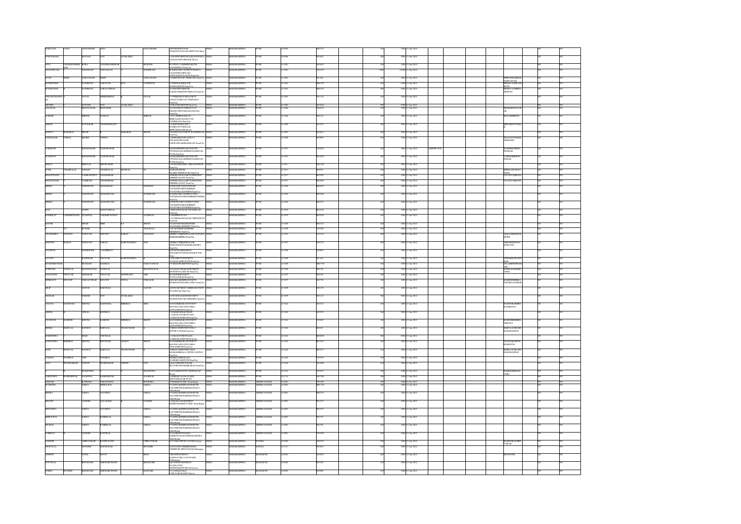| | | | | | | | | | | | | | | | | | | | | | | | | | |
|---|---|---|---|---|---|---|---|---|---|---|---|---|---|---|---|---|---|---|---|---|---|---|---|---|---|
| NARAYAN | VANA | CHAUDHARI | VINA | | CHAUDHARI | A/POGURPADI PADV TALGHADUNAGAR DISTPUNA Khed | INDIA | MAHARASHTRA | PUNE | 410505 | P01723 | | | 100 | 1000 | 12-Jan-2021 | | | | | | | | NO | NO |
| PANDURANG | | MAVALE | NOT | AVAILABLE | | 59 GHANWARIPETH KARADWADA TALEGAONDABHADE Maval | INDIA | MAHARASHTRA | PUNE | 410506 | P01682 | | | 500 | 5000 | 12-Jan-2021 | | | | | | | | NO | NO |
| ATUL | CHANDRASHEK HAR | BORA | CHANDRASHEKHAR | | MOHANL | FLATNO C11 KRISHNAKUNJ EASTSTREET PuneCity | INDIA | MAHARASHTRA | PUNE | 411001 | A00003 | | | 100 | 1000 | 12-Jan-2021 | | | | | | | | NO | NO |
| GHANSHYAM | | SUKHWANI | SAWALDAS | | | SUKHWANI CONSTRUCTIONCO 16/1AGHSBLDGPLAZA OPPWADIAGOLLEGE PuneCity | INDIA | MAHARASHTRA | PUNE | 411001 | G01670 | | | 1000 | 10000 | 12-Jan-2021 | | | | | | | | NO | NO |
| JYOTI | PRBU | HARYANANI | PRBU | | HARYANANI | 7/4 HEMATGURU MORGAD PuneCity | INDIA | MAHARASHTRA | PUNE | 411001 | J01318 | | | 500 | 5000 | 12-Jan-2021 | | | | PRBHURSHARMA HARYANANI | | NO | NO |
| MANMOHAN | | PATHMUDI | NARAYAN | RAO | PATHMUDI | 25 TEKDI KARIBAUCK SHIVWARPETH PuneCity | INDIA | MAHARASHTRA | PUNE | 411001 | M01395 | | | 200 | 2000 | 12-Jan-2021 | | | | HEMAVATIPATH MUDI | | NO | NO |
| MANMOHAN | | PATHMUDI | NARAYAN | | | 26 SHIVWARPETH KAMALSHREEHTS BHLDG PuneCity | INDIA | MAHARASHTRA | PUNE | 411001 | M02191 | | | 500 | 5000 | 12-Jan-2021 | | | | HEMAVATHIMPA THMUDI | | NO | NO |
| PRILOKCHANDN R | | GOYAL | SHRIKRISHNA | | GOYAL | 7 UNWIRLINDUSOCIETY GOLHCOAD ROAD YERWADA PuneCity | INDIA | MAHARASHTRA | PUNE | 411001 | P01136 | | | 100 | 1000 | 12-Jan-2021 | | | | | | NO | NO |
| ARVIND | | SAVANS | NOT | AVAILABLE | | 74 PRAVIWARPETH PuneCity | INDIA | MAHARASHTRA | PUNE | 411002 | A01635 | | | 500 | 5000 | 12-Jan-2021 | | | | | | NO | NO |
| VAIDANAN | | SHIVTAVKAR | MANOHAR | | | 9 SUBASHAUCHOKSSOCIETY PANSHOCIETY KHANWAWANA PuneCity | INDIA | MAHARASHTRA | PUNE | 411004 | V01022 | | | 100 | 1000 | 12-Jan-2021 | | | | SHOMARHATANK AR | | NO | NO |
| SURESH | | SHINDE | WAMAN | | SHINDE | C11/13 SHIROLEPLOT SHIROLEROAD DECCAN GYMKHANA PuneCity | INDIA | MAHARASHTRA | PUNE | 411004 | S02116 | | | 100 | 1000 | 12-Jan-2021 | | | | SHALANSHINDE | | NO | NO |
| ASHOK | | PATVEKAR | CHANDRAKANT | | | 2 SAMNANDSOCIETY ROMBAYPUNEROAD SHIWAJINAGAR Haveli | INDIA | MAHARASHTRA | PUNE | 411005 | A01952 | | | 500 | 5000 | 12-Jan-2021 | | | | SHMANEPATVEKA R | | NO | NO |
| ADITYA | MAHARAJ | SINGH | K | MAHARAJ | SINGH | 7 NATIONALSOCIETY BANERROAD PuneCity | INDIA | MAHARASHTRA | PUNE | 411007 | A03011 | | | 100 | 1000 | 12-Jan-2021 | | | | | | NO | NO |
| PADMAKAR | VITHAL | KHARE | VITHAL | | | C/OKSHARELFGFLATNO 1 VELANKARNAGAR PARWATIDARSHANROAD PuneCity | INDIA | MAHARASHTRA | PUNE | 411009 | P02866 | | | 100 | 1000 | 12-Jan-2021 | | | | BHAGYAPADMAK ARKHARE | | NO | NO |
| VARSHAHI | | KHANDEKAR | SANDEEKUMAR | | | RADHAKRISHNABUNGALOW VITTHALNAGARMHMAGADROAD PUNE PuneCity | INDIA | MAHARASHTRA | PUNE | 411011 | V01053 | | | 100 | 1000 | 12-Jan-2021 | AIKPM7193N | | | MADHHATRSHA NDIKAR | | NO | NO |
| VASUMATI | | KHANDEKAR | SANDEEKUMAR | | | RADHAKRISHNABUNGALOW VITTHALNAGARMHMAGADROAD PUNE PuneCity | INDIA | MAHARASHTRA | PUNE | 411011 | W01063 | | | 200 | 2000 | 12-Jan-2021 | | | | VAKHABASKHAN DEKAR | | NO | NO |
| NEETA | | SINGVIA | SHIVKUMAR | | | A/23 HILLSIDEPARK CASKAVADIPETH PuneCity | INDIA | MAHARASHTRA | PUNE | 411013 | N01348 | | | 100 | 1000 | 12-Jan-2021 | | | | | | NO | NO |
| SUNIL | CHAMPALAL | TOMANI | CHAMPALAL | MOTILAL | HO | 38 GHATAPIPETH NEARPOWERHOUSE PuneCity | INDIA | MAHARASHTRA | PUNE | 411013 | S01991 | | | 100 | 1000 | 12-Jan-2021 | | | | SHEELASUNILTO MANI | | NO | NO |
| KHANCHAND | | VAZIRANIHUF | CHANDIRAM | | | 38 SHERNGKALANKIVSAVELSHOP PIMPRICOLONY PuneCity | INDIA | MAHARASHTRA | PUNE | 411017 | K01845 | | | 100 | 1000 | 12-Jan-2021 | | | | JAYANTVAZIRANI | | NO | NO |
| KHANCHAND | | VAZIRANI | CHANDIRAM | | | 38 SHERNGKALANKIVSAVELSHOP PIMPRICOLONY PuneCity | INDIA | MAHARASHTRA | PUNE | 411017 | K01861 | | | 500 | 5000 | 12-Jan-2021 | | | | JAYANTVAZIRANI | | NO | NO |
| BEERO | | SUKHWANI | GHANSHAM | | SUKHANI | SUKHWANICONSTRUCTIONS 3/2SUKHWANICHAMBERS STATIONROADPIMPRI PuneCity | INDIA | MAHARASHTRA | PUNE | 411018 | B01667 | | | 100 | 1000 | 12-Jan-2021 | | | | | | NO | NO |
| BEERO | | SUKHWANI | GHANSHYAM | | SUKHWANI | SUKHWANICONSTRUCTION S3/2SUKHWANICHAMBERS PIMPRI PuneCity | INDIA | MAHARASHTRA | PUNE | 411018 | B01668 | | | 100 | 1000 | 12-Jan-2021 | | | | | | NO | NO |
| BEERO | | SUKHWANI | GHANSHYAM | | SUKHWANI | SUKHWANICONSTRUCTION 3/2SUKHWANICHAMBERS STATIONROADPIMPRI PuneCity | INDIA | MAHARASHTRA | PUNE | 411018 | B01671 | | | 100 | 1000 | 12-Jan-2021 | | | | | | NO | NO |
| RAJU | | JOSHI | MANSUKHLAL | | | 7 AKHANDNAGAR STATIONROAD PuneCity | INDIA | MAHARASHTRA | PUNE | 411019 | R01504 | | | 100 | 1000 | 12-Jan-2021 | | | | | | NO | NO |
| KAMHLAN | JAGDISHCHAND | AGARWAL | JAGDISHCHANDJI | | AGARWAL | LAXMIMHEMCALS C263/MIDCJANNAGAR CHINCHWAD PuneCity | INDIA | MAHARASHTRA | PUNE | 411019 | K02291 | | | 100 | 1000 | 12-Jan-2021 | | | | | | NO | NO |
| RAJVIR | | SINGH | SHRI | R P | SINGH | STATIONWORKSHOPNRC RANGHILLSKIRKEE PuneCity | INDIA | MAHARASHTRA | PUNE | 411020 | R01522 | | | 100 | 1000 | 12-Jan-2021 | | | | | | NO | NO |
| | C S | KUMAR | K | | VEDURAJA | C/OCAPTRDIIP LUMINHEL HIRKIROAD PuneCity | INDIA | MAHARASHTRA | PUNE | 411020 | V01083 | | | 100 | 1000 | 12-Jan-2021 | | | | | | NO | NO |
| CHANDRIKA | DHONDU | SURGUDE | DHONDU | KARAN | SURGUDE | MHRECCHRISTINAGAR SANGHVI MAHARASHTRA PuneCity | INDIA | MAHARASHTRA | PUNE | 411027 | C01118 | | | 200 | 2000 | 12-Jan-2021 | | | | ALKAASHOKSUR GUDE | | NO | NO |
| DHONDU | KARAN | SURGUDE | KARAN | RAMCHANDRA | SUR | MHRECCHRISTINAGAR NEWSANGHVI MAHARASHTRA PuneCity | INDIA | MAHARASHTRA | PUNE | 411027 | D01223 | | | 200 | 2000 | 12-Jan-2021 | | | | ASHOKDHONDU SURGUDE | | NO | NO |
| PHLBHAI | | DESHMUKH | VALMIKRAO | | | B29 HINDARSHANKUL MAGARPATTAROADVAR PUNE Pune | INDIA | MAHARASHTRA | PUNE | 411028 | P03064 | | | 100 | 1000 | 12-Jan-2021 | | | | | | NO | NO |
| JAYANT | | KANITKAR | VINAYAK | RAMCHANDRA | | 5/A2 RAMDOOTSOCIETY 100KHADASHIVPETH PuneCity | INDIA | MAHARASHTRA | PUNE | 411030 | J01461 | | | 100 | 1000 | 12-Jan-2021 | | | | VIDHAHAKANIT KAR | | NO | NO |
| MUKESHKUMAR | | PRADHANI | HANSRAJ | | NARAYANDAS | 77/8 SHANWARPETH PuneCity | INDIA | MAHARASHTRA | PUNE | 411030 | M01708 | | | 100 | 1000 | 12-Jan-2021 | | | | GULABERENPRADH ANI | | NO | NO |
| SUBHASH | NANDLAL | KHANDELWAL | NANDLAL | | KHANDELWAL | 56 SANTAVIHARAPPRTMENT MUNDHAVALAROAD PuneCity | INDIA | MAHARASHTRA | PUNE | 411036 | S02791 | | | 100 | 1000 | 12-Jan-2021 | | | | RADHANADEMSP ANDE | | NO | NO |
| SADANAND | VINAYAK | AKHOKAR | VINAYAK | YESHWANT | AKE | 4 SANDESHOUSEGA MHSLLCRNAGR PuneCity | INDIA | MAHARASHTRA | PUNE | 411037 | S03056 | | | 100 | 1000 | 12-Jan-2021 | | | | | | NO | NO |
| SHRIKANT | DEVADS | PARGAONKAR | DEVADS | GOPAL | PARGAOK | B6 SAISANSHIDESOCIETY MUKHANDNAGARLANE11 PuneCity | INDIA | MAHARASHTRA | PUNE | 411037 | S01738 | | | 100 | 1000 | 12-Jan-2021 | | | | SAMRISHRINIKA NTPARGAONKER | | NO | NO |
| DILIP | | JAGTAP | BABURAO | | JAGTAP | ADIAPARTMENT SRBIRADSOCIETY POUDROAD PuneCity | INDIA | MAHARASHTRA | PUNE | 411038 | D01233 | | | 100 | 1000 | 12-Jan-2021 | | | | | | NO | NO |
| PRAKAR | | PARESH | NOT | AVAILABLE | | 8 VITAPRASADHOUSSOCIETY NEARMANSGURUDMMAIK PuneCity | INDIA | MAHARASHTRA | PUNE | 411039 | P01143 | | | 500 | 5000 | 12-Jan-2021 | | | | | | NO | NO |
| SNEANA | RAJENDRA | MEHTA | RAJENDRA | SHRIRAJ | MEH | 28 SIVEERBHARAJSOCIETY BLDGNO10FLATNO1RRA DEWANPETH PuneCity | INDIA | MAHARASHTRA | PUNE | 411042 | S02513 | | | 100 | 1000 | 12-Jan-2021 | | | | RAJENDRASHRI RAJMEHTA | | NO | NO |
| ASHOK | | OSWAL | HANSRAJ | | | C/OMAHENDRACHAMAR 1/14ANIALPATPARKPLAZA 22 SHANWARPETH PuneCity | INDIA | MAHARASHTRA | PUNE | 411042 | A03976 | | | 500 | 5000 | 12-Jan-2021 | | | | | | NO | NO |
| CHANDAN | RAMESH | MEHTA | RAMESH | SHRIRAJ | MEHTT | 28 SIVEERBHARAJSOCIETY BLDGNO10FLATNO1BRA DEWANPETH PuneCity | INDIA | MAHARASHTRA | PUNE | 411042 | C03069 | | | 100 | 1000 | 12-Jan-2021 | | | | RAMESHRIRIMRA JMEHTA | | NO | NO |
| INDIRA | BABULAL | RATHOD | BABULAL | TILOKCHAND | | 9 SHIVANIPETH PUNE42 OPPTILAANTERR PuneCity | INDIA | MAHARASHTRA | PUNE | 411042 | I01025 | | | 100 | 1000 | 12-Jan-2021 | | | | BABULALTILOKC HANDRATHOD | | NO | NO |
| MAHENDRA | | SHAH | CHUNILAL | | | 1/14ANIALPATRUPLAZA 22 SHANWARPETH PuneCity | INDIA | MAHARASHTRA | PUNE | 411042 | M02098 | | | 500 | 5000 | 12-Jan-2021 | | | | | | NO | NO |
| RAJENDRA | SHRIRAJ | MEHTA | SHUNGAS | ASHRAJ | MEHT | 28 SIVEERBHARAJSOCIETY BLDGNO10FLATNO1BRA DEWANPETH PuneCity | INDIA | MAHARASHTRA | PUNE | 411042 | R02242 | | | 100 | 1000 | 12-Jan-2021 | | | | ANJANARAJEND RAMEHTA | | NO | NO |
| RANI | BABULAL | RATHOD | BABULAL | TILOKCHAND | | 28 SIVEERBHARAJSOCIETY BHARANIHEALA OPPTILAVANTERR PuneCity | INDIA | MAHARASHTRA | PUNE | 411042 | R01527 | | | 100 | 1000 | 12-Jan-2021 | | | | BABULALTILOKC HANDRATHOD | | NO | NO |
| VASANT | PUKHRAJ | JAIN | PUKHRAJ | | | BHARATMEDICALS 85 GHORPADEPETH PuneCity | INDIA | MAHARASHTRA | PUNE | 411042 | V01053 | | | 500 | 5000 | 12-Jan-2021 | | | | | | NO | NO |
| ATUL | PRABHAKAR | PANDIT | PRABHAKAR | VISHNU | PAN | 48 SAHAJMENATENAGAR SECTORNDPRADHIKARAN PuneCity | INDIA | MAHARASHTRA | PUNE | 411044 | A03600 | | | 100 | 1000 | 12-Jan-2021 | | | | | | NO | NO |
| | | MALHOTRA | K | | MALHOTRA | 29 SIGARDNSCITY DEHUROAD Haveli | INDIA | MAHARASHTRA | PUNE | 412101 | V01011 | | | 100 | 1000 | 12-Jan-2021 | | | | KAMLESHMALH OTRA | | NO | NO |
| NARENDRA | RAMESHWAR | AGARWAL | RAMESHWAR | | AGARWAL | LAXMIMEDICALDAVADS TRIVENINAGAR PUNE | INDIA | MAHARASHTRA | PUNE | 412114 | N01700 | | | 100 | 1000 | 12-Jan-2021 | | | | | | NO | NO |
| DEEPAK | | BOTHARA | PARASCHAND | | BOTHARA | 29 MARKETYARD Ahmednagar | INDIA | MAHARASHTRA | AHMED NAGAR | 414001 | D01180 | | | 100 | 1000 | 12-Jan-2021 | | | | | | NO | NO |
| MADHURI | | SARDA | SHRIGOPAL | | SARDA | C/OAFTLAKSHMICHANDMOTH KAUTHICHITALEDHALIWADA Ahmednagar | INDIA | MAHARASHTRA | AHMED NAGAR | 414001 | M01338 | | | 100 | 1000 | 12-Jan-2021 | | | | | | NO | NO |
| MEERA | | SARDA | NAVNEET | | SARDA | C/OAFTLAKSHMICHANDMOTH KAUTHICHITALEDHALIWADA Ahmednagar | INDIA | MAHARASHTRA | AHMED NAGAR | 414001 | M01537 | | | 100 | 1000 | 12-Jan-2021 | | | | | | NO | NO |
| PRAVIN | | GANDHI | NAVALMAL | | GANDHI | C/OSHAYAAPARTMENT BEHINDMARKETYARD Ahmednagar | INDIA | MAHARASHTRA | AHMED NAGAR | 414001 | P01475 | | | 100 | 1000 | 12-Jan-2021 | | | | | | NO | NO |
| PRIYANKA | | SARDA | NAVNEET | | SARDA | C/OAFTLAKSHMICHANDMOTH KAUTHICHITALEDHALIWADA Ahmednagar | INDIA | MAHARASHTRA | AHMED NAGAR | 414001 | P01973 | | | 100 | 1000 | 12-Jan-2021 | | | | | | NO | NO |
| SHRIGOPAL | | SARDA | RAMBILAS | | SARDA | C/OAFTLAKSHMICHANDMOTH KAUTHICHITALEDHALIWADA Ahmednagar | INDIA | MAHARASHTRA | AHMED NAGAR | 414001 | S01797 | | | 100 | 1000 | 12-Jan-2021 | | | | | | NO | NO |
| SITABAI | | SARDA | RAMBILAS | | SARDA | C/OAFTLAKSHMICHANDMOTH KAUTHICHITALEDHALIWADA Ahmednagar | INDIA | MAHARASHTRA | AHMED NAGAR | 414001 | S01792 | | | 100 | 1000 | 12-Jan-2021 | | | | | | NO | NO |
| VAIBHAV | | GANDHI | KANTILAL | | | 49 KATHIMUTHGALLI AHMEDNAGAR MAHARASHTRA Ahmednagar | INDIA | MAHARASHTRA | AHMED NAGAR | 414001 | V01050 | | | 100 | 1000 | 12-Jan-2021 | | | | | | NO | NO |
| GANESH | | CHIPLUNKAR | RAGHUNATH | | CHIPLUNKAR | 8/7 ANSKAPPURA SATARA Satara | INDIA | MAHARASHTRA | SATARA | 415002 | G01032 | | | 100 | 1000 | 12-Jan-2021 | | | | RAJENDRACHIPL UNKAR | | NO | NO |
| PRAFULLA | | MUNDHE | MADHUKAR | | MUNDHE | LAXMANTRA VIRRBINDRA UDHHWNK DISTSANGALI Khanapur | INDIA | MAHARASHTRA | SANGLI | 415311 | P02022 | | | 500 | 5000 | 12-Jan-2021 | | | | | | NO | NO |
| ASHWIN | | PATEL | MAVJI | | BHAI | VIKASTRADINGCO KANNO57/B51/3/4WWARD Kolhapur | INDIA | MAHARASHTRA | KOLHAPUR | 416001 | A01953 | | | 200 | 2000 | 12-Jan-2021 | | | | RITAPATEL | | NO | NO |
| BAPULAL | | BHANDARI | GHEWARCHAND | | BHANDARI | BAFANAAPARTMENT 30CAPLOTNO NEWMAHADWARROAD Karvir | INDIA | MAHARASHTRA | KOLHAPUR | 416002 | B01286 | | | 100 | 1000 | 12-Jan-2021 | | | | | | NO | NO |
| SOBHA | KUMARI | BHANDARI | GHEWARCHAND | | BANDARI | 2117 ZAREGALLI GARUVARI BLDNO Karvir | INDIA | MAHARASHTRA | KOLHAPUR | 416002 | S01084 | | | 100 | 1000 | 12-Jan-2021 | | | | | | NO | NO |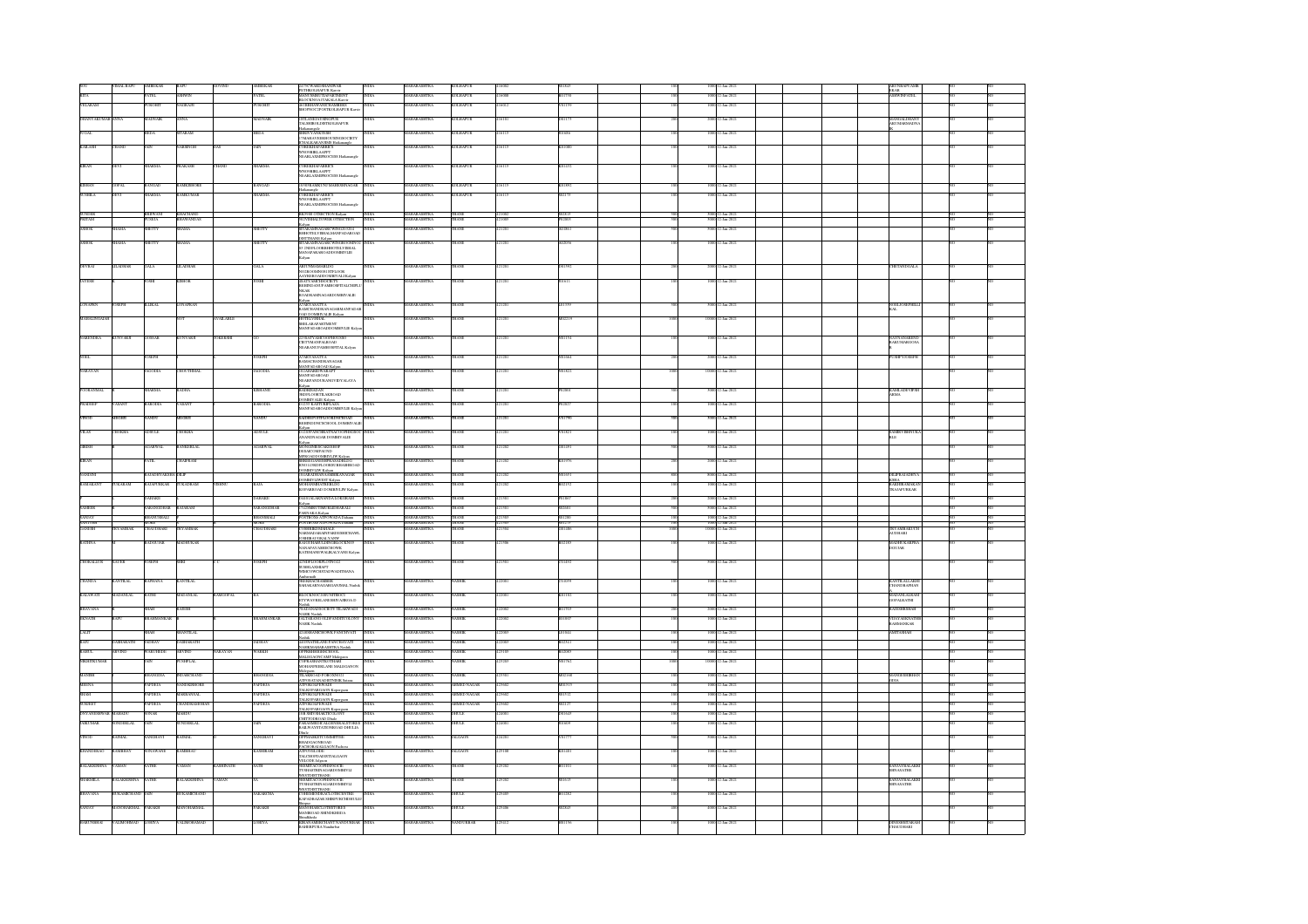| | | | | | | | | | | | | | | | | | |
|---|---|---|---|---|---|---|---|---|---|---|---|---|---|---|---|---|---|
| VISHAL | BAPU | AMBEKAR | BAPU | GOVIND | AMBEKAR | 2179CWARDSHAHUPURI PETHKOLHAPUR Karvir | INDIA | MAHARASHTRA | KOLHAPUR | 416002 | V01613 | 100 | 1000 | 12-Jan-2021 | ARUNBAPUAMBEKAR | NO | NO |
| RITA | | PATEL | ASHWIN | | PATEL | MAHAVEERKUTIAPARTMENT BLOCKNO6TARABAIPARK Karvir | INDIA | MAHARASHTRA | KOLHAPUR | 416008 | R03758 | 100 | 1000 | 12-Jan-2021 | ASHWINPATEL | NO | NO |
| VILARAM | | PUROHIT | NAGRAJJI | | PUROHIT | 4THEHLOTNARAYANBAZAR SHIPINGCOPOBOXKOLHAPUR Karvir | INDIA | MAHARASHTRA | KOLHAPUR | 416012 | V01159 | 100 | 1000 | 12-Jan-2021 | | NO | NO |
| SHANTAKUMAR | ANNA | MADNAIK | ANNA | | MADNAIK | TALSHIROLDISTKOLHAPUR Hatkanangle | INDIA | MAHARASHTRA | KOLHAPUR | 416101 | S01173 | 200 | 2000 | 12-Jan-2021 | SANGALDHANYAKUMARDADNA | NO | NO |
| SUNAL | | BEDIA | ATMARAM | | BEDIA | Hatkanangle | INDIA | MAHARASHTRA | KOLHAPUR | 416115 | S01406 | 100 | 1000 | 12-Jan-2021 | | NO | NO |
| KAILASH | CHAND | JAIN | WARIRCHAND | DAS | JAIN | Hatkanangle | INDIA | MAHARASHTRA | KOLHAPUR | 416115 | K01080 | 100 | 1000 | 12-Jan-2021 | | NO | NO |
| KIRAN | DEVI | SHARMA | PRAKASH | CHAND | SHARMA | C/OSHREEJAYARRAS NEARLAXMIPROCESS Hatkanangle | INDIA | MAHARASHTRA | KOLHAPUR | 416115 | K01032 | 100 | 1000 | 12-Jan-2021 | | NO | NO |
| KISHAN | GOPAL | BANGAD | RAMKISHORE | | BANGAD | Hatkanangle | INDIA | MAHARASHTRA | KOLHAPUR | 416115 | K01092 | 100 | 1000 | 12-Jan-2021 | | NO | NO |
| SUSHILA | DEVI | SHARMA | SHANKARLAL | | SHARMA | NEARLAXMIPROCESS Hatkanangle | INDIA | MAHARASHTRA | KOLHAPUR | 416115 | S02175 | 100 | 1000 | 12-Jan-2021 | | NO | NO |
| SURESH | | SHIVWANI | KHACHAND | | | Kalyan | INDIA | MAHARASHTRA | THANE | 421002 | S02635 | 500 | 5000 | 12-Jan-2021 | | NO | NO |
| ASHOK | SHAMA | SHETTY | SHAMA | | SHETTY | Kalyan | INDIA | MAHARASHTRA | THANE | 421201 | A03861 | 500 | 5000 | 12-Jan-2021 | | NO | NO |
| ASHOK | SHAMA | SHETTY | SHAMA | | SHETTY | Kalyan | INDIA | MAHARASHTRA | THANE | 421201 | A02056 | 100 | 1000 | 12-Jan-2021 | | NO | NO |
| DEVRAJ | LILADHAR | GALA | LILADHAR | | GALA | ARUNSMANIBLDG Kalyan | INDIA | MAHARASHTRA | THANE | 421201 | D01592 | 200 | 2000 | 12-Jan-2021 | CHETANDGALA | NO | NO |
| JAYESH | | JOSHI | KISHOR | | JOSHI | DOMBIVLI Kalyan | INDIA | MAHARASHTRA | THANE | 421201 | J01612 | 100 | 1000 | 12-Jan-2021 | | NO | NO |
| JOSEPH | | | | | | DOMBIVALIE Kalyan | INDIA | MAHARASHTRA | THANE | 421201 | J01539 | 500 | 5000 | 12-Jan-2021 | | NO | NO |
| MAHALINGAIAH | | | NOT | AVAILABLE | | DOMBIVLIE Kalyan | INDIA | MAHARASHTRA | THANE | 421201 | M02219 | 1000 | 10000 | 12-Jan-2021 | | NO | NO |
| NARENDRA | KUNVARJI | GOSSAR | KUNVARJI | | | Kalyan | INDIA | MAHARASHTRA | THANE | 421201 | N01154 | 100 | 1000 | 12-Jan-2021 | | NO | NO |
| NOEL | | JOSEPH | | | JOSEPH | Kalyan | INDIA | MAHARASHTRA | THANE | 421201 | N01664 | 200 | 2000 | 12-Jan-2021 | PUSHPVJOSEPH | NO | NO |
| NARAYAN | | JAGODIA | CHOUTHMAL | | JAGODIA | Kalyan | INDIA | MAHARASHTRA | THANE | 421201 | N01822 | 1000 | 10000 | 12-Jan-2021 | | NO | NO |
| PUSHPA | | SHARMA | RADHA | | KISHAN | Kalyan | INDIA | MAHARASHTRA | THANE | 421201 | P01804 | 500 | 5000 | 12-Jan-2021 | KAMLADEVIP SHARMA | NO | NO |
| PRADEEP | VASANT | BARODIA | VASANT | | BARODIA | DOMBIVLIE Kalyan | INDIA | MAHARASHTRA | THANE | 421201 | P02827 | 100 | 1000 | 12-Jan-2021 | | NO | NO |
| VINOD | KISHOR | NANDU | KISHOR | | NANDU | DOMBIVALIE Kalyan | INDIA | MAHARASHTRA | THANE | 421201 | V01790 | 500 | 5000 | 12-Jan-2021 | | NO | NO |
| VILAS | CHUGBA | ADSULE | CHUGBA | | ADSULE | DOMBIVALIE Kalyan | INDIA | MAHARASHTRA | THANE | 421201 | V01821 | 100 | 1000 | 12-Jan-2021 | | NO | NO |
| GIRISH | | AGARWAL | BANKEBLAL | | AGARWAL | DOMBIVLIE Kalyan | INDIA | MAHARASHTRA | THANE | 421202 | G01491 | 500 | 5000 | 12-Jan-2021 | | NO | NO |
| KIRAN | | PATIL | CHAHRAM | | | DOMBIVLIE Kalyan | INDIA | MAHARASHTRA | THANE | 421202 | K03056 | 200 | 2000 | 12-Jan-2021 | | NO | NO |
| NANDINI | | | | | | DOMBIVLIE Kalyan | INDIA | MAHARASHTRA | THANE | 421202 | N01653 | 500 | 5000 | 12-Jan-2021 | DILIPRAJADHYA | NO | NO |
| RAMAKANT | TUKARAM | | TUKARAM | VISHNU | RAJA | DOMBIVLIE Kalyan | INDIA | MAHARASHTRA | THANE | 421202 | R02152 | 100 | 1000 | 12-Jan-2021 | | NO | NO |
| | | PARMAR | | | DARADE | Kalyan | INDIA | MAHARASHTRA | THANE | 421301 | P01867 | 200 | 2000 | 12-Jan-2021 | | NO | NO |
| RAMESH | | | | | | Kalyan | INDIA | MAHARASHTRA | THANE | 421301 | R02681 | 500 | 5000 | 12-Jan-2021 | | NO | NO |
| SANJAY | | BHANDARE | | | BHANDARE | Ulhasnagar | INDIA | MAHARASHTRA | THANE | 421503 | S01280 | 100 | 1000 | 12-Jan-2021 | | NO | NO |
| SANTOSH | | MORE | | | MORE | Ulhasnagar | INDIA | MAHARASHTRA | THANE | 421503 | S01275 | 100 | 1000 | 12-Jan-2021 | | NO | NO |
| SANDHIP | | CHAUDHARI | | | CHAUDHARI | | INDIA | MAHARASHTRA | THANE | 421504 | S01486 | 1000 | 10000 | 12-Jan-2021 | | NO | NO |
| RATHNA | | | | | | Kalyan | INDIA | MAHARASHTRA | THANE | 421506 | R02185 | 100 | 1000 | 12-Jan-2021 | | NO | NO |
| CHURALLUR | KAUR | JOSEPH | | | JOSEPH | Ambarnath | INDIA | MAHARASHTRA | THANE | 421501 | C01402 | 500 | 5000 | 12-Jan-2021 | | NO | NO |
| CHANDA | KANTILAL | KAPHANIA | KANTILAL | | | Nashik | INDIA | MAHARASHTRA | NASHIK | 422001 | C01059 | 100 | 1000 | 12-Jan-2021 | KANTILALKAPHANIA | NO | NO |
| KALAWATI | MADANLAL | RATHI | MADANLAL | RAMGOPAL | | Nashik | INDIA | MAHARASHTRA | NASHIK | 422001 | K01182 | 100 | 1000 | 12-Jan-2021 | MADANLALRATHI | NO | NO |
| BHAVANA | | SHAH | RAJESH | | | Nashik | INDIA | MAHARASHTRA | NASHIK | 422002 | B01733 | 200 | 2000 | 12-Jan-2021 | RAJESHSHAH | NO | NO |
| PRAVIN | BAPU | BRAHMANKAR | | | BRAHMANKAR | Nashik | INDIA | MAHARASHTRA | NASHIK | 422002 | P01807 | 100 | 1000 | 12-Jan-2021 | | NO | NO |
| LALIT | | SHAH | SHANTILAL | | | Nashik | INDIA | MAHARASHTRA | NASHIK | 422003 | L01044 | 100 | 1000 | 12-Jan-2021 | AMITASHAH | NO | NO |
| RAJU | SAMBAKATH | JADHAV | SAMBAKATH | | JADHAV | Nashik | INDIA | MAHARASHTRA | NASHIK | 422003 | R02511 | 100 | 1000 | 12-Jan-2021 | | NO | NO |
| RAHUL | ARVIND | WARUDKDE | ARVIND | NARAYAN | WARDKE | Malegaon | INDIA | MAHARASHTRA | NASHIK | 423105 | R02085 | 100 | 1000 | 12-Jan-2021 | | NO | NO |
| ASHOK KUMAR | | JAIN | PUSHPLAL | | | Malegaon | INDIA | MAHARASHTRA | NASHIK | 423203 | A01762 | 1000 | 10000 | 12-Jan-2021 | | NO | NO |
| MANISH | | BHANDIDIA | NEMICHAND | | BHANDIDIA | Sinnar | INDIA | MAHARASHTRA | NASHIK | 423301 | M02368 | 100 | 1000 | 12-Jan-2021 | | NO | NO |
| MEENA | | PAPDIJA | NANDKISHORE | | PAPDIJA | Kopargaon | INDIA | MAHARASHTRA | AHMED NAGAR | 423602 | M01519 | 100 | 1000 | 12-Jan-2021 | | NO | NO |
| SHAM | | PAPDIJA | MANHANAL | | PAPDIJA | Kopargaon | INDIA | MAHARASHTRA | AHMED NAGAR | 423602 | S01531 | 100 | 1000 | 12-Jan-2021 | | NO | NO |
| PRADEEP | | PAPDIJA | CHANDRASHEKHAR | | PAPDIJA | Kopargaon | INDIA | MAHARASHTRA | AHMED NAGAR | 423602 | P02127 | 100 | 1000 | 12-Jan-2021 | | NO | NO |
| DNYANESHWAR | MAHADU | SONAR | MAHADU | | | Dhule | INDIA | MAHARASHTRA | DHULE | 424001 | D01645 | 100 | 1000 | 12-Jan-2021 | | NO | NO |
| ANILKUMAR | SUNDERLAL | JAIN | SUNDERLAL | | JAIN | DHULIA | INDIA | MAHARASHTRA | DHULE | 424001 | A01609 | 100 | 1000 | 12-Jan-2021 | | NO | NO |
| VINOD | RATILAL | SANGHAVI | RATILAL | | SANGHAVI | Pachora | INDIA | MAHARASHTRA | JALGAON | 424201 | V01777 | 500 | 5000 | 12-Jan-2021 | | NO | NO |
| KHANDERAO | KASHIRAO | SONAWANE | KASHIRAO | | KASHIRAM | Jalgaon | INDIA | MAHARASHTRA | JALGAON | 425108 | K01061 | 100 | 1000 | 12-Jan-2021 | | NO | NO |
| BALAKRISHNA | VAMAN | SATHE | VAMAN | KASHINATH | SATH | | INDIA | MAHARASHTRA | THANE | 425202 | B01101 | 100 | 1000 | 12-Jan-2021 | SANJAYBALAKRISHNASATHE | NO | NO |
| SHARMILA | BALAKRISHNA | SATHE | BALAKRISHNA | VAMAN | NA | | INDIA | MAHARASHTRA | THANE | 425202 | S01613 | 100 | 1000 | 12-Jan-2021 | SANJAYBALAKRISHNASATHE | NO | NO |
| BHAVANA | SUKAMICHAND | JAIN | SUKAMICHAND | | SAKARCHA | Shirpur | INDIA | MAHARASHTRA | DHULE | 425405 | B01262 | 100 | 1000 | 12-Jan-2021 | | NO | NO |
| SANJAY | MANOHARLAL | PARAKH | MANOHARLAL | | PARAKH | Shindkheda | INDIA | MAHARASHTRA | DHULE | 425406 | S02645 | 400 | 4000 | 12-Jan-2021 | | NO | NO |
| SARJUNBHAI | VALIMOHMAD | LOHIYA | VALIMOHMAD | | LOHIYA | Nandurbar | INDIA | MAHARASHTRA | NANDURBAR | 425412 | S01156 | 100 | 1000 | 12-Jan-2021 | DINESHSITARAMCHAUDHARI | NO | NO |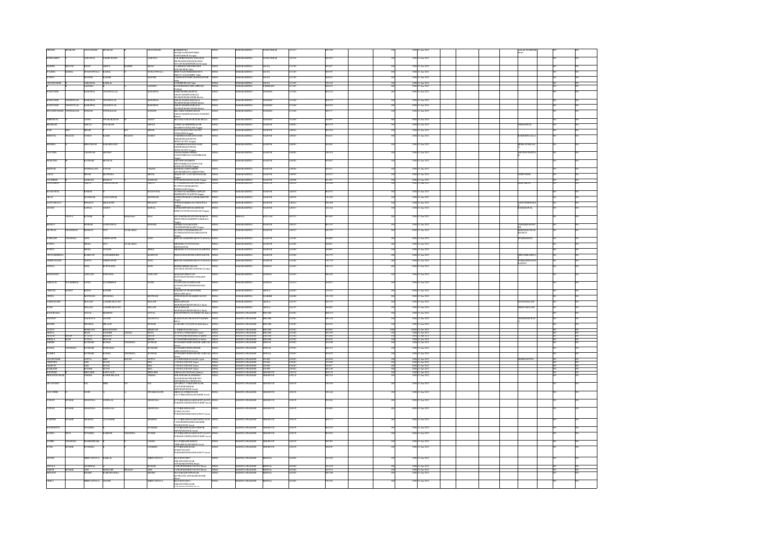| Investor First Name | Investor Middle Name | Investor Last Name | Father/Husband First Name | Father/Husband Middle Name | Father/Husband Last Name | Address | Country | State | District | Pin Code | Folio Number | No. of Shares | Amount Transferred | Proposed Date of Transfer to IEPF | Joint Holder / Nominee |
|---|---|---|---|---|---|---|---|---|---|---|---|---|---|---|---|
| DINESH | SITARAM | CHAUDHARI | SITARAM | | CHAUDHARI | RAJEEVPURA NEARDAYANENGWORKS NANDURBAR Nandurbar | INDIA | MAHARASHTRA | NANDURBAR | 425412 | P012989 | 100 | 1000 | 12-Jan-2021 | KALAVATIDINESHWAD |
| BIMALABEN | | AGRAWAL | FAKIRCHAND | | AGRAWAL | C/OFAKIRCHANDCAGRAWAL NANDURBAR Navapur | INDIA | MAHARASHTRA | NANDURBAR | 425418 | B01873 | 100 | 1000 | 12-Jan-2021 | |
| SHAHIN | BEGUM | KHAN | ABDUL | RASHID | KHAN | C/OABDULRASHIDKHAN Jalna | INDIA | MAHARASHTRA | JALNA | 431203 | S01667 | 100 | 1000 | 12-Jan-2021 | |
| SULEKHA | KAMAL | ZUNJURWALA | KAMAL | | ZUNJURWALA | Jalna | INDIA | MAHARASHTRA | JALNA | 431203 | S01990 | 100 | 1000 | 12-Jan-2021 | |
| SUNITA | | MANTRI | KAILASH | | MANTRI | Jalna | INDIA | MAHARASHTRA | JALNA | 431203 | S02035 | 100 | 1000 | 12-Jan-2021 | |
| VIJAYKUMAR | | AGRAWAL | KAMLAL | | | Jalna | INDIA | MAHARASHTRA | JALNA | 431203 | V01243 | 100 | 1000 | 12-Jan-2021 | |
| | | LADDHA | | | LADDHA | Parbhani | INDIA | MAHARASHTRA | PARBHANI | 431401 | | 500 | 5000 | 12-Jan-2021 | |
| RAJKUMAR | | KABLIWAL | | | KABLIWAL | Bhokar | INDIA | MAHARASHTRA | NANDED | 431604 | | 100 | 1000 | 12-Jan-2021 | |
| RAJKUMAR | CHANDULAL | KABLIWAL | CHANDULAL | | KABLIWAL | Bhokar | INDIA | MAHARASHTRA | NANDED | 431604 | | 100 | 1000 | 12-Jan-2021 | |
| SUSHILA | CHANDULAL | KABLIWAL | CHANDULAL | | KABLIWAL | Bhokar | INDIA | MAHARASHTRA | NANDED | 431604 | | 100 | 1000 | 12-Jan-2021 | |
| | SITHALDAS | SOMANI | SITHALDAS | | SOMANI | Bhokar | INDIA | MAHARASHTRA | NANDED | 431604 | | 100 | 1000 | 12-Jan-2021 | |
| SHRINIVAS | | SANGE | DWARKADAS | | SANGE | Bhokar | INDIA | MAHARASHTRA | NANDED | 431604 | | 500 | 5000 | 12-Jan-2021 | |
| RESHMA | | DHULE | TUKARAM | | DHULE | Nagpur | INDIA | MAHARASHTRA | NAGPUR | 440001 | | 100 | 1000 | 12-Jan-2021 | |
| RAM | | SINGH | | | SINGH | Nagpur | INDIA | MAHARASHTRA | NAGPUR | 440001 | | 100 | 1000 | 12-Jan-2021 | |
| SHEETAL | PRASAD | DUBEY | | | DUBEY | Nagpur | INDIA | MAHARASHTRA | NAGPUR | 440001 | | 100 | 1000 | 12-Jan-2021 | |
| SHOBHA | | BINGORANI | | | | Nagpur | INDIA | MAHARASHTRA | NAGPUR | 440001 | | 100 | 1000 | 12-Jan-2021 | |
| GAYATRI | | CHANDAK | ARVIND | | | Nagpur | INDIA | MAHARASHTRA | NAGPUR | 440002 | | 100 | 1000 | 12-Jan-2021 | |
| PRAKASH | | KOTHARI | MOTILAL | | | Nagpur | INDIA | MAHARASHTRA | NAGPUR | 440002 | | 100 | 1000 | 12-Jan-2021 | |
| SHEWAK | | SITHMALANI | UTTAM | | | Nagpur | INDIA | MAHARASHTRA | NAGPUR | 440004 | | 100 | 1000 | 12-Jan-2021 | |
| LALLU | | SINGH | | | SINGH | Nagpur | INDIA | MAHARASHTRA | NAGPUR | 440007 | | 100 | 1000 | 12-Jan-2021 | |
| JAYSHREE | | RADHANI | BHARAT | | RADHANI | Nagpur | INDIA | MAHARASHTRA | NAGPUR | 440008 | | 100 | 1000 | 12-Jan-2021 | |
| RAJAGOPAL | | RAMAN | | | RAJAGOPAL | Nagpur | INDIA | MAHARASHTRA | NAGPUR | 440010 | | 100 | 1000 | 12-Jan-2021 | |
| VILAS | | MANEKAR | GANGADHAR | | MANEKAR | Nagpur | INDIA | MAHARASHTRA | NAGPUR | 440010 | | 100 | 1000 | 12-Jan-2021 | |
| DATTATRAYA | | PINGLEY | NILKANTH | | PINGLEY | Nagpur | INDIA | MAHARASHTRA | NAGPUR | 440012 | | 100 | 1000 | 12-Jan-2021 | |
| ANAND | | KAWAL | YADAV | | KAWAL | Nagpur | INDIA | MAHARASHTRA | NAGPUR | 440013 | | 100 | 1000 | 12-Jan-2021 | |
| | VIJAYA | KUMAR | | | | | INDIA | KERALA | KOLLAM | | | 200 | 2000 | 12-Jan-2021 | |
| | | PUNDIR | GANPATRAO | | PUNDIR | Nagpur | INDIA | MAHARASHTRA | NAGPUR | 440015 | | 100 | 1000 | 12-Jan-2021 | |
| DEVIDAS | CHANDRAJI | BHARAT | | | | Nagpur | INDIA | MAHARASHTRA | NAGPUR | 440025 | | 500 | 5000 | 12-Jan-2021 | |
| SUBHASH | CHANDRA | SONI | VISHWANATH | | SONI | Nagpur | INDIA | MAHARASHTRA | NAGPUR | 441002 | | 200 | 2000 | 12-Jan-2021 | |
| SUNITA | | SINHA | | | | Nagpur | INDIA | MAHARASHTRA | NAGPUR | 441002 | | 200 | 2000 | 12-Jan-2021 | |
| SUNITA | | SINHA | SATISH | | SINHA | Nagpur | INDIA | MAHARASHTRA | NAGPUR | 441002 | | 100 | 1000 | 12-Jan-2021 | |
| PURAN | KRISHNA | KASHYAP | NANDKISHORE | | KASHYAP | Nagpur | INDIA | MAHARASHTRA | NAGPUR | 441002 | | 200 | 2000 | 12-Jan-2021 | |
| VISHWANATH | | GUPTA | | | | Nagpur | INDIA | MAHARASHTRA | NAGPUR | 441002 | | 200 | 2000 | 12-Jan-2021 | |
| DURGA | | SONI | | | SONI | Gondiya | INDIA | MAHARASHTRA | GONDIA | 441601 | | 400 | 4000 | 12-Jan-2021 | |
| PARMANAND | | GOPLANI | PARUMAL | | GOPLANI | Gondiya | INDIA | MAHARASHTRA | GONDIA | 441601 | | 100 | 1000 | 12-Jan-2021 | |
| AMBALAL | TULSHIBHAI | PATEL | TULSHIBHAI | | PATEL | Gondiya | INDIA | MAHARASHTRA | GONDIA | 441614 | | 100 | 1000 | 12-Jan-2021 | |
| CHETAN | | KEDIA | | | | Akola | INDIA | MAHARASHTRA | AKOLA | 444001 | | 200 | 2000 | 12-Jan-2021 | |
| VINITA | | MOTWANI | JITENDRA | | MOTWANI | Akola | INDIA | MAHARASHTRA | WASHIM | 444004 | | 200 | 2000 | 12-Jan-2021 | |
| PARMANAND | | MALANI | LAXMINARAYAN | | MALANI | Akola | INDIA | MAHARASHTRA | AKOLA | 444107 | | 100 | 1000 | 12-Jan-2021 | |
| SUSIL | | MALANI | LAXMINARAYAN | | MALANI | Akola | INDIA | MAHARASHTRA | AKOLA | 444107 | | 100 | 1000 | 12-Jan-2021 | |
| MANORAMA | | GOYAL | MAHESH | | GOYAL | Indore | INDIA | MADHYA PRADESH | INDORE | 452001 | | 100 | 1000 | 12-Jan-2021 | |
| NAVEEN | | WALWAYA | ANAND | | WALWAYA | Indore | INDIA | MADHYA PRADESH | INDORE | 452001 | | 100 | 1000 | 12-Jan-2021 | |
| | | | | | KUMAR | Indore | INDIA | MADHYA PRADESH | INDORE | 452001 | | 100 | 1000 | 12-Jan-2021 | |
| | | BHIMNANI | | | BHIMNANI | Indore | INDIA | MADHYA PRADESH | INDORE | 452001 | | 1000 | 10000 | 12-Jan-2021 | |
| VEENA | | MODI | JAGDISH | CHAND | MODI | Indore | INDIA | MADHYA PRADESH | INDORE | 452002 | | 100 | 1000 | 12-Jan-2021 | |
| PRATAP | SINGH | SUTHAR | | | | Indore | INDIA | MADHYA PRADESH | INDORE | 452002 | | 100 | 1000 | 12-Jan-2021 | |
| NIRMALA | | SUTHA | PRATAP | | SINGH | Indore | INDIA | MADHYA PRADESH | INDORE | 452002 | | 100 | 1000 | 12-Jan-2021 | |
| | | KOTHARI | | | KOTHARI | Dewas | INDIA | MADHYA PRADESH | DEWAS | 455001 | | 100 | 1000 | 12-Jan-2021 | |
| KUSHAL | CHANDRA | KOTHARI | | | KOTHARI | Dewas | INDIA | MADHYA PRADESH | DEWAS | 455001 | | 100 | 1000 | 12-Jan-2021 | |
| PUSHPA | | KOTHARI | KOMAL | CHANDRA | KOTHARI | Dewas | INDIA | MADHYA PRADESH | DEWAS | 455001 | | 100 | 1000 | 12-Jan-2021 | |
| RAJKUMAR | | GUPTA | SHIV | RATAN | GUPTA | Ujjain | INDIA | MADHYA PRADESH | UJJAIN | 456001 | | 100 | 1000 | 12-Jan-2021 | |
| | | JAIN | SUJAN | | MAL | Ujjain | INDIA | MADHYA PRADESH | UJJAIN | 456001 | | 100 | 1000 | 12-Jan-2021 | |
| | | JAIN | SUJAN | | MAL | Ujjain | INDIA | MADHYA PRADESH | UJJAIN | 456001 | | 200 | 2000 | 12-Jan-2021 | |
| KAMLESH | | JAIN | SUJAN | | MAL | Ujjain | INDIA | MADHYA PRADESH | UJJAIN | 456001 | | 500 | 5000 | 12-Jan-2021 | |
| RAJNEESH | | BHANDARI | | | BHANDARI | Manasa | INDIA | MADHYA PRADESH | NEEMUCH | 458110 | | 100 | 1000 | 12-Jan-2021 | |
| HEMANT | KUMAR | VERMA | | | VERMA | Manasa | INDIA | MADHYA PRADESH | NEEMUCH | 458110 | | 100 | 1000 | 12-Jan-2021 | |
| DEVANAND | | PAL | SHRI | | PAL | Jawad | INDIA | MADHYA PRADESH | NEEMUCH | 458330 | | 200 | 2000 | 12-Jan-2021 | |
| JAYASHREE | | | DWARKANATH | | | Jawad | INDIA | MADHYA PRADESH | NEEMUCH | 458330 | | 100 | 1000 | 12-Jan-2021 | |
| PAWAN | KUMAR | DHANUKA | NANDLAL | | DHANUKA | Jawad | INDIA | MADHYA PRADESH | NEEMUCH | 458330 | | 200 | 2000 | 12-Jan-2021 | |
| PAWAN | KUMAR | DHANUKA | NANDLAL | | DHANUKA | Jawad | INDIA | MADHYA PRADESH | NEEMUCH | 458330 | | 200 | 2000 | 12-Jan-2021 | |
| KAMESH | KUMAR | SHARMA | GAJADHAR | | SHARMA | Jawad | INDIA | MADHYA PRADESH | NEEMUCH | 458330 | | 200 | 2000 | 12-Jan-2021 | |
| RADHADEVI | | PUNGLIA | | | PUNGLIA | Jawad | INDIA | MADHYA PRADESH | NEEMUCH | 458330 | | 700 | 7000 | 12-Jan-2021 | |
| RADHA | DEVI | PUNGLIA | KAMESH | CHANDRA | PUNGLIA | Jawad | INDIA | MADHYA PRADESH | NEEMUCH | 458330 | | 700 | 7000 | 12-Jan-2021 | |
| SATISH | CHANDRA | MAHESHWARI | | | LADHA | Jawad | INDIA | MADHYA PRADESH | NEEMUCH | 458330 | | 100 | 1000 | 12-Jan-2021 | |
| SUNIL | KUMAR | PUNGLIA | | | PUNGLIA | Jawad | INDIA | MADHYA PRADESH | NEEMUCH | 458330 | | 100 | 1000 | 12-Jan-2021 | |
| ANAND | | SHRIVASTAVA | RAMLAL | | SHRIVASTAVA | Bhopal | INDIA | MADHYA PRADESH | BHOPAL | 462002 | | 100 | 1000 | 12-Jan-2021 | |
| SARITA | | AGARWAL | | | KUMAR | Bhopal | INDIA | MADHYA PRADESH | BHOPAL | 462002 | | 100 | 1000 | 12-Jan-2021 | |
| ASHOK | KUMAR | JAIN | MAHAVIR | PRASAD | JAIN | Bhopal | INDIA | MADHYA PRADESH | BHOPAL | 462002 | | 100 | 1000 | 12-Jan-2021 | |
| HEMANT | | BEHARE | RAMCHANDRA | | BEHARE | Bhopal | INDIA | MADHYA PRADESH | BHOPAL | 462003 | | 100 | 1000 | 12-Jan-2021 | |
| VIMLA | | SHRIVASTAVA | ANAND | | SHRIVASTAVA | Bhopal | INDIA | MADHYA PRADESH | BHOPAL | 462003 | | 100 | 1000 | 12-Jan-2021 | |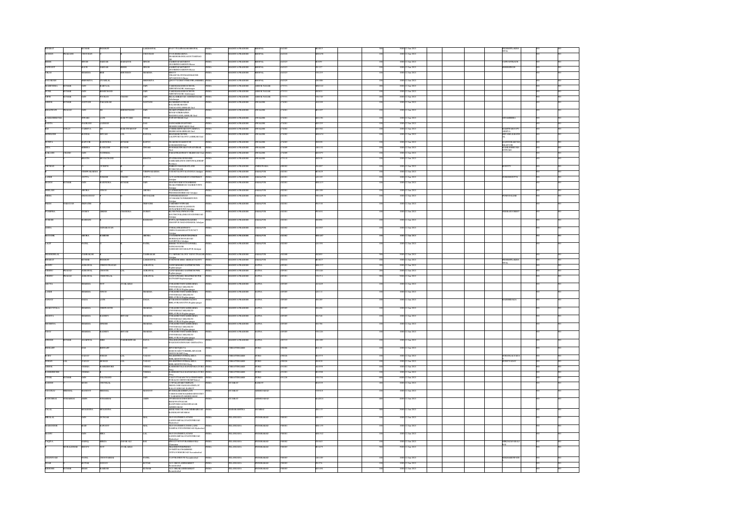| | | | | | | | | | | | | | | | | |
|---|---|---|---|---|---|---|---|---|---|---|---|---|---|---|---|---|
| BHARAT | | KUMAR | INDERJIT | | LAKHANPAL | 89-LIC 7TO LINKAGE BHOPAL | INDIA | MADHYA PRADESH | BHOPAL | 462003 | B03813 | 500 | 12-Jan-2021 | INDERJITLAKHANPAL | NO | NO |
| MOHAN | PRAKASH | CHOUHAN | | | CHOUHAN | 17/3 SUNDERAHNA NEARDRGBANGLADOUTAMNAGAR | INDIA | MADHYA PRADESH | BHOPAL | 462016 | M00458 | 100 | 12-Jan-2021 | | NO | NO |
| RISHI | | SINGH | SARDAR | BAHADUR | SINGH | 8 SHRITAPARTMENT 26GOBINDGARDEN Hazar | INDIA | MADHYA PRADESH | BHOPAL | 462023 | R01091 | 100 | 12-Jan-2021 | JASWANTKAUR | NO | NO |
| JASWANT | | KAUR | SARDAR | SHISH | SINGH | 8 SHRITAPARTMENT 26GOBINDGARDEN Hazar | INDIA | MADHYA PRADESH | BHOPAL | 462023 | J01217 | 100 | 12-Jan-2021 | SHISHSINGH | NO | NO |
| VIKAS | | SHARMA | SHRI | BHUSHAN | SHARMA | BHOPAL VIKASCOLONYBAGEDILKUSH APP | INDIA | MADHYA PRADESH | BHOPAL | 462023 | V01253 | 100 | 12-Jan-2021 | | NO | NO |
| DAYARAM | | SHRIVASTVA | GYASILAL | | SHRIVASTVA | | INDIA | MADHYA PRADESH | BHOPAL | 462029 | D01066 | 100 | 12-Jan-2021 | | NO | NO |
| MAHENDRA | KUMAR | JAIN | BABULAL | | JAIN | VARDHAMAN SCHOOL ASHOKNAGAR | INDIA | MADHYA PRADESH | ASHOK NAGAR | 473331 | M02162 | 200 | 12-Jan-2021 | | NO | NO |
| SUNIL | KUMAR | JAIN | HEMCHAND | | JAIN | VARDHAMAN SCHOOL ASHOKNAGAR | INDIA | MADHYA PRADESH | ASHOK NAGAR | 473331 | S02831 | 100 | 12-Jan-2021 | | NO | NO |
| VIPIN | KUMAR | JAIN | POORAN | CHAND | JAIN | ASHOKNAGAR | INDIA | MADHYA PRADESH | ASHOK NAGAR | 473331 | V01749 | 200 | 12-Jan-2021 | | NO | NO |
| ASHOK | KUMAR | SANTANI | PARASRAM | | SANTANI | LASHKAR GWALIOR | INDIA | MADHYA PRADESH | GWALIOR | 474001 | A02109 | 100 | 12-Jan-2021 | | NO | NO |
| BHAGWATI | PRASAD | JAIN | | KHEMCHAND | JAIN | LASHKAR Gwl | INDIA | MADHYA PRADESH | GWALIOR | 474001 | B01185 | 100 | 12-Jan-2021 | | NO | NO |
| KAMLESHKUMAR | | TIWARI | LATE | RAM PYARE | TIWARI | | INDIA | MADHYA PRADESH | GWALIOR | 474001 | K01190 | 100 | 12-Jan-2021 | SITAMISHRA | NO | NO |
| KANTA | | NAGRANI | LAXMAN | | DAS | | INDIA | MADHYA PRADESH | GWALIOR | 474001 | K01253 | 100 | 12-Jan-2021 | | NO | NO |
| RAJ | GOLLY | VAISHYA | SH | RAMSWAROOP | VAIS | | INDIA | MADHYA PRADESH | GWALIOR | 474002 | R01561 | 100 | 12-Jan-2021 | RAMSWAROOPVAISHYA | NO | NO |
| MITHLESH | | BANSAL | SHYAM | LAL | BANSAL | LALITPURCOLONY LASHKAR Gwl | INDIA | MADHYA PRADESH | GWALIOR | 474002 | M02614 | 100 | 12-Jan-2021 | SHYAMLALBANSAL | NO | NO |
| SUSHITA | | KAPOOR | RAJENDRA | KUMAR | KAPOO | | INDIA | MADHYA PRADESH | GWALIOR | 474003 | S02939 | 100 | 12-Jan-2021 | RAJENDRAKUMARKAPOOR | NO | NO |
| GITA | | MISHRA | KAMLESH | KUMAR | TIWARI | | INDIA | MADHYA PRADESH | GWALIOR | 474009 | G01172 | 100 | 12-Jan-2021 | KAMLESHKUMARTIWARI | NO | NO |
| KAILASH | CHAND | JAIN | NATHMAL | | | | INDIA | MADHYA PRADESH | GWALIOR | 474009 | K01079 | 100 | 12-Jan-2021 | | NO | NO |
| | | BHATIA | RUPCHAND | | BHATIA | | INDIA | MADHYA PRADESH | GWALIOR | 475110 | 01038 | 100 | 12-Jan-2021 | | NO | NO |
| THOMAS | K | | CHERIYAN | | | | INDIA | MADHYA PRADESH | CHHINDWARA | 480001 | T01007 | 100 | 12-Jan-2021 | JOSETTY | NO | NO |
| | | VISHWAKARMA | | | VISHWAKARMA | Jabalpur | INDIA | MADHYA PRADESH | JABALPUR | 482001 | | 100 | 12-Jan-2021 | | NO | NO |
| LAXMI | | GUPTA | SURESH | CHAND | GUPTA | Jabalpur | INDIA | MADHYA PRADESH | JABALPUR | 482001 | L01105 | 100 | 12-Jan-2021 | SURESHGUPTA | NO | NO |
| MANOJ | KUMAR | JAIN | RAJENDRA | KUMAR | JAIN | Jabalpur | INDIA | MADHYA PRADESH | JABALPUR | 482001 | M02113 | 100 | 12-Jan-2021 | | NO | NO |
| NEELAM | | ARORA | VINOD | | ARORA | Jabalpur | INDIA | MADHYA PRADESH | JABALPUR | 482001 | N01289 | 100 | 12-Jan-2021 | | NO | NO |
| INDRA | | | | | MUDALIAR | Jabalpur | INDIA | MADHYA PRADESH | JABALPUR | 482001 | I01038 | 100 | 12-Jan-2021 | PSMUDALIAR | NO | NO |
| PREM | NARAYAN | TRIPATHI | | | TRIPATHI | Jabalpur | INDIA | MADHYA PRADESH | JABALPUR | 482001 | P01518 | 100 | 12-Jan-2021 | | NO | NO |
| PUSHPHA | | DUBEY | GIRISH | CHANDRA | DUBEY | Jabalpur | INDIA | MADHYA PRADESH | JABALPUR | 482001 | P01634 | 100 | 12-Jan-2021 | NEERAJDUBEY | NO | NO |
| SURESH | | RAMNANI | | | RAMNANI | Jabalpur | INDIA | MADHYA PRADESH | JABALPUR | 482001 | S01896 | 100 | 12-Jan-2021 | | NO | NO |
| ANITA | | | NARAYAN | | | Jabalpur | INDIA | MADHYA PRADESH | JABALPUR | 482002 | A01905 | 100 | 12-Jan-2021 | | NO | NO |
| **MAYANK** | | **ARORA** | **RAMESH** | | **ARORA** | Jabalpur | **INDIA** | **MADHYA PRADESH** | **JABALPUR** | **482002** | **M01437** | **100** | **12-Jan-2021** | | **NO** | **NO** |
| LALIT | | PATEL | | | PATEL | GANGASAGAR Jabalpur | INDIA | MADHYA PRADESH | JABALPUR | 482003 | L01593 | 100 | 12-Jan-2021 | | NO | NO |
| SHANKERLAL | | CHANDAKAR | | | CHANDAKAR | Jabalpur | INDIA | MADHYA PRADESH | JABALPUR | 482003 | S02883 | 500 | 12-Jan-2021 | | NO | NO |
| BHARAT | | KUMAR | INDERJIT | | LAKHANPAL | Jabalpur | INDIA | MADHYA PRADESH | JABALPUR | 482004 | B01823 | 100 | 12-Jan-2021 | INDERJITLAKHANPAL | NO | NO |
| MANJU | | AGRAWAL | VISHNUPRASAD | | AGRAWAL | GANJPARAS KASTHECHOWK Raghurajnagar | INDIA | MADHYA PRADESH | SATNA | 485001 | M02337 | 200 | 12-Jan-2021 | | NO | NO |
| VISHNU | PRASAD | AGRAWAL | CHHOTE | LAL | AGRAWAL | GANJPARAS KASTHECHOWK Raghurajnagar | INDIA | MADHYA PRADESH | SATNA | 485001 | V01446 | 200 | 12-Jan-2021 | | NO | NO |
| VISHNU | PRASAD | AGRAWAL | CHHOTELAL | | AGRAWAL | GANJPARAS SATNAMP Raghurajnagar | INDIA | MADHYA PRADESH | SATNA | 485001 | V01711 | 500 | 12-Jan-2021 | | NO | NO |
| ARUNA | | SHARMA | NOT | AVAILABLE | | C/O RADHEYSHYAMSHARMA UNIVERSALCABLELTD BIRLAVIKAS Raghurajnagar | INDIA | MADHYA PRADESH | SATNA | 485005 | A01429 | 100 | 12-Jan-2021 | | NO | NO |
| LAXMI | | SHARMA | VINOD | | SHARMA | C/O RADHEYSHYAMSHARMA UNIVERSALCABLELTD BIRLAVIKAS Raghurajnagar | INDIA | MADHYA PRADESH | SATNA | 485005 | L01111 | 100 | 12-Jan-2021 | | NO | NO |
| SANJAY | | DAGA | LATE | | DAGA | BIRLAVIKASSATNA Raghurajnagar | INDIA | MADHYA PRADESH | SATNA | 485005 | S01283 | 100 | 12-Jan-2021 | RAJESHDAGA | NO | NO |
| SHAKUNTALA | | SHARMA | VISHWANTH | | | C/O RADHEYSHYAMSHARMA UNIVERSALCABLELTD BIRLAVIKAS Raghurajnagar | INDIA | MADHYA PRADESH | SATNA | 485005 | S01496 | 100 | 12-Jan-2021 | | NO | NO |
| SHANTA | | SHARMA | RADHEY | SHYAM | SHARMA | C/O RADHEYSHYAMSHARMA UNIVERSALCABLELTD BIRLAVIKAS Raghurajnagar | INDIA | MADHYA PRADESH | SATNA | 485005 | S01546 | 100 | 12-Jan-2021 | | NO | NO |
| SHOBHNA | | SHARMA | DINESH | | SHARMA | C/O RADHEYSHYAMSHARMA UNIVERSALCABLELTD BIRLAVIKAS Raghurajnagar | INDIA | MADHYA PRADESH | SATNA | 485005 | S01786 | 100 | 12-Jan-2021 | | NO | NO |
| VIJAY | | SHARMA | RADHEY | SHYAM | SHARMA | C/O RADHEYSHYAMSHARMA UNIVERSALCABLELTD BIRLAVIKAS Raghurajnagar | INDIA | MADHYA PRADESH | SATNA | 485005 | V01220 | 100 | 12-Jan-2021 | | NO | NO |
| DINESH | KUMAR | AGARWAL | SHRI | PARMESHWAR | DAYA | VILLKHUJWOSTORES POLICESTATIONAMODHIYATNA | INDIA | MADHYA PRADESH | SATNA | 485335 | D01289 | 100 | 12-Jan-2021 | | NO | NO |
| NILKANT | | DAS | SHRIKANT | | DAS | | INDIA | CHHATTISGARH | DURG | 490006 | N01139 | 100 | 12-Jan-2021 | | NO | NO |
| RUBY | | YADAV | SOHAN | LAL | YADAV | BHILAI Durg | INDIA | CHHATTISGARH | DURG | 490026 | R01773 | 100 | 12-Jan-2021 | SOHANLALYADAV | NO | NO |
| SOHAN | LAL | YADAV | MOHAN | LAL | YADAV | BHILAI Durg | INDIA | CHHATTISGARH | DURG | 490026 | S01835 | 100 | 12-Jan-2021 | RUBYYADAV | NO | NO |
| ASHOK | | VERMA | RAMKISHORE | | VERMA | Durg | INDIA | CHHATTISGARH | DURG | 491001 | A01558 | 100 | 12-Jan-2021 | | NO | NO |
| RAMKISHORE | | VERMA | | | VERMA | Durg | INDIA | CHHATTISGARH | DURG | 491001 | R01908 | 100 | 12-Jan-2021 | | NO | NO |
| VIVEK | KUMAR | JAIN | FULCHAND | | JAIN | Balod | INDIA | CHHATTISGARH | DURG | 491228 | V01754 | 500 | 12-Jan-2021 | | NO | NO |
| RAJESH | | MODI | CHUNILAL | | | RAJKOT | INDIA | GUJARAT | RAJKOT | | R03528 | 200 | 12-Jan-2021 | | NO | NO |
| CHAVIRAJ | BHIMAL | | BHIMAL | | MANDAVIY | | INDIA | GUJARAT | AHMEDABAD | | C00018 | 100 | 12-Jan-2021 | | NO | NO |
| KANUBHAI | SOMABHAI | AMIN | SOMABHAI | | AMIN | SARASWATI AHMEDABAD | INDIA | GUJARAT | AHMEDABAD | | K02024 | 400 | 12-Jan-2021 | | NO | NO |
| JALAL | | MOLEDINA | MOLEDINA | | | BANDRAW MUMBAI | INDIA | MAHARASHTRA | MUMBAI | | J01115 | 500 | 12-Jan-2021 | | NO | NO |
| HIRALAL | | JAIN | DUNGAR | | MAL | Hyderabad | INDIA | TELANGANA | HYDERABAD | 500001 | H01277 | 100 | 12-Jan-2021 | | NO | NO |
| MAHANDER | | BAID | KAWANT | | MAL | Hyderabad | INDIA | TELANGANA | HYDERABAD | 500001 | M01135 | 100 | 12-Jan-2021 | | NO | NO |
| MANJU | | JAIN | HIRA | | LAL | Hyderabad | INDIA | TELANGANA | HYDERABAD | 500001 | M01102 | 100 | 12-Jan-2021 | | NO | NO |
| UAQIYA | | SADEEQ | MIRZA | ZAFAR ALI | BAI | Charminar | INDIA | TELANGANA | HYDERABAD | 500002 | | 100 | 12-Jan-2021 | MIRZAZAFARALIBAI | NO | NO |
| | MURALIDHAR | REDDY | NOT | AVAILABLE | | Secunderabad | INDIA | TELANGANA | HYDERABAD | 500003 | | 500 | 12-Jan-2021 | | NO | NO |
| GHANSYAM | | PATEL | CHOTABHAI | | PATEL | Secunderabad | INDIA | TELANGANA | HYDERABAD | 500003 | G01109 | 100 | 12-Jan-2021 | KRISHABENPATEL | NO | NO |
| BHARI | | KOTAK | SANJAY | | KOTAK | Secunderabad | INDIA | TELANGANA | HYDERABAD | 500003 | | 100 | 12-Jan-2021 | | NO | NO |
| KISHORE | KUMAR | SHAH | RAMESH | | KUMAR | Secunderabad | INDIA | TELANGANA | HYDERABAD | 500003 | K01291 | 100 | 12-Jan-2021 | | NO | NO |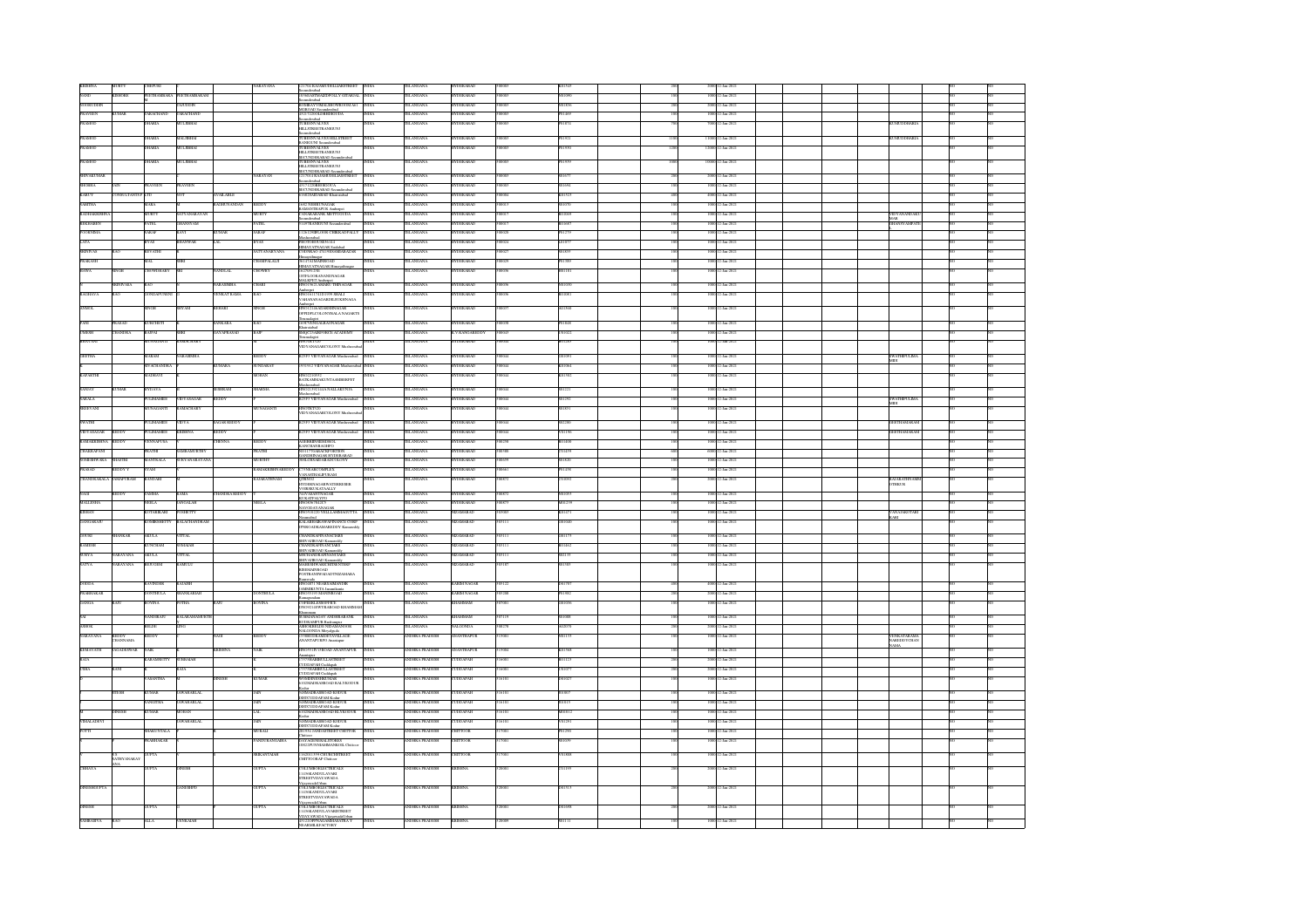| Investor First Name | Investor Middle Name | Investor Last Name | Father/Husband First Name | Father/Husband Middle Name | Father/Husband Last Name | Address | Country | State | District | Pin Code | Folio Number | DP Id-Client Id | Number of shares | Nominal value of shares | Actual Date of transfer to IEPF | PAN | Date of Birth | Aadhar Number | Nominee Name | Joint Holder Name | Remarks | Is the Investment (amount / shares) under any litigation | Is the shares transfer from unpaid suspense account |
|---|---|---|---|---|---|---|---|---|---|---|---|---|---|---|---|---|---|---|---|---|---|---|---|
| KRISHNA | MURTY | CHEPURI | | | NARAYANA | 2-1-7/1 KALMASUDELLANESTREET Secunderabad | INDIA | TELANGANA | HYDERABAD | 500003 | K01543 | | 200 | 2000 | 12-Jan-2023 | | | | | | | NO | NO |
| ANNU | KISHORE | PEETHAMBARAM | PEETHAMBARAM | | | 10 BHAKTHAEDIPALLY STREETAL Secunderabad | INDIA | TELANGANA | HYDERABAD | 500003 | P01090 | | 100 | 1000 | 12-Jan-2023 | | | | | | | NO | NO |
| SYORIJ DHIN | | | VAJUDDIN | | | KOMBAY VIKALIMONOSMANAJ HOJBOAD Secunderabad | INDIA | TELANGANA | HYDERABAD | 500003 | S01836 | | 200 | 2000 | 12-Jan-2023 | | | | | | | NO | NO |
| PRAVEEN | KUMAR | TARACHAND | TARACHAND | | | 45/2/1 GOLDBHERGUDA Secunderabad | INDIA | TELANGANA | HYDERABAD | 500003 | P01469 | | 100 | 1000 | 12-Jan-2023 | | | | | | | NO | NO |
| PRAMOD | | DHARIA | MULJIBHAI | | | 29 BERNNALVES HILLSTREETRANSOUN Secunderabad | INDIA | TELANGANA | HYDERABAD | 500003 | P01034 | | 700 | 7000 | 12-Jan-2023 | | | | | KUMUDDHARIA | | NO | NO |
| PRAMOD | | DHARIA | MALJIBHAI | | | 29 BERNNALVES HILLSTREET RANSOUN Secunderabad | INDIA | TELANGANA | HYDERABAD | 500003 | P01921 | | 1100 | 11000 | 12-Jan-2023 | | | | | KUMUDDHARIA | | NO | NO |
| PRAMOD | | DHARIA | MULJIBHAI | | | 29 BERNNALVES HILLSTREETRANSOUN SECUNDERABAD Secunderabad | INDIA | TELANGANA | HYDERABAD | 500003 | P01930 | | 1200 | 12000 | 12-Jan-2023 | | | | | | | NO | NO |
| PRAMOD | | DHARIA | MULJIBHAI | | | 29 BERNNALVES HILLSTREETRANSOUN SECUNDERABAD Secunderabad | INDIA | TELANGANA | HYDERABAD | 500003 | P01939 | | 1000 | 10000 | 12-Jan-2023 | | | | | | | NO | NO |
| SHIVAKUMAR | | | | | NARAYAN | 2-1-7/1 KALMASUDELLANESTREET Secunderabad | INDIA | TELANGANA | HYDERABAD | 500003 | S01577 | | 200 | 2000 | 12-Jan-2023 | | | | | | | NO | NO |
| SHOBHA | JAIN | PRAVEEN | PRAVEEN | | | 45/1 7/2 GOLDBHERGUDA SECUNDERABAD Secunderabad | INDIA | TELANGANA | HYDERABAD | 500003 | S01694 | | 100 | 1000 | 12-Jan-2023 | | | | | | | NO | NO |
| KARUV | CONSULTANTS P LTD | | | | | 8 DIVITAMRATNAGAR Khairatabad | INDIA | TELANGANA | HYDERABAD | 500004 | K01523 | | 100 | 1000 | 12-Jan-2023 | | | | | | | NO | NO |
| SABITHA | | BABA | RAGHUNANDAN | | REDDY | 3-6/2 NEHRUNAGAR RAMANTHAPUR Ambarpet | INDIA | TELANGANA | HYDERABAD | 500013 | S01370 | | 100 | 1000 | 12-Jan-2023 | | | | | | | NO | NO |
| RADHAKRISHNA | | MURTY | SATYANARAYAN | | MURTY | 5 VANARASANSK MOTTUGUDA Secunderabad | INDIA | TELANGANA | HYDERABAD | 500017 | R01664 | | 100 | 1000 | 12-Jan-2023 | | | | | VIDYAVANIDASK MAR | | NO | NO |
| REKHABEN | | PATEL | GHANSYAM | | PATEL | 7/1/6 TRANSOUN Secunderabad | INDIA | TELANGANA | HYDERABAD | 500017 | R01697 | | 100 | 1000 | 12-Jan-2023 | | | | | GHANSYAMPATE | | NO | NO |
| POORNIMA | | SARAF | RAVI | KUMAR | SARAF | 7/1/6/7 NEHRUNAGAR CHIKKADPALLY Musheerabad | INDIA | TELANGANA | HYDERABAD | 500020 | P01270 | | 100 | 1000 | 12-Jan-2023 | | | | | | | NO | NO |
| SATYA | | BYAS | BANWARI | LAL | BYAS | 3-6/1 TOWN SINGH 514 HIMAYATNAGAR Saidabad | INDIA | TELANGANA | HYDERABAD | 500024 | S01977 | | 100 | 1000 | 12-Jan-2023 | | | | | | | NO | NO |
| SRINIVAS | RAO | REVATHI | | | SATYANARAYANA | 9 NEHRUNAGAR CHAMPAKAGARAGAR Ambarpet | INDIA | TELANGANA | HYDERABAD | 500027 | S01859 | | 100 | 1000 | 12-Jan-2023 | | | | | | | NO | NO |
| PRAKASH | | MAL | SHRI | | CHAMPALALJI | 3-6/127/1 HARNESAD HIMAYATNAGAR Himayathnagar | INDIA | TELANGANA | HYDERABAD | 500029 | P01389 | | 100 | 1000 | 12-Jan-2023 | | | | | | | NO | NO |
| BAWA | SINGH | CHOWDHARY | SRI | NANDLAL | CHOWDRY | 5-6-297/1-258 CHIKKAGORANANDNAGAR BAGLINGAMPALLY Amberpet | INDIA | TELANGANA | HYDERABAD | 500036 | B01101 | | 100 | 1000 | 12-Jan-2023 | | | | | | | NO | NO |
| | SRINIVASA | RAO | | NARASIMHA | CHARI | 3-6/1/1 SALMARIV THIPANAGAR Amberpet | INDIA | TELANGANA | HYDERABAD | 500036 | S01930 | | 100 | 1000 | 12-Jan-2023 | | | | | | | NO | NO |
| RAGHAVA | RAO | GONDAPUNENI | | VENKAT RAMA | RAO | 3-1-1/1/1 SHRI SHALI VARAHASAGAR BRUGKINAGA Amberpet | INDIA | TELANGANA | HYDERABAD | 500036 | G00063 | | 100 | 1000 | 12-Jan-2023 | | | | | | | NO | NO |
| ANMOL | | SINGH | SHYAM | BEHARI | SINGH | 3-6/1/1/1 SALASRENNAGAR OPPDIPLCOLONYRALANAGARTE Secunderabad | INDIA | TELANGANA | HYDERABAD | 500037 | A01568 | | 100 | 1000 | 12-Jan-2023 | | | | | | | NO | NO |
| PANI | PRASAD | KUNCHETI | | SANKARA | RAO | 12-5/A VENKAIAHNAGAR Khairatabad | INDIA | TELANGANA | HYDERABAD | 500038 | P01018 | | 100 | 1000 | 12-Jan-2023 | | | | | | | NO | NO |
| UMESH | CHANDRA | BAJPAI | SHRI | SAVAPRASAD | BAJP | 8B/QCTAMBESRI ACADEMY Shamshabad | INDIA | TELANGANA | K.V.RANGAREDDY | 500043 | U01023 | | 100 | 1000 | 12-Jan-2023 | | | | | | | NO | NO |
| BHAVANI | | MUNAGANTI | RAMACHARY | | | 3/8/1/1/1 VIDYANAGARCOLONY Musheerabad | INDIA | TELANGANA | HYDERABAD | 500044 | B01265 | | 100 | 1000 | 12-Jan-2023 | | | | | | | NO | NO |
| GEETHA | | MARAM | NARASIMHA | | REDDY | 6-2/97 VIDYANAGAR Musheerabad | INDIA | TELANGANA | HYDERABAD | 500044 | G01091 | | 100 | 1000 | 12-Jan-2023 | | | | | SWATHIPULIMA HDI | | NO | NO |
| | SWACHANDRA | | | SUNDARA | SUNDARAIAH | 5-3/1/2 VIDYANAGAR Musheerabad | INDIA | TELANGANA | HYDERABAD | 500044 | K01062 | | 100 | 1000 | 12-Jan-2023 | | | | | | | NO | NO |
| KAPARTHI | | MADHAVI | | | MOHAN | 8-5/1/1/1/1/2 RATNAMMAKUNTASHERIFET Musheerabad | INDIA | TELANGANA | HYDERABAD | 500044 | K01362 | | 100 | 1000 | 12-Jan-2023 | | | | | | | NO | NO |
| SANJAY | KUMAR | BYLAYA | | SRIHARI | SHARMA | 3-6/1/1/1/1/1/1 VALLABHNAGA Musheerabad | INDIA | TELANGANA | HYDERABAD | 500044 | S01221 | | 100 | 1000 | 12-Jan-2023 | | | | | | | NO | NO |
| SARALA | | PULIMAHIDI | VIDYASAGAR | REDDY | | 6-2/97 VIDYANAGAR Musheerabad | INDIA | TELANGANA | HYDERABAD | 500044 | S01292 | | 100 | 1000 | 12-Jan-2023 | | | | | SWATHIPULIMA HDI | | NO | NO |
| SRIDEVANI | | MUNAGANTI | RAMACHARY | | MUNAGANTI | 3/8/1/1/1/1 VIDYANAGARCOLONY Musheerabad | INDIA | TELANGANA | HYDERABAD | 500044 | S01853 | | 100 | 1000 | 12-Jan-2023 | | | | | | | NO | NO |
| SWATHI | | PULIMAHIDI | VIDYA | SAGAR REDDY | | 6-2/97 VIDYANAGAR Musheerabad | INDIA | TELANGANA | HYDERABAD | 500044 | S02286 | | 100 | 1000 | 12-Jan-2023 | | | | | GEETHAMARAM | | NO | NO |
| VIDYASAGAR | REDDY | PULIMAHIDI | KRISHNA | REDDY | | 6-2/97 VIDYANAGAR Musheerabad | INDIA | TELANGANA | HYDERABAD | 500044 | V01196 | | 100 | 1000 | 12-Jan-2023 | | | | | GEETHAMARAM | | NO | NO |
| RAMAKRISHNA | REDDY | YENNAPUSA | | VEMANA | REDDY | 3-6/1/1 DHINESH 03A BANCHAARAHILLS | INDIA | TELANGANA | HYDERABAD | 500078 | R01408 | | 100 | 1000 | 12-Jan-2023 | | | | | | | NO | NO |
| CHAKRAPANI | | PRATHI | NARASIMHAMURTHY | | PRATHI | 5-3/1/1 SAIMANTHI HOUSE SANJEEVAIAH HYDERABAD | INDIA | TELANGANA | HYDERABAD | 500088 | C01478 | | 100 | 1000 | 12-Jan-2023 | | | | | | | NO | NO |
| SUMANPRABHA | SHASTRI | MANTRALA | SURYANARAYANA | | MURTHY | SHILPARAMABADAREDDYCOLONY | INDIA | TELANGANA | HYDERABAD | 500099 | M01828 | | 100 | 1000 | 12-Jan-2023 | | | | | | | NO | NO |
| PRASAD | REDDY Y | VYAS | | | RAMAKRISHNAREDDY | 1/79 SAROVARPLEX VANASTHALIPURAM | INDIA | TELANGANA | HYDERABAD | 500061 | P01438 | | 100 | 1000 | 12-Jan-2023 | | | | | | | NO | NO |
| CHANDRAKALA | ANNAPURANI | BANDARI | | | RAMAKRISHNAN | QTRNO1 HYDERNAGAR WATERWORK SSHRINGRANAPALLY | INDIA | TELANGANA | HYDERABAD | 500072 | C01092 | | 200 | 2000 | 12-Jan-2023 | | | | | BALIREDDIYAMMI STIRKUK | | NO | NO |
| NAGI | REDDY | VADDIA | RAMA | CHANDRA REDDY | | 4/1/1 MARUTHINAGAR KUKATPALLY | INDIA | TELANGANA | HYDERABAD | 500072 | N01093 | | 100 | 1000 | 12-Jan-2023 | | | | | | | NO | NO |
| MALLESHA | | SHIILA | SANGALAH | | SHIILA | 4-5/2/1/5 76/23/1 NANDANAGARNAGAR | INDIA | TELANGANA | HYDERABAD | 500072 | M01239 | | 100 | 1000 | 12-Jan-2023 | | | | | | | NO | NO |
| KISHAN | | KOTAKHARI | POSHETTY | | | 8/7/1/1/2 YELLAMMAGUTTA Nizamabad | INDIA | TELANGANA | NIZAMABAD | 503003 | K01271 | | 100 | 1000 | 12-Jan-2023 | | | | | VANAJAKOTARI KARI | | NO | NO |
| GANGARAJU | | KOSHIKSHETTY | BALACHANDRAM | | | BALASRINARWAPEPPANCE CORP PPMGGADRAMAREDDY Kamareddy | INDIA | TELANGANA | NIZAMABAD | 503111 | G01040 | | 100 | 1000 | 12-Jan-2023 | | | | | | | NO | NO |
| GOURI | SHANKAR | AKULA | VITTAL | | | CHANDRASHEKHARNAGARS SHIVAJIROAD Kamareddy | INDIA | TELANGANA | NIZAMABAD | 503111 | G01179 | | 100 | 1000 | 12-Jan-2023 | | | | | | | NO | NO |
| RAMESH | | BUNCHAM | SOMAIAH | | | CHANDRASHEKHARNAGARS SHIVAJIROAD Kamareddy | INDIA | TELANGANA | NIZAMABAD | 503111 | R01662 | | 100 | 1000 | 12-Jan-2023 | | | | | | | NO | NO |
| SURYA | NARAYANA | AKULA | VITTAL | | | CHANDRASHEKHARNAGARS SHIVAJIROAD Kamareddy | INDIA | TELANGANA | NIZAMABAD | 503111 | S02135 | | 100 | 1000 | 12-Jan-2023 | | | | | | | NO | NO |
| SATYA | NARAYANA | BODVIDM | RAMULU | | | SHARESBSWAMICHITRENTRE RISHAMAINROAD POSTBANSWADA ISTNIZAMABA Banswada | INDIA | TELANGANA | NIZAMABAD | 503187 | S01589 | | 100 | 1000 | 12-Jan-2023 | | | | | | | NO | NO |
| DURGA | | RAVINDER | RAJAIH | | | 8/6/1/1/1/1 NEARRAMNAYDR SAMBKUNTA Jammikunta | INDIA | TELANGANA | KARIM NAGAR | 505122 | D01787 | | 400 | 4000 | 12-Jan-2023 | | | | | | | NO | NO |
| PRABHAKAR | | GONTHULA | SHANKARIAH | | GONTHULA | 8/6/1/1/1 MAINROAD Ramagundam | INDIA | TELANGANA | KARIM NAGAR | 505208 | P01982 | | 200 | 2000 | 12-Jan-2023 | | | | | | | NO | NO |
| SANGIA | RATI | BOYINA | VITHA | RATI | BOYINA | C/OFBBRANCHOFFICE 5/N/0/1/1/1/1 WYRAROAD KHAMMAM Khammam | INDIA | TELANGANA | KHAMMAM | 507001 | S01036 | | 100 | 1000 | 12-Jan-2023 | | | | | | | NO | NO |
| SAI | | GANESRAJU | BALARAMAMURTH | | | SUBHAGAYAKAY ANDHRABANK KURSAMPUR Bhadrampera | INDIA | TELANGANA | KHAMMAM | 507129 | S01088 | | 100 | 1000 | 12-Jan-2023 | | | | | | | NO | NO |
| ASHOK | | BELDE | APPI | | | SHIDHIKRLEE NIZAMMANGOS NALGONDA Miryalguda | INDIA | TELANGANA | NALGONDA | 508278 | A02076 | | 200 | 2000 | 12-Jan-2023 | | | | | | | NO | NO |
| NARAYANA | REDDY CHANNAMA | REDDY | | NAGI | REDDY | 1/7/8/EDRAMDEVAVILLAGE ANANTAPUR(PV) Anantapur | INDIA | ANDHRA PRADESH | ANANTHAPUR | 515001 | N01133 | | 100 | 1000 | 12-Jan-2023 | | | | | VENKATARAMA NAREDDYCHAN NAMA | | NO | NO |
| HEMAVATHI | JAGADESWAR | NAIK | | KRISHNA | NAIK | 3-6/1/1/1 D STREET ANANTAPUR Anantapur | INDIA | ANDHRA PRADESH | ANANTHAPUR | 515004 | H01568 | | 100 | 1000 | 12-Jan-2023 | | | | | | | NO | NO |
| RAJA | | KARAMSHETTY | SUBBAIAH | | K | 1/7/1/1 BHAGULLANESTREET CUDDAPAH Cuddapah | INDIA | ANDHRA PRADESH | CUDDAPAH | 516001 | R01123 | | 200 | 2000 | 12-Jan-2023 | | | | | | | NO | NO |
| USHA | RANI | | RAJA | | K | 1/7/1/1 BHAGULLANESTREET CUDDAPAH Cuddapah | INDIA | ANDHRA PRADESH | CUDDAPAH | 516001 | U01077 | | 200 | 2000 | 12-Jan-2023 | | | | | | | NO | NO |
| | | VASANTHA | | DINESH | KUMAR | W/ODINESHKUMAR 6/3/1 MADRASROAD KALYNSETUR Kodur | INDIA | ANDHRA PRADESH | CUDDAPAH | 516101 | V01027 | | 100 | 1000 | 12-Jan-2023 | | | | | | | NO | NO |
| | DINESH | KUMAR | JAWAHARLAL | | JAIN | 3/2/MADRASROAD KODUR DISTCUDDAPAH Kodur | INDIA | ANDHRA PRADESH | CUDDAPAH | 516101 | D01807 | | 100 | 1000 | 12-Jan-2023 | | | | | | | NO | NO |
| | | SANGEETHA | JAWAHARLAL | | JAIN | 3/2/MADRASROAD KODUR DISTCUDDAPAH Kodur | INDIA | ANDHRA PRADESH | CUDDAPAH | 516101 | S01819 | | 100 | 1000 | 12-Jan-2023 | | | | | | | NO | NO |
| M | DINESH | KUMAR | MOHAN | | LAL | 6/2/MADRASROAD KUKODUR Kodur | INDIA | ANDHRA PRADESH | CUDDAPAH | 516101 | M00112 | | 100 | 1000 | 12-Jan-2023 | | | | | | | NO | NO |
| VISHALAKSHI | | | JAWAHARLAL | | JAIN | 3/2/MADRASROAD KODUR DISTCUDDAPAH Kodur | INDIA | ANDHRA PRADESH | CUDDAPAH | 516101 | V01291 | | 100 | 1000 | 12-Jan-2023 | | | | | | | NO | NO |
| PUTTI | | BHAKUNTALA | | | MURALI | 28/3/1/1 SANDAVSTREET CHITTOR Chittoor | INDIA | ANDHRA PRADESH | CHITTOOR | 517001 | P01290 | | 100 | 1000 | 12-Jan-2023 | | | | | | | NO | NO |
| | | PRABHAKAR | | | PANDURANGAIHA | JANAGEENHALSTORES 1/8/22 PUNNAMMANKOIL Chittoor | INDIA | ANDHRA PRADESH | CHITTOOR | 517001 | B01039 | | 100 | 1000 | 12-Jan-2023 | | | | | | | NO | NO |
| | S.V. SATHYANARAYANA | GUPTA | | | SRIKANTAIAH | 7/4/2/1/1/75 CHURCHSTREET CHITTOORAP Chittoor | INDIA | ANDHRA PRADESH | CHITTOOR | 517001 | S01888 | | 100 | 1000 | 12-Jan-2023 | | | | | | | NO | NO |
| CHHAYA | | GUPTA | DINESH | | GUPTA | C/OLUMBOELECTRICALS 11/3 NKANDULAVARI STREETVIJAYAWADA Vijayawada(Urban) | INDIA | ANDHRA PRADESH | KRISHNA | 520001 | C01195 | | 200 | 2000 | 12-Jan-2023 | | | | | | | NO | NO |
| DINESHGUPTA | | | GANESHJU | | GUPTA | C/OLUMBOELECTRICALS 11/3 NKANDULAVARI STREETVIJAYAWADA Vijayawada(Urban) | INDIA | ANDHRA PRADESH | KRISHNA | 520001 | D01513 | | 200 | 2000 | 12-Jan-2023 | | | | | | | NO | NO |
| DINESH | | GUPTA | | | GUPTA | C/OLUMBOELECTRICALS 11/3 NKANDULAVARISTREET VIJAYAWADA Vijayawada(Urban) | INDIA | ANDHRA PRADESH | KRISHNA | 520001 | D01698 | | 200 | 2000 | 12-Jan-2023 | | | | | | | NO | NO |
| SAMBASIVA | RAO | ALLA | VENKAIAH | | | 49/1/23 BPNAGARBHARATHA Y NEARMILKFACTORY | INDIA | ANDHRA PRADESH | KRISHNA | 520008 | S01131 | | 100 | 1000 | 12-Jan-2023 | | | | | | | NO | NO |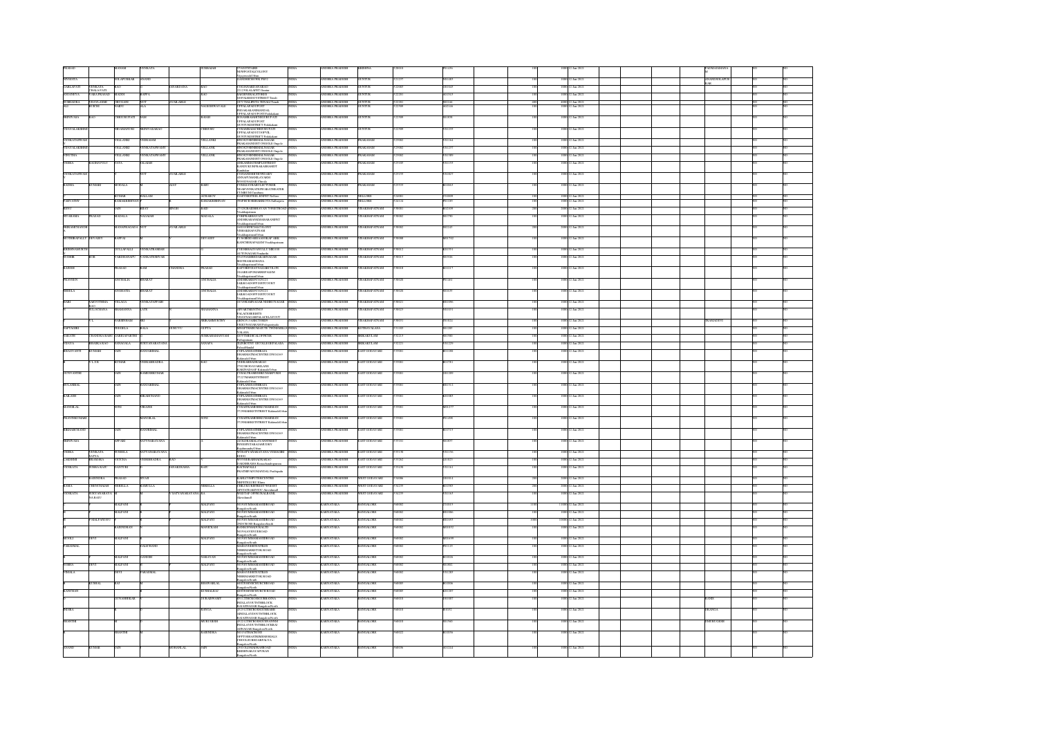| | | | | | | | | | | | | | | | | | | |
|---|---|---|---|---|---|---|---|---|---|---|---|---|---|---|---|---|---|---|
| PRASAD | | MANAM | VENKATA | | SUBBAIAH | S7-9-2 STAIRS NEWPOSTALCOLONY Vijayawada Urban | INDIA | ANDHRA PRADESH | KRISHNA | 520010 | | P01256 | | 100 | 1000 12-Jan-2021 | | PADMAJAMANAM | NO | NO |
| MYMOSA | | SOLAPURKAR | ANAND | | | NANDHI BHOWK PRG | INDIA | ANDHRA PRADESH | GUNTUR | 522275 | | S01483 | | 100 | 1000 12-Jan-2021 | | ANANDSOLAPURKAR | NO | NO |
| VARLAPATI | VENKATA CHALAPATI | RAO | | JAVARDANA | RAO | 5/70 PANDRIPADU GRAM 22 1 NILALAPET Guntur | INDIA | ANDHRA PRADESH | GUNTUR | 522003 | | V01049 | | 100 | 1000 12-Jan-2021 | | | NO | NO |
| ANUDHYA | VARAPRASAD | MADDI | BAPPA | | RAO | BAJEMENTALSTREET 1STBALAJINAGAR Tenali | INDIA | ANDHRA PRADESH | GUNTUR | 522201 | | A01513 | | 100 | 1000 12-Jan-2021 | | | NO | NO |
| SUBBAIAH | VEMAKALA | MUNAGA | NOT | AVAILABLE | | 1ST LINE 8TH RD BEARING Tenali | INDIA | ANDHRA PRADESH | GUNTUR | 522201 | | M02244 | | 100 | 1000 12-Jan-2021 | | | NO | NO |
| ALI | RUKTHI | SABJU | ALA | | SAIDESHWAVALE | UPPALAPADUPOST PEDAKAKANIMANDAL | INDIA | ANDHRA PRADESH | GUNTUR | 522509 | | S02348 | | 100 | 1000 12-Jan-2021 | | | NO | NO |
| SRINIVASA | RAO | CHEGUBUPATI | SAM | | BAIAH | UPPALAPADUPOST 3FDAMMKAKANIMUDUPATI UPPALAPADUPOST GUNTURDISTRICT Pedakakani | INDIA | ANDHRA PRADESH | GUNTUR | 522509 | | S01858 | | 100 | 1000 12-Jan-2021 | | | NO | NO |
| VIJAYALAKSHMI | | BHAMIAN URI | SRINIVASARAO | | CHIKURY | C/OSAIBABACHINDUPATI UPPALAPADUCOOPVIL GUNTURDISTRICT Pedakakani | INDIA | ANDHRA PRADESH | GUNTUR | 522509 | | V01235 | | 100 | 1000 12-Jan-2021 | | | NO | NO |
| VIJAYALAKSHMI | | YELLANKI | VEERAIAH | | YELLANKI | 869/2 SUBHODHNAGAR PRAKASAMDIST ONGOLE Ongole | INDIA | ANDHRA PRADESH | PRAKASAM | 523002 | | V01164 | | 100 | 1000 12-Jan-2021 | | | NO | NO |
| VIJAYALAKSHMI | | YELLANKI | VENKATASWAMY | | YELLANKI | 869/2 SUBHODHNAGAR PRAKASAMDIST ONGOLE Ongole | INDIA | ANDHRA PRADESH | PRAKASAM | 523002 | | V01235 | | 100 | 1000 12-Jan-2021 | | | NO | NO |
| SUNITHA | | YELLANKI | VENKATASWAMY | | YELLANKI | 869/2 SUBHODHNAGAR PRAKASAMDIST ONGOLE Ongole | INDIA | ANDHRA PRADESH | PRAKASAM | 523002 | | S01989 | | 100 | 1000 12-Jan-2021 | | | NO | NO |
| VEERA | RAGHAVULU | VATA | SALAIAH | | | ANKAMMATEMPLESTREET RANGUKUREPRAKASAMDIST Kandukur | INDIA | ANDHRA PRADESH | PRAKASAM | 523105 | | V01139 | | 100 | 1000 12-Jan-2021 | | | NO | NO |
| VENKATASWAMI | | | NOT | AVAILABLE | | C/OSHANDHEANDHUNDARY ANNAPURNAMBA NAGAR WOODNAGAR Chirala | INDIA | ANDHRA PRADESH | PRAKASAM | 523155 | | V01825 | | 100 | 1000 12-Jan-2021 | | | NO | NO |
| RADHA | KUMARI | BODALA | | AJAY | BABU | C/OBIMANYABELECTURER NEARYANKATESWARATHEATRE CUMBUM Cumbum | INDIA | ANDHRA PRADESH | PRAKASAM | 523333 | | B00865 | | 100 | 1000 12-Jan-2021 | | | NO | NO |
| | | KUMAR | BALLAM | | ACHARI OY | 9/10 PSIMSTREET ESPRT Nellore | INDIA | ANDHRA PRADESH | NELLORE | 524001 | | V02098 | | 100 | 1000 12-Jan-2021 | | | NO | NO |
| PARVATHY | | RAMAKRISHNAN | | | RAMAKRISHNAN | 39 RPSD NBHIMS PVN Gudlur | INDIA | ANDHRA PRADESH | NELLORE | 524124 | | P01185 | | 100 | 1000 12-Jan-2021 | | | NO | NO |
| RENU | | JAIN | BIJAY | SINGH | BAID | 27/12 CHARDHIBHAVAN TWHIDROAD Visakhapatnam | INDIA | ANDHRA PRADESH | VISAKHAPATNAM | 530001 | | R02109 | | 200 | 2000 12-Jan-2021 | | | NO | NO |
| SITARAMA | PRASAD | MADALA | NAGAIAH | | MADALA | C/OSPRAKRAVATI ANDHRABANKMAHARANIPET Visakhapatnam Urban | INDIA | ANDHRA PRADESH | VISAKHAPATNAM | 530002 | | M01790 | | 100 | 1000 12-Jan-2021 | | | NO | NO |
| SRIRAMCHANDR | | RAYAPRAGADA | NOT | AVAILABLE | | 2/10 1/2 POSTALCOLONY VISHAKHAPATNAM Visakhapatnam Urban | INDIA | ANDHRA PRADESH | VISAKHAPATNAM | 530002 | | S02245 | | 200 | 2000 12-Jan-2021 | | | NO | NO |
| MUTHIRAZPALLY | DEVAIRY | RAPPAI | | | DEVASSY | 9/2 SRICBAREA SOUTRAUARK KANCHRAPALEM Visakhapatnam | INDIA | ANDHRA PRADESH | VISAKHAPATNAM | 530008 | | M01702 | | 100 | 1000 12-Jan-2021 | | | NO | NO |
| KRISHNAMURTH | | NULLAPALLI | VENKATRAMIAH | | | C/OSRISATYANULLI 30B1210 AUTONAGAR Pendurthi | INDIA | ANDHRA PRADESH | VISAKHAPATNAM | 530012 | | K01951 | | 100 | 1000 12-Jan-2021 | | | NO | NO |
| SUDHIR | ROR | VARDHANAPU | VANKATESHWAR | | | 6/1 CNGARHULACARNAGAR HOUSBAKSTRANA Visakhapatnam Urban | INDIA | ANDHRA PRADESH | VISAKHAPATNAM | 530013 | | S01926 | | 100 | 1000 12-Jan-2021 | | | NO | NO |
| RAMESH | | PRASAD | RAM | CHANDRA | PRASAD | CAPTSRIDHARNAGARCOLON ISARKAPOMAMSHIPYARDM Visakhapatnam Urban | INDIA | ANDHRA PRADESH | VISAKHAPATNAM | 530018 | | R02217 | | 100 | 1000 12-Jan-2021 | | | NO | NO |
| PRAVEEN | | ANCHALIA | BHARAT | | ANCHALIA | ANCHALIA BHARAT SAIRICROADOPP EEDTCO OKT Visakhapatnam Urban | INDIA | ANDHRA PRADESH | VISAKHAPATNAM | 530020 | | P01404 | | 100 | 1000 12-Jan-2021 | | | NO | NO |
| SHEELA | | ANCHATIA | BHARAT | | ANCHALIA | ANCHALIABHARAT SAIRICROADOPP EEDTCO OKT Visakhapatnam Urban | INDIA | ANDHRA PRADESH | VISAKHAPATNAM | 530020 | | S01635 | | 100 | 1000 12-Jan-2021 | | | NO | NO |
| HARI | SARVOTHHA MA RAO | VELAGA | VENKATAPPARI | | | 38/1 PLASKRANAGAR NEHRUNAGAR | INDIA | ANDHRA PRADESH | VISAKHAPATNAM | 530021 | | H01096 | | 100 | 1000 12-Jan-2021 | | | NO | NO |
| | SULOCHANA | SHAHANNA | LATE | | SHAHANNA | APPARTMENT STREET PALACEHEIGHTS VIJAYNAGARPALACELAYOUT | INDIA | ANDHRA PRADESH | VISAKHAPATNAM | 530023 | | S01891 | | 100 | 1000 12-Jan-2021 | | | NO | NO |
| | C.L. | NARSHIMAM | SRI | | SRIRAMMURTHY | MINISTLIAMECHNIEN 1/8/1 VENKATARAO Peddapuram | INDIA | ANDHRA PRADESH | VISAKHAPATNAM | 530031 | | S01832 | | 100 | 1000 12-Jan-2021 | | PRAMADEVI | NO | NO |
| SATTALURI | | PEDDELA | BALA | GURUVU | APPPA | SHOPTSRRIDDMAIN TOWNSHI ALLIPURAM | INDIA | ANDHRA PRADESH | VIZIANAGARAM | 531183 | | S01285 | | 100 | 1000 12-Jan-2021 | | | NO | NO |
| NARATHI | CHANDRA RAMU | GARIGAPARTHI | | | SUBRAHMANYAM | VALASA MVOTSHINCALOFFICER | INDIA | ANDHRA PRADESH | SRIKAKULAM | 532213 | | N01986 | | 100 | 1000 12-Jan-2021 | | | NO | NO |
| VIJAYA | BHASKARAO | JANAVALA | SURYANARAYANA | | JANAPA | Palasamudram POSTBOXNO DEVALLEERPALASA Palasa Mandal | INDIA | ANDHRA PRADESH | SRIKAKULAM | 532221 | | V01229 | | 100 | 1000 12-Jan-2021 | | | NO | NO |
| BHAGYAWATI | KUMARI | JAIN | BANSIRBHAL | | | C/OPLASNIGLIVHRAJA DHARMATMACENTRE DNO 16/9 Kakinada Urban | INDIA | ANDHRA PRADESH | EAST GODAVARI | 533001 | | B01198 | | 100 | 1000 12-Jan-2021 | | | NO | NO |
| | C.L.UK | KUMAR | VEERABHADRA | | RAO | VEERABHADRARAO 2/7/2 GRODAVARIG LANI RAKINADAAP Kakinada Urban | INDIA | ANDHRA PRADESH | EAST GODAVARI | 533001 | | C01781 | | 100 | 1000 12-Jan-2021 | | | NO | NO |
| SUNYANTHI | | JAIN | RAMESHKUMAR | | | C/OKACTSAMRITHRANDAPTRDT 17/27 MARKETSTREET Kakinada Urban | INDIA | ANDHRA PRADESH | EAST GODAVARI | 533001 | | S01289 | | 100 | 1000 12-Jan-2021 | | | NO | NO |
| GULABBAL | | JAIN | BANSIRBHAL | | | C/OPLASNIGLIVHRAJA DHARMATMACENTRE DNO 16/9 Kakinada Urban | INDIA | ANDHRA PRADESH | EAST GODAVARI | 533001 | | G01512 | | 100 | 1000 12-Jan-2021 | | | NO | NO |
| KAILASH | | JAIN | BIKAMCHAND | | | C/OPLASNIGLIVHRAJA DHARMATMACENTRE DNO 16/9 Kakinada Urban | INDIA | ANDHRA PRADESH | EAST GODAVARI | 533001 | | K01083 | | 100 | 1000 12-Jan-2021 | | | NO | NO |
| MANGILAL | | SONI | VIRADHI | | | C/OSATHANKBIRDHAMARAN 17/29 MARKETSTREET Kakinada Urban | INDIA | ANDHRA PRADESH | EAST GODAVARI | 533001 | | M01277 | | 100 | 1000 12-Jan-2021 | | | NO | NO |
| PRAVEENKUMARI | | | MANGILAL | | SONI | C/OSATHANKBIRDHAMARAN 17/29 MARKETSTREET Kakinada Urban | INDIA | ANDHRA PRADESH | EAST GODAVARI | 533001 | | P01496 | | 100 | 1000 12-Jan-2021 | | | NO | NO |
| SRIHARICHAND | | JAIN | BANSIRBHAL | | | C/OPLASNIGLIVHRAJA DHARMATMACENTRE DNO 16/9 Kakinada Urban | INDIA | ANDHRA PRADESH | EAST GODAVARI | 533001 | | S03713 | | 100 | 1000 12-Jan-2021 | | | NO | NO |
| SRINIVASA | | APPARI | SATYANARAYANA | | | 24/12 TRIMBAKANANDSTREET INNERPETAGANAMOORTY Rajahmundry Urban | INDIA | ANDHRA PRADESH | EAST GODAVARI | 533101 | | S01857 | | 100 | 1000 12-Jan-2021 | | | NO | NO |
| VEERA | VENKATA SATYA | SUSEELA | SATYANARAYANA | | | SVR SATYANARAYANA VEMAGIRI AMBA | INDIA | ANDHRA PRADESH | EAST GODAVARI | 533156 | | V01156 | | 100 | 1000 12-Jan-2021 | | | NO | NO |
| LAKSHMI | BHADERA | CHITTHA | VEERBHADRA | RAO | | 9/75 VEERABHADRARAO SAKHIBRAMA Ramachandrapuram | INDIA | ANDHRA PRADESH | EAST GODAVARI | 533262 | | L01823 | | 100 | 1000 12-Jan-2021 | | | NO | NO |
| VENKATA | SUBBA RAJU | NANTURI | | JAVARDHAMA | RAJU | RACHAPALLI PRATHIPADUMANDAL Prathipadu | INDIA | ANDHRA PRADESH | EAST GODAVARI | 533436 | | V01161 | | 100 | 1000 12-Jan-2021 | | | NO | NO |
| | RAJENDRA | PRASAD | SIVAJI | | | KAHLETHSPUTERCENTRE NEPETELURU Eluru | INDIA | ANDHRA PRADESH | WEST GODAVARI | 534006 | | J01014 | | 200 | 2000 12-Jan-2021 | | | NO | NO |
| RAMA | CHENCHAIAH | DEBELLA | RAMULLA | | DEBELLA | CHILUKURISTREET WARSET APFCENTREARYOV Akiveedu | INDIA | ANDHRA PRADESH | WEST GODAVARI | 534235 | | D01583 | | 100 | 1000 12-Jan-2021 | | | NO | NO |
| VENKATA | SURYANARAYANA RAJU | M | | V SATYANARAYANA | RAJU | D3/HNOP OPPSURBALABANK Akiveedum | INDIA | ANDHRA PRADESH | WEST GODAVARI | 534235 | | V01183 | | 100 | 1000 12-Jan-2021 | | | NO | NO |
| | | MALPANI | | | MALPANI | 403/NSTMHAMANDIROAD Bangalore South | INDIA | KARNATAKA | BANGALORE | 560002 | | J00019 | | 1100 | 11000 12-Jan-2021 | | | NO | NO |
| | | MALPANI | | | MALPANI | 403/NSTMHAMANDIROAD Bangalore South | INDIA | KARNATAKA | BANGALORE | 560002 | | J01066 | | 100 | 1000 12-Jan-2021 | | | NO | NO |
| | PMALPANIHUF | | | | MALPANI | 403/NSTMHAMANDIROAD Bangalore South | INDIA | KARNATAKA | BANGALORE | 560002 | | R01693 | | 1000 | 10000 12-Jan-2021 | | | NO | NO |
| | | RAJENDRAN | | | MANICKAM | 29 D CROSS Bangalore South RANGEWAMYTEMPLE NO 9 BANGRENTROAD Bangalore South | INDIA | KARNATAKA | BANGALORE | 560002 | | R00052 | | 100 | 1000 12-Jan-2021 | | | NO | NO |
| MOOLI | DEVI | MALPANI | | | MALPANI | 403/NSTMHAMANDIROAD Bangalore South | INDIA | KARNATAKA | BANGALORE | 560002 | | M01699 | | 100 | 1000 12-Jan-2021 | | | NO | NO |
| PARASMAL | | | DALICHAND | | | SHAHAVEERCENTREII NEHRUMARKETOROSEAU Bangalore South | INDIA | KARNATAKA | BANGALORE | 560002 | | P01125 | | 100 | 1000 12-Jan-2021 | | | NO | NO |
| | | MALPANI | NANDH | | NARAYAN | 403/NSTMHAMANDIROAD Bangalore South | INDIA | KARNATAKA | BANGALORE | 560002 | | N00036 | | 100 | 1000 12-Jan-2021 | | | NO | NO |
| SOBHA | DEVI | MALPANI | | | MALPANI | 403/NSTMHAMANDIROAD Bangalore South | INDIA | KARNATAKA | BANGALORE | 560002 | | S01882 | | 100 | 1000 12-Jan-2021 | | | NO | NO |
| NIRMALA | | DEVI | PARASMAL | | | SHAHAVEERCENTREII NEHRUMARKETOROSEAU Bangalore South | INDIA | KARNATAKA | BANGALORE | 560002 | | N01289 | | 100 | 1000 12-Jan-2021 | | | NO | NO |
| | KUMAR | RAJ | | | BHOOPARLAL | 80STOSMONCHURCH ROAD Bangalore North | INDIA | KARNATAKA | BANGALORE | 560005 | | R03806 | | 100 | 1000 12-Jan-2021 | | | NO | NO |
| KANCHAN | | | | | KUSHALRAJ | 80STOSMONCHURCH ROAD Bangalore North | INDIA | KARNATAKA | BANGALORE | 560005 | | K01107 | | 100 | 1000 12-Jan-2021 | | | NO | NO |
| | | GUNASHEKAR | | | DURAISWAMY | 8/1 12THCROSSGURUANNA INDALAYOUTTHBLOCK RAJAJINAGAR Bangalore North | INDIA | KARNATAKA | BANGALORE | 560010 | | G01083 | | 100 | 1000 12-Jan-2021 | | RANIS | NO | NO |
| INDIRA | | | | | RANGA | 2/1 12THCROSSGURUANNA AINDALAYOUTTHBLOCK RAJAJINAGAR Bangalore North | INDIA | KARNATAKA | BANGALORE | 560010 | | I01032 | | 100 | 1000 12-Jan-2021 | | SRANGA | NO | NO |
| SHANTHI | | | | | MURUGESH | 20/2 12THCROSSGURUANNA INDALAYOUTTHBLOCKRAJ AJINAGAR Bangalore North | INDIA | KARNATAKA | BANGALORE | 560010 | | S01940 | | 100 | 1000 12-Jan-2021 | | SMURUGESH | NO | NO |
| | | SHANTHI | | | RAJENDRA | 903/5 THACROSS OPPTOSHANTHIMEMORIALS CHOOLGURUBHARPALYA Bangalore North | INDIA | KARNATAKA | BANGALORE | 560022 | | S03056 | | 100 | 1000 12-Jan-2021 | | | NO | NO |
| ANAND | KUMAR | JAIN | | MOHANLAL | JAIN | 2/3 GLINDDANNAROAD KRISHNARAYAPURAM Bangalore North | INDIA | KARNATAKA | BANGALORE | 560036 | | A01224 | | 100 | 1000 12-Jan-2021 | | | NO | NO |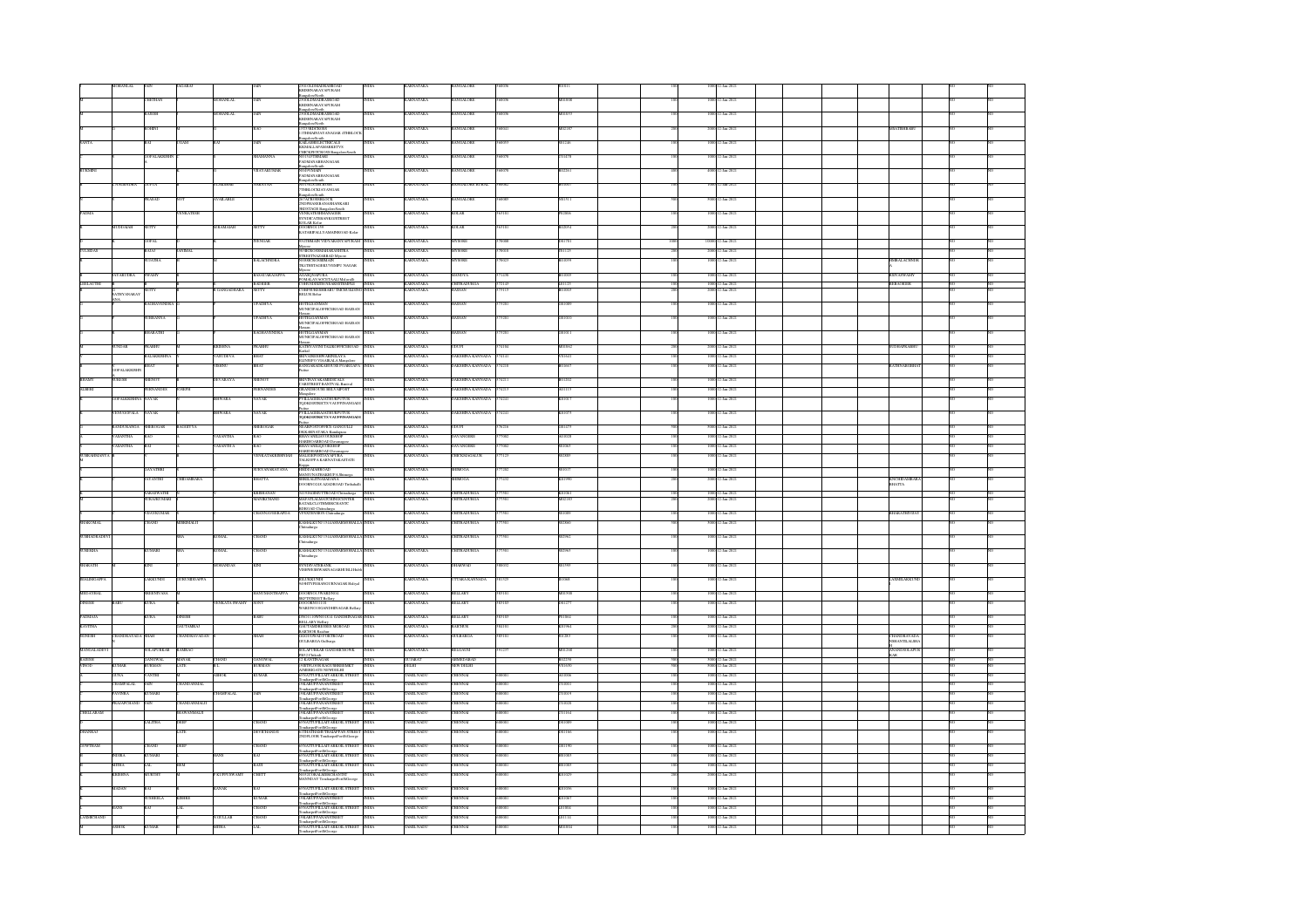| | MOHANLAL | JAIN | NAGARAJ | | JAIN | 2NDOLDMADRASROAD KRISHNARAJAPURAM Bangalore North | INDIA | KARNATAKA | BANGALORE | 560036 | | R00013 | | 100 | 1000 | 12-Jan-2021 | | | | | NO | NO |
|---|---|---|---|---|---|---|---|---|---|---|---|---|---|---|---|---|---|---|---|---|---|---|
| M | | CHETHAN | | MOHANLAL | JAIN | 2NDOLDMADRASROAD KRISHNARAJAPURAM Bangalore North | INDIA | KARNATAKA | BANGALORE | 560036 | | M00008 | | 100 | 1000 | 12-Jan-2021 | | | | | NO | NO |
| M | | RAKESH | | MOHANLAL | JAIN | 2NDOLDMADRASROAD KRISHNARAJAPURAM Bangalore North | INDIA | KARNATAKA | BANGALORE | 560036 | | M00893 | | 100 | 1000 | 12-Jan-2021 | | | | | NO | NO |
| M | | SOBHVI | | | RAO | 127ISTMAINROAD 11THMAINJAYANAGAR 4THBLOCK Bangalore South | INDIA | KARNATAKA | BANGALORE | 560041 | | M02147 | | 200 | 2000 | 12-Jan-2021 | | | SHATHISH RAO | | NO | NO |
| SANTA | | RAI | CHAND | RAI | JAIN | KAILASHELECTRICALS 8SGHALLAVASMARKETYE SHIVAJIROADCHICKPET Bangalore South | INDIA | KARNATAKA | BANGALORE | 560053 | | R02246 | | 100 | 1000 | 12-Jan-2021 | | | | | NO | NO |
| | | GOPALAKRISHN | | DHARMANNA | | NO74/27SITHARAMAPPANAGAR BYLE... PADMANABHANAGAR Bangalore South | INDIA | KARNATAKA | BANGALORE | 560070 | | G01278 | | 100 | 1000 | 12-Jan-2021 | | | | | NO | NO |
| RUKMINI | | | | VIJAYAKUMAR | | 2NDFLOOR PADMANABHANAGAR Bangalore South | INDIA | KARNATAKA | BANGALORE | 560070 | | R02203 | | 200 | 2000 | 12-Jan-2021 | | | | | NO | NO |
| | NAGANNA | GUPTA | | ALAKSHMI | SHRESTA | HOUSE NO... 7THBLOCKJAYANAGAR Bangalore South | INDIA | KARNATAKA | BANGALORE RURAL | 560082 | | R00497 | | 100 | 1000 | 12-Jan-2021 | | | | | NO | NO |
| | | PRASAD | SETT | AVALABLE | | 20 ACROSSIBLOCK 2NDPHASEBANASHANKARI 3RDSTAGE Bangalore South | INDIA | KARNATAKA | BANGALORE | 560085 | | P01513 | | 500 | 5000 | 12-Jan-2021 | | | | | NO | NO |
| PADMA | | | VENKATESH | | | VENKATESHBHAVANEB SYNDICATEBANKRDSTREET KOLAR Kolar | INDIA | KARNATAKA | KOLAR | 563101 | | P02806 | | 100 | 1000 | 12-Jan-2021 | | | | | NO | NO |
| | MUDDAIAH | SETTY | | MUDAMAIAH | SETTY | DOORNO23-159 KATHARIPALLYAMAINROAD Kolar | INDIA | KARNATAKA | KOLAR | 563101 | | M02054 | | 200 | 2000 | 12-Jan-2021 | | | | | NO | NO |
| | | GOPAL | | | SWNGAR | 99SHRAMSVIJAYAVANTAPURAM Mysore | INDIA | KARNATAKA | MYSORE | 570008 | | G01701 | | 1000 | 10000 | 12-Jan-2021 | | | | | NO | NO |
| YELIBDAS | | RAJAJ | SANIMAL | | | NO8KBCROSSRAMANANDTRA STREETNAZARBAD Mysore | INDIA | KARNATAKA | MYSORE | 570010 | | Y01125 | | 200 | 2000 | 12-Jan-2021 | | | | | NO | NO |
| | | SUJATHA | | BALACHNDRA | | NO89KBCROSSBRAIN 7KCHSTMAINROADNIRMAL NAGAR Mysore | INDIA | KARNATAKA | MYSORE | 570023 | | S01859 | | 100 | 1000 | 12-Jan-2021 | | | BHIRALACENDR | | NO | NO |
| | JAYARUDRA | SWAMY | | BASAVARAJAPPA | | NAGAQUAPPURA POALALAYSOCETY ALLMalavalli | INDIA | KARNATAKA | MANDYA | 571430 | | J01003 | | 100 | 1000 | 12-Jan-2021 | | | JEEVANSWAMY | | NO | NO |
| SHELAVTHI | | | | RADHEB | | C/OSNONANATH TRAJASETHIMPSL | INDIA | KARNATAKA | CHITRADURGA | 572123 | | S01125 | | 100 | 1000 | 12-Jan-2021 | | | REBAORNDE | | NO | NO |
| | SATHYANARAYANA | SETTY | | RCHANDASHEKARA | SETTY | C/OSPSSENBHRAMU THERORADRINJ... BELUR Belur | INDIA | KARNATAKA | HASSAN | 573115 | | S01993 | | 200 | 2000 | 12-Jan-2021 | | | | | NO | NO |
| | | RAGHAVENDRA | | | UPADHYA | SRITELKANAGAR MUNICIPALOFFICEROAD HASSAN Hassan | INDIA | KARNATAKA | HASSAN | 573201 | | C01089 | | 100 | 1000 | 12-Jan-2021 | | | | | NO | NO |
| | | SUBHANNA | | | UPADHYA | SRITELGANAGAR MUNICIPALOFFICEROAD HASSAN Hassan | INDIA | KARNATAKA | HASSAN | 573201 | | C01010 | | 100 | 1000 | 12-Jan-2021 | | | | | NO | NO |
| | | BHARATHI | | | RAGHAVENDRA | SRITELGANAGAR MUNICIPALOFFICEROAD HASSAN Hassan | INDIA | KARNATAKA | HASSAN | 573201 | | B01011 | | 100 | 1000 | 12-Jan-2021 | | | | | NO | NO |
| | SUNDAR | PRABHU | | KRISHNA | PRABHU | KATHYAVONETALKOFFICEROAD Karkal | INDIA | KARNATAKA | UDUPI | 574104 | | S00962 | | 200 | 2000 | 12-Jan-2021 | | | SUDHAPRABHU | | NO | NO |
| | | BALAKRISHNA | | VASUDEVA | BHAT | SRIVARASHIMWAJANILAYA BARMEP V VSAMBALA Mangalore | INDIA | KARNATAKA | DAKSHINA KANNADA | 574143 | | B01643 | | 100 | 1000 | 12-Jan-2021 | | | | | NO | NO |
| | | BHAT | | VISHNU | BHAT | KANDANKATKODIDUPUNDURGAPA Puttur | INDIA | KARNATAKA | DAKSHINA KANNADA | 574210 | | R01665 | | 100 | 1000 | 12-Jan-2021 | | | RAJENDARBHAT | | NO | NO |
| | GOPALAKRISHN | | | | | | | | | | | | | | | | | | | | | |
| BHAMY | SURESH | SHENOY | | DEVARAYA | SHENOY | SRIVINAYAKAMEDICALS VARSTREET BANTVAL Bantwal | INDIA | KARNATAKA | DAKSHINA KANNADA | 574211 | | R01052 | | 100 | 1000 | 12-Jan-2021 | | | | | NO | NO |
| ALBERT | | FERNANDES | JOSEPH | | FERNANDES | GRANDHOUSE BELTANGODY Mangalore | INDIA | KARNATAKA | DAKSHINA KANNADA | 574213 | | A01173 | | 100 | 1000 | 12-Jan-2021 | | | | | NO | NO |
| | GOPALAKRISHNA | NAYAK | | SHIWARA | NAYAK | PYKLADBHAGDHRUPUTUR TQDKDORRSETN VALIPINAMAADI Puttur | INDIA | KARNATAKA | DAKSHINA KANNADA | 574221 | | K01917 | | 100 | 1000 | 12-Jan-2021 | | | | | NO | NO |
| | VENUGOPALA | NAYAK | | SHIWARA | NAYAK | PYKLADBHAGDHRUPUTUR TQDKDORRSETN VALIPINAMAADI Puttur | INDIA | KARNATAKA | DAKSHINA KANNADA | 574221 | | K01979 | | 100 | 1000 | 12-Jan-2021 | | | | | NO | NO |
| | RAMDUKAMDA | SHEKOMAR | RAGHAVA | | SHEKOMAR | SHARPOSTOFFICE GANGOLLI OKKARSUKTAKA Kundapura | INDIA | KARNATAKA | UDUPI | 576216 | | C01273 | | 500 | 5000 | 12-Jan-2021 | | | | | NO | NO |
| | VASANTHA | RAO | | VASANTHA | RAO | SHAVANSHAVDWRDSHOP HARDIKARROAD Davanagere | INDIA | KARNATAKA | DAVANGERE | 577002 | | V01028 | | 100 | 1000 | 12-Jan-2021 | | | | | NO | NO |
| | VASANTHA | RAI | | VASANTHA | RAO | SHAVANTHARDWRDSHOP HARDIKARROAD Davanagere | INDIA | KARNATAKA | DAVANGERE | 577002 | | R01065 | | 100 | 1000 | 12-Jan-2021 | | | | | NO | NO |
| SUBRAHMANYA | | | | | VENKATAKRISHNAH | BALESHPOSTIYANAPURA TALKOPPA KARNATAKASTATE Koppa | INDIA | KARNATAKA | CHICKMAGALUR | 577125 | | S02889 | | 100 | 1000 | 12-Jan-2021 | | | | | NO | NO |
| M | | JAYATHRI | | | SURYANARAYANA | SHIMOGAMAINROAD MANJUNATHABLUPA Shimoga | INDIA | KARNATAKA | SHIMOGA | 577202 | | J01017 | | 100 | 1000 | 12-Jan-2021 | | | | | NO | NO |
| | | JAYANTHI | CHIDAMBARA | | BHATTA | SHIRILALITHAMANIA DOORNO243 AZADROAD Tirthahalli | INDIA | KARNATAKA | SHIMOGA | 577432 | | K01990 | | 200 | 2000 | 12-Jan-2021 | | | KNCHIDAMBARA BHATTA | | NO | NO |
| | | SARADWATHI | | | KRISHNAN | 310MAINROUTEROAD Chitradurga | INDIA | KARNATAKA | CHITRADURGA | 577501 | | S01061 | | 100 | 1000 | 12-Jan-2021 | | | | | NO | NO |
| M | | SUKANUMARI | | | MANJUNATH | BHATTACAGOFFSERVICECENTER RAZARLCUTEMBICHANIC BURVAD Chitradurga | INDIA | KARNATAKA | CHITRADURGA | 577501 | | M02183 | | 200 | 2000 | 12-Jan-2021 | | | | | NO | NO |
| | | CHAYAKUMAR | | | CHANNAVEERAPPA | ANEXTENSION Chitradurga | INDIA | KARNATAKA | CHITRADURGA | 577501 | | B01669 | | 100 | 1000 | 12-Jan-2021 | | | BHARATHIVIJAY | | NO | NO |
| SHAKCMAL | | CHAND | MISRIMALJI | | | KAMALKUNO 1314ANNARESHHALLA Chitradurga | INDIA | KARNATAKA | CHITRADURGA | 577501 | | S02860 | | 500 | 5000 | 12-Jan-2021 | | | | | NO | NO |
| SUBHADRADEVI | | | SHA | KOMAL | CHAND | KAMALKUNO 1314ANNARESHHALLA Chitradurga | INDIA | KARNATAKA | CHITRADURGA | 577501 | | S02962 | | 100 | 1000 | 12-Jan-2021 | | | | | NO | NO |
| SURESHA | | KUMARI | SHA | KOMAL | CHAND | KAMALKUNO 1314ANNARESHHALLA Chitradurga | INDIA | KARNATAKA | CHITRADURGA | 577501 | | S02963 | | 100 | 1000 | 12-Jan-2021 | | | | | NO | NO |
| BHARATH | | JAIN | | MOHANLAL | JAIN | SYNDIVATEBANK VIDHWISHWAROAD HUBLI Hubli | INDIA | KARNATAKA | DHARWAD | 580032 | | B01595 | | 100 | 1000 | 12-Jan-2021 | | | | | NO | NO |
| BASLINGAPPA | | LAKKUNDI | GURUSIDDAPPA | | | BELURKUNDI SONHITYPASANGURNAGAR Haliyal | INDIA | KARNATAKA | UTTARA KANNADA | 581329 | | B01048 | | 100 | 1000 | 12-Jan-2021 | | | LAXMILAKKUNDI | | NO | NO |
| M | BHUDAYBAL | SREENIVASA | | | HANUMANTHAPPA | DOORNO23WARDNO31 REDDYSTREET Bellary | INDIA | KARNATAKA | BELLARY | 583101 | | M01508 | | 100 | 1000 | 12-Jan-2021 | | | | | NO | NO |
| DINESH | BABU | SURA | | VENKATA SWAMY | SONY | DOORNO13714 WARDNO1BGANDHINAGAR Bellary | INDIA | KARNATAKA | BELLARY | 583103 | | D01277 | | 100 | 1000 | 12-Jan-2021 | | | | | NO | NO |
| PADMAJA | | SURA | DINESH | | BABU | DNO1313WNO2 ELI GANDHINAGAR BELLARY Bellary | INDIA | KARNATAKA | BELLARY | 583103 | | P01661 | | 100 | 1000 | 12-Jan-2021 | | | | | NO | NO |
| KAVITHA | | | GAUTAMRAJ | | | GAUTHAMRKMRD MORDAD RAICHUR Raichur | INDIA | KARNATAKA | RAICHUR | 584101 | | K01964 | | 100 | 1000 | 12-Jan-2021 | | | | | NO | NO |
| SURESH | CHANDRAVADA | SHAH | CHANDRAVADAN | | SHAH | GOOLDWHARD FOOTROAD GULBARGA Gulbarga | INDIA | KARNATAKA | GULBARGA | 585101 | | S02183 | | 100 | 1000 | 12-Jan-2021 | | | CHANDRAVADA NSHANTILALSHA H | | NO | NO |
| MANGALADEVI | | SOLAPURKAR | RAMRAO | | | HOLAPURKARJEANDMBCHOWK BELGUM Chikodi | INDIA | KARNATAKA | BELGAUM | 591237 | | M01268 | | 100 | 1000 | 12-Jan-2021 | | | ANANDSOLAPUR KAR | | NO | NO |
| RAJESH | | SANGHVAL | MAYAK | CHAND | SANGHVAL | 14 KAMDBURDAPBARDAR | INDIA | GUJARAT | AHMEDABAD | | | R02250 | | 500 | 5000 | 12-Jan-2021 | | | | | NO | NO |
| VINOD | KUMAR | BURMAN | LATE | B L | BURMAN | 6TH FLOOR KAIJADRBRIS... AJMERIGATE NEWDELHI | INDIA | DELHI | NEW DELHI | | | V01030 | | 500 | 5000 | 12-Jan-2021 | | | | | NO | NO |
| | SUNA | VANTHI | | ASHOK | KUMAR | 6 NATTUPILLAIYARKOIL STREET Tondiarpet/NorthGeorge | INDIA | TAMIL NADU | CHENNAI | 600001 | | N03006 | | 100 | 1000 | 12-Jan-2021 | | | | | NO | NO |
| | CHAMPALAL | JAIN | CHANDANMAL | | | 7NEARTPPANANSTREET Tondiarpet/NorthGeorge | INDIA | TAMIL NADU | CHENNAI | 600001 | | C00011 | | 100 | 1000 | 12-Jan-2021 | | | | | NO | NO |
| | PAVINKA | KUMARI | | CHAMPALAL | JAIN | 7NEARTPPANANSTREET Tondiarpet/NorthGeorge | INDIA | TAMIL NADU | CHENNAI | 600001 | | P01019 | | 100 | 1000 | 12-Jan-2021 | | | | | NO | NO |
| | PRATAPCHAND | JAIN | CHANDANMALJI | | | 7NEARTPPANANSTREET Tondiarpet/NorthGeorge | INDIA | TAMIL NADU | CHENNAI | 600001 | | P00020 | | 100 | 1000 | 12-Jan-2021 | | | | | NO | NO |
| CHELLARAM | | | SHARVANMALJI | | | 7NEARTPPANANSTREET Tondiarpet/NorthGeorge | INDIA | TAMIL NADU | CHENNAI | 600001 | | C01164 | | 100 | 1000 | 12-Jan-2021 | | | | | NO | NO |
| | | LALITHA | DEEP | | CHAND | 6 NATTUPILLAIYARKOIL STREET Tondiarpet/NorthGeorge | INDIA | TAMIL NADU | CHENNAI | 600001 | | L01089 | | 100 | 1000 | 12-Jan-2021 | | | | | NO | NO |
| DHANRAJ | | | LATE | | DEVICHANDJI | 6 THATHAMUTHIAPPAN STREET 2NDFLOOR Tondiarpet/NorthGeorge | INDIA | TAMIL NADU | CHENNAI | 600001 | | D01186 | | 100 | 1000 | 12-Jan-2021 | | | | | NO | NO |
| GOWTHAM | | CHAND | DEEP | | CHAND | 6 NATTUPILLAIYARKOIL STREET Tondiarpet/NorthGeorge | INDIA | TAMIL NADU | CHENNAI | 600001 | | G01190 | | 100 | 1000 | 12-Jan-2021 | | | | | NO | NO |
| | INDIRA | KUMARI | | HANS | RAJ | 6 NATTUPILLAIYARKOIL STREET Tondiarpet/NorthGeorge | INDIA | TAMIL NADU | CHENNAI | 600001 | | I01083 | | 100 | 1000 | 12-Jan-2021 | | | | | NO | NO |
| | MISHA | LAL | PREM | | RAJ | 6 NATTUPILLAIYARKOIL STREET Tondiarpet/NorthGeorge | INDIA | TAMIL NADU | CHENNAI | 600001 | | M01083 | | 100 | 1000 | 12-Jan-2021 | | | | | NO | NO |
| | KRISHNA | MURTHY | | P KUPPUSWAMY | CHETTY | NO1GANGAIKESHOWAROAD MANNEAT Tondiarpet/NorthGeorge | INDIA | TAMIL NADU | CHENNAI | 600001 | | K01029 | | 200 | 2000 | 12-Jan-2021 | | | | | NO | NO |
| | MADAN | RAJ | | KANAK | RAJ | 6 NATTUPILLAIYARKOIL STREET Tondiarpet/NorthGeorge | INDIA | TAMIL NADU | CHENNAI | 600001 | | M01096 | | 100 | 1000 | 12-Jan-2021 | | | | | NO | NO |
| | | SUSHEELA | KISHRE | | KUMAR | 7NEARTPPANANSTREET Tondiarpet/NorthGeorge | INDIA | TAMIL NADU | CHENNAI | 600001 | | K03067 | | 100 | 1000 | 12-Jan-2021 | | | | | NO | NO |
| | HANS | RAJ | LAL | | CHAND | 6 NATTUPILLAIYARKOIL STREET Tondiarpet/NorthGeorge | INDIA | TAMIL NADU | CHENNAI | 600001 | | L01004 | | 100 | 1000 | 12-Jan-2021 | | | | | NO | NO |
| LAXMICHAND | | | | R GULLAB | CHAND | 7NEARTPPANANSTREET Tondiarpet/NorthGeorge | INDIA | TAMIL NADU | CHENNAI | 600001 | | L01131 | | 100 | 1000 | 12-Jan-2021 | | | | | NO | NO |
| M | ASHOK | KUMAR | | MISHA | LAL | 6 NATTUPILLAIYARKOIL STREET Tondiarpet/NorthGeorge | INDIA | TAMIL NADU | CHENNAI | 600001 | | M01004 | | 100 | 1000 | 12-Jan-2021 | | | | | NO | NO |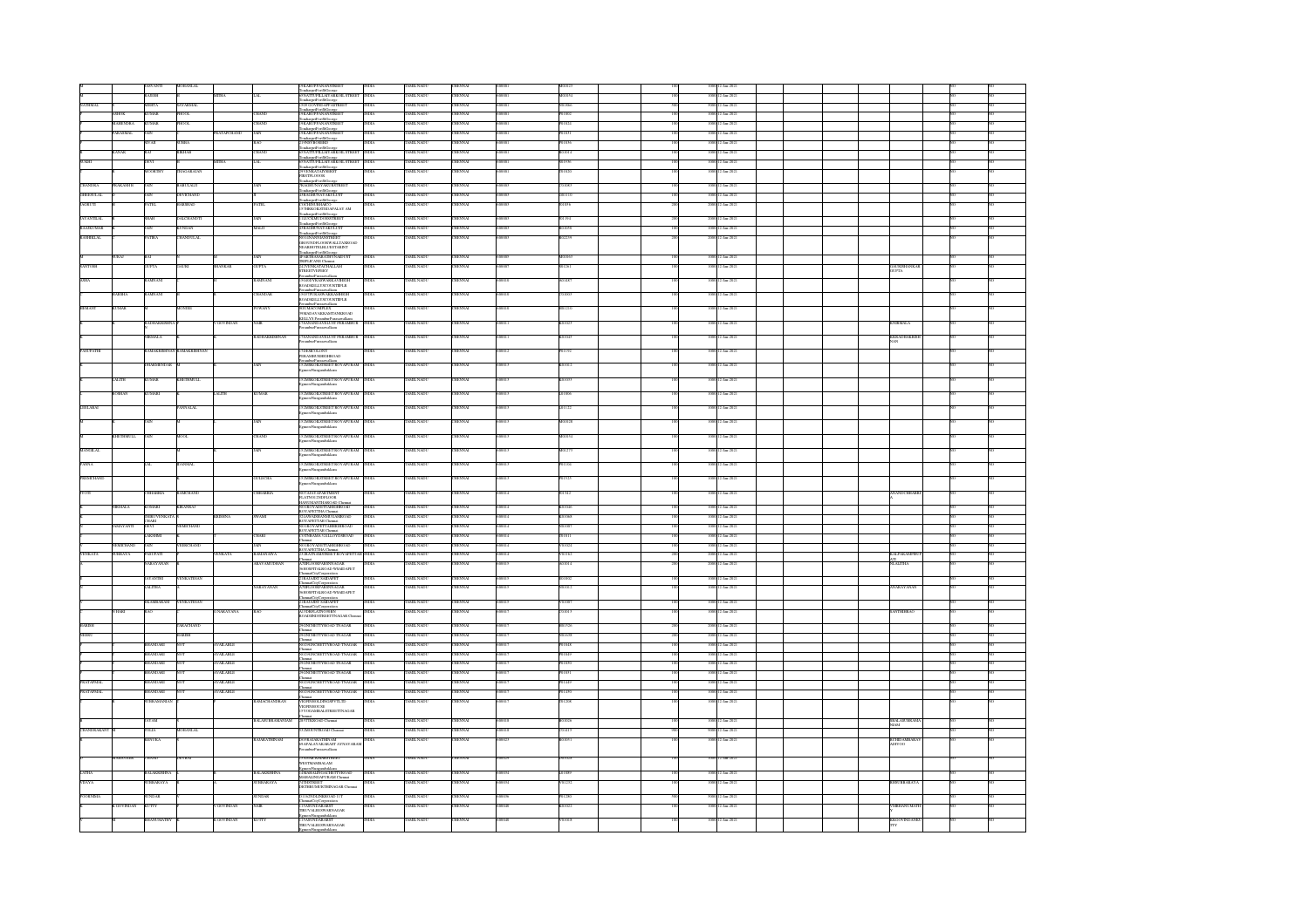| | | | | | | | | | | | | | | | | | | | | | | | |
|---|---|---|---|---|---|---|---|---|---|---|---|---|---|---|---|---|---|---|---|---|---|---|---|
| M | JASVANTI | MOHANLAL | | | | 5 KALATI PANAN STREET Sowcarpet Post Chennai | INDIA | TAMIL NADU | CHENNAI | 600001 | M00429 | | | 100 | 1000 | 12-Jan-2021 | | | | | | NO | NO |
| M | RAKESH | | MEHTA | LAL | | 6 NATTU PILLAIYAR KOIL STREET Sowcarpet Post Chennai | INDIA | TAMIL NADU | CHENNAI | 600001 | M00534 | | | 100 | 1000 | 12-Jan-2021 | | | | | | NO | NO |
| NATHMAL | | MEHTA | NATARMAL | | | 5 NP GUNNAPPALAH STREET Sowcarpet Post Chennai | INDIA | TAMIL NADU | CHENNAI | 600001 | N01066 | | | 500 | 5000 | 12-Jan-2021 | | | | | | NO | NO |
| | ASHOK | KUMAR | PHOOL | | CHAND | 5 KALATI PANAN STREET Sowcarpet Post Chennai | INDIA | TAMIL NADU | CHENNAI | 600001 | P01802 | | | 100 | 1000 | 12-Jan-2021 | | | | | | NO | NO |
| | MAHENDRA | KUMAR | PHOOL | | CHAND | 5 KALATI PANAN STREET Sowcarpet Post Chennai | INDIA | TAMIL NADU | CHENNAI | 600001 | P01824 | | | 100 | 1000 | 12-Jan-2021 | | | | | | NO | NO |
| | PARASMAL | JAIN | PRATAPCHAND | | JAIN | 5 KALATI PANAN STREET Sowcarpet Post Chennai | INDIA | TAMIL NADU | CHENNAI | 600001 | P01851 | | | 100 | 1000 | 12-Jan-2021 | | | | | | NO | NO |
| | | SIVAJI | SUBBA | | RAO | 2 PINY ROMERS Sowcarpet Post Chennai | INDIA | TAMIL NADU | CHENNAI | 600001 | S03056 | | | 100 | 1000 | 12-Jan-2021 | | | | | | NO | NO |
| | KANAK | RAJ | SIRMAS | | CHAND | 6 NATTU PILLAIYAR KOIL STREET Sowcarpet Post Chennai | INDIA | TAMIL NADU | CHENNAI | 600001 | K01014 | | | 100 | 1000 | 12-Jan-2021 | | | | | | NO | NO |
| SOKHI | | DEVI | | MEHTA | LAL | 6 NATTU PILLAIYAR KOIL STREET Sowcarpet Post Chennai | INDIA | TAMIL NADU | CHENNAI | 600001 | S03396 | | | 100 | 1000 | 12-Jan-2021 | | | | | | NO | NO |
| | | MOORTHY | NAGARAJAN | | | 29 MINT STREET FIRST FLOOR Sowcarpet Post Chennai | INDIA | TAMIL NADU | CHENNAI | 600001 | T01020 | | | 100 | 1000 | 12-Jan-2021 | | | | | | NO | NO |
| CHANDRA | PRAKASHC | JAIN | BABULALJI | | JAIN | 79 ADIYAPPA NAICKEN STREET Sowcarpet Post Chennai | INDIA | TAMIL NADU | CHENNAI | 600003 | C01063 | | | 100 | 1000 | 12-Jan-2021 | | | | | | NO | NO |
| DHEERAJLAL | | JAIN | LALCHAND | | | 47 RASAPPA CHETTY STREET Sowcarpet Post Chennai | INDIA | TAMIL NADU | CHENNAI | 600003 | D01165 | | | 100 | 1000 | 12-Jan-2021 | | | | | | NO | NO |
| JAGRUTI | | PATEL | HARIBHAI | | PATEL | 3 CHINNI BAZAAR Sowcarpet Post Chennai | INDIA | TAMIL NADU | CHENNAI | 600003 | J01036 | | | 200 | 2000 | 12-Jan-2021 | | | | | | NO | NO |
| JAYANTILAL | | SHAH | DALCHANDJI | | JAIN | 12 ULAGAPPA STREET Sowcarpet Post Chennai | INDIA | TAMIL NADU | CHENNAI | 600003 | J01104 | | | 200 | 2000 | 12-Jan-2021 | | | | | | NO | NO |
| RAJKUMAR | | JAIN | KUNDAN | | MALJI | 42 NAYAKKAR STREET Sowcarpet Post Chennai | INDIA | TAMIL NADU | CHENNAI | 600003 | R01058 | | | 100 | 1000 | 12-Jan-2021 | | | | | | NO | NO |
| RAMESHLAL | | PATWA | CHANDULAL | | | 303 ONASHTHAM STREET NEAR ELITE RESTAURANT Sowcarpet Post Chennai | INDIA | TAMIL NADU | CHENNAI | 600003 | R02259 | | | 200 | 2000 | 12-Jan-2021 | | | | | | NO | NO |
| | SURAJ | RAI | | | JAIN | SHOP PLANNING CITY NAGAR Chennai | INDIA | TAMIL NADU | CHENNAI | 600005 | M03033 | | | 100 | 1000 | 12-Jan-2021 | | | | | | NO | NO |
| SANTOSH | | GUPTA | GAURI | SHANKAR | GUPTA | 22 VENKATACHALAM STREET 1ST FLOOR Purasawalkam Chennai | INDIA | TAMIL NADU | CHENNAI | 600007 | S02261 | | | 100 | 1000 | 12-Jan-2021 | | | | | GAURISHANKAR GUPTA | NO | NO |
| ASHA | | KAMNANI | M | | KAMNANI | 2 SIDDHARTHA APTS ROAD KILPAUK Purasawalkam | INDIA | TAMIL NADU | CHENNAI | 600010 | A03485 | | | 100 | 1000 | 12-Jan-2021 | | | | | | NO | NO |
| | HARSHA | KAMNANI | | | CHANDAR | 2 SIDDHARTHA APTS ROAD KILPAUK Purasawalkam | INDIA | TAMIL NADU | CHENNAI | 600010 | H03003 | | | 100 | 1000 | 12-Jan-2021 | | | | | | NO | NO |
| HEMANT | KUMAR | | MUNSHI | | BOWANY | 9 SUMACOMPLEX MADAVARAM ROAD Purasawalkam | INDIA | TAMIL NADU | CHENNAI | 600010 | H01230 | | | 100 | 1000 | 12-Jan-2021 | | | | | | NO | NO |
| | | RADHAKRISHNAN | V | | V GOVINDAN NAIR | 5 NANDAVANAM STREET PERAMBUR Purasawalkam | INDIA | TAMIL NADU | CHENNAI | 600011 | R01023 | | | 100 | 1000 | 12-Jan-2021 | | | | | NIRMALA | NO | NO |
| | | NIRMALA | | | RADHAKRISHNAN | 5 NANDAVANAM STREET PERAMBUR Purasawalkam | INDIA | TAMIL NADU | CHENNAI | 600011 | N01043 | | | 100 | 1000 | 12-Jan-2021 | | | | | RKRADHAKRISHNAN | NO | NO |
| PASUPATHI | | RAMAKRISHNAN | RAMAKRISHNAN | | | 7 DHARCO LINT PERAMBUR Purasawalkam | INDIA | TAMIL NADU | CHENNAI | 600012 | P01192 | | | 100 | 1000 | 12-Jan-2021 | | | | | | NO | NO |
| | | DHARMENDAR | M | | JAIN | 5 NAMBOLIAR STREET ROYAPURAM Egmore Nungambakkam | INDIA | TAMIL NADU | CHENNAI | 600013 | D01012 | | | 100 | 1000 | 12-Jan-2021 | | | | | | NO | NO |
| | LALITH | KUMAR | KHETHMULL | | | 5 NAMBOLIAR STREET ROYAPURAM Egmore Nungambakkam | INDIA | TAMIL NADU | CHENNAI | 600013 | L03093 | | | 100 | 1000 | 12-Jan-2021 | | | | | | NO | NO |
| | ROSHAN | KUMARI | | LALITH | KUMAR | 5 NAMBOLIAR STREET ROYAPURAM Egmore Nungambakkam | INDIA | TAMIL NADU | CHENNAI | 600013 | L01006 | | | 100 | 1000 | 12-Jan-2021 | | | | | | NO | NO |
| GEELABAI | | | PANNALAL | | | 5 NAMBOLIAR STREET ROYAPURAM Egmore Nungambakkam | INDIA | TAMIL NADU | CHENNAI | 600013 | G01122 | | | 100 | 1000 | 12-Jan-2021 | | | | | | NO | NO |
| | | JAIN | | | JAIN | 5 NAMBOLIAR STREET ROYAPURAM Egmore Nungambakkam | INDIA | TAMIL NADU | CHENNAI | 600013 | M00128 | | | 100 | 1000 | 12-Jan-2021 | | | | | | NO | NO |
| M | KHETHMULL | JAIN | MOOL | | CHAND | 5 NAMBOLIAR STREET ROYAPURAM Egmore Nungambakkam | INDIA | TAMIL NADU | CHENNAI | 600013 | M00834 | | | 100 | 1000 | 12-Jan-2021 | | | | | | NO | NO |
| MANGILAL | | | | | JAIN | 5 NAMBOLIAR STREET ROYAPURAM Egmore Nungambakkam | INDIA | TAMIL NADU | CHENNAI | 600013 | M01275 | | | 100 | 1000 | 12-Jan-2021 | | | | | | NO | NO |
| PANNA | | LAL | | BANSILAL | | 5 NAMBOLIAR STREET ROYAPURAM Egmore Nungambakkam | INDIA | TAMIL NADU | CHENNAI | 600013 | P01004 | | | 100 | 1000 | 12-Jan-2021 | | | | | | NO | NO |
| PREMCHAND | | | | | GULECHA | 5 NAMBOLIAR STREET ROYAPURAM Egmore Nungambakkam | INDIA | TAMIL NADU | CHENNAI | 600013 | P01535 | | | 100 | 1000 | 12-Jan-2021 | | | | | | NO | NO |
| JYOTI | | CHHABRIA | RAMCHAND | | CHHABRIA | 4 VIJAY APARTMENT FLAT NO 2 NDFLOOR HANUMANTHAN ROAD Chennai | INDIA | TAMIL NADU | CHENNAI | 600014 | J01512 | | | 100 | 1000 | 12-Jan-2021 | | | | | ANAND CHHABRIA | NO | NO |
| | NIRMALA | KUMARI | KHIAMRAJ | | | 50 THOUSAND LIGHTS ROAD ROYAPETTAH Chennai | INDIA | TAMIL NADU | CHENNAI | 600014 | N01046 | | | 100 | 1000 | 12-Jan-2021 | | | | | | NO | NO |
| | SHRI VENKATA CHARI | V | KRISHNA | SWAMI | | 5 GAWADBANNER GARDEN ROAD ROYAPETTAH Chennai | INDIA | TAMIL NADU | CHENNAI | 600014 | S02068 | | | 100 | 1000 | 12-Jan-2021 | | | | | | NO | NO |
| JASAVANTI | | DEVI | HEMCHAND | | | 50 THOUSAND LIGHTS ROAD ROYAPETTAH Chennai | INDIA | TAMIL NADU | CHENNAI | 600014 | H01007 | | | 100 | 1000 | 12-Jan-2021 | | | | | | NO | NO |
| | LAKSHMI | | | | CHARI | 2 VENKATA VALLI STREET Chennai | INDIA | TAMIL NADU | CHENNAI | 600014 | L01011 | | | 100 | 1000 | 12-Jan-2021 | | | | | | NO | NO |
| | SHANTHAND | JAIN | VEERCHAND | | JAIN | 40 THOUSAND LIGHTS ROAD ROYAPETTAH Chennai | INDIA | TAMIL NADU | CHENNAI | 600014 | V03024 | | | 100 | 1000 | 12-Jan-2021 | | | | | | NO | NO |
| VENKATA | SUBBAYA | PASUPATI | | VENKATA | RAMANAYYA | 2 PEONS SHED STREET ROYAPETTAH Chennai | INDIA | TAMIL NADU | CHENNAI | 600014 | V01032 | | | 200 | 2000 | 12-Jan-2021 | | | | | KALPAKAMBHOTLA | NO | NO |
| | | NARAYANAN | | | ARAVAMUTHAN | 6 TRPLAN SPARKS NAGAR HOSPITAL ROAD WEAD APPT Chennai City Corporation | INDIA | TAMIL NADU | CHENNAI | 600015 | N03014 | | | 200 | 2000 | 12-Jan-2021 | | | | | N LALITHA | NO | NO |
| | | JAYANTHI | VENKATESAN | | | 6 BALAJEE NAGAR PET Chennai City Corporation | INDIA | TAMIL NADU | CHENNAI | 600015 | J01002 | | | 100 | 1000 | 12-Jan-2021 | | | | | | NO | NO |
| | | LALITHA | | | NARAYANAN | 6 TRPLAN SPARKS NAGAR HOSPITAL ROAD WEAD APPT Chennai City Corporation | INDIA | TAMIL NADU | CHENNAI | 600015 | N01012 | | | 100 | 1000 | 12-Jan-2021 | | | | | ANARAYANAN | NO | NO |
| | | RUKMANI | VENKATESAN | | | 6 BALAJEE NAGAR PET Chennai City Corporation | INDIA | TAMIL NADU | CHENNAI | 600015 | R01007 | | | 100 | 1000 | 12-Jan-2021 | | | | | | NO | NO |
| | V HARI | RAO | | V NARAYANA | RAO | 4 LOURDS PLATS 1 FLOOR ROAD MINI STREET T NAGAR Chennai | INDIA | TAMIL NADU | CHENNAI | 600017 | V01019 | | | 100 | 1000 | 12-Jan-2021 | | | | | SANTHIRRAO | NO | NO |
| HARISH | | | PARASHAPD | | | 29 SOUTH ETTY ROAD T NAGAR Chennai | INDIA | TAMIL NADU | CHENNAI | 600017 | H01526 | | | 100 | 1000 | 12-Jan-2021 | | | | | | NO | NO |
| HEMRAJ | | | HARISH | | | 29 SOUTH ETTY ROAD T NAGAR Chennai | INDIA | TAMIL NADU | CHENNAI | 600017 | H01038 | | | 200 | 2000 | 12-Jan-2021 | | | | | | NO | NO |
| | | BHANDARI | NOT | AVAILABLE | | 30 SOUTH ETTY ROAD T NAGAR Chennai | INDIA | TAMIL NADU | CHENNAI | 600017 | P01646 | | | 100 | 1000 | 12-Jan-2021 | | | | | | NO | NO |
| | | BHANDARI | NOT | AVAILABLE | | 30 SOUTH ETTY ROAD T NAGAR Chennai | INDIA | TAMIL NADU | CHENNAI | 600017 | P01649 | | | 100 | 1000 | 12-Jan-2021 | | | | | | NO | NO |
| | | BHANDARI | NOT | AVAILABLE | | 29 SOUTH ETTY ROAD T NAGAR Chennai | INDIA | TAMIL NADU | CHENNAI | 600017 | P01895 | | | 100 | 1000 | 12-Jan-2021 | | | | | | NO | NO |
| | | BHANDARI | NOT | AVAILABLE | | 29 SOUTH ETTY ROAD T NAGAR Chennai | INDIA | TAMIL NADU | CHENNAI | 600017 | P01691 | | | 100 | 1000 | 12-Jan-2021 | | | | | | NO | NO |
| PRATAPMAL | | BHANDARI | NOT | AVAILABLE | | 30 SOUTH ETTY ROAD T NAGAR Chennai | INDIA | TAMIL NADU | CHENNAI | 600017 | P01449 | | | 100 | 1000 | 12-Jan-2021 | | | | | | NO | NO |
| PRATAPMAL | | BHANDARI | NOT | AVAILABLE | | 30 SOUTH ETTY ROAD T NAGAR Chennai | INDIA | TAMIL NADU | CHENNAI | 600017 | P01450 | | | 100 | 1000 | 12-Jan-2021 | | | | | | NO | NO |
| | | SUBRAMANIAN | C | | RAMACHANDRAN | 5 VISHNU BUILDINGS APT 2 ND VIGHNESHWAR 3 VYOGAMBAL STREET T NAGAR Chennai | INDIA | TAMIL NADU | CHENNAI | 600017 | S01208 | | | 100 | 1000 | 12-Jan-2021 | | | | | | NO | NO |
| | | SATYAM | | | BALASUBRAMANIAM | 20 TTK ROAD Chennai | INDIA | TAMIL NADU | CHENNAI | 600018 | B03026 | | | 100 | 1000 | 12-Jan-2021 | | | | | BALASUBRAMANIAM | NO | NO |
| CHANDRAKANT | M | SOLIA | MOHANLAL | | | 5 CHINNAPPAN STREET Chennai | INDIA | TAMIL NADU | CHENNAI | 600018 | C01119 | | | 900 | 9000 | 12-Jan-2021 | | | | | | NO | NO |
| | | KINTUKA | | | RAJARATHINAM | 40 RAJARATHINAM 4 PALAYAKARAN STREET ARAM Purasawalkam | INDIA | TAMIL NADU | CHENNAI | 600023 | R03051 | | | 100 | 1000 | 12-Jan-2021 | | | | | R THIRUAMBASAN ADIVOO | NO | NO |
| | SRINIVASA | PRASAD | DEVARAJ | | | 5 NAMAKKAM ROAD WEST MAMBALAM Egmore Nungambakkam | INDIA | TAMIL NADU | CHENNAI | 600029 | S03029 | | | 100 | 1000 | 12-Jan-2021 | | | | | | NO | NO |
| LATHA | | BALAKRISHNA | | | BALAKRISHNA | 5 MAHALINGA CHETTY ROAD MAHALINGAPURAM Chennai | INDIA | TAMIL NADU | CHENNAI | 600034 | L01899 | | | 100 | 1000 | 12-Jan-2021 | | | | | | NO | NO |
| VIJAYA | | SUBBARAYA | | | SUBBARAYA | 5 FIRST STREET DR THIRUMURTHY NAGAR Chennai | INDIA | TAMIL NADU | CHENNAI | 600034 | V01252 | | | 100 | 1000 | 12-Jan-2021 | | | | | KSUBBARAYA | NO | NO |
| POORNIMA | | SUNDAR | | | SUNDAR | 1 1 GANDHI NAGAR 1 ST Chennai City Corporation | INDIA | TAMIL NADU | CHENNAI | 600036 | P01290 | | | 500 | 5000 | 12-Jan-2021 | | | | | | NO | NO |
| | K GOVINDAN | KUTTY | | V GOVINDAN | NAIR | 5 VASUNDARA APTS TIRUVALEESWARNAGAR Egmore Nungambakkam | INDIA | TAMIL NADU | CHENNAI | 600040 | K01022 | | | 100 | 1000 | 12-Jan-2021 | | | | | VMBHANUMATH | NO | NO |
| | M | BHANUMATHY | K | K GOVINDAN | KUTTY | 5 VASUNDARA APTS TIRUVALEESWARNAGAR Egmore Nungambakkam | INDIA | TAMIL NADU | CHENNAI | 600040 | V01018 | | | 100 | 1000 | 12-Jan-2021 | | | | | KKGOVINDANKUTTY | NO | NO |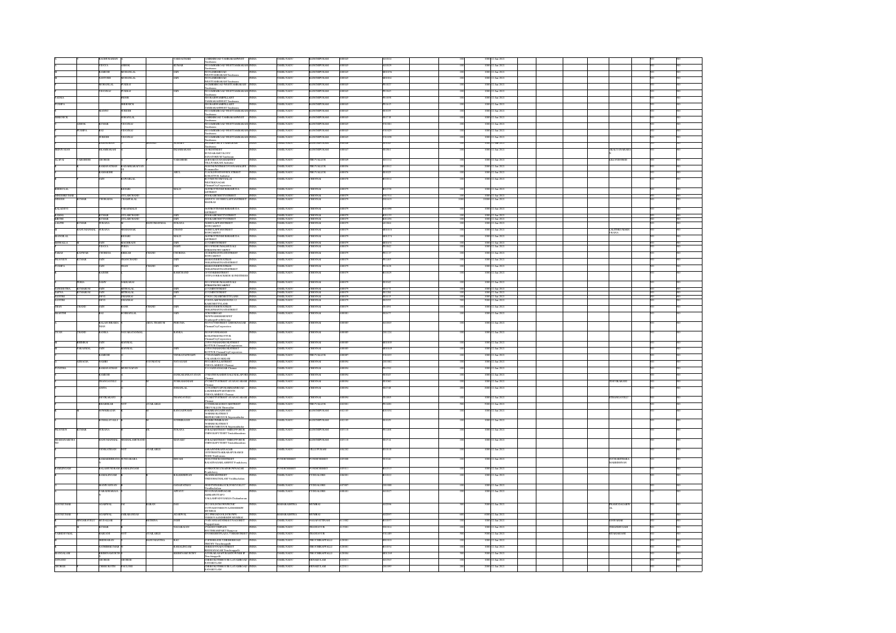| First Name | Middle Name | Last Name | Father First Name | Father Middle Name | Father Last Name | Address | Country | State | District | Pincode | Folio Number | Amount | Nominal Value | Date |
|---|---|---|---|---|---|---|---|---|---|---|---|---|---|---|
| | RAGHURAMAN | K | | | VAIDANATHAN | | INDIA | TAMIL NADU | KANCHIPURAM | 600045 | | 100 | 1000 | 12-Jan-2021 |
| | VIDAYA | ASHOK | | | KUMAR | | INDIA | TAMIL NADU | KANCHIPURAM | 600045 | | 100 | 1000 | 12-Jan-2021 |
| | RAMESH | MOHANLAL | | | JAIN | | INDIA | TAMIL NADU | KANCHIPURAM | 600045 | | 100 | 1000 | 12-Jan-2021 |
| M | SANTOSH | MOHANLAL | | | JAIN | | INDIA | TAMIL NADU | KANCHIPURAM | 600045 | | 100 | 1000 | 12-Jan-2021 |
| | MOHANLAL | PUKHAJ | | | | | INDIA | TAMIL NADU | KANCHIPURAM | 600045 | | 100 | 1000 | 12-Jan-2021 |
| | VIJAYRAJ | PUKHAJ | | | JAIN | | INDIA | TAMIL NADU | KANCHIPURAM | 600045 | | 100 | 1000 | 12-Jan-2021 |
| PADMA | | SHEEK | | | | | INDIA | TAMIL NADU | KANCHIPURAM | 600045 | | 100 | 1000 | 12-Jan-2021 |
| PUSHPA | | SHRENICK | | | | | INDIA | TAMIL NADU | KANCHIPURAM | 600045 | | 100 | 1000 | 12-Jan-2021 |
| | MANNU | SURESH | | | | | INDIA | TAMIL NADU | KANCHIPURAM | 600045 | | 100 | 1000 | 12-Jan-2021 |
| SHRENICK | | SOHANLAL | | | | | INDIA | TAMIL NADU | KANCHIPURAM | 600045 | | 100 | 1000 | 12-Jan-2021 |
| | ASHOK | KUMAR | VIJAYRAJ | | | | INDIA | TAMIL NADU | KANCHIPURAM | 600045 | | 100 | 1000 | 12-Jan-2021 |
| | PUSHPA | RAJ | VIJAYRAJ | | | | INDIA | TAMIL NADU | KANCHIPURAM | 600045 | | 100 | 1000 | 12-Jan-2021 |
| | SURESH | VIJAYRAJ | | | | | INDIA | TAMIL NADU | KANCHIPURAM | 600045 | | 100 | 1000 | 12-Jan-2021 |
| SRINIVASAN | | RAJARAMAN | | | RAJARAMAN | | INDIA | TAMIL NADU | KANCHIPURAM | 600047 | | 100 | 1000 | 12-Jan-2021 |
| ALPAT | VARGHESE | GEORGE | | | VARGHESE | | INDIA | TAMIL NADU | TIRUVALLUR | 600049 | | 100 | 1000 | 12-Jan-2021 |
| | RAMANATHAN | RAJASEKARAN | | | | | INDIA | TAMIL NADU | TIRUVALLUR | 600056 | | 100 | 1000 | 12-Jan-2021 |
| | KAMAKSHI | | | | ARUL | | INDIA | TAMIL NADU | TIRUVALLUR | 600076 | | 100 | 1000 | 12-Jan-2021 |
| | JAIN | KANWARLAL | | | | | INDIA | TAMIL NADU | CHENNAI | 600078 | | 100 | 1000 | 12-Jan-2021 |
| SHRIYLAL | | KESARI | | | MALJI | | INDIA | TAMIL NADU | CHENNAI | 600079 | | 100 | 1000 | 12-Jan-2021 |
| DINESHKUMAR | | GULABCHAND | | | | | INDIA | TAMIL NADU | CHENNAI | 600079 | | 100 | 1000 | 12-Jan-2021 |
| DINESH | KUMAR | CHORADIA | CHAMPALAL | | | | INDIA | TAMIL NADU | CHENNAI | 600079 | | 1000 | 10000 | 12-Jan-2021 |
| KALADEVI | | PARASMALJI | | | | | INDIA | TAMIL NADU | CHENNAI | 600079 | | 100 | 1000 | 12-Jan-2021 |
| KAMAL | | KUMAR | GULABCHAND | | JAIN | | INDIA | TAMIL NADU | CHENNAI | 600079 | | 100 | 1000 | 12-Jan-2021 |
| KIRTHI | | KUMAR | GULABCHAND | | JAIN | | INDIA | TAMIL NADU | CHENNAI | 600079 | | 100 | 1000 | 12-Jan-2021 |
| LALITH | KUMAR | SURANA | | HANUMANMAL | SURANA | | INDIA | TAMIL NADU | CHENNAI | 600079 | | 100 | 1000 | 12-Jan-2021 |
| | HANUMANMAL | SURANA | BHABANAK | | CHAND | | INDIA | TAMIL NADU | CHENNAI | 600079 | | 100 | 1000 | 12-Jan-2021 |
| MANGILAL | | KESARI | | | MALJI | | INDIA | TAMIL NADU | CHENNAI | 600079 | | 100 | 1000 | 12-Jan-2021 |
| MITHALAL | | JAIN | MAGHRAJI | | JAIN | | INDIA | TAMIL NADU | CHENNAI | 600079 | | 100 | 1000 | 12-Jan-2021 |
| | VIDYA | PERIA | | | SAMY | | INDIA | TAMIL NADU | CHENNAI | 600079 | | 100 | 1000 | 12-Jan-2021 |
| PARAS | KANWAR | CHORDIA | SIKHAR | CHAND | CHORDIA | | INDIA | TAMIL NADU | CHENNAI | 600079 | | 100 | 1000 | 12-Jan-2021 |
| PRAVEEN | KUMAR | JAIN | SHANTICHAND | | JAIN | | INDIA | TAMIL NADU | CHENNAI | 600079 | | 100 | 1000 | 12-Jan-2021 |
| PUSHPA | | JAIN | DHAN | CHAND | JAIN | | INDIA | TAMIL NADU | CHENNAI | 600079 | | 100 | 1000 | 12-Jan-2021 |
| | SATISH | | | | RAMCHAND | | INDIA | TAMIL NADU | CHENNAI | 600079 | | 100 | 1000 | 12-Jan-2021 |
| | PERIA | SAMY | SARKARAI | | | | INDIA | TAMIL NADU | CHENNAI | 600079 | | 100 | 1000 | 12-Jan-2021 |
| SANGEETHA | KUMARI | JAIN | MITHALAL | | JAIN | | INDIA | TAMIL NADU | CHENNAI | 600079 | | 100 | 1000 | 12-Jan-2021 |
| SAPNA | KUMARI | JAIN | MITHALAL | | JAIN | | INDIA | TAMIL NADU | CHENNAI | 600079 | | 100 | 1000 | 12-Jan-2021 |
| SANTHI | | DEVI | DHANRAJ | | M | | INDIA | TAMIL NADU | CHENNAI | 600079 | | 100 | 1000 | 12-Jan-2021 |
| SANTHI | | DEVI | DHANRAJ | | | | INDIA | TAMIL NADU | CHENNAI | 600079 | | 100 | 1000 | 12-Jan-2021 |
| TRAN | CHAND | JAIN | RANK | CHAND | JAIN | | INDIA | TAMIL NADU | CHENNAI | 600079 | | 100 | 1000 | 12-Jan-2021 |
| SHANTHI | | RAJ | KUSHANLAL | | JAIN | | INDIA | TAMIL NADU | CHENNAI | 600081 | | 100 | 1000 | 12-Jan-2021 |
| | BALASUBRAMANIAN | | | ARULTHARUM | PERUMAL | | INDIA | TAMIL NADU | CHENNAI | 600083 | | 100 | 1000 | 12-Jan-2021 |
| JIVAN | CHAND | SANKLA | NAVARATANMAL | | SANKLA | | INDIA | TAMIL NADU | CHENNAI | 600089 | | 100 | 1000 | 12-Jan-2021 |
| M | | JAIN | MANMAL | | | | INDIA | TAMIL NADU | CHENNAI | 600089 | | 100 | 1000 | 12-Jan-2021 |
| | PARASMAL | JAIN | MANMAL | | JAIN | | INDIA | TAMIL NADU | CHENNAI | 600089 | | 100 | 1000 | 12-Jan-2021 |
| | RAMESH | | | | VENKATASWAMY | | INDIA | TAMIL NADU | TIRUVALLUR | 600087 | | 100 | 1000 | 12-Jan-2021 |
| | ADHAVAN | SAMRI | | S | NAVAHANI | | INDIA | TAMIL NADU | CHENNAI | 600094 | | 100 | 1000 | 12-Jan-2021 |
| PUNITHA | | RAMANATHAN | MURUGAPPAN | | | | INDIA | TAMIL NADU | CHENNAI | 600092 | | 100 | 1000 | 12-Jan-2021 |
| | RAMESH | | | | SANKARANARAYANAN | | INDIA | TAMIL NADU | CHENNAI | 600094 | | 100 | 1000 | 12-Jan-2021 |
| | SHANGAVELU | | | | SUBRAMANIAM | | INDIA | TAMIL NADU | CHENNAI | 600094 | | 100 | 1000 | 12-Jan-2021 |
| | ANITA | | | | SOHANLAL | | INDIA | TAMIL NADU | CHENNAI | 600094 | | 200 | 2000 | 12-Jan-2021 |
| | DEVIKARANI | | | | SHANGAVELU | | INDIA | TAMIL NADU | CHENNAI | 600094 | | 100 | 1000 | 12-Jan-2021 |
| | SHANKAR | NOT | AVAILABLE | | | | INDIA | TAMIL NADU | TIRUVALLUR | 602001 | | 500 | 5000 | 12-Jan-2021 |
| | SOWRIRAJAN | | | | RANGASWAMY | | INDIA | TAMIL NADU | KANCHIPURAM | 602105 | | 100 | 1000 | 12-Jan-2021 |
| | KOSHALAVALLI | K | | | SOWRIRAJAN | | INDIA | TAMIL NADU | KANCHIPURAM | 602105 | | 100 | 1000 | 12-Jan-2021 |
| PRAVEEN | KUMAR | SURANA | | | SURANA | | INDIA | TAMIL NADU | KANCHIPURAM | 603118 | | 100 | 1000 | 12-Jan-2021 |
| SHASHANKCHAND | | HANUMANMAL | SHASHALAMCHAND | | MANARU | | INDIA | TAMIL NADU | KANCHIPURAM | 603118 | | 100 | 1000 | 12-Jan-2021 |
| | VENKATESAN | NOT | AVAILABLE | | | | INDIA | TAMIL NADU | VILLUPURAM | 604202 | | 100 | 1000 | 12-Jan-2021 |
| | RAMAKRISHNAN | SUNDARARA | | | SHYAM | | INDIA | PONDICHERRY | PONDICHERRY | 605008 | | 100 | 1000 | 12-Jan-2021 |
| RAMLINGAM | | BALASUNDRAM | RAMALINGAM | | | | INDIA | PONDICHERRY | PONDICHERRY | 605013 | | 100 | 1000 | 12-Jan-2021 |
| | RAMALINGAM | | | | BALKRISHNAN | | INDIA | TAMIL NADU | CUDDALORE | 606001 | | 100 | 1000 | 12-Jan-2021 |
| | MANIVANNAN | | | | GANAPATHAY | | INDIA | TAMIL NADU | CUDDALORE | 607803 | | 100 | 1000 | 12-Jan-2021 |
| | VARADHARAJA | | | | APPAVU | | INDIA | TAMIL NADU | CUDDALORE | 608001 | | 100 | 1000 | 12-Jan-2021 |
| AJAYKUMAR | | AGARWAL | JAI | KARAN | DAS | | INDIA | MAHARASHTRA | MUMBAI | | | 100 | 1000 | 12-Jan-2021 |
| AJAYKUMAR | | AGARWAL | JAIKARANDAS | | AGARWAL | | INDIA | MAHARASHTRA | MUMBAI | | | 600 | 6000 | 12-Jan-2021 |
| | SIVASARAVANAN | MUDALIAR | | RETHINA | SAMI | | INDIA | TAMIL NADU | NAGAPATTINAM | 611002 | | 100 | 1000 | 12-Jan-2021 |
| | | KUMAR | | | NAGARAJAN | | INDIA | TAMIL NADU | THANJAVUR | 613001 | | 100 | 1000 | 12-Jan-2021 |
| VAIDEHI MAL | | SARANI | NOT | AVAILABLE | | | INDIA | TAMIL NADU | THANJAVUR | 613009 | | 100 | 1000 | 12-Jan-2021 |
| | | SRIDHARAN | | HANUMANTHA | RAO | | INDIA | TAMIL NADU | TIRUCHIRAPPALLI | 620001 | | 100 | 1000 | 12-Jan-2021 |
| | | SATHISHKUMAR | G | | RAMALINGAM | | INDIA | TAMIL NADU | TIRUCHIRAPPALLI | 620001 | | 100 | 1000 | 12-Jan-2021 |
| MANGALAM | | KRISHNAMURTHY | | | KRISHNAMURTHY | | INDIA | TAMIL NADU | TIRUCHIRAPPALLI | 620004 | | 500 | 5000 | 12-Jan-2021 |
| ANNAMMA | | GEORGE | GEORGE | | | | INDIA | KERALA | ERNAKULAM | 682011 | | 100 | 1000 | 12-Jan-2021 |
| GEORGE | | CHERUKOTH | PAULOSE | | | | INDIA | KERALA | ERNAKULAM | 682011 | | 200 | 2000 | 12-Jan-2021 |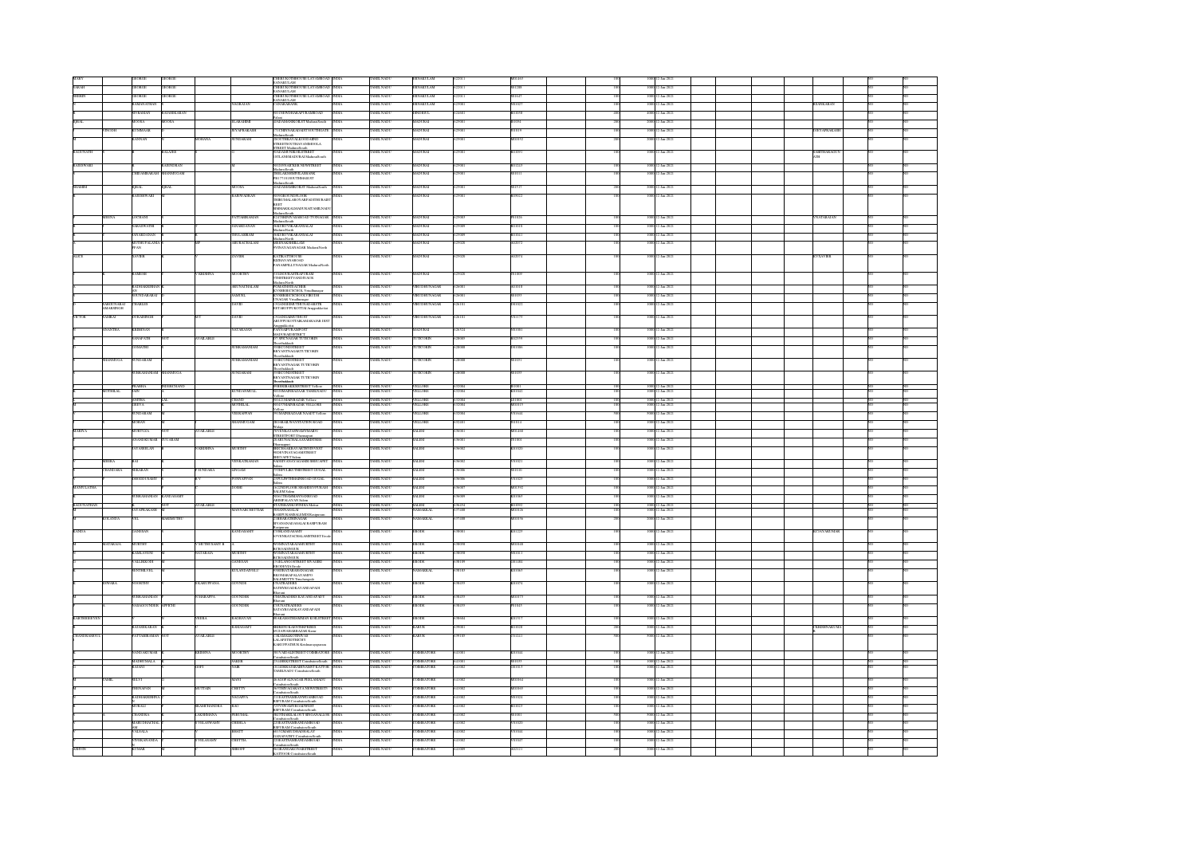| Investor First Name | Middle Name | Last Name | Father/Husband First Name | Middle Name | Last Name | Country | State | District | Pin Code | Folio Number | Shares | Amount | Proposed Date of Transfer | Joint Holder |
|---|---|---|---|---|---|---|---|---|---|---|---|---|---|---|
| MARY | | GEORGE | GEORGE | | | INDIA | TAMIL NADU | ERNAKULAM | 682011 | M01463 | 100 | 1000 | 12-Jan-2021 | |
| SARAH | | GEORGE | GEORGE | | | INDIA | TAMIL NADU | ERNAKULAM | 682011 | S01288 | 100 | 1000 | 12-Jan-2021 | |
| SHERIN | | GEORGE | GEORGE | | | INDIA | TAMIL NADU | ERNAKULAM | 682011 | S01647 | 100 | 1000 | 12-Jan-2021 | |
| | | RAMANATHAN | | | NAGRAJAN | INDIA | TAMIL NADU | MADURAI | 625001 | S01627 | 100 | 1000 | 12-Jan-2021 | RSANKARAN |
| | | SUBRAMANI | RAJASEKARAN | | | INDIA | TAMIL NADU | DINDIGUL | 624001 | S01038 | 200 | 2000 | 12-Jan-2021 | |
| IQBAL | | MOOSA | MOOSA | | ELARAHIM | INDIA | TAMIL NADU | MADURAI | 625001 | I01091 | 200 | 2000 | 12-Jan-2021 | |
| | VINODH | KUMMAAR | | | SIVAPRAKASH | INDIA | TAMIL NADU | MADURAI | 625001 | V01819 | 100 | 1000 | 12-Jan-2021 | SDEVAPRAKASH |
| | | KANNAN | MOHANA | | SUNDARAM | INDIA | TAMIL NADU | MADURAI | 625001 | M00692 | 200 | 2000 | 12-Jan-2021 | |
| RAGUNATH | | | BALAJEE | | | INDIA | TAMIL NADU | MADURAI | 625001 | R01093 | 100 | 1000 | 12-Jan-2021 | SABITHARAGUNATH |
| RAJESWARI | | | RAJENDRAN | | M | INDIA | TAMIL NADU | MADURAI | 625001 | R01223 | 100 | 1000 | 12-Jan-2021 | |
| | | CHIDAMBARAM | SHANMUGAM | | | INDIA | TAMIL NADU | MADURAI | 625001 | C00111 | 100 | 1000 | 12-Jan-2021 | |
| SHAMIM | | IQBAL | IQBAL | | MOOSA | INDIA | TAMIL NADU | MADURAI | 625001 | S01517 | 200 | 2000 | 12-Jan-2021 | |
| | | RAJESHWARI | | | RAJESWARAN | INDIA | TAMIL NADU | MADURAI | 625001 | R00922 | 100 | 1000 | 12-Jan-2021 | |
| | MEENA | LOCHANI | | | PATTABIRAMAN | INDIA | TAMIL NADU | MADURAI | 625003 | M01836 | 100 | 1000 | 12-Jan-2021 | VNATARAJAN |
| | | SARASWATHI | | | JANAKIRAMAN | INDIA | TAMIL NADU | MADURAI | 625009 | S01018 | 100 | 1000 | 12-Jan-2021 | |
| | | JAYARAMAN | | | THULASIRAM | INDIA | TAMIL NADU | MADURAI | 625009 | J00061 | 100 | 1000 | 12-Jan-2021 | |
| | | MUTHUPALANIAPPAN | | | ARUNACHALAM | INDIA | TAMIL NADU | MADURAI | 625020 | M02072 | 100 | 1000 | 12-Jan-2021 | |
| ALICE | | XAVIER | XAVIER | | | INDIA | TAMIL NADU | MADURAI | 625020 | A02074 | 100 | 1000 | 12-Jan-2021 | KXAVIER |
| | | RAMESH | V KRISHNA | | MOORTHY | INDIA | TAMIL NADU | MADURAI | 625020 | R01809 | 100 | 1000 | 12-Jan-2021 | |
| | | RADHAKRISHNAN | | | ARUNACHALAM | INDIA | TAMIL NADU | VIRUDHUNAGAR | 626001 | R01818 | 100 | 1000 | 12-Jan-2021 | |
| | | JEYSUDHAKARAN | | | SAMUEL | INDIA | TAMIL NADU | VIRUDHUNAGAR | 626001 | J01059 | 100 | 1000 | 12-Jan-2021 | |
| | | CHARLES | | | DAVID | INDIA | TAMIL NADU | VIRUDHUNAGAR | 626101 | P01025 | 100 | 1000 | 12-Jan-2021 | |
| VICTOR | SAMRAJ | | | | DAVID | INDIA | TAMIL NADU | VIRUDHUNAGAR | 626101 | V01175 | 100 | 1000 | 12-Jan-2021 | |
| | ANANTHA | KRISHNAN | | | NATARAJAN | INDIA | TAMIL NADU | VIRUDHUNAGAR | 626124 | A01061 | 100 | 1000 | 12-Jan-2021 | |
| | | GANAPATHI | | | NOT AVAILABLE | INDIA | TAMIL NADU | TUTICORIN | 628003 | G02370 | 100 | 1000 | 12-Jan-2021 | |
| | | | | | SUBRAMANIAM | INDIA | TAMIL NADU | TUTICORIN | 628008 | S01060 | 100 | 1000 | 12-Jan-2021 | |
| | SHANMUGA | SUNDARAM | | | SUBRAMANIAM | INDIA | TAMIL NADU | TUTICORIN | 628008 | S01091 | 100 | 1000 | 12-Jan-2021 | |
| | | SUBRAMANIAM | SHANMUGA | | SUNDARAM | INDIA | TAMIL NADU | TUTICORIN | 628008 | S01095 | 100 | 1000 | 12-Jan-2021 | |
| | | PRABHA | NEMICHAND | | | INDIA | TAMIL NADU | VELLORE | 632004 | P02061 | 100 | 1000 | 12-Jan-2021 | |
| | MOTHILAL | JAIN | | | KUNDANMULL | INDIA | TAMIL NADU | VELLORE | 632004 | M01062 | 100 | 1000 | 12-Jan-2021 | |
| | | SUNDARAM | | | VEERAPPAN | INDIA | TAMIL NADU | VELLORE | 632004 | S01641 | 500 | 5000 | 12-Jan-2021 | |
| | | MOHAN | | | SHANMUGAM | INDIA | TAMIL NADU | VELLORE | 632001 | M01014 | 100 | 1000 | 12-Jan-2021 | |
| | | ANANDAVALLI | | | | INDIA | TAMIL NADU | SALEM | 636001 | A01091 | 100 | 1000 | 12-Jan-2021 | |
| | | SIVASEKARAN | N KRISHNA | | MURTHY | INDIA | TAMIL NADU | SALEM | 636002 | S01020 | 100 | 1000 | 12-Jan-2021 | |
| | RENUKA | RAI | | | VENKATRAMAN | INDIA | TAMIL NADU | SALEM | 636002 | R01021 | 100 | 1000 | 12-Jan-2021 | |
| | CHANDARA | SEKARAN | P SUNDARA | | LINGAM | INDIA | TAMIL NADU | SALEM | 636006 | C01010 | 100 | 1000 | 12-Jan-2021 | |
| MANJULATHA | | | | | | INDIA | TAMIL NADU | SALEM | 636007 | M02392 | 100 | 1000 | 12-Jan-2021 | |
| | | SUBRAMANIAN | KANDASAMY | | | INDIA | TAMIL NADU | SALEM | 636009 | S01065 | 100 | 1000 | 12-Jan-2021 | |
| RAGUNATHAN | | | | | NOT AVAILABLE | INDIA | TAMIL NADU | SALEM | 636204 | R01892 | 100 | 1000 | 12-Jan-2021 | |
| | | JAYAPRAKASH | | | | INDIA | TAMIL NADU | NAMAKKAL | 637208 | J00026 | 100 | 1000 | 12-Jan-2021 | |
| | KOLANDA | VEL | MARIMUTHU | | | INDIA | TAMIL NADU | NAMAKKAL | 637408 | K00036 | 200 | 2000 | 12-Jan-2021 | |
| KANDA | | GANESAN | | | KANDASAMY | INDIA | TAMIL NADU | ERODE | 638001 | G01223 | 100 | 1000 | 12-Jan-2021 | |
| | | MURTHY | V MUTHUSAMY | | | INDIA | TAMIL NADU | ERODE | 638008 | M00048 | 100 | 1000 | 12-Jan-2021 | |
| | | KAMLAVENI | NATARAJA | | MURTHY | INDIA | TAMIL NADU | ERODE | 638008 | K00611 | 100 | 1000 | 12-Jan-2021 | |
| | | VALLIKKODI | | | GANESAN | INDIA | TAMIL NADU | ERODE | 638109 | V01866 | 100 | 1000 | 12-Jan-2021 | |
| | | SENTHILVEL | | | KULANTAIVELU | INDIA | TAMIL NADU | NAMAKKAL | 638183 | S01065 | 100 | 1000 | 12-Jan-2021 | |
| | DWARKA | MOORTHY | R KARUPPANA | | GOUNDER | INDIA | TAMIL NADU | ERODE | 638459 | D01974 | 100 | 1000 | 12-Jan-2021 | |
| | | SUBRAMANIAN | MARAPPA | | GOUNDER | INDIA | TAMIL NADU | ERODE | 638459 | S00073 | 100 | 1000 | 12-Jan-2021 | |
| | | | | | GOUNDER | INDIA | TAMIL NADU | ERODE | 638459 | N01045 | 100 | 1000 | 12-Jan-2021 | |
| | | | VEERA | | RAGHAVAN | INDIA | TAMIL NADU | ERODE | 638604 | K01717 | 100 | 1000 | 12-Jan-2021 | |
| | | RADHAKRISHNAN | | | RAMASAMY | INDIA | TAMIL NADU | KARUR | 639001 | R01628 | 100 | 1000 | 12-Jan-2021 | |
| CHANDRAMOULI | | PATTABIRAMAN | NOT AVAILABLE | | | INDIA | TAMIL NADU | KARUR | 639108 | C01223 | 100 | 1000 | 12-Jan-2021 | |
| | | | KRISHNA | | MOORTHY | INDIA | TAMIL NADU | COIMBATORE | 641001 | R01044 | 100 | 1000 | 12-Jan-2021 | |
| | | MADHUMALA | | | NAIR | INDIA | TAMIL NADU | COIMBATORE | 641001 | M01039 | 100 | 1000 | 12-Jan-2021 | |
| | | RAJANI | GOPI | | NAIR | INDIA | TAMIL NADU | COIMBATORE | 641002 | R01015 | 100 | 1000 | 12-Jan-2021 | |
| | | | | | MANI | INDIA | TAMIL NADU | COIMBATORE | 641002 | V01064 | 100 | 1000 | 12-Jan-2021 | |
| | | SRINIVASAN | MUTTAIN | | CHETTY | INDIA | TAMIL NADU | COIMBATORE | 641002 | S00069 | 100 | 1000 | 12-Jan-2021 | |
| | | RADHAKRISHNAN | | | NAGAPPA | INDIA | TAMIL NADU | COIMBATORE | 641002 | R01024 | 100 | 1000 | 12-Jan-2021 | |
| | | MURALI | RAMACHANDRA | | RAO | INDIA | TAMIL NADU | COIMBATORE | 641002 | M01023 | 100 | 1000 | 12-Jan-2021 | |
| | | CHANDRA | LAKSHMANA | | PERUMAL | INDIA | TAMIL NADU | COIMBATORE | 641002 | C01081 | 500 | 5000 | 12-Jan-2021 | |
| | | VALSALA | | | BHATT | INDIA | TAMIL NADU | COIMBATORE | 641002 | V01044 | 100 | 1000 | 12-Jan-2021 | |
| | | VIVEKANANDA | | | CHETTIA | INDIA | TAMIL NADU | COIMBATORE | 641002 | V01047 | 100 | 1000 | 12-Jan-2021 | |
| ASHWIN | | KUMAR | | | SHROFF | INDIA | TAMIL NADU | COIMBATORE | 641009 | A02113 | 200 | 2000 | 12-Jan-2021 | |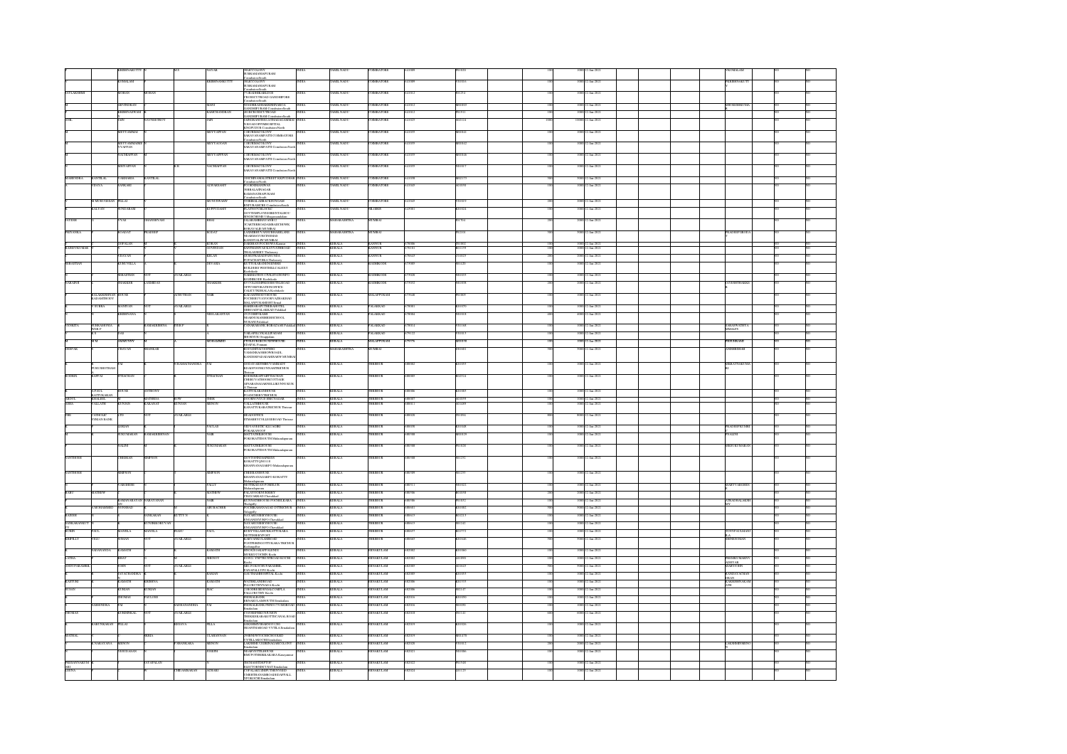| Investor First Name | Investor Middle Name | Investor Last Name | Father/Husband First Name | Father/Husband Middle Name | Father/Husband Last Name | Address | Country | State | District | Pin Code | Folio Number | No. of Shares | Amount | Proposed Date of Transfer | Nominee |
|---|---|---|---|---|---|---|---|---|---|---|---|---|---|---|---|
| | KRISHNAKUTTY | K | M K | | NAYAR | 5 ELKC COLONY SUBRAMANIAPURAM Coimbatore South | INDIA | TAMIL NADU | COIMBATORE | 641009 | P01020 | 100 | 1000 | 12-Jan-2021 | VKOMALAM |
| | KOMALAM | | | | KRISHNAKUTTY | 5 ELKC COLONY SUBRAMANIAPURAM Coimbatore South | INDIA | TAMIL NADU | COIMBATORE | 641009 | V01016 | 100 | 1000 | 12-Jan-2021 | PKKRISHNAKUTTY |
| AVULAKSHMI | MOHAN | MOHAN | | | | 71 RAJESHKARLINE VRUSSUNROAD GANDHIPURAM Coimbatore South | INDIA | TAMIL NADU | COIMBATORE | 641012 | A01214 | 100 | 1000 | 12-Jan-2021 | |
| M | ARVINDRAN | | | | MANI | 39 ANDRAKARAGRESIDENCY GANDHIPURAM Coimbatore South | INDIA | TAMIL NADU | COIMBATORE | 641012 | M00010 | 100 | 1000 | 12-Jan-2021 | SHRINISHKUMA |
| M | KRISHNAPRASAD | K | | | RAMCHANDRAN | 38 CROSSCUTROAD GANDHIPURAM Coimbatore South | INDIA | TAMIL NADU | COIMBATORE | 641012 | P01011 | 100 | 1000 | 12-Jan-2021 | |
| ANIL | | JAIN | NAVNEETROY | | JAIN | SHREEOSWALSTORES NGROAD OPPMBGHOSPITAL KNGPUDUR Coimbatore North | INDIA | TAMIL NADU | COIMBATORE | 641020 | A02124 | 1000 | 10000 | 12-Jan-2021 | |
| | MEYYAMMAL | | | | MEYYAPPAN | 3 THIRUMALCOLONY SARAVANAMPATTI COIMBATORE Coimbatore North | INDIA | TAMIL NADU | COIMBATORE | 641035 | M00041 | 100 | 1000 | 12-Jan-2021 | |
| M | MEYYAMMAI VYAPPAN | | | | MEYYAPPAN | 3 THIRUMALCOLONY SARAVANAMPATTI Coimbatore North | INDIA | TAMIL NADU | COIMBATORE | 641035 | M00042 | 100 | 1000 | 12-Jan-2021 | |
| M | NACHIAPPAN | | | | MEYYAPPAN | 3 THIRUMALCOLONY SARAVANAMPATTI Coimbatore North | INDIA | TAMIL NADU | COIMBATORE | 641035 | M00046 | 100 | 1000 | 12-Jan-2021 | |
| M | MEIYAPPAN | | K R | | NACHIAPPAN | 3 THIRUMALCOLONY SARAVANAMPATTI Coimbatore North | INDIA | TAMIL NADU | COIMBATORE | 641035 | M01017 | 100 | 1000 | 12-Jan-2021 | |
| MAHENDRA | KANTILAL | VAKHARIA | KANTILAL | | | 85 THIRUMALSTREET KAPPUSHEM Coimbatore North | INDIA | TAMIL NADU | COIMBATORE | 641038 | M02175 | 500 | 5000 | 12-Jan-2021 | |
| | VIJAYA | SANKARI | | | ALWARSAMY | 89 GURUMANDIRAM SRIBALAJINAGAR RAMANATHAPURAM Coimbatore South | INDIA | TAMIL NADU | COIMBATORE | 641045 | S01058 | 100 | 1000 | 12-Jan-2021 | |
| | MURUGESAN | PILLAI | | | MUNUSWAMY | 9 NEBBALAJIBACKSIDNGAR KNGPURAMCRS Coimbatore South | INDIA | TAMIL NADU | COIMBATORE | 641045 | V01019 | 200 | 2000 | 12-Jan-2021 | |
| | KALYAN | SUNDARAM | | | KUPPUSAMY | PLATNO79RBCOLONY OOTYEMPLOYEESRENTALHOU SINGSCHEME Udhagamandalam | INDIA | TAMIL NADU | NILGIRIS | 643001 | K01024 | 100 | 1000 | 12-Jan-2021 | |
| JAYESH | | VYAS | GHANSHYAM | | BHAI | 2 ALAKARBHAVANB12 TOAKTHRROADANDHERICHWK BORIVALIR MUMBAI | INDIA | MAHARASHTRA | MUMBAI | | J01704 | 200 | 2000 | 12-Jan-2021 | |
| PRIYANKA | | PODDAT | PRADEEP | | PODAT | 6 ANKHRINIVASSURHARELANE NEARMAYURCINEMAS KANDIVALIW MUMBAI | INDIA | MAHARASHTRA | MUMBAI | | P02101 | 500 | 5000 | 12-Jan-2021 | PRADEEPPODDA |
| | | GOPALAN | | | KORAN | PARKHOUSETOURMSTACannur | INDIA | KERALA | KANNUR | 670006 | G01002 | 100 | 1000 | 12-Jan-2021 | |
| RAJEEVKUMAR | | | | | GOVINDAN | SANTHANNIVAS KALYANIROAD THALASSERY Thalassery | INDIA | KERALA | KANNUR | 670101 | R01175 | 100 | 1000 | 12-Jan-2021 | |
| | | VIJAYAN | | | KELAN | SREEPRAKASHPANUNDA PORACHARAVKA Thalassery | INDIA | KERALA | KANNUR | 670643 | V01025 | 200 | 2000 | 12-Jan-2021 | |
| SEBASTIAN | | KURUVILLA | | | DEVASIA | MUTTICKAKULRESIDENSE RURDEHUS WESTHILLCALICUT Kozhikode | INDIA | KERALA | KOZHIKODE | 673005 | S01220 | 100 | 1000 | 12-Jan-2021 | |
| | | SEBASTIAN | NOT | AVAILABLE | | NAMBIATHYCPHLETATIONPO KOZHIKODE Kozhikode | INDIA | KERALA | KOZHIKODE | 673028 | S01053 | 100 | 1000 | 12-Jan-2021 | |
| VASANTI | | THAKKER | LAXMIDAS | | THAKKER | 4STYLEDNBPIRESTHROTELROAD OPPCHRPERATINGOFFICE CALICUT KERALA Kozhikode | INDIA | KERALA | KOZHIKODE | 673032 | V01038 | 200 | 2000 | 12-Jan-2021 | JAYESHTHAKKE |
| | BALAKRISHNAN KADAMBIBODY | KOOTH | | ACHUTHAN | NAIR | KAGANIBOUTSHOUSE POCHRRTYAVOORVAZHEKKAD MALAPPURAMDISTRICT Ernad | INDIA | KERALA | MALAPPURAM | 673640 | B01069 | 100 | 1000 | 12-Jan-2021 | |
| | V SUBRA | RANIYAN | NOT | AVAILABLE | | SAMBHARAPUTHIRAINTEL SRIROADPALAKKAD Palakkad | INDIA | KERALA | PALAKKAD | 678001 | K01070 | 100 | 1000 | 12-Jan-2021 | |
| | | KRISHNANA | | | NEELAKANTAN | 59 FCHBFSRAMI NEARMNANBRIDSTRIOL SULYAN Palakkad | INDIA | KERALA | PALAKKAD | 678004 | K01018 | 400 | 4000 | 12-Jan-2021 | |
| VENKITA | SUBRAMANIA IYER P | | RAMAKRISHNA | IYER P | | 7 ANAKARABK ROBAGAR Palakkad | INDIA | KERALA | PALAKKAD | 678014 | V01168 | 100 | 1000 | 12-Jan-2021 | SARASWATHIPA KMALIPI |
| | K S | DAS | | | | PARAPPALYKALLIPAIASI SHORNUR Ottappalam | INDIA | KERALA | PALAKKAD | 679122 | V01013 | 100 | 1000 | 12-Jan-2021 | |
| | M M | AMMUNNY | | | MOHAMMED | THOLUR HOUSE NEMMINI EDAPAL Ponnani | INDIA | KERALA | MALAPPURAM | 679576 | M00098 | 500 | 5000 | 12-Jan-2021 | PHOUBRAHIM |
| DEEPAK | | CHAVAN | SHANKAR | | | 401 VASANTHAHAR VASHANKARESDOWROADL KANDIVALIWASTMUMBAI | INDIA | MAHARASHTRA | MUMBAI | | D01601 | 500 | 5000 | 12-Jan-2021 | ANDHRIDESH |
| | | JAI | | NRAMACHANDRA | PAI | 1 HOLYARTHRESVASADAMY ROADPOSTKUNNAMTHRISSUR Thrissur | INDIA | KERALA | THRISSUR | 680002 | K01059 | 100 | 1000 | 12-Jan-2021 | SREERATNAKUMA RI |
| PURUSHOTHAM | | | | | | | | | | | | | | | |
| BINDHU | | KAPPAI | PITHACHAN | | PITHACHAN | KOMBANKAPPARIPACHAN CHRIRUVATHOSHCOTTAGE APPAKARANDARSHLURKUNNUKUR A Thrissur | INDIA | KERALA | THRISSUR | 680005 | B02324 | 100 | 1000 | 12-Jan-2021 | |
| | N PAUL KATTUKARAN | JOSEPH | ANTHONY | | | KATTUKARANHOUSE POANCHERYTRISSUR | INDIA | KERALA | THRISSUR | 680006 | K01903 | 100 | 1000 | 12-Jan-2021 | |
| ABDUL | KHALEEL | | MATHRISA | ROW | THEK | KOCHRRYDEAM NMRCNAGAR | INDIA | KERALA | THRISSUR | 680007 | A01099 | 100 | 1000 | 12-Jan-2021 | |
| USHA | VALLATH | KUNJAN | KAKANAT | KUNJAN | MENON | VALLATHHOUSE KANATTUKARACHECHUR Thrissur | INDIA | KERALA | THRISSUR | 680011 | U01499 | 100 | 1000 | 12-Jan-2021 | |
| THE | CATHOLIC SYRIAN BANK | LTD | NOT | AVAILABLE | | HEADOFFICE STMARRYSCOLLEGEROAD Thrissur | INDIA | KERALA | THRISSUR | 680020 | T01056 | 900 | 9000 | 12-Jan-2021 | |
| | | REMAN | | | PAULAS | VIDYAVATHICKALVAGHI POLAKANGOP | INDIA | KERALA | THRISSUR | 680590 | R01048 | 100 | 1000 | 12-Jan-2021 | PRADEEPKUMRI |
| | | SUKUMARAN | RAMAKRISHNAN | | NAIR | MEETAZHIHOUSE POKORATTISOUTH Mukundapuram | INDIA | KERALA | THRISSUR | 680308 | S00129 | 100 | 1000 | 12-Jan-2021 | PVALINI |
| | | NALINI | | | SUKUMARAN | MEETAZHIHOUSE POKORATTISOUTH Mukundapuram | INDIA | KERALA | THRISSUR | 680308 | P01024 | 100 | 1000 | 12-Jan-2021 | MSSUKUMARAN |
| SANTHOSH | | CHEERAN | SIMPSON | | | 3011TOSPHSAPEESS KORATTYQ93118 KHANNANAGARPO Mukundapuram | INDIA | KERALA | THRISSUR | 680308 | S01251 | 100 | 1000 | 12-Jan-2021 | |
| SANTHOSH | | SIMPSON | | | SIMPSON | CHEERANHOUSE KHANNANAGARPO KORATTY Mukundapuram | INDIA | KERALA | THRISSUR | 680309 | S01253 | 100 | 1000 | 12-Jan-2021 | |
| | | VARGHESE | | | PALLY | MOTHIKKAN PORILUR Mukundapuram | INDIA | KERALA | THRISSUR | 680311 | V01023 | 100 | 1000 | 12-Jan-2021 | MARYVARGHES |
| BABU | MATHEW | | | | MATHEW | PALATOOKHOUSESKY CHAVAKKAD Chavakkad | INDIA | KERALA | THRISSUR | 680506 | B01058 | 200 | 2000 | 12-Jan-2021 | |
| | RAMANARAYAN AN | NARAYANAN | | | NAIR | KUNNATHHOUSE POCHELAKARA Talappilly | INDIA | KERALA | THRISSUR | 680586 | P01032 | 100 | 1000 | 12-Jan-2021 | AJIRADHALAKSH MY |
| | K MOHAMMED | YOOSHAF | | | ABOOBACKER | PUTHRANNALKADAN ATTHRIKKUR Talappilly | INDIA | KERALA | THRISSUR | 680601 | K01082 | 100 | 1000 | 12-Jan-2021 | |
| RAJESH | | | SANKARAN | KUTTY N | | NAYARKODIRHOUSE SHANNESSYRPO Chavakkad | INDIA | KERALA | THRISSUR | 680613 | R01213 | 100 | 1000 | 12-Jan-2021 | |
| SANKARANKUT TY | | | KUTHKORUVAN | | | NAYARKODIRHOUSE SHANNESSYRPO Chavakkad | INDIA | KERALA | THRISSUR | 680613 | S01242 | 100 | 1000 | 12-Jan-2021 | |
| ROBIN | PAUL | MANILA | MANILA | PAULI | PAUL | KURIYILLAMH KKATTUKARA MUTHSKKEVPO81 | INDIA | KERALA | THRISSUR | 680697 | R01773 | 100 | 1000 | 12-Jan-2021 | JOSYPAULMANI R A |
| KEPPILLY | VELU | SOHAN | NOT | AVAILABLE | | KARVANNUVANBOAD POOTPERINGOTTUKARA TRICHUR Kodungallur | INDIA | KERALA | THRISSUR | 680665 | K01640 | 500 | 5000 | 12-Jan-2021 | SHINEWSHAN |
| | SADANANDA | KAMATH | | | KAMATH | SHOGKRGKAWVALLNKO MUKKCCUCHIN Kochi | INDIA | KERALA | ERNAKULAM | 682002 | S01060 | 100 | 1000 | 12-Jan-2021 | |
| LATHA | | BHAT | | | SHENOY | 1/20121 VNPTRUTROAD KOCHI Kochi | INDIA | KERALA | ERNAKULAM | 682002 | L01090 | 100 | 1000 | 12-Jan-2021 | PREMBSUMARNAY AHITHAK |
| JOSEPARAMBIL | | JOHN | NOT | AVAILABLE | | NEDUNGKOURUPARAMBIL PANAPALLYPO Kochi | INDIA | KERALA | ERNAKULAM | 682005 | J01623 | 500 | 5000 | 12-Jan-2021 | MARYJOHN |
| | | JAYACHANDRA | | | RAMAN | VACHHANRHOSPITAL Kochi | INDIA | KERALA | ERNAKULAM | 682005 | K01093 | 100 | 1000 | 12-Jan-2021 | RANIJAYACHAN DRAN |
| KASTURI | | KAMATH | KRISHNA | | KAMATH | WATERLANDROAD PLLURUTHYNADA Kochi | INDIA | KERALA | ERNAKULAM | 682006 | K01555 | 100 | 1000 | 12-Jan-2021 | RAKSHBHNKAKAM ATH |
| SUSAN | | KURIAN | KURIAN | | ISAC | CHOORBRIRIMNACONPLA PALLURUTHY Kochi | INDIA | KERALA | ERNAKULAM | 682006 | S01147 | 100 | 1000 | 12-Jan-2021 | |
| | | THOMAS | PAULOSE | | | KEERALIKAROK ERNAKULAMSOUTH Ernakulam | INDIA | KERALA | ERNAKULAM | 682016 | K01093 | 100 | 1000 | 12-Jan-2021 | |
| | SARESNDRA | PAI | | RADHANANDHA | PAI | SHMAXLANNK PBNO17/27EMBRAD Ernakulam | INDIA | KERALA | ERNAKULAM | 682016 | S01090 | 100 | 1000 | 12-Jan-2021 | |
| THOMAS | | KUMBHIKAL | NOT | AVAILABLE | | 17/3 TREPRRENTENGRTY TRIKKEKKARANOTTICANAL ROAD Ernakulam | INDIA | KERALA | ERNAKULAM | 682018 | T01141 | 600 | 6000 | 12-Jan-2021 | |
| | KARUNAKARAN | PILLAI | | KESAVA | PILLA | ASHADHIVIHARKNO1/2891 SKANTHARROAD VYTILA Ernakulam | INDIA | KERALA | ERNAKULAM | 682019 | K01026 | 100 | 1000 | 12-Jan-2021 | |
| MATHAI | | | MERA | | ULAHANNAN | 29 BRNEWTOCHSOLIOKAKO VYTTILAKOCHI Ernakulam | INDIA | KERALA | ERNAKULAM | 682019 | M01470 | 100 | 1000 | 12-Jan-2021 | |
| | K NARAYANA | MENON | | P SHANKARA | MENON | LAKSHMI 52HIRNADAMCOLONY Ernakulam | INDIA | KERALA | ERNAKULAM | 682020 | V01012 | 200 | 2000 | 12-Jan-2021 | LAKSHMIPMENO N |
| | | VENUGOPAN | | | JOSEPH | SHARVETHLHOUSE SMCPOTHRIKKAKARA Kanayannur | INDIA | KERALA | ERNAKULAM | 682021 | V01066 | 100 | 1000 | 12-Jan-2021 | |
| PRESANNAKUM ARI | | | JAYAPALAN | | | 30 THANNIDEFTOP EDACTOKINECVSAY Ernakulam | INDIA | KERALA | ERNAKULAM | 682022 | P01548 | 100 | 1000 | 12-Jan-2021 | |
| SEENA | | | | CHIDAMBARAN | ACHARI | TOPALAKADHIPYTHENVEED CHMNDHANAMROADEDAPPALL YPOKOCHI Ernakulam | INDIA | KERALA | ERNAKULAM | 682024 | S01125 | 100 | 1000 | 12-Jan-2021 | |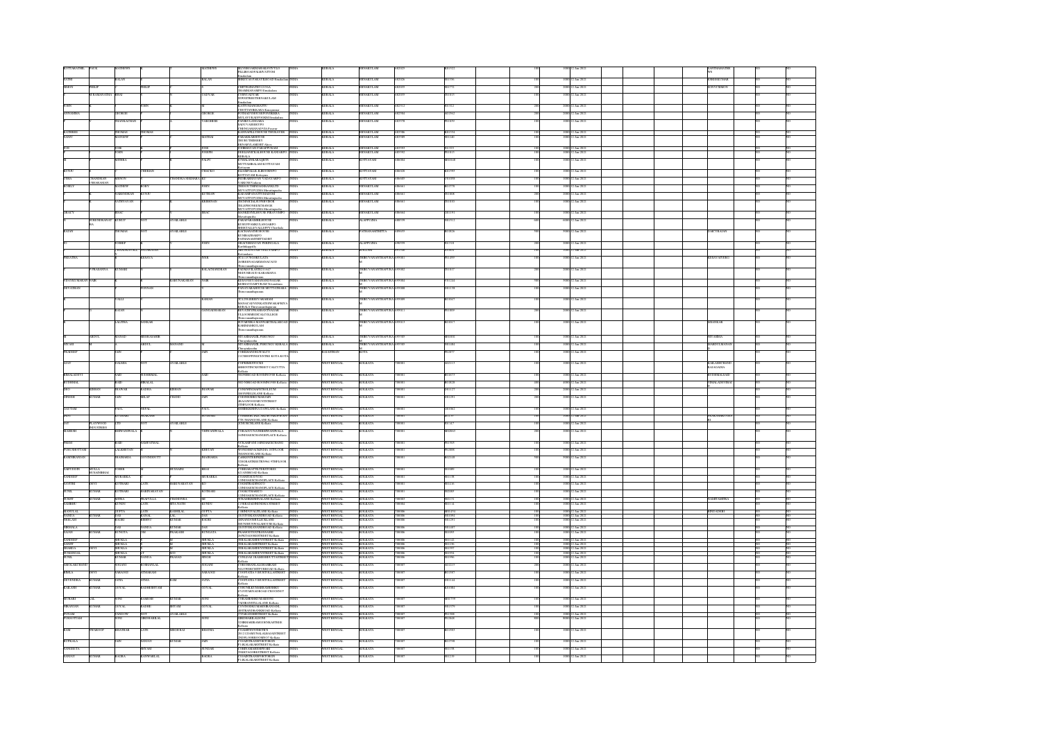| Investor First Name | Investor Middle Name | Investor Last Name | Father/Husband First Name | Father/Husband Middle Name | Father/Husband Last Name | Address | Country | State | District | Pin Code | Folio Number | Number of Shares | Amount Transferred | Proposed Date of Transfer to IEPF | Joint Holder Name |
|---|---|---|---|---|---|---|---|---|---|---|---|---|---|---|---|
| KOTTARATHIL | PAUL | MATHEWS | | | MATHEWS | | INDIA | KERALA | ERNAKULAM | 682025 | | 100 | 1000 | 12-Jan-2021 | |
| SATHI | | BALAN | | | BALAN | | INDIA | KERALA | ERNAKULAM | 682026 | | 100 | 1000 | 12-Jan-2021 | |
| BIJOY | PHILIP | | PHILIP | | | | INDIA | KERALA | ERNAKULAM | 682030 | | 100 | 1000 | 12-Jan-2021 | |
| | M RAMANATHA | BHAT | | | UADYAR | | INDIA | KERALA | ERNAKULAM | 682035 | | 100 | 1000 | 12-Jan-2021 | |
| JOHN | | | JOHN | | | | INDIA | KERALA | ERNAKULAM | 682312 | | 200 | 2000 | 12-Jan-2021 | |
| ANNAMMA | | GEORGE | | | GEORGE | | INDIA | KERALA | ERNAKULAM | 682504 | | 200 | 2000 | 12-Jan-2021 | |
| | | SHANKATHAN | | | VARGHESE | | INDIA | KERALA | ERNAKULAM | 683578 | | 100 | 1000 | 12-Jan-2021 | |
| KATHIREE | | THOMAS | THOMAS | | | | INDIA | KERALA | ERNAKULAM | 683586 | | 100 | 1000 | 12-Jan-2021 | |
| SANJU | | MATHEW | | | MATHAI | | INDIA | KERALA | ERNAKULAM | 683585 | | 100 | 1000 | 12-Jan-2021 | |
| | | JOSE | | | JOSE | | INDIA | KERALA | ERNAKULAM | 683585 | | 100 | 1000 | 12-Jan-2021 | |
| | | JOHN | | | JOSEPH | | INDIA | KERALA | ERNAKULAM | 683592 | | 100 | 1000 | 12-Jan-2021 | |
| | | MERSHA | | | PALPU | | INDIA | KERALA | KOTTAYAM | 686004 | | 100 | 1000 | 12-Jan-2021 | |
| KUNJU | | | CHERIAN | | CHACKO | | INDIA | KERALA | KOTTAYAM | 686020 | | 100 | 1000 | 12-Jan-2021 | |
| UMA | CHANDRAN | MENON | | | CHANDRA SEKHARAN | | INDIA | KERALA | KOTTAYAM | 686605 | | 100 | 1000 | 12-Jan-2021 | |
| BOBILY | | MATHEW | BOBY | | JOHN | | INDIA | KERALA | ERNAKULAM | 686661 | | 100 | 1000 | 12-Jan-2021 | |
| | | NARENDRAN | KUNJU | | KUTTAN | | INDIA | KERALA | ERNAKULAM | 686661 | | 100 | 1000 | 12-Jan-2021 | |
| | | SATHYAVAN | | | KRISHNAN | | INDIA | KERALA | ERNAKULAM | 686661 | | 100 | 1000 | 12-Jan-2021 | |
| GRACY | | ISSAC | | | ISSAC | | INDIA | KERALA | ERNAKULAM | 686664 | | 100 | 1000 | 12-Jan-2021 | |
| | SURENDRANATKURUP | | NOT | AVAILABLE | | | INDIA | KERALA | ALAPPUZHA | 688539 | | 500 | 5000 | 12-Jan-2021 | |
| RAJAN | | THOMAS | NOT | AVAILABLE | | | INDIA | KERALA | PATHANAMTHITTA | 689695 | | 500 | 5000 | 12-Jan-2021 | PAKURAJAN |
| | | JOSHEP | | | JOHN | | INDIA | KERALA | ALAPPUZHA | 690559 | | 200 | 2000 | 12-Jan-2021 | |
| PREATHA | | | KESAVA | | IYER | | INDIA | KERALA | THIRUVANANTHAPURAM | 695001 | | 200 | 2000 | 12-Jan-2021 | KESAVAIYERG |
| | P PRASANNA | KUMARI | | | BALACHANDRAN | | INDIA | KERALA | THIRUVANANTHAPURAM | 695002 | | 200 | 2000 | 12-Jan-2021 | |
| VINAYKUMARAN | NAIR | | | KARUNAKARAN | NAIR | | INDIA | KERALA | THIRUVANANTHAPURAM | 695004 | | 300 | 3000 | 12-Jan-2021 | |
| DEVADHAN | | | PONNAN | | | | INDIA | KERALA | THIRUVANANTHAPURAM | 695008 | | 100 | 1000 | 12-Jan-2021 | |
| | | VALLI | | | RAMAN | | INDIA | KERALA | THIRUVANANTHAPURAM | 695009 | | 100 | 1000 | 12-Jan-2021 | |
| | | RAJAN | | | GANGADHARAN | | INDIA | KERALA | THIRUVANANTHAPURAM | 695011 | | 200 | 2000 | 12-Jan-2021 | |
| | | LALITHA | SANKAR | | | | INDIA | KERALA | THIRUVANANTHAPURAM | 695013 | | 100 | 1000 | 12-Jan-2021 | SHANKAR |
| | ABDUL | MANAD | MEERASAHIB | | | | INDIA | KERALA | THIRUVANANTHAPURAM | 695305 | | 100 | 1000 | 12-Jan-2021 | SHYAMBA |
| SHYAM | | | ABDUL | MANANJ | | | INDIA | KERALA | THIRUVANANTHAPURAM | 695305 | | 100 | 1000 | 12-Jan-2021 | ABDULMANAN |
| PRADEEP | | JAIN | | | JAIN | | INDIA | RAJASTHAN | KOTA | | | 100 | 1000 | 12-Jan-2021 | |
| AJAY | | KALSHA | NOT | AVAILABLE | | | INDIA | WEST BENGAL | KOLKATA | 700001 | | 100 | 1000 | 12-Jan-2021 | KAILASHCHAND RALKALSHA |
| KAMALADEVI | | SAID | BUDHMAL | | SAID | | INDIA | WEST BENGAL | KOLKATA | 700001 | | 100 | 1000 | 12-Jan-2021 | |
| BUDHMAL | | SAID | HIRALAL | | | | INDIA | WEST BENGAL | KOLKATA | 700001 | | 300 | 3000 | 12-Jan-2021 | VIMALADEVIMAL |
| DEO | KISHAN | BHAWAR | RADHA | KISHAN | BHAWAR | | INDIA | WEST BENGAL | KOLKATA | 700001 | | 200 | 2000 | 12-Jan-2021 | |
| DINESH | KUMAR | JAIN | ARLAP | CHAND | JAIN | | INDIA | WEST BENGAL | KOLKATA | 700001 | | 100 | 1000 | 12-Jan-2021 | |
| GAUTAM | | PAUL | GOPAL | | PAUL | | INDIA | WEST BENGAL | KOLKATA | 700001 | | 100 | 1000 | 12-Jan-2021 | |
| JEEVAN | | RUNGTA | PRAKASH | | RUNGTA | | INDIA | WEST BENGAL | KOLKATA | 700001 | | 100 | 1000 | 12-Jan-2021 | |
| JAY | PLANWOOD ENGG.(INDIA) | LTD | NOT | AVAILABLE | | | INDIA | WEST BENGAL | KOLKATA | 700001 | | 100 | 1000 | 12-Jan-2021 | |
| MAHESH | | SHRIWANWALA | | | SHRIWANWALA | | INDIA | WEST BENGAL | KOLKATA | 700001 | | 200 | 2000 | 12-Jan-2021 | |
| PREM | | SAID | SAMPATMAL | | | | INDIA | WEST BENGAL | KOLKATA | 700001 | | 100 | 1000 | 12-Jan-2021 | |
| PURUSHOTTAM | | LALKHETAN | | | KHETAN | | INDIA | WEST BENGAL | KOLKATA | 700001 | | 100 | 1000 | 12-Jan-2021 | |
| RAMNIRANJAN | | JHAWARIA | GOVINDDUTT | | JHAWARIA | | INDIA | WEST BENGAL | KOLKATA | 700001 | | 500 | 5000 | 12-Jan-2021 | |
| SARFUDDIN | MULLA MUSAMMBAI | ZOHER | | HUSAINI | BHAI | | INDIA | WEST BENGAL | KOLKATA | 700001 | | 100 | 1000 | 12-Jan-2021 | |
| SANDEEP | | MURARKA | | | MURARKA | | INDIA | WEST BENGAL | KOLKATA | 700001 | | 100 | 1000 | 12-Jan-2021 | |
| SANTHI | DEVI | | LATE | SHRI NARAYAN | SO | | INDIA | WEST BENGAL | KOLKATA | 700001 | | 100 | 1000 | 12-Jan-2021 | |
| SUNIL | KUMAR | KOTHARI | HARINARAYAN | | KOTHARI | | INDIA | WEST BENGAL | KOLKATA | 700001 | | 100 | 1000 | 12-Jan-2021 | |
| SUMIT | KUMAR | MISRA | PRAFULLA | CHANDRA | MI | | INDIA | WEST BENGAL | KOLKATA | 700003 | | 100 | 1000 | 12-Jan-2021 | SAMITAMISRA |
| SANJEEV | | KUNDU | LATE | SITA NATH | KUNDU | | INDIA | WEST BENGAL | KOLKATA | 700004 | | 100 | 1000 | 12-Jan-2021 | |
| MANJULAL | | GUPTA | LATE | BANSILAL | GUPTA | | INDIA | WEST BENGAL | KOLKATA | 700006 | | 100 | 1000 | 12-Jan-2021 | BINDADEBI |
| NANDA | KUMAR | DAS | KAMAL | LAL | DAS | | INDIA | WEST BENGAL | KOLKATA | 700006 | | 100 | 1000 | 12-Jan-2021 | |
| NEELAM | | BAGRI | BISHNU | KUMAR | BAGRI | | INDIA | WEST BENGAL | KOLKATA | 700006 | | 100 | 1000 | 12-Jan-2021 | |
| NIRMALA | | DAS | NANDA | KUMAR | DAS | | INDIA | WEST BENGAL | KOLKATA | 700006 | | 100 | 1000 | 12-Jan-2021 | |
| SAJAN | | RUNGTA | OM | PRAKASH | RUNGTA | | INDIA | WEST BENGAL | KOLKATA | 700006 | | 100 | 1000 | 12-Jan-2021 | |
| SANDEEP | | SHUKLA | | | SHUKLA | | INDIA | WEST BENGAL | KOLKATA | 700006 | | 100 | 1000 | 12-Jan-2021 | |
| SANJIT | | SHUKLA | | | SHUKLA | | INDIA | WEST BENGAL | KOLKATA | 700006 | | 100 | 1000 | 12-Jan-2021 | |
| SUMITRA | DEVI | SHUKLA | | | SHUKLA | | INDIA | WEST BENGAL | KOLKATA | 700006 | | 100 | 1000 | 12-Jan-2021 | |
| SUMANLAL | | SHUKLA | LT | SUD | SHUKLA | | INDIA | WEST BENGAL | KOLKATA | 700006 | | 100 | 1000 | 12-Jan-2021 | |
| SUNIL | | KUMAR | NANDA | PRASAD | SINGH | | INDIA | WEST BENGAL | KOLKATA | 700006 | | 100 | 1000 | 12-Jan-2021 | |
| SMOLAKCHAND | | SOGANI | SOBHANLAL | | SOGANI | | INDIA | WEST BENGAL | KOLKATA | 700007 | | 100 | 1000 | 12-Jan-2021 | |
| BIMLA | DEVI | SARAOGI | SITARAM | | SARAOGI | | INDIA | WEST BENGAL | KOLKATA | 700007 | | 100 | 1000 | 12-Jan-2021 | |
| DEVENDRA | KUMAR | JATIA | SITA | RAM | JATIA | | INDIA | WEST BENGAL | KOLKATA | 700007 | | 100 | 1000 | 12-Jan-2021 | |
| KAILASH | KUMAR | GOYAL | RADHESHYAM | | GOYAL | | INDIA | WEST BENGAL | KOLKATA | 700007 | | 100 | 1000 | 12-Jan-2021 | |
| MURARI | LAL | SONI | RAMESH | KUMAR | SONI | | INDIA | WEST BENGAL | KOLKATA | 700007 | | 100 | 1000 | 12-Jan-2021 | |
| NIRANJAN | KUMAR | GOYAL | RADHE | SHYAM | GOYAL | | INDIA | WEST BENGAL | KOLKATA | 700007 | | 100 | 1000 | 12-Jan-2021 | |
| POONAM | | SANDON | NOT | AVAILABLE | | | INDIA | WEST BENGAL | KOLKATA | 700007 | | 100 | 1000 | 12-Jan-2021 | |
| PURSHOTTAM | | SONI | GIRDHARILAL | | SONI | | INDIA | WEST BENGAL | KOLKATA | 700007 | | 500 | 5000 | 12-Jan-2021 | |
| RAM | SWAROOP | BHATHAR | LATE | SHESH RAJ | BHATHA | | INDIA | WEST BENGAL | KOLKATA | 700007 | | 100 | 1000 | 12-Jan-2021 | |
| RUPKALA | | JAIN | SANJAY | KUMAR | JAIN | | INDIA | WEST BENGAL | KOLKATA | 700007 | | 100 | 1000 | 12-Jan-2021 | |
| SANGEETA | | | SHYAM | | SUNDAR | | INDIA | WEST BENGAL | KOLKATA | 700007 | | 100 | 1000 | 12-Jan-2021 | |
| SANJAY | KUMAR | BAGRA | KANWARLAL | | BAGRA | | INDIA | WEST BENGAL | KOLKATA | 700007 | | 100 | 1000 | 12-Jan-2021 | |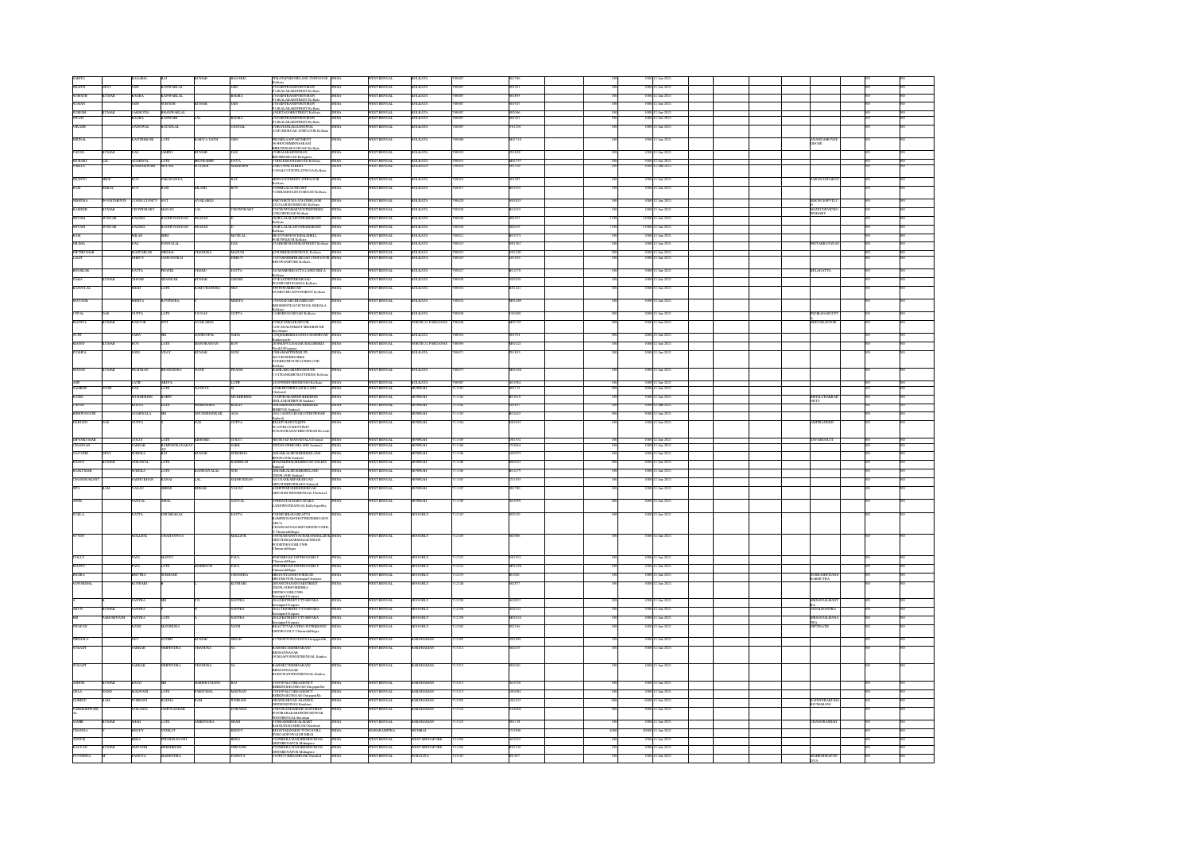| | | | | | | | | | | | | | | | | | | | | |
|---|---|---|---|---|---|---|---|---|---|---|---|---|---|---|---|---|---|---|---|---|
| KABITA | | BAGARIA | RAJ | KUMAR | BAGARIA | 37RATANSARKARLANE 2NDFLOOR Kolkata | INDIA | WEST BENGAL | KOLKATA | 700007 | B01566 | | 100 | 1000 | 12-Jan-2021 | | | | NO | NO |
| SHANTI | DEVI | JAIN | KANWARLAL | | JAIN | 15SANTIRAMSHORTOBON P1SKALAKARSTREET Kolkata | INDIA | WEST BENGAL | KOLKATA | 700007 | S01563 | | 100 | 1000 | 12-Jan-2021 | | | | NO | NO |
| SUBODH | KUMAR | BAIDA | KANWARLAL | | BAIDA | 15SANTIRAMSHORTOBON P1SKALAKARSTREET Kolkata | INDIA | WEST BENGAL | KOLKATA | 700007 | S01955 | | 100 | 1000 | 12-Jan-2021 | | | | NO | NO |
| SOHAN | | JAIN | SUBODH | KUMAR | JAIN | 15SANTIRAMSHORTOBON P1SKALAKARSTREET Kolkata | INDIA | WEST BENGAL | KOLKATA | 700007 | S01947 | | 100 | 1000 | 12-Jan-2021 | | | | NO | NO |
| SUNDER | KUMAR | LAKHOTIA | BHANWARLAL | | | 4KETACOPRASTREET Kolkata | INDIA | WEST BENGAL | KOLKATA | 700007 | S02096 | | 100 | 1000 | 12-Jan-2021 | | | | NO | NO |
| SWATI | | BAIDA | KANWARI | LAL | BAIDA | 15SANTIRAMSHORTOBON P1SKALAKARSTREET Kolkata | INDIA | WEST BENGAL | KOLKATA | 700007 | S02201 | | 100 | 1000 | 12-Jan-2021 | | | | NO | NO |
| VIKASH | | SANGWAL | RATANLAL | | SANGWAL | C/ORATANLALSANGWAL 25JUMONROAD 4THFLOOR Kolkata | INDIA | WEST BENGAL | KOLKATA | 700007 | V01256 | | 100 | 1000 | 12-Jan-2021 | | | | NO | NO |
| MRINAL | | KANTIBOSE | LATE | RABIYA NATH | GHO | PREMILAAPPARTMENT 90BHOOMENMINNSARANI Kolkata | INDIA | WEST BENGAL | KOLKATA | 700008 | M01710 | | 100 | 1000 | 12-Jan-2021 | | ANANDAMOYEE GHOSE | | NO | NO |
| TAPAN | KUMAR | DAS | SAMBU | KUMAR | DAS | 7BIRAJBARIROAD Kolkata | INDIA | WEST BENGAL | KOLKATA | 700016 | T01038 | | 100 | 1000 | 12-Jan-2021 | | | | NO | NO |
| MURARI | LAL | AGARWAL | LATE | SRIPRABHU | DAYA | 7SHRIKRISHNATHAROAD Kolkata | INDIA | WEST BENGAL | KOLKATA | 700015 | M01755 | | 100 | 1000 | 12-Jan-2021 | | | | NO | NO |
| SHANTO | PREE | ROY | PARAMANDA | | RAY | 80PAGODOSTREET 4THFLOOR Kolkata | INDIA | WEST BENGAL | KOLKATA | 700016 | S01587 | | 100 | 1000 | 12-Jan-2021 | | PARAMANDARAY | | NO | NO |
| RAM | DULAL | ROY | RAM | BILASH | ROY | 5NIRMALCHUNDERSTREET Kolkata | INDIA | WEST BENGAL | KOLKATA | 700013 | R01565 | | 100 | 1000 | 12-Jan-2021 | | | | NO | NO |
| SRIDHAR | INVESTMENTS | CONSULTANCY | NOT | AVAILABLE | | Kolkata | INDIA | WEST BENGAL | KOLKATA | 700020 | S01623 | | 100 | 1000 | 12-Jan-2021 | | BIKASHKUMAR | | NO | NO |
| RAMESH | KUMAR | CHOWDHARY | MADAN | LAL | CHOWDHARY | Kolkata | INDIA | WEST BENGAL | KOLKATA | 700020 | R01355 | | 100 | 1000 | 12-Jan-2021 | | | | NO | NO |
| SHYAM | SUNDAR | JALESIA | RAGHUNANDAN | PRASAD | | Kolkata | INDIA | WEST BENGAL | KOLKATA | 700020 | S02597 | | 3100 | 31000 | 12-Jan-2021 | | | | NO | NO |
| SHYAM | SUNDAR | JALESIA | RAGHUNANDAN | PRASAD | | Kolkata | INDIA | WEST BENGAL | KOLKATA | 700020 | S02619 | | 1100 | 11000 | 12-Jan-2021 | | | | NO | NO |
| RAM | | BILAS | SHRI | | MOTILAL | Kolkata | INDIA | WEST BENGAL | KOLKATA | 700021 | R01574 | | 100 | 1000 | 12-Jan-2021 | | | | NO | NO |
| PRABHA | | DAS | PANNALAL | | DAS | Kolkata | INDIA | WEST BENGAL | KOLKATA | 700025 | P01562 | | 100 | 1000 | 12-Jan-2021 | | PRIYABRATADAS | | NO | NO |
| DIPTIKUMAR | | MAZUMDAR | NIRMAL | CHANDRA | MAZUM | Kolkata | INDIA | WEST BENGAL | KOLKATA | 700029 | D01540 | | 200 | 2000 | 12-Jan-2021 | | | | NO | NO |
| LALIT | | DHRUV | JASWANTRAI | | DHRUV | Kolkata | INDIA | WEST BENGAL | KOLKATA | 700025 | L01036 | | 100 | 1000 | 12-Jan-2021 | | | | NO | NO |
| BHASKAR | | DATTA | PHATIK | CHAND | DATTA | Kolkata | INDIA | WEST BENGAL | KOLKATA | 700027 | B01578 | | 100 | 1000 | 12-Jan-2021 | | BELADATTA | | NO | NO |
| SAIRA | KUMAR | GHOSH | SHANKAR | KUMAR | GHOSH | Kolkata | INDIA | WEST BENGAL | KOLKATA | 700030 | S01536 | | 100 | 1000 | 12-Jan-2021 | | | | NO | NO |
| KANTILAL | | SHAH | LATE | RAMCHANDRA | SHA | Kolkata | INDIA | WEST BENGAL | KOLKATA | 700031 | K01231 | | 100 | 1000 | 12-Jan-2021 | | | | NO | NO |
| MAYANK | | MEHTA | RAVINDRA | | MEHTA | Kolkata | INDIA | WEST BENGAL | KOLKATA | 700034 | M01409 | | 100 | 1000 | 12-Jan-2021 | | | | NO | NO |
| VIPAL | DAS | GUPTA | LATE | JNDAS | GUPTA | Kolkata | INDIA | WEST BENGAL | KOLKATA | 700036 | V01090 | | 200 | 2000 | 12-Jan-2021 | | INDIRADASGUPTA | | NO | NO |
| ALPANA | KUMAR | KAPOOR | NOT | AVAILABLE | | Kolkata | INDIA | WEST BENGAL | NORTH 24 PARGANAS | 700048 | A01705 | | 900 | 9000 | 12-Jan-2021 | | SHETAKAPOOR | | NO | NO |
| SUJIT | | SAHA | SRI | RADHGOPAL | SAHA | Kolkata | INDIA | WEST BENGAL | KOLKATA | 700051 | S01934 | | 200 | 2000 | 12-Jan-2021 | | | | NO | NO |
| ALOKE | KUMAR | ROY | LATE | MANORANJAN | ROY | Kolkata | INDIA | WEST BENGAL | NORTH 24 PARGANAS | 700056 | A01421 | | 100 | 1000 | 12-Jan-2021 | | | | NO | NO |
| PUSHPA | | SONI | VIJAY | KUMAR | SONI | Kolkata | INDIA | WEST BENGAL | KOLKATA | 700071 | P01835 | | 200 | 2000 | 12-Jan-2021 | | | | NO | NO |
| MANAS | KUMAR | PRADHAN | BRAJENDRA | NATH | PRADH | Kolkata | INDIA | WEST BENGAL | KOLKATA | 700075 | M01268 | | 100 | 1000 | 12-Jan-2021 | | | | NO | NO |
| ASIF | | LATIF | ABDUL | | LATIF | Kolkata | INDIA | WEST BENGAL | KOLKATA | 700087 | A01584 | | 100 | 1000 | 12-Jan-2021 | | | | NO | NO |
| SAMIR | NATH | DAS | LATE | SATHUL | | Howrah | INDIA | WEST BENGAL | HOWRAH | 711101 | S01135 | | 100 | 1000 | 12-Jan-2021 | | | | NO | NO |
| RATNI | | MUKHERJEE | RABIN | | MUKHERJEE | Howrah | INDIA | WEST BENGAL | HOWRAH | 711102 | R01418 | | 100 | 1000 | 12-Jan-2021 | | BIBHASSARKAR | | NO | NO |
| KESHWANATH | | AGARWALA | SRI | GURUSHANKAR | AGA | Howrah | INDIA | WEST BENGAL | HOWRAH | 711103 | K01423 | | 900 | 9000 | 12-Jan-2021 | | | | NO | NO |
| SHRAVAN | | GUPTA | | DAS | GUPTA | Howrah | INDIA | WEST BENGAL | HOWRAH | 711104 | S01632 | | 100 | 1000 | 12-Jan-2021 | | AMITRANJIT | | NO | NO |
| DIPENKUMAR | | GOLUI | LATE | KISHORE | GOLUI | Howrah | INDIA | WEST BENGAL | HOWRAH | 711105 | D01532 | | 100 | 1000 | 12-Jan-2021 | | TAPASGOLUI | | NO | NO |
| CHANDAN | | SARKAR | KAMENDRANARAYAN | | SARK | Howrah | INDIA | WEST BENGAL | HOWRAH | 711106 | C01064 | | 100 | 1000 | 12-Jan-2021 | | | | NO | NO |
| GAYATRI | DEVI | SUREKHA | SRI | KUMAR | SUREKHA | Howrah | INDIA | WEST BENGAL | HOWRAH | 711106 | G01079 | | 100 | 1000 | 12-Jan-2021 | | | | NO | NO |
| MANOJ | KUMAR | AGRAWAL | LATE | | RAMDELAJ | Howrah | INDIA | WEST BENGAL | HOWRAH | 711106 | M01025 | | 200 | 2000 | 12-Jan-2021 | | | | NO | NO |
| RAJKUMAR | | PUREKA | LATE | KANHAIYALAL | PUR | Howrah | INDIA | WEST BENGAL | HOWRAH | 711106 | R01279 | | 100 | 1000 | 12-Jan-2021 | | | | NO | NO |
| CHANDRAKANT | | SADHUKHAN | KANAI | LAL | SADHUKHAN | Howrah | INDIA | WEST BENGAL | HOWRAH | 711107 | C01103 | | 100 | 1000 | 12-Jan-2021 | | | | NO | NO |
| SITA | RAM | YADAV | SHREE | SRINAR | YADAV | Howrah | INDIA | WEST BENGAL | HOWRAH | 711107 | S01780 | | 100 | 1000 | 12-Jan-2021 | | | | NO | NO |
| ASOK | | SANYAL | AMAL | | SANYAL | Howrah | INDIA | WEST BENGAL | HOWRAH | 711109 | A01969 | | 200 | 2000 | 12-Jan-2021 | | | | NO | NO |
| SUKLA | | DATTA | DHURBADAS | | DATTA | Chinsurah Hooghly | INDIA | WEST BENGAL | HOOGHLY | 712103 | S02930 | | 100 | 1000 | 12-Jan-2021 | | | | NO | NO |
| SUVON | | MALLICK | CHAITANYA | | MALLICK | Chinsurah Hooghly | INDIA | WEST BENGAL | HOOGHLY | 712103 | S02966 | | 100 | 1000 | 12-Jan-2021 | | | | NO | NO |
| DOLLY | | PAUL | MANTU | | PAUL | Hooghly | INDIA | WEST BENGAL | HOOGHLY | 712222 | D01553 | | 100 | 1000 | 12-Jan-2021 | | | | NO | NO |
| ALENIT | | PAUL | LATE | MADHAB | PAUL | Hooghly | INDIA | WEST BENGAL | HOOGHLY | 712222 | A01438 | | 100 | 1000 | 12-Jan-2021 | | | | NO | NO |
| SHEIKA | | BHUTRA | SUBHASH | | CHANDRA | Hooghly | INDIA | WEST BENGAL | HOOGHLY | 712223 | S01026 | | 100 | 1000 | 12-Jan-2021 | | SUBHASHCHAND BHUTRA | | NO | NO |
| JAWAHAR | | KOTHARI | LATE | | KOTHARI | Hooghly | INDIA | WEST BENGAL | HOOGHLY | 712248 | J01877 | | 100 | 1000 | 12-Jan-2021 | | | | NO | NO |
| | | SANTRA | MR | P.K | SANTRA | Serampur Hooghly | INDIA | WEST BENGAL | HOOGHLY | 712258 | | | 100 | 1000 | 12-Jan-2021 | | BISWAJITSANTRA | | NO | NO |
| ARUN | KUMAR | SANTRA | LATE | P | SANTRA | Serampur Hooghly | INDIA | WEST BENGAL | HOOGHLY | 712258 | A02162 | | 100 | 1000 | 12-Jan-2021 | | ANJALISANTRA | | NO | NO |
| | PARESHNATH | SANTRA | LATE | P | SANTRA | Serampur Hooghly | INDIA | WEST BENGAL | HOOGHLY | 712258 | A00924 | | 100 | 1000 | 12-Jan-2021 | | BISWANJALISANTRA | | NO | NO |
| NIVAPAN | | NATH | MANINDRA | | NATH | Chandannagar Hooghly | INDIA | WEST BENGAL | HOOGHLY | 712303 | N02196 | | 100 | 1000 | 12-Jan-2021 | | DIPTINATH | | NO | NO |
| NIRMALA | | DEY | SATISH | KUMAR | SINGH | Durgapur | INDIA | WEST BENGAL | BARDHAMAN | 713203 | N01489 | | 100 | 1000 | 12-Jan-2021 | | | | NO | NO |
| SURAJIT | | SARKAR | DHIRENDRA | CHANDRA | SA | Bidhannagar Durgapur | INDIA | WEST BENGAL | BARDHAMAN | 713212 | S02629 | | 100 | 1000 | 12-Jan-2021 | | | | NO | NO |
| SURAJIT | | SARKAR | DHIRENDRA | CHANDRA | SA | Bidhannagar Durgapur | INDIA | WEST BENGAL | BARDHAMAN | 713212 | S02630 | | 100 | 1000 | 12-Jan-2021 | | | | NO | NO |
| ASHOK | KUMAR | RAJAJ | SRI | HARISHCHAND | RAJ | Durgapur | INDIA | WEST BENGAL | BARDHAMAN | 713213 | A01926 | | 100 | 1000 | 12-Jan-2021 | | | | NO | NO |
| SHILA | NAND | MADNANI | LATE | PARSURAM | MADNANI | Durgapur | INDIA | WEST BENGAL | BARDHAMAN | 713213 | S01094 | | 100 | 1000 | 12-Jan-2021 | | | | NO | NO |
| SURESH | RAM | SARRAWI | RADHA | RAM | SARRAWI | Asansol | INDIA | WEST BENGAL | BARDHAMAN | 713302 | S01423 | | 900 | 9000 | 12-Jan-2021 | | RADHESHYAM SARRAWI | | NO | NO |
| PARMESHWARI | LAL | DOKANIA | JAMUNADHAR | | DOKANIA | Raniganj | INDIA | WEST BENGAL | BARDHAMAN | 713324 | P02568 | | 100 | 1000 | 12-Jan-2021 | | | | NO | NO |
| SAMIR | KUMAR | SHAH | LATE | NARENDRA | SHAH | Bardhaman | INDIA | WEST BENGAL | BARDHAMAN | 713325 | S01138 | | 100 | 1000 | 12-Jan-2021 | | CHANDRASHAH | | NO | NO |
| CHANNA | | REDDY | VENKAT | | REDDY | Mumbai | INDIA | MAHARASHTRA | MUMBAI | | C01998 | | 3000 | 30000 | 12-Jan-2021 | | | | NO | NO |
| SUSANT | | BERA | SITANSHANATH | | BERA | Midnapore | INDIA | WEST BENGAL | WEST MIDNAPORE | 721102 | | | 100 | 1000 | 12-Jan-2021 | | | | NO | NO |
| KALYAN | KUMAR | TRIPATHI | DEBIBRATA | | TRIPATHI | Midnapore | INDIA | WEST BENGAL | WEST MIDNAPORE | 721102 | K01120 | | 100 | 1000 | 12-Jan-2021 | | | | NO | NO |
| | | PANDYA | MAHENDRA | | PANDYA | Purulia | INDIA | WEST BENGAL | PURULIA | 723101 | | | 100 | 1000 | 12-Jan-2021 | | MAHENDRAPANDYA | | NO | NO |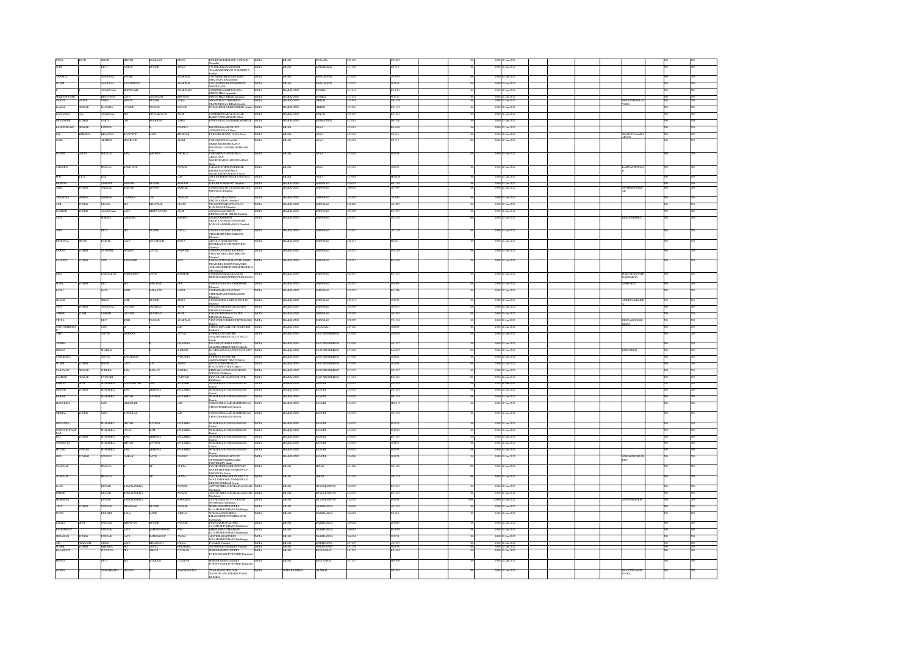| Investor First Name | Investor Middle Name | Investor Last Name | Father/Husband First Name | Father/Husband Middle Name | Father/Husband Last Name | Address | Country | State | District | Pin Code | Folio Number | | | Number of Shares | Amount | Proposed Date of Transfer to IEPF | | | | Nominee | | |
|---|---|---|---|---|---|---|---|---|---|---|---|---|---|---|---|---|---|---|---|---|---|---|
| VIJAY | KISHAN | SINGH | SHYAM | PRAKASH | SINGH | MOHIRI NEWDALKHANE NAWADA Nawadha | INDIA | BIHAR | NAWADA | 805110 | V01087 | | | 100 | 1000 | 12-Jan-2021 | | | | | NO | NO |
| PURI | | DEVI | ASHOK | KUMAR | SINGH | C/O ASHOK KUMAR SINGH TOLABAKSHICHAMAN PO BAKHRIYA Rathiya | INDIA | BIHAR | LAKHISARAI | 811302 | P01354 | | | 100 | 1000 | 12-Jan-2021 | | | | | NO | NO |
| CHANDA | | AGARWAL | SUSHIL | | AGARWAL | C/O CAMPHOR ENTERPRISES BHAGALPUR Jagdishpur | INDIA | BIHAR | BHAGALPUR | 812002 | C01052 | | | 100 | 1000 | 12-Jan-2021 | | | | | NO | NO |
| SUSHIL | | AGARWAL | KISHANDEO | | AGARWAL | C/O CHAMPHOR ENTERPRISES MAARIN LANE | INDIA | BIHAR | BHAGALPUR | 812002 | S02131 | | | 100 | 1000 | 12-Jan-2021 | | | | | NO | NO |
| B | | AGARWALA | BISHNAWATH | | AGARWALA | C/O BISHNAWATH ENTERPRISES DUMKA | INDIA | JHARKHAND | DUMKA | 814101 | B01011 | | | 100 | 1000 | 12-Jan-2021 | | | | | NO | NO |
| BHAGWANDEWANI | MANOJ | BHUVANIA | LATE | JAGANNATH | BHUWAN | DUMKA Jamtara | INDIA | JHARKHAND | DUMKA | 814101 | B01736 | | | 100 | 1000 | 12-Jan-2021 | | | | | NO | NO |
| JYOTNA | MANOJ | VORA | MANOJ | KUMAR | VORA | GIRIDIH | INDIA | JHARKHAND | GIRIDIH | 815301 | J01276 | | | 100 | 1000 | 12-Jan-2021 | | | | BHURAMBARLAL VORA | NO | NO |
| KAMAL | | BAGARIA | GOVIND | PRASAD | BAGARI | GIRIDIH | INDIA | JHARKHAND | GIRIDIH | 815316 | K01139 | | | 100 | 1000 | 12-Jan-2021 | | | | | NO | NO |
| KANHAIYA | LAL | AGARWAL | SRI | OM NARAYAN | AGAR | C/O SHRI OM NARAYAN AGAR | INDIA | JHARKHAND | PAKUR | 816107 | K01227 | | | 100 | 1000 | 12-Jan-2021 | | | | | NO | NO |
| DEVENDER | KUMAR | GARG | OM | PRAKASH | GARG | | INDIA | JHARKHAND | SAHEBGANJ | 813208 | D01140 | | | 100 | 1000 | 12-Jan-2021 | | | | | NO | NO |
| RAJESHWARI | PRASAD | PANDEY | | | PANDEY | GAYA | INDIA | BIHAR | GAYA | 823001 | R01605 | | | 100 | 1000 | 12-Jan-2021 | | | | | NO | NO |
| JAY | KRISHNA | BHADANI | BHAGWAN | DASS | BHADANI | GAYA | INDIA | BIHAR | GAYA | 823001 | J01124 | | | 100 | 1000 | 12-Jan-2021 | | | | SHAKUNTALA BHADANI | NO | NO |
| JALIL | | AKHTER | MAHBOOB | | ALAM | GAYA | INDIA | BIHAR | GAYA | 823001 | J01715 | | | 200 | 2000 | 12-Jan-2021 | | | | | NO | NO |
| SUMAN | SATYA | SHUKLA | RAM | RATAN | SHUKLA | GAYA | INDIA | BIHAR | GAYA | 823001 | S02639 | | | 100 | 1000 | 12-Jan-2021 | | | | | NO | NO |
| SAKUNTI | | PRASAD | RAMNATH | | PRASAD | GAYA | INDIA | BIHAR | GAYA | 823001 | S02696 | | | 100 | 1000 | 12-Jan-2021 | | | | RAMNATH PRASAD | NO | NO |
| MAI | R P K | DAS | | | DAS | GAYA | INDIA | BIHAR | GAYA | 823003 | M02049 | | | 100 | 1000 | 12-Jan-2021 | | | | | NO | NO |
| BHISHAN | | ADVANI | DEEPAK | KUMAR | ADVANI | Dhanbad | INDIA | JHARKHAND | DHANBAD | 826001 | B01194 | | | 100 | 1000 | 12-Jan-2021 | | | | | NO | NO |
| ABHI | KUMAR | SARKAR | KISHORI | MOHAN | SARKAR | Dhanbad | INDIA | JHARKHAND | DHANBAD | 826001 | A01393 | | | 100 | 1000 | 12-Jan-2021 | | | | JAYSHREE SARKAR | NO | NO |
| CHANDRA | MOHAN | TIRKHA | CHAMAN | | LAL TIRKHA | Dhanbad | INDIA | JHARKHAND | DHANBAD | 828109 | C01082 | | | 100 | 1000 | 12-Jan-2021 | | | | | NO | NO |
| ANIL | | CHAND | SHIVLAL | | CHAND | Dhanbad | INDIA | JHARKHAND | DHANBAD | 828106 | A02167 | | | 100 | 1000 | 12-Jan-2021 | | | | | NO | NO |
| RAMESH | KUMAR | AGARWALA | LATE | BISHWANATH | AGAR | Dhanbad | INDIA | JHARKHAND | DHANBAD | 828109 | R01453 | | | 100 | 1000 | 12-Jan-2021 | | | | | NO | NO |
| AJAY | | MISHRA | LAKSHMI | | MISHRA | Dhanbad | INDIA | JHARKHAND | DHANBAD | 828111 | A02415 | | | 400 | 4000 | 12-Jan-2021 | | | | REKHA MISHRA | NO | NO |
| GITA | | DEVI | SRI | PRABHU | DAYAL | Dhanbad | INDIA | JHARKHAND | DHANBAD | 828111 | G01129 | | | 100 | 1000 | 12-Jan-2021 | | | | | NO | NO |
| BHOPAL | SINGH | BAPPA | LATE | MAN SINGH | BAPPA | Dhanbad | INDIA | JHARKHAND | DHANBAD | 828111 | B01042 | | | 100 | 1000 | 12-Jan-2021 | | | | | NO | NO |
| PAWAN | KUMAR | PATWARI | PRABHU | DAYAL | PATWARI | Dhanbad | INDIA | JHARKHAND | DHANBAD | 828111 | P01239 | | | 100 | 1000 | 12-Jan-2021 | | | | | NO | NO |
| RANJEET | KUMAR | SAW | | RAMESHAR | SAW | Dhanbad | INDIA | JHARKHAND | DHANBAD | 828111 | R01939 | | | 100 | 1000 | 12-Jan-2021 | | | | | NO | NO |
| RITA | | KARMAKAR | NARENDRA | NATH | KARMAK | Dhanbad | INDIA | JHARKHAND | DHANBAD | 828111 | R01727 | | | 100 | 1000 | 12-Jan-2021 | | | | HARENDRANATH KARMAKAR | NO | NO |
| SUSIL | KUMAR | DEV | SRI | SHIB DAS | DEV | Dhanbad | INDIA | JHARKHAND | DHANBAD | 828111 | S02081 | | | 100 | 1000 | 12-Jan-2021 | | | | BABITADEV | NO | NO |
| RAJNI | | RANI | HARI | NARAYAN | JAJOO | Dhanbad | INDIA | JHARKHAND | DHANBAD | 828113 | R01286 | | | 100 | 1000 | 12-Jan-2021 | | | | | NO | NO |
| SHASHI | | SINHA | ANIL | KUMAR | SINHA | Dhanbad | INDIA | JHARKHAND | DHANBAD | 828131 | S01630 | | | 100 | 1000 | 12-Jan-2021 | | | | ANKEET SHANKI | NO | NO |
| AJAY | KUMAR | AGARWAL | JAGDISH | PRASAD | AGAR | Dhanbad | INDIA | JHARKHAND | DHANBAD | 828305 | A02077 | | | 200 | 2000 | 12-Jan-2021 | | | | | NO | NO |
| ABHISHEK | KUMAR | SANGHI | JAGDISH | PRASAD | SANGHI | Dhanbad | INDIA | JHARKHAND | DHANBAD | 828305 | A01545 | | | 200 | 2000 | 12-Jan-2021 | | | | | NO | NO |
| VIDYA | | DEVI | HARI | PRASAD | AGARWAL | Dhanbad | INDIA | JHARKHAND | DHANBAD | 828307 | V01194 | | | 100 | 1000 | 12-Jan-2021 | | | | PRIYANKA KUMARI RUTIA | NO | NO |
| SANTOSH | KUMAR | JAIN | | | JAIN | Ramgarh | INDIA | JHARKHAND | RAMGARH | 829122 | S02098 | | | 100 | 1000 | 12-Jan-2021 | | | | | NO | NO |
| AMIT | | GOYAL | MAKHAN | | GOYAL | Sakchi | INDIA | JHARKHAND | EAST SINGHBHUM | 831004 | A02076 | | | 100 | 1000 | 12-Jan-2021 | | | | | NO | NO |
| SNEHA | | PALSANIA | | | PALSANIA | Sakchi | INDIA | JHARKHAND | EAST SINGHBHUM | 831004 | S02193 | | | 100 | 1000 | 12-Jan-2021 | | | | | NO | NO |
| PADMA | | SHARMA | | | SHARMA | Sakchi | INDIA | JHARKHAND | EAST SINGHBHUM | 831004 | P02067 | | | 100 | 1000 | 12-Jan-2021 | | | | SANTHAKUR | NO | NO |
| NIRMALA | | GOYAL | KEDARMAL | | PANSANIA | Sakchi | INDIA | JHARKHAND | EAST SINGHBHUM | 831004 | N02021 | | | 100 | 1000 | 12-Jan-2021 | | | | | NO | NO |
| SUSHIL | KUMAR | SINGH | LATE | K N | SINGH | | INDIA | JHARKHAND | EAST SINGHBHUM | 831009 | S02945 | | | 700 | 7000 | 12-Jan-2021 | | | | | NO | NO |
| NARAYAN | PRASAD | SUREKA | RAM | BALLAV | SUREKA | Dhalbhum | INDIA | JHARKHAND | EAST SINGHBHUM | 831012 | N01827 | | | 100 | 1000 | 12-Jan-2021 | | | | | NO | NO |
| RAMESH | PRASAD | PATWARI | | | PATWARI | Dhalbhum | INDIA | JHARKHAND | EAST SINGHBHUM | 831012 | R02244 | | | 200 | 2000 | 12-Jan-2021 | | | | | NO | NO |
| PRAMOD | DEVI | MURARKA | SHANTANU | | JAIN | MURARKA HOUSE MAINROAD Ranchi | INDIA | JHARKHAND | RANCHI | 834001 | P01934 | | | 100 | 1000 | 12-Jan-2021 | | | | | NO | NO |
| GIRISH | KUMAR | MURARKA | RAM | KRISHNA | MURARKA | MURARKA HOUSE MAINROAD Ranchi | INDIA | JHARKHAND | RANCHI | 834001 | G01295 | | | 100 | 1000 | 12-Jan-2021 | | | | | NO | NO |
| RAJESH | | MURARKA | SHYAM | SUNDER | MURARKA | MURARKA HOUSE MAINROAD Ranchi | INDIA | JHARKHAND | RANCHI | 834001 | R01135 | | | 100 | 1000 | 12-Jan-2021 | | | | | NO | NO |
| MANORMA | | JAIN | NIRMALJEE | | JAIN | C/O SOHANLAL JAIN HARMU ROAD Ranchi | INDIA | JHARKHAND | RANCHI | 834001 | M01457 | | | 100 | 1000 | 12-Jan-2021 | | | | | NO | NO |
| NIRMAL | | JAIN | SOHANLAL | | JAIN | C/O SOHANLAL JAIN HARMU ROAD Ranchi | INDIA | JHARKHAND | RANCHI | 834001 | N01998 | | | 100 | 1000 | 12-Jan-2021 | | | | | NO | NO |
| PRIYANKA | | MURARKA | SHYAM | SUNDER | MURARKA | MURARKA HOUSE MAINROAD Ranchi | INDIA | JHARKHAND | RANCHI | 834001 | P01974 | | | 100 | 1000 | 12-Jan-2021 | | | | | NO | NO |
| PURUSHOTTAM DAS | | MURARKA | RAM | | MURARKA | MURARKA HOUSE MAINROAD Ranchi | INDIA | JHARKHAND | RANCHI | 834001 | P01635 | | | 100 | 1000 | 12-Jan-2021 | | | | | NO | NO |
| RAJ | KUMAR | MURARKA | RAM | KRISHNA | MURARKA | MURARKA HOUSE MAINROAD Ranchi | INDIA | JHARKHAND | RANCHI | 834001 | R01113 | | | 100 | 1000 | 12-Jan-2021 | | | | | NO | NO |
| SANGEETA | | MURARKA | SHYAM | SUNDER | MURARKA | MURARKA HOUSE MAINROAD Ranchi | INDIA | JHARKHAND | RANCHI | 834001 | S01167 | | | 100 | 1000 | 12-Jan-2021 | | | | | NO | NO |
| SHYAM | SUNDER | MURARKA | RAM | KRISHNA | MURARKA | MURARKA HOUSE MAINROAD Ranchi | INDIA | JHARKHAND | RANCHI | 834001 | S01739 | | | 100 | 1000 | 12-Jan-2021 | | | | | NO | NO |
| SHIV | KUMARI | PANDEY | OMKAR | NATH | PANDEY | Ranchi | INDIA | JHARKHAND | RANCHI | 834006 | S01674 | | | 100 | 1000 | 12-Jan-2021 | | | | ONKARNATH PANDEY | NO | NO |
| NANDLAL | | PRASAD | | | GUPTA | Siwan | INDIA | BIHAR | SIWAN | 841226 | N01766 | | | 500 | 5000 | 12-Jan-2021 | | | | | NO | NO |
| NANDLAL | | PRASAD | | | GUPTA | Siwan | INDIA | BIHAR | SIWAN | 841226 | N01773 | | | 500 | 5000 | 12-Jan-2021 | | | | | NO | NO |
| RAJIV | | KUMAR | RAMCHANDRA | | PRASAD | Muzaffarpur | INDIA | BIHAR | MUZAFFARPUR | 842001 | R01263 | | | 100 | 1000 | 12-Jan-2021 | | | | | NO | NO |
| RITESH | | KUMAR | RAMCHANDRA | | PRASAD | Muzaffarpur | INDIA | BIHAR | MUZAFFARPUR | 842001 | R01767 | | | 100 | 1000 | 12-Jan-2021 | | | | | NO | NO |
| SHARWAN | | KUMAR | RAMCHANDRA | | NARSARIA | Muzaffarpur | INDIA | BIHAR | MUZAFFARPUR | 842001 | S02035 | | | 2000 | 20000 | 12-Jan-2021 | | | | ANJU NARSARIA | NO | NO |
| SHIV | KUMAR | PANSARI | SHARWAN | KUMAR | PANSAR | Darbhanga | INDIA | BIHAR | DARBHANGA | 846004 | S02103 | | | 100 | 1000 | 12-Jan-2021 | | | | | NO | NO |
| VINOD | | KUMARI | KALA | NAND | SHIVA | Darbhanga | INDIA | BIHAR | DARBHANGA | 846004 | V01313 | | | 100 | 1000 | 12-Jan-2021 | | | | | NO | NO |
| LALITA | DEVI | PANSARI | SHRAWAN | KUMAR | PANSARI | Darbhanga | INDIA | BIHAR | DARBHANGA | 846004 | L01049 | | | 100 | 1000 | 12-Jan-2021 | | | | | NO | NO |
| RADHADEVI | | PANSARI | LATE | RAMESHWARDEO | PAN | Darbhanga | INDIA | BIHAR | DARBHANGA | 846004 | R01668 | | | 100 | 1000 | 12-Jan-2021 | | | | | NO | NO |
| SHRAWAN | KUMAR | PANSARI | LATE | RAMSAROOP | PANSA | Darbhanga | INDIA | BIHAR | DARBHANGA | 846004 | S01711 | | | 100 | 1000 | 12-Jan-2021 | | | | | NO | NO |
| OM | PRAKASH | CHHIA | LATE | BHAGWATI | LADIA | Pandaul | INDIA | BIHAR | MADHUBANI | 847239 | O01013 | | | 100 | 1000 | 12-Jan-2021 | | | | | NO | NO |
| SUSHIL | KUMAR | KHEMKA | SRI | GOPAL | KHEMKA | Pandaul | INDIA | BIHAR | MADHUBANI | 847239 | S02159 | | | 100 | 1000 | 12-Jan-2021 | | | | | NO | NO |
| KALAWATI | | TULSYAN | SRI | ASHOK | TULSYAN | Begusarai | INDIA | BIHAR | BEGUSARAI | 851117 | K01183 | | | 100 | 1000 | 12-Jan-2021 | | | | | NO | NO |
| MEENA | | DEVI | | SITARAM | TULSYAN | Begusarai | INDIA | BIHAR | BEGUSARAI | 851117 | M01964 | | | 100 | 1000 | 12-Jan-2021 | | | | | NO | NO |
| RANJA | | SANGHRAKA | PRAVIN | | SANGHARAKA | MUMBAI | INDIA | MAHARASHTRA | MUMBAI | | R01951 | | | 200 | 2000 | 12-Jan-2021 | | | | PRAVIN PRANJI RAJKA | NO | NO |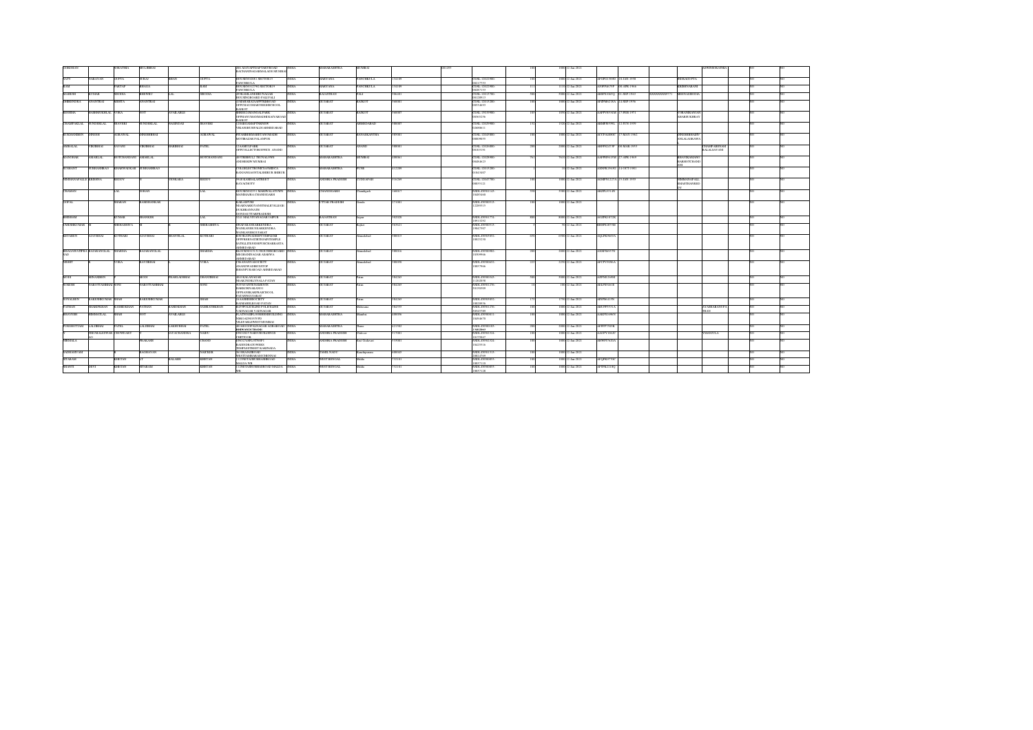| | | | | | | | | | | | | | | | | | | | | | | |
|---|---|---|---|---|---|---|---|---|---|---|---|---|---|---|---|---|---|---|---|---|---|---|
| GORDHAN | | BORATHIA | MULJIBHAI | | | 403 AKAR APT DATTARAM ROAD BACHANNAGAR MALAD MUMBAI | INDIA | MAHARASHTRA | MUMBAI | | IN1093 | | 100 | 1000 | 12-Jan-2021 | | | | | APPENDIXRATHIA | NO | NO |
| NAPV | NARAYAN | GUPTA | SUKAI | RAM | GUPTA | HOUSE NO 1268/17 SECTOR 19 PANCHKULA | INDIA | HARYANA | PANCHKULA | 134109 | | CDSL-12022900-00217735 | 100 | 1000 | 12-Jan-2021 | AFGPG1309J | 19-JAN-1958 | | INDRAGUPTA | | NO | NO |
| RAM | | PARTAP | BHAGA | | RAM | HOUSE NO 1217 SECTOR 19 PANCHKULA | INDIA | HARYANA | PANCHKULA | 134109 | | CDSL-12022900-00287153 | 112 | 1120 | 12-Jan-2021 | AGEPP4070P | 08-APR-1964 | | KRISHNARANI | | NO | NO |
| MAHESH | KUMAR | SINGHA | BHEWRU | LAL | SINGHA | 49 NEAR JAMBESHNAGAR HOUSING BOARD PALI PALI | INDIA | RAJASTHAN | PALI | 306401 | | CDSL-12023700-00229913 | 500 | 5000 | 12-Jan-2021 | ABHPS1007Q | 07-SEP-1963 | XXXXXXXX5771 | BHENADEVI SINGHAL | | NO | NO |
| DHIRENDRA | ANANTRAI | MEHTA | ANANTRAI | | | 2 MADHAVKUNJ ROAD OPP HIGH SCHOOL RAJKOT | INDIA | GUJARAT | RAJKOT | 360001 | | CDSL-12033200-00014693 | 150 | 1500 | 12-Jan-2021 | AFEPM6210A | 14-SEP-1956 | | | | NO | NO |
| KRISHNA | HARSHUKHLAL | VORA | NOT | AVAILABLE | | SHREEGHANSYAM PARK RAJKOT | INDIA | GUJARAT | RAJKOT | 360007 | | CDSL-12033500-00365256 | 100 | 1000 | 12-Jan-2021 | AAFPV8534M | 17-FEB-1971 | | VORAHKANTAM HARSHUKHRAY | | NO | NO |
| CHAMPAKLAL | SUNDERLAL | BHAVSERI | SUNDERLAL | HARGOVANDAS | BHAVSAR | 12 NARAYAN APPTS VIKAS GRUH PALDI AHMEDABAD | INDIA | GUJARAT | AHMEDABAD | 380007 | | CDSL-12035000-00608611 | 152 | 1520 | 12-Jan-2021 | ABHPB5591L | 12-JUN-1939 | | | | NO | NO |
| RUKMANIBEN | DINESH | AGRAWAL | DINESHBHAI | | AGRAWAL | MOTIBAZAR PALANPUR | INDIA | GUJARAT | BANASKANTHA | 385001 | | CDSL-12043400-00080035 | 100 | 1000 | 12-Jan-2021 | ACFPA4886C | 17-MAY-1962 | | DINESHBHAI ANLALAGRAWA | | NO | NO |
| AMBALAL | VIRJIBHAI | SAVANI | VIRJIBHAI | HARIBHAI | PATEL | 12 A AMRUT PARK OPP ANAND | INDIA | GUJARAT | ANAND | 388001 | | CDSL-12026000-00203135 | 200 | 2000 | 12-Jan-2021 | AHFPS2478F | 08-MAR-1953 | | | CHAMPABEN AMBALAL SAVANI | NO | NO |
| MANOHAR | AMARLAL | MOTCHANDANI | AMARLAL | | MOTCHANDANI | 403 ANDHERI WEST MUMBAI | INDIA | MAHARASHTRA | MUMBAI | 400061 | | CDSL-12028900-00284625 | 763 | 7630 | 12-Jan-2021 | AAFPM9413M | 27-APR-1969 | | BHAVIKAMANOHAR MOTCHANDANI | | NO | NO |
| NISHANT | SUBHASHRAO | KHAPEKAR | SUBHASHRAO | | | PUNE | INDIA | MAHARASHTRA | PUNE | 412209 | | CDSL-12031200-01615037 | 1 | 10 | 12-Jan-2021 | AXNPK3615G | 12-OCT-1981 | | | | NO | NO |
| SIDDHANAPALLE KRISHNA | | REDDY | | VENKARA | REDDY | 7 9 25 KAMMALAM STREET RAYACHOTY | INDIA | ANDHRA PRADESH | CUDDAPAH | 516269 | | CDSL-12047700-00835122 | 100 | 1000 | 12-Jan-2021 | AEMPS5227A | 15-JAN-1959 | | SIDDHANAPALLE BHARTHAREDDY | | NO | NO |
| CHAMAN | | LAL | SOHAN | | LAL | HOUSE NO 5315 MARDIWAL TOWN MANIMAJRA CHANDIGARH | INDIA | CHANDIGARH | Chandigarh | 160017 | | NSDL-IN30114?-10489460 | 550 | 5500 | 12-Jan-2021 | ABLPL9314N | | | | | NO | NO |
| GOPAL | | SHARAN | RAMSHANKAR | | | KAILASHPURI | INDIA | UTTAR PRADESH | | 271001 | | NSDL-IN30055610-12289519 | 100 | 1000 | 12-Jan-2021 | | | | | | NO | NO |
| RISHIRAM | | KUMAR | SHANKER | | LAL | 9/232 MALVIYA NAGAR JAIPUR | INDIA | RAJASTHAN | Jaipur | 302020 | | NSDL-IN30612-10913292 | 800 | 8000 | 12-Jan-2021 | AJHPK1072K | | | | | NO | NO |
| VMHMIKUMAR | M | SHRIRASHIYA | M | | SHRIRASHIYA | WANKANER | INDIA | GUJARAT | Rajkot | 363621 | | NSDL-IN30103-10617037 | 7 | 70 | 12-Jan-2021 | BIRPS2875M | | | | | NO | NO |
| KETANEN | JAYSHRAJ | KOTHARI | JAYSHRAJ | SHANTILAL | KOTHARI | AHMEDABAD | INDIA | GUJARAT | Ahmedabad | 380015 | | NSDL-IN30103-10023238 | 690 | 6900 | 12-Jan-2021 | AQCPK9693A | | | | | NO | NO |
| BHAGAWATIPRASAD | RAJARAMLAL | SHARMA | RAJARAMLAL | | SHARMA | MEGHANINAGAR ASARWA AHMEDABAD | INDIA | GUJARAT | Ahmedabad | 380016 | | NSDL-IN30-10309946 | 200 | 2000 | 12-Jan-2021 | AXXPS6975N | | | | | NO | NO |
| MEHUL | | VORA | RAVJIBHAI | | VORA | C/8 ANAND AHMEDABAD | INDIA | GUJARAT | Ahmedabad | 380009 | | NSDL-IN30-10857966 | 225 | 2250 | 12-Jan-2021 | APCPV5984A | | | | | NO | NO |
| MODI | ASHADBEN | | MODI | PRAHLADBHAI | DHANJIBHAI | PATAN | INDIA | GUJARAT | Patan | 384265 | | NSDL-IN30-11202858 | 500 | 5000 | 12-Jan-2021 | ABFPM1189M | | | | | NO | NO |
| SURESH | NAROTTAMBHAI | SONI | NAROTTAMBHAI | | SONI | PATAN | INDIA | GUJARAT | Patan | 384265 | | NSDL-IN30-10134939 | 10 | 100 | 12-Jan-2021 | AELPS1461B | | | | | NO | NO |
| SONALBEN | RAKESHKUMAR | SHAH | RAKESHKUMAR | | SHAH | PATAN | INDIA | GUJARAT | Patan | 384265 | | NSDL-IN30-10032936 | 175 | 1750 | 12-Jan-2021 | ABFPS6133N | | | | | NO | NO |
| PATHAN | SHAHIDKHAN | RASHIDKHAN | PATHAN | RASHIDKHAN | SAMSUDHKHAN | | INDIA | GUJARAT | Mehsana | 384355 | | NSDL-IN30-10425789 | 100 | 1000 | 12-Jan-2021 | ABUPP3553A | | | AYASHABANU PATHAN | | NO | NO |
| BHAVESH | SHOBHATLAL | SHAH | NOT | AVAILABLE | | MUMBAI | INDIA | MAHARASHTRA | Mumbai | 400056 | | NSDL-IN30-10490078 | 100 | 1000 | 12-Jan-2021 | AAKPS4096N | | | | | NO | NO |
| PURSHOTTAM | LALJIBHAI | PATEL | LALJIBHAI | LAKHUBHAI | PATEL | THANE | INDIA | MAHARASHTRA | Thane | 421302 | | NSDL-IN30-10460065 | 200 | 2000 | 12-Jan-2021 | AFPPP1585K | | | | | NO | NO |
| | SRI MALLESWARA CHOWDARY | | | VITACHANDRA | NAIDU | CHITTOOR | INDIA | ANDHRA PRADESH | Chittoor | 517001 | | NSDL-IN30-10173047 | 100 | 1000 | 12-Jan-2021 | AAHPV1062C | | | VSHANTALA | | NO | NO |
| NIRMALA | | PRAKASH | | | CHANG | KAKINADA | INDIA | ANDHRA PRADESH | East Godavari | 533001 | | NSDL-IN30-10425516 | 100 | 1000 | 12-Jan-2021 | ABWPP5620A | | | | | NO | NO |
| VAIDHANTAVAM | | RAGHAVAN | | | NAICKER | CHENNAI | INDIA | TAMIL NADU | Kancheepuram | 600049 | | NSDL-IN30-20812568 | 100 | 1000 | 12-Jan-2021 | | | | | | NO | NO |
| SITARAM | | KHETAN | LT | BALABH | KHETAN | MALDA | INDIA | WEST BENGAL | Malda | 732101 | | NSDL-IN30-10057118 | 100 | 1000 | 12-Jan-2021 | AFQPK9776R | | | | | NO | NO |
| SHANTI | DEVI | KHETAN | SITARAM | | KHETAN | MALDA | INDIA | WEST BENGAL | Malda | 732101 | | NSDL-IN30-10057120 | 100 | 1000 | 12-Jan-2021 | AFTPK2118Q | | | | | NO | NO |